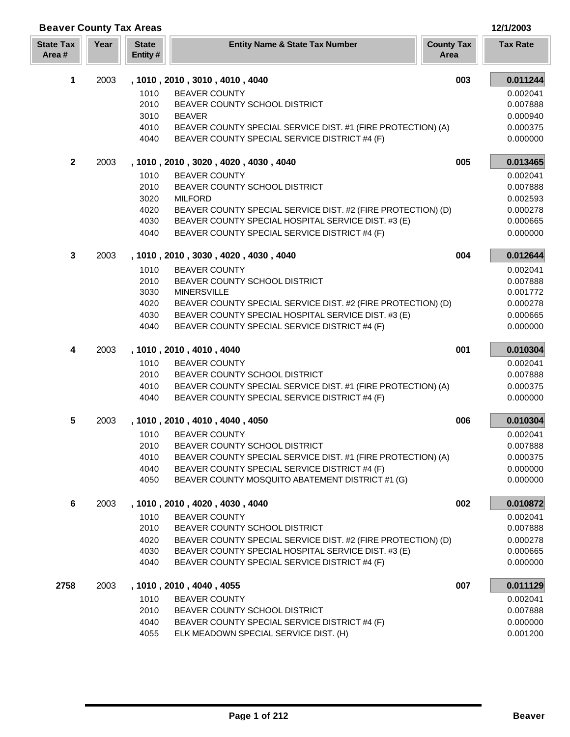# Beaver County Tax Areas

12/1/2003

| State Tax Area # | Year | State Entity # | Entity Name & State Tax Number | County Tax Area | Tax Rate |
|---|---|---|---|---|---|
| **1** | 2003 | | **, 1010 , 2010 , 3010 , 4010 , 4040** | **003** | **0.011244** |
| | | 1010 | BEAVER COUNTY | | 0.002041 |
| | | 2010 | BEAVER COUNTY SCHOOL DISTRICT | | 0.007888 |
| | | 3010 | BEAVER | | 0.000940 |
| | | 4010 | BEAVER COUNTY SPECIAL SERVICE DIST. #1 (FIRE PROTECTION) (A) | | 0.000375 |
| | | 4040 | BEAVER COUNTY SPECIAL SERVICE DISTRICT #4 (F) | | 0.000000 |
| **2** | 2003 | | **, 1010 , 2010 , 3020 , 4020 , 4030 , 4040** | **005** | **0.013465** |
| | | 1010 | BEAVER COUNTY | | 0.002041 |
| | | 2010 | BEAVER COUNTY SCHOOL DISTRICT | | 0.007888 |
| | | 3020 | MILFORD | | 0.002593 |
| | | 4020 | BEAVER COUNTY SPECIAL SERVICE DIST. #2 (FIRE PROTECTION) (D) | | 0.000278 |
| | | 4030 | BEAVER COUNTY SPECIAL HOSPITAL SERVICE DIST. #3 (E) | | 0.000665 |
| | | 4040 | BEAVER COUNTY SPECIAL SERVICE DISTRICT #4 (F) | | 0.000000 |
| **3** | 2003 | | **, 1010 , 2010 , 3030 , 4020 , 4030 , 4040** | **004** | **0.012644** |
| | | 1010 | BEAVER COUNTY | | 0.002041 |
| | | 2010 | BEAVER COUNTY SCHOOL DISTRICT | | 0.007888 |
| | | 3030 | MINERSVILLE | | 0.001772 |
| | | 4020 | BEAVER COUNTY SPECIAL SERVICE DIST. #2 (FIRE PROTECTION) (D) | | 0.000278 |
| | | 4030 | BEAVER COUNTY SPECIAL HOSPITAL SERVICE DIST. #3 (E) | | 0.000665 |
| | | 4040 | BEAVER COUNTY SPECIAL SERVICE DISTRICT #4 (F) | | 0.000000 |
| **4** | 2003 | | **, 1010 , 2010 , 4010 , 4040** | **001** | **0.010304** |
| | | 1010 | BEAVER COUNTY | | 0.002041 |
| | | 2010 | BEAVER COUNTY SCHOOL DISTRICT | | 0.007888 |
| | | 4010 | BEAVER COUNTY SPECIAL SERVICE DIST. #1 (FIRE PROTECTION) (A) | | 0.000375 |
| | | 4040 | BEAVER COUNTY SPECIAL SERVICE DISTRICT #4 (F) | | 0.000000 |
| **5** | 2003 | | **, 1010 , 2010 , 4010 , 4040 , 4050** | **006** | **0.010304** |
| | | 1010 | BEAVER COUNTY | | 0.002041 |
| | | 2010 | BEAVER COUNTY SCHOOL DISTRICT | | 0.007888 |
| | | 4010 | BEAVER COUNTY SPECIAL SERVICE DIST. #1 (FIRE PROTECTION) (A) | | 0.000375 |
| | | 4040 | BEAVER COUNTY SPECIAL SERVICE DISTRICT #4 (F) | | 0.000000 |
| | | 4050 | BEAVER COUNTY MOSQUITO ABATEMENT DISTRICT #1 (G) | | 0.000000 |
| **6** | 2003 | | **, 1010 , 2010 , 4020 , 4030 , 4040** | **002** | **0.010872** |
| | | 1010 | BEAVER COUNTY | | 0.002041 |
| | | 2010 | BEAVER COUNTY SCHOOL DISTRICT | | 0.007888 |
| | | 4020 | BEAVER COUNTY SPECIAL SERVICE DIST. #2 (FIRE PROTECTION) (D) | | 0.000278 |
| | | 4030 | BEAVER COUNTY SPECIAL HOSPITAL SERVICE DIST. #3 (E) | | 0.000665 |
| | | 4040 | BEAVER COUNTY SPECIAL SERVICE DISTRICT #4 (F) | | 0.000000 |
| **2758** | 2003 | | **, 1010 , 2010 , 4040 , 4055** | **007** | **0.011129** |
| | | 1010 | BEAVER COUNTY | | 0.002041 |
| | | 2010 | BEAVER COUNTY SCHOOL DISTRICT | | 0.007888 |
| | | 4040 | BEAVER COUNTY SPECIAL SERVICE DISTRICT #4 (F) | | 0.000000 |
| | | 4055 | ELK MEADOWN SPECIAL SERVICE DIST. (H) | | 0.001200 |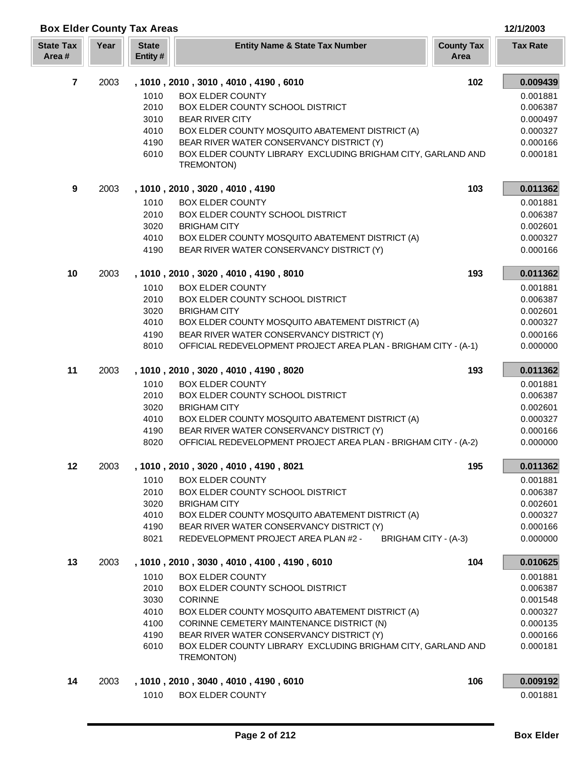## Box Elder County Tax Areas

12/1/2003

| State Tax Area # | Year | State Entity # | Entity Name & State Tax Number | County Tax Area | Tax Rate |
|---|---|---|---|---|---|
| **7** | 2003 | **, 1010 , 2010 , 3010 , 4010 , 4190 , 6010** | | **102** | **0.009439** |
| | | 1010 | BOX ELDER COUNTY | | 0.001881 |
| | | 2010 | BOX ELDER COUNTY SCHOOL DISTRICT | | 0.006387 |
| | | 3010 | BEAR RIVER CITY | | 0.000497 |
| | | 4010 | BOX ELDER COUNTY MOSQUITO ABATEMENT DISTRICT (A) | | 0.000327 |
| | | 4190 | BEAR RIVER WATER CONSERVANCY DISTRICT (Y) | | 0.000166 |
| | | 6010 | BOX ELDER COUNTY LIBRARY EXCLUDING BRIGHAM CITY, GARLAND AND TREMONTON) | | 0.000181 |
| **9** | 2003 | **, 1010 , 2010 , 3020 , 4010 , 4190** | | **103** | **0.011362** |
| | | 1010 | BOX ELDER COUNTY | | 0.001881 |
| | | 2010 | BOX ELDER COUNTY SCHOOL DISTRICT | | 0.006387 |
| | | 3020 | BRIGHAM CITY | | 0.002601 |
| | | 4010 | BOX ELDER COUNTY MOSQUITO ABATEMENT DISTRICT (A) | | 0.000327 |
| | | 4190 | BEAR RIVER WATER CONSERVANCY DISTRICT (Y) | | 0.000166 |
| **10** | 2003 | **, 1010 , 2010 , 3020 , 4010 , 4190 , 8010** | | **193** | **0.011362** |
| | | 1010 | BOX ELDER COUNTY | | 0.001881 |
| | | 2010 | BOX ELDER COUNTY SCHOOL DISTRICT | | 0.006387 |
| | | 3020 | BRIGHAM CITY | | 0.002601 |
| | | 4010 | BOX ELDER COUNTY MOSQUITO ABATEMENT DISTRICT (A) | | 0.000327 |
| | | 4190 | BEAR RIVER WATER CONSERVANCY DISTRICT (Y) | | 0.000166 |
| | | 8010 | OFFICIAL REDEVELOPMENT PROJECT AREA PLAN - BRIGHAM CITY - (A-1) | | 0.000000 |
| **11** | 2003 | **, 1010 , 2010 , 3020 , 4010 , 4190 , 8020** | | **193** | **0.011362** |
| | | 1010 | BOX ELDER COUNTY | | 0.001881 |
| | | 2010 | BOX ELDER COUNTY SCHOOL DISTRICT | | 0.006387 |
| | | 3020 | BRIGHAM CITY | | 0.002601 |
| | | 4010 | BOX ELDER COUNTY MOSQUITO ABATEMENT DISTRICT (A) | | 0.000327 |
| | | 4190 | BEAR RIVER WATER CONSERVANCY DISTRICT (Y) | | 0.000166 |
| | | 8020 | OFFICIAL REDEVELOPMENT PROJECT AREA PLAN - BRIGHAM CITY - (A-2) | | 0.000000 |
| **12** | 2003 | **, 1010 , 2010 , 3020 , 4010 , 4190 , 8021** | | **195** | **0.011362** |
| | | 1010 | BOX ELDER COUNTY | | 0.001881 |
| | | 2010 | BOX ELDER COUNTY SCHOOL DISTRICT | | 0.006387 |
| | | 3020 | BRIGHAM CITY | | 0.002601 |
| | | 4010 | BOX ELDER COUNTY MOSQUITO ABATEMENT DISTRICT (A) | | 0.000327 |
| | | 4190 | BEAR RIVER WATER CONSERVANCY DISTRICT (Y) | | 0.000166 |
| | | 8021 | REDEVELOPMENT PROJECT AREA PLAN #2 - BRIGHAM CITY - (A-3) | | 0.000000 |
| **13** | 2003 | **, 1010 , 2010 , 3030 , 4010 , 4100 , 4190 , 6010** | | **104** | **0.010625** |
| | | 1010 | BOX ELDER COUNTY | | 0.001881 |
| | | 2010 | BOX ELDER COUNTY SCHOOL DISTRICT | | 0.006387 |
| | | 3030 | CORINNE | | 0.001548 |
| | | 4010 | BOX ELDER COUNTY MOSQUITO ABATEMENT DISTRICT (A) | | 0.000327 |
| | | 4100 | CORINNE CEMETERY MAINTENANCE DISTRICT (N) | | 0.000135 |
| | | 4190 | BEAR RIVER WATER CONSERVANCY DISTRICT (Y) | | 0.000166 |
| | | 6010 | BOX ELDER COUNTY LIBRARY EXCLUDING BRIGHAM CITY, GARLAND AND TREMONTON) | | 0.000181 |
| **14** | 2003 | **, 1010 , 2010 , 3040 , 4010 , 4190 , 6010** | | **106** | **0.009192** |
| | | 1010 | BOX ELDER COUNTY | | 0.001881 |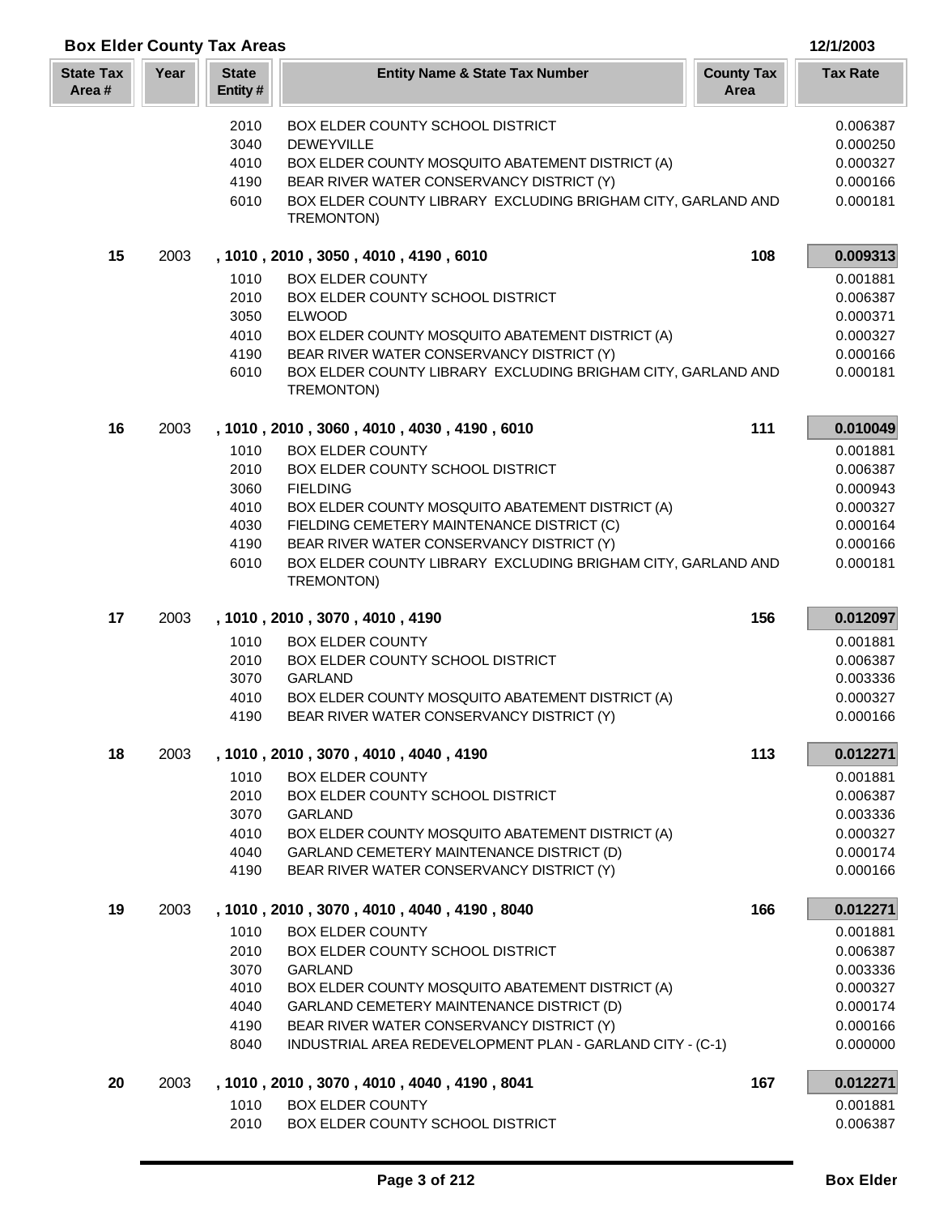## Box Elder County Tax Areas

12/1/2003

| State Tax Area # | Year | State Entity # | Entity Name & State Tax Number | County Tax Area | Tax Rate |
|---|---|---|---|---|---|
| | | 2010 | BOX ELDER COUNTY SCHOOL DISTRICT | | 0.006387 |
| | | 3040 | DEWEYVILLE | | 0.000250 |
| | | 4010 | BOX ELDER COUNTY MOSQUITO ABATEMENT DISTRICT (A) | | 0.000327 |
| | | 4190 | BEAR RIVER WATER CONSERVANCY DISTRICT (Y) | | 0.000166 |
| | | 6010 | BOX ELDER COUNTY LIBRARY EXCLUDING BRIGHAM CITY, GARLAND AND TREMONTON) | | 0.000181 |
| **15** | 2003 | | **, 1010 , 2010 , 3050 , 4010 , 4190 , 6010** | **108** | **0.009313** |
| | | 1010 | BOX ELDER COUNTY | | 0.001881 |
| | | 2010 | BOX ELDER COUNTY SCHOOL DISTRICT | | 0.006387 |
| | | 3050 | ELWOOD | | 0.000371 |
| | | 4010 | BOX ELDER COUNTY MOSQUITO ABATEMENT DISTRICT (A) | | 0.000327 |
| | | 4190 | BEAR RIVER WATER CONSERVANCY DISTRICT (Y) | | 0.000166 |
| | | 6010 | BOX ELDER COUNTY LIBRARY EXCLUDING BRIGHAM CITY, GARLAND AND TREMONTON) | | 0.000181 |
| **16** | 2003 | | **, 1010 , 2010 , 3060 , 4010 , 4030 , 4190 , 6010** | **111** | **0.010049** |
| | | 1010 | BOX ELDER COUNTY | | 0.001881 |
| | | 2010 | BOX ELDER COUNTY SCHOOL DISTRICT | | 0.006387 |
| | | 3060 | FIELDING | | 0.000943 |
| | | 4010 | BOX ELDER COUNTY MOSQUITO ABATEMENT DISTRICT (A) | | 0.000327 |
| | | 4030 | FIELDING CEMETERY MAINTENANCE DISTRICT (C) | | 0.000164 |
| | | 4190 | BEAR RIVER WATER CONSERVANCY DISTRICT (Y) | | 0.000166 |
| | | 6010 | BOX ELDER COUNTY LIBRARY EXCLUDING BRIGHAM CITY, GARLAND AND TREMONTON) | | 0.000181 |
| **17** | 2003 | | **, 1010 , 2010 , 3070 , 4010 , 4190** | **156** | **0.012097** |
| | | 1010 | BOX ELDER COUNTY | | 0.001881 |
| | | 2010 | BOX ELDER COUNTY SCHOOL DISTRICT | | 0.006387 |
| | | 3070 | GARLAND | | 0.003336 |
| | | 4010 | BOX ELDER COUNTY MOSQUITO ABATEMENT DISTRICT (A) | | 0.000327 |
| | | 4190 | BEAR RIVER WATER CONSERVANCY DISTRICT (Y) | | 0.000166 |
| **18** | 2003 | | **, 1010 , 2010 , 3070 , 4010 , 4040 , 4190** | **113** | **0.012271** |
| | | 1010 | BOX ELDER COUNTY | | 0.001881 |
| | | 2010 | BOX ELDER COUNTY SCHOOL DISTRICT | | 0.006387 |
| | | 3070 | GARLAND | | 0.003336 |
| | | 4010 | BOX ELDER COUNTY MOSQUITO ABATEMENT DISTRICT (A) | | 0.000327 |
| | | 4040 | GARLAND CEMETERY MAINTENANCE DISTRICT (D) | | 0.000174 |
| | | 4190 | BEAR RIVER WATER CONSERVANCY DISTRICT (Y) | | 0.000166 |
| **19** | 2003 | | **, 1010 , 2010 , 3070 , 4010 , 4040 , 4190 , 8040** | **166** | **0.012271** |
| | | 1010 | BOX ELDER COUNTY | | 0.001881 |
| | | 2010 | BOX ELDER COUNTY SCHOOL DISTRICT | | 0.006387 |
| | | 3070 | GARLAND | | 0.003336 |
| | | 4010 | BOX ELDER COUNTY MOSQUITO ABATEMENT DISTRICT (A) | | 0.000327 |
| | | 4040 | GARLAND CEMETERY MAINTENANCE DISTRICT (D) | | 0.000174 |
| | | 4190 | BEAR RIVER WATER CONSERVANCY DISTRICT (Y) | | 0.000166 |
| | | 8040 | INDUSTRIAL AREA REDEVELOPMENT PLAN - GARLAND CITY - (C-1) | | 0.000000 |
| **20** | 2003 | | **, 1010 , 2010 , 3070 , 4010 , 4040 , 4190 , 8041** | **167** | **0.012271** |
| | | 1010 | BOX ELDER COUNTY | | 0.001881 |
| | | 2010 | BOX ELDER COUNTY SCHOOL DISTRICT | | 0.006387 |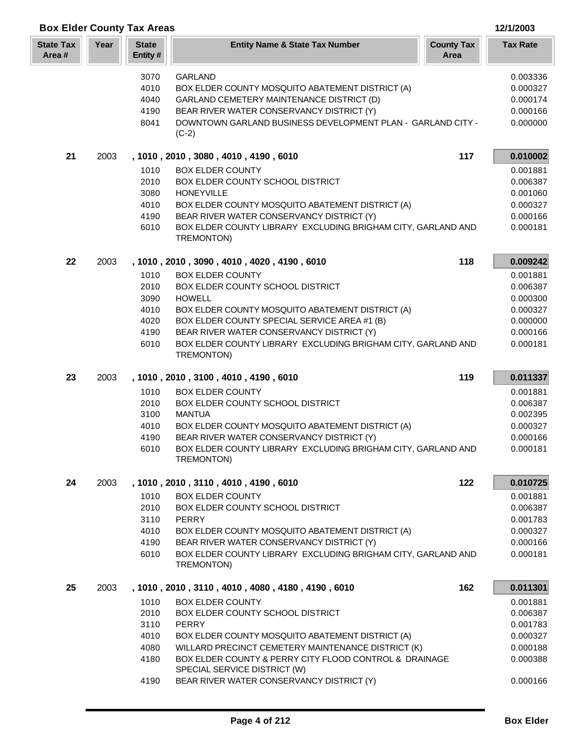## Box Elder County Tax Areas

12/1/2003

| State Tax Area # | Year | State Entity # | Entity Name & State Tax Number | County Tax Area | Tax Rate |
|---|---|---|---|---|---|
| | | 3070 | GARLAND | | 0.003336 |
| | | 4010 | BOX ELDER COUNTY MOSQUITO ABATEMENT DISTRICT (A) | | 0.000327 |
| | | 4040 | GARLAND CEMETERY MAINTENANCE DISTRICT (D) | | 0.000174 |
| | | 4190 | BEAR RIVER WATER CONSERVANCY DISTRICT (Y) | | 0.000166 |
| | | 8041 | DOWNTOWN GARLAND BUSINESS DEVELOPMENT PLAN - GARLAND CITY - (C-2) | | 0.000000 |
| **21** | 2003 | | **, 1010 , 2010 , 3080 , 4010 , 4190 , 6010** | **117** | **0.010002** |
| | | 1010 | BOX ELDER COUNTY | | 0.001881 |
| | | 2010 | BOX ELDER COUNTY SCHOOL DISTRICT | | 0.006387 |
| | | 3080 | HONEYVILLE | | 0.001060 |
| | | 4010 | BOX ELDER COUNTY MOSQUITO ABATEMENT DISTRICT (A) | | 0.000327 |
| | | 4190 | BEAR RIVER WATER CONSERVANCY DISTRICT (Y) | | 0.000166 |
| | | 6010 | BOX ELDER COUNTY LIBRARY EXCLUDING BRIGHAM CITY, GARLAND AND TREMONTON) | | 0.000181 |
| **22** | 2003 | | **, 1010 , 2010 , 3090 , 4010 , 4020 , 4190 , 6010** | **118** | **0.009242** |
| | | 1010 | BOX ELDER COUNTY | | 0.001881 |
| | | 2010 | BOX ELDER COUNTY SCHOOL DISTRICT | | 0.006387 |
| | | 3090 | HOWELL | | 0.000300 |
| | | 4010 | BOX ELDER COUNTY MOSQUITO ABATEMENT DISTRICT (A) | | 0.000327 |
| | | 4020 | BOX ELDER COUNTY SPECIAL SERVICE AREA #1 (B) | | 0.000000 |
| | | 4190 | BEAR RIVER WATER CONSERVANCY DISTRICT (Y) | | 0.000166 |
| | | 6010 | BOX ELDER COUNTY LIBRARY EXCLUDING BRIGHAM CITY, GARLAND AND TREMONTON) | | 0.000181 |
| **23** | 2003 | | **, 1010 , 2010 , 3100 , 4010 , 4190 , 6010** | **119** | **0.011337** |
| | | 1010 | BOX ELDER COUNTY | | 0.001881 |
| | | 2010 | BOX ELDER COUNTY SCHOOL DISTRICT | | 0.006387 |
| | | 3100 | MANTUA | | 0.002395 |
| | | 4010 | BOX ELDER COUNTY MOSQUITO ABATEMENT DISTRICT (A) | | 0.000327 |
| | | 4190 | BEAR RIVER WATER CONSERVANCY DISTRICT (Y) | | 0.000166 |
| | | 6010 | BOX ELDER COUNTY LIBRARY EXCLUDING BRIGHAM CITY, GARLAND AND TREMONTON) | | 0.000181 |
| **24** | 2003 | | **, 1010 , 2010 , 3110 , 4010 , 4190 , 6010** | **122** | **0.010725** |
| | | 1010 | BOX ELDER COUNTY | | 0.001881 |
| | | 2010 | BOX ELDER COUNTY SCHOOL DISTRICT | | 0.006387 |
| | | 3110 | PERRY | | 0.001783 |
| | | 4010 | BOX ELDER COUNTY MOSQUITO ABATEMENT DISTRICT (A) | | 0.000327 |
| | | 4190 | BEAR RIVER WATER CONSERVANCY DISTRICT (Y) | | 0.000166 |
| | | 6010 | BOX ELDER COUNTY LIBRARY EXCLUDING BRIGHAM CITY, GARLAND AND TREMONTON) | | 0.000181 |
| **25** | 2003 | | **, 1010 , 2010 , 3110 , 4010 , 4080 , 4180 , 4190 , 6010** | **162** | **0.011301** |
| | | 1010 | BOX ELDER COUNTY | | 0.001881 |
| | | 2010 | BOX ELDER COUNTY SCHOOL DISTRICT | | 0.006387 |
| | | 3110 | PERRY | | 0.001783 |
| | | 4010 | BOX ELDER COUNTY MOSQUITO ABATEMENT DISTRICT (A) | | 0.000327 |
| | | 4080 | WILLARD PRECINCT CEMETERY MAINTENANCE DISTRICT (K) | | 0.000188 |
| | | 4180 | BOX ELDER COUNTY & PERRY CITY FLOOD CONTROL & DRAINAGE SPECIAL SERVICE DISTRICT (W) | | 0.000388 |
| | | 4190 | BEAR RIVER WATER CONSERVANCY DISTRICT (Y) | | 0.000166 |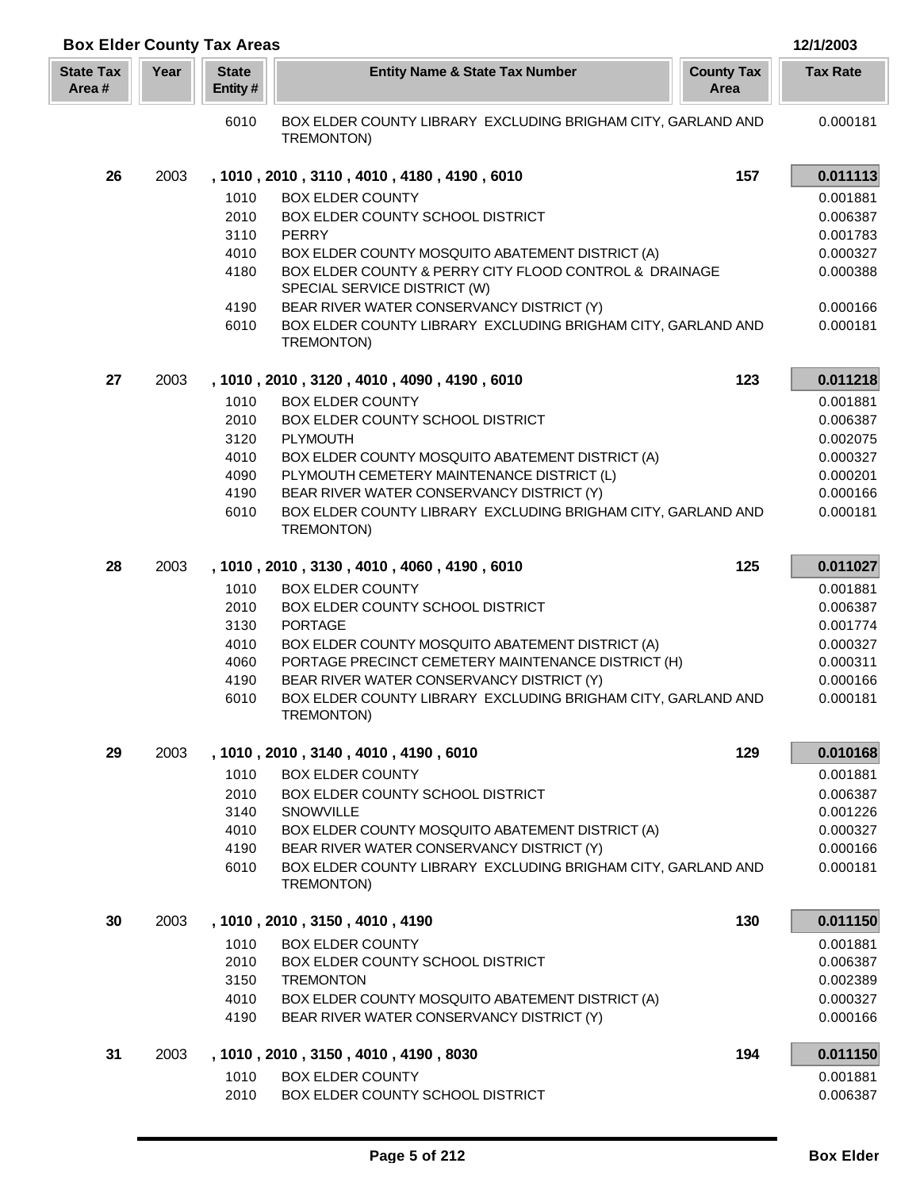## Box Elder County Tax Areas

12/1/2003

| State Tax Area # | Year | State Entity # | Entity Name & State Tax Number | County Tax Area | Tax Rate |
|---|---|---|---|---|---|
| | | 6010 | BOX ELDER COUNTY LIBRARY EXCLUDING BRIGHAM CITY, GARLAND AND TREMONTON) | | 0.000181 |
| **26** | 2003 | | **, 1010 , 2010 , 3110 , 4010 , 4180 , 4190 , 6010** | **157** | **0.011113** |
| | | 1010 | BOX ELDER COUNTY | | 0.001881 |
| | | 2010 | BOX ELDER COUNTY SCHOOL DISTRICT | | 0.006387 |
| | | 3110 | PERRY | | 0.001783 |
| | | 4010 | BOX ELDER COUNTY MOSQUITO ABATEMENT DISTRICT (A) | | 0.000327 |
| | | 4180 | BOX ELDER COUNTY & PERRY CITY FLOOD CONTROL & DRAINAGE SPECIAL SERVICE DISTRICT (W) | | 0.000388 |
| | | 4190 | BEAR RIVER WATER CONSERVANCY DISTRICT (Y) | | 0.000166 |
| | | 6010 | BOX ELDER COUNTY LIBRARY EXCLUDING BRIGHAM CITY, GARLAND AND TREMONTON) | | 0.000181 |
| **27** | 2003 | | **, 1010 , 2010 , 3120 , 4010 , 4090 , 4190 , 6010** | **123** | **0.011218** |
| | | 1010 | BOX ELDER COUNTY | | 0.001881 |
| | | 2010 | BOX ELDER COUNTY SCHOOL DISTRICT | | 0.006387 |
| | | 3120 | PLYMOUTH | | 0.002075 |
| | | 4010 | BOX ELDER COUNTY MOSQUITO ABATEMENT DISTRICT (A) | | 0.000327 |
| | | 4090 | PLYMOUTH CEMETERY MAINTENANCE DISTRICT (L) | | 0.000201 |
| | | 4190 | BEAR RIVER WATER CONSERVANCY DISTRICT (Y) | | 0.000166 |
| | | 6010 | BOX ELDER COUNTY LIBRARY EXCLUDING BRIGHAM CITY, GARLAND AND TREMONTON) | | 0.000181 |
| **28** | 2003 | | **, 1010 , 2010 , 3130 , 4010 , 4060 , 4190 , 6010** | **125** | **0.011027** |
| | | 1010 | BOX ELDER COUNTY | | 0.001881 |
| | | 2010 | BOX ELDER COUNTY SCHOOL DISTRICT | | 0.006387 |
| | | 3130 | PORTAGE | | 0.001774 |
| | | 4010 | BOX ELDER COUNTY MOSQUITO ABATEMENT DISTRICT (A) | | 0.000327 |
| | | 4060 | PORTAGE PRECINCT CEMETERY MAINTENANCE DISTRICT (H) | | 0.000311 |
| | | 4190 | BEAR RIVER WATER CONSERVANCY DISTRICT (Y) | | 0.000166 |
| | | 6010 | BOX ELDER COUNTY LIBRARY EXCLUDING BRIGHAM CITY, GARLAND AND TREMONTON) | | 0.000181 |
| **29** | 2003 | | **, 1010 , 2010 , 3140 , 4010 , 4190 , 6010** | **129** | **0.010168** |
| | | 1010 | BOX ELDER COUNTY | | 0.001881 |
| | | 2010 | BOX ELDER COUNTY SCHOOL DISTRICT | | 0.006387 |
| | | 3140 | SNOWVILLE | | 0.001226 |
| | | 4010 | BOX ELDER COUNTY MOSQUITO ABATEMENT DISTRICT (A) | | 0.000327 |
| | | 4190 | BEAR RIVER WATER CONSERVANCY DISTRICT (Y) | | 0.000166 |
| | | 6010 | BOX ELDER COUNTY LIBRARY EXCLUDING BRIGHAM CITY, GARLAND AND TREMONTON) | | 0.000181 |
| **30** | 2003 | | **, 1010 , 2010 , 3150 , 4010 , 4190** | **130** | **0.011150** |
| | | 1010 | BOX ELDER COUNTY | | 0.001881 |
| | | 2010 | BOX ELDER COUNTY SCHOOL DISTRICT | | 0.006387 |
| | | 3150 | TREMONTON | | 0.002389 |
| | | 4010 | BOX ELDER COUNTY MOSQUITO ABATEMENT DISTRICT (A) | | 0.000327 |
| | | 4190 | BEAR RIVER WATER CONSERVANCY DISTRICT (Y) | | 0.000166 |
| **31** | 2003 | | **, 1010 , 2010 , 3150 , 4010 , 4190 , 8030** | **194** | **0.011150** |
| | | 1010 | BOX ELDER COUNTY | | 0.001881 |
| | | 2010 | BOX ELDER COUNTY SCHOOL DISTRICT | | 0.006387 |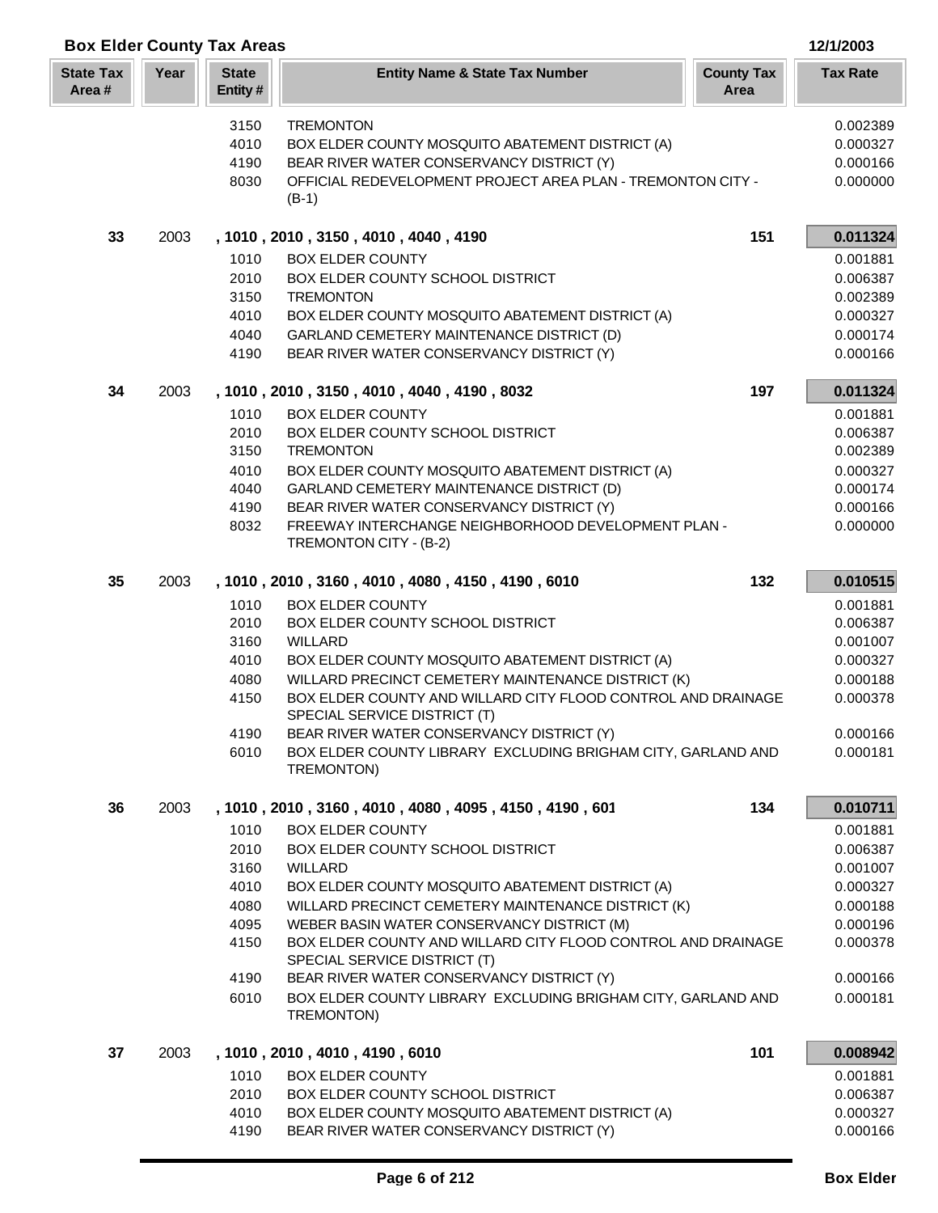## Box Elder County Tax Areas

12/1/2003

| State Tax Area # | Year | State Entity # | Entity Name & State Tax Number | County Tax Area | Tax Rate |
|---|---|---|---|---|---|
| | | 3150 | TREMONTON | | 0.002389 |
| | | 4010 | BOX ELDER COUNTY MOSQUITO ABATEMENT DISTRICT (A) | | 0.000327 |
| | | 4190 | BEAR RIVER WATER CONSERVANCY DISTRICT (Y) | | 0.000166 |
| | | 8030 | OFFICIAL REDEVELOPMENT PROJECT AREA PLAN - TREMONTON CITY - (B-1) | | 0.000000 |
| **33** | 2003 | | **, 1010 , 2010 , 3150 , 4010 , 4040 , 4190** | **151** | **0.011324** |
| | | 1010 | BOX ELDER COUNTY | | 0.001881 |
| | | 2010 | BOX ELDER COUNTY SCHOOL DISTRICT | | 0.006387 |
| | | 3150 | TREMONTON | | 0.002389 |
| | | 4010 | BOX ELDER COUNTY MOSQUITO ABATEMENT DISTRICT (A) | | 0.000327 |
| | | 4040 | GARLAND CEMETERY MAINTENANCE DISTRICT (D) | | 0.000174 |
| | | 4190 | BEAR RIVER WATER CONSERVANCY DISTRICT (Y) | | 0.000166 |
| **34** | 2003 | | **, 1010 , 2010 , 3150 , 4010 , 4040 , 4190 , 8032** | **197** | **0.011324** |
| | | 1010 | BOX ELDER COUNTY | | 0.001881 |
| | | 2010 | BOX ELDER COUNTY SCHOOL DISTRICT | | 0.006387 |
| | | 3150 | TREMONTON | | 0.002389 |
| | | 4010 | BOX ELDER COUNTY MOSQUITO ABATEMENT DISTRICT (A) | | 0.000327 |
| | | 4040 | GARLAND CEMETERY MAINTENANCE DISTRICT (D) | | 0.000174 |
| | | 4190 | BEAR RIVER WATER CONSERVANCY DISTRICT (Y) | | 0.000166 |
| | | 8032 | FREEWAY INTERCHANGE NEIGHBORHOOD DEVELOPMENT PLAN - TREMONTON CITY - (B-2) | | 0.000000 |
| **35** | 2003 | | **, 1010 , 2010 , 3160 , 4010 , 4080 , 4150 , 4190 , 6010** | **132** | **0.010515** |
| | | 1010 | BOX ELDER COUNTY | | 0.001881 |
| | | 2010 | BOX ELDER COUNTY SCHOOL DISTRICT | | 0.006387 |
| | | 3160 | WILLARD | | 0.001007 |
| | | 4010 | BOX ELDER COUNTY MOSQUITO ABATEMENT DISTRICT (A) | | 0.000327 |
| | | 4080 | WILLARD PRECINCT CEMETERY MAINTENANCE DISTRICT (K) | | 0.000188 |
| | | 4150 | BOX ELDER COUNTY AND WILLARD CITY FLOOD CONTROL AND DRAINAGE SPECIAL SERVICE DISTRICT (T) | | 0.000378 |
| | | 4190 | BEAR RIVER WATER CONSERVANCY DISTRICT (Y) | | 0.000166 |
| | | 6010 | BOX ELDER COUNTY LIBRARY EXCLUDING BRIGHAM CITY, GARLAND AND TREMONTON) | | 0.000181 |
| **36** | 2003 | | **, 1010 , 2010 , 3160 , 4010 , 4080 , 4095 , 4150 , 4190 , 601** | **134** | **0.010711** |
| | | 1010 | BOX ELDER COUNTY | | 0.001881 |
| | | 2010 | BOX ELDER COUNTY SCHOOL DISTRICT | | 0.006387 |
| | | 3160 | WILLARD | | 0.001007 |
| | | 4010 | BOX ELDER COUNTY MOSQUITO ABATEMENT DISTRICT (A) | | 0.000327 |
| | | 4080 | WILLARD PRECINCT CEMETERY MAINTENANCE DISTRICT (K) | | 0.000188 |
| | | 4095 | WEBER BASIN WATER CONSERVANCY DISTRICT (M) | | 0.000196 |
| | | 4150 | BOX ELDER COUNTY AND WILLARD CITY FLOOD CONTROL AND DRAINAGE SPECIAL SERVICE DISTRICT (T) | | 0.000378 |
| | | 4190 | BEAR RIVER WATER CONSERVANCY DISTRICT (Y) | | 0.000166 |
| | | 6010 | BOX ELDER COUNTY LIBRARY EXCLUDING BRIGHAM CITY, GARLAND AND TREMONTON) | | 0.000181 |
| **37** | 2003 | | **, 1010 , 2010 , 4010 , 4190 , 6010** | **101** | **0.008942** |
| | | 1010 | BOX ELDER COUNTY | | 0.001881 |
| | | 2010 | BOX ELDER COUNTY SCHOOL DISTRICT | | 0.006387 |
| | | 4010 | BOX ELDER COUNTY MOSQUITO ABATEMENT DISTRICT (A) | | 0.000327 |
| | | 4190 | BEAR RIVER WATER CONSERVANCY DISTRICT (Y) | | 0.000166 |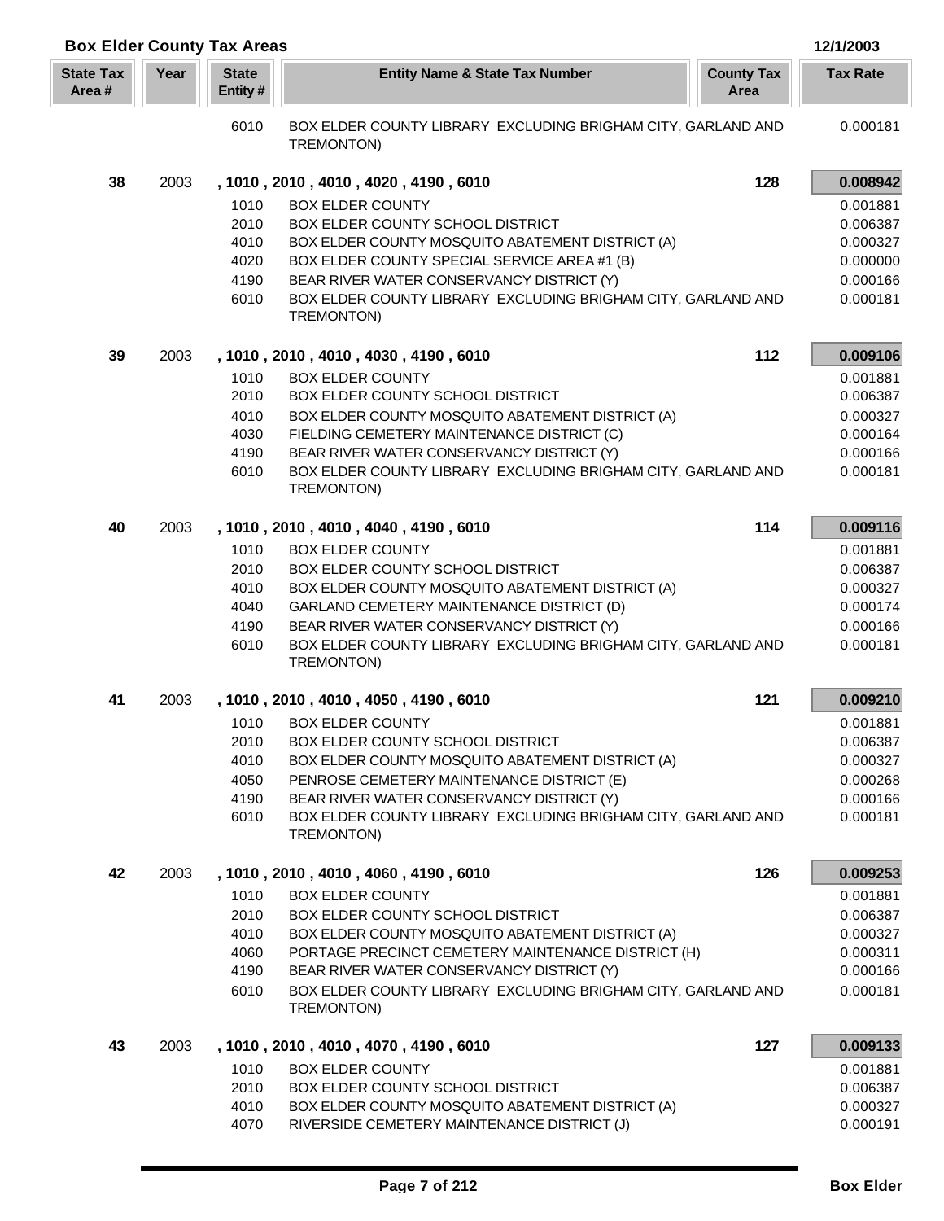## Box Elder County Tax Areas

12/1/2003

| State Tax Area # | Year | State Entity # | Entity Name & State Tax Number | County Tax Area | Tax Rate |
|---|---|---|---|---|---|
| | | 6010 | BOX ELDER COUNTY LIBRARY EXCLUDING BRIGHAM CITY, GARLAND AND TREMONTON) | | 0.000181 |
| **38** | 2003 | **, 1010 , 2010 , 4010 , 4020 , 4190 , 6010** | | **128** | **0.008942** |
| | | 1010 | BOX ELDER COUNTY | | 0.001881 |
| | | 2010 | BOX ELDER COUNTY SCHOOL DISTRICT | | 0.006387 |
| | | 4010 | BOX ELDER COUNTY MOSQUITO ABATEMENT DISTRICT (A) | | 0.000327 |
| | | 4020 | BOX ELDER COUNTY SPECIAL SERVICE AREA #1 (B) | | 0.000000 |
| | | 4190 | BEAR RIVER WATER CONSERVANCY DISTRICT (Y) | | 0.000166 |
| | | 6010 | BOX ELDER COUNTY LIBRARY EXCLUDING BRIGHAM CITY, GARLAND AND TREMONTON) | | 0.000181 |
| **39** | 2003 | **, 1010 , 2010 , 4010 , 4030 , 4190 , 6010** | | **112** | **0.009106** |
| | | 1010 | BOX ELDER COUNTY | | 0.001881 |
| | | 2010 | BOX ELDER COUNTY SCHOOL DISTRICT | | 0.006387 |
| | | 4010 | BOX ELDER COUNTY MOSQUITO ABATEMENT DISTRICT (A) | | 0.000327 |
| | | 4030 | FIELDING CEMETERY MAINTENANCE DISTRICT (C) | | 0.000164 |
| | | 4190 | BEAR RIVER WATER CONSERVANCY DISTRICT (Y) | | 0.000166 |
| | | 6010 | BOX ELDER COUNTY LIBRARY EXCLUDING BRIGHAM CITY, GARLAND AND TREMONTON) | | 0.000181 |
| **40** | 2003 | **, 1010 , 2010 , 4010 , 4040 , 4190 , 6010** | | **114** | **0.009116** |
| | | 1010 | BOX ELDER COUNTY | | 0.001881 |
| | | 2010 | BOX ELDER COUNTY SCHOOL DISTRICT | | 0.006387 |
| | | 4010 | BOX ELDER COUNTY MOSQUITO ABATEMENT DISTRICT (A) | | 0.000327 |
| | | 4040 | GARLAND CEMETERY MAINTENANCE DISTRICT (D) | | 0.000174 |
| | | 4190 | BEAR RIVER WATER CONSERVANCY DISTRICT (Y) | | 0.000166 |
| | | 6010 | BOX ELDER COUNTY LIBRARY EXCLUDING BRIGHAM CITY, GARLAND AND TREMONTON) | | 0.000181 |
| **41** | 2003 | **, 1010 , 2010 , 4010 , 4050 , 4190 , 6010** | | **121** | **0.009210** |
| | | 1010 | BOX ELDER COUNTY | | 0.001881 |
| | | 2010 | BOX ELDER COUNTY SCHOOL DISTRICT | | 0.006387 |
| | | 4010 | BOX ELDER COUNTY MOSQUITO ABATEMENT DISTRICT (A) | | 0.000327 |
| | | 4050 | PENROSE CEMETERY MAINTENANCE DISTRICT (E) | | 0.000268 |
| | | 4190 | BEAR RIVER WATER CONSERVANCY DISTRICT (Y) | | 0.000166 |
| | | 6010 | BOX ELDER COUNTY LIBRARY EXCLUDING BRIGHAM CITY, GARLAND AND TREMONTON) | | 0.000181 |
| **42** | 2003 | **, 1010 , 2010 , 4010 , 4060 , 4190 , 6010** | | **126** | **0.009253** |
| | | 1010 | BOX ELDER COUNTY | | 0.001881 |
| | | 2010 | BOX ELDER COUNTY SCHOOL DISTRICT | | 0.006387 |
| | | 4010 | BOX ELDER COUNTY MOSQUITO ABATEMENT DISTRICT (A) | | 0.000327 |
| | | 4060 | PORTAGE PRECINCT CEMETERY MAINTENANCE DISTRICT (H) | | 0.000311 |
| | | 4190 | BEAR RIVER WATER CONSERVANCY DISTRICT (Y) | | 0.000166 |
| | | 6010 | BOX ELDER COUNTY LIBRARY EXCLUDING BRIGHAM CITY, GARLAND AND TREMONTON) | | 0.000181 |
| **43** | 2003 | **, 1010 , 2010 , 4010 , 4070 , 4190 , 6010** | | **127** | **0.009133** |
| | | 1010 | BOX ELDER COUNTY | | 0.001881 |
| | | 2010 | BOX ELDER COUNTY SCHOOL DISTRICT | | 0.006387 |
| | | 4010 | BOX ELDER COUNTY MOSQUITO ABATEMENT DISTRICT (A) | | 0.000327 |
| | | 4070 | RIVERSIDE CEMETERY MAINTENANCE DISTRICT (J) | | 0.000191 |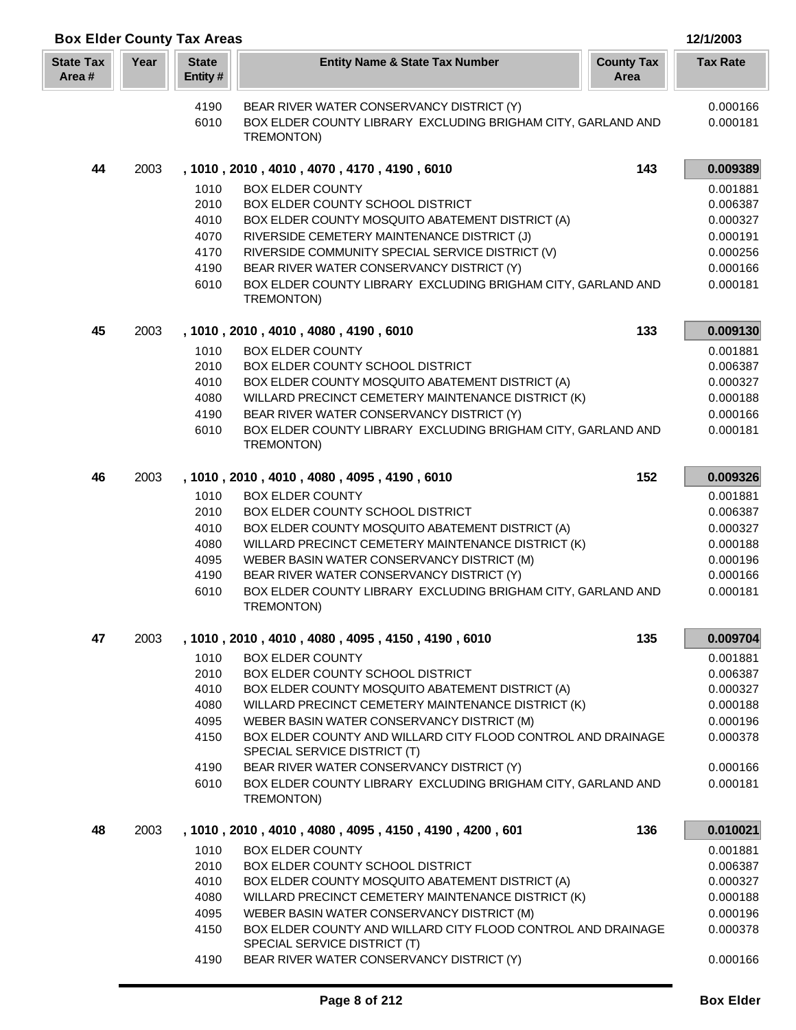## Box Elder County Tax Areas

12/1/2003

| State Tax Area # | Year | State Entity # | Entity Name & State Tax Number | County Tax Area | Tax Rate |
|---|---|---|---|---|---|
| | | 4190 | BEAR RIVER WATER CONSERVANCY DISTRICT (Y) | | 0.000166 |
| | | 6010 | BOX ELDER COUNTY LIBRARY EXCLUDING BRIGHAM CITY, GARLAND AND TREMONTON) | | 0.000181 |
| **44** | 2003 | | **, 1010 , 2010 , 4010 , 4070 , 4170 , 4190 , 6010** | **143** | **0.009389** |
| | | 1010 | BOX ELDER COUNTY | | 0.001881 |
| | | 2010 | BOX ELDER COUNTY SCHOOL DISTRICT | | 0.006387 |
| | | 4010 | BOX ELDER COUNTY MOSQUITO ABATEMENT DISTRICT (A) | | 0.000327 |
| | | 4070 | RIVERSIDE CEMETERY MAINTENANCE DISTRICT (J) | | 0.000191 |
| | | 4170 | RIVERSIDE COMMUNITY SPECIAL SERVICE DISTRICT (V) | | 0.000256 |
| | | 4190 | BEAR RIVER WATER CONSERVANCY DISTRICT (Y) | | 0.000166 |
| | | 6010 | BOX ELDER COUNTY LIBRARY EXCLUDING BRIGHAM CITY, GARLAND AND TREMONTON) | | 0.000181 |
| **45** | 2003 | | **, 1010 , 2010 , 4010 , 4080 , 4190 , 6010** | **133** | **0.009130** |
| | | 1010 | BOX ELDER COUNTY | | 0.001881 |
| | | 2010 | BOX ELDER COUNTY SCHOOL DISTRICT | | 0.006387 |
| | | 4010 | BOX ELDER COUNTY MOSQUITO ABATEMENT DISTRICT (A) | | 0.000327 |
| | | 4080 | WILLARD PRECINCT CEMETERY MAINTENANCE DISTRICT (K) | | 0.000188 |
| | | 4190 | BEAR RIVER WATER CONSERVANCY DISTRICT (Y) | | 0.000166 |
| | | 6010 | BOX ELDER COUNTY LIBRARY EXCLUDING BRIGHAM CITY, GARLAND AND TREMONTON) | | 0.000181 |
| **46** | 2003 | | **, 1010 , 2010 , 4010 , 4080 , 4095 , 4190 , 6010** | **152** | **0.009326** |
| | | 1010 | BOX ELDER COUNTY | | 0.001881 |
| | | 2010 | BOX ELDER COUNTY SCHOOL DISTRICT | | 0.006387 |
| | | 4010 | BOX ELDER COUNTY MOSQUITO ABATEMENT DISTRICT (A) | | 0.000327 |
| | | 4080 | WILLARD PRECINCT CEMETERY MAINTENANCE DISTRICT (K) | | 0.000188 |
| | | 4095 | WEBER BASIN WATER CONSERVANCY DISTRICT (M) | | 0.000196 |
| | | 4190 | BEAR RIVER WATER CONSERVANCY DISTRICT (Y) | | 0.000166 |
| | | 6010 | BOX ELDER COUNTY LIBRARY EXCLUDING BRIGHAM CITY, GARLAND AND TREMONTON) | | 0.000181 |
| **47** | 2003 | | **, 1010 , 2010 , 4010 , 4080 , 4095 , 4150 , 4190 , 6010** | **135** | **0.009704** |
| | | 1010 | BOX ELDER COUNTY | | 0.001881 |
| | | 2010 | BOX ELDER COUNTY SCHOOL DISTRICT | | 0.006387 |
| | | 4010 | BOX ELDER COUNTY MOSQUITO ABATEMENT DISTRICT (A) | | 0.000327 |
| | | 4080 | WILLARD PRECINCT CEMETERY MAINTENANCE DISTRICT (K) | | 0.000188 |
| | | 4095 | WEBER BASIN WATER CONSERVANCY DISTRICT (M) | | 0.000196 |
| | | 4150 | BOX ELDER COUNTY AND WILLARD CITY FLOOD CONTROL AND DRAINAGE SPECIAL SERVICE DISTRICT (T) | | 0.000378 |
| | | 4190 | BEAR RIVER WATER CONSERVANCY DISTRICT (Y) | | 0.000166 |
| | | 6010 | BOX ELDER COUNTY LIBRARY EXCLUDING BRIGHAM CITY, GARLAND AND TREMONTON) | | 0.000181 |
| **48** | 2003 | | **, 1010 , 2010 , 4010 , 4080 , 4095 , 4150 , 4190 , 4200 , 601** | **136** | **0.010021** |
| | | 1010 | BOX ELDER COUNTY | | 0.001881 |
| | | 2010 | BOX ELDER COUNTY SCHOOL DISTRICT | | 0.006387 |
| | | 4010 | BOX ELDER COUNTY MOSQUITO ABATEMENT DISTRICT (A) | | 0.000327 |
| | | 4080 | WILLARD PRECINCT CEMETERY MAINTENANCE DISTRICT (K) | | 0.000188 |
| | | 4095 | WEBER BASIN WATER CONSERVANCY DISTRICT (M) | | 0.000196 |
| | | 4150 | BOX ELDER COUNTY AND WILLARD CITY FLOOD CONTROL AND DRAINAGE SPECIAL SERVICE DISTRICT (T) | | 0.000378 |
| | | 4190 | BEAR RIVER WATER CONSERVANCY DISTRICT (Y) | | 0.000166 |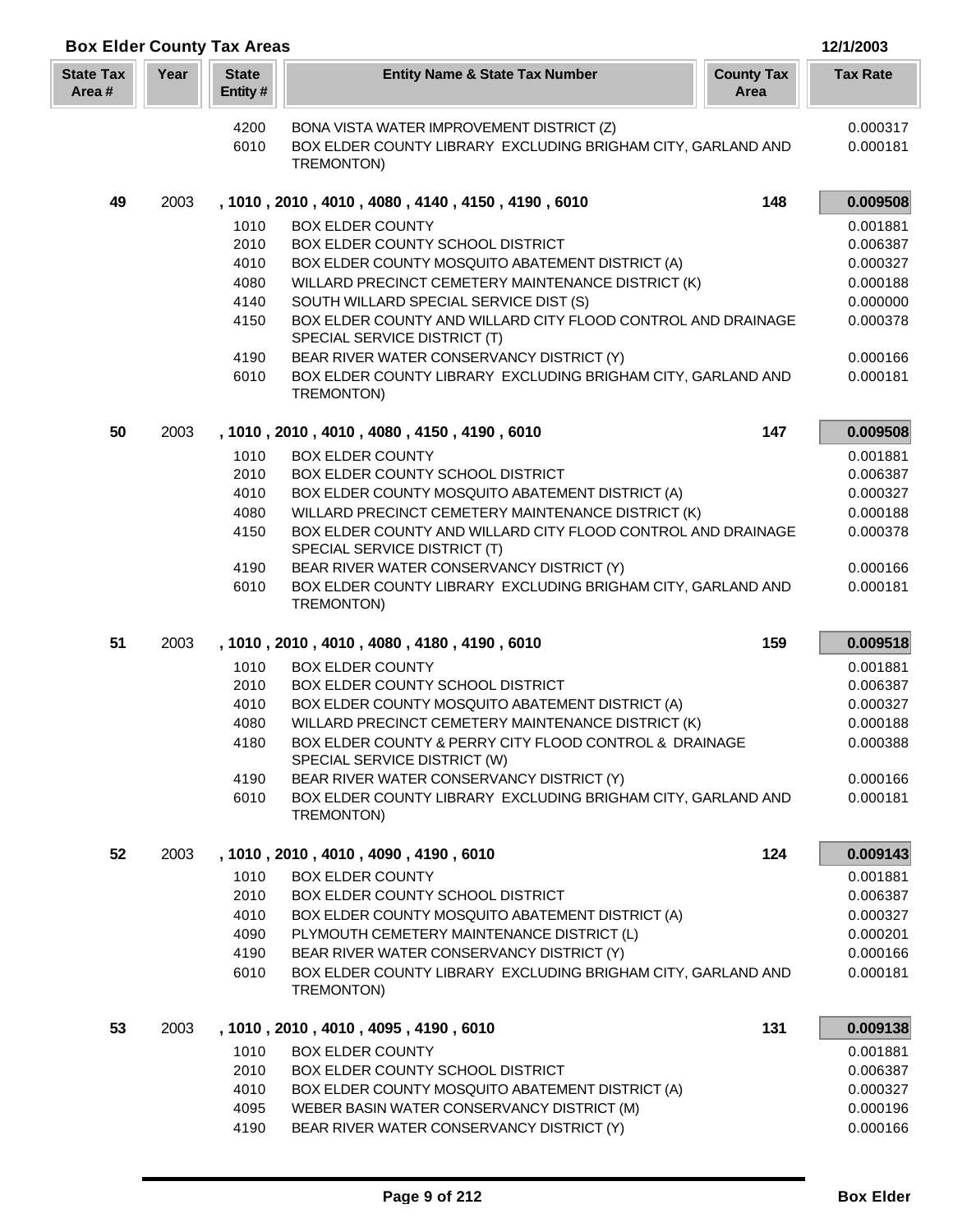## Box Elder County Tax Areas

12/1/2003

| State Tax Area # | Year | State Entity # | Entity Name & State Tax Number | County Tax Area | Tax Rate |
|---|---|---|---|---|---|
| | | 4200 | BONA VISTA WATER IMPROVEMENT DISTRICT (Z) | | 0.000317 |
| | | 6010 | BOX ELDER COUNTY LIBRARY EXCLUDING BRIGHAM CITY, GARLAND AND TREMONTON) | | 0.000181 |
| **49** | 2003 | | **, 1010 , 2010 , 4010 , 4080 , 4140 , 4150 , 4190 , 6010** | **148** | **0.009508** |
| | | 1010 | BOX ELDER COUNTY | | 0.001881 |
| | | 2010 | BOX ELDER COUNTY SCHOOL DISTRICT | | 0.006387 |
| | | 4010 | BOX ELDER COUNTY MOSQUITO ABATEMENT DISTRICT (A) | | 0.000327 |
| | | 4080 | WILLARD PRECINCT CEMETERY MAINTENANCE DISTRICT (K) | | 0.000188 |
| | | 4140 | SOUTH WILLARD SPECIAL SERVICE DIST (S) | | 0.000000 |
| | | 4150 | BOX ELDER COUNTY AND WILLARD CITY FLOOD CONTROL AND DRAINAGE SPECIAL SERVICE DISTRICT (T) | | 0.000378 |
| | | 4190 | BEAR RIVER WATER CONSERVANCY DISTRICT (Y) | | 0.000166 |
| | | 6010 | BOX ELDER COUNTY LIBRARY EXCLUDING BRIGHAM CITY, GARLAND AND TREMONTON) | | 0.000181 |
| **50** | 2003 | | **, 1010 , 2010 , 4010 , 4080 , 4150 , 4190 , 6010** | **147** | **0.009508** |
| | | 1010 | BOX ELDER COUNTY | | 0.001881 |
| | | 2010 | BOX ELDER COUNTY SCHOOL DISTRICT | | 0.006387 |
| | | 4010 | BOX ELDER COUNTY MOSQUITO ABATEMENT DISTRICT (A) | | 0.000327 |
| | | 4080 | WILLARD PRECINCT CEMETERY MAINTENANCE DISTRICT (K) | | 0.000188 |
| | | 4150 | BOX ELDER COUNTY AND WILLARD CITY FLOOD CONTROL AND DRAINAGE SPECIAL SERVICE DISTRICT (T) | | 0.000378 |
| | | 4190 | BEAR RIVER WATER CONSERVANCY DISTRICT (Y) | | 0.000166 |
| | | 6010 | BOX ELDER COUNTY LIBRARY EXCLUDING BRIGHAM CITY, GARLAND AND TREMONTON) | | 0.000181 |
| **51** | 2003 | | **, 1010 , 2010 , 4010 , 4080 , 4180 , 4190 , 6010** | **159** | **0.009518** |
| | | 1010 | BOX ELDER COUNTY | | 0.001881 |
| | | 2010 | BOX ELDER COUNTY SCHOOL DISTRICT | | 0.006387 |
| | | 4010 | BOX ELDER COUNTY MOSQUITO ABATEMENT DISTRICT (A) | | 0.000327 |
| | | 4080 | WILLARD PRECINCT CEMETERY MAINTENANCE DISTRICT (K) | | 0.000188 |
| | | 4180 | BOX ELDER COUNTY & PERRY CITY FLOOD CONTROL & DRAINAGE SPECIAL SERVICE DISTRICT (W) | | 0.000388 |
| | | 4190 | BEAR RIVER WATER CONSERVANCY DISTRICT (Y) | | 0.000166 |
| | | 6010 | BOX ELDER COUNTY LIBRARY EXCLUDING BRIGHAM CITY, GARLAND AND TREMONTON) | | 0.000181 |
| **52** | 2003 | | **, 1010 , 2010 , 4010 , 4090 , 4190 , 6010** | **124** | **0.009143** |
| | | 1010 | BOX ELDER COUNTY | | 0.001881 |
| | | 2010 | BOX ELDER COUNTY SCHOOL DISTRICT | | 0.006387 |
| | | 4010 | BOX ELDER COUNTY MOSQUITO ABATEMENT DISTRICT (A) | | 0.000327 |
| | | 4090 | PLYMOUTH CEMETERY MAINTENANCE DISTRICT (L) | | 0.000201 |
| | | 4190 | BEAR RIVER WATER CONSERVANCY DISTRICT (Y) | | 0.000166 |
| | | 6010 | BOX ELDER COUNTY LIBRARY EXCLUDING BRIGHAM CITY, GARLAND AND TREMONTON) | | 0.000181 |
| **53** | 2003 | | **, 1010 , 2010 , 4010 , 4095 , 4190 , 6010** | **131** | **0.009138** |
| | | 1010 | BOX ELDER COUNTY | | 0.001881 |
| | | 2010 | BOX ELDER COUNTY SCHOOL DISTRICT | | 0.006387 |
| | | 4010 | BOX ELDER COUNTY MOSQUITO ABATEMENT DISTRICT (A) | | 0.000327 |
| | | 4095 | WEBER BASIN WATER CONSERVANCY DISTRICT (M) | | 0.000196 |
| | | 4190 | BEAR RIVER WATER CONSERVANCY DISTRICT (Y) | | 0.000166 |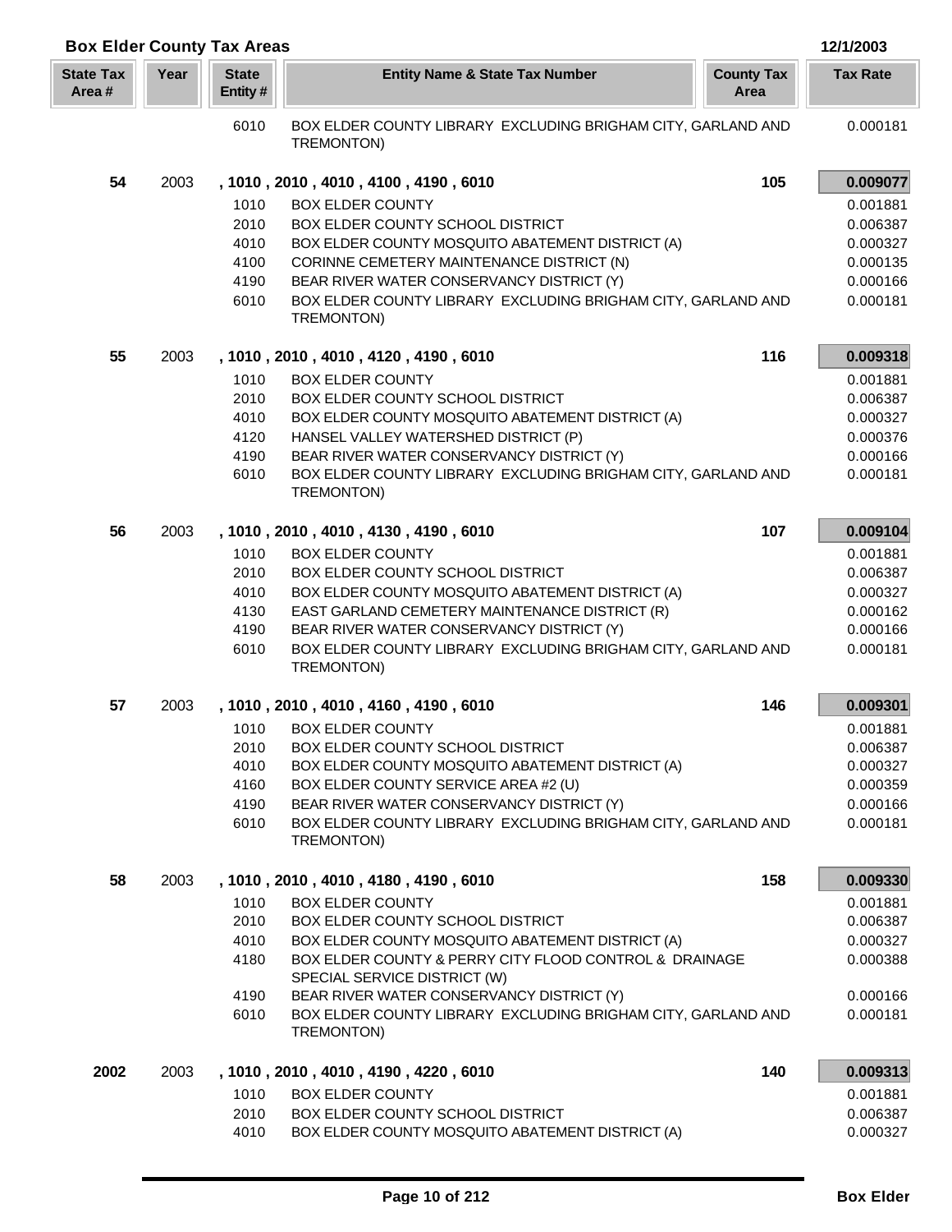## Box Elder County Tax Areas

12/1/2003

| State Tax Area # | Year | State Entity # | Entity Name & State Tax Number | County Tax Area | Tax Rate |
|---|---|---|---|---|---|
| | | 6010 | BOX ELDER COUNTY LIBRARY EXCLUDING BRIGHAM CITY, GARLAND AND TREMONTON) | | 0.000181 |
| **54** | 2003 | **, 1010 , 2010 , 4010 , 4100 , 4190 , 6010** | | **105** | **0.009077** |
| | | 1010 | BOX ELDER COUNTY | | 0.001881 |
| | | 2010 | BOX ELDER COUNTY SCHOOL DISTRICT | | 0.006387 |
| | | 4010 | BOX ELDER COUNTY MOSQUITO ABATEMENT DISTRICT (A) | | 0.000327 |
| | | 4100 | CORINNE CEMETERY MAINTENANCE DISTRICT (N) | | 0.000135 |
| | | 4190 | BEAR RIVER WATER CONSERVANCY DISTRICT (Y) | | 0.000166 |
| | | 6010 | BOX ELDER COUNTY LIBRARY EXCLUDING BRIGHAM CITY, GARLAND AND TREMONTON) | | 0.000181 |
| **55** | 2003 | **, 1010 , 2010 , 4010 , 4120 , 4190 , 6010** | | **116** | **0.009318** |
| | | 1010 | BOX ELDER COUNTY | | 0.001881 |
| | | 2010 | BOX ELDER COUNTY SCHOOL DISTRICT | | 0.006387 |
| | | 4010 | BOX ELDER COUNTY MOSQUITO ABATEMENT DISTRICT (A) | | 0.000327 |
| | | 4120 | HANSEL VALLEY WATERSHED DISTRICT (P) | | 0.000376 |
| | | 4190 | BEAR RIVER WATER CONSERVANCY DISTRICT (Y) | | 0.000166 |
| | | 6010 | BOX ELDER COUNTY LIBRARY EXCLUDING BRIGHAM CITY, GARLAND AND TREMONTON) | | 0.000181 |
| **56** | 2003 | **, 1010 , 2010 , 4010 , 4130 , 4190 , 6010** | | **107** | **0.009104** |
| | | 1010 | BOX ELDER COUNTY | | 0.001881 |
| | | 2010 | BOX ELDER COUNTY SCHOOL DISTRICT | | 0.006387 |
| | | 4010 | BOX ELDER COUNTY MOSQUITO ABATEMENT DISTRICT (A) | | 0.000327 |
| | | 4130 | EAST GARLAND CEMETERY MAINTENANCE DISTRICT (R) | | 0.000162 |
| | | 4190 | BEAR RIVER WATER CONSERVANCY DISTRICT (Y) | | 0.000166 |
| | | 6010 | BOX ELDER COUNTY LIBRARY EXCLUDING BRIGHAM CITY, GARLAND AND TREMONTON) | | 0.000181 |
| **57** | 2003 | **, 1010 , 2010 , 4010 , 4160 , 4190 , 6010** | | **146** | **0.009301** |
| | | 1010 | BOX ELDER COUNTY | | 0.001881 |
| | | 2010 | BOX ELDER COUNTY SCHOOL DISTRICT | | 0.006387 |
| | | 4010 | BOX ELDER COUNTY MOSQUITO ABATEMENT DISTRICT (A) | | 0.000327 |
| | | 4160 | BOX ELDER COUNTY SERVICE AREA #2 (U) | | 0.000359 |
| | | 4190 | BEAR RIVER WATER CONSERVANCY DISTRICT (Y) | | 0.000166 |
| | | 6010 | BOX ELDER COUNTY LIBRARY EXCLUDING BRIGHAM CITY, GARLAND AND TREMONTON) | | 0.000181 |
| **58** | 2003 | **, 1010 , 2010 , 4010 , 4180 , 4190 , 6010** | | **158** | **0.009330** |
| | | 1010 | BOX ELDER COUNTY | | 0.001881 |
| | | 2010 | BOX ELDER COUNTY SCHOOL DISTRICT | | 0.006387 |
| | | 4010 | BOX ELDER COUNTY MOSQUITO ABATEMENT DISTRICT (A) | | 0.000327 |
| | | 4180 | BOX ELDER COUNTY & PERRY CITY FLOOD CONTROL & DRAINAGE SPECIAL SERVICE DISTRICT (W) | | 0.000388 |
| | | 4190 | BEAR RIVER WATER CONSERVANCY DISTRICT (Y) | | 0.000166 |
| | | 6010 | BOX ELDER COUNTY LIBRARY EXCLUDING BRIGHAM CITY, GARLAND AND TREMONTON) | | 0.000181 |
| **2002** | 2003 | **, 1010 , 2010 , 4010 , 4190 , 4220 , 6010** | | **140** | **0.009313** |
| | | 1010 | BOX ELDER COUNTY | | 0.001881 |
| | | 2010 | BOX ELDER COUNTY SCHOOL DISTRICT | | 0.006387 |
| | | 4010 | BOX ELDER COUNTY MOSQUITO ABATEMENT DISTRICT (A) | | 0.000327 |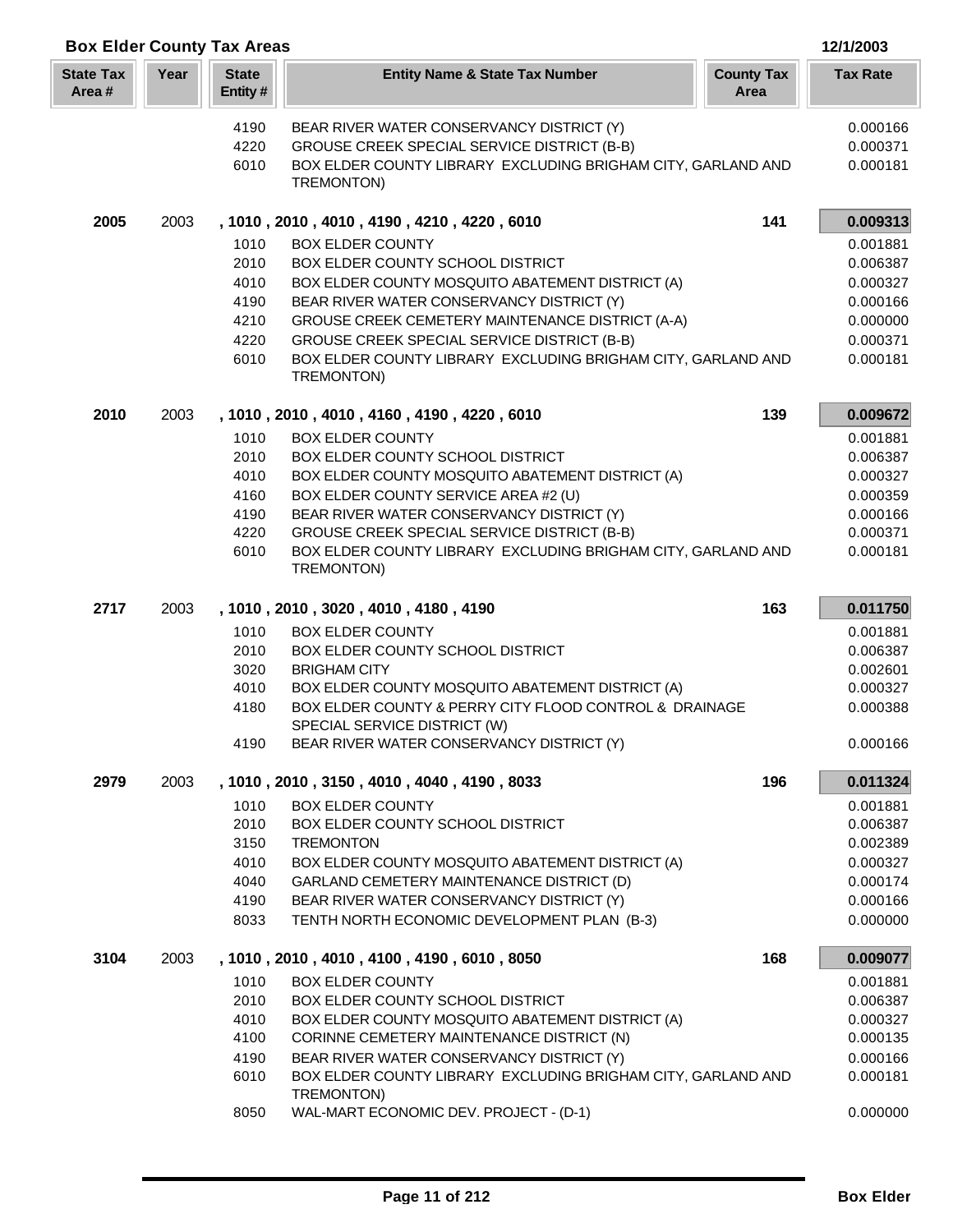## Box Elder County Tax Areas

12/1/2003

| State Tax Area # | Year | State Entity # | Entity Name & State Tax Number | County Tax Area | Tax Rate |
|---|---|---|---|---|---|
| | | 4190 | BEAR RIVER WATER CONSERVANCY DISTRICT (Y) | | 0.000166 |
| | | 4220 | GROUSE CREEK SPECIAL SERVICE DISTRICT (B-B) | | 0.000371 |
| | | 6010 | BOX ELDER COUNTY LIBRARY EXCLUDING BRIGHAM CITY, GARLAND AND TREMONTON) | | 0.000181 |
| **2005** | 2003 | **, 1010 , 2010 , 4010 , 4190 , 4210 , 4220 , 6010** | | **141** | **0.009313** |
| | | 1010 | BOX ELDER COUNTY | | 0.001881 |
| | | 2010 | BOX ELDER COUNTY SCHOOL DISTRICT | | 0.006387 |
| | | 4010 | BOX ELDER COUNTY MOSQUITO ABATEMENT DISTRICT (A) | | 0.000327 |
| | | 4190 | BEAR RIVER WATER CONSERVANCY DISTRICT (Y) | | 0.000166 |
| | | 4210 | GROUSE CREEK CEMETERY MAINTENANCE DISTRICT (A-A) | | 0.000000 |
| | | 4220 | GROUSE CREEK SPECIAL SERVICE DISTRICT (B-B) | | 0.000371 |
| | | 6010 | BOX ELDER COUNTY LIBRARY EXCLUDING BRIGHAM CITY, GARLAND AND TREMONTON) | | 0.000181 |
| **2010** | 2003 | **, 1010 , 2010 , 4010 , 4160 , 4190 , 4220 , 6010** | | **139** | **0.009672** |
| | | 1010 | BOX ELDER COUNTY | | 0.001881 |
| | | 2010 | BOX ELDER COUNTY SCHOOL DISTRICT | | 0.006387 |
| | | 4010 | BOX ELDER COUNTY MOSQUITO ABATEMENT DISTRICT (A) | | 0.000327 |
| | | 4160 | BOX ELDER COUNTY SERVICE AREA #2 (U) | | 0.000359 |
| | | 4190 | BEAR RIVER WATER CONSERVANCY DISTRICT (Y) | | 0.000166 |
| | | 4220 | GROUSE CREEK SPECIAL SERVICE DISTRICT (B-B) | | 0.000371 |
| | | 6010 | BOX ELDER COUNTY LIBRARY EXCLUDING BRIGHAM CITY, GARLAND AND TREMONTON) | | 0.000181 |
| **2717** | 2003 | **, 1010 , 2010 , 3020 , 4010 , 4180 , 4190** | | **163** | **0.011750** |
| | | 1010 | BOX ELDER COUNTY | | 0.001881 |
| | | 2010 | BOX ELDER COUNTY SCHOOL DISTRICT | | 0.006387 |
| | | 3020 | BRIGHAM CITY | | 0.002601 |
| | | 4010 | BOX ELDER COUNTY MOSQUITO ABATEMENT DISTRICT (A) | | 0.000327 |
| | | 4180 | BOX ELDER COUNTY & PERRY CITY FLOOD CONTROL & DRAINAGE SPECIAL SERVICE DISTRICT (W) | | 0.000388 |
| | | 4190 | BEAR RIVER WATER CONSERVANCY DISTRICT (Y) | | 0.000166 |
| **2979** | 2003 | **, 1010 , 2010 , 3150 , 4010 , 4040 , 4190 , 8033** | | **196** | **0.011324** |
| | | 1010 | BOX ELDER COUNTY | | 0.001881 |
| | | 2010 | BOX ELDER COUNTY SCHOOL DISTRICT | | 0.006387 |
| | | 3150 | TREMONTON | | 0.002389 |
| | | 4010 | BOX ELDER COUNTY MOSQUITO ABATEMENT DISTRICT (A) | | 0.000327 |
| | | 4040 | GARLAND CEMETERY MAINTENANCE DISTRICT (D) | | 0.000174 |
| | | 4190 | BEAR RIVER WATER CONSERVANCY DISTRICT (Y) | | 0.000166 |
| | | 8033 | TENTH NORTH ECONOMIC DEVELOPMENT PLAN (B-3) | | 0.000000 |
| **3104** | 2003 | **, 1010 , 2010 , 4010 , 4100 , 4190 , 6010 , 8050** | | **168** | **0.009077** |
| | | 1010 | BOX ELDER COUNTY | | 0.001881 |
| | | 2010 | BOX ELDER COUNTY SCHOOL DISTRICT | | 0.006387 |
| | | 4010 | BOX ELDER COUNTY MOSQUITO ABATEMENT DISTRICT (A) | | 0.000327 |
| | | 4100 | CORINNE CEMETERY MAINTENANCE DISTRICT (N) | | 0.000135 |
| | | 4190 | BEAR RIVER WATER CONSERVANCY DISTRICT (Y) | | 0.000166 |
| | | 6010 | BOX ELDER COUNTY LIBRARY EXCLUDING BRIGHAM CITY, GARLAND AND TREMONTON) | | 0.000181 |
| | | 8050 | WAL-MART ECONOMIC DEV. PROJECT - (D-1) | | 0.000000 |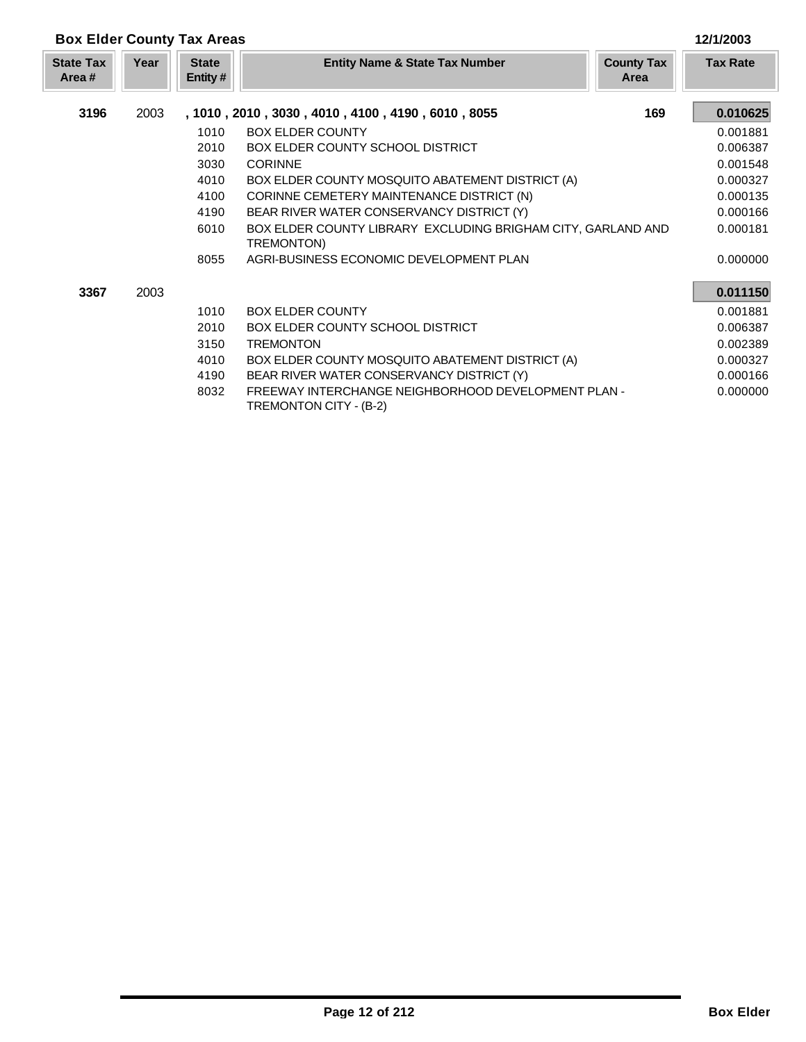## Box Elder County Tax Areas

12/1/2003

| State Tax Area # | Year | State Entity # | Entity Name & State Tax Number | County Tax Area | Tax Rate |
|---|---|---|---|---|---|
| **3196** | 2003 | | **, 1010 , 2010 , 3030 , 4010 , 4100 , 4190 , 6010 , 8055** | **169** | **0.010625** |
| | | 1010 | BOX ELDER COUNTY | | 0.001881 |
| | | 2010 | BOX ELDER COUNTY SCHOOL DISTRICT | | 0.006387 |
| | | 3030 | CORINNE | | 0.001548 |
| | | 4010 | BOX ELDER COUNTY MOSQUITO ABATEMENT DISTRICT (A) | | 0.000327 |
| | | 4100 | CORINNE CEMETERY MAINTENANCE DISTRICT (N) | | 0.000135 |
| | | 4190 | BEAR RIVER WATER CONSERVANCY DISTRICT (Y) | | 0.000166 |
| | | 6010 | BOX ELDER COUNTY LIBRARY EXCLUDING BRIGHAM CITY, GARLAND AND TREMONTON) | | 0.000181 |
| | | 8055 | AGRI-BUSINESS ECONOMIC DEVELOPMENT PLAN | | 0.000000 |
| **3367** | 2003 | | | | **0.011150** |
| | | 1010 | BOX ELDER COUNTY | | 0.001881 |
| | | 2010 | BOX ELDER COUNTY SCHOOL DISTRICT | | 0.006387 |
| | | 3150 | TREMONTON | | 0.002389 |
| | | 4010 | BOX ELDER COUNTY MOSQUITO ABATEMENT DISTRICT (A) | | 0.000327 |
| | | 4190 | BEAR RIVER WATER CONSERVANCY DISTRICT (Y) | | 0.000166 |
| | | 8032 | FREEWAY INTERCHANGE NEIGHBORHOOD DEVELOPMENT PLAN - TREMONTON CITY - (B-2) | | 0.000000 |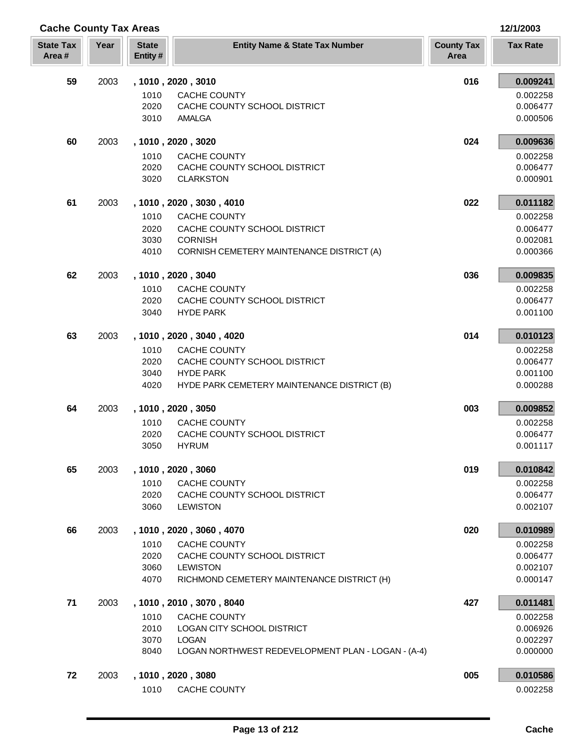## Cache County Tax Areas

12/1/2003

| State Tax Area # | Year | State Entity # | Entity Name & State Tax Number | County Tax Area | Tax Rate |
|---|---|---|---|---|---|
| **59** | 2003 | **, 1010 , 2020 , 3010** | | **016** | **0.009241** |
| | | 1010 | CACHE COUNTY | | 0.002258 |
| | | 2020 | CACHE COUNTY SCHOOL DISTRICT | | 0.006477 |
| | | 3010 | AMALGA | | 0.000506 |
| **60** | 2003 | **, 1010 , 2020 , 3020** | | **024** | **0.009636** |
| | | 1010 | CACHE COUNTY | | 0.002258 |
| | | 2020 | CACHE COUNTY SCHOOL DISTRICT | | 0.006477 |
| | | 3020 | CLARKSTON | | 0.000901 |
| **61** | 2003 | **, 1010 , 2020 , 3030 , 4010** | | **022** | **0.011182** |
| | | 1010 | CACHE COUNTY | | 0.002258 |
| | | 2020 | CACHE COUNTY SCHOOL DISTRICT | | 0.006477 |
| | | 3030 | CORNISH | | 0.002081 |
| | | 4010 | CORNISH CEMETERY MAINTENANCE DISTRICT (A) | | 0.000366 |
| **62** | 2003 | **, 1010 , 2020 , 3040** | | **036** | **0.009835** |
| | | 1010 | CACHE COUNTY | | 0.002258 |
| | | 2020 | CACHE COUNTY SCHOOL DISTRICT | | 0.006477 |
| | | 3040 | HYDE PARK | | 0.001100 |
| **63** | 2003 | **, 1010 , 2020 , 3040 , 4020** | | **014** | **0.010123** |
| | | 1010 | CACHE COUNTY | | 0.002258 |
| | | 2020 | CACHE COUNTY SCHOOL DISTRICT | | 0.006477 |
| | | 3040 | HYDE PARK | | 0.001100 |
| | | 4020 | HYDE PARK CEMETERY MAINTENANCE DISTRICT (B) | | 0.000288 |
| **64** | 2003 | **, 1010 , 2020 , 3050** | | **003** | **0.009852** |
| | | 1010 | CACHE COUNTY | | 0.002258 |
| | | 2020 | CACHE COUNTY SCHOOL DISTRICT | | 0.006477 |
| | | 3050 | HYRUM | | 0.001117 |
| **65** | 2003 | **, 1010 , 2020 , 3060** | | **019** | **0.010842** |
| | | 1010 | CACHE COUNTY | | 0.002258 |
| | | 2020 | CACHE COUNTY SCHOOL DISTRICT | | 0.006477 |
| | | 3060 | LEWISTON | | 0.002107 |
| **66** | 2003 | **, 1010 , 2020 , 3060 , 4070** | | **020** | **0.010989** |
| | | 1010 | CACHE COUNTY | | 0.002258 |
| | | 2020 | CACHE COUNTY SCHOOL DISTRICT | | 0.006477 |
| | | 3060 | LEWISTON | | 0.002107 |
| | | 4070 | RICHMOND CEMETERY MAINTENANCE DISTRICT (H) | | 0.000147 |
| **71** | 2003 | **, 1010 , 2010 , 3070 , 8040** | | **427** | **0.011481** |
| | | 1010 | CACHE COUNTY | | 0.002258 |
| | | 2010 | LOGAN CITY SCHOOL DISTRICT | | 0.006926 |
| | | 3070 | LOGAN | | 0.002297 |
| | | 8040 | LOGAN NORTHWEST REDEVELOPMENT PLAN - LOGAN - (A-4) | | 0.000000 |
| **72** | 2003 | **, 1010 , 2020 , 3080** | | **005** | **0.010586** |
| | | 1010 | CACHE COUNTY | | 0.002258 |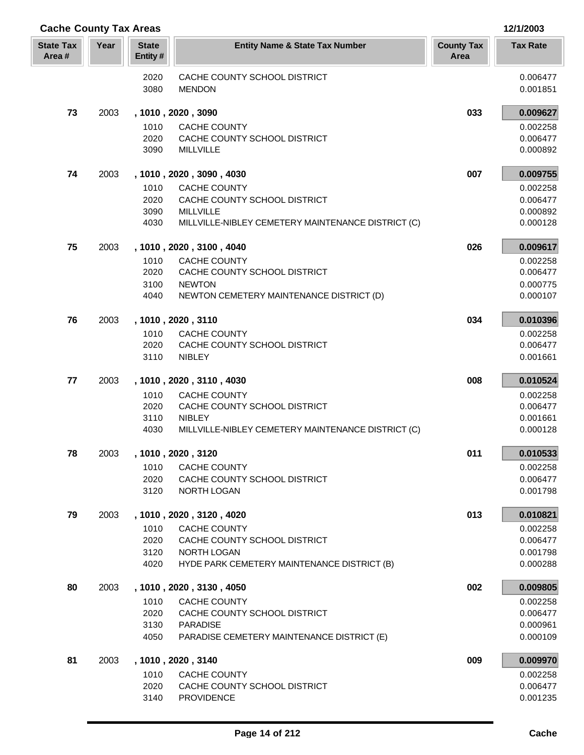## Cache County Tax Areas

12/1/2003

| State Tax Area # | Year | State Entity # | Entity Name & State Tax Number | County Tax Area | Tax Rate |
|---|---|---|---|---|---|
| | | 2020 | CACHE COUNTY SCHOOL DISTRICT | | 0.006477 |
| | | 3080 | MENDON | | 0.001851 |
| **73** | 2003 | **, 1010 , 2020 , 3090** | | **033** | **0.009627** |
| | | 1010 | CACHE COUNTY | | 0.002258 |
| | | 2020 | CACHE COUNTY SCHOOL DISTRICT | | 0.006477 |
| | | 3090 | MILLVILLE | | 0.000892 |
| **74** | 2003 | **, 1010 , 2020 , 3090 , 4030** | | **007** | **0.009755** |
| | | 1010 | CACHE COUNTY | | 0.002258 |
| | | 2020 | CACHE COUNTY SCHOOL DISTRICT | | 0.006477 |
| | | 3090 | MILLVILLE | | 0.000892 |
| | | 4030 | MILLVILLE-NIBLEY CEMETERY MAINTENANCE DISTRICT (C) | | 0.000128 |
| **75** | 2003 | **, 1010 , 2020 , 3100 , 4040** | | **026** | **0.009617** |
| | | 1010 | CACHE COUNTY | | 0.002258 |
| | | 2020 | CACHE COUNTY SCHOOL DISTRICT | | 0.006477 |
| | | 3100 | NEWTON | | 0.000775 |
| | | 4040 | NEWTON CEMETERY MAINTENANCE DISTRICT (D) | | 0.000107 |
| **76** | 2003 | **, 1010 , 2020 , 3110** | | **034** | **0.010396** |
| | | 1010 | CACHE COUNTY | | 0.002258 |
| | | 2020 | CACHE COUNTY SCHOOL DISTRICT | | 0.006477 |
| | | 3110 | NIBLEY | | 0.001661 |
| **77** | 2003 | **, 1010 , 2020 , 3110 , 4030** | | **008** | **0.010524** |
| | | 1010 | CACHE COUNTY | | 0.002258 |
| | | 2020 | CACHE COUNTY SCHOOL DISTRICT | | 0.006477 |
| | | 3110 | NIBLEY | | 0.001661 |
| | | 4030 | MILLVILLE-NIBLEY CEMETERY MAINTENANCE DISTRICT (C) | | 0.000128 |
| **78** | 2003 | **, 1010 , 2020 , 3120** | | **011** | **0.010533** |
| | | 1010 | CACHE COUNTY | | 0.002258 |
| | | 2020 | CACHE COUNTY SCHOOL DISTRICT | | 0.006477 |
| | | 3120 | NORTH LOGAN | | 0.001798 |
| **79** | 2003 | **, 1010 , 2020 , 3120 , 4020** | | **013** | **0.010821** |
| | | 1010 | CACHE COUNTY | | 0.002258 |
| | | 2020 | CACHE COUNTY SCHOOL DISTRICT | | 0.006477 |
| | | 3120 | NORTH LOGAN | | 0.001798 |
| | | 4020 | HYDE PARK CEMETERY MAINTENANCE DISTRICT (B) | | 0.000288 |
| **80** | 2003 | **, 1010 , 2020 , 3130 , 4050** | | **002** | **0.009805** |
| | | 1010 | CACHE COUNTY | | 0.002258 |
| | | 2020 | CACHE COUNTY SCHOOL DISTRICT | | 0.006477 |
| | | 3130 | PARADISE | | 0.000961 |
| | | 4050 | PARADISE CEMETERY MAINTENANCE DISTRICT (E) | | 0.000109 |
| **81** | 2003 | **, 1010 , 2020 , 3140** | | **009** | **0.009970** |
| | | 1010 | CACHE COUNTY | | 0.002258 |
| | | 2020 | CACHE COUNTY SCHOOL DISTRICT | | 0.006477 |
| | | 3140 | PROVIDENCE | | 0.001235 |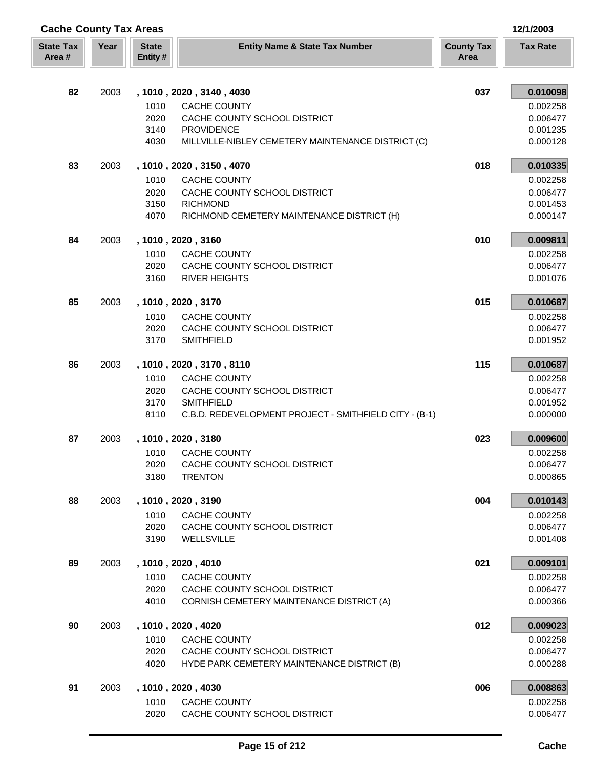## Cache County Tax Areas

12/1/2003

| State Tax Area # | Year | State Entity # | Entity Name & State Tax Number | County Tax Area | Tax Rate |
|---|---|---|---|---|---|
| 82 | 2003 | , 1010 , 2020 , 3140 , 4030 | | 037 | **0.010098** |
| | | 1010 | CACHE COUNTY | | 0.002258 |
| | | 2020 | CACHE COUNTY SCHOOL DISTRICT | | 0.006477 |
| | | 3140 | PROVIDENCE | | 0.001235 |
| | | 4030 | MILLVILLE-NIBLEY CEMETERY MAINTENANCE DISTRICT (C) | | 0.000128 |
| 83 | 2003 | , 1010 , 2020 , 3150 , 4070 | | 018 | **0.010335** |
| | | 1010 | CACHE COUNTY | | 0.002258 |
| | | 2020 | CACHE COUNTY SCHOOL DISTRICT | | 0.006477 |
| | | 3150 | RICHMOND | | 0.001453 |
| | | 4070 | RICHMOND CEMETERY MAINTENANCE DISTRICT (H) | | 0.000147 |
| 84 | 2003 | , 1010 , 2020 , 3160 | | 010 | **0.009811** |
| | | 1010 | CACHE COUNTY | | 0.002258 |
| | | 2020 | CACHE COUNTY SCHOOL DISTRICT | | 0.006477 |
| | | 3160 | RIVER HEIGHTS | | 0.001076 |
| 85 | 2003 | , 1010 , 2020 , 3170 | | 015 | **0.010687** |
| | | 1010 | CACHE COUNTY | | 0.002258 |
| | | 2020 | CACHE COUNTY SCHOOL DISTRICT | | 0.006477 |
| | | 3170 | SMITHFIELD | | 0.001952 |
| 86 | 2003 | , 1010 , 2020 , 3170 , 8110 | | 115 | **0.010687** |
| | | 1010 | CACHE COUNTY | | 0.002258 |
| | | 2020 | CACHE COUNTY SCHOOL DISTRICT | | 0.006477 |
| | | 3170 | SMITHFIELD | | 0.001952 |
| | | 8110 | C.B.D. REDEVELOPMENT PROJECT - SMITHFIELD CITY - (B-1) | | 0.000000 |
| 87 | 2003 | , 1010 , 2020 , 3180 | | 023 | **0.009600** |
| | | 1010 | CACHE COUNTY | | 0.002258 |
| | | 2020 | CACHE COUNTY SCHOOL DISTRICT | | 0.006477 |
| | | 3180 | TRENTON | | 0.000865 |
| 88 | 2003 | , 1010 , 2020 , 3190 | | 004 | **0.010143** |
| | | 1010 | CACHE COUNTY | | 0.002258 |
| | | 2020 | CACHE COUNTY SCHOOL DISTRICT | | 0.006477 |
| | | 3190 | WELLSVILLE | | 0.001408 |
| 89 | 2003 | , 1010 , 2020 , 4010 | | 021 | **0.009101** |
| | | 1010 | CACHE COUNTY | | 0.002258 |
| | | 2020 | CACHE COUNTY SCHOOL DISTRICT | | 0.006477 |
| | | 4010 | CORNISH CEMETERY MAINTENANCE DISTRICT (A) | | 0.000366 |
| 90 | 2003 | , 1010 , 2020 , 4020 | | 012 | **0.009023** |
| | | 1010 | CACHE COUNTY | | 0.002258 |
| | | 2020 | CACHE COUNTY SCHOOL DISTRICT | | 0.006477 |
| | | 4020 | HYDE PARK CEMETERY MAINTENANCE DISTRICT (B) | | 0.000288 |
| 91 | 2003 | , 1010 , 2020 , 4030 | | 006 | **0.008863** |
| | | 1010 | CACHE COUNTY | | 0.002258 |
| | | 2020 | CACHE COUNTY SCHOOL DISTRICT | | 0.006477 |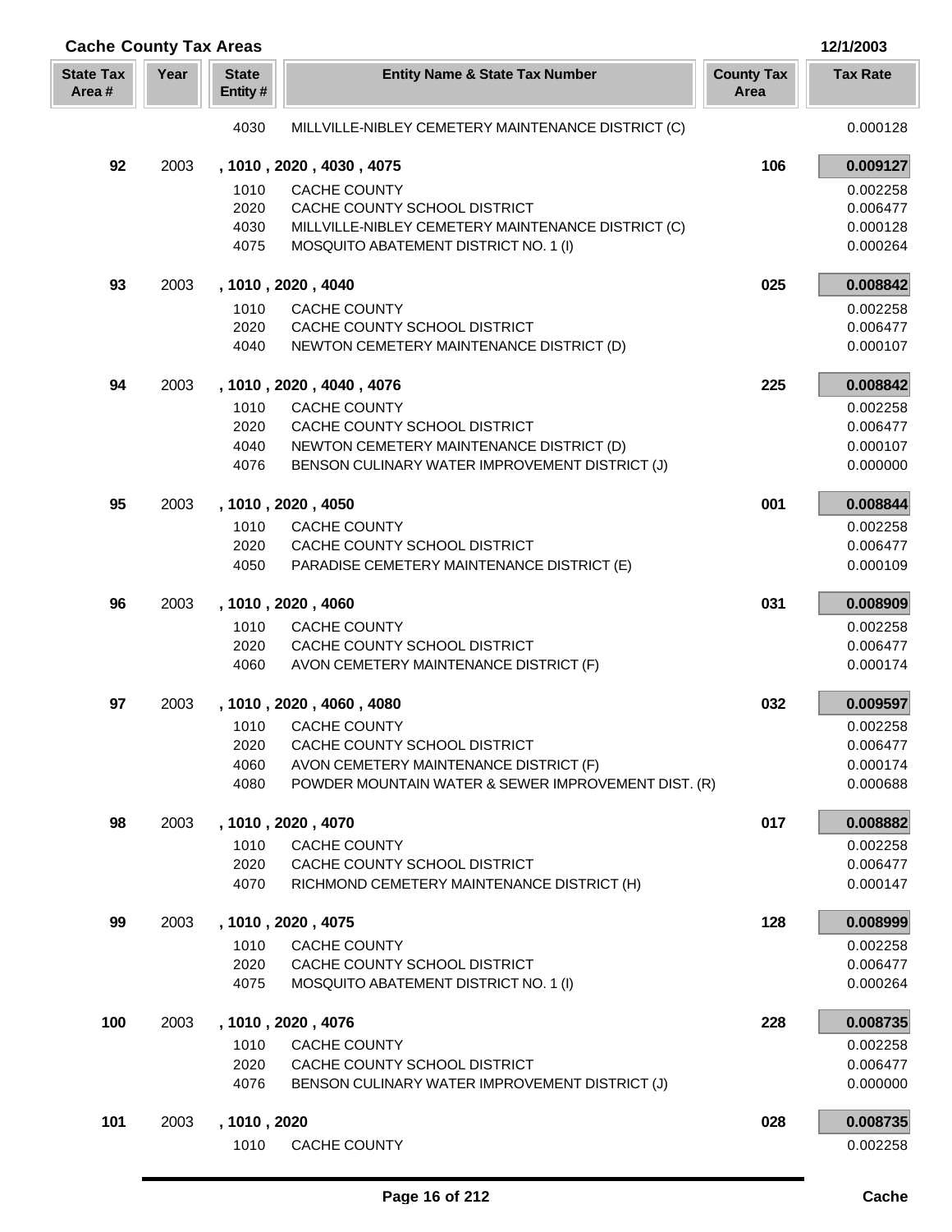## Cache County Tax Areas

12/1/2003

| State Tax Area # | Year | State Entity # | Entity Name & State Tax Number | County Tax Area | Tax Rate |
|---|---|---|---|---|---|
| | | 4030 | MILLVILLE-NIBLEY CEMETERY MAINTENANCE DISTRICT (C) | | 0.000128 |
| **92** | 2003 | **, 1010 , 2020 , 4030 , 4075** | | **106** | **0.009127** |
| | | 1010 | CACHE COUNTY | | 0.002258 |
| | | 2020 | CACHE COUNTY SCHOOL DISTRICT | | 0.006477 |
| | | 4030 | MILLVILLE-NIBLEY CEMETERY MAINTENANCE DISTRICT (C) | | 0.000128 |
| | | 4075 | MOSQUITO ABATEMENT DISTRICT NO. 1 (I) | | 0.000264 |
| **93** | 2003 | **, 1010 , 2020 , 4040** | | **025** | **0.008842** |
| | | 1010 | CACHE COUNTY | | 0.002258 |
| | | 2020 | CACHE COUNTY SCHOOL DISTRICT | | 0.006477 |
| | | 4040 | NEWTON CEMETERY MAINTENANCE DISTRICT (D) | | 0.000107 |
| **94** | 2003 | **, 1010 , 2020 , 4040 , 4076** | | **225** | **0.008842** |
| | | 1010 | CACHE COUNTY | | 0.002258 |
| | | 2020 | CACHE COUNTY SCHOOL DISTRICT | | 0.006477 |
| | | 4040 | NEWTON CEMETERY MAINTENANCE DISTRICT (D) | | 0.000107 |
| | | 4076 | BENSON CULINARY WATER IMPROVEMENT DISTRICT (J) | | 0.000000 |
| **95** | 2003 | **, 1010 , 2020 , 4050** | | **001** | **0.008844** |
| | | 1010 | CACHE COUNTY | | 0.002258 |
| | | 2020 | CACHE COUNTY SCHOOL DISTRICT | | 0.006477 |
| | | 4050 | PARADISE CEMETERY MAINTENANCE DISTRICT (E) | | 0.000109 |
| **96** | 2003 | **, 1010 , 2020 , 4060** | | **031** | **0.008909** |
| | | 1010 | CACHE COUNTY | | 0.002258 |
| | | 2020 | CACHE COUNTY SCHOOL DISTRICT | | 0.006477 |
| | | 4060 | AVON CEMETERY MAINTENANCE DISTRICT (F) | | 0.000174 |
| **97** | 2003 | **, 1010 , 2020 , 4060 , 4080** | | **032** | **0.009597** |
| | | 1010 | CACHE COUNTY | | 0.002258 |
| | | 2020 | CACHE COUNTY SCHOOL DISTRICT | | 0.006477 |
| | | 4060 | AVON CEMETERY MAINTENANCE DISTRICT (F) | | 0.000174 |
| | | 4080 | POWDER MOUNTAIN WATER & SEWER IMPROVEMENT DIST. (R) | | 0.000688 |
| **98** | 2003 | **, 1010 , 2020 , 4070** | | **017** | **0.008882** |
| | | 1010 | CACHE COUNTY | | 0.002258 |
| | | 2020 | CACHE COUNTY SCHOOL DISTRICT | | 0.006477 |
| | | 4070 | RICHMOND CEMETERY MAINTENANCE DISTRICT (H) | | 0.000147 |
| **99** | 2003 | **, 1010 , 2020 , 4075** | | **128** | **0.008999** |
| | | 1010 | CACHE COUNTY | | 0.002258 |
| | | 2020 | CACHE COUNTY SCHOOL DISTRICT | | 0.006477 |
| | | 4075 | MOSQUITO ABATEMENT DISTRICT NO. 1 (I) | | 0.000264 |
| **100** | 2003 | **, 1010 , 2020 , 4076** | | **228** | **0.008735** |
| | | 1010 | CACHE COUNTY | | 0.002258 |
| | | 2020 | CACHE COUNTY SCHOOL DISTRICT | | 0.006477 |
| | | 4076 | BENSON CULINARY WATER IMPROVEMENT DISTRICT (J) | | 0.000000 |
| **101** | 2003 | **, 1010 , 2020** | | **028** | **0.008735** |
| | | 1010 | CACHE COUNTY | | 0.002258 |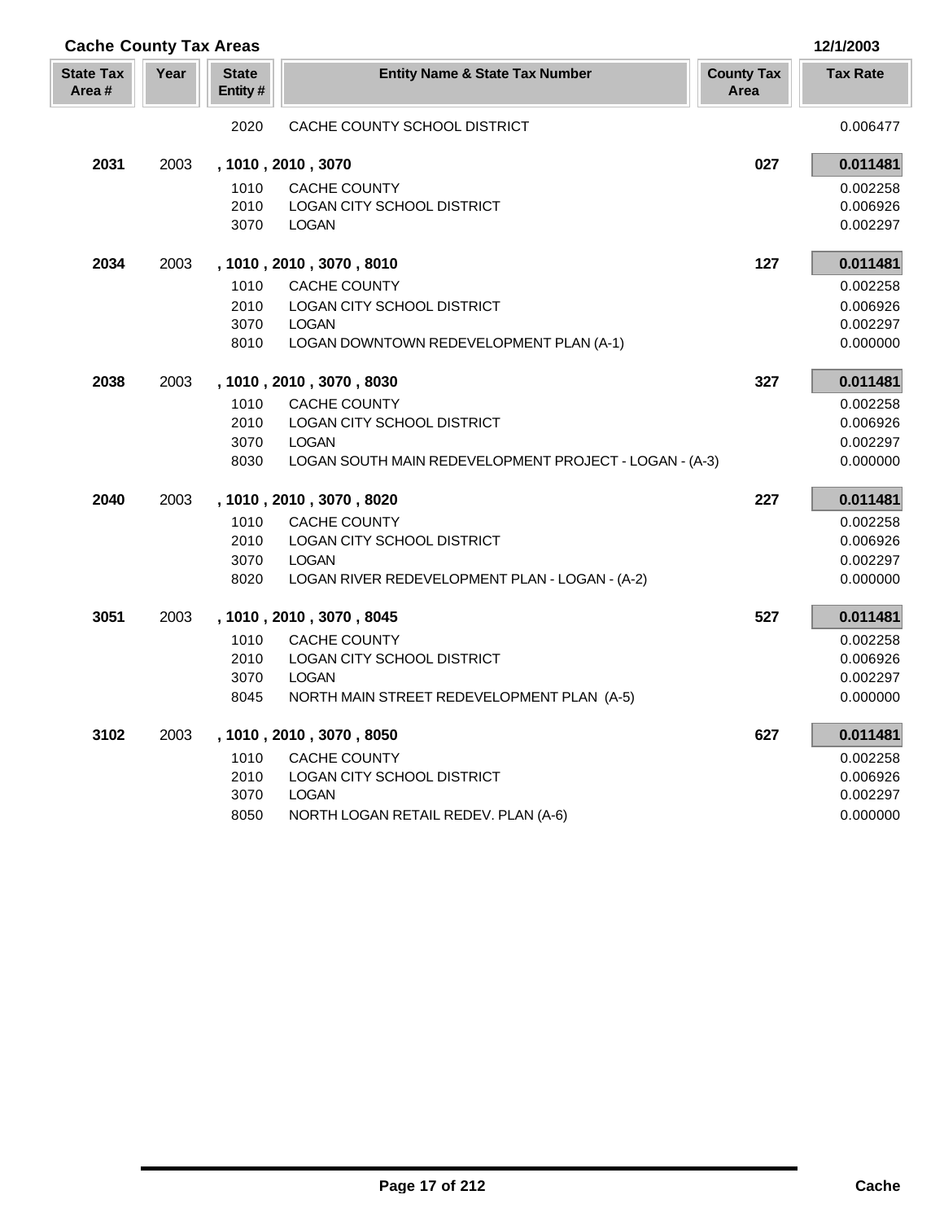## Cache County Tax Areas

12/1/2003

| State Tax Area # | Year | State Entity # | Entity Name & State Tax Number | County Tax Area | Tax Rate |
|---|---|---|---|---|---|
| | | 2020 | CACHE COUNTY SCHOOL DISTRICT | | 0.006477 |
| **2031** | 2003 | **, 1010 , 2010 , 3070** | | **027** | **0.011481** |
| | | 1010 | CACHE COUNTY | | 0.002258 |
| | | 2010 | LOGAN CITY SCHOOL DISTRICT | | 0.006926 |
| | | 3070 | LOGAN | | 0.002297 |
| **2034** | 2003 | **, 1010 , 2010 , 3070 , 8010** | | **127** | **0.011481** |
| | | 1010 | CACHE COUNTY | | 0.002258 |
| | | 2010 | LOGAN CITY SCHOOL DISTRICT | | 0.006926 |
| | | 3070 | LOGAN | | 0.002297 |
| | | 8010 | LOGAN DOWNTOWN REDEVELOPMENT PLAN (A-1) | | 0.000000 |
| **2038** | 2003 | **, 1010 , 2010 , 3070 , 8030** | | **327** | **0.011481** |
| | | 1010 | CACHE COUNTY | | 0.002258 |
| | | 2010 | LOGAN CITY SCHOOL DISTRICT | | 0.006926 |
| | | 3070 | LOGAN | | 0.002297 |
| | | 8030 | LOGAN SOUTH MAIN REDEVELOPMENT PROJECT - LOGAN - (A-3) | | 0.000000 |
| **2040** | 2003 | **, 1010 , 2010 , 3070 , 8020** | | **227** | **0.011481** |
| | | 1010 | CACHE COUNTY | | 0.002258 |
| | | 2010 | LOGAN CITY SCHOOL DISTRICT | | 0.006926 |
| | | 3070 | LOGAN | | 0.002297 |
| | | 8020 | LOGAN RIVER REDEVELOPMENT PLAN - LOGAN - (A-2) | | 0.000000 |
| **3051** | 2003 | **, 1010 , 2010 , 3070 , 8045** | | **527** | **0.011481** |
| | | 1010 | CACHE COUNTY | | 0.002258 |
| | | 2010 | LOGAN CITY SCHOOL DISTRICT | | 0.006926 |
| | | 3070 | LOGAN | | 0.002297 |
| | | 8045 | NORTH MAIN STREET REDEVELOPMENT PLAN (A-5) | | 0.000000 |
| **3102** | 2003 | **, 1010 , 2010 , 3070 , 8050** | | **627** | **0.011481** |
| | | 1010 | CACHE COUNTY | | 0.002258 |
| | | 2010 | LOGAN CITY SCHOOL DISTRICT | | 0.006926 |
| | | 3070 | LOGAN | | 0.002297 |
| | | 8050 | NORTH LOGAN RETAIL REDEV. PLAN (A-6) | | 0.000000 |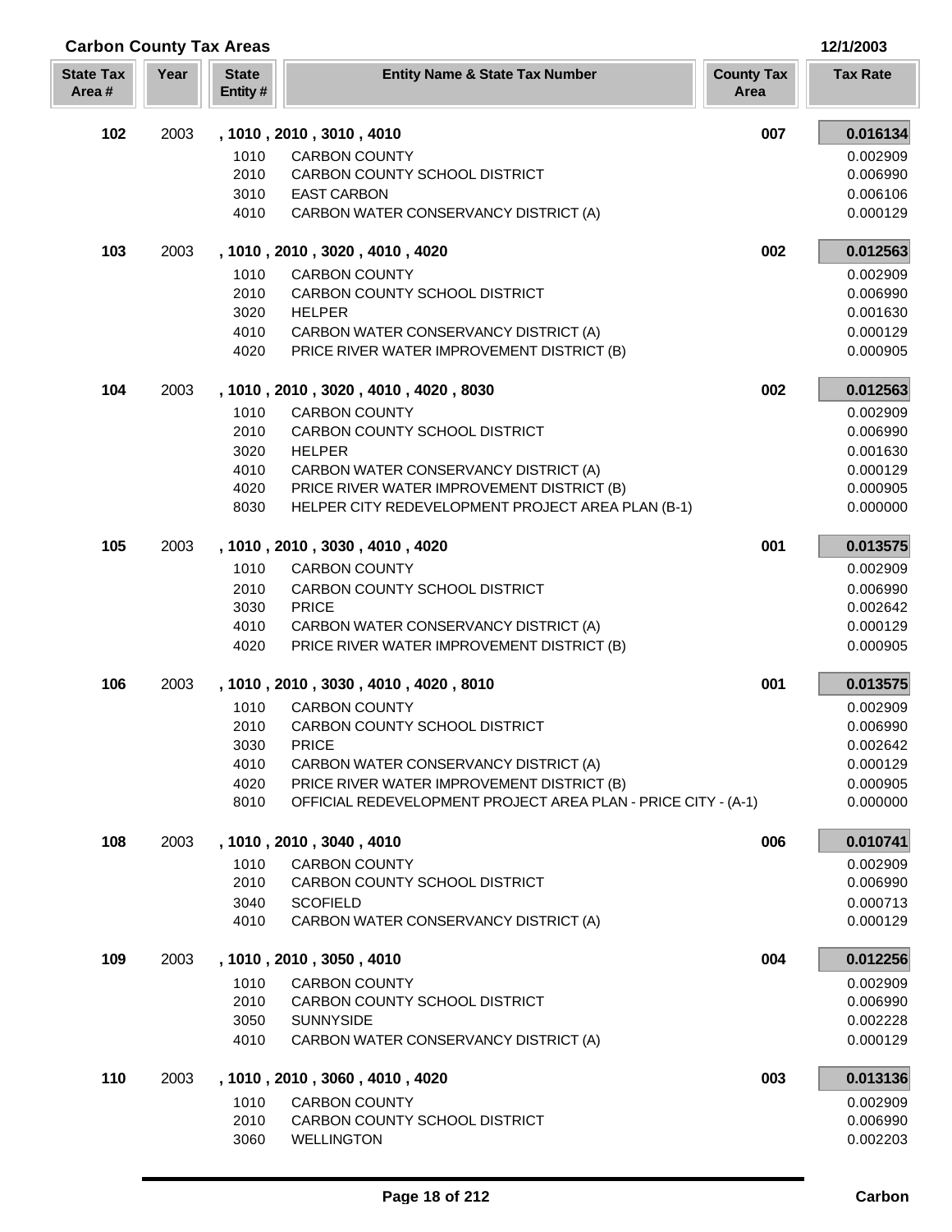## Carbon County Tax Areas

12/1/2003

| State Tax Area # | Year | State Entity # | Entity Name & State Tax Number | County Tax Area | Tax Rate |
|---|---|---|---|---|---|
| **102** | 2003 | **, 1010 , 2010 , 3010 , 4010** | | **007** | **0.016134** |
| | | 1010 | CARBON COUNTY | | 0.002909 |
| | | 2010 | CARBON COUNTY SCHOOL DISTRICT | | 0.006990 |
| | | 3010 | EAST CARBON | | 0.006106 |
| | | 4010 | CARBON WATER CONSERVANCY DISTRICT (A) | | 0.000129 |
| **103** | 2003 | **, 1010 , 2010 , 3020 , 4010 , 4020** | | **002** | **0.012563** |
| | | 1010 | CARBON COUNTY | | 0.002909 |
| | | 2010 | CARBON COUNTY SCHOOL DISTRICT | | 0.006990 |
| | | 3020 | HELPER | | 0.001630 |
| | | 4010 | CARBON WATER CONSERVANCY DISTRICT (A) | | 0.000129 |
| | | 4020 | PRICE RIVER WATER IMPROVEMENT DISTRICT (B) | | 0.000905 |
| **104** | 2003 | **, 1010 , 2010 , 3020 , 4010 , 4020 , 8030** | | **002** | **0.012563** |
| | | 1010 | CARBON COUNTY | | 0.002909 |
| | | 2010 | CARBON COUNTY SCHOOL DISTRICT | | 0.006990 |
| | | 3020 | HELPER | | 0.001630 |
| | | 4010 | CARBON WATER CONSERVANCY DISTRICT (A) | | 0.000129 |
| | | 4020 | PRICE RIVER WATER IMPROVEMENT DISTRICT (B) | | 0.000905 |
| | | 8030 | HELPER CITY REDEVELOPMENT PROJECT AREA PLAN (B-1) | | 0.000000 |
| **105** | 2003 | **, 1010 , 2010 , 3030 , 4010 , 4020** | | **001** | **0.013575** |
| | | 1010 | CARBON COUNTY | | 0.002909 |
| | | 2010 | CARBON COUNTY SCHOOL DISTRICT | | 0.006990 |
| | | 3030 | PRICE | | 0.002642 |
| | | 4010 | CARBON WATER CONSERVANCY DISTRICT (A) | | 0.000129 |
| | | 4020 | PRICE RIVER WATER IMPROVEMENT DISTRICT (B) | | 0.000905 |
| **106** | 2003 | **, 1010 , 2010 , 3030 , 4010 , 4020 , 8010** | | **001** | **0.013575** |
| | | 1010 | CARBON COUNTY | | 0.002909 |
| | | 2010 | CARBON COUNTY SCHOOL DISTRICT | | 0.006990 |
| | | 3030 | PRICE | | 0.002642 |
| | | 4010 | CARBON WATER CONSERVANCY DISTRICT (A) | | 0.000129 |
| | | 4020 | PRICE RIVER WATER IMPROVEMENT DISTRICT (B) | | 0.000905 |
| | | 8010 | OFFICIAL REDEVELOPMENT PROJECT AREA PLAN - PRICE CITY - (A-1) | | 0.000000 |
| **108** | 2003 | **, 1010 , 2010 , 3040 , 4010** | | **006** | **0.010741** |
| | | 1010 | CARBON COUNTY | | 0.002909 |
| | | 2010 | CARBON COUNTY SCHOOL DISTRICT | | 0.006990 |
| | | 3040 | SCOFIELD | | 0.000713 |
| | | 4010 | CARBON WATER CONSERVANCY DISTRICT (A) | | 0.000129 |
| **109** | 2003 | **, 1010 , 2010 , 3050 , 4010** | | **004** | **0.012256** |
| | | 1010 | CARBON COUNTY | | 0.002909 |
| | | 2010 | CARBON COUNTY SCHOOL DISTRICT | | 0.006990 |
| | | 3050 | SUNNYSIDE | | 0.002228 |
| | | 4010 | CARBON WATER CONSERVANCY DISTRICT (A) | | 0.000129 |
| **110** | 2003 | **, 1010 , 2010 , 3060 , 4010 , 4020** | | **003** | **0.013136** |
| | | 1010 | CARBON COUNTY | | 0.002909 |
| | | 2010 | CARBON COUNTY SCHOOL DISTRICT | | 0.006990 |
| | | 3060 | WELLINGTON | | 0.002203 |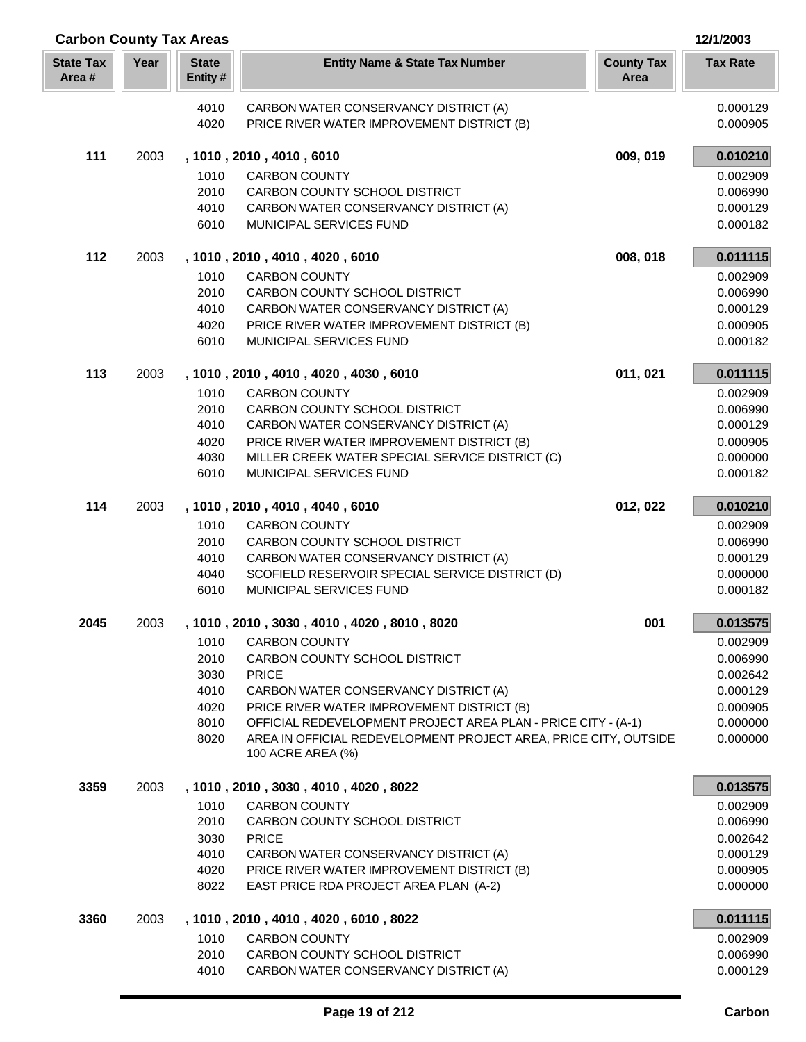## Carbon County Tax Areas

12/1/2003

| State Tax Area # | Year | State Entity # | Entity Name & State Tax Number | County Tax Area | Tax Rate |
|---|---|---|---|---|---|
| | | 4010 | CARBON WATER CONSERVANCY DISTRICT (A) | | 0.000129 |
| | | 4020 | PRICE RIVER WATER IMPROVEMENT DISTRICT (B) | | 0.000905 |
| **111** | 2003 | **, 1010 , 2010 , 4010 , 6010** | | **009, 019** | **0.010210** |
| | | 1010 | CARBON COUNTY | | 0.002909 |
| | | 2010 | CARBON COUNTY SCHOOL DISTRICT | | 0.006990 |
| | | 4010 | CARBON WATER CONSERVANCY DISTRICT (A) | | 0.000129 |
| | | 6010 | MUNICIPAL SERVICES FUND | | 0.000182 |
| **112** | 2003 | **, 1010 , 2010 , 4010 , 4020 , 6010** | | **008, 018** | **0.011115** |
| | | 1010 | CARBON COUNTY | | 0.002909 |
| | | 2010 | CARBON COUNTY SCHOOL DISTRICT | | 0.006990 |
| | | 4010 | CARBON WATER CONSERVANCY DISTRICT (A) | | 0.000129 |
| | | 4020 | PRICE RIVER WATER IMPROVEMENT DISTRICT (B) | | 0.000905 |
| | | 6010 | MUNICIPAL SERVICES FUND | | 0.000182 |
| **113** | 2003 | **, 1010 , 2010 , 4010 , 4020 , 4030 , 6010** | | **011, 021** | **0.011115** |
| | | 1010 | CARBON COUNTY | | 0.002909 |
| | | 2010 | CARBON COUNTY SCHOOL DISTRICT | | 0.006990 |
| | | 4010 | CARBON WATER CONSERVANCY DISTRICT (A) | | 0.000129 |
| | | 4020 | PRICE RIVER WATER IMPROVEMENT DISTRICT (B) | | 0.000905 |
| | | 4030 | MILLER CREEK WATER SPECIAL SERVICE DISTRICT (C) | | 0.000000 |
| | | 6010 | MUNICIPAL SERVICES FUND | | 0.000182 |
| **114** | 2003 | **, 1010 , 2010 , 4010 , 4040 , 6010** | | **012, 022** | **0.010210** |
| | | 1010 | CARBON COUNTY | | 0.002909 |
| | | 2010 | CARBON COUNTY SCHOOL DISTRICT | | 0.006990 |
| | | 4010 | CARBON WATER CONSERVANCY DISTRICT (A) | | 0.000129 |
| | | 4040 | SCOFIELD RESERVOIR SPECIAL SERVICE DISTRICT (D) | | 0.000000 |
| | | 6010 | MUNICIPAL SERVICES FUND | | 0.000182 |
| **2045** | 2003 | **, 1010 , 2010 , 3030 , 4010 , 4020 , 8010 , 8020** | | **001** | **0.013575** |
| | | 1010 | CARBON COUNTY | | 0.002909 |
| | | 2010 | CARBON COUNTY SCHOOL DISTRICT | | 0.006990 |
| | | 3030 | PRICE | | 0.002642 |
| | | 4010 | CARBON WATER CONSERVANCY DISTRICT (A) | | 0.000129 |
| | | 4020 | PRICE RIVER WATER IMPROVEMENT DISTRICT (B) | | 0.000905 |
| | | 8010 | OFFICIAL REDEVELOPMENT PROJECT AREA PLAN - PRICE CITY - (A-1) | | 0.000000 |
| | | 8020 | AREA IN OFFICIAL REDEVELOPMENT PROJECT AREA, PRICE CITY, OUTSIDE 100 ACRE AREA (%) | | 0.000000 |
| **3359** | 2003 | **, 1010 , 2010 , 3030 , 4010 , 4020 , 8022** | | | **0.013575** |
| | | 1010 | CARBON COUNTY | | 0.002909 |
| | | 2010 | CARBON COUNTY SCHOOL DISTRICT | | 0.006990 |
| | | 3030 | PRICE | | 0.002642 |
| | | 4010 | CARBON WATER CONSERVANCY DISTRICT (A) | | 0.000129 |
| | | 4020 | PRICE RIVER WATER IMPROVEMENT DISTRICT (B) | | 0.000905 |
| | | 8022 | EAST PRICE RDA PROJECT AREA PLAN (A-2) | | 0.000000 |
| **3360** | 2003 | **, 1010 , 2010 , 4010 , 4020 , 6010 , 8022** | | | **0.011115** |
| | | 1010 | CARBON COUNTY | | 0.002909 |
| | | 2010 | CARBON COUNTY SCHOOL DISTRICT | | 0.006990 |
| | | 4010 | CARBON WATER CONSERVANCY DISTRICT (A) | | 0.000129 |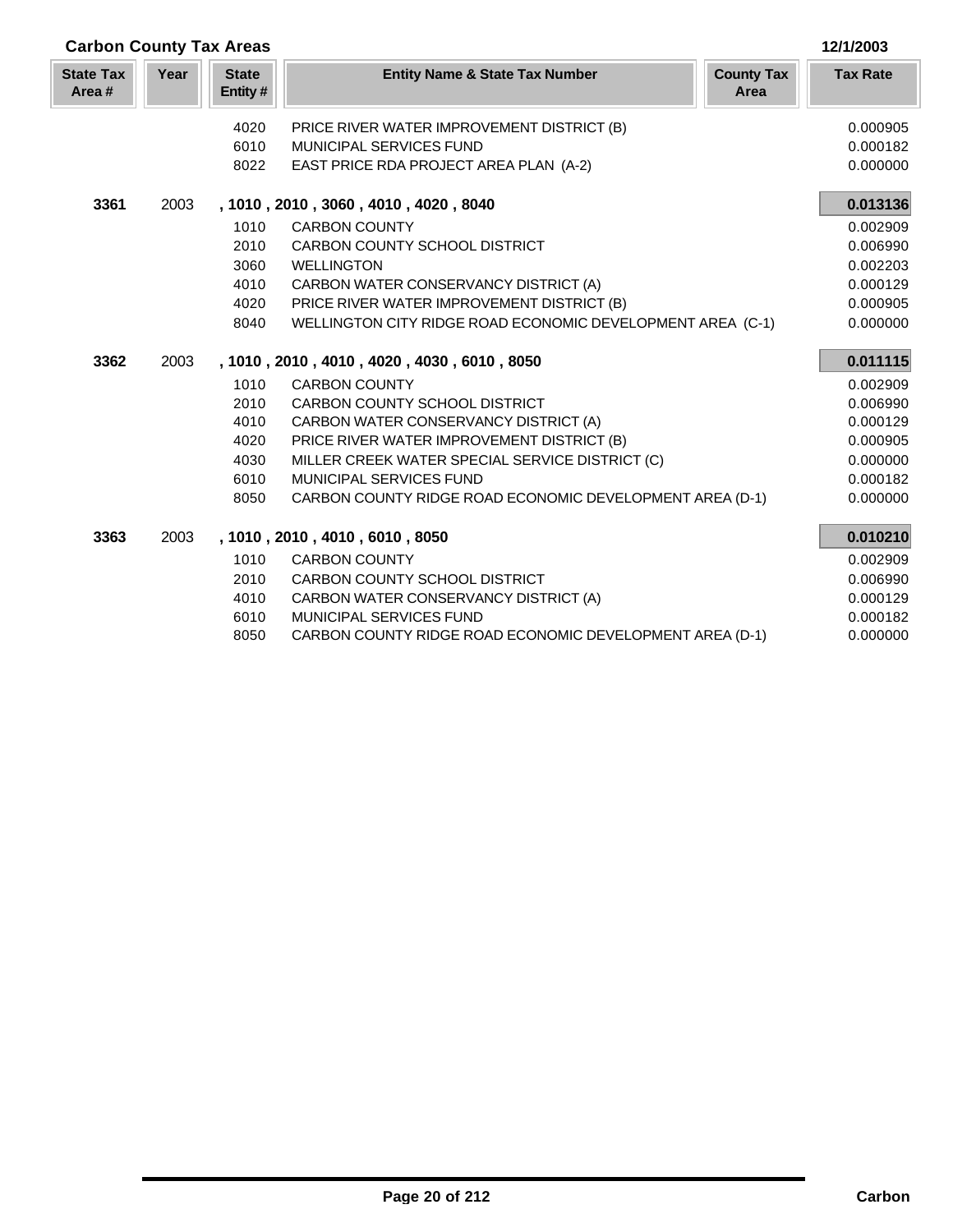## Carbon County Tax Areas

12/1/2003

| State Tax Area # | Year | State Entity # | Entity Name & State Tax Number | County Tax Area | Tax Rate |
|---|---|---|---|---|---|
| | | 4020 | PRICE RIVER WATER IMPROVEMENT DISTRICT (B) | | 0.000905 |
| | | 6010 | MUNICIPAL SERVICES FUND | | 0.000182 |
| | | 8022 | EAST PRICE RDA PROJECT AREA PLAN (A-2) | | 0.000000 |
| **3361** | 2003 | | **, 1010 , 2010 , 3060 , 4010 , 4020 , 8040** | | **0.013136** |
| | | 1010 | CARBON COUNTY | | 0.002909 |
| | | 2010 | CARBON COUNTY SCHOOL DISTRICT | | 0.006990 |
| | | 3060 | WELLINGTON | | 0.002203 |
| | | 4010 | CARBON WATER CONSERVANCY DISTRICT (A) | | 0.000129 |
| | | 4020 | PRICE RIVER WATER IMPROVEMENT DISTRICT (B) | | 0.000905 |
| | | 8040 | WELLINGTON CITY RIDGE ROAD ECONOMIC DEVELOPMENT AREA (C-1) | | 0.000000 |
| **3362** | 2003 | | **, 1010 , 2010 , 4010 , 4020 , 4030 , 6010 , 8050** | | **0.011115** |
| | | 1010 | CARBON COUNTY | | 0.002909 |
| | | 2010 | CARBON COUNTY SCHOOL DISTRICT | | 0.006990 |
| | | 4010 | CARBON WATER CONSERVANCY DISTRICT (A) | | 0.000129 |
| | | 4020 | PRICE RIVER WATER IMPROVEMENT DISTRICT (B) | | 0.000905 |
| | | 4030 | MILLER CREEK WATER SPECIAL SERVICE DISTRICT (C) | | 0.000000 |
| | | 6010 | MUNICIPAL SERVICES FUND | | 0.000182 |
| | | 8050 | CARBON COUNTY RIDGE ROAD ECONOMIC DEVELOPMENT AREA (D-1) | | 0.000000 |
| **3363** | 2003 | | **, 1010 , 2010 , 4010 , 6010 , 8050** | | **0.010210** |
| | | 1010 | CARBON COUNTY | | 0.002909 |
| | | 2010 | CARBON COUNTY SCHOOL DISTRICT | | 0.006990 |
| | | 4010 | CARBON WATER CONSERVANCY DISTRICT (A) | | 0.000129 |
| | | 6010 | MUNICIPAL SERVICES FUND | | 0.000182 |
| | | 8050 | CARBON COUNTY RIDGE ROAD ECONOMIC DEVELOPMENT AREA (D-1) | | 0.000000 |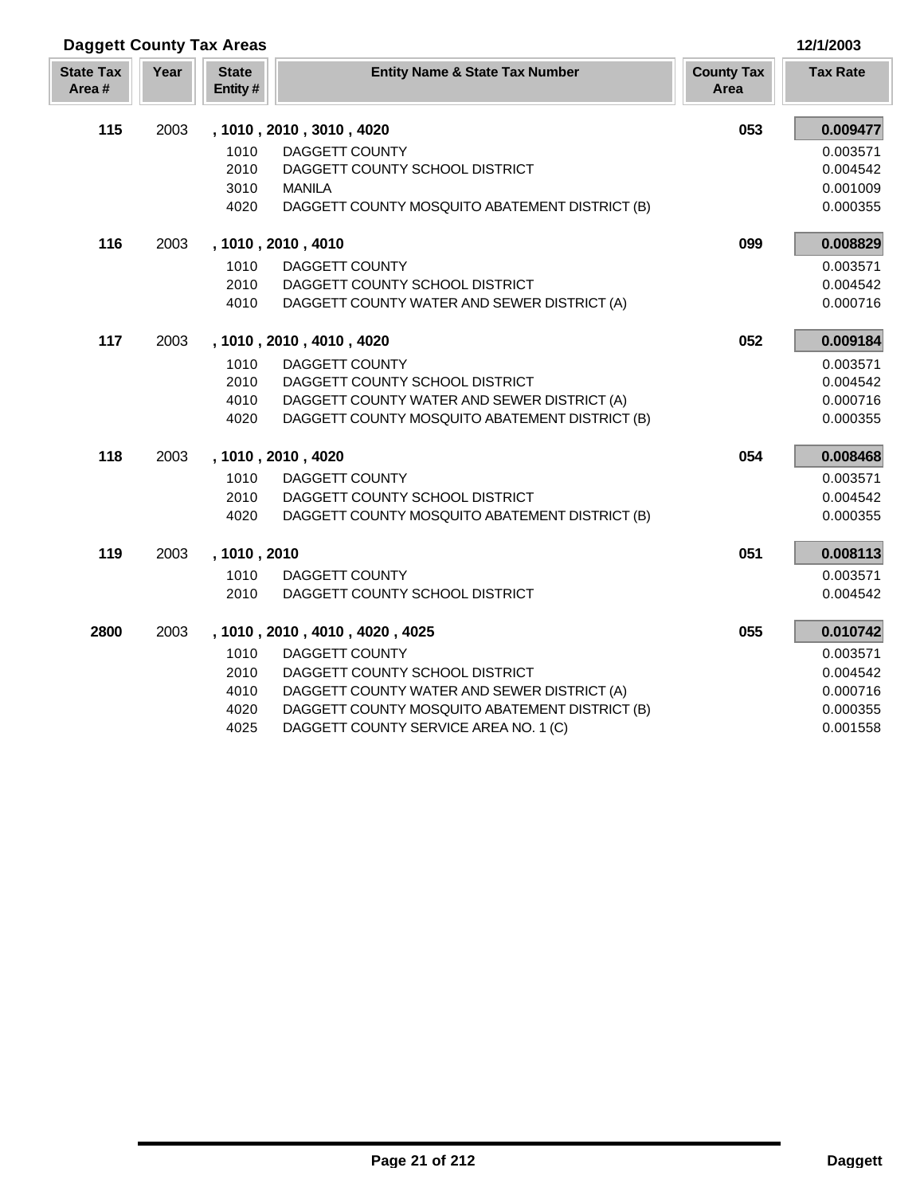## Daggett County Tax Areas

12/1/2003

| State Tax Area # | Year | State Entity # | Entity Name & State Tax Number | County Tax Area | Tax Rate |
|---|---|---|---|---|---|
| **115** | 2003 | **, 1010 , 2010 , 3010 , 4020** | | **053** | **0.009477** |
| | | 1010 | DAGGETT COUNTY | | 0.003571 |
| | | 2010 | DAGGETT COUNTY SCHOOL DISTRICT | | 0.004542 |
| | | 3010 | MANILA | | 0.001009 |
| | | 4020 | DAGGETT COUNTY MOSQUITO ABATEMENT DISTRICT (B) | | 0.000355 |
| **116** | 2003 | **, 1010 , 2010 , 4010** | | **099** | **0.008829** |
| | | 1010 | DAGGETT COUNTY | | 0.003571 |
| | | 2010 | DAGGETT COUNTY SCHOOL DISTRICT | | 0.004542 |
| | | 4010 | DAGGETT COUNTY WATER AND SEWER DISTRICT (A) | | 0.000716 |
| **117** | 2003 | **, 1010 , 2010 , 4010 , 4020** | | **052** | **0.009184** |
| | | 1010 | DAGGETT COUNTY | | 0.003571 |
| | | 2010 | DAGGETT COUNTY SCHOOL DISTRICT | | 0.004542 |
| | | 4010 | DAGGETT COUNTY WATER AND SEWER DISTRICT (A) | | 0.000716 |
| | | 4020 | DAGGETT COUNTY MOSQUITO ABATEMENT DISTRICT (B) | | 0.000355 |
| **118** | 2003 | **, 1010 , 2010 , 4020** | | **054** | **0.008468** |
| | | 1010 | DAGGETT COUNTY | | 0.003571 |
| | | 2010 | DAGGETT COUNTY SCHOOL DISTRICT | | 0.004542 |
| | | 4020 | DAGGETT COUNTY MOSQUITO ABATEMENT DISTRICT (B) | | 0.000355 |
| **119** | 2003 | **, 1010 , 2010** | | **051** | **0.008113** |
| | | 1010 | DAGGETT COUNTY | | 0.003571 |
| | | 2010 | DAGGETT COUNTY SCHOOL DISTRICT | | 0.004542 |
| **2800** | 2003 | **, 1010 , 2010 , 4010 , 4020 , 4025** | | **055** | **0.010742** |
| | | 1010 | DAGGETT COUNTY | | 0.003571 |
| | | 2010 | DAGGETT COUNTY SCHOOL DISTRICT | | 0.004542 |
| | | 4010 | DAGGETT COUNTY WATER AND SEWER DISTRICT (A) | | 0.000716 |
| | | 4020 | DAGGETT COUNTY MOSQUITO ABATEMENT DISTRICT (B) | | 0.000355 |
| | | 4025 | DAGGETT COUNTY SERVICE AREA NO. 1 (C) | | 0.001558 |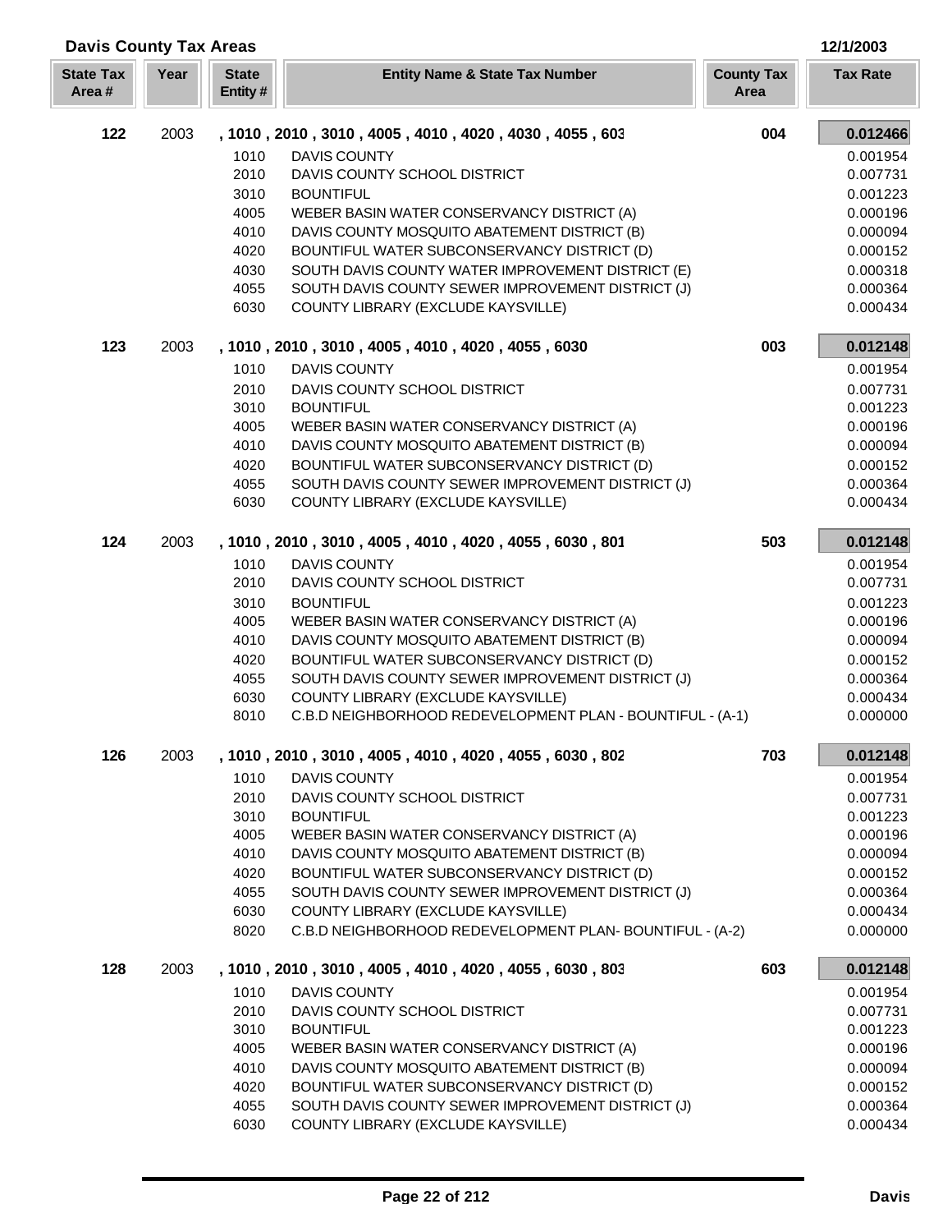## Davis County Tax Areas

12/1/2003

| State Tax Area # | Year | State Entity # | Entity Name & State Tax Number | County Tax Area | Tax Rate |
|---|---|---|---|---|---|
| 122 | 2003 | | , 1010 , 2010 , 3010 , 4005 , 4010 , 4020 , 4030 , 4055 , 603 | 004 | **0.012466** |
| | | 1010 | DAVIS COUNTY | | 0.001954 |
| | | 2010 | DAVIS COUNTY SCHOOL DISTRICT | | 0.007731 |
| | | 3010 | BOUNTIFUL | | 0.001223 |
| | | 4005 | WEBER BASIN WATER CONSERVANCY DISTRICT (A) | | 0.000196 |
| | | 4010 | DAVIS COUNTY MOSQUITO ABATEMENT DISTRICT (B) | | 0.000094 |
| | | 4020 | BOUNTIFUL WATER SUBCONSERVANCY DISTRICT (D) | | 0.000152 |
| | | 4030 | SOUTH DAVIS COUNTY WATER IMPROVEMENT DISTRICT (E) | | 0.000318 |
| | | 4055 | SOUTH DAVIS COUNTY SEWER IMPROVEMENT DISTRICT (J) | | 0.000364 |
| | | 6030 | COUNTY LIBRARY (EXCLUDE KAYSVILLE) | | 0.000434 |
| 123 | 2003 | | , 1010 , 2010 , 3010 , 4005 , 4010 , 4020 , 4055 , 6030 | 003 | **0.012148** |
| | | 1010 | DAVIS COUNTY | | 0.001954 |
| | | 2010 | DAVIS COUNTY SCHOOL DISTRICT | | 0.007731 |
| | | 3010 | BOUNTIFUL | | 0.001223 |
| | | 4005 | WEBER BASIN WATER CONSERVANCY DISTRICT (A) | | 0.000196 |
| | | 4010 | DAVIS COUNTY MOSQUITO ABATEMENT DISTRICT (B) | | 0.000094 |
| | | 4020 | BOUNTIFUL WATER SUBCONSERVANCY DISTRICT (D) | | 0.000152 |
| | | 4055 | SOUTH DAVIS COUNTY SEWER IMPROVEMENT DISTRICT (J) | | 0.000364 |
| | | 6030 | COUNTY LIBRARY (EXCLUDE KAYSVILLE) | | 0.000434 |
| 124 | 2003 | | , 1010 , 2010 , 3010 , 4005 , 4010 , 4020 , 4055 , 6030 , 801 | 503 | **0.012148** |
| | | 1010 | DAVIS COUNTY | | 0.001954 |
| | | 2010 | DAVIS COUNTY SCHOOL DISTRICT | | 0.007731 |
| | | 3010 | BOUNTIFUL | | 0.001223 |
| | | 4005 | WEBER BASIN WATER CONSERVANCY DISTRICT (A) | | 0.000196 |
| | | 4010 | DAVIS COUNTY MOSQUITO ABATEMENT DISTRICT (B) | | 0.000094 |
| | | 4020 | BOUNTIFUL WATER SUBCONSERVANCY DISTRICT (D) | | 0.000152 |
| | | 4055 | SOUTH DAVIS COUNTY SEWER IMPROVEMENT DISTRICT (J) | | 0.000364 |
| | | 6030 | COUNTY LIBRARY (EXCLUDE KAYSVILLE) | | 0.000434 |
| | | 8010 | C.B.D NEIGHBORHOOD REDEVELOPMENT PLAN - BOUNTIFUL - (A-1) | | 0.000000 |
| 126 | 2003 | | , 1010 , 2010 , 3010 , 4005 , 4010 , 4020 , 4055 , 6030 , 802 | 703 | **0.012148** |
| | | 1010 | DAVIS COUNTY | | 0.001954 |
| | | 2010 | DAVIS COUNTY SCHOOL DISTRICT | | 0.007731 |
| | | 3010 | BOUNTIFUL | | 0.001223 |
| | | 4005 | WEBER BASIN WATER CONSERVANCY DISTRICT (A) | | 0.000196 |
| | | 4010 | DAVIS COUNTY MOSQUITO ABATEMENT DISTRICT (B) | | 0.000094 |
| | | 4020 | BOUNTIFUL WATER SUBCONSERVANCY DISTRICT (D) | | 0.000152 |
| | | 4055 | SOUTH DAVIS COUNTY SEWER IMPROVEMENT DISTRICT (J) | | 0.000364 |
| | | 6030 | COUNTY LIBRARY (EXCLUDE KAYSVILLE) | | 0.000434 |
| | | 8020 | C.B.D NEIGHBORHOOD REDEVELOPMENT PLAN- BOUNTIFUL - (A-2) | | 0.000000 |
| 128 | 2003 | | , 1010 , 2010 , 3010 , 4005 , 4010 , 4020 , 4055 , 6030 , 803 | 603 | **0.012148** |
| | | 1010 | DAVIS COUNTY | | 0.001954 |
| | | 2010 | DAVIS COUNTY SCHOOL DISTRICT | | 0.007731 |
| | | 3010 | BOUNTIFUL | | 0.001223 |
| | | 4005 | WEBER BASIN WATER CONSERVANCY DISTRICT (A) | | 0.000196 |
| | | 4010 | DAVIS COUNTY MOSQUITO ABATEMENT DISTRICT (B) | | 0.000094 |
| | | 4020 | BOUNTIFUL WATER SUBCONSERVANCY DISTRICT (D) | | 0.000152 |
| | | 4055 | SOUTH DAVIS COUNTY SEWER IMPROVEMENT DISTRICT (J) | | 0.000364 |
| | | 6030 | COUNTY LIBRARY (EXCLUDE KAYSVILLE) | | 0.000434 |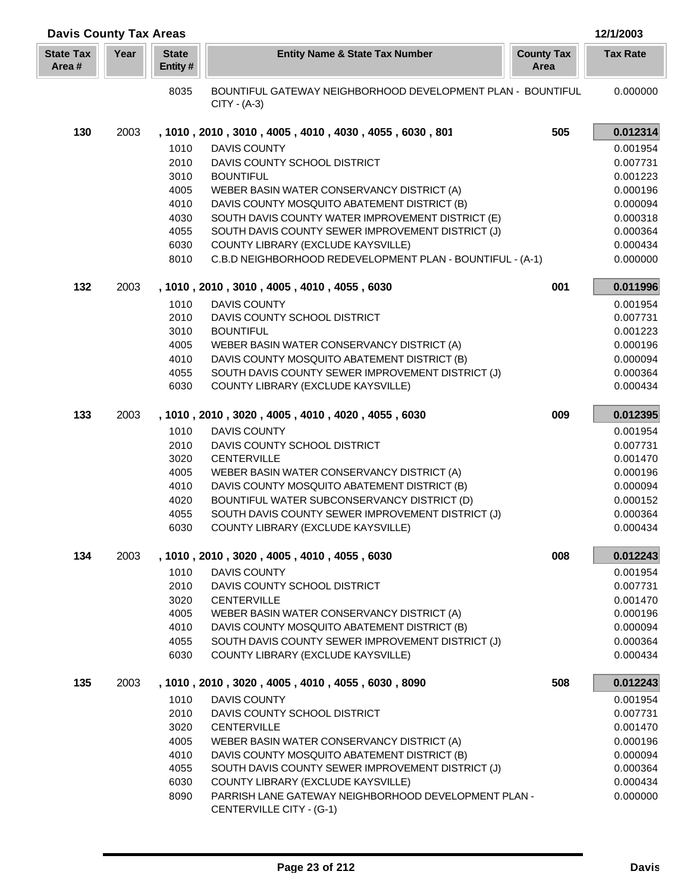## Davis County Tax Areas

12/1/2003

| State Tax Area # | Year | State Entity # | Entity Name & State Tax Number | County Tax Area | Tax Rate |
|---|---|---|---|---|---|
| | | 8035 | BOUNTIFUL GATEWAY NEIGHBORHOOD DEVELOPMENT PLAN - BOUNTIFUL CITY - (A-3) | | 0.000000 |
| **130** | 2003 | | **, 1010 , 2010 , 3010 , 4005 , 4010 , 4030 , 4055 , 6030 , 801** | **505** | **0.012314** |
| | | 1010 | DAVIS COUNTY | | 0.001954 |
| | | 2010 | DAVIS COUNTY SCHOOL DISTRICT | | 0.007731 |
| | | 3010 | BOUNTIFUL | | 0.001223 |
| | | 4005 | WEBER BASIN WATER CONSERVANCY DISTRICT (A) | | 0.000196 |
| | | 4010 | DAVIS COUNTY MOSQUITO ABATEMENT DISTRICT (B) | | 0.000094 |
| | | 4030 | SOUTH DAVIS COUNTY WATER IMPROVEMENT DISTRICT (E) | | 0.000318 |
| | | 4055 | SOUTH DAVIS COUNTY SEWER IMPROVEMENT DISTRICT (J) | | 0.000364 |
| | | 6030 | COUNTY LIBRARY (EXCLUDE KAYSVILLE) | | 0.000434 |
| | | 8010 | C.B.D NEIGHBORHOOD REDEVELOPMENT PLAN - BOUNTIFUL - (A-1) | | 0.000000 |
| **132** | 2003 | | **, 1010 , 2010 , 3010 , 4005 , 4010 , 4055 , 6030** | **001** | **0.011996** |
| | | 1010 | DAVIS COUNTY | | 0.001954 |
| | | 2010 | DAVIS COUNTY SCHOOL DISTRICT | | 0.007731 |
| | | 3010 | BOUNTIFUL | | 0.001223 |
| | | 4005 | WEBER BASIN WATER CONSERVANCY DISTRICT (A) | | 0.000196 |
| | | 4010 | DAVIS COUNTY MOSQUITO ABATEMENT DISTRICT (B) | | 0.000094 |
| | | 4055 | SOUTH DAVIS COUNTY SEWER IMPROVEMENT DISTRICT (J) | | 0.000364 |
| | | 6030 | COUNTY LIBRARY (EXCLUDE KAYSVILLE) | | 0.000434 |
| **133** | 2003 | | **, 1010 , 2010 , 3020 , 4005 , 4010 , 4020 , 4055 , 6030** | **009** | **0.012395** |
| | | 1010 | DAVIS COUNTY | | 0.001954 |
| | | 2010 | DAVIS COUNTY SCHOOL DISTRICT | | 0.007731 |
| | | 3020 | CENTERVILLE | | 0.001470 |
| | | 4005 | WEBER BASIN WATER CONSERVANCY DISTRICT (A) | | 0.000196 |
| | | 4010 | DAVIS COUNTY MOSQUITO ABATEMENT DISTRICT (B) | | 0.000094 |
| | | 4020 | BOUNTIFUL WATER SUBCONSERVANCY DISTRICT (D) | | 0.000152 |
| | | 4055 | SOUTH DAVIS COUNTY SEWER IMPROVEMENT DISTRICT (J) | | 0.000364 |
| | | 6030 | COUNTY LIBRARY (EXCLUDE KAYSVILLE) | | 0.000434 |
| **134** | 2003 | | **, 1010 , 2010 , 3020 , 4005 , 4010 , 4055 , 6030** | **008** | **0.012243** |
| | | 1010 | DAVIS COUNTY | | 0.001954 |
| | | 2010 | DAVIS COUNTY SCHOOL DISTRICT | | 0.007731 |
| | | 3020 | CENTERVILLE | | 0.001470 |
| | | 4005 | WEBER BASIN WATER CONSERVANCY DISTRICT (A) | | 0.000196 |
| | | 4010 | DAVIS COUNTY MOSQUITO ABATEMENT DISTRICT (B) | | 0.000094 |
| | | 4055 | SOUTH DAVIS COUNTY SEWER IMPROVEMENT DISTRICT (J) | | 0.000364 |
| | | 6030 | COUNTY LIBRARY (EXCLUDE KAYSVILLE) | | 0.000434 |
| **135** | 2003 | | **, 1010 , 2010 , 3020 , 4005 , 4010 , 4055 , 6030 , 8090** | **508** | **0.012243** |
| | | 1010 | DAVIS COUNTY | | 0.001954 |
| | | 2010 | DAVIS COUNTY SCHOOL DISTRICT | | 0.007731 |
| | | 3020 | CENTERVILLE | | 0.001470 |
| | | 4005 | WEBER BASIN WATER CONSERVANCY DISTRICT (A) | | 0.000196 |
| | | 4010 | DAVIS COUNTY MOSQUITO ABATEMENT DISTRICT (B) | | 0.000094 |
| | | 4055 | SOUTH DAVIS COUNTY SEWER IMPROVEMENT DISTRICT (J) | | 0.000364 |
| | | 6030 | COUNTY LIBRARY (EXCLUDE KAYSVILLE) | | 0.000434 |
| | | 8090 | PARRISH LANE GATEWAY NEIGHBORHOOD DEVELOPMENT PLAN - CENTERVILLE CITY - (G-1) | | 0.000000 |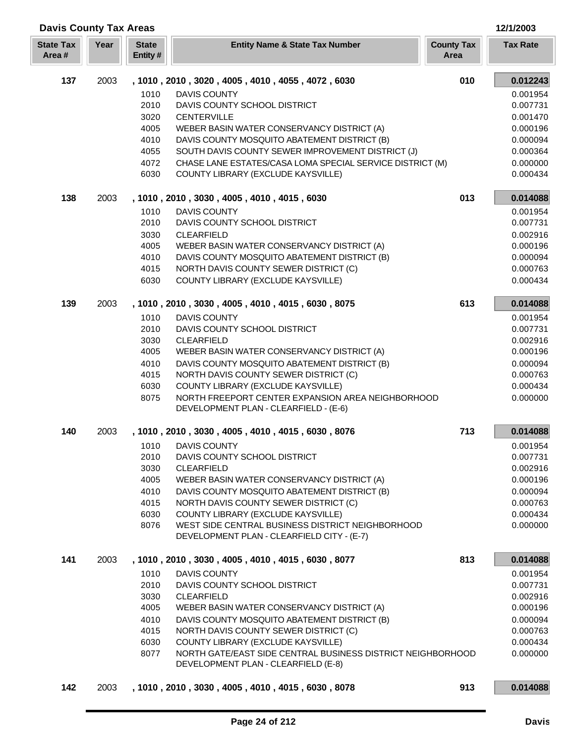## Davis County Tax Areas

12/1/2003

| State Tax Area # | Year | State Entity # | Entity Name & State Tax Number | County Tax Area | Tax Rate |
|---|---|---|---|---|---|
| **137** | 2003 | | **, 1010 , 2010 , 3020 , 4005 , 4010 , 4055 , 4072 , 6030** | **010** | **0.012243** |
| | | 1010 | DAVIS COUNTY | | 0.001954 |
| | | 2010 | DAVIS COUNTY SCHOOL DISTRICT | | 0.007731 |
| | | 3020 | CENTERVILLE | | 0.001470 |
| | | 4005 | WEBER BASIN WATER CONSERVANCY DISTRICT (A) | | 0.000196 |
| | | 4010 | DAVIS COUNTY MOSQUITO ABATEMENT DISTRICT (B) | | 0.000094 |
| | | 4055 | SOUTH DAVIS COUNTY SEWER IMPROVEMENT DISTRICT (J) | | 0.000364 |
| | | 4072 | CHASE LANE ESTATES/CASA LOMA SPECIAL SERVICE DISTRICT (M) | | 0.000000 |
| | | 6030 | COUNTY LIBRARY (EXCLUDE KAYSVILLE) | | 0.000434 |
| **138** | 2003 | | **, 1010 , 2010 , 3030 , 4005 , 4010 , 4015 , 6030** | **013** | **0.014088** |
| | | 1010 | DAVIS COUNTY | | 0.001954 |
| | | 2010 | DAVIS COUNTY SCHOOL DISTRICT | | 0.007731 |
| | | 3030 | CLEARFIELD | | 0.002916 |
| | | 4005 | WEBER BASIN WATER CONSERVANCY DISTRICT (A) | | 0.000196 |
| | | 4010 | DAVIS COUNTY MOSQUITO ABATEMENT DISTRICT (B) | | 0.000094 |
| | | 4015 | NORTH DAVIS COUNTY SEWER DISTRICT (C) | | 0.000763 |
| | | 6030 | COUNTY LIBRARY (EXCLUDE KAYSVILLE) | | 0.000434 |
| **139** | 2003 | | **, 1010 , 2010 , 3030 , 4005 , 4010 , 4015 , 6030 , 8075** | **613** | **0.014088** |
| | | 1010 | DAVIS COUNTY | | 0.001954 |
| | | 2010 | DAVIS COUNTY SCHOOL DISTRICT | | 0.007731 |
| | | 3030 | CLEARFIELD | | 0.002916 |
| | | 4005 | WEBER BASIN WATER CONSERVANCY DISTRICT (A) | | 0.000196 |
| | | 4010 | DAVIS COUNTY MOSQUITO ABATEMENT DISTRICT (B) | | 0.000094 |
| | | 4015 | NORTH DAVIS COUNTY SEWER DISTRICT (C) | | 0.000763 |
| | | 6030 | COUNTY LIBRARY (EXCLUDE KAYSVILLE) | | 0.000434 |
| | | 8075 | NORTH FREEPORT CENTER EXPANSION AREA NEIGHBORHOOD DEVELOPMENT PLAN - CLEARFIELD - (E-6) | | 0.000000 |
| **140** | 2003 | | **, 1010 , 2010 , 3030 , 4005 , 4010 , 4015 , 6030 , 8076** | **713** | **0.014088** |
| | | 1010 | DAVIS COUNTY | | 0.001954 |
| | | 2010 | DAVIS COUNTY SCHOOL DISTRICT | | 0.007731 |
| | | 3030 | CLEARFIELD | | 0.002916 |
| | | 4005 | WEBER BASIN WATER CONSERVANCY DISTRICT (A) | | 0.000196 |
| | | 4010 | DAVIS COUNTY MOSQUITO ABATEMENT DISTRICT (B) | | 0.000094 |
| | | 4015 | NORTH DAVIS COUNTY SEWER DISTRICT (C) | | 0.000763 |
| | | 6030 | COUNTY LIBRARY (EXCLUDE KAYSVILLE) | | 0.000434 |
| | | 8076 | WEST SIDE CENTRAL BUSINESS DISTRICT NEIGHBORHOOD DEVELOPMENT PLAN - CLEARFIELD CITY - (E-7) | | 0.000000 |
| **141** | 2003 | | **, 1010 , 2010 , 3030 , 4005 , 4010 , 4015 , 6030 , 8077** | **813** | **0.014088** |
| | | 1010 | DAVIS COUNTY | | 0.001954 |
| | | 2010 | DAVIS COUNTY SCHOOL DISTRICT | | 0.007731 |
| | | 3030 | CLEARFIELD | | 0.002916 |
| | | 4005 | WEBER BASIN WATER CONSERVANCY DISTRICT (A) | | 0.000196 |
| | | 4010 | DAVIS COUNTY MOSQUITO ABATEMENT DISTRICT (B) | | 0.000094 |
| | | 4015 | NORTH DAVIS COUNTY SEWER DISTRICT (C) | | 0.000763 |
| | | 6030 | COUNTY LIBRARY (EXCLUDE KAYSVILLE) | | 0.000434 |
| | | 8077 | NORTH GATE/EAST SIDE CENTRAL BUSINESS DISTRICT NEIGHBORHOOD DEVELOPMENT PLAN - CLEARFIELD (E-8) | | 0.000000 |
| **142** | 2003 | | **, 1010 , 2010 , 3030 , 4005 , 4010 , 4015 , 6030 , 8078** | **913** | **0.014088** |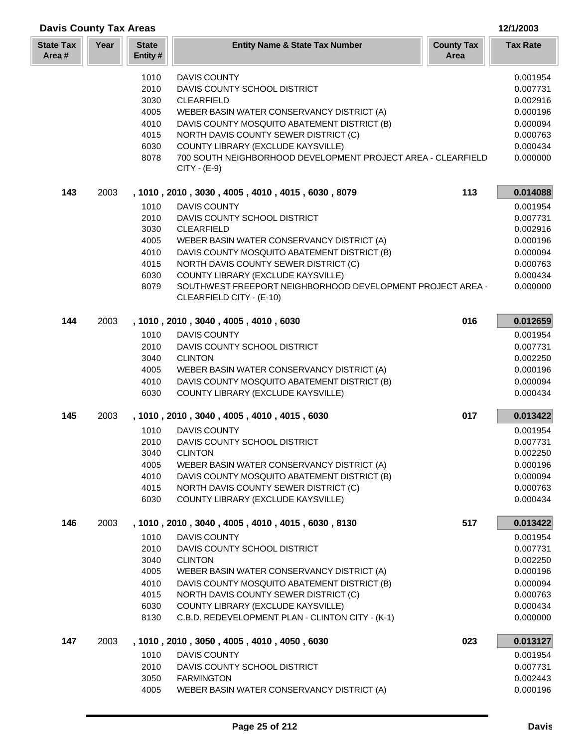## Davis County Tax Areas

12/1/2003

| State Tax Area # | Year | State Entity # | Entity Name & State Tax Number | County Tax Area | Tax Rate |
|---|---|---|---|---|---|
| | | 1010 | DAVIS COUNTY | | 0.001954 |
| | | 2010 | DAVIS COUNTY SCHOOL DISTRICT | | 0.007731 |
| | | 3030 | CLEARFIELD | | 0.002916 |
| | | 4005 | WEBER BASIN WATER CONSERVANCY DISTRICT (A) | | 0.000196 |
| | | 4010 | DAVIS COUNTY MOSQUITO ABATEMENT DISTRICT (B) | | 0.000094 |
| | | 4015 | NORTH DAVIS COUNTY SEWER DISTRICT (C) | | 0.000763 |
| | | 6030 | COUNTY LIBRARY (EXCLUDE KAYSVILLE) | | 0.000434 |
| | | 8078 | 700 SOUTH NEIGHBORHOOD DEVELOPMENT PROJECT AREA - CLEARFIELD CITY - (E-9) | | 0.000000 |
| **143** | 2003 | | **, 1010 , 2010 , 3030 , 4005 , 4010 , 4015 , 6030 , 8079** | **113** | **0.014088** |
| | | 1010 | DAVIS COUNTY | | 0.001954 |
| | | 2010 | DAVIS COUNTY SCHOOL DISTRICT | | 0.007731 |
| | | 3030 | CLEARFIELD | | 0.002916 |
| | | 4005 | WEBER BASIN WATER CONSERVANCY DISTRICT (A) | | 0.000196 |
| | | 4010 | DAVIS COUNTY MOSQUITO ABATEMENT DISTRICT (B) | | 0.000094 |
| | | 4015 | NORTH DAVIS COUNTY SEWER DISTRICT (C) | | 0.000763 |
| | | 6030 | COUNTY LIBRARY (EXCLUDE KAYSVILLE) | | 0.000434 |
| | | 8079 | SOUTHWEST FREEPORT NEIGHBORHOOD DEVELOPMENT PROJECT AREA - CLEARFIELD CITY - (E-10) | | 0.000000 |
| **144** | 2003 | | **, 1010 , 2010 , 3040 , 4005 , 4010 , 6030** | **016** | **0.012659** |
| | | 1010 | DAVIS COUNTY | | 0.001954 |
| | | 2010 | DAVIS COUNTY SCHOOL DISTRICT | | 0.007731 |
| | | 3040 | CLINTON | | 0.002250 |
| | | 4005 | WEBER BASIN WATER CONSERVANCY DISTRICT (A) | | 0.000196 |
| | | 4010 | DAVIS COUNTY MOSQUITO ABATEMENT DISTRICT (B) | | 0.000094 |
| | | 6030 | COUNTY LIBRARY (EXCLUDE KAYSVILLE) | | 0.000434 |
| **145** | 2003 | | **, 1010 , 2010 , 3040 , 4005 , 4010 , 4015 , 6030** | **017** | **0.013422** |
| | | 1010 | DAVIS COUNTY | | 0.001954 |
| | | 2010 | DAVIS COUNTY SCHOOL DISTRICT | | 0.007731 |
| | | 3040 | CLINTON | | 0.002250 |
| | | 4005 | WEBER BASIN WATER CONSERVANCY DISTRICT (A) | | 0.000196 |
| | | 4010 | DAVIS COUNTY MOSQUITO ABATEMENT DISTRICT (B) | | 0.000094 |
| | | 4015 | NORTH DAVIS COUNTY SEWER DISTRICT (C) | | 0.000763 |
| | | 6030 | COUNTY LIBRARY (EXCLUDE KAYSVILLE) | | 0.000434 |
| **146** | 2003 | | **, 1010 , 2010 , 3040 , 4005 , 4010 , 4015 , 6030 , 8130** | **517** | **0.013422** |
| | | 1010 | DAVIS COUNTY | | 0.001954 |
| | | 2010 | DAVIS COUNTY SCHOOL DISTRICT | | 0.007731 |
| | | 3040 | CLINTON | | 0.002250 |
| | | 4005 | WEBER BASIN WATER CONSERVANCY DISTRICT (A) | | 0.000196 |
| | | 4010 | DAVIS COUNTY MOSQUITO ABATEMENT DISTRICT (B) | | 0.000094 |
| | | 4015 | NORTH DAVIS COUNTY SEWER DISTRICT (C) | | 0.000763 |
| | | 6030 | COUNTY LIBRARY (EXCLUDE KAYSVILLE) | | 0.000434 |
| | | 8130 | C.B.D. REDEVELOPMENT PLAN - CLINTON CITY - (K-1) | | 0.000000 |
| **147** | 2003 | | **, 1010 , 2010 , 3050 , 4005 , 4010 , 4050 , 6030** | **023** | **0.013127** |
| | | 1010 | DAVIS COUNTY | | 0.001954 |
| | | 2010 | DAVIS COUNTY SCHOOL DISTRICT | | 0.007731 |
| | | 3050 | FARMINGTON | | 0.002443 |
| | | 4005 | WEBER BASIN WATER CONSERVANCY DISTRICT (A) | | 0.000196 |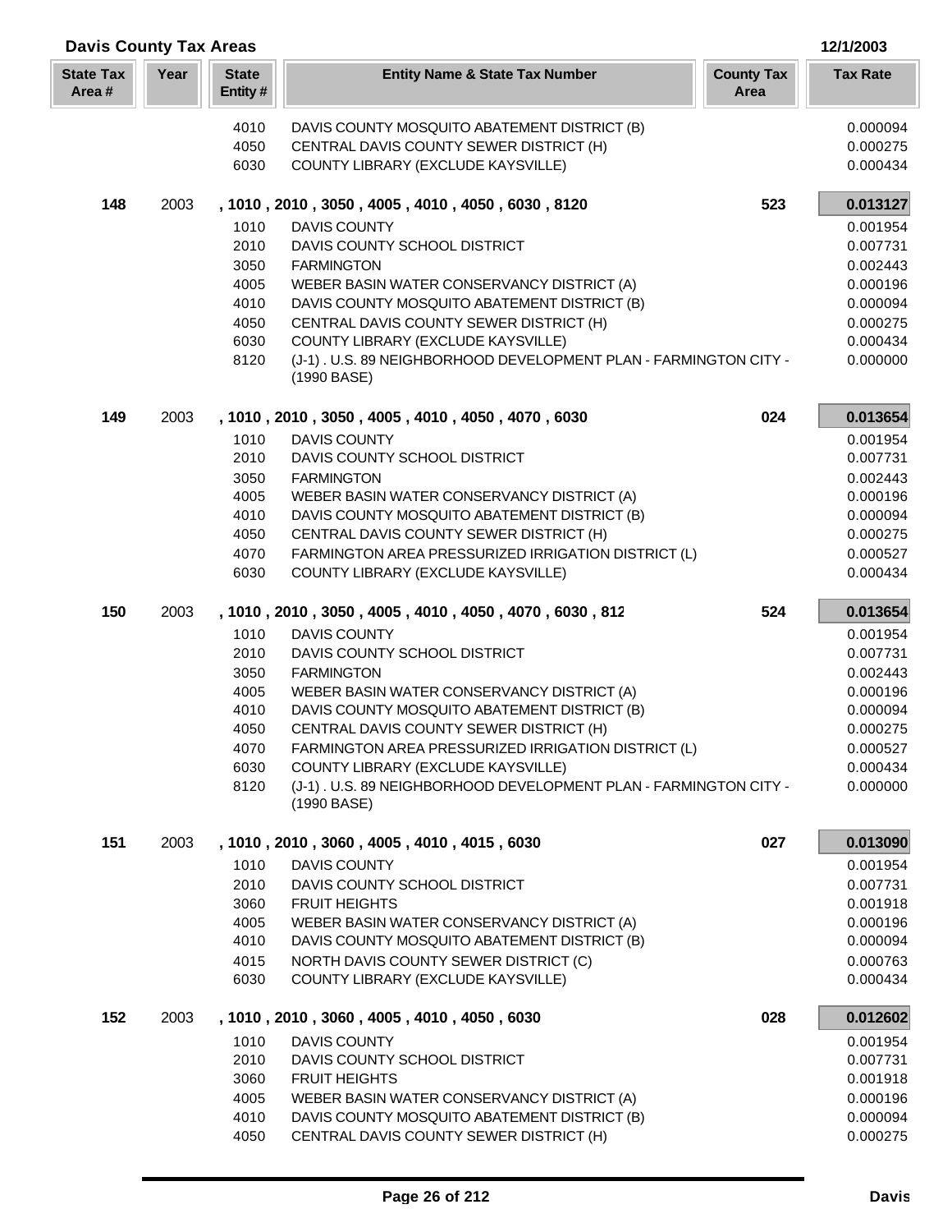## Davis County Tax Areas

12/1/2003

| State Tax Area # | Year | State Entity # | Entity Name & State Tax Number | County Tax Area | Tax Rate |
|---|---|---|---|---|---|
| | | 4010 | DAVIS COUNTY MOSQUITO ABATEMENT DISTRICT (B) | | 0.000094 |
| | | 4050 | CENTRAL DAVIS COUNTY SEWER DISTRICT (H) | | 0.000275 |
| | | 6030 | COUNTY LIBRARY (EXCLUDE KAYSVILLE) | | 0.000434 |
| **148** | 2003 | | **, 1010 , 2010 , 3050 , 4005 , 4010 , 4050 , 6030 , 8120** | **523** | **0.013127** |
| | | 1010 | DAVIS COUNTY | | 0.001954 |
| | | 2010 | DAVIS COUNTY SCHOOL DISTRICT | | 0.007731 |
| | | 3050 | FARMINGTON | | 0.002443 |
| | | 4005 | WEBER BASIN WATER CONSERVANCY DISTRICT (A) | | 0.000196 |
| | | 4010 | DAVIS COUNTY MOSQUITO ABATEMENT DISTRICT (B) | | 0.000094 |
| | | 4050 | CENTRAL DAVIS COUNTY SEWER DISTRICT (H) | | 0.000275 |
| | | 6030 | COUNTY LIBRARY (EXCLUDE KAYSVILLE) | | 0.000434 |
| | | 8120 | (J-1) . U.S. 89 NEIGHBORHOOD DEVELOPMENT PLAN - FARMINGTON CITY - (1990 BASE) | | 0.000000 |
| **149** | 2003 | | **, 1010 , 2010 , 3050 , 4005 , 4010 , 4050 , 4070 , 6030** | **024** | **0.013654** |
| | | 1010 | DAVIS COUNTY | | 0.001954 |
| | | 2010 | DAVIS COUNTY SCHOOL DISTRICT | | 0.007731 |
| | | 3050 | FARMINGTON | | 0.002443 |
| | | 4005 | WEBER BASIN WATER CONSERVANCY DISTRICT (A) | | 0.000196 |
| | | 4010 | DAVIS COUNTY MOSQUITO ABATEMENT DISTRICT (B) | | 0.000094 |
| | | 4050 | CENTRAL DAVIS COUNTY SEWER DISTRICT (H) | | 0.000275 |
| | | 4070 | FARMINGTON AREA PRESSURIZED IRRIGATION DISTRICT (L) | | 0.000527 |
| | | 6030 | COUNTY LIBRARY (EXCLUDE KAYSVILLE) | | 0.000434 |
| **150** | 2003 | | **, 1010 , 2010 , 3050 , 4005 , 4010 , 4050 , 4070 , 6030 , 812** | **524** | **0.013654** |
| | | 1010 | DAVIS COUNTY | | 0.001954 |
| | | 2010 | DAVIS COUNTY SCHOOL DISTRICT | | 0.007731 |
| | | 3050 | FARMINGTON | | 0.002443 |
| | | 4005 | WEBER BASIN WATER CONSERVANCY DISTRICT (A) | | 0.000196 |
| | | 4010 | DAVIS COUNTY MOSQUITO ABATEMENT DISTRICT (B) | | 0.000094 |
| | | 4050 | CENTRAL DAVIS COUNTY SEWER DISTRICT (H) | | 0.000275 |
| | | 4070 | FARMINGTON AREA PRESSURIZED IRRIGATION DISTRICT (L) | | 0.000527 |
| | | 6030 | COUNTY LIBRARY (EXCLUDE KAYSVILLE) | | 0.000434 |
| | | 8120 | (J-1) . U.S. 89 NEIGHBORHOOD DEVELOPMENT PLAN - FARMINGTON CITY - (1990 BASE) | | 0.000000 |
| **151** | 2003 | | **, 1010 , 2010 , 3060 , 4005 , 4010 , 4015 , 6030** | **027** | **0.013090** |
| | | 1010 | DAVIS COUNTY | | 0.001954 |
| | | 2010 | DAVIS COUNTY SCHOOL DISTRICT | | 0.007731 |
| | | 3060 | FRUIT HEIGHTS | | 0.001918 |
| | | 4005 | WEBER BASIN WATER CONSERVANCY DISTRICT (A) | | 0.000196 |
| | | 4010 | DAVIS COUNTY MOSQUITO ABATEMENT DISTRICT (B) | | 0.000094 |
| | | 4015 | NORTH DAVIS COUNTY SEWER DISTRICT (C) | | 0.000763 |
| | | 6030 | COUNTY LIBRARY (EXCLUDE KAYSVILLE) | | 0.000434 |
| **152** | 2003 | | **, 1010 , 2010 , 3060 , 4005 , 4010 , 4050 , 6030** | **028** | **0.012602** |
| | | 1010 | DAVIS COUNTY | | 0.001954 |
| | | 2010 | DAVIS COUNTY SCHOOL DISTRICT | | 0.007731 |
| | | 3060 | FRUIT HEIGHTS | | 0.001918 |
| | | 4005 | WEBER BASIN WATER CONSERVANCY DISTRICT (A) | | 0.000196 |
| | | 4010 | DAVIS COUNTY MOSQUITO ABATEMENT DISTRICT (B) | | 0.000094 |
| | | 4050 | CENTRAL DAVIS COUNTY SEWER DISTRICT (H) | | 0.000275 |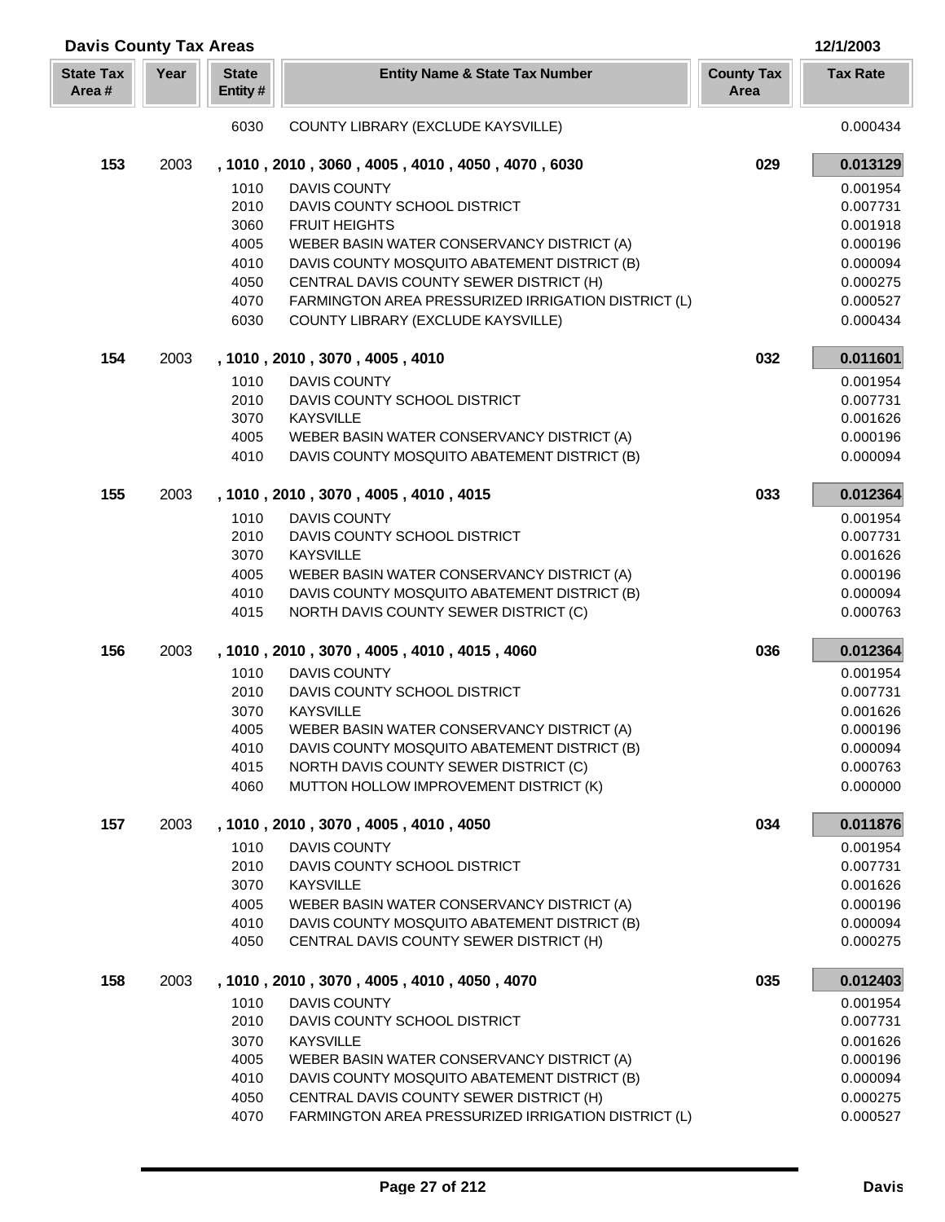## Davis County Tax Areas

12/1/2003

| State Tax Area # | Year | State Entity # | Entity Name & State Tax Number | County Tax Area | Tax Rate |
|---|---|---|---|---|---|
| | | 6030 | COUNTY LIBRARY (EXCLUDE KAYSVILLE) | | 0.000434 |
| **153** | 2003 | **, 1010 , 2010 , 3060 , 4005 , 4010 , 4050 , 4070 , 6030** | | **029** | **0.013129** |
| | | 1010 | DAVIS COUNTY | | 0.001954 |
| | | 2010 | DAVIS COUNTY SCHOOL DISTRICT | | 0.007731 |
| | | 3060 | FRUIT HEIGHTS | | 0.001918 |
| | | 4005 | WEBER BASIN WATER CONSERVANCY DISTRICT (A) | | 0.000196 |
| | | 4010 | DAVIS COUNTY MOSQUITO ABATEMENT DISTRICT (B) | | 0.000094 |
| | | 4050 | CENTRAL DAVIS COUNTY SEWER DISTRICT (H) | | 0.000275 |
| | | 4070 | FARMINGTON AREA PRESSURIZED IRRIGATION DISTRICT (L) | | 0.000527 |
| | | 6030 | COUNTY LIBRARY (EXCLUDE KAYSVILLE) | | 0.000434 |
| **154** | 2003 | **, 1010 , 2010 , 3070 , 4005 , 4010** | | **032** | **0.011601** |
| | | 1010 | DAVIS COUNTY | | 0.001954 |
| | | 2010 | DAVIS COUNTY SCHOOL DISTRICT | | 0.007731 |
| | | 3070 | KAYSVILLE | | 0.001626 |
| | | 4005 | WEBER BASIN WATER CONSERVANCY DISTRICT (A) | | 0.000196 |
| | | 4010 | DAVIS COUNTY MOSQUITO ABATEMENT DISTRICT (B) | | 0.000094 |
| **155** | 2003 | **, 1010 , 2010 , 3070 , 4005 , 4010 , 4015** | | **033** | **0.012364** |
| | | 1010 | DAVIS COUNTY | | 0.001954 |
| | | 2010 | DAVIS COUNTY SCHOOL DISTRICT | | 0.007731 |
| | | 3070 | KAYSVILLE | | 0.001626 |
| | | 4005 | WEBER BASIN WATER CONSERVANCY DISTRICT (A) | | 0.000196 |
| | | 4010 | DAVIS COUNTY MOSQUITO ABATEMENT DISTRICT (B) | | 0.000094 |
| | | 4015 | NORTH DAVIS COUNTY SEWER DISTRICT (C) | | 0.000763 |
| **156** | 2003 | **, 1010 , 2010 , 3070 , 4005 , 4010 , 4015 , 4060** | | **036** | **0.012364** |
| | | 1010 | DAVIS COUNTY | | 0.001954 |
| | | 2010 | DAVIS COUNTY SCHOOL DISTRICT | | 0.007731 |
| | | 3070 | KAYSVILLE | | 0.001626 |
| | | 4005 | WEBER BASIN WATER CONSERVANCY DISTRICT (A) | | 0.000196 |
| | | 4010 | DAVIS COUNTY MOSQUITO ABATEMENT DISTRICT (B) | | 0.000094 |
| | | 4015 | NORTH DAVIS COUNTY SEWER DISTRICT (C) | | 0.000763 |
| | | 4060 | MUTTON HOLLOW IMPROVEMENT DISTRICT (K) | | 0.000000 |
| **157** | 2003 | **, 1010 , 2010 , 3070 , 4005 , 4010 , 4050** | | **034** | **0.011876** |
| | | 1010 | DAVIS COUNTY | | 0.001954 |
| | | 2010 | DAVIS COUNTY SCHOOL DISTRICT | | 0.007731 |
| | | 3070 | KAYSVILLE | | 0.001626 |
| | | 4005 | WEBER BASIN WATER CONSERVANCY DISTRICT (A) | | 0.000196 |
| | | 4010 | DAVIS COUNTY MOSQUITO ABATEMENT DISTRICT (B) | | 0.000094 |
| | | 4050 | CENTRAL DAVIS COUNTY SEWER DISTRICT (H) | | 0.000275 |
| **158** | 2003 | **, 1010 , 2010 , 3070 , 4005 , 4010 , 4050 , 4070** | | **035** | **0.012403** |
| | | 1010 | DAVIS COUNTY | | 0.001954 |
| | | 2010 | DAVIS COUNTY SCHOOL DISTRICT | | 0.007731 |
| | | 3070 | KAYSVILLE | | 0.001626 |
| | | 4005 | WEBER BASIN WATER CONSERVANCY DISTRICT (A) | | 0.000196 |
| | | 4010 | DAVIS COUNTY MOSQUITO ABATEMENT DISTRICT (B) | | 0.000094 |
| | | 4050 | CENTRAL DAVIS COUNTY SEWER DISTRICT (H) | | 0.000275 |
| | | 4070 | FARMINGTON AREA PRESSURIZED IRRIGATION DISTRICT (L) | | 0.000527 |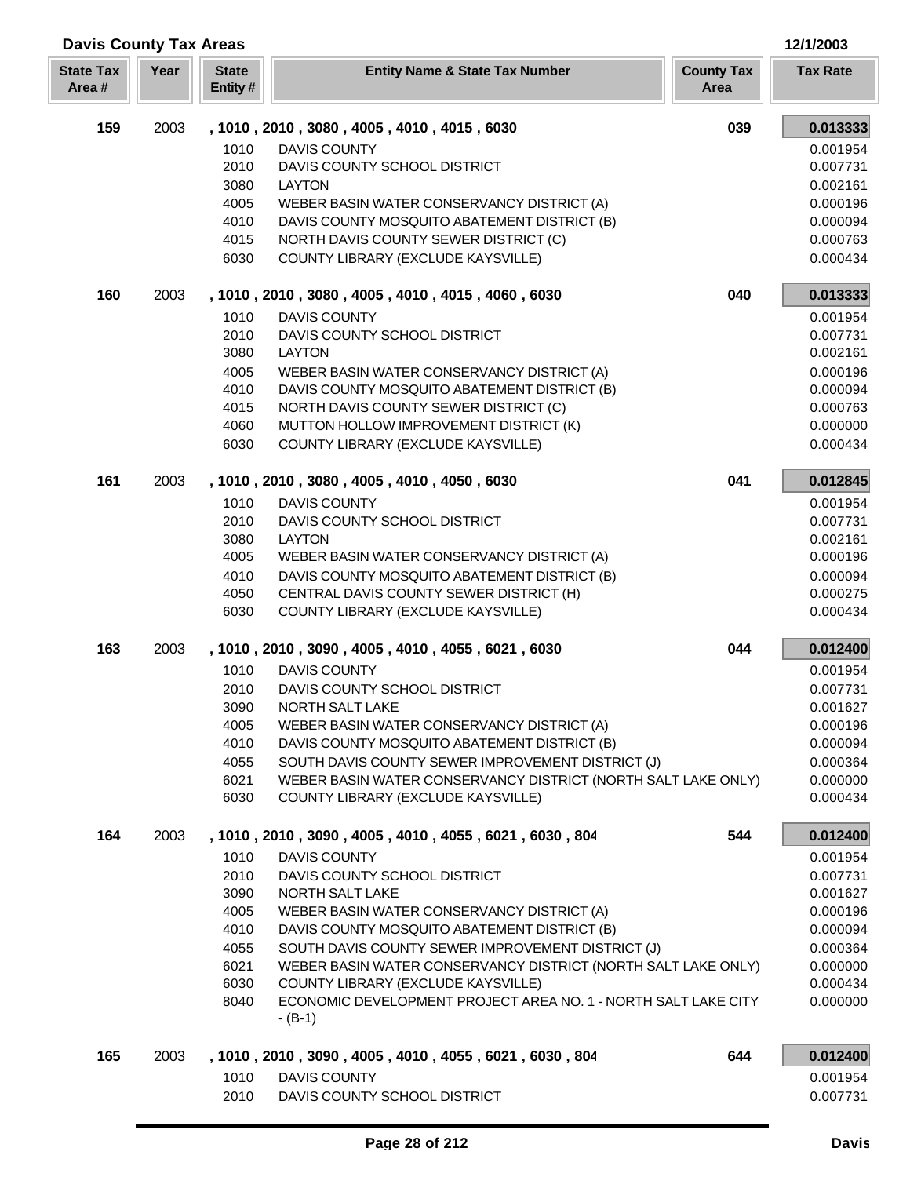## Davis County Tax Areas

12/1/2003

| State Tax Area # | Year | State Entity # | Entity Name & State Tax Number | County Tax Area | Tax Rate |
|---|---|---|---|---|---|
| **159** | 2003 | | **, 1010 , 2010 , 3080 , 4005 , 4010 , 4015 , 6030** | **039** | **0.013333** |
| | | 1010 | DAVIS COUNTY | | 0.001954 |
| | | 2010 | DAVIS COUNTY SCHOOL DISTRICT | | 0.007731 |
| | | 3080 | LAYTON | | 0.002161 |
| | | 4005 | WEBER BASIN WATER CONSERVANCY DISTRICT (A) | | 0.000196 |
| | | 4010 | DAVIS COUNTY MOSQUITO ABATEMENT DISTRICT (B) | | 0.000094 |
| | | 4015 | NORTH DAVIS COUNTY SEWER DISTRICT (C) | | 0.000763 |
| | | 6030 | COUNTY LIBRARY (EXCLUDE KAYSVILLE) | | 0.000434 |
| **160** | 2003 | | **, 1010 , 2010 , 3080 , 4005 , 4010 , 4015 , 4060 , 6030** | **040** | **0.013333** |
| | | 1010 | DAVIS COUNTY | | 0.001954 |
| | | 2010 | DAVIS COUNTY SCHOOL DISTRICT | | 0.007731 |
| | | 3080 | LAYTON | | 0.002161 |
| | | 4005 | WEBER BASIN WATER CONSERVANCY DISTRICT (A) | | 0.000196 |
| | | 4010 | DAVIS COUNTY MOSQUITO ABATEMENT DISTRICT (B) | | 0.000094 |
| | | 4015 | NORTH DAVIS COUNTY SEWER DISTRICT (C) | | 0.000763 |
| | | 4060 | MUTTON HOLLOW IMPROVEMENT DISTRICT (K) | | 0.000000 |
| | | 6030 | COUNTY LIBRARY (EXCLUDE KAYSVILLE) | | 0.000434 |
| **161** | 2003 | | **, 1010 , 2010 , 3080 , 4005 , 4010 , 4050 , 6030** | **041** | **0.012845** |
| | | 1010 | DAVIS COUNTY | | 0.001954 |
| | | 2010 | DAVIS COUNTY SCHOOL DISTRICT | | 0.007731 |
| | | 3080 | LAYTON | | 0.002161 |
| | | 4005 | WEBER BASIN WATER CONSERVANCY DISTRICT (A) | | 0.000196 |
| | | 4010 | DAVIS COUNTY MOSQUITO ABATEMENT DISTRICT (B) | | 0.000094 |
| | | 4050 | CENTRAL DAVIS COUNTY SEWER DISTRICT (H) | | 0.000275 |
| | | 6030 | COUNTY LIBRARY (EXCLUDE KAYSVILLE) | | 0.000434 |
| **163** | 2003 | | **, 1010 , 2010 , 3090 , 4005 , 4010 , 4055 , 6021 , 6030** | **044** | **0.012400** |
| | | 1010 | DAVIS COUNTY | | 0.001954 |
| | | 2010 | DAVIS COUNTY SCHOOL DISTRICT | | 0.007731 |
| | | 3090 | NORTH SALT LAKE | | 0.001627 |
| | | 4005 | WEBER BASIN WATER CONSERVANCY DISTRICT (A) | | 0.000196 |
| | | 4010 | DAVIS COUNTY MOSQUITO ABATEMENT DISTRICT (B) | | 0.000094 |
| | | 4055 | SOUTH DAVIS COUNTY SEWER IMPROVEMENT DISTRICT (J) | | 0.000364 |
| | | 6021 | WEBER BASIN WATER CONSERVANCY DISTRICT (NORTH SALT LAKE ONLY) | | 0.000000 |
| | | 6030 | COUNTY LIBRARY (EXCLUDE KAYSVILLE) | | 0.000434 |
| **164** | 2003 | | **, 1010 , 2010 , 3090 , 4005 , 4010 , 4055 , 6021 , 6030 , 804** | **544** | **0.012400** |
| | | 1010 | DAVIS COUNTY | | 0.001954 |
| | | 2010 | DAVIS COUNTY SCHOOL DISTRICT | | 0.007731 |
| | | 3090 | NORTH SALT LAKE | | 0.001627 |
| | | 4005 | WEBER BASIN WATER CONSERVANCY DISTRICT (A) | | 0.000196 |
| | | 4010 | DAVIS COUNTY MOSQUITO ABATEMENT DISTRICT (B) | | 0.000094 |
| | | 4055 | SOUTH DAVIS COUNTY SEWER IMPROVEMENT DISTRICT (J) | | 0.000364 |
| | | 6021 | WEBER BASIN WATER CONSERVANCY DISTRICT (NORTH SALT LAKE ONLY) | | 0.000000 |
| | | 6030 | COUNTY LIBRARY (EXCLUDE KAYSVILLE) | | 0.000434 |
| | | 8040 | ECONOMIC DEVELOPMENT PROJECT AREA NO. 1 - NORTH SALT LAKE CITY - (B-1) | | 0.000000 |
| **165** | 2003 | | **, 1010 , 2010 , 3090 , 4005 , 4010 , 4055 , 6021 , 6030 , 804** | **644** | **0.012400** |
| | | 1010 | DAVIS COUNTY | | 0.001954 |
| | | 2010 | DAVIS COUNTY SCHOOL DISTRICT | | 0.007731 |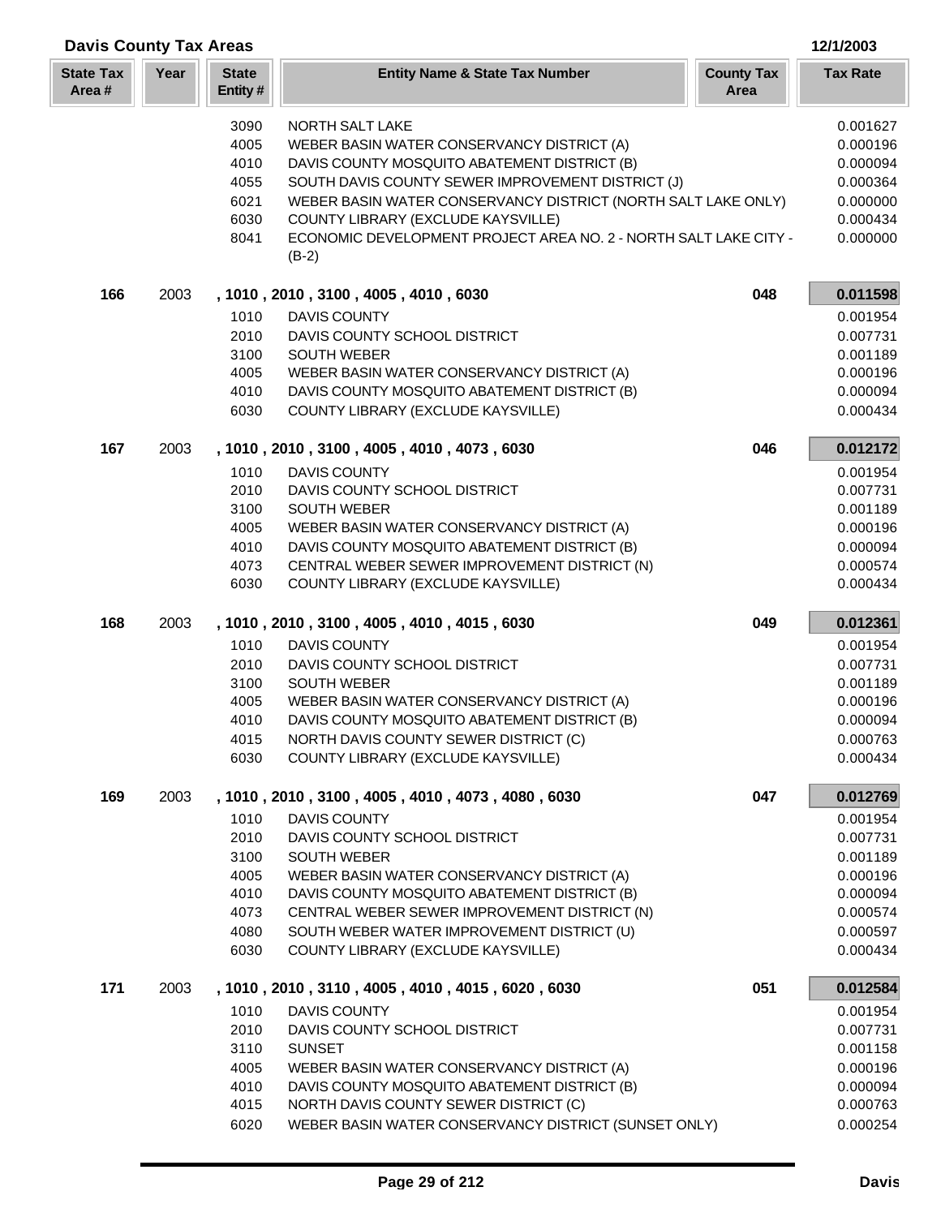## Davis County Tax Areas

12/1/2003

| State Tax Area # | Year | State Entity # | Entity Name & State Tax Number | County Tax Area | Tax Rate |
|---|---|---|---|---|---|
| | | 3090 | NORTH SALT LAKE | | 0.001627 |
| | | 4005 | WEBER BASIN WATER CONSERVANCY DISTRICT (A) | | 0.000196 |
| | | 4010 | DAVIS COUNTY MOSQUITO ABATEMENT DISTRICT (B) | | 0.000094 |
| | | 4055 | SOUTH DAVIS COUNTY SEWER IMPROVEMENT DISTRICT (J) | | 0.000364 |
| | | 6021 | WEBER BASIN WATER CONSERVANCY DISTRICT (NORTH SALT LAKE ONLY) | | 0.000000 |
| | | 6030 | COUNTY LIBRARY (EXCLUDE KAYSVILLE) | | 0.000434 |
| | | 8041 | ECONOMIC DEVELOPMENT PROJECT AREA NO. 2 - NORTH SALT LAKE CITY - (B-2) | | 0.000000 |
| **166** | 2003 | | **, 1010 , 2010 , 3100 , 4005 , 4010 , 6030** | **048** | **0.011598** |
| | | 1010 | DAVIS COUNTY | | 0.001954 |
| | | 2010 | DAVIS COUNTY SCHOOL DISTRICT | | 0.007731 |
| | | 3100 | SOUTH WEBER | | 0.001189 |
| | | 4005 | WEBER BASIN WATER CONSERVANCY DISTRICT (A) | | 0.000196 |
| | | 4010 | DAVIS COUNTY MOSQUITO ABATEMENT DISTRICT (B) | | 0.000094 |
| | | 6030 | COUNTY LIBRARY (EXCLUDE KAYSVILLE) | | 0.000434 |
| **167** | 2003 | | **, 1010 , 2010 , 3100 , 4005 , 4010 , 4073 , 6030** | **046** | **0.012172** |
| | | 1010 | DAVIS COUNTY | | 0.001954 |
| | | 2010 | DAVIS COUNTY SCHOOL DISTRICT | | 0.007731 |
| | | 3100 | SOUTH WEBER | | 0.001189 |
| | | 4005 | WEBER BASIN WATER CONSERVANCY DISTRICT (A) | | 0.000196 |
| | | 4010 | DAVIS COUNTY MOSQUITO ABATEMENT DISTRICT (B) | | 0.000094 |
| | | 4073 | CENTRAL WEBER SEWER IMPROVEMENT DISTRICT (N) | | 0.000574 |
| | | 6030 | COUNTY LIBRARY (EXCLUDE KAYSVILLE) | | 0.000434 |
| **168** | 2003 | | **, 1010 , 2010 , 3100 , 4005 , 4010 , 4015 , 6030** | **049** | **0.012361** |
| | | 1010 | DAVIS COUNTY | | 0.001954 |
| | | 2010 | DAVIS COUNTY SCHOOL DISTRICT | | 0.007731 |
| | | 3100 | SOUTH WEBER | | 0.001189 |
| | | 4005 | WEBER BASIN WATER CONSERVANCY DISTRICT (A) | | 0.000196 |
| | | 4010 | DAVIS COUNTY MOSQUITO ABATEMENT DISTRICT (B) | | 0.000094 |
| | | 4015 | NORTH DAVIS COUNTY SEWER DISTRICT (C) | | 0.000763 |
| | | 6030 | COUNTY LIBRARY (EXCLUDE KAYSVILLE) | | 0.000434 |
| **169** | 2003 | | **, 1010 , 2010 , 3100 , 4005 , 4010 , 4073 , 4080 , 6030** | **047** | **0.012769** |
| | | 1010 | DAVIS COUNTY | | 0.001954 |
| | | 2010 | DAVIS COUNTY SCHOOL DISTRICT | | 0.007731 |
| | | 3100 | SOUTH WEBER | | 0.001189 |
| | | 4005 | WEBER BASIN WATER CONSERVANCY DISTRICT (A) | | 0.000196 |
| | | 4010 | DAVIS COUNTY MOSQUITO ABATEMENT DISTRICT (B) | | 0.000094 |
| | | 4073 | CENTRAL WEBER SEWER IMPROVEMENT DISTRICT (N) | | 0.000574 |
| | | 4080 | SOUTH WEBER WATER IMPROVEMENT DISTRICT (U) | | 0.000597 |
| | | 6030 | COUNTY LIBRARY (EXCLUDE KAYSVILLE) | | 0.000434 |
| **171** | 2003 | | **, 1010 , 2010 , 3110 , 4005 , 4010 , 4015 , 6020 , 6030** | **051** | **0.012584** |
| | | 1010 | DAVIS COUNTY | | 0.001954 |
| | | 2010 | DAVIS COUNTY SCHOOL DISTRICT | | 0.007731 |
| | | 3110 | SUNSET | | 0.001158 |
| | | 4005 | WEBER BASIN WATER CONSERVANCY DISTRICT (A) | | 0.000196 |
| | | 4010 | DAVIS COUNTY MOSQUITO ABATEMENT DISTRICT (B) | | 0.000094 |
| | | 4015 | NORTH DAVIS COUNTY SEWER DISTRICT (C) | | 0.000763 |
| | | 6020 | WEBER BASIN WATER CONSERVANCY DISTRICT (SUNSET ONLY) | | 0.000254 |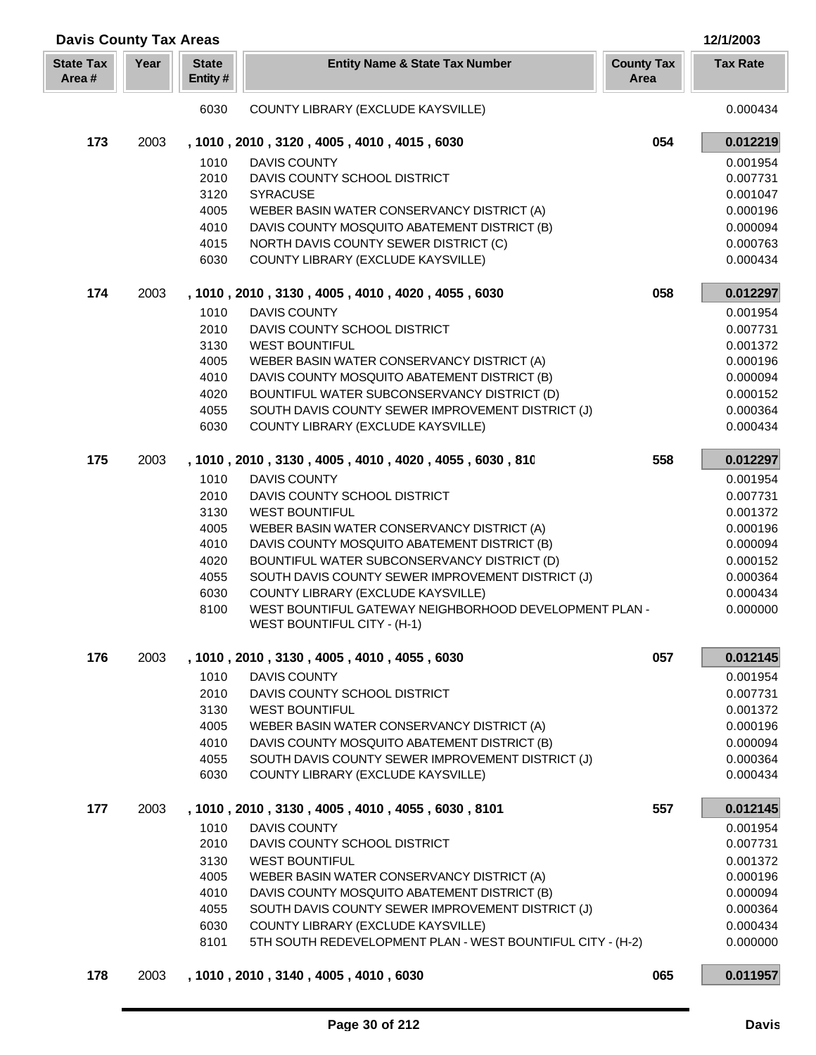## Davis County Tax Areas

12/1/2003

| State Tax Area # | Year | State Entity # | Entity Name & State Tax Number | County Tax Area | Tax Rate |
|---|---|---|---|---|---|
| | | 6030 | COUNTY LIBRARY (EXCLUDE KAYSVILLE) | | 0.000434 |
| **173** | 2003 | **, 1010 , 2010 , 3120 , 4005 , 4010 , 4015 , 6030** | | **054** | **0.012219** |
| | | 1010 | DAVIS COUNTY | | 0.001954 |
| | | 2010 | DAVIS COUNTY SCHOOL DISTRICT | | 0.007731 |
| | | 3120 | SYRACUSE | | 0.001047 |
| | | 4005 | WEBER BASIN WATER CONSERVANCY DISTRICT (A) | | 0.000196 |
| | | 4010 | DAVIS COUNTY MOSQUITO ABATEMENT DISTRICT (B) | | 0.000094 |
| | | 4015 | NORTH DAVIS COUNTY SEWER DISTRICT (C) | | 0.000763 |
| | | 6030 | COUNTY LIBRARY (EXCLUDE KAYSVILLE) | | 0.000434 |
| **174** | 2003 | **, 1010 , 2010 , 3130 , 4005 , 4010 , 4020 , 4055 , 6030** | | **058** | **0.012297** |
| | | 1010 | DAVIS COUNTY | | 0.001954 |
| | | 2010 | DAVIS COUNTY SCHOOL DISTRICT | | 0.007731 |
| | | 3130 | WEST BOUNTIFUL | | 0.001372 |
| | | 4005 | WEBER BASIN WATER CONSERVANCY DISTRICT (A) | | 0.000196 |
| | | 4010 | DAVIS COUNTY MOSQUITO ABATEMENT DISTRICT (B) | | 0.000094 |
| | | 4020 | BOUNTIFUL WATER SUBCONSERVANCY DISTRICT (D) | | 0.000152 |
| | | 4055 | SOUTH DAVIS COUNTY SEWER IMPROVEMENT DISTRICT (J) | | 0.000364 |
| | | 6030 | COUNTY LIBRARY (EXCLUDE KAYSVILLE) | | 0.000434 |
| **175** | 2003 | **, 1010 , 2010 , 3130 , 4005 , 4010 , 4020 , 4055 , 6030 , 810** | | **558** | **0.012297** |
| | | 1010 | DAVIS COUNTY | | 0.001954 |
| | | 2010 | DAVIS COUNTY SCHOOL DISTRICT | | 0.007731 |
| | | 3130 | WEST BOUNTIFUL | | 0.001372 |
| | | 4005 | WEBER BASIN WATER CONSERVANCY DISTRICT (A) | | 0.000196 |
| | | 4010 | DAVIS COUNTY MOSQUITO ABATEMENT DISTRICT (B) | | 0.000094 |
| | | 4020 | BOUNTIFUL WATER SUBCONSERVANCY DISTRICT (D) | | 0.000152 |
| | | 4055 | SOUTH DAVIS COUNTY SEWER IMPROVEMENT DISTRICT (J) | | 0.000364 |
| | | 6030 | COUNTY LIBRARY (EXCLUDE KAYSVILLE) | | 0.000434 |
| | | 8100 | WEST BOUNTIFUL GATEWAY NEIGHBORHOOD DEVELOPMENT PLAN - WEST BOUNTIFUL CITY - (H-1) | | 0.000000 |
| **176** | 2003 | **, 1010 , 2010 , 3130 , 4005 , 4010 , 4055 , 6030** | | **057** | **0.012145** |
| | | 1010 | DAVIS COUNTY | | 0.001954 |
| | | 2010 | DAVIS COUNTY SCHOOL DISTRICT | | 0.007731 |
| | | 3130 | WEST BOUNTIFUL | | 0.001372 |
| | | 4005 | WEBER BASIN WATER CONSERVANCY DISTRICT (A) | | 0.000196 |
| | | 4010 | DAVIS COUNTY MOSQUITO ABATEMENT DISTRICT (B) | | 0.000094 |
| | | 4055 | SOUTH DAVIS COUNTY SEWER IMPROVEMENT DISTRICT (J) | | 0.000364 |
| | | 6030 | COUNTY LIBRARY (EXCLUDE KAYSVILLE) | | 0.000434 |
| **177** | 2003 | **, 1010 , 2010 , 3130 , 4005 , 4010 , 4055 , 6030 , 8101** | | **557** | **0.012145** |
| | | 1010 | DAVIS COUNTY | | 0.001954 |
| | | 2010 | DAVIS COUNTY SCHOOL DISTRICT | | 0.007731 |
| | | 3130 | WEST BOUNTIFUL | | 0.001372 |
| | | 4005 | WEBER BASIN WATER CONSERVANCY DISTRICT (A) | | 0.000196 |
| | | 4010 | DAVIS COUNTY MOSQUITO ABATEMENT DISTRICT (B) | | 0.000094 |
| | | 4055 | SOUTH DAVIS COUNTY SEWER IMPROVEMENT DISTRICT (J) | | 0.000364 |
| | | 6030 | COUNTY LIBRARY (EXCLUDE KAYSVILLE) | | 0.000434 |
| | | 8101 | 5TH SOUTH REDEVELOPMENT PLAN - WEST BOUNTIFUL CITY - (H-2) | | 0.000000 |
| **178** | 2003 | **, 1010 , 2010 , 3140 , 4005 , 4010 , 6030** | | **065** | **0.011957** |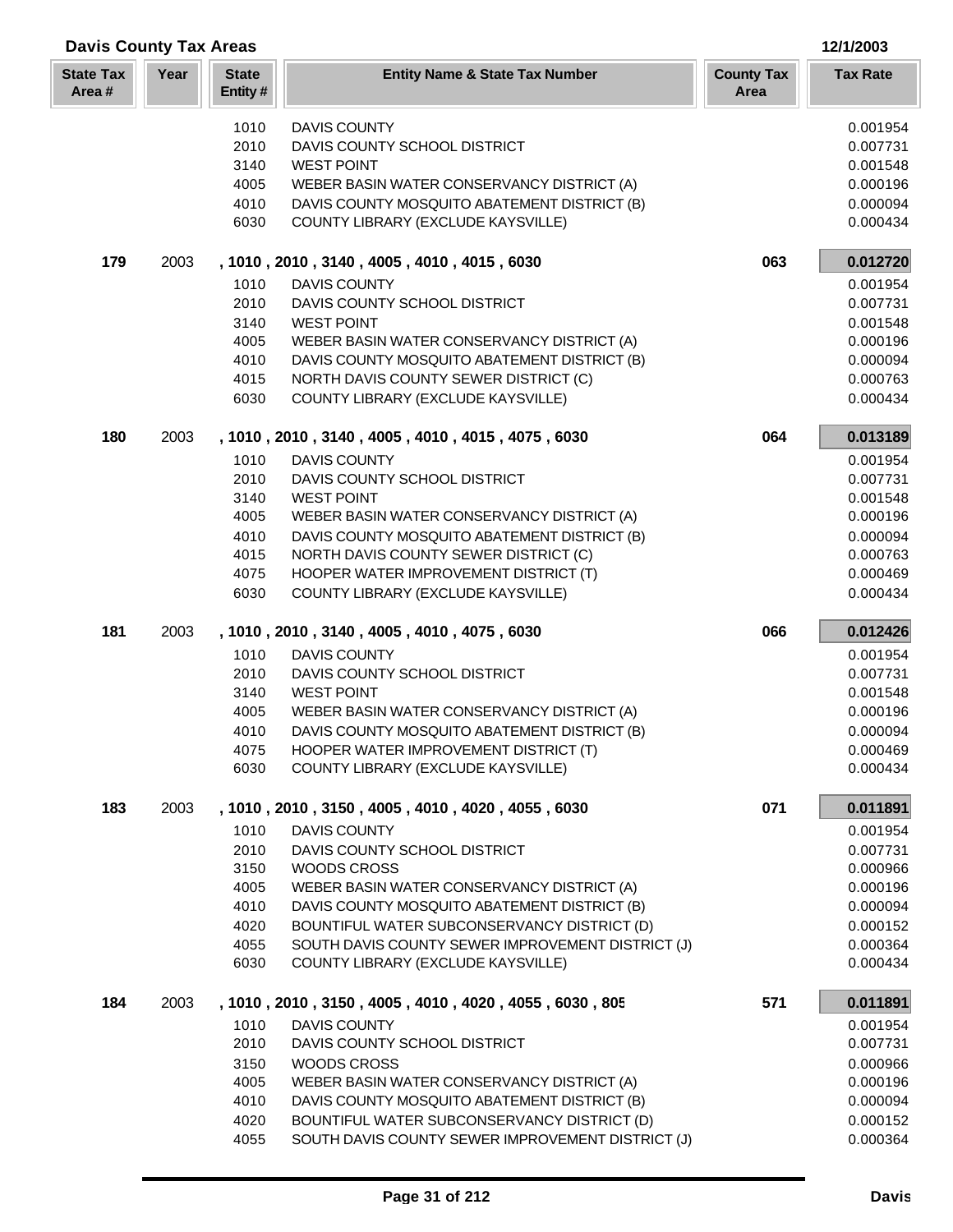## Davis County Tax Areas

12/1/2003

| State Tax Area # | Year | State Entity # | Entity Name & State Tax Number | County Tax Area | Tax Rate |
|---|---|---|---|---|---|
| | | 1010 | DAVIS COUNTY | | 0.001954 |
| | | 2010 | DAVIS COUNTY SCHOOL DISTRICT | | 0.007731 |
| | | 3140 | WEST POINT | | 0.001548 |
| | | 4005 | WEBER BASIN WATER CONSERVANCY DISTRICT (A) | | 0.000196 |
| | | 4010 | DAVIS COUNTY MOSQUITO ABATEMENT DISTRICT (B) | | 0.000094 |
| | | 6030 | COUNTY LIBRARY (EXCLUDE KAYSVILLE) | | 0.000434 |
| **179** | 2003 | | **, 1010 , 2010 , 3140 , 4005 , 4010 , 4015 , 6030** | **063** | **0.012720** |
| | | 1010 | DAVIS COUNTY | | 0.001954 |
| | | 2010 | DAVIS COUNTY SCHOOL DISTRICT | | 0.007731 |
| | | 3140 | WEST POINT | | 0.001548 |
| | | 4005 | WEBER BASIN WATER CONSERVANCY DISTRICT (A) | | 0.000196 |
| | | 4010 | DAVIS COUNTY MOSQUITO ABATEMENT DISTRICT (B) | | 0.000094 |
| | | 4015 | NORTH DAVIS COUNTY SEWER DISTRICT (C) | | 0.000763 |
| | | 6030 | COUNTY LIBRARY (EXCLUDE KAYSVILLE) | | 0.000434 |
| **180** | 2003 | | **, 1010 , 2010 , 3140 , 4005 , 4010 , 4015 , 4075 , 6030** | **064** | **0.013189** |
| | | 1010 | DAVIS COUNTY | | 0.001954 |
| | | 2010 | DAVIS COUNTY SCHOOL DISTRICT | | 0.007731 |
| | | 3140 | WEST POINT | | 0.001548 |
| | | 4005 | WEBER BASIN WATER CONSERVANCY DISTRICT (A) | | 0.000196 |
| | | 4010 | DAVIS COUNTY MOSQUITO ABATEMENT DISTRICT (B) | | 0.000094 |
| | | 4015 | NORTH DAVIS COUNTY SEWER DISTRICT (C) | | 0.000763 |
| | | 4075 | HOOPER WATER IMPROVEMENT DISTRICT (T) | | 0.000469 |
| | | 6030 | COUNTY LIBRARY (EXCLUDE KAYSVILLE) | | 0.000434 |
| **181** | 2003 | | **, 1010 , 2010 , 3140 , 4005 , 4010 , 4075 , 6030** | **066** | **0.012426** |
| | | 1010 | DAVIS COUNTY | | 0.001954 |
| | | 2010 | DAVIS COUNTY SCHOOL DISTRICT | | 0.007731 |
| | | 3140 | WEST POINT | | 0.001548 |
| | | 4005 | WEBER BASIN WATER CONSERVANCY DISTRICT (A) | | 0.000196 |
| | | 4010 | DAVIS COUNTY MOSQUITO ABATEMENT DISTRICT (B) | | 0.000094 |
| | | 4075 | HOOPER WATER IMPROVEMENT DISTRICT (T) | | 0.000469 |
| | | 6030 | COUNTY LIBRARY (EXCLUDE KAYSVILLE) | | 0.000434 |
| **183** | 2003 | | **, 1010 , 2010 , 3150 , 4005 , 4010 , 4020 , 4055 , 6030** | **071** | **0.011891** |
| | | 1010 | DAVIS COUNTY | | 0.001954 |
| | | 2010 | DAVIS COUNTY SCHOOL DISTRICT | | 0.007731 |
| | | 3150 | WOODS CROSS | | 0.000966 |
| | | 4005 | WEBER BASIN WATER CONSERVANCY DISTRICT (A) | | 0.000196 |
| | | 4010 | DAVIS COUNTY MOSQUITO ABATEMENT DISTRICT (B) | | 0.000094 |
| | | 4020 | BOUNTIFUL WATER SUBCONSERVANCY DISTRICT (D) | | 0.000152 |
| | | 4055 | SOUTH DAVIS COUNTY SEWER IMPROVEMENT DISTRICT (J) | | 0.000364 |
| | | 6030 | COUNTY LIBRARY (EXCLUDE KAYSVILLE) | | 0.000434 |
| **184** | 2003 | | **, 1010 , 2010 , 3150 , 4005 , 4010 , 4020 , 4055 , 6030 , 805** | **571** | **0.011891** |
| | | 1010 | DAVIS COUNTY | | 0.001954 |
| | | 2010 | DAVIS COUNTY SCHOOL DISTRICT | | 0.007731 |
| | | 3150 | WOODS CROSS | | 0.000966 |
| | | 4005 | WEBER BASIN WATER CONSERVANCY DISTRICT (A) | | 0.000196 |
| | | 4010 | DAVIS COUNTY MOSQUITO ABATEMENT DISTRICT (B) | | 0.000094 |
| | | 4020 | BOUNTIFUL WATER SUBCONSERVANCY DISTRICT (D) | | 0.000152 |
| | | 4055 | SOUTH DAVIS COUNTY SEWER IMPROVEMENT DISTRICT (J) | | 0.000364 |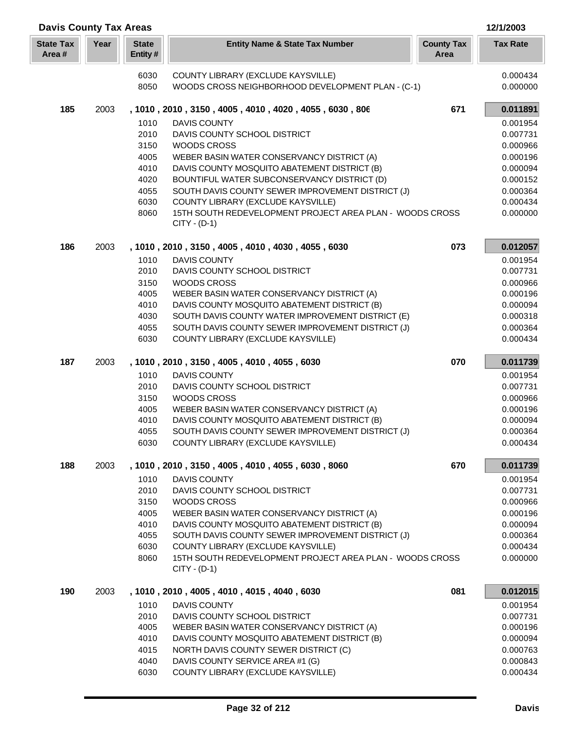## Davis County Tax Areas

12/1/2003

| State Tax Area # | Year | State Entity # | Entity Name & State Tax Number | County Tax Area | Tax Rate |
|---|---|---|---|---|---|
| | | 6030 | COUNTY LIBRARY (EXCLUDE KAYSVILLE) | | 0.000434 |
| | | 8050 | WOODS CROSS NEIGHBORHOOD DEVELOPMENT PLAN - (C-1) | | 0.000000 |
| **185** | 2003 | | **, 1010 , 2010 , 3150 , 4005 , 4010 , 4020 , 4055 , 6030 , 806** | **671** | **0.011891** |
| | | 1010 | DAVIS COUNTY | | 0.001954 |
| | | 2010 | DAVIS COUNTY SCHOOL DISTRICT | | 0.007731 |
| | | 3150 | WOODS CROSS | | 0.000966 |
| | | 4005 | WEBER BASIN WATER CONSERVANCY DISTRICT (A) | | 0.000196 |
| | | 4010 | DAVIS COUNTY MOSQUITO ABATEMENT DISTRICT (B) | | 0.000094 |
| | | 4020 | BOUNTIFUL WATER SUBCONSERVANCY DISTRICT (D) | | 0.000152 |
| | | 4055 | SOUTH DAVIS COUNTY SEWER IMPROVEMENT DISTRICT (J) | | 0.000364 |
| | | 6030 | COUNTY LIBRARY (EXCLUDE KAYSVILLE) | | 0.000434 |
| | | 8060 | 15TH SOUTH REDEVELOPMENT PROJECT AREA PLAN - WOODS CROSS CITY - (D-1) | | 0.000000 |
| **186** | 2003 | | **, 1010 , 2010 , 3150 , 4005 , 4010 , 4030 , 4055 , 6030** | **073** | **0.012057** |
| | | 1010 | DAVIS COUNTY | | 0.001954 |
| | | 2010 | DAVIS COUNTY SCHOOL DISTRICT | | 0.007731 |
| | | 3150 | WOODS CROSS | | 0.000966 |
| | | 4005 | WEBER BASIN WATER CONSERVANCY DISTRICT (A) | | 0.000196 |
| | | 4010 | DAVIS COUNTY MOSQUITO ABATEMENT DISTRICT (B) | | 0.000094 |
| | | 4030 | SOUTH DAVIS COUNTY WATER IMPROVEMENT DISTRICT (E) | | 0.000318 |
| | | 4055 | SOUTH DAVIS COUNTY SEWER IMPROVEMENT DISTRICT (J) | | 0.000364 |
| | | 6030 | COUNTY LIBRARY (EXCLUDE KAYSVILLE) | | 0.000434 |
| **187** | 2003 | | **, 1010 , 2010 , 3150 , 4005 , 4010 , 4055 , 6030** | **070** | **0.011739** |
| | | 1010 | DAVIS COUNTY | | 0.001954 |
| | | 2010 | DAVIS COUNTY SCHOOL DISTRICT | | 0.007731 |
| | | 3150 | WOODS CROSS | | 0.000966 |
| | | 4005 | WEBER BASIN WATER CONSERVANCY DISTRICT (A) | | 0.000196 |
| | | 4010 | DAVIS COUNTY MOSQUITO ABATEMENT DISTRICT (B) | | 0.000094 |
| | | 4055 | SOUTH DAVIS COUNTY SEWER IMPROVEMENT DISTRICT (J) | | 0.000364 |
| | | 6030 | COUNTY LIBRARY (EXCLUDE KAYSVILLE) | | 0.000434 |
| **188** | 2003 | | **, 1010 , 2010 , 3150 , 4005 , 4010 , 4055 , 6030 , 8060** | **670** | **0.011739** |
| | | 1010 | DAVIS COUNTY | | 0.001954 |
| | | 2010 | DAVIS COUNTY SCHOOL DISTRICT | | 0.007731 |
| | | 3150 | WOODS CROSS | | 0.000966 |
| | | 4005 | WEBER BASIN WATER CONSERVANCY DISTRICT (A) | | 0.000196 |
| | | 4010 | DAVIS COUNTY MOSQUITO ABATEMENT DISTRICT (B) | | 0.000094 |
| | | 4055 | SOUTH DAVIS COUNTY SEWER IMPROVEMENT DISTRICT (J) | | 0.000364 |
| | | 6030 | COUNTY LIBRARY (EXCLUDE KAYSVILLE) | | 0.000434 |
| | | 8060 | 15TH SOUTH REDEVELOPMENT PROJECT AREA PLAN - WOODS CROSS CITY - (D-1) | | 0.000000 |
| **190** | 2003 | | **, 1010 , 2010 , 4005 , 4010 , 4015 , 4040 , 6030** | **081** | **0.012015** |
| | | 1010 | DAVIS COUNTY | | 0.001954 |
| | | 2010 | DAVIS COUNTY SCHOOL DISTRICT | | 0.007731 |
| | | 4005 | WEBER BASIN WATER CONSERVANCY DISTRICT (A) | | 0.000196 |
| | | 4010 | DAVIS COUNTY MOSQUITO ABATEMENT DISTRICT (B) | | 0.000094 |
| | | 4015 | NORTH DAVIS COUNTY SEWER DISTRICT (C) | | 0.000763 |
| | | 4040 | DAVIS COUNTY SERVICE AREA #1 (G) | | 0.000843 |
| | | 6030 | COUNTY LIBRARY (EXCLUDE KAYSVILLE) | | 0.000434 |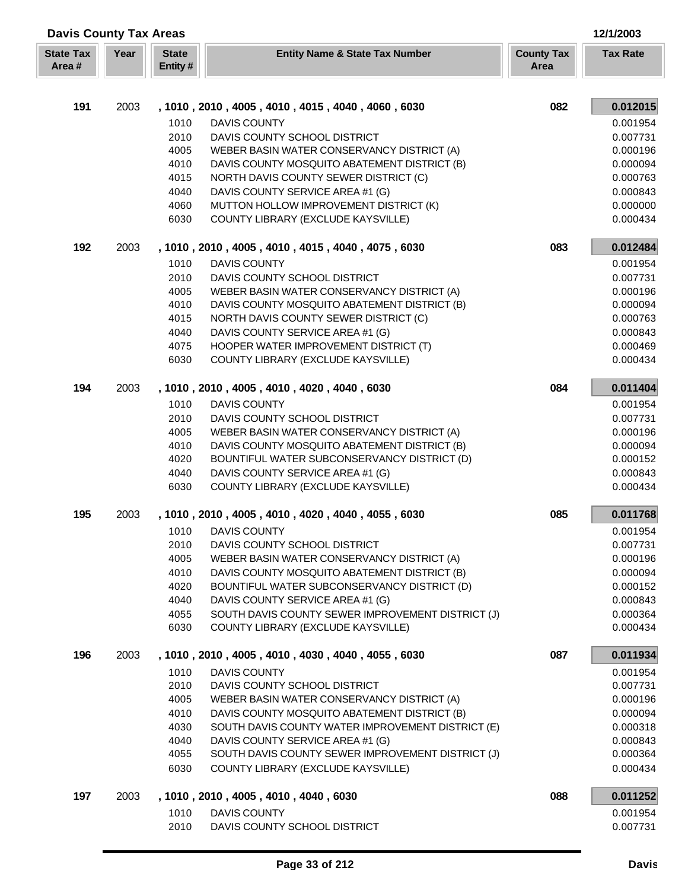## Davis County Tax Areas

12/1/2003

| State Tax Area # | Year | State Entity # | Entity Name & State Tax Number | County Tax Area | Tax Rate |
|---|---|---|---|---|---|
| **191** | 2003 | | **, 1010 , 2010 , 4005 , 4010 , 4015 , 4040 , 4060 , 6030** | **082** | **0.012015** |
| | | 1010 | DAVIS COUNTY | | 0.001954 |
| | | 2010 | DAVIS COUNTY SCHOOL DISTRICT | | 0.007731 |
| | | 4005 | WEBER BASIN WATER CONSERVANCY DISTRICT (A) | | 0.000196 |
| | | 4010 | DAVIS COUNTY MOSQUITO ABATEMENT DISTRICT (B) | | 0.000094 |
| | | 4015 | NORTH DAVIS COUNTY SEWER DISTRICT (C) | | 0.000763 |
| | | 4040 | DAVIS COUNTY SERVICE AREA #1 (G) | | 0.000843 |
| | | 4060 | MUTTON HOLLOW IMPROVEMENT DISTRICT (K) | | 0.000000 |
| | | 6030 | COUNTY LIBRARY (EXCLUDE KAYSVILLE) | | 0.000434 |
| **192** | 2003 | | **, 1010 , 2010 , 4005 , 4010 , 4015 , 4040 , 4075 , 6030** | **083** | **0.012484** |
| | | 1010 | DAVIS COUNTY | | 0.001954 |
| | | 2010 | DAVIS COUNTY SCHOOL DISTRICT | | 0.007731 |
| | | 4005 | WEBER BASIN WATER CONSERVANCY DISTRICT (A) | | 0.000196 |
| | | 4010 | DAVIS COUNTY MOSQUITO ABATEMENT DISTRICT (B) | | 0.000094 |
| | | 4015 | NORTH DAVIS COUNTY SEWER DISTRICT (C) | | 0.000763 |
| | | 4040 | DAVIS COUNTY SERVICE AREA #1 (G) | | 0.000843 |
| | | 4075 | HOOPER WATER IMPROVEMENT DISTRICT (T) | | 0.000469 |
| | | 6030 | COUNTY LIBRARY (EXCLUDE KAYSVILLE) | | 0.000434 |
| **194** | 2003 | | **, 1010 , 2010 , 4005 , 4010 , 4020 , 4040 , 6030** | **084** | **0.011404** |
| | | 1010 | DAVIS COUNTY | | 0.001954 |
| | | 2010 | DAVIS COUNTY SCHOOL DISTRICT | | 0.007731 |
| | | 4005 | WEBER BASIN WATER CONSERVANCY DISTRICT (A) | | 0.000196 |
| | | 4010 | DAVIS COUNTY MOSQUITO ABATEMENT DISTRICT (B) | | 0.000094 |
| | | 4020 | BOUNTIFUL WATER SUBCONSERVANCY DISTRICT (D) | | 0.000152 |
| | | 4040 | DAVIS COUNTY SERVICE AREA #1 (G) | | 0.000843 |
| | | 6030 | COUNTY LIBRARY (EXCLUDE KAYSVILLE) | | 0.000434 |
| **195** | 2003 | | **, 1010 , 2010 , 4005 , 4010 , 4020 , 4040 , 4055 , 6030** | **085** | **0.011768** |
| | | 1010 | DAVIS COUNTY | | 0.001954 |
| | | 2010 | DAVIS COUNTY SCHOOL DISTRICT | | 0.007731 |
| | | 4005 | WEBER BASIN WATER CONSERVANCY DISTRICT (A) | | 0.000196 |
| | | 4010 | DAVIS COUNTY MOSQUITO ABATEMENT DISTRICT (B) | | 0.000094 |
| | | 4020 | BOUNTIFUL WATER SUBCONSERVANCY DISTRICT (D) | | 0.000152 |
| | | 4040 | DAVIS COUNTY SERVICE AREA #1 (G) | | 0.000843 |
| | | 4055 | SOUTH DAVIS COUNTY SEWER IMPROVEMENT DISTRICT (J) | | 0.000364 |
| | | 6030 | COUNTY LIBRARY (EXCLUDE KAYSVILLE) | | 0.000434 |
| **196** | 2003 | | **, 1010 , 2010 , 4005 , 4010 , 4030 , 4040 , 4055 , 6030** | **087** | **0.011934** |
| | | 1010 | DAVIS COUNTY | | 0.001954 |
| | | 2010 | DAVIS COUNTY SCHOOL DISTRICT | | 0.007731 |
| | | 4005 | WEBER BASIN WATER CONSERVANCY DISTRICT (A) | | 0.000196 |
| | | 4010 | DAVIS COUNTY MOSQUITO ABATEMENT DISTRICT (B) | | 0.000094 |
| | | 4030 | SOUTH DAVIS COUNTY WATER IMPROVEMENT DISTRICT (E) | | 0.000318 |
| | | 4040 | DAVIS COUNTY SERVICE AREA #1 (G) | | 0.000843 |
| | | 4055 | SOUTH DAVIS COUNTY SEWER IMPROVEMENT DISTRICT (J) | | 0.000364 |
| | | 6030 | COUNTY LIBRARY (EXCLUDE KAYSVILLE) | | 0.000434 |
| **197** | 2003 | | **, 1010 , 2010 , 4005 , 4010 , 4040 , 6030** | **088** | **0.011252** |
| | | 1010 | DAVIS COUNTY | | 0.001954 |
| | | 2010 | DAVIS COUNTY SCHOOL DISTRICT | | 0.007731 |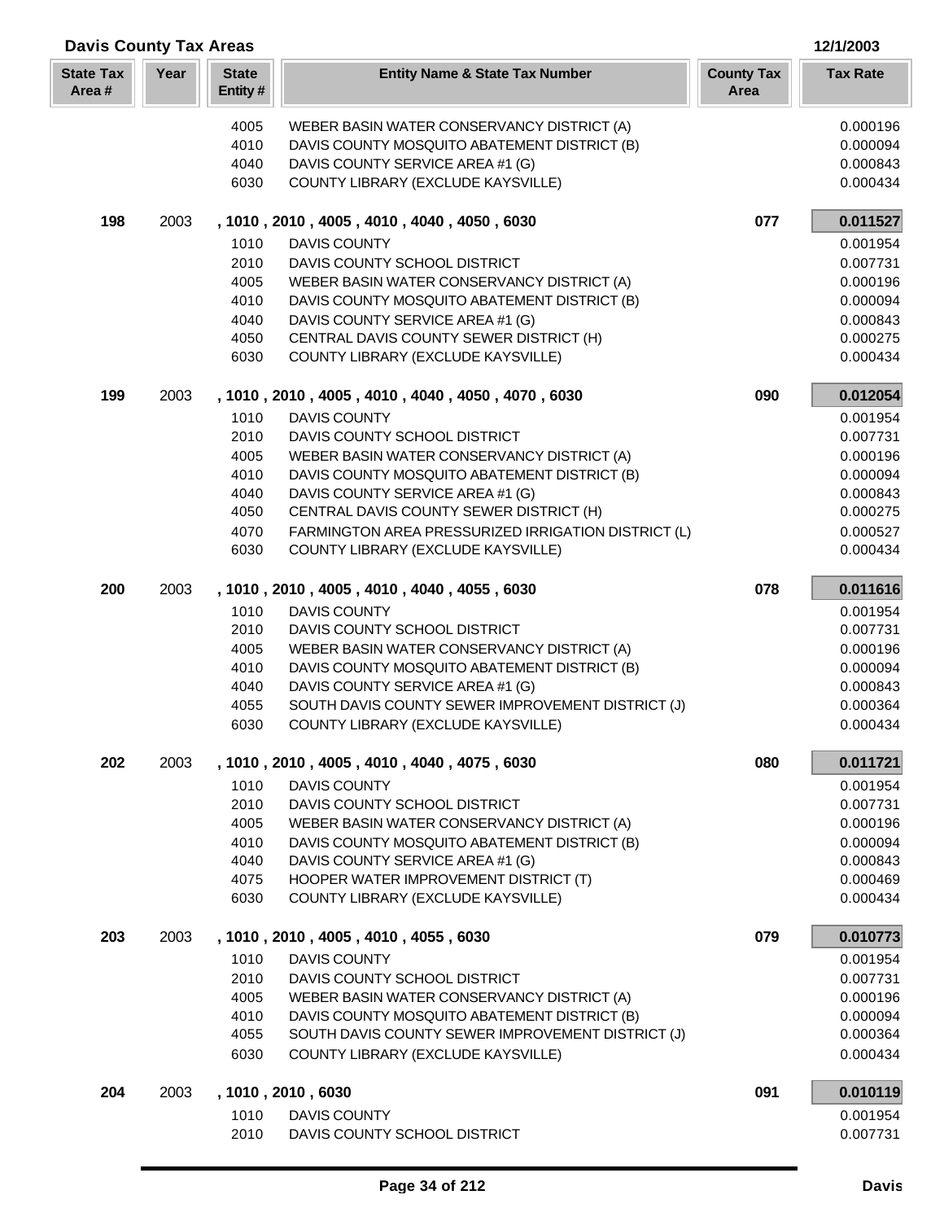## Davis County Tax Areas

12/1/2003

| State Tax Area # | Year | State Entity # | Entity Name & State Tax Number | County Tax Area | Tax Rate |
|---|---|---|---|---|---|
| | | 4005 | WEBER BASIN WATER CONSERVANCY DISTRICT (A) | | 0.000196 |
| | | 4010 | DAVIS COUNTY MOSQUITO ABATEMENT DISTRICT (B) | | 0.000094 |
| | | 4040 | DAVIS COUNTY SERVICE AREA #1 (G) | | 0.000843 |
| | | 6030 | COUNTY LIBRARY (EXCLUDE KAYSVILLE) | | 0.000434 |
| **198** | 2003 | **, 1010 , 2010 , 4005 , 4010 , 4040 , 4050 , 6030** | | **077** | **0.011527** |
| | | 1010 | DAVIS COUNTY | | 0.001954 |
| | | 2010 | DAVIS COUNTY SCHOOL DISTRICT | | 0.007731 |
| | | 4005 | WEBER BASIN WATER CONSERVANCY DISTRICT (A) | | 0.000196 |
| | | 4010 | DAVIS COUNTY MOSQUITO ABATEMENT DISTRICT (B) | | 0.000094 |
| | | 4040 | DAVIS COUNTY SERVICE AREA #1 (G) | | 0.000843 |
| | | 4050 | CENTRAL DAVIS COUNTY SEWER DISTRICT (H) | | 0.000275 |
| | | 6030 | COUNTY LIBRARY (EXCLUDE KAYSVILLE) | | 0.000434 |
| **199** | 2003 | **, 1010 , 2010 , 4005 , 4010 , 4040 , 4050 , 4070 , 6030** | | **090** | **0.012054** |
| | | 1010 | DAVIS COUNTY | | 0.001954 |
| | | 2010 | DAVIS COUNTY SCHOOL DISTRICT | | 0.007731 |
| | | 4005 | WEBER BASIN WATER CONSERVANCY DISTRICT (A) | | 0.000196 |
| | | 4010 | DAVIS COUNTY MOSQUITO ABATEMENT DISTRICT (B) | | 0.000094 |
| | | 4040 | DAVIS COUNTY SERVICE AREA #1 (G) | | 0.000843 |
| | | 4050 | CENTRAL DAVIS COUNTY SEWER DISTRICT (H) | | 0.000275 |
| | | 4070 | FARMINGTON AREA PRESSURIZED IRRIGATION DISTRICT (L) | | 0.000527 |
| | | 6030 | COUNTY LIBRARY (EXCLUDE KAYSVILLE) | | 0.000434 |
| **200** | 2003 | **, 1010 , 2010 , 4005 , 4010 , 4040 , 4055 , 6030** | | **078** | **0.011616** |
| | | 1010 | DAVIS COUNTY | | 0.001954 |
| | | 2010 | DAVIS COUNTY SCHOOL DISTRICT | | 0.007731 |
| | | 4005 | WEBER BASIN WATER CONSERVANCY DISTRICT (A) | | 0.000196 |
| | | 4010 | DAVIS COUNTY MOSQUITO ABATEMENT DISTRICT (B) | | 0.000094 |
| | | 4040 | DAVIS COUNTY SERVICE AREA #1 (G) | | 0.000843 |
| | | 4055 | SOUTH DAVIS COUNTY SEWER IMPROVEMENT DISTRICT (J) | | 0.000364 |
| | | 6030 | COUNTY LIBRARY (EXCLUDE KAYSVILLE) | | 0.000434 |
| **202** | 2003 | **, 1010 , 2010 , 4005 , 4010 , 4040 , 4075 , 6030** | | **080** | **0.011721** |
| | | 1010 | DAVIS COUNTY | | 0.001954 |
| | | 2010 | DAVIS COUNTY SCHOOL DISTRICT | | 0.007731 |
| | | 4005 | WEBER BASIN WATER CONSERVANCY DISTRICT (A) | | 0.000196 |
| | | 4010 | DAVIS COUNTY MOSQUITO ABATEMENT DISTRICT (B) | | 0.000094 |
| | | 4040 | DAVIS COUNTY SERVICE AREA #1 (G) | | 0.000843 |
| | | 4075 | HOOPER WATER IMPROVEMENT DISTRICT (T) | | 0.000469 |
| | | 6030 | COUNTY LIBRARY (EXCLUDE KAYSVILLE) | | 0.000434 |
| **203** | 2003 | **, 1010 , 2010 , 4005 , 4010 , 4055 , 6030** | | **079** | **0.010773** |
| | | 1010 | DAVIS COUNTY | | 0.001954 |
| | | 2010 | DAVIS COUNTY SCHOOL DISTRICT | | 0.007731 |
| | | 4005 | WEBER BASIN WATER CONSERVANCY DISTRICT (A) | | 0.000196 |
| | | 4010 | DAVIS COUNTY MOSQUITO ABATEMENT DISTRICT (B) | | 0.000094 |
| | | 4055 | SOUTH DAVIS COUNTY SEWER IMPROVEMENT DISTRICT (J) | | 0.000364 |
| | | 6030 | COUNTY LIBRARY (EXCLUDE KAYSVILLE) | | 0.000434 |
| **204** | 2003 | **, 1010 , 2010 , 6030** | | **091** | **0.010119** |
| | | 1010 | DAVIS COUNTY | | 0.001954 |
| | | 2010 | DAVIS COUNTY SCHOOL DISTRICT | | 0.007731 |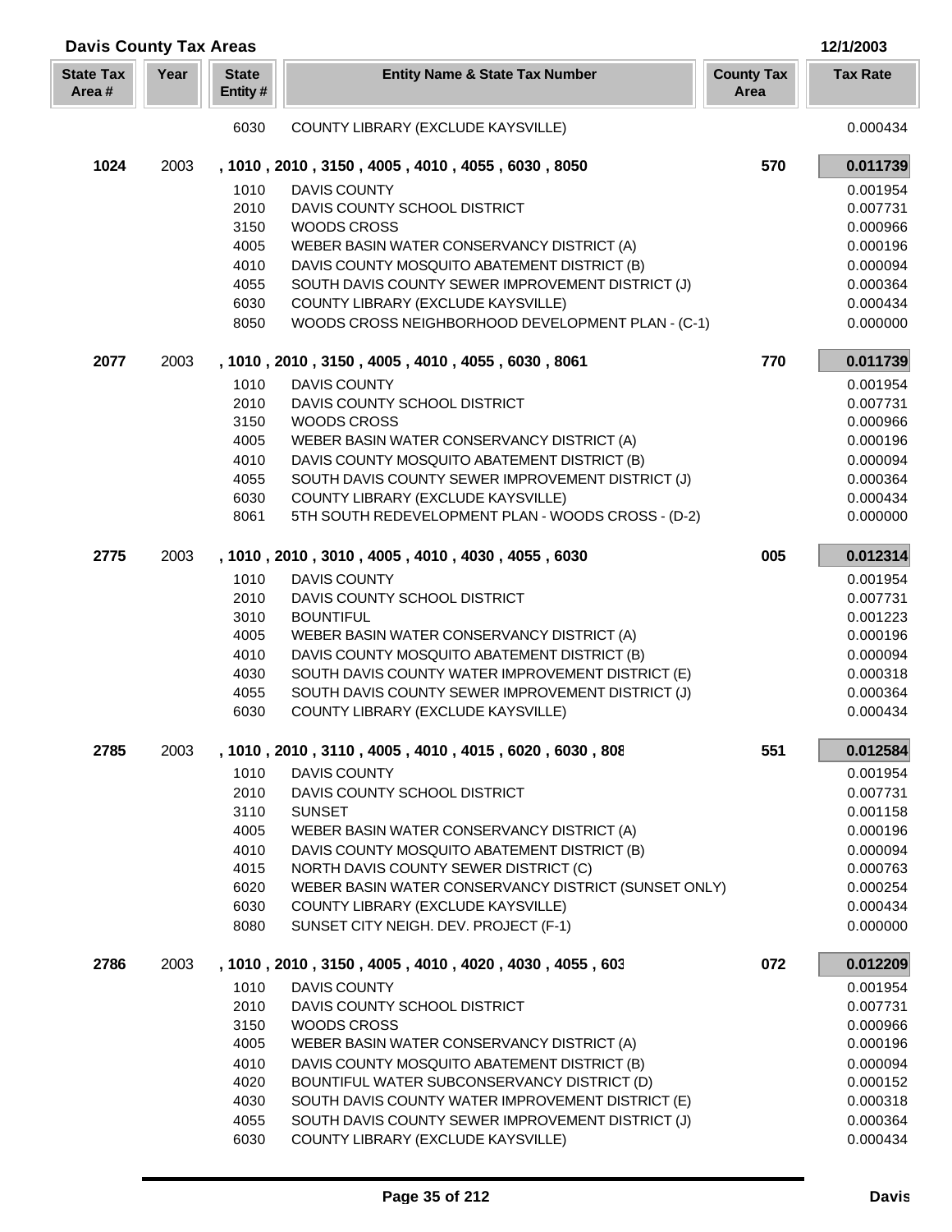## Davis County Tax Areas

12/1/2003

| State Tax Area # | Year | State Entity # | Entity Name & State Tax Number | County Tax Area | Tax Rate |
|---|---|---|---|---|---|
| | | 6030 | COUNTY LIBRARY (EXCLUDE KAYSVILLE) | | 0.000434 |
| **1024** | 2003 | | **, 1010 , 2010 , 3150 , 4005 , 4010 , 4055 , 6030 , 8050** | **570** | **0.011739** |
| | | 1010 | DAVIS COUNTY | | 0.001954 |
| | | 2010 | DAVIS COUNTY SCHOOL DISTRICT | | 0.007731 |
| | | 3150 | WOODS CROSS | | 0.000966 |
| | | 4005 | WEBER BASIN WATER CONSERVANCY DISTRICT (A) | | 0.000196 |
| | | 4010 | DAVIS COUNTY MOSQUITO ABATEMENT DISTRICT (B) | | 0.000094 |
| | | 4055 | SOUTH DAVIS COUNTY SEWER IMPROVEMENT DISTRICT (J) | | 0.000364 |
| | | 6030 | COUNTY LIBRARY (EXCLUDE KAYSVILLE) | | 0.000434 |
| | | 8050 | WOODS CROSS NEIGHBORHOOD DEVELOPMENT PLAN - (C-1) | | 0.000000 |
| **2077** | 2003 | | **, 1010 , 2010 , 3150 , 4005 , 4010 , 4055 , 6030 , 8061** | **770** | **0.011739** |
| | | 1010 | DAVIS COUNTY | | 0.001954 |
| | | 2010 | DAVIS COUNTY SCHOOL DISTRICT | | 0.007731 |
| | | 3150 | WOODS CROSS | | 0.000966 |
| | | 4005 | WEBER BASIN WATER CONSERVANCY DISTRICT (A) | | 0.000196 |
| | | 4010 | DAVIS COUNTY MOSQUITO ABATEMENT DISTRICT (B) | | 0.000094 |
| | | 4055 | SOUTH DAVIS COUNTY SEWER IMPROVEMENT DISTRICT (J) | | 0.000364 |
| | | 6030 | COUNTY LIBRARY (EXCLUDE KAYSVILLE) | | 0.000434 |
| | | 8061 | 5TH SOUTH REDEVELOPMENT PLAN - WOODS CROSS - (D-2) | | 0.000000 |
| **2775** | 2003 | | **, 1010 , 2010 , 3010 , 4005 , 4010 , 4030 , 4055 , 6030** | **005** | **0.012314** |
| | | 1010 | DAVIS COUNTY | | 0.001954 |
| | | 2010 | DAVIS COUNTY SCHOOL DISTRICT | | 0.007731 |
| | | 3010 | BOUNTIFUL | | 0.001223 |
| | | 4005 | WEBER BASIN WATER CONSERVANCY DISTRICT (A) | | 0.000196 |
| | | 4010 | DAVIS COUNTY MOSQUITO ABATEMENT DISTRICT (B) | | 0.000094 |
| | | 4030 | SOUTH DAVIS COUNTY WATER IMPROVEMENT DISTRICT (E) | | 0.000318 |
| | | 4055 | SOUTH DAVIS COUNTY SEWER IMPROVEMENT DISTRICT (J) | | 0.000364 |
| | | 6030 | COUNTY LIBRARY (EXCLUDE KAYSVILLE) | | 0.000434 |
| **2785** | 2003 | | **, 1010 , 2010 , 3110 , 4005 , 4010 , 4015 , 6020 , 6030 , 808** | **551** | **0.012584** |
| | | 1010 | DAVIS COUNTY | | 0.001954 |
| | | 2010 | DAVIS COUNTY SCHOOL DISTRICT | | 0.007731 |
| | | 3110 | SUNSET | | 0.001158 |
| | | 4005 | WEBER BASIN WATER CONSERVANCY DISTRICT (A) | | 0.000196 |
| | | 4010 | DAVIS COUNTY MOSQUITO ABATEMENT DISTRICT (B) | | 0.000094 |
| | | 4015 | NORTH DAVIS COUNTY SEWER DISTRICT (C) | | 0.000763 |
| | | 6020 | WEBER BASIN WATER CONSERVANCY DISTRICT (SUNSET ONLY) | | 0.000254 |
| | | 6030 | COUNTY LIBRARY (EXCLUDE KAYSVILLE) | | 0.000434 |
| | | 8080 | SUNSET CITY NEIGH. DEV. PROJECT (F-1) | | 0.000000 |
| **2786** | 2003 | | **, 1010 , 2010 , 3150 , 4005 , 4010 , 4020 , 4030 , 4055 , 603** | **072** | **0.012209** |
| | | 1010 | DAVIS COUNTY | | 0.001954 |
| | | 2010 | DAVIS COUNTY SCHOOL DISTRICT | | 0.007731 |
| | | 3150 | WOODS CROSS | | 0.000966 |
| | | 4005 | WEBER BASIN WATER CONSERVANCY DISTRICT (A) | | 0.000196 |
| | | 4010 | DAVIS COUNTY MOSQUITO ABATEMENT DISTRICT (B) | | 0.000094 |
| | | 4020 | BOUNTIFUL WATER SUBCONSERVANCY DISTRICT (D) | | 0.000152 |
| | | 4030 | SOUTH DAVIS COUNTY WATER IMPROVEMENT DISTRICT (E) | | 0.000318 |
| | | 4055 | SOUTH DAVIS COUNTY SEWER IMPROVEMENT DISTRICT (J) | | 0.000364 |
| | | 6030 | COUNTY LIBRARY (EXCLUDE KAYSVILLE) | | 0.000434 |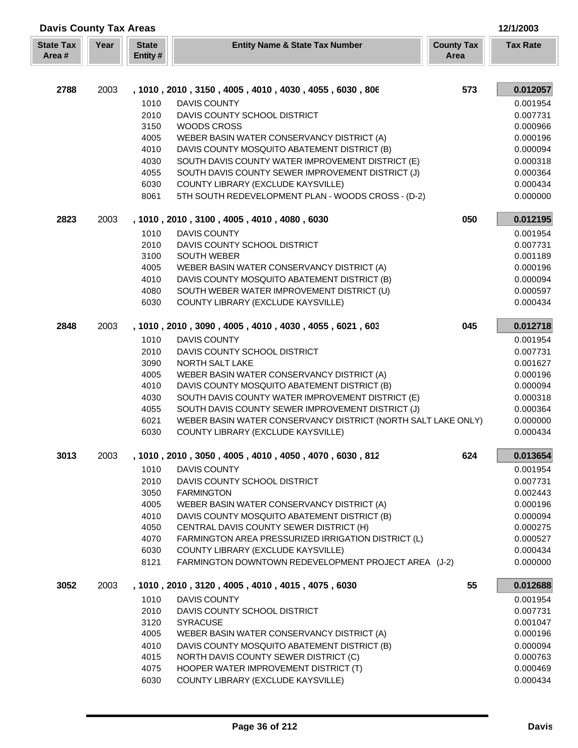## Davis County Tax Areas

12/1/2003

| State Tax Area # | Year | State Entity # | Entity Name & State Tax Number | County Tax Area | Tax Rate |
|---|---|---|---|---|---|
| **2788** | 2003 | | **, 1010 , 2010 , 3150 , 4005 , 4010 , 4030 , 4055 , 6030 , 806** | **573** | **0.012057** |
| | | 1010 | DAVIS COUNTY | | 0.001954 |
| | | 2010 | DAVIS COUNTY SCHOOL DISTRICT | | 0.007731 |
| | | 3150 | WOODS CROSS | | 0.000966 |
| | | 4005 | WEBER BASIN WATER CONSERVANCY DISTRICT (A) | | 0.000196 |
| | | 4010 | DAVIS COUNTY MOSQUITO ABATEMENT DISTRICT (B) | | 0.000094 |
| | | 4030 | SOUTH DAVIS COUNTY WATER IMPROVEMENT DISTRICT (E) | | 0.000318 |
| | | 4055 | SOUTH DAVIS COUNTY SEWER IMPROVEMENT DISTRICT (J) | | 0.000364 |
| | | 6030 | COUNTY LIBRARY (EXCLUDE KAYSVILLE) | | 0.000434 |
| | | 8061 | 5TH SOUTH REDEVELOPMENT PLAN - WOODS CROSS - (D-2) | | 0.000000 |
| **2823** | 2003 | | **, 1010 , 2010 , 3100 , 4005 , 4010 , 4080 , 6030** | **050** | **0.012195** |
| | | 1010 | DAVIS COUNTY | | 0.001954 |
| | | 2010 | DAVIS COUNTY SCHOOL DISTRICT | | 0.007731 |
| | | 3100 | SOUTH WEBER | | 0.001189 |
| | | 4005 | WEBER BASIN WATER CONSERVANCY DISTRICT (A) | | 0.000196 |
| | | 4010 | DAVIS COUNTY MOSQUITO ABATEMENT DISTRICT (B) | | 0.000094 |
| | | 4080 | SOUTH WEBER WATER IMPROVEMENT DISTRICT (U) | | 0.000597 |
| | | 6030 | COUNTY LIBRARY (EXCLUDE KAYSVILLE) | | 0.000434 |
| **2848** | 2003 | | **, 1010 , 2010 , 3090 , 4005 , 4010 , 4030 , 4055 , 6021 , 603** | **045** | **0.012718** |
| | | 1010 | DAVIS COUNTY | | 0.001954 |
| | | 2010 | DAVIS COUNTY SCHOOL DISTRICT | | 0.007731 |
| | | 3090 | NORTH SALT LAKE | | 0.001627 |
| | | 4005 | WEBER BASIN WATER CONSERVANCY DISTRICT (A) | | 0.000196 |
| | | 4010 | DAVIS COUNTY MOSQUITO ABATEMENT DISTRICT (B) | | 0.000094 |
| | | 4030 | SOUTH DAVIS COUNTY WATER IMPROVEMENT DISTRICT (E) | | 0.000318 |
| | | 4055 | SOUTH DAVIS COUNTY SEWER IMPROVEMENT DISTRICT (J) | | 0.000364 |
| | | 6021 | WEBER BASIN WATER CONSERVANCY DISTRICT (NORTH SALT LAKE ONLY) | | 0.000000 |
| | | 6030 | COUNTY LIBRARY (EXCLUDE KAYSVILLE) | | 0.000434 |
| **3013** | 2003 | | **, 1010 , 2010 , 3050 , 4005 , 4010 , 4050 , 4070 , 6030 , 812** | **624** | **0.013654** |
| | | 1010 | DAVIS COUNTY | | 0.001954 |
| | | 2010 | DAVIS COUNTY SCHOOL DISTRICT | | 0.007731 |
| | | 3050 | FARMINGTON | | 0.002443 |
| | | 4005 | WEBER BASIN WATER CONSERVANCY DISTRICT (A) | | 0.000196 |
| | | 4010 | DAVIS COUNTY MOSQUITO ABATEMENT DISTRICT (B) | | 0.000094 |
| | | 4050 | CENTRAL DAVIS COUNTY SEWER DISTRICT (H) | | 0.000275 |
| | | 4070 | FARMINGTON AREA PRESSURIZED IRRIGATION DISTRICT (L) | | 0.000527 |
| | | 6030 | COUNTY LIBRARY (EXCLUDE KAYSVILLE) | | 0.000434 |
| | | 8121 | FARMINGTON DOWNTOWN REDEVELOPMENT PROJECT AREA (J-2) | | 0.000000 |
| **3052** | 2003 | | **, 1010 , 2010 , 3120 , 4005 , 4010 , 4015 , 4075 , 6030** | **55** | **0.012688** |
| | | 1010 | DAVIS COUNTY | | 0.001954 |
| | | 2010 | DAVIS COUNTY SCHOOL DISTRICT | | 0.007731 |
| | | 3120 | SYRACUSE | | 0.001047 |
| | | 4005 | WEBER BASIN WATER CONSERVANCY DISTRICT (A) | | 0.000196 |
| | | 4010 | DAVIS COUNTY MOSQUITO ABATEMENT DISTRICT (B) | | 0.000094 |
| | | 4015 | NORTH DAVIS COUNTY SEWER DISTRICT (C) | | 0.000763 |
| | | 4075 | HOOPER WATER IMPROVEMENT DISTRICT (T) | | 0.000469 |
| | | 6030 | COUNTY LIBRARY (EXCLUDE KAYSVILLE) | | 0.000434 |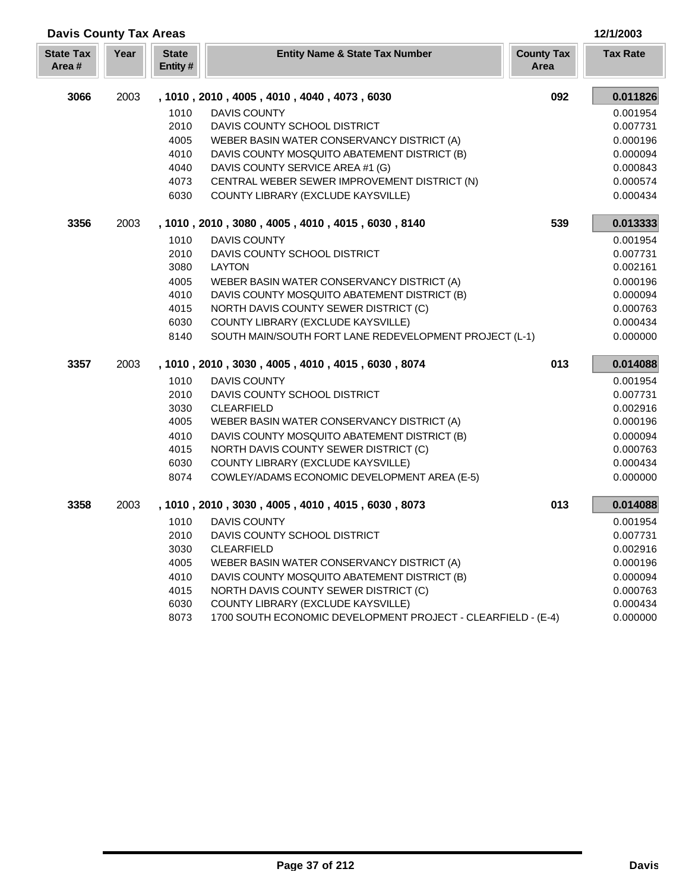## Davis County Tax Areas

12/1/2003

| State Tax Area # | Year | State Entity # | Entity Name & State Tax Number | County Tax Area | Tax Rate |
|---|---|---|---|---|---|
| **3066** | 2003 | **, 1010 , 2010 , 4005 , 4010 , 4040 , 4073 , 6030** | | **092** | **0.011826** |
| | | 1010 | DAVIS COUNTY | | 0.001954 |
| | | 2010 | DAVIS COUNTY SCHOOL DISTRICT | | 0.007731 |
| | | 4005 | WEBER BASIN WATER CONSERVANCY DISTRICT (A) | | 0.000196 |
| | | 4010 | DAVIS COUNTY MOSQUITO ABATEMENT DISTRICT (B) | | 0.000094 |
| | | 4040 | DAVIS COUNTY SERVICE AREA #1 (G) | | 0.000843 |
| | | 4073 | CENTRAL WEBER SEWER IMPROVEMENT DISTRICT (N) | | 0.000574 |
| | | 6030 | COUNTY LIBRARY (EXCLUDE KAYSVILLE) | | 0.000434 |
| **3356** | 2003 | **, 1010 , 2010 , 3080 , 4005 , 4010 , 4015 , 6030 , 8140** | | **539** | **0.013333** |
| | | 1010 | DAVIS COUNTY | | 0.001954 |
| | | 2010 | DAVIS COUNTY SCHOOL DISTRICT | | 0.007731 |
| | | 3080 | LAYTON | | 0.002161 |
| | | 4005 | WEBER BASIN WATER CONSERVANCY DISTRICT (A) | | 0.000196 |
| | | 4010 | DAVIS COUNTY MOSQUITO ABATEMENT DISTRICT (B) | | 0.000094 |
| | | 4015 | NORTH DAVIS COUNTY SEWER DISTRICT (C) | | 0.000763 |
| | | 6030 | COUNTY LIBRARY (EXCLUDE KAYSVILLE) | | 0.000434 |
| | | 8140 | SOUTH MAIN/SOUTH FORT LANE REDEVELOPMENT PROJECT (L-1) | | 0.000000 |
| **3357** | 2003 | **, 1010 , 2010 , 3030 , 4005 , 4010 , 4015 , 6030 , 8074** | | **013** | **0.014088** |
| | | 1010 | DAVIS COUNTY | | 0.001954 |
| | | 2010 | DAVIS COUNTY SCHOOL DISTRICT | | 0.007731 |
| | | 3030 | CLEARFIELD | | 0.002916 |
| | | 4005 | WEBER BASIN WATER CONSERVANCY DISTRICT (A) | | 0.000196 |
| | | 4010 | DAVIS COUNTY MOSQUITO ABATEMENT DISTRICT (B) | | 0.000094 |
| | | 4015 | NORTH DAVIS COUNTY SEWER DISTRICT (C) | | 0.000763 |
| | | 6030 | COUNTY LIBRARY (EXCLUDE KAYSVILLE) | | 0.000434 |
| | | 8074 | COWLEY/ADAMS ECONOMIC DEVELOPMENT AREA (E-5) | | 0.000000 |
| **3358** | 2003 | **, 1010 , 2010 , 3030 , 4005 , 4010 , 4015 , 6030 , 8073** | | **013** | **0.014088** |
| | | 1010 | DAVIS COUNTY | | 0.001954 |
| | | 2010 | DAVIS COUNTY SCHOOL DISTRICT | | 0.007731 |
| | | 3030 | CLEARFIELD | | 0.002916 |
| | | 4005 | WEBER BASIN WATER CONSERVANCY DISTRICT (A) | | 0.000196 |
| | | 4010 | DAVIS COUNTY MOSQUITO ABATEMENT DISTRICT (B) | | 0.000094 |
| | | 4015 | NORTH DAVIS COUNTY SEWER DISTRICT (C) | | 0.000763 |
| | | 6030 | COUNTY LIBRARY (EXCLUDE KAYSVILLE) | | 0.000434 |
| | | 8073 | 1700 SOUTH ECONOMIC DEVELOPMENT PROJECT - CLEARFIELD - (E-4) | | 0.000000 |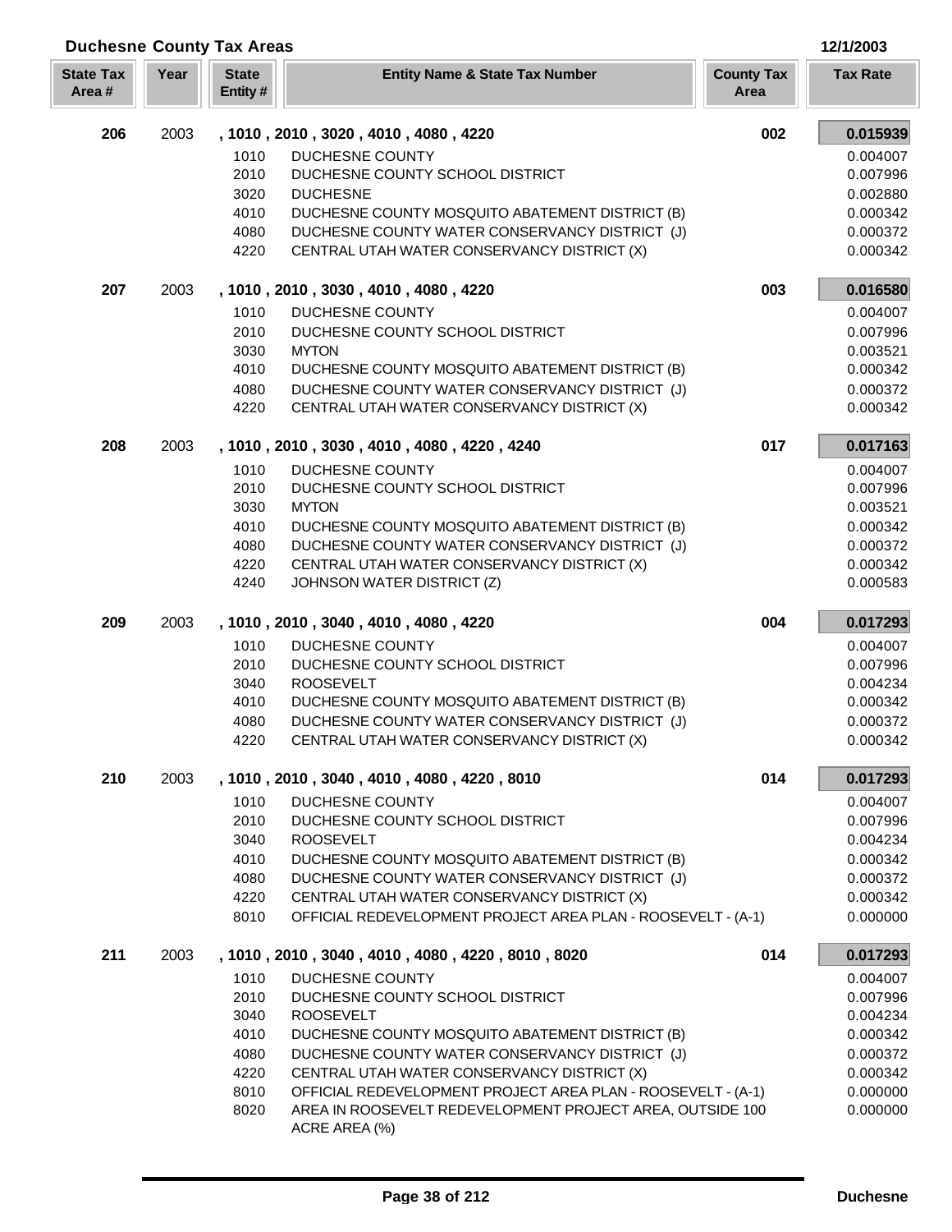## Duchesne County Tax Areas

12/1/2003

| State Tax Area # | Year | State Entity # | Entity Name & State Tax Number | County Tax Area | Tax Rate |
|---|---|---|---|---|---|
| 206 | 2003 | | , 1010 , 2010 , 3020 , 4010 , 4080 , 4220 | 002 | 0.015939 |
| | | 1010 | DUCHESNE COUNTY | | 0.004007 |
| | | 2010 | DUCHESNE COUNTY SCHOOL DISTRICT | | 0.007996 |
| | | 3020 | DUCHESNE | | 0.002880 |
| | | 4010 | DUCHESNE COUNTY MOSQUITO ABATEMENT DISTRICT (B) | | 0.000342 |
| | | 4080 | DUCHESNE COUNTY WATER CONSERVANCY DISTRICT (J) | | 0.000372 |
| | | 4220 | CENTRAL UTAH WATER CONSERVANCY DISTRICT (X) | | 0.000342 |
| 207 | 2003 | | , 1010 , 2010 , 3030 , 4010 , 4080 , 4220 | 003 | 0.016580 |
| | | 1010 | DUCHESNE COUNTY | | 0.004007 |
| | | 2010 | DUCHESNE COUNTY SCHOOL DISTRICT | | 0.007996 |
| | | 3030 | MYTON | | 0.003521 |
| | | 4010 | DUCHESNE COUNTY MOSQUITO ABATEMENT DISTRICT (B) | | 0.000342 |
| | | 4080 | DUCHESNE COUNTY WATER CONSERVANCY DISTRICT (J) | | 0.000372 |
| | | 4220 | CENTRAL UTAH WATER CONSERVANCY DISTRICT (X) | | 0.000342 |
| 208 | 2003 | | , 1010 , 2010 , 3030 , 4010 , 4080 , 4220 , 4240 | 017 | 0.017163 |
| | | 1010 | DUCHESNE COUNTY | | 0.004007 |
| | | 2010 | DUCHESNE COUNTY SCHOOL DISTRICT | | 0.007996 |
| | | 3030 | MYTON | | 0.003521 |
| | | 4010 | DUCHESNE COUNTY MOSQUITO ABATEMENT DISTRICT (B) | | 0.000342 |
| | | 4080 | DUCHESNE COUNTY WATER CONSERVANCY DISTRICT (J) | | 0.000372 |
| | | 4220 | CENTRAL UTAH WATER CONSERVANCY DISTRICT (X) | | 0.000342 |
| | | 4240 | JOHNSON WATER DISTRICT (Z) | | 0.000583 |
| 209 | 2003 | | , 1010 , 2010 , 3040 , 4010 , 4080 , 4220 | 004 | 0.017293 |
| | | 1010 | DUCHESNE COUNTY | | 0.004007 |
| | | 2010 | DUCHESNE COUNTY SCHOOL DISTRICT | | 0.007996 |
| | | 3040 | ROOSEVELT | | 0.004234 |
| | | 4010 | DUCHESNE COUNTY MOSQUITO ABATEMENT DISTRICT (B) | | 0.000342 |
| | | 4080 | DUCHESNE COUNTY WATER CONSERVANCY DISTRICT (J) | | 0.000372 |
| | | 4220 | CENTRAL UTAH WATER CONSERVANCY DISTRICT (X) | | 0.000342 |
| 210 | 2003 | | , 1010 , 2010 , 3040 , 4010 , 4080 , 4220 , 8010 | 014 | 0.017293 |
| | | 1010 | DUCHESNE COUNTY | | 0.004007 |
| | | 2010 | DUCHESNE COUNTY SCHOOL DISTRICT | | 0.007996 |
| | | 3040 | ROOSEVELT | | 0.004234 |
| | | 4010 | DUCHESNE COUNTY MOSQUITO ABATEMENT DISTRICT (B) | | 0.000342 |
| | | 4080 | DUCHESNE COUNTY WATER CONSERVANCY DISTRICT (J) | | 0.000372 |
| | | 4220 | CENTRAL UTAH WATER CONSERVANCY DISTRICT (X) | | 0.000342 |
| | | 8010 | OFFICIAL REDEVELOPMENT PROJECT AREA PLAN - ROOSEVELT - (A-1) | | 0.000000 |
| 211 | 2003 | | , 1010 , 2010 , 3040 , 4010 , 4080 , 4220 , 8010 , 8020 | 014 | 0.017293 |
| | | 1010 | DUCHESNE COUNTY | | 0.004007 |
| | | 2010 | DUCHESNE COUNTY SCHOOL DISTRICT | | 0.007996 |
| | | 3040 | ROOSEVELT | | 0.004234 |
| | | 4010 | DUCHESNE COUNTY MOSQUITO ABATEMENT DISTRICT (B) | | 0.000342 |
| | | 4080 | DUCHESNE COUNTY WATER CONSERVANCY DISTRICT (J) | | 0.000372 |
| | | 4220 | CENTRAL UTAH WATER CONSERVANCY DISTRICT (X) | | 0.000342 |
| | | 8010 | OFFICIAL REDEVELOPMENT PROJECT AREA PLAN - ROOSEVELT - (A-1) | | 0.000000 |
| | | 8020 | AREA IN ROOSEVELT REDEVELOPMENT PROJECT AREA, OUTSIDE 100 ACRE AREA (%) | | 0.000000 |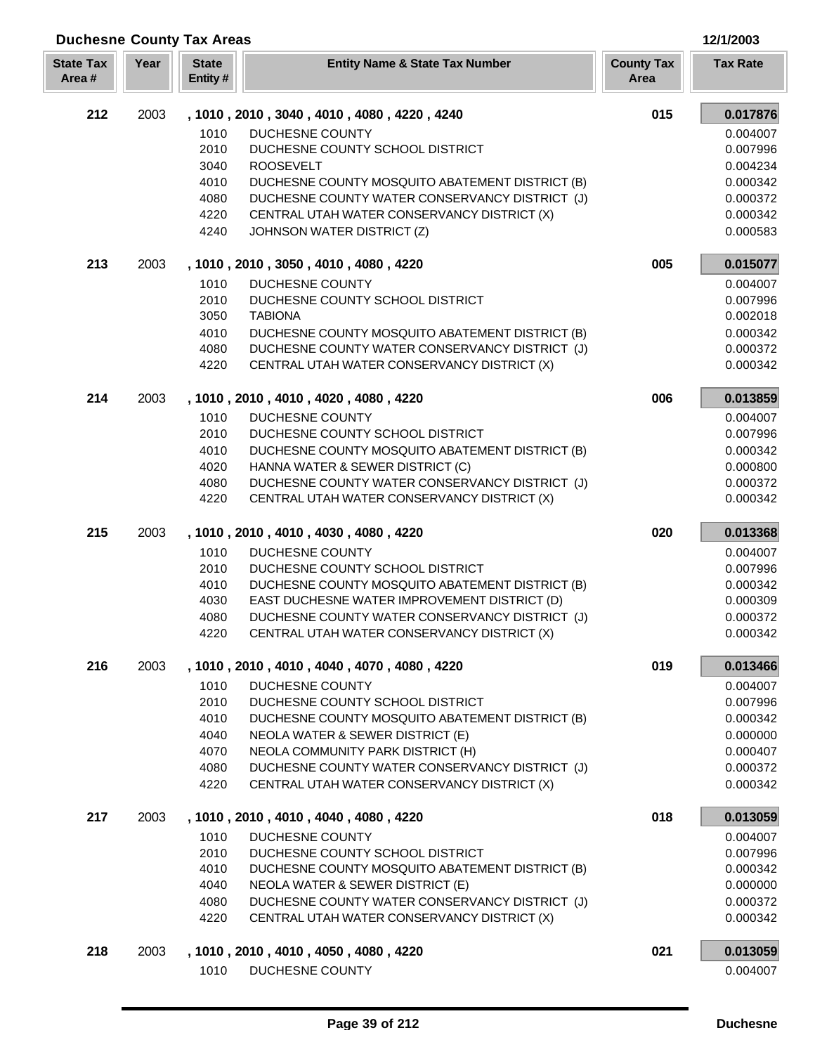## Duchesne County Tax Areas

12/1/2003

| State Tax Area # | Year | State Entity # | Entity Name & State Tax Number | County Tax Area | Tax Rate |
|---|---|---|---|---|---|
| **212** | 2003 | **, 1010 , 2010 , 3040 , 4010 , 4080 , 4220 , 4240** | | **015** | **0.017876** |
| | | 1010 | DUCHESNE COUNTY | | 0.004007 |
| | | 2010 | DUCHESNE COUNTY SCHOOL DISTRICT | | 0.007996 |
| | | 3040 | ROOSEVELT | | 0.004234 |
| | | 4010 | DUCHESNE COUNTY MOSQUITO ABATEMENT DISTRICT (B) | | 0.000342 |
| | | 4080 | DUCHESNE COUNTY WATER CONSERVANCY DISTRICT (J) | | 0.000372 |
| | | 4220 | CENTRAL UTAH WATER CONSERVANCY DISTRICT (X) | | 0.000342 |
| | | 4240 | JOHNSON WATER DISTRICT (Z) | | 0.000583 |
| **213** | 2003 | **, 1010 , 2010 , 3050 , 4010 , 4080 , 4220** | | **005** | **0.015077** |
| | | 1010 | DUCHESNE COUNTY | | 0.004007 |
| | | 2010 | DUCHESNE COUNTY SCHOOL DISTRICT | | 0.007996 |
| | | 3050 | TABIONA | | 0.002018 |
| | | 4010 | DUCHESNE COUNTY MOSQUITO ABATEMENT DISTRICT (B) | | 0.000342 |
| | | 4080 | DUCHESNE COUNTY WATER CONSERVANCY DISTRICT (J) | | 0.000372 |
| | | 4220 | CENTRAL UTAH WATER CONSERVANCY DISTRICT (X) | | 0.000342 |
| **214** | 2003 | **, 1010 , 2010 , 4010 , 4020 , 4080 , 4220** | | **006** | **0.013859** |
| | | 1010 | DUCHESNE COUNTY | | 0.004007 |
| | | 2010 | DUCHESNE COUNTY SCHOOL DISTRICT | | 0.007996 |
| | | 4010 | DUCHESNE COUNTY MOSQUITO ABATEMENT DISTRICT (B) | | 0.000342 |
| | | 4020 | HANNA WATER & SEWER DISTRICT (C) | | 0.000800 |
| | | 4080 | DUCHESNE COUNTY WATER CONSERVANCY DISTRICT (J) | | 0.000372 |
| | | 4220 | CENTRAL UTAH WATER CONSERVANCY DISTRICT (X) | | 0.000342 |
| **215** | 2003 | **, 1010 , 2010 , 4010 , 4030 , 4080 , 4220** | | **020** | **0.013368** |
| | | 1010 | DUCHESNE COUNTY | | 0.004007 |
| | | 2010 | DUCHESNE COUNTY SCHOOL DISTRICT | | 0.007996 |
| | | 4010 | DUCHESNE COUNTY MOSQUITO ABATEMENT DISTRICT (B) | | 0.000342 |
| | | 4030 | EAST DUCHESNE WATER IMPROVEMENT DISTRICT (D) | | 0.000309 |
| | | 4080 | DUCHESNE COUNTY WATER CONSERVANCY DISTRICT (J) | | 0.000372 |
| | | 4220 | CENTRAL UTAH WATER CONSERVANCY DISTRICT (X) | | 0.000342 |
| **216** | 2003 | **, 1010 , 2010 , 4010 , 4040 , 4070 , 4080 , 4220** | | **019** | **0.013466** |
| | | 1010 | DUCHESNE COUNTY | | 0.004007 |
| | | 2010 | DUCHESNE COUNTY SCHOOL DISTRICT | | 0.007996 |
| | | 4010 | DUCHESNE COUNTY MOSQUITO ABATEMENT DISTRICT (B) | | 0.000342 |
| | | 4040 | NEOLA WATER & SEWER DISTRICT (E) | | 0.000000 |
| | | 4070 | NEOLA COMMUNITY PARK DISTRICT (H) | | 0.000407 |
| | | 4080 | DUCHESNE COUNTY WATER CONSERVANCY DISTRICT (J) | | 0.000372 |
| | | 4220 | CENTRAL UTAH WATER CONSERVANCY DISTRICT (X) | | 0.000342 |
| **217** | 2003 | **, 1010 , 2010 , 4010 , 4040 , 4080 , 4220** | | **018** | **0.013059** |
| | | 1010 | DUCHESNE COUNTY | | 0.004007 |
| | | 2010 | DUCHESNE COUNTY SCHOOL DISTRICT | | 0.007996 |
| | | 4010 | DUCHESNE COUNTY MOSQUITO ABATEMENT DISTRICT (B) | | 0.000342 |
| | | 4040 | NEOLA WATER & SEWER DISTRICT (E) | | 0.000000 |
| | | 4080 | DUCHESNE COUNTY WATER CONSERVANCY DISTRICT (J) | | 0.000372 |
| | | 4220 | CENTRAL UTAH WATER CONSERVANCY DISTRICT (X) | | 0.000342 |
| **218** | 2003 | **, 1010 , 2010 , 4010 , 4050 , 4080 , 4220** | | **021** | **0.013059** |
| | | 1010 | DUCHESNE COUNTY | | 0.004007 |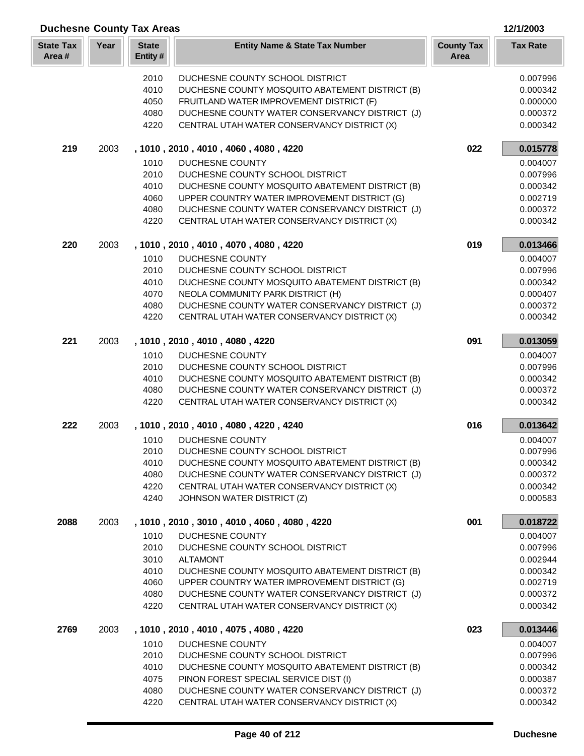## Duchesne County Tax Areas

12/1/2003

| State Tax Area # | Year | State Entity # | Entity Name & State Tax Number | County Tax Area | Tax Rate |
|---|---|---|---|---|---|
| | | 2010 | DUCHESNE COUNTY SCHOOL DISTRICT | | 0.007996 |
| | | 4010 | DUCHESNE COUNTY MOSQUITO ABATEMENT DISTRICT (B) | | 0.000342 |
| | | 4050 | FRUITLAND WATER IMPROVEMENT DISTRICT (F) | | 0.000000 |
| | | 4080 | DUCHESNE COUNTY WATER CONSERVANCY DISTRICT (J) | | 0.000372 |
| | | 4220 | CENTRAL UTAH WATER CONSERVANCY DISTRICT (X) | | 0.000342 |
| **219** | 2003 | | **, 1010 , 2010 , 4010 , 4060 , 4080 , 4220** | **022** | **0.015778** |
| | | 1010 | DUCHESNE COUNTY | | 0.004007 |
| | | 2010 | DUCHESNE COUNTY SCHOOL DISTRICT | | 0.007996 |
| | | 4010 | DUCHESNE COUNTY MOSQUITO ABATEMENT DISTRICT (B) | | 0.000342 |
| | | 4060 | UPPER COUNTRY WATER IMPROVEMENT DISTRICT (G) | | 0.002719 |
| | | 4080 | DUCHESNE COUNTY WATER CONSERVANCY DISTRICT (J) | | 0.000372 |
| | | 4220 | CENTRAL UTAH WATER CONSERVANCY DISTRICT (X) | | 0.000342 |
| **220** | 2003 | | **, 1010 , 2010 , 4010 , 4070 , 4080 , 4220** | **019** | **0.013466** |
| | | 1010 | DUCHESNE COUNTY | | 0.004007 |
| | | 2010 | DUCHESNE COUNTY SCHOOL DISTRICT | | 0.007996 |
| | | 4010 | DUCHESNE COUNTY MOSQUITO ABATEMENT DISTRICT (B) | | 0.000342 |
| | | 4070 | NEOLA COMMUNITY PARK DISTRICT (H) | | 0.000407 |
| | | 4080 | DUCHESNE COUNTY WATER CONSERVANCY DISTRICT (J) | | 0.000372 |
| | | 4220 | CENTRAL UTAH WATER CONSERVANCY DISTRICT (X) | | 0.000342 |
| **221** | 2003 | | **, 1010 , 2010 , 4010 , 4080 , 4220** | **091** | **0.013059** |
| | | 1010 | DUCHESNE COUNTY | | 0.004007 |
| | | 2010 | DUCHESNE COUNTY SCHOOL DISTRICT | | 0.007996 |
| | | 4010 | DUCHESNE COUNTY MOSQUITO ABATEMENT DISTRICT (B) | | 0.000342 |
| | | 4080 | DUCHESNE COUNTY WATER CONSERVANCY DISTRICT (J) | | 0.000372 |
| | | 4220 | CENTRAL UTAH WATER CONSERVANCY DISTRICT (X) | | 0.000342 |
| **222** | 2003 | | **, 1010 , 2010 , 4010 , 4080 , 4220 , 4240** | **016** | **0.013642** |
| | | 1010 | DUCHESNE COUNTY | | 0.004007 |
| | | 2010 | DUCHESNE COUNTY SCHOOL DISTRICT | | 0.007996 |
| | | 4010 | DUCHESNE COUNTY MOSQUITO ABATEMENT DISTRICT (B) | | 0.000342 |
| | | 4080 | DUCHESNE COUNTY WATER CONSERVANCY DISTRICT (J) | | 0.000372 |
| | | 4220 | CENTRAL UTAH WATER CONSERVANCY DISTRICT (X) | | 0.000342 |
| | | 4240 | JOHNSON WATER DISTRICT (Z) | | 0.000583 |
| **2088** | 2003 | | **, 1010 , 2010 , 3010 , 4010 , 4060 , 4080 , 4220** | **001** | **0.018722** |
| | | 1010 | DUCHESNE COUNTY | | 0.004007 |
| | | 2010 | DUCHESNE COUNTY SCHOOL DISTRICT | | 0.007996 |
| | | 3010 | ALTAMONT | | 0.002944 |
| | | 4010 | DUCHESNE COUNTY MOSQUITO ABATEMENT DISTRICT (B) | | 0.000342 |
| | | 4060 | UPPER COUNTRY WATER IMPROVEMENT DISTRICT (G) | | 0.002719 |
| | | 4080 | DUCHESNE COUNTY WATER CONSERVANCY DISTRICT (J) | | 0.000372 |
| | | 4220 | CENTRAL UTAH WATER CONSERVANCY DISTRICT (X) | | 0.000342 |
| **2769** | 2003 | | **, 1010 , 2010 , 4010 , 4075 , 4080 , 4220** | **023** | **0.013446** |
| | | 1010 | DUCHESNE COUNTY | | 0.004007 |
| | | 2010 | DUCHESNE COUNTY SCHOOL DISTRICT | | 0.007996 |
| | | 4010 | DUCHESNE COUNTY MOSQUITO ABATEMENT DISTRICT (B) | | 0.000342 |
| | | 4075 | PINON FOREST SPECIAL SERVICE DIST (I) | | 0.000387 |
| | | 4080 | DUCHESNE COUNTY WATER CONSERVANCY DISTRICT (J) | | 0.000372 |
| | | 4220 | CENTRAL UTAH WATER CONSERVANCY DISTRICT (X) | | 0.000342 |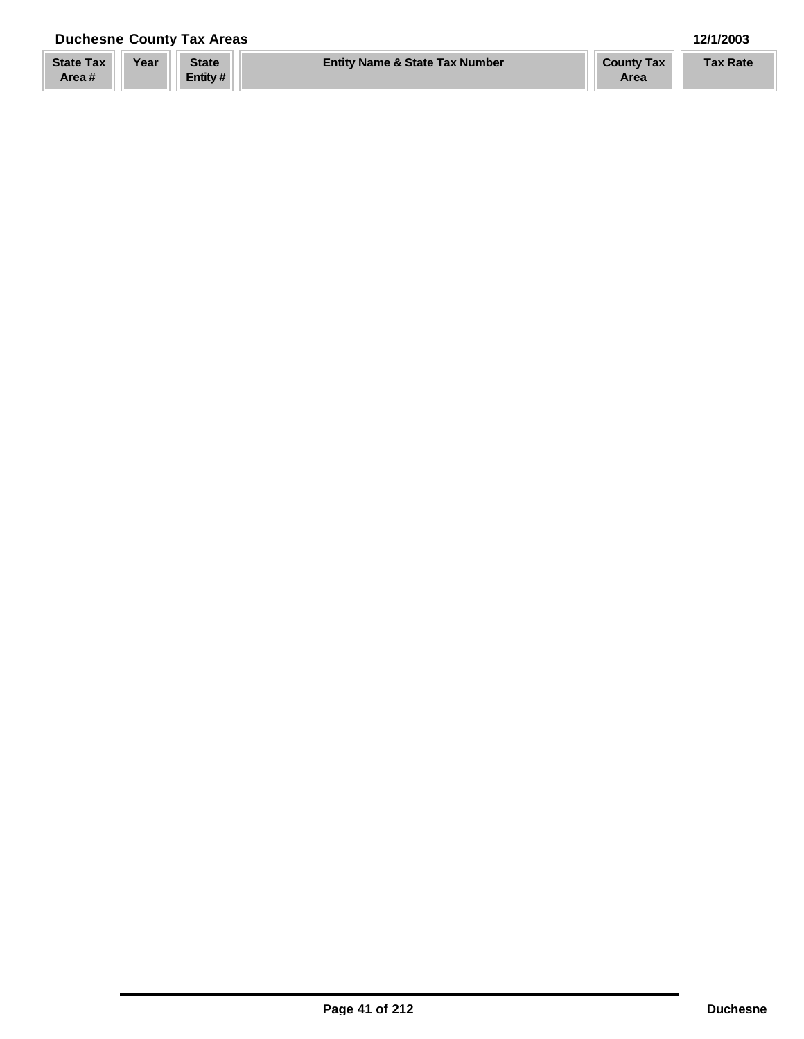| State Tax Area # | Year | State Entity # | Entity Name & State Tax Number | County Tax Area | Tax Rate |
|---|---|---|---|---|---|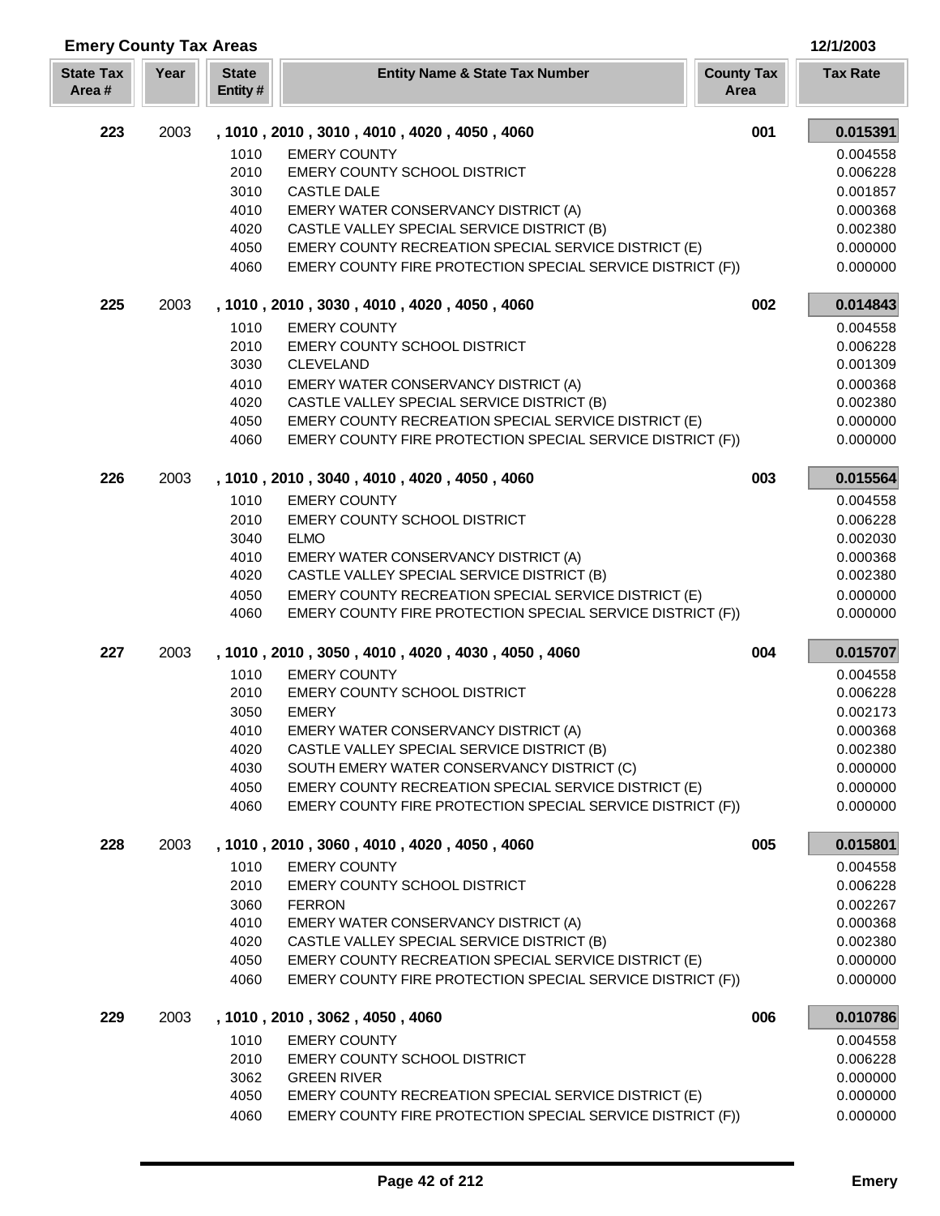## Emery County Tax Areas

12/1/2003

| State Tax Area # | Year | State Entity # | Entity Name & State Tax Number | County Tax Area | Tax Rate |
|---|---|---|---|---|---|
| **223** | 2003 | | **, 1010 , 2010 , 3010 , 4010 , 4020 , 4050 , 4060** | **001** | **0.015391** |
| | | 1010 | EMERY COUNTY | | 0.004558 |
| | | 2010 | EMERY COUNTY SCHOOL DISTRICT | | 0.006228 |
| | | 3010 | CASTLE DALE | | 0.001857 |
| | | 4010 | EMERY WATER CONSERVANCY DISTRICT (A) | | 0.000368 |
| | | 4020 | CASTLE VALLEY SPECIAL SERVICE DISTRICT (B) | | 0.002380 |
| | | 4050 | EMERY COUNTY RECREATION SPECIAL SERVICE DISTRICT (E) | | 0.000000 |
| | | 4060 | EMERY COUNTY FIRE PROTECTION SPECIAL SERVICE DISTRICT (F)) | | 0.000000 |
| **225** | 2003 | | **, 1010 , 2010 , 3030 , 4010 , 4020 , 4050 , 4060** | **002** | **0.014843** |
| | | 1010 | EMERY COUNTY | | 0.004558 |
| | | 2010 | EMERY COUNTY SCHOOL DISTRICT | | 0.006228 |
| | | 3030 | CLEVELAND | | 0.001309 |
| | | 4010 | EMERY WATER CONSERVANCY DISTRICT (A) | | 0.000368 |
| | | 4020 | CASTLE VALLEY SPECIAL SERVICE DISTRICT (B) | | 0.002380 |
| | | 4050 | EMERY COUNTY RECREATION SPECIAL SERVICE DISTRICT (E) | | 0.000000 |
| | | 4060 | EMERY COUNTY FIRE PROTECTION SPECIAL SERVICE DISTRICT (F)) | | 0.000000 |
| **226** | 2003 | | **, 1010 , 2010 , 3040 , 4010 , 4020 , 4050 , 4060** | **003** | **0.015564** |
| | | 1010 | EMERY COUNTY | | 0.004558 |
| | | 2010 | EMERY COUNTY SCHOOL DISTRICT | | 0.006228 |
| | | 3040 | ELMO | | 0.002030 |
| | | 4010 | EMERY WATER CONSERVANCY DISTRICT (A) | | 0.000368 |
| | | 4020 | CASTLE VALLEY SPECIAL SERVICE DISTRICT (B) | | 0.002380 |
| | | 4050 | EMERY COUNTY RECREATION SPECIAL SERVICE DISTRICT (E) | | 0.000000 |
| | | 4060 | EMERY COUNTY FIRE PROTECTION SPECIAL SERVICE DISTRICT (F)) | | 0.000000 |
| **227** | 2003 | | **, 1010 , 2010 , 3050 , 4010 , 4020 , 4030 , 4050 , 4060** | **004** | **0.015707** |
| | | 1010 | EMERY COUNTY | | 0.004558 |
| | | 2010 | EMERY COUNTY SCHOOL DISTRICT | | 0.006228 |
| | | 3050 | EMERY | | 0.002173 |
| | | 4010 | EMERY WATER CONSERVANCY DISTRICT (A) | | 0.000368 |
| | | 4020 | CASTLE VALLEY SPECIAL SERVICE DISTRICT (B) | | 0.002380 |
| | | 4030 | SOUTH EMERY WATER CONSERVANCY DISTRICT (C) | | 0.000000 |
| | | 4050 | EMERY COUNTY RECREATION SPECIAL SERVICE DISTRICT (E) | | 0.000000 |
| | | 4060 | EMERY COUNTY FIRE PROTECTION SPECIAL SERVICE DISTRICT (F)) | | 0.000000 |
| **228** | 2003 | | **, 1010 , 2010 , 3060 , 4010 , 4020 , 4050 , 4060** | **005** | **0.015801** |
| | | 1010 | EMERY COUNTY | | 0.004558 |
| | | 2010 | EMERY COUNTY SCHOOL DISTRICT | | 0.006228 |
| | | 3060 | FERRON | | 0.002267 |
| | | 4010 | EMERY WATER CONSERVANCY DISTRICT (A) | | 0.000368 |
| | | 4020 | CASTLE VALLEY SPECIAL SERVICE DISTRICT (B) | | 0.002380 |
| | | 4050 | EMERY COUNTY RECREATION SPECIAL SERVICE DISTRICT (E) | | 0.000000 |
| | | 4060 | EMERY COUNTY FIRE PROTECTION SPECIAL SERVICE DISTRICT (F)) | | 0.000000 |
| **229** | 2003 | | **, 1010 , 2010 , 3062 , 4050 , 4060** | **006** | **0.010786** |
| | | 1010 | EMERY COUNTY | | 0.004558 |
| | | 2010 | EMERY COUNTY SCHOOL DISTRICT | | 0.006228 |
| | | 3062 | GREEN RIVER | | 0.000000 |
| | | 4050 | EMERY COUNTY RECREATION SPECIAL SERVICE DISTRICT (E) | | 0.000000 |
| | | 4060 | EMERY COUNTY FIRE PROTECTION SPECIAL SERVICE DISTRICT (F)) | | 0.000000 |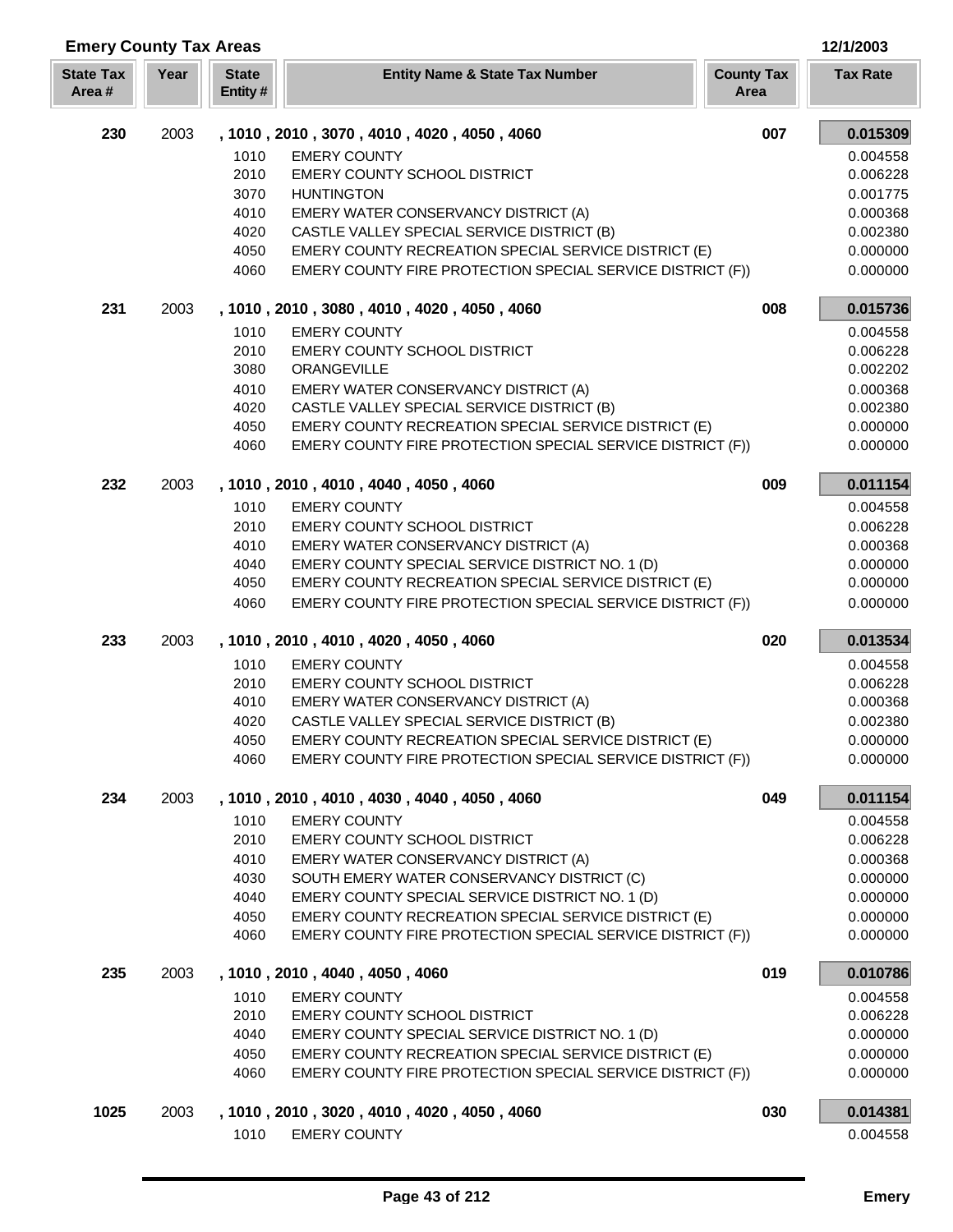## Emery County Tax Areas

12/1/2003

| State Tax Area # | Year | State Entity # | Entity Name & State Tax Number | County Tax Area | Tax Rate |
|---|---|---|---|---|---|
| **230** | 2003 | **, 1010 , 2010 , 3070 , 4010 , 4020 , 4050 , 4060** | | **007** | **0.015309** |
| | | 1010 | EMERY COUNTY | | 0.004558 |
| | | 2010 | EMERY COUNTY SCHOOL DISTRICT | | 0.006228 |
| | | 3070 | HUNTINGTON | | 0.001775 |
| | | 4010 | EMERY WATER CONSERVANCY DISTRICT (A) | | 0.000368 |
| | | 4020 | CASTLE VALLEY SPECIAL SERVICE DISTRICT (B) | | 0.002380 |
| | | 4050 | EMERY COUNTY RECREATION SPECIAL SERVICE DISTRICT (E) | | 0.000000 |
| | | 4060 | EMERY COUNTY FIRE PROTECTION SPECIAL SERVICE DISTRICT (F)) | | 0.000000 |
| **231** | 2003 | **, 1010 , 2010 , 3080 , 4010 , 4020 , 4050 , 4060** | | **008** | **0.015736** |
| | | 1010 | EMERY COUNTY | | 0.004558 |
| | | 2010 | EMERY COUNTY SCHOOL DISTRICT | | 0.006228 |
| | | 3080 | ORANGEVILLE | | 0.002202 |
| | | 4010 | EMERY WATER CONSERVANCY DISTRICT (A) | | 0.000368 |
| | | 4020 | CASTLE VALLEY SPECIAL SERVICE DISTRICT (B) | | 0.002380 |
| | | 4050 | EMERY COUNTY RECREATION SPECIAL SERVICE DISTRICT (E) | | 0.000000 |
| | | 4060 | EMERY COUNTY FIRE PROTECTION SPECIAL SERVICE DISTRICT (F)) | | 0.000000 |
| **232** | 2003 | **, 1010 , 2010 , 4010 , 4040 , 4050 , 4060** | | **009** | **0.011154** |
| | | 1010 | EMERY COUNTY | | 0.004558 |
| | | 2010 | EMERY COUNTY SCHOOL DISTRICT | | 0.006228 |
| | | 4010 | EMERY WATER CONSERVANCY DISTRICT (A) | | 0.000368 |
| | | 4040 | EMERY COUNTY SPECIAL SERVICE DISTRICT NO. 1 (D) | | 0.000000 |
| | | 4050 | EMERY COUNTY RECREATION SPECIAL SERVICE DISTRICT (E) | | 0.000000 |
| | | 4060 | EMERY COUNTY FIRE PROTECTION SPECIAL SERVICE DISTRICT (F)) | | 0.000000 |
| **233** | 2003 | **, 1010 , 2010 , 4010 , 4020 , 4050 , 4060** | | **020** | **0.013534** |
| | | 1010 | EMERY COUNTY | | 0.004558 |
| | | 2010 | EMERY COUNTY SCHOOL DISTRICT | | 0.006228 |
| | | 4010 | EMERY WATER CONSERVANCY DISTRICT (A) | | 0.000368 |
| | | 4020 | CASTLE VALLEY SPECIAL SERVICE DISTRICT (B) | | 0.002380 |
| | | 4050 | EMERY COUNTY RECREATION SPECIAL SERVICE DISTRICT (E) | | 0.000000 |
| | | 4060 | EMERY COUNTY FIRE PROTECTION SPECIAL SERVICE DISTRICT (F)) | | 0.000000 |
| **234** | 2003 | **, 1010 , 2010 , 4010 , 4030 , 4040 , 4050 , 4060** | | **049** | **0.011154** |
| | | 1010 | EMERY COUNTY | | 0.004558 |
| | | 2010 | EMERY COUNTY SCHOOL DISTRICT | | 0.006228 |
| | | 4010 | EMERY WATER CONSERVANCY DISTRICT (A) | | 0.000368 |
| | | 4030 | SOUTH EMERY WATER CONSERVANCY DISTRICT (C) | | 0.000000 |
| | | 4040 | EMERY COUNTY SPECIAL SERVICE DISTRICT NO. 1 (D) | | 0.000000 |
| | | 4050 | EMERY COUNTY RECREATION SPECIAL SERVICE DISTRICT (E) | | 0.000000 |
| | | 4060 | EMERY COUNTY FIRE PROTECTION SPECIAL SERVICE DISTRICT (F)) | | 0.000000 |
| **235** | 2003 | **, 1010 , 2010 , 4040 , 4050 , 4060** | | **019** | **0.010786** |
| | | 1010 | EMERY COUNTY | | 0.004558 |
| | | 2010 | EMERY COUNTY SCHOOL DISTRICT | | 0.006228 |
| | | 4040 | EMERY COUNTY SPECIAL SERVICE DISTRICT NO. 1 (D) | | 0.000000 |
| | | 4050 | EMERY COUNTY RECREATION SPECIAL SERVICE DISTRICT (E) | | 0.000000 |
| | | 4060 | EMERY COUNTY FIRE PROTECTION SPECIAL SERVICE DISTRICT (F)) | | 0.000000 |
| **1025** | 2003 | **, 1010 , 2010 , 3020 , 4010 , 4020 , 4050 , 4060** | | **030** | **0.014381** |
| | | 1010 | EMERY COUNTY | | 0.004558 |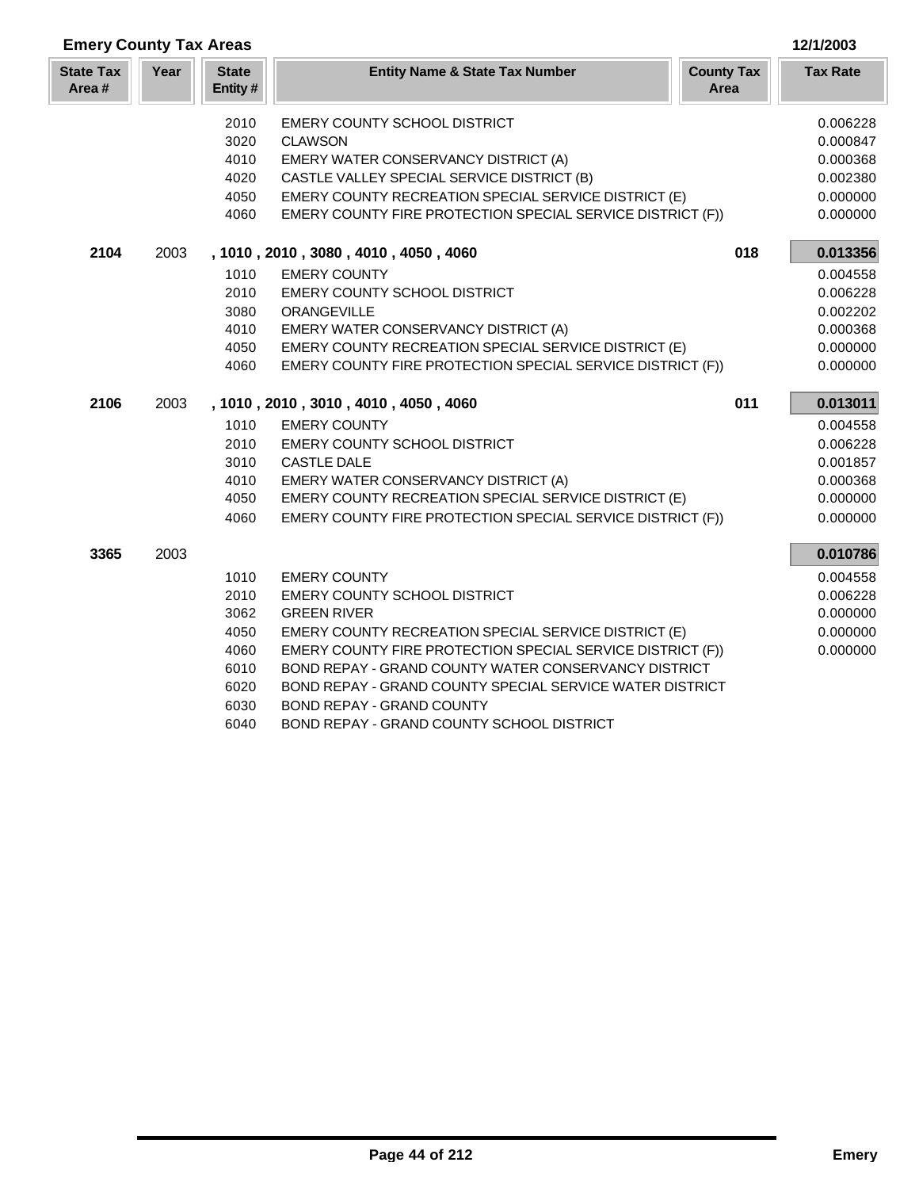## Emery County Tax Areas

12/1/2003

| State Tax Area # | Year | State Entity # | Entity Name & State Tax Number | County Tax Area | Tax Rate |
|---|---|---|---|---|---|
| | | 2010 | EMERY COUNTY SCHOOL DISTRICT | | 0.006228 |
| | | 3020 | CLAWSON | | 0.000847 |
| | | 4010 | EMERY WATER CONSERVANCY DISTRICT (A) | | 0.000368 |
| | | 4020 | CASTLE VALLEY SPECIAL SERVICE DISTRICT (B) | | 0.002380 |
| | | 4050 | EMERY COUNTY RECREATION SPECIAL SERVICE DISTRICT (E) | | 0.000000 |
| | | 4060 | EMERY COUNTY FIRE PROTECTION SPECIAL SERVICE DISTRICT (F)) | | 0.000000 |
| **2104** | 2003 | | **, 1010 , 2010 , 3080 , 4010 , 4050 , 4060** | **018** | **0.013356** |
| | | 1010 | EMERY COUNTY | | 0.004558 |
| | | 2010 | EMERY COUNTY SCHOOL DISTRICT | | 0.006228 |
| | | 3080 | ORANGEVILLE | | 0.002202 |
| | | 4010 | EMERY WATER CONSERVANCY DISTRICT (A) | | 0.000368 |
| | | 4050 | EMERY COUNTY RECREATION SPECIAL SERVICE DISTRICT (E) | | 0.000000 |
| | | 4060 | EMERY COUNTY FIRE PROTECTION SPECIAL SERVICE DISTRICT (F)) | | 0.000000 |
| **2106** | 2003 | | **, 1010 , 2010 , 3010 , 4010 , 4050 , 4060** | **011** | **0.013011** |
| | | 1010 | EMERY COUNTY | | 0.004558 |
| | | 2010 | EMERY COUNTY SCHOOL DISTRICT | | 0.006228 |
| | | 3010 | CASTLE DALE | | 0.001857 |
| | | 4010 | EMERY WATER CONSERVANCY DISTRICT (A) | | 0.000368 |
| | | 4050 | EMERY COUNTY RECREATION SPECIAL SERVICE DISTRICT (E) | | 0.000000 |
| | | 4060 | EMERY COUNTY FIRE PROTECTION SPECIAL SERVICE DISTRICT (F)) | | 0.000000 |
| **3365** | 2003 | | | | **0.010786** |
| | | 1010 | EMERY COUNTY | | 0.004558 |
| | | 2010 | EMERY COUNTY SCHOOL DISTRICT | | 0.006228 |
| | | 3062 | GREEN RIVER | | 0.000000 |
| | | 4050 | EMERY COUNTY RECREATION SPECIAL SERVICE DISTRICT (E) | | 0.000000 |
| | | 4060 | EMERY COUNTY FIRE PROTECTION SPECIAL SERVICE DISTRICT (F)) | | 0.000000 |
| | | 6010 | BOND REPAY - GRAND COUNTY WATER CONSERVANCY DISTRICT | | |
| | | 6020 | BOND REPAY - GRAND COUNTY SPECIAL SERVICE WATER DISTRICT | | |
| | | 6030 | BOND REPAY - GRAND COUNTY | | |
| | | 6040 | BOND REPAY - GRAND COUNTY SCHOOL DISTRICT | | |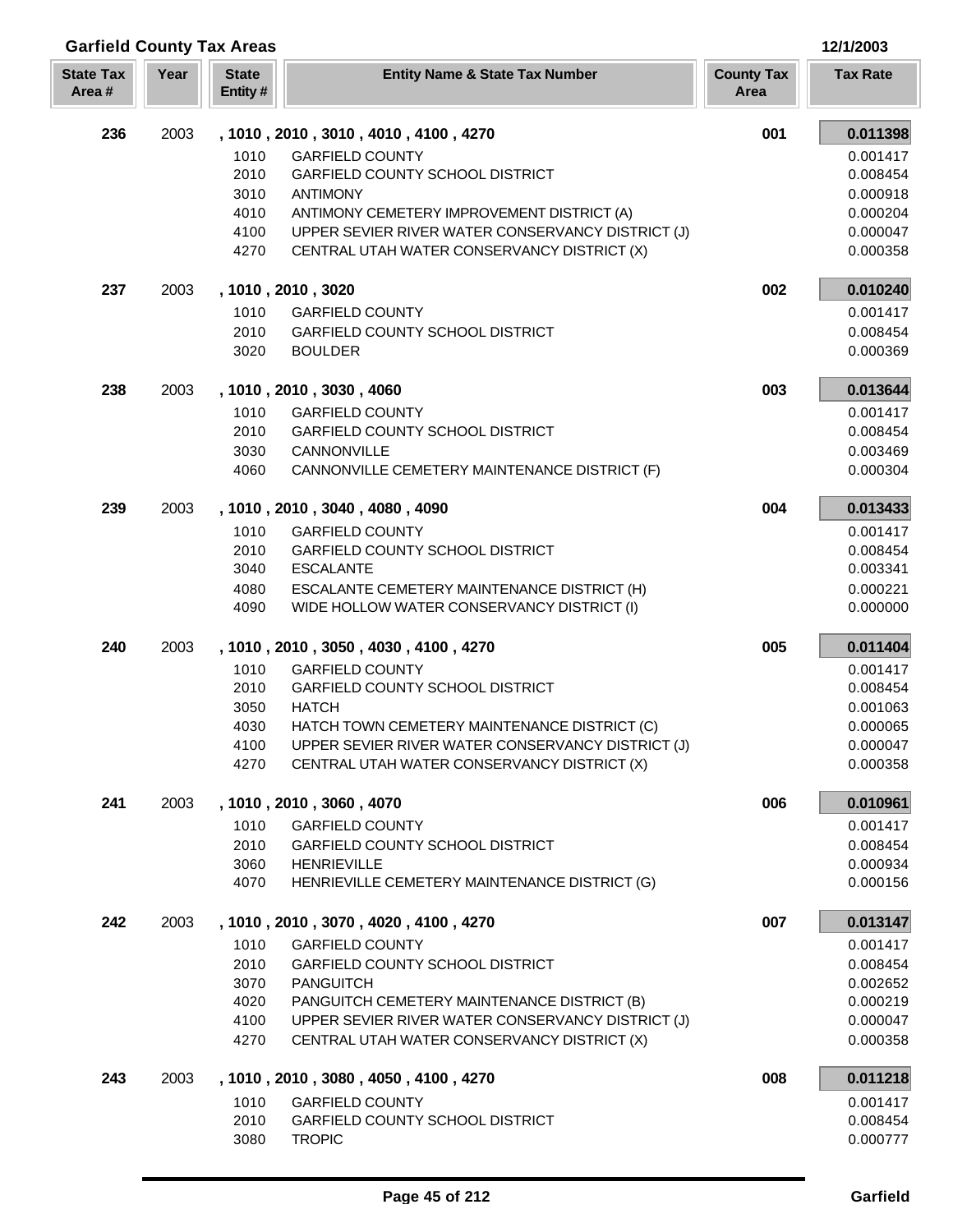## Garfield County Tax Areas

12/1/2003

| State Tax Area # | Year | State Entity # | Entity Name & State Tax Number | County Tax Area | Tax Rate |
|---|---|---|---|---|---|
| **236** | 2003 | **, 1010 , 2010 , 3010 , 4010 , 4100 , 4270** | | **001** | **0.011398** |
| | | 1010 | GARFIELD COUNTY | | 0.001417 |
| | | 2010 | GARFIELD COUNTY SCHOOL DISTRICT | | 0.008454 |
| | | 3010 | ANTIMONY | | 0.000918 |
| | | 4010 | ANTIMONY CEMETERY IMPROVEMENT DISTRICT (A) | | 0.000204 |
| | | 4100 | UPPER SEVIER RIVER WATER CONSERVANCY DISTRICT (J) | | 0.000047 |
| | | 4270 | CENTRAL UTAH WATER CONSERVANCY DISTRICT (X) | | 0.000358 |
| **237** | 2003 | **, 1010 , 2010 , 3020** | | **002** | **0.010240** |
| | | 1010 | GARFIELD COUNTY | | 0.001417 |
| | | 2010 | GARFIELD COUNTY SCHOOL DISTRICT | | 0.008454 |
| | | 3020 | BOULDER | | 0.000369 |
| **238** | 2003 | **, 1010 , 2010 , 3030 , 4060** | | **003** | **0.013644** |
| | | 1010 | GARFIELD COUNTY | | 0.001417 |
| | | 2010 | GARFIELD COUNTY SCHOOL DISTRICT | | 0.008454 |
| | | 3030 | CANNONVILLE | | 0.003469 |
| | | 4060 | CANNONVILLE CEMETERY MAINTENANCE DISTRICT (F) | | 0.000304 |
| **239** | 2003 | **, 1010 , 2010 , 3040 , 4080 , 4090** | | **004** | **0.013433** |
| | | 1010 | GARFIELD COUNTY | | 0.001417 |
| | | 2010 | GARFIELD COUNTY SCHOOL DISTRICT | | 0.008454 |
| | | 3040 | ESCALANTE | | 0.003341 |
| | | 4080 | ESCALANTE CEMETERY MAINTENANCE DISTRICT (H) | | 0.000221 |
| | | 4090 | WIDE HOLLOW WATER CONSERVANCY DISTRICT (I) | | 0.000000 |
| **240** | 2003 | **, 1010 , 2010 , 3050 , 4030 , 4100 , 4270** | | **005** | **0.011404** |
| | | 1010 | GARFIELD COUNTY | | 0.001417 |
| | | 2010 | GARFIELD COUNTY SCHOOL DISTRICT | | 0.008454 |
| | | 3050 | HATCH | | 0.001063 |
| | | 4030 | HATCH TOWN CEMETERY MAINTENANCE DISTRICT (C) | | 0.000065 |
| | | 4100 | UPPER SEVIER RIVER WATER CONSERVANCY DISTRICT (J) | | 0.000047 |
| | | 4270 | CENTRAL UTAH WATER CONSERVANCY DISTRICT (X) | | 0.000358 |
| **241** | 2003 | **, 1010 , 2010 , 3060 , 4070** | | **006** | **0.010961** |
| | | 1010 | GARFIELD COUNTY | | 0.001417 |
| | | 2010 | GARFIELD COUNTY SCHOOL DISTRICT | | 0.008454 |
| | | 3060 | HENRIEVILLE | | 0.000934 |
| | | 4070 | HENRIEVILLE CEMETERY MAINTENANCE DISTRICT (G) | | 0.000156 |
| **242** | 2003 | **, 1010 , 2010 , 3070 , 4020 , 4100 , 4270** | | **007** | **0.013147** |
| | | 1010 | GARFIELD COUNTY | | 0.001417 |
| | | 2010 | GARFIELD COUNTY SCHOOL DISTRICT | | 0.008454 |
| | | 3070 | PANGUITCH | | 0.002652 |
| | | 4020 | PANGUITCH CEMETERY MAINTENANCE DISTRICT (B) | | 0.000219 |
| | | 4100 | UPPER SEVIER RIVER WATER CONSERVANCY DISTRICT (J) | | 0.000047 |
| | | 4270 | CENTRAL UTAH WATER CONSERVANCY DISTRICT (X) | | 0.000358 |
| **243** | 2003 | **, 1010 , 2010 , 3080 , 4050 , 4100 , 4270** | | **008** | **0.011218** |
| | | 1010 | GARFIELD COUNTY | | 0.001417 |
| | | 2010 | GARFIELD COUNTY SCHOOL DISTRICT | | 0.008454 |
| | | 3080 | TROPIC | | 0.000777 |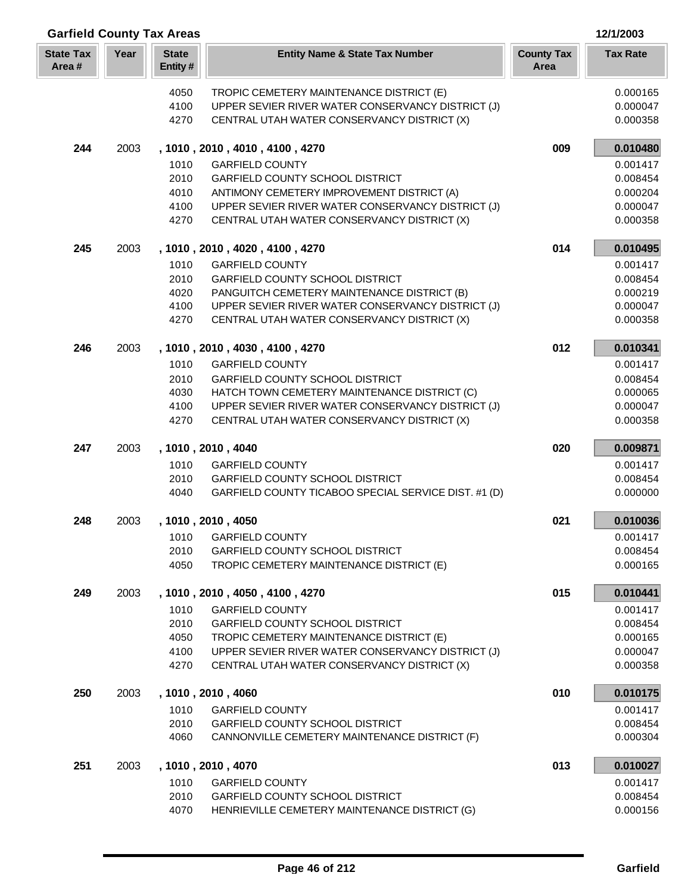## Garfield County Tax Areas

12/1/2003

| State Tax Area # | Year | State Entity # | Entity Name & State Tax Number | County Tax Area | Tax Rate |
|---|---|---|---|---|---|
| | | 4050 | TROPIC CEMETERY MAINTENANCE DISTRICT (E) | | 0.000165 |
| | | 4100 | UPPER SEVIER RIVER WATER CONSERVANCY DISTRICT (J) | | 0.000047 |
| | | 4270 | CENTRAL UTAH WATER CONSERVANCY DISTRICT (X) | | 0.000358 |
| **244** | 2003 | **, 1010 , 2010 , 4010 , 4100 , 4270** | | **009** | **0.010480** |
| | | 1010 | GARFIELD COUNTY | | 0.001417 |
| | | 2010 | GARFIELD COUNTY SCHOOL DISTRICT | | 0.008454 |
| | | 4010 | ANTIMONY CEMETERY IMPROVEMENT DISTRICT (A) | | 0.000204 |
| | | 4100 | UPPER SEVIER RIVER WATER CONSERVANCY DISTRICT (J) | | 0.000047 |
| | | 4270 | CENTRAL UTAH WATER CONSERVANCY DISTRICT (X) | | 0.000358 |
| **245** | 2003 | **, 1010 , 2010 , 4020 , 4100 , 4270** | | **014** | **0.010495** |
| | | 1010 | GARFIELD COUNTY | | 0.001417 |
| | | 2010 | GARFIELD COUNTY SCHOOL DISTRICT | | 0.008454 |
| | | 4020 | PANGUITCH CEMETERY MAINTENANCE DISTRICT (B) | | 0.000219 |
| | | 4100 | UPPER SEVIER RIVER WATER CONSERVANCY DISTRICT (J) | | 0.000047 |
| | | 4270 | CENTRAL UTAH WATER CONSERVANCY DISTRICT (X) | | 0.000358 |
| **246** | 2003 | **, 1010 , 2010 , 4030 , 4100 , 4270** | | **012** | **0.010341** |
| | | 1010 | GARFIELD COUNTY | | 0.001417 |
| | | 2010 | GARFIELD COUNTY SCHOOL DISTRICT | | 0.008454 |
| | | 4030 | HATCH TOWN CEMETERY MAINTENANCE DISTRICT (C) | | 0.000065 |
| | | 4100 | UPPER SEVIER RIVER WATER CONSERVANCY DISTRICT (J) | | 0.000047 |
| | | 4270 | CENTRAL UTAH WATER CONSERVANCY DISTRICT (X) | | 0.000358 |
| **247** | 2003 | **, 1010 , 2010 , 4040** | | **020** | **0.009871** |
| | | 1010 | GARFIELD COUNTY | | 0.001417 |
| | | 2010 | GARFIELD COUNTY SCHOOL DISTRICT | | 0.008454 |
| | | 4040 | GARFIELD COUNTY TICABOO SPECIAL SERVICE DIST. #1 (D) | | 0.000000 |
| **248** | 2003 | **, 1010 , 2010 , 4050** | | **021** | **0.010036** |
| | | 1010 | GARFIELD COUNTY | | 0.001417 |
| | | 2010 | GARFIELD COUNTY SCHOOL DISTRICT | | 0.008454 |
| | | 4050 | TROPIC CEMETERY MAINTENANCE DISTRICT (E) | | 0.000165 |
| **249** | 2003 | **, 1010 , 2010 , 4050 , 4100 , 4270** | | **015** | **0.010441** |
| | | 1010 | GARFIELD COUNTY | | 0.001417 |
| | | 2010 | GARFIELD COUNTY SCHOOL DISTRICT | | 0.008454 |
| | | 4050 | TROPIC CEMETERY MAINTENANCE DISTRICT (E) | | 0.000165 |
| | | 4100 | UPPER SEVIER RIVER WATER CONSERVANCY DISTRICT (J) | | 0.000047 |
| | | 4270 | CENTRAL UTAH WATER CONSERVANCY DISTRICT (X) | | 0.000358 |
| **250** | 2003 | **, 1010 , 2010 , 4060** | | **010** | **0.010175** |
| | | 1010 | GARFIELD COUNTY | | 0.001417 |
| | | 2010 | GARFIELD COUNTY SCHOOL DISTRICT | | 0.008454 |
| | | 4060 | CANNONVILLE CEMETERY MAINTENANCE DISTRICT (F) | | 0.000304 |
| **251** | 2003 | **, 1010 , 2010 , 4070** | | **013** | **0.010027** |
| | | 1010 | GARFIELD COUNTY | | 0.001417 |
| | | 2010 | GARFIELD COUNTY SCHOOL DISTRICT | | 0.008454 |
| | | 4070 | HENRIEVILLE CEMETERY MAINTENANCE DISTRICT (G) | | 0.000156 |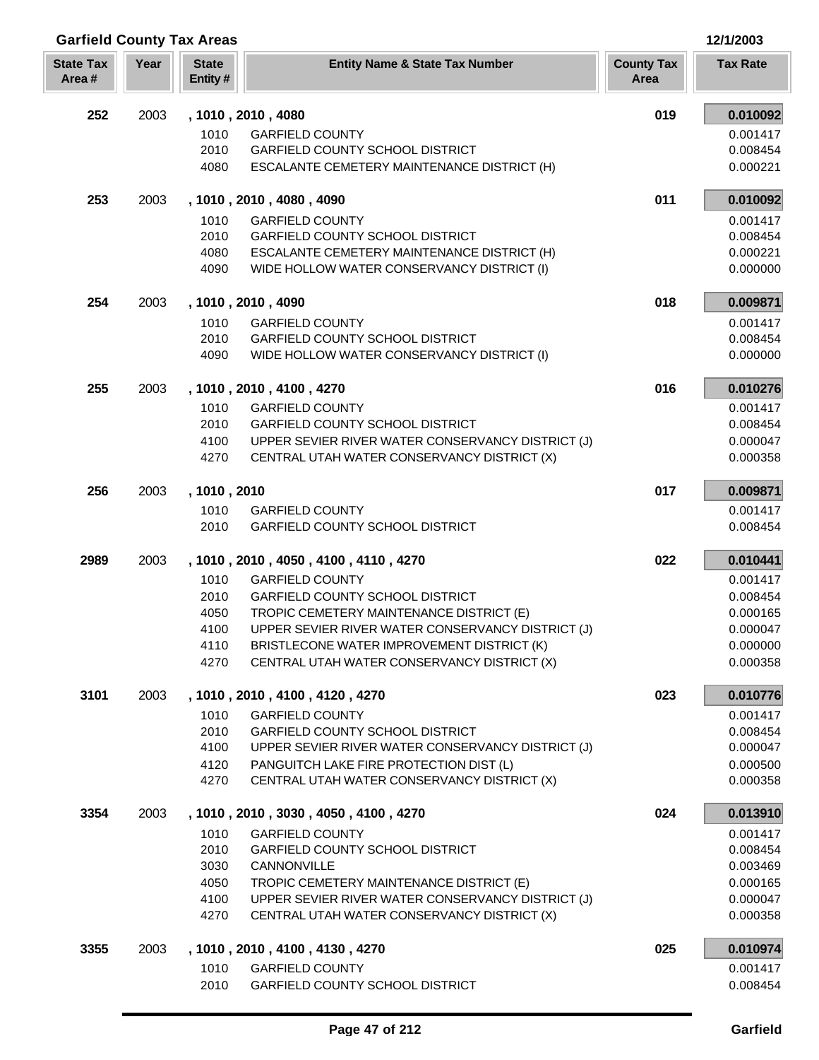## Garfield County Tax Areas

12/1/2003

| State Tax Area # | Year | State Entity # | Entity Name & State Tax Number | County Tax Area | Tax Rate |
|---|---|---|---|---|---|
| **252** | 2003 | **, 1010 , 2010 , 4080** | | **019** | **0.010092** |
| | | 1010 | GARFIELD COUNTY | | 0.001417 |
| | | 2010 | GARFIELD COUNTY SCHOOL DISTRICT | | 0.008454 |
| | | 4080 | ESCALANTE CEMETERY MAINTENANCE DISTRICT (H) | | 0.000221 |
| **253** | 2003 | **, 1010 , 2010 , 4080 , 4090** | | **011** | **0.010092** |
| | | 1010 | GARFIELD COUNTY | | 0.001417 |
| | | 2010 | GARFIELD COUNTY SCHOOL DISTRICT | | 0.008454 |
| | | 4080 | ESCALANTE CEMETERY MAINTENANCE DISTRICT (H) | | 0.000221 |
| | | 4090 | WIDE HOLLOW WATER CONSERVANCY DISTRICT (I) | | 0.000000 |
| **254** | 2003 | **, 1010 , 2010 , 4090** | | **018** | **0.009871** |
| | | 1010 | GARFIELD COUNTY | | 0.001417 |
| | | 2010 | GARFIELD COUNTY SCHOOL DISTRICT | | 0.008454 |
| | | 4090 | WIDE HOLLOW WATER CONSERVANCY DISTRICT (I) | | 0.000000 |
| **255** | 2003 | **, 1010 , 2010 , 4100 , 4270** | | **016** | **0.010276** |
| | | 1010 | GARFIELD COUNTY | | 0.001417 |
| | | 2010 | GARFIELD COUNTY SCHOOL DISTRICT | | 0.008454 |
| | | 4100 | UPPER SEVIER RIVER WATER CONSERVANCY DISTRICT (J) | | 0.000047 |
| | | 4270 | CENTRAL UTAH WATER CONSERVANCY DISTRICT (X) | | 0.000358 |
| **256** | 2003 | **, 1010 , 2010** | | **017** | **0.009871** |
| | | 1010 | GARFIELD COUNTY | | 0.001417 |
| | | 2010 | GARFIELD COUNTY SCHOOL DISTRICT | | 0.008454 |
| **2989** | 2003 | **, 1010 , 2010 , 4050 , 4100 , 4110 , 4270** | | **022** | **0.010441** |
| | | 1010 | GARFIELD COUNTY | | 0.001417 |
| | | 2010 | GARFIELD COUNTY SCHOOL DISTRICT | | 0.008454 |
| | | 4050 | TROPIC CEMETERY MAINTENANCE DISTRICT (E) | | 0.000165 |
| | | 4100 | UPPER SEVIER RIVER WATER CONSERVANCY DISTRICT (J) | | 0.000047 |
| | | 4110 | BRISTLECONE WATER IMPROVEMENT DISTRICT (K) | | 0.000000 |
| | | 4270 | CENTRAL UTAH WATER CONSERVANCY DISTRICT (X) | | 0.000358 |
| **3101** | 2003 | **, 1010 , 2010 , 4100 , 4120 , 4270** | | **023** | **0.010776** |
| | | 1010 | GARFIELD COUNTY | | 0.001417 |
| | | 2010 | GARFIELD COUNTY SCHOOL DISTRICT | | 0.008454 |
| | | 4100 | UPPER SEVIER RIVER WATER CONSERVANCY DISTRICT (J) | | 0.000047 |
| | | 4120 | PANGUITCH LAKE FIRE PROTECTION DIST (L) | | 0.000500 |
| | | 4270 | CENTRAL UTAH WATER CONSERVANCY DISTRICT (X) | | 0.000358 |
| **3354** | 2003 | **, 1010 , 2010 , 3030 , 4050 , 4100 , 4270** | | **024** | **0.013910** |
| | | 1010 | GARFIELD COUNTY | | 0.001417 |
| | | 2010 | GARFIELD COUNTY SCHOOL DISTRICT | | 0.008454 |
| | | 3030 | CANNONVILLE | | 0.003469 |
| | | 4050 | TROPIC CEMETERY MAINTENANCE DISTRICT (E) | | 0.000165 |
| | | 4100 | UPPER SEVIER RIVER WATER CONSERVANCY DISTRICT (J) | | 0.000047 |
| | | 4270 | CENTRAL UTAH WATER CONSERVANCY DISTRICT (X) | | 0.000358 |
| **3355** | 2003 | **, 1010 , 2010 , 4100 , 4130 , 4270** | | **025** | **0.010974** |
| | | 1010 | GARFIELD COUNTY | | 0.001417 |
| | | 2010 | GARFIELD COUNTY SCHOOL DISTRICT | | 0.008454 |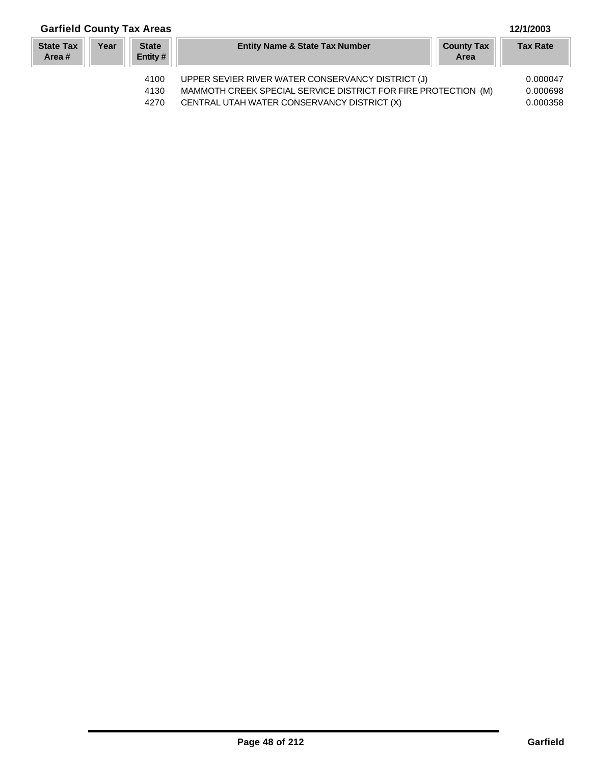## Garfield County Tax Areas

12/1/2003

| State Tax Area # | Year | State Entity # | Entity Name & State Tax Number | County Tax Area | Tax Rate |
|---|---|---|---|---|---|
| | | 4100 | UPPER SEVIER RIVER WATER CONSERVANCY DISTRICT (J) | | 0.000047 |
| | | 4130 | MAMMOTH CREEK SPECIAL SERVICE DISTRICT FOR FIRE PROTECTION (M) | | 0.000698 |
| | | 4270 | CENTRAL UTAH WATER CONSERVANCY DISTRICT (X) | | 0.000358 |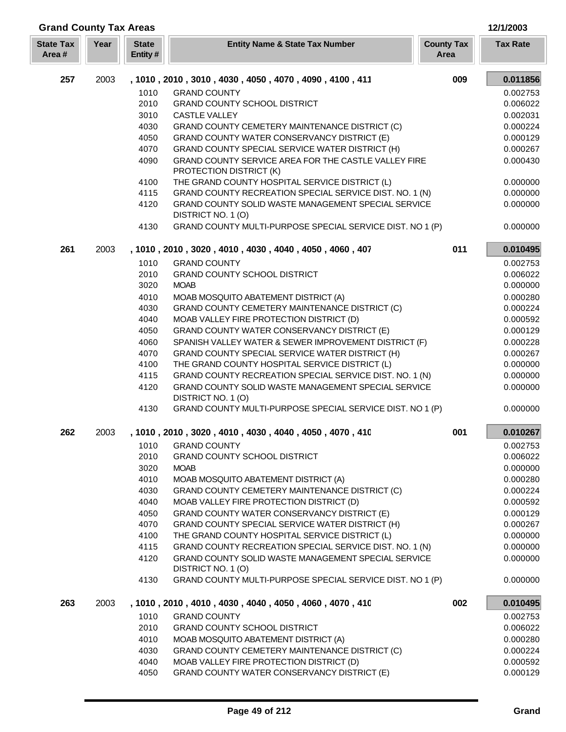## Grand County Tax Areas

12/1/2003

| State Tax Area # | Year | State Entity # | Entity Name & State Tax Number | County Tax Area | Tax Rate |
|---|---|---|---|---|---|
| **257** | 2003 | | **, 1010 , 2010 , 3010 , 4030 , 4050 , 4070 , 4090 , 4100 , 411** | **009** | **0.011856** |
| | | 1010 | GRAND COUNTY | | 0.002753 |
| | | 2010 | GRAND COUNTY SCHOOL DISTRICT | | 0.006022 |
| | | 3010 | CASTLE VALLEY | | 0.002031 |
| | | 4030 | GRAND COUNTY CEMETERY MAINTENANCE DISTRICT (C) | | 0.000224 |
| | | 4050 | GRAND COUNTY WATER CONSERVANCY DISTRICT (E) | | 0.000129 |
| | | 4070 | GRAND COUNTY SPECIAL SERVICE WATER DISTRICT (H) | | 0.000267 |
| | | 4090 | GRAND COUNTY SERVICE AREA FOR THE CASTLE VALLEY FIRE PROTECTION DISTRICT (K) | | 0.000430 |
| | | 4100 | THE GRAND COUNTY HOSPITAL SERVICE DISTRICT (L) | | 0.000000 |
| | | 4115 | GRAND COUNTY RECREATION SPECIAL SERVICE DIST. NO. 1 (N) | | 0.000000 |
| | | 4120 | GRAND COUNTY SOLID WASTE MANAGEMENT SPECIAL SERVICE DISTRICT NO. 1 (O) | | 0.000000 |
| | | 4130 | GRAND COUNTY MULTI-PURPOSE SPECIAL SERVICE DIST. NO 1 (P) | | 0.000000 |
| **261** | 2003 | | **, 1010 , 2010 , 3020 , 4010 , 4030 , 4040 , 4050 , 4060 , 407** | **011** | **0.010495** |
| | | 1010 | GRAND COUNTY | | 0.002753 |
| | | 2010 | GRAND COUNTY SCHOOL DISTRICT | | 0.006022 |
| | | 3020 | MOAB | | 0.000000 |
| | | 4010 | MOAB MOSQUITO ABATEMENT DISTRICT (A) | | 0.000280 |
| | | 4030 | GRAND COUNTY CEMETERY MAINTENANCE DISTRICT (C) | | 0.000224 |
| | | 4040 | MOAB VALLEY FIRE PROTECTION DISTRICT (D) | | 0.000592 |
| | | 4050 | GRAND COUNTY WATER CONSERVANCY DISTRICT (E) | | 0.000129 |
| | | 4060 | SPANISH VALLEY WATER & SEWER IMPROVEMENT DISTRICT (F) | | 0.000228 |
| | | 4070 | GRAND COUNTY SPECIAL SERVICE WATER DISTRICT (H) | | 0.000267 |
| | | 4100 | THE GRAND COUNTY HOSPITAL SERVICE DISTRICT (L) | | 0.000000 |
| | | 4115 | GRAND COUNTY RECREATION SPECIAL SERVICE DIST. NO. 1 (N) | | 0.000000 |
| | | 4120 | GRAND COUNTY SOLID WASTE MANAGEMENT SPECIAL SERVICE DISTRICT NO. 1 (O) | | 0.000000 |
| | | 4130 | GRAND COUNTY MULTI-PURPOSE SPECIAL SERVICE DIST. NO 1 (P) | | 0.000000 |
| **262** | 2003 | | **, 1010 , 2010 , 3020 , 4010 , 4030 , 4040 , 4050 , 4070 , 410** | **001** | **0.010267** |
| | | 1010 | GRAND COUNTY | | 0.002753 |
| | | 2010 | GRAND COUNTY SCHOOL DISTRICT | | 0.006022 |
| | | 3020 | MOAB | | 0.000000 |
| | | 4010 | MOAB MOSQUITO ABATEMENT DISTRICT (A) | | 0.000280 |
| | | 4030 | GRAND COUNTY CEMETERY MAINTENANCE DISTRICT (C) | | 0.000224 |
| | | 4040 | MOAB VALLEY FIRE PROTECTION DISTRICT (D) | | 0.000592 |
| | | 4050 | GRAND COUNTY WATER CONSERVANCY DISTRICT (E) | | 0.000129 |
| | | 4070 | GRAND COUNTY SPECIAL SERVICE WATER DISTRICT (H) | | 0.000267 |
| | | 4100 | THE GRAND COUNTY HOSPITAL SERVICE DISTRICT (L) | | 0.000000 |
| | | 4115 | GRAND COUNTY RECREATION SPECIAL SERVICE DIST. NO. 1 (N) | | 0.000000 |
| | | 4120 | GRAND COUNTY SOLID WASTE MANAGEMENT SPECIAL SERVICE DISTRICT NO. 1 (O) | | 0.000000 |
| | | 4130 | GRAND COUNTY MULTI-PURPOSE SPECIAL SERVICE DIST. NO 1 (P) | | 0.000000 |
| **263** | 2003 | | **, 1010 , 2010 , 4010 , 4030 , 4040 , 4050 , 4060 , 4070 , 410** | **002** | **0.010495** |
| | | 1010 | GRAND COUNTY | | 0.002753 |
| | | 2010 | GRAND COUNTY SCHOOL DISTRICT | | 0.006022 |
| | | 4010 | MOAB MOSQUITO ABATEMENT DISTRICT (A) | | 0.000280 |
| | | 4030 | GRAND COUNTY CEMETERY MAINTENANCE DISTRICT (C) | | 0.000224 |
| | | 4040 | MOAB VALLEY FIRE PROTECTION DISTRICT (D) | | 0.000592 |
| | | 4050 | GRAND COUNTY WATER CONSERVANCY DISTRICT (E) | | 0.000129 |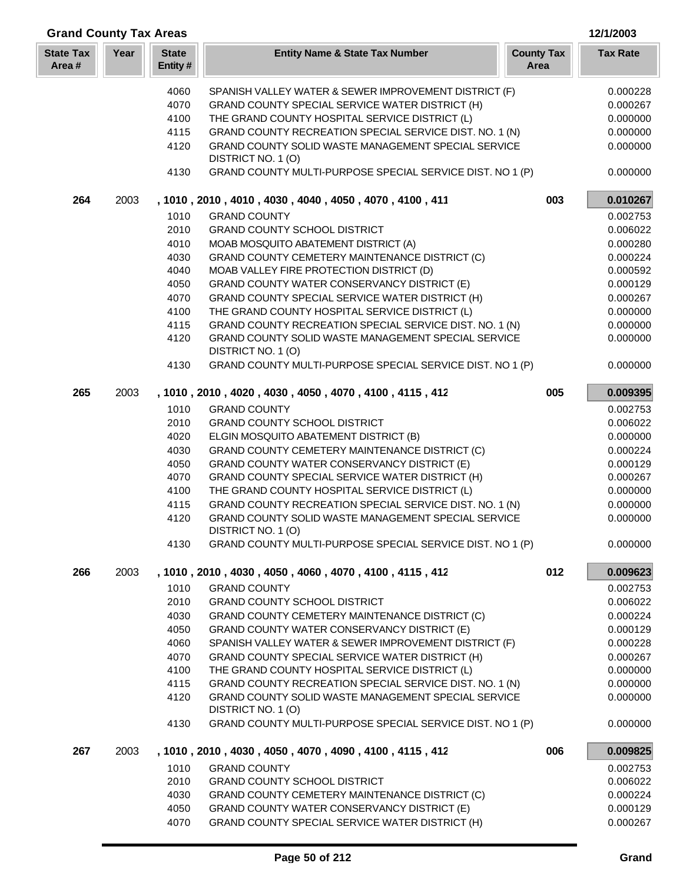## Grand County Tax Areas

12/1/2003

| State Tax Area # | Year | State Entity # | Entity Name & State Tax Number | County Tax Area | Tax Rate |
|---|---|---|---|---|---|
| | | 4060 | SPANISH VALLEY WATER & SEWER IMPROVEMENT DISTRICT (F) | | 0.000228 |
| | | 4070 | GRAND COUNTY SPECIAL SERVICE WATER DISTRICT (H) | | 0.000267 |
| | | 4100 | THE GRAND COUNTY HOSPITAL SERVICE DISTRICT (L) | | 0.000000 |
| | | 4115 | GRAND COUNTY RECREATION SPECIAL SERVICE DIST. NO. 1 (N) | | 0.000000 |
| | | 4120 | GRAND COUNTY SOLID WASTE MANAGEMENT SPECIAL SERVICE DISTRICT NO. 1 (O) | | 0.000000 |
| | | 4130 | GRAND COUNTY MULTI-PURPOSE SPECIAL SERVICE DIST. NO 1 (P) | | 0.000000 |
| **264** | 2003 | | **, 1010 , 2010 , 4010 , 4030 , 4040 , 4050 , 4070 , 4100 , 411** | **003** | **0.010267** |
| | | 1010 | GRAND COUNTY | | 0.002753 |
| | | 2010 | GRAND COUNTY SCHOOL DISTRICT | | 0.006022 |
| | | 4010 | MOAB MOSQUITO ABATEMENT DISTRICT (A) | | 0.000280 |
| | | 4030 | GRAND COUNTY CEMETERY MAINTENANCE DISTRICT (C) | | 0.000224 |
| | | 4040 | MOAB VALLEY FIRE PROTECTION DISTRICT (D) | | 0.000592 |
| | | 4050 | GRAND COUNTY WATER CONSERVANCY DISTRICT (E) | | 0.000129 |
| | | 4070 | GRAND COUNTY SPECIAL SERVICE WATER DISTRICT (H) | | 0.000267 |
| | | 4100 | THE GRAND COUNTY HOSPITAL SERVICE DISTRICT (L) | | 0.000000 |
| | | 4115 | GRAND COUNTY RECREATION SPECIAL SERVICE DIST. NO. 1 (N) | | 0.000000 |
| | | 4120 | GRAND COUNTY SOLID WASTE MANAGEMENT SPECIAL SERVICE DISTRICT NO. 1 (O) | | 0.000000 |
| | | 4130 | GRAND COUNTY MULTI-PURPOSE SPECIAL SERVICE DIST. NO 1 (P) | | 0.000000 |
| **265** | 2003 | | **, 1010 , 2010 , 4020 , 4030 , 4050 , 4070 , 4100 , 4115 , 412** | **005** | **0.009395** |
| | | 1010 | GRAND COUNTY | | 0.002753 |
| | | 2010 | GRAND COUNTY SCHOOL DISTRICT | | 0.006022 |
| | | 4020 | ELGIN MOSQUITO ABATEMENT DISTRICT (B) | | 0.000000 |
| | | 4030 | GRAND COUNTY CEMETERY MAINTENANCE DISTRICT (C) | | 0.000224 |
| | | 4050 | GRAND COUNTY WATER CONSERVANCY DISTRICT (E) | | 0.000129 |
| | | 4070 | GRAND COUNTY SPECIAL SERVICE WATER DISTRICT (H) | | 0.000267 |
| | | 4100 | THE GRAND COUNTY HOSPITAL SERVICE DISTRICT (L) | | 0.000000 |
| | | 4115 | GRAND COUNTY RECREATION SPECIAL SERVICE DIST. NO. 1 (N) | | 0.000000 |
| | | 4120 | GRAND COUNTY SOLID WASTE MANAGEMENT SPECIAL SERVICE DISTRICT NO. 1 (O) | | 0.000000 |
| | | 4130 | GRAND COUNTY MULTI-PURPOSE SPECIAL SERVICE DIST. NO 1 (P) | | 0.000000 |
| **266** | 2003 | | **, 1010 , 2010 , 4030 , 4050 , 4060 , 4070 , 4100 , 4115 , 412** | **012** | **0.009623** |
| | | 1010 | GRAND COUNTY | | 0.002753 |
| | | 2010 | GRAND COUNTY SCHOOL DISTRICT | | 0.006022 |
| | | 4030 | GRAND COUNTY CEMETERY MAINTENANCE DISTRICT (C) | | 0.000224 |
| | | 4050 | GRAND COUNTY WATER CONSERVANCY DISTRICT (E) | | 0.000129 |
| | | 4060 | SPANISH VALLEY WATER & SEWER IMPROVEMENT DISTRICT (F) | | 0.000228 |
| | | 4070 | GRAND COUNTY SPECIAL SERVICE WATER DISTRICT (H) | | 0.000267 |
| | | 4100 | THE GRAND COUNTY HOSPITAL SERVICE DISTRICT (L) | | 0.000000 |
| | | 4115 | GRAND COUNTY RECREATION SPECIAL SERVICE DIST. NO. 1 (N) | | 0.000000 |
| | | 4120 | GRAND COUNTY SOLID WASTE MANAGEMENT SPECIAL SERVICE DISTRICT NO. 1 (O) | | 0.000000 |
| | | 4130 | GRAND COUNTY MULTI-PURPOSE SPECIAL SERVICE DIST. NO 1 (P) | | 0.000000 |
| **267** | 2003 | | **, 1010 , 2010 , 4030 , 4050 , 4070 , 4090 , 4100 , 4115 , 412** | **006** | **0.009825** |
| | | 1010 | GRAND COUNTY | | 0.002753 |
| | | 2010 | GRAND COUNTY SCHOOL DISTRICT | | 0.006022 |
| | | 4030 | GRAND COUNTY CEMETERY MAINTENANCE DISTRICT (C) | | 0.000224 |
| | | 4050 | GRAND COUNTY WATER CONSERVANCY DISTRICT (E) | | 0.000129 |
| | | 4070 | GRAND COUNTY SPECIAL SERVICE WATER DISTRICT (H) | | 0.000267 |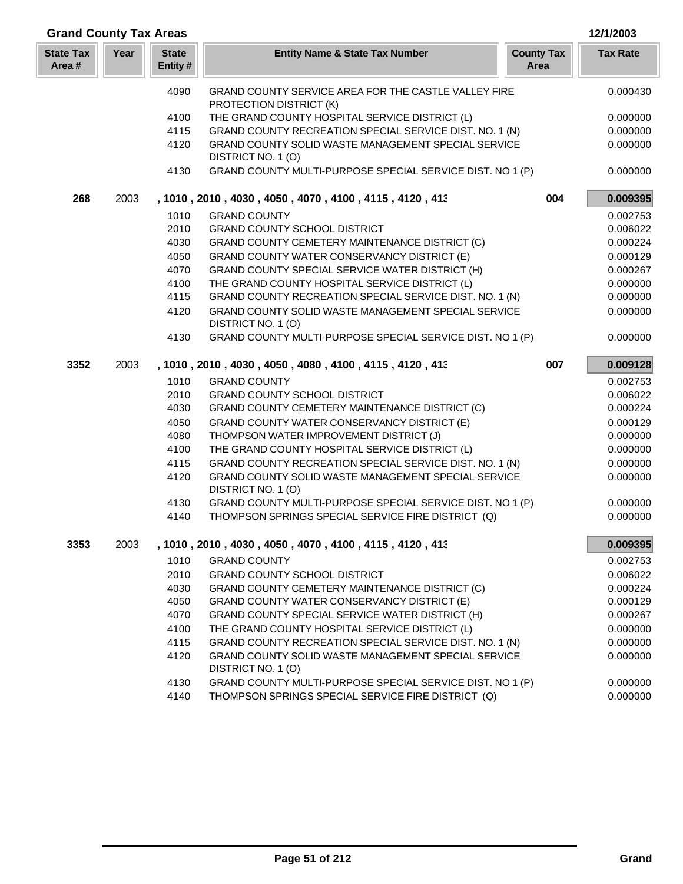## Grand County Tax Areas

12/1/2003

| State Tax Area # | Year | State Entity # | Entity Name & State Tax Number | County Tax Area | Tax Rate |
|---|---|---|---|---|---|
| | | 4090 | GRAND COUNTY SERVICE AREA FOR THE CASTLE VALLEY FIRE PROTECTION DISTRICT (K) | | 0.000430 |
| | | 4100 | THE GRAND COUNTY HOSPITAL SERVICE DISTRICT (L) | | 0.000000 |
| | | 4115 | GRAND COUNTY RECREATION SPECIAL SERVICE DIST. NO. 1 (N) | | 0.000000 |
| | | 4120 | GRAND COUNTY SOLID WASTE MANAGEMENT SPECIAL SERVICE DISTRICT NO. 1 (O) | | 0.000000 |
| | | 4130 | GRAND COUNTY MULTI-PURPOSE SPECIAL SERVICE DIST. NO 1 (P) | | 0.000000 |
| **268** | 2003 | | **, 1010 , 2010 , 4030 , 4050 , 4070 , 4100 , 4115 , 4120 , 413** | **004** | **0.009395** |
| | | 1010 | GRAND COUNTY | | 0.002753 |
| | | 2010 | GRAND COUNTY SCHOOL DISTRICT | | 0.006022 |
| | | 4030 | GRAND COUNTY CEMETERY MAINTENANCE DISTRICT (C) | | 0.000224 |
| | | 4050 | GRAND COUNTY WATER CONSERVANCY DISTRICT (E) | | 0.000129 |
| | | 4070 | GRAND COUNTY SPECIAL SERVICE WATER DISTRICT (H) | | 0.000267 |
| | | 4100 | THE GRAND COUNTY HOSPITAL SERVICE DISTRICT (L) | | 0.000000 |
| | | 4115 | GRAND COUNTY RECREATION SPECIAL SERVICE DIST. NO. 1 (N) | | 0.000000 |
| | | 4120 | GRAND COUNTY SOLID WASTE MANAGEMENT SPECIAL SERVICE DISTRICT NO. 1 (O) | | 0.000000 |
| | | 4130 | GRAND COUNTY MULTI-PURPOSE SPECIAL SERVICE DIST. NO 1 (P) | | 0.000000 |
| **3352** | 2003 | | **, 1010 , 2010 , 4030 , 4050 , 4080 , 4100 , 4115 , 4120 , 413** | **007** | **0.009128** |
| | | 1010 | GRAND COUNTY | | 0.002753 |
| | | 2010 | GRAND COUNTY SCHOOL DISTRICT | | 0.006022 |
| | | 4030 | GRAND COUNTY CEMETERY MAINTENANCE DISTRICT (C) | | 0.000224 |
| | | 4050 | GRAND COUNTY WATER CONSERVANCY DISTRICT (E) | | 0.000129 |
| | | 4080 | THOMPSON WATER IMPROVEMENT DISTRICT (J) | | 0.000000 |
| | | 4100 | THE GRAND COUNTY HOSPITAL SERVICE DISTRICT (L) | | 0.000000 |
| | | 4115 | GRAND COUNTY RECREATION SPECIAL SERVICE DIST. NO. 1 (N) | | 0.000000 |
| | | 4120 | GRAND COUNTY SOLID WASTE MANAGEMENT SPECIAL SERVICE DISTRICT NO. 1 (O) | | 0.000000 |
| | | 4130 | GRAND COUNTY MULTI-PURPOSE SPECIAL SERVICE DIST. NO 1 (P) | | 0.000000 |
| | | 4140 | THOMPSON SPRINGS SPECIAL SERVICE FIRE DISTRICT (Q) | | 0.000000 |
| **3353** | 2003 | | **, 1010 , 2010 , 4030 , 4050 , 4070 , 4100 , 4115 , 4120 , 413** | | **0.009395** |
| | | 1010 | GRAND COUNTY | | 0.002753 |
| | | 2010 | GRAND COUNTY SCHOOL DISTRICT | | 0.006022 |
| | | 4030 | GRAND COUNTY CEMETERY MAINTENANCE DISTRICT (C) | | 0.000224 |
| | | 4050 | GRAND COUNTY WATER CONSERVANCY DISTRICT (E) | | 0.000129 |
| | | 4070 | GRAND COUNTY SPECIAL SERVICE WATER DISTRICT (H) | | 0.000267 |
| | | 4100 | THE GRAND COUNTY HOSPITAL SERVICE DISTRICT (L) | | 0.000000 |
| | | 4115 | GRAND COUNTY RECREATION SPECIAL SERVICE DIST. NO. 1 (N) | | 0.000000 |
| | | 4120 | GRAND COUNTY SOLID WASTE MANAGEMENT SPECIAL SERVICE DISTRICT NO. 1 (O) | | 0.000000 |
| | | 4130 | GRAND COUNTY MULTI-PURPOSE SPECIAL SERVICE DIST. NO 1 (P) | | 0.000000 |
| | | 4140 | THOMPSON SPRINGS SPECIAL SERVICE FIRE DISTRICT (Q) | | 0.000000 |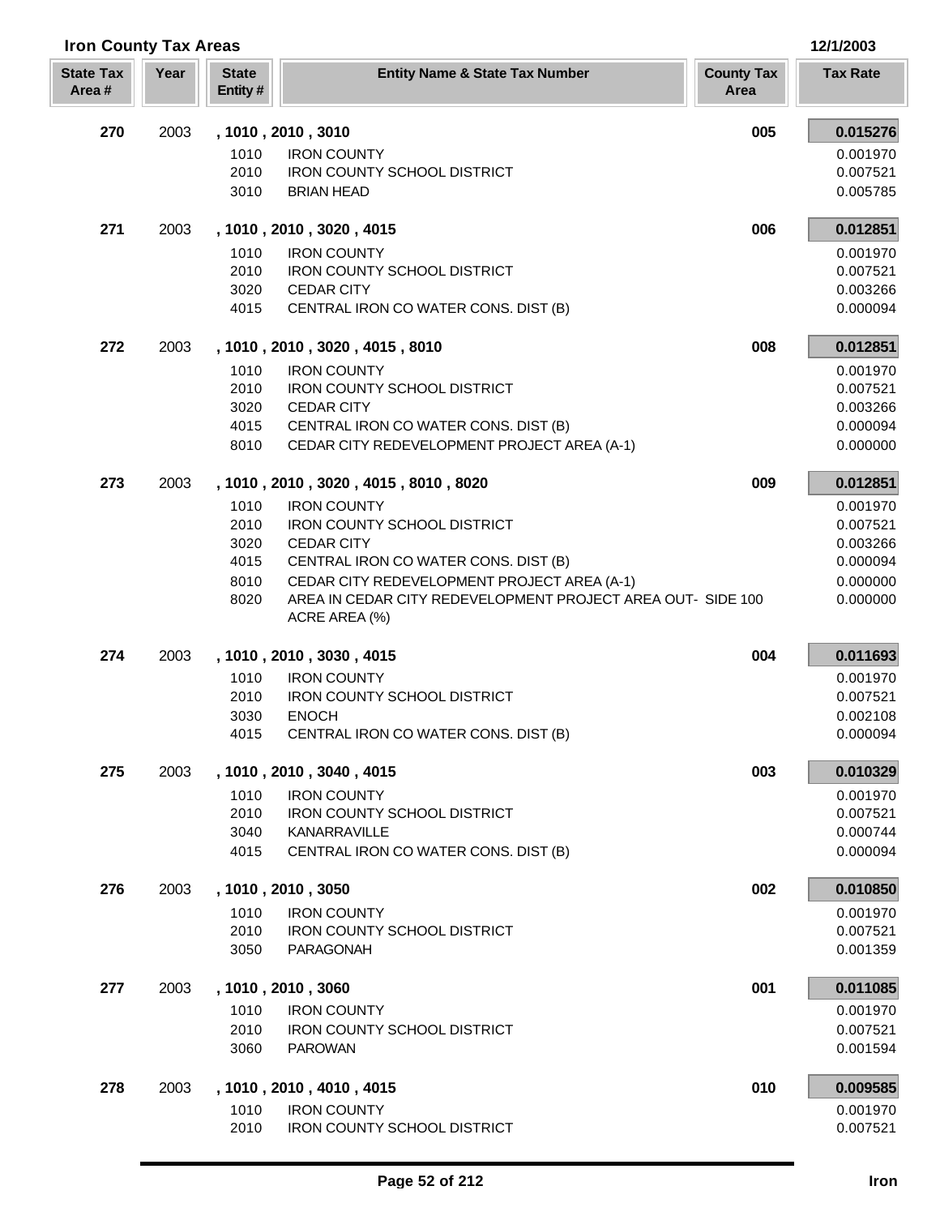## Iron County Tax Areas

12/1/2003

| State Tax Area # | Year | State Entity # | Entity Name & State Tax Number | County Tax Area | Tax Rate |
|---|---|---|---|---|---|
| **270** | 2003 | **, 1010 , 2010 , 3010** | | **005** | **0.015276** |
| | | 1010 | IRON COUNTY | | 0.001970 |
| | | 2010 | IRON COUNTY SCHOOL DISTRICT | | 0.007521 |
| | | 3010 | BRIAN HEAD | | 0.005785 |
| **271** | 2003 | **, 1010 , 2010 , 3020 , 4015** | | **006** | **0.012851** |
| | | 1010 | IRON COUNTY | | 0.001970 |
| | | 2010 | IRON COUNTY SCHOOL DISTRICT | | 0.007521 |
| | | 3020 | CEDAR CITY | | 0.003266 |
| | | 4015 | CENTRAL IRON CO WATER CONS. DIST (B) | | 0.000094 |
| **272** | 2003 | **, 1010 , 2010 , 3020 , 4015 , 8010** | | **008** | **0.012851** |
| | | 1010 | IRON COUNTY | | 0.001970 |
| | | 2010 | IRON COUNTY SCHOOL DISTRICT | | 0.007521 |
| | | 3020 | CEDAR CITY | | 0.003266 |
| | | 4015 | CENTRAL IRON CO WATER CONS. DIST (B) | | 0.000094 |
| | | 8010 | CEDAR CITY REDEVELOPMENT PROJECT AREA (A-1) | | 0.000000 |
| **273** | 2003 | **, 1010 , 2010 , 3020 , 4015 , 8010 , 8020** | | **009** | **0.012851** |
| | | 1010 | IRON COUNTY | | 0.001970 |
| | | 2010 | IRON COUNTY SCHOOL DISTRICT | | 0.007521 |
| | | 3020 | CEDAR CITY | | 0.003266 |
| | | 4015 | CENTRAL IRON CO WATER CONS. DIST (B) | | 0.000094 |
| | | 8010 | CEDAR CITY REDEVELOPMENT PROJECT AREA (A-1) | | 0.000000 |
| | | 8020 | AREA IN CEDAR CITY REDEVELOPMENT PROJECT AREA OUT- SIDE 100 ACRE AREA (%) | | 0.000000 |
| **274** | 2003 | **, 1010 , 2010 , 3030 , 4015** | | **004** | **0.011693** |
| | | 1010 | IRON COUNTY | | 0.001970 |
| | | 2010 | IRON COUNTY SCHOOL DISTRICT | | 0.007521 |
| | | 3030 | ENOCH | | 0.002108 |
| | | 4015 | CENTRAL IRON CO WATER CONS. DIST (B) | | 0.000094 |
| **275** | 2003 | **, 1010 , 2010 , 3040 , 4015** | | **003** | **0.010329** |
| | | 1010 | IRON COUNTY | | 0.001970 |
| | | 2010 | IRON COUNTY SCHOOL DISTRICT | | 0.007521 |
| | | 3040 | KANARRAVILLE | | 0.000744 |
| | | 4015 | CENTRAL IRON CO WATER CONS. DIST (B) | | 0.000094 |
| **276** | 2003 | **, 1010 , 2010 , 3050** | | **002** | **0.010850** |
| | | 1010 | IRON COUNTY | | 0.001970 |
| | | 2010 | IRON COUNTY SCHOOL DISTRICT | | 0.007521 |
| | | 3050 | PARAGONAH | | 0.001359 |
| **277** | 2003 | **, 1010 , 2010 , 3060** | | **001** | **0.011085** |
| | | 1010 | IRON COUNTY | | 0.001970 |
| | | 2010 | IRON COUNTY SCHOOL DISTRICT | | 0.007521 |
| | | 3060 | PAROWAN | | 0.001594 |
| **278** | 2003 | **, 1010 , 2010 , 4010 , 4015** | | **010** | **0.009585** |
| | | 1010 | IRON COUNTY | | 0.001970 |
| | | 2010 | IRON COUNTY SCHOOL DISTRICT | | 0.007521 |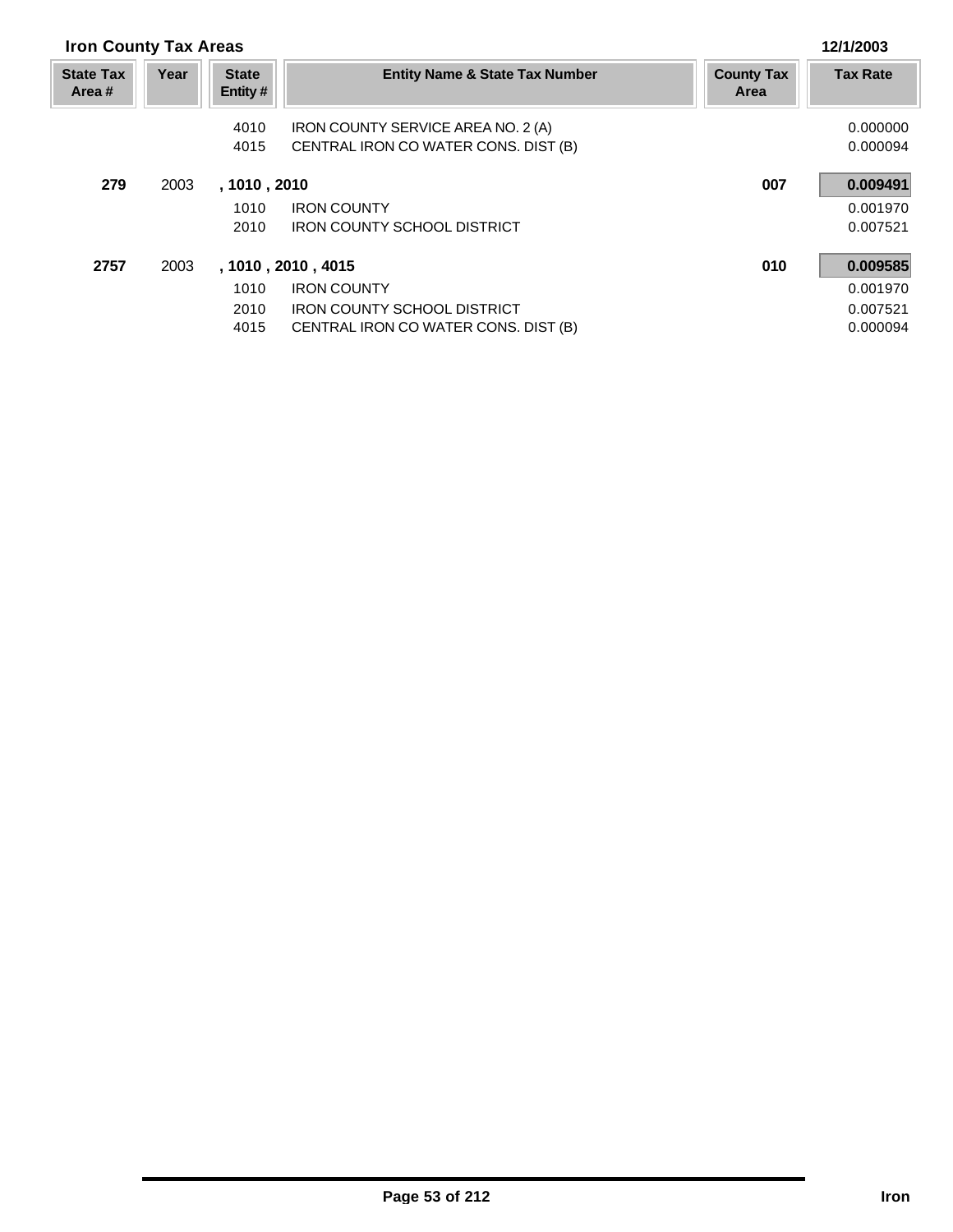## Iron County Tax Areas

12/1/2003

| State Tax Area # | Year | State Entity # | Entity Name & State Tax Number | County Tax Area | Tax Rate |
|---|---|---|---|---|---|
| | | 4010 | IRON COUNTY SERVICE AREA NO. 2 (A) | | 0.000000 |
| | | 4015 | CENTRAL IRON CO WATER CONS. DIST (B) | | 0.000094 |
| **279** | 2003 | **, 1010 , 2010** | | **007** | **0.009491** |
| | | 1010 | IRON COUNTY | | 0.001970 |
| | | 2010 | IRON COUNTY SCHOOL DISTRICT | | 0.007521 |
| **2757** | 2003 | **, 1010 , 2010 , 4015** | | **010** | **0.009585** |
| | | 1010 | IRON COUNTY | | 0.001970 |
| | | 2010 | IRON COUNTY SCHOOL DISTRICT | | 0.007521 |
| | | 4015 | CENTRAL IRON CO WATER CONS. DIST (B) | | 0.000094 |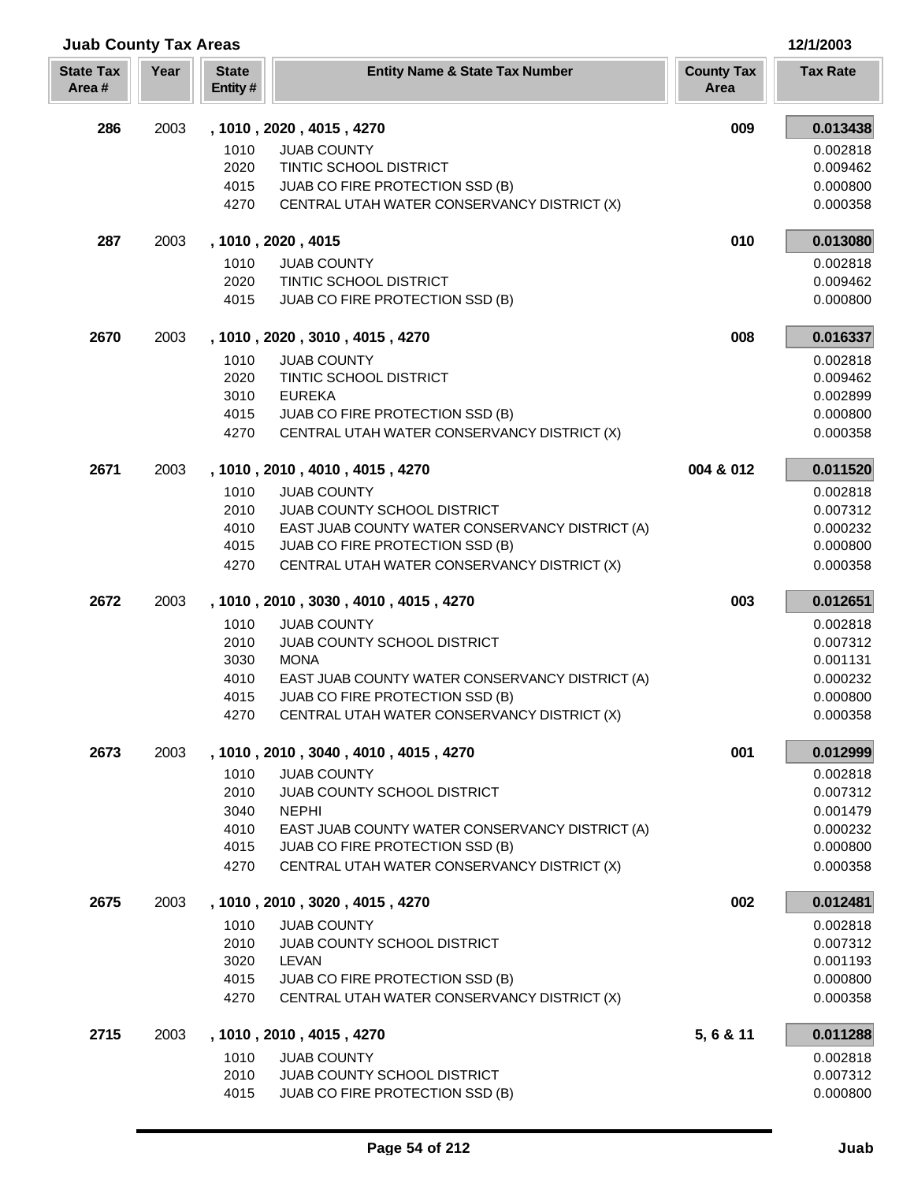# Juab County Tax Areas

12/1/2003

| State Tax Area # | Year | State Entity # | Entity Name & State Tax Number | County Tax Area | Tax Rate |
|---|---|---|---|---|---|
| **286** | 2003 | **, 1010 , 2020 , 4015 , 4270** | | **009** | **0.013438** |
| | | 1010 | JUAB COUNTY | | 0.002818 |
| | | 2020 | TINTIC SCHOOL DISTRICT | | 0.009462 |
| | | 4015 | JUAB CO FIRE PROTECTION SSD (B) | | 0.000800 |
| | | 4270 | CENTRAL UTAH WATER CONSERVANCY DISTRICT (X) | | 0.000358 |
| **287** | 2003 | **, 1010 , 2020 , 4015** | | **010** | **0.013080** |
| | | 1010 | JUAB COUNTY | | 0.002818 |
| | | 2020 | TINTIC SCHOOL DISTRICT | | 0.009462 |
| | | 4015 | JUAB CO FIRE PROTECTION SSD (B) | | 0.000800 |
| **2670** | 2003 | **, 1010 , 2020 , 3010 , 4015 , 4270** | | **008** | **0.016337** |
| | | 1010 | JUAB COUNTY | | 0.002818 |
| | | 2020 | TINTIC SCHOOL DISTRICT | | 0.009462 |
| | | 3010 | EUREKA | | 0.002899 |
| | | 4015 | JUAB CO FIRE PROTECTION SSD (B) | | 0.000800 |
| | | 4270 | CENTRAL UTAH WATER CONSERVANCY DISTRICT (X) | | 0.000358 |
| **2671** | 2003 | **, 1010 , 2010 , 4010 , 4015 , 4270** | | **004 & 012** | **0.011520** |
| | | 1010 | JUAB COUNTY | | 0.002818 |
| | | 2010 | JUAB COUNTY SCHOOL DISTRICT | | 0.007312 |
| | | 4010 | EAST JUAB COUNTY WATER CONSERVANCY DISTRICT (A) | | 0.000232 |
| | | 4015 | JUAB CO FIRE PROTECTION SSD (B) | | 0.000800 |
| | | 4270 | CENTRAL UTAH WATER CONSERVANCY DISTRICT (X) | | 0.000358 |
| **2672** | 2003 | **, 1010 , 2010 , 3030 , 4010 , 4015 , 4270** | | **003** | **0.012651** |
| | | 1010 | JUAB COUNTY | | 0.002818 |
| | | 2010 | JUAB COUNTY SCHOOL DISTRICT | | 0.007312 |
| | | 3030 | MONA | | 0.001131 |
| | | 4010 | EAST JUAB COUNTY WATER CONSERVANCY DISTRICT (A) | | 0.000232 |
| | | 4015 | JUAB CO FIRE PROTECTION SSD (B) | | 0.000800 |
| | | 4270 | CENTRAL UTAH WATER CONSERVANCY DISTRICT (X) | | 0.000358 |
| **2673** | 2003 | **, 1010 , 2010 , 3040 , 4010 , 4015 , 4270** | | **001** | **0.012999** |
| | | 1010 | JUAB COUNTY | | 0.002818 |
| | | 2010 | JUAB COUNTY SCHOOL DISTRICT | | 0.007312 |
| | | 3040 | NEPHI | | 0.001479 |
| | | 4010 | EAST JUAB COUNTY WATER CONSERVANCY DISTRICT (A) | | 0.000232 |
| | | 4015 | JUAB CO FIRE PROTECTION SSD (B) | | 0.000800 |
| | | 4270 | CENTRAL UTAH WATER CONSERVANCY DISTRICT (X) | | 0.000358 |
| **2675** | 2003 | **, 1010 , 2010 , 3020 , 4015 , 4270** | | **002** | **0.012481** |
| | | 1010 | JUAB COUNTY | | 0.002818 |
| | | 2010 | JUAB COUNTY SCHOOL DISTRICT | | 0.007312 |
| | | 3020 | LEVAN | | 0.001193 |
| | | 4015 | JUAB CO FIRE PROTECTION SSD (B) | | 0.000800 |
| | | 4270 | CENTRAL UTAH WATER CONSERVANCY DISTRICT (X) | | 0.000358 |
| **2715** | 2003 | **, 1010 , 2010 , 4015 , 4270** | | **5, 6 & 11** | **0.011288** |
| | | 1010 | JUAB COUNTY | | 0.002818 |
| | | 2010 | JUAB COUNTY SCHOOL DISTRICT | | 0.007312 |
| | | 4015 | JUAB CO FIRE PROTECTION SSD (B) | | 0.000800 |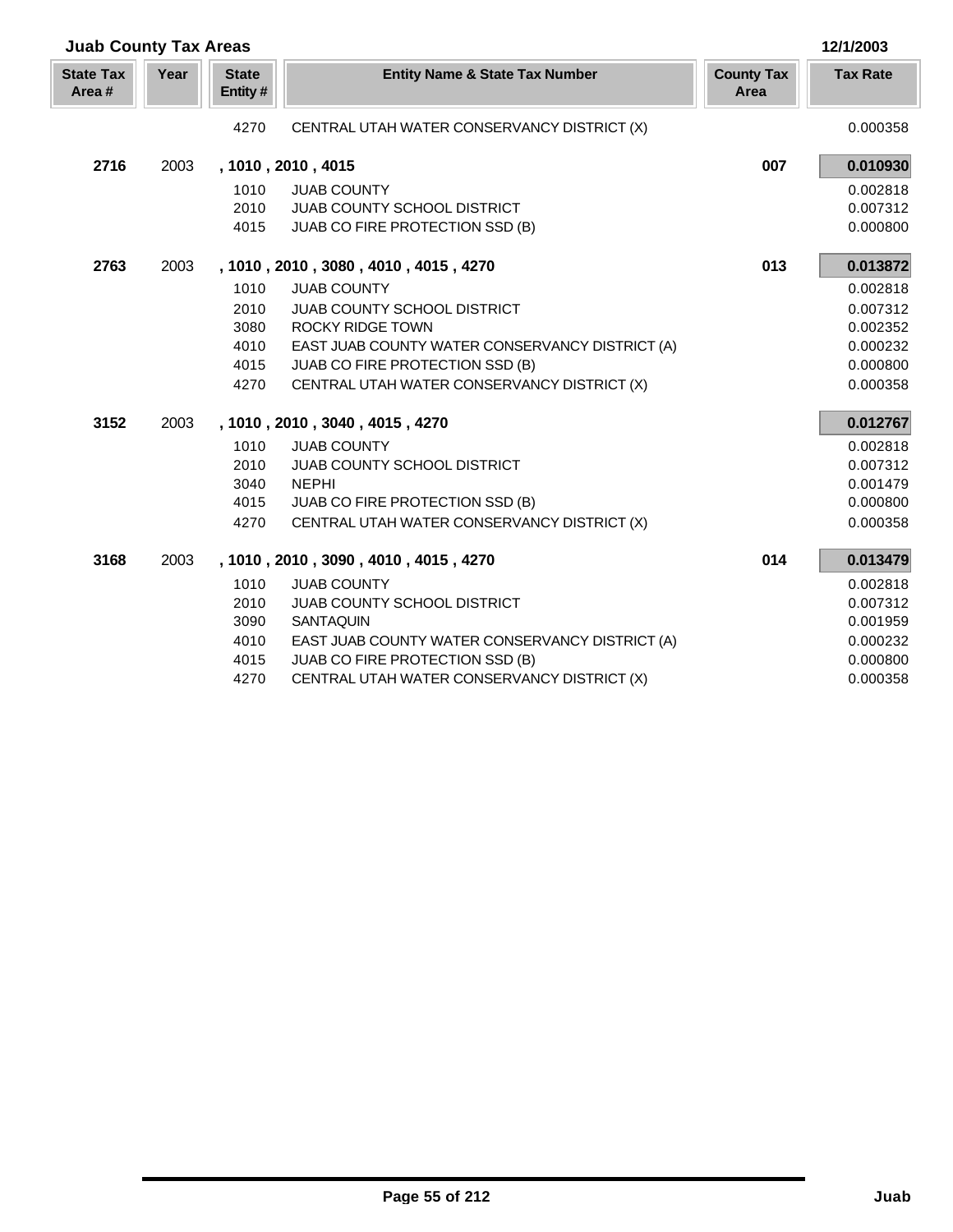## Juab County Tax Areas

12/1/2003

| State Tax Area # | Year | State Entity # | Entity Name & State Tax Number | County Tax Area | Tax Rate |
|---|---|---|---|---|---|
| | | 4270 | CENTRAL UTAH WATER CONSERVANCY DISTRICT (X) | | 0.000358 |
| **2716** | 2003 | **, 1010 , 2010 , 4015** | | **007** | **0.010930** |
| | | 1010 | JUAB COUNTY | | 0.002818 |
| | | 2010 | JUAB COUNTY SCHOOL DISTRICT | | 0.007312 |
| | | 4015 | JUAB CO FIRE PROTECTION SSD (B) | | 0.000800 |
| **2763** | 2003 | **, 1010 , 2010 , 3080 , 4010 , 4015 , 4270** | | **013** | **0.013872** |
| | | 1010 | JUAB COUNTY | | 0.002818 |
| | | 2010 | JUAB COUNTY SCHOOL DISTRICT | | 0.007312 |
| | | 3080 | ROCKY RIDGE TOWN | | 0.002352 |
| | | 4010 | EAST JUAB COUNTY WATER CONSERVANCY DISTRICT (A) | | 0.000232 |
| | | 4015 | JUAB CO FIRE PROTECTION SSD (B) | | 0.000800 |
| | | 4270 | CENTRAL UTAH WATER CONSERVANCY DISTRICT (X) | | 0.000358 |
| **3152** | 2003 | **, 1010 , 2010 , 3040 , 4015 , 4270** | | | **0.012767** |
| | | 1010 | JUAB COUNTY | | 0.002818 |
| | | 2010 | JUAB COUNTY SCHOOL DISTRICT | | 0.007312 |
| | | 3040 | NEPHI | | 0.001479 |
| | | 4015 | JUAB CO FIRE PROTECTION SSD (B) | | 0.000800 |
| | | 4270 | CENTRAL UTAH WATER CONSERVANCY DISTRICT (X) | | 0.000358 |
| **3168** | 2003 | **, 1010 , 2010 , 3090 , 4010 , 4015 , 4270** | | **014** | **0.013479** |
| | | 1010 | JUAB COUNTY | | 0.002818 |
| | | 2010 | JUAB COUNTY SCHOOL DISTRICT | | 0.007312 |
| | | 3090 | SANTAQUIN | | 0.001959 |
| | | 4010 | EAST JUAB COUNTY WATER CONSERVANCY DISTRICT (A) | | 0.000232 |
| | | 4015 | JUAB CO FIRE PROTECTION SSD (B) | | 0.000800 |
| | | 4270 | CENTRAL UTAH WATER CONSERVANCY DISTRICT (X) | | 0.000358 |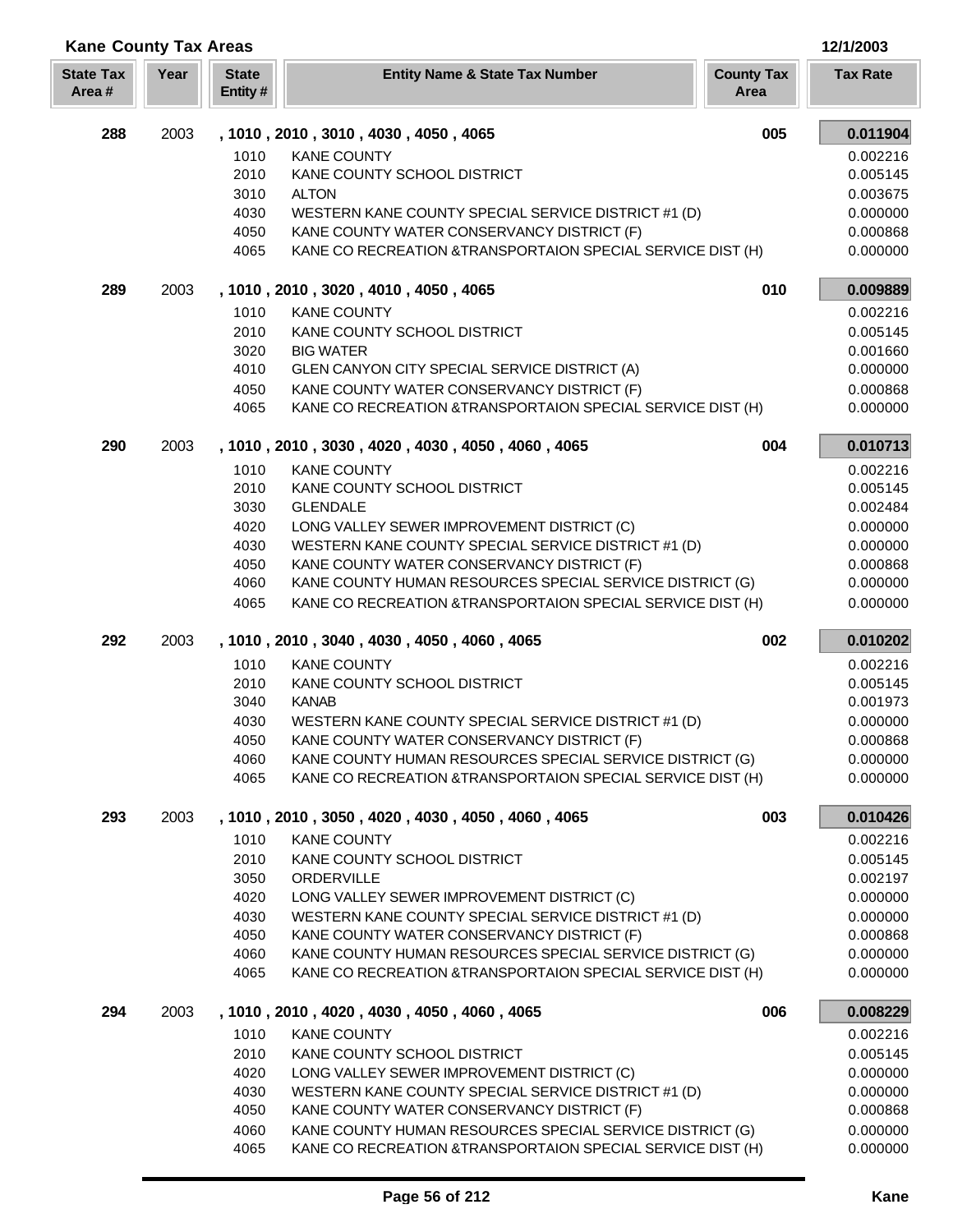## Kane County Tax Areas

12/1/2003

| State Tax Area # | Year | State Entity # | Entity Name & State Tax Number | County Tax Area | Tax Rate |
|---|---|---|---|---|---|
| **288** | 2003 | | **, 1010 , 2010 , 3010 , 4030 , 4050 , 4065** | **005** | **0.011904** |
| | | 1010 | KANE COUNTY | | 0.002216 |
| | | 2010 | KANE COUNTY SCHOOL DISTRICT | | 0.005145 |
| | | 3010 | ALTON | | 0.003675 |
| | | 4030 | WESTERN KANE COUNTY SPECIAL SERVICE DISTRICT #1 (D) | | 0.000000 |
| | | 4050 | KANE COUNTY WATER CONSERVANCY DISTRICT (F) | | 0.000868 |
| | | 4065 | KANE CO RECREATION &TRANSPORTAION SPECIAL SERVICE DIST (H) | | 0.000000 |
| **289** | 2003 | | **, 1010 , 2010 , 3020 , 4010 , 4050 , 4065** | **010** | **0.009889** |
| | | 1010 | KANE COUNTY | | 0.002216 |
| | | 2010 | KANE COUNTY SCHOOL DISTRICT | | 0.005145 |
| | | 3020 | BIG WATER | | 0.001660 |
| | | 4010 | GLEN CANYON CITY SPECIAL SERVICE DISTRICT (A) | | 0.000000 |
| | | 4050 | KANE COUNTY WATER CONSERVANCY DISTRICT (F) | | 0.000868 |
| | | 4065 | KANE CO RECREATION &TRANSPORTAION SPECIAL SERVICE DIST (H) | | 0.000000 |
| **290** | 2003 | | **, 1010 , 2010 , 3030 , 4020 , 4030 , 4050 , 4060 , 4065** | **004** | **0.010713** |
| | | 1010 | KANE COUNTY | | 0.002216 |
| | | 2010 | KANE COUNTY SCHOOL DISTRICT | | 0.005145 |
| | | 3030 | GLENDALE | | 0.002484 |
| | | 4020 | LONG VALLEY SEWER IMPROVEMENT DISTRICT (C) | | 0.000000 |
| | | 4030 | WESTERN KANE COUNTY SPECIAL SERVICE DISTRICT #1 (D) | | 0.000000 |
| | | 4050 | KANE COUNTY WATER CONSERVANCY DISTRICT (F) | | 0.000868 |
| | | 4060 | KANE COUNTY HUMAN RESOURCES SPECIAL SERVICE DISTRICT (G) | | 0.000000 |
| | | 4065 | KANE CO RECREATION &TRANSPORTAION SPECIAL SERVICE DIST (H) | | 0.000000 |
| **292** | 2003 | | **, 1010 , 2010 , 3040 , 4030 , 4050 , 4060 , 4065** | **002** | **0.010202** |
| | | 1010 | KANE COUNTY | | 0.002216 |
| | | 2010 | KANE COUNTY SCHOOL DISTRICT | | 0.005145 |
| | | 3040 | KANAB | | 0.001973 |
| | | 4030 | WESTERN KANE COUNTY SPECIAL SERVICE DISTRICT #1 (D) | | 0.000000 |
| | | 4050 | KANE COUNTY WATER CONSERVANCY DISTRICT (F) | | 0.000868 |
| | | 4060 | KANE COUNTY HUMAN RESOURCES SPECIAL SERVICE DISTRICT (G) | | 0.000000 |
| | | 4065 | KANE CO RECREATION &TRANSPORTAION SPECIAL SERVICE DIST (H) | | 0.000000 |
| **293** | 2003 | | **, 1010 , 2010 , 3050 , 4020 , 4030 , 4050 , 4060 , 4065** | **003** | **0.010426** |
| | | 1010 | KANE COUNTY | | 0.002216 |
| | | 2010 | KANE COUNTY SCHOOL DISTRICT | | 0.005145 |
| | | 3050 | ORDERVILLE | | 0.002197 |
| | | 4020 | LONG VALLEY SEWER IMPROVEMENT DISTRICT (C) | | 0.000000 |
| | | 4030 | WESTERN KANE COUNTY SPECIAL SERVICE DISTRICT #1 (D) | | 0.000000 |
| | | 4050 | KANE COUNTY WATER CONSERVANCY DISTRICT (F) | | 0.000868 |
| | | 4060 | KANE COUNTY HUMAN RESOURCES SPECIAL SERVICE DISTRICT (G) | | 0.000000 |
| | | 4065 | KANE CO RECREATION &TRANSPORTAION SPECIAL SERVICE DIST (H) | | 0.000000 |
| **294** | 2003 | | **, 1010 , 2010 , 4020 , 4030 , 4050 , 4060 , 4065** | **006** | **0.008229** |
| | | 1010 | KANE COUNTY | | 0.002216 |
| | | 2010 | KANE COUNTY SCHOOL DISTRICT | | 0.005145 |
| | | 4020 | LONG VALLEY SEWER IMPROVEMENT DISTRICT (C) | | 0.000000 |
| | | 4030 | WESTERN KANE COUNTY SPECIAL SERVICE DISTRICT #1 (D) | | 0.000000 |
| | | 4050 | KANE COUNTY WATER CONSERVANCY DISTRICT (F) | | 0.000868 |
| | | 4060 | KANE COUNTY HUMAN RESOURCES SPECIAL SERVICE DISTRICT (G) | | 0.000000 |
| | | 4065 | KANE CO RECREATION &TRANSPORTAION SPECIAL SERVICE DIST (H) | | 0.000000 |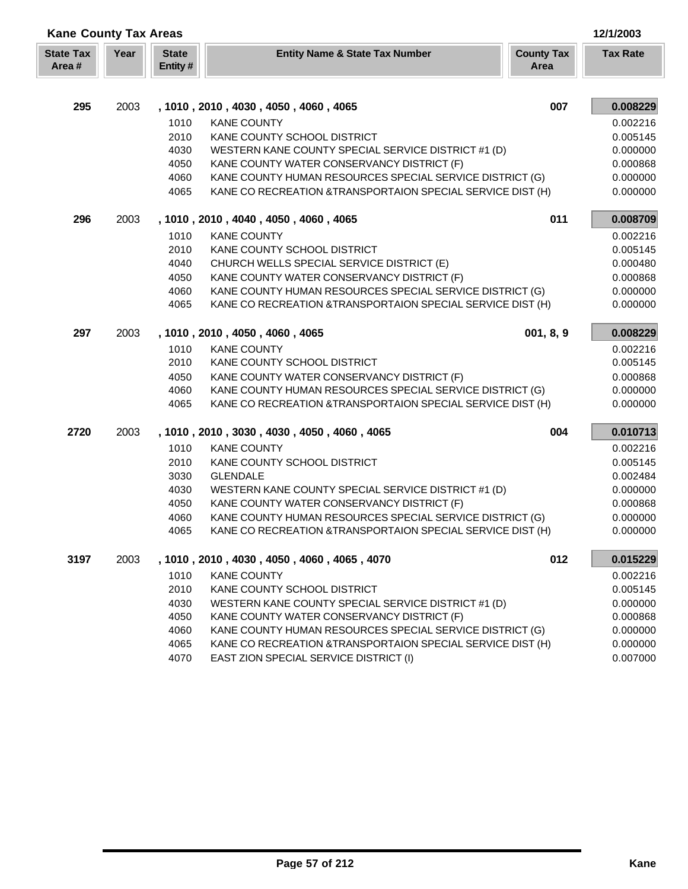## Kane County Tax Areas

12/1/2003

| State Tax Area # | Year | State Entity # | Entity Name & State Tax Number | County Tax Area | Tax Rate |
|---|---|---|---|---|---|
| **295** | 2003 | | **, 1010 , 2010 , 4030 , 4050 , 4060 , 4065** | **007** | **0.008229** |
| | | 1010 | KANE COUNTY | | 0.002216 |
| | | 2010 | KANE COUNTY SCHOOL DISTRICT | | 0.005145 |
| | | 4030 | WESTERN KANE COUNTY SPECIAL SERVICE DISTRICT #1 (D) | | 0.000000 |
| | | 4050 | KANE COUNTY WATER CONSERVANCY DISTRICT (F) | | 0.000868 |
| | | 4060 | KANE COUNTY HUMAN RESOURCES SPECIAL SERVICE DISTRICT (G) | | 0.000000 |
| | | 4065 | KANE CO RECREATION &TRANSPORTAION SPECIAL SERVICE DIST (H) | | 0.000000 |
| **296** | 2003 | | **, 1010 , 2010 , 4040 , 4050 , 4060 , 4065** | **011** | **0.008709** |
| | | 1010 | KANE COUNTY | | 0.002216 |
| | | 2010 | KANE COUNTY SCHOOL DISTRICT | | 0.005145 |
| | | 4040 | CHURCH WELLS SPECIAL SERVICE DISTRICT (E) | | 0.000480 |
| | | 4050 | KANE COUNTY WATER CONSERVANCY DISTRICT (F) | | 0.000868 |
| | | 4060 | KANE COUNTY HUMAN RESOURCES SPECIAL SERVICE DISTRICT (G) | | 0.000000 |
| | | 4065 | KANE CO RECREATION &TRANSPORTAION SPECIAL SERVICE DIST (H) | | 0.000000 |
| **297** | 2003 | | **, 1010 , 2010 , 4050 , 4060 , 4065** | **001, 8, 9** | **0.008229** |
| | | 1010 | KANE COUNTY | | 0.002216 |
| | | 2010 | KANE COUNTY SCHOOL DISTRICT | | 0.005145 |
| | | 4050 | KANE COUNTY WATER CONSERVANCY DISTRICT (F) | | 0.000868 |
| | | 4060 | KANE COUNTY HUMAN RESOURCES SPECIAL SERVICE DISTRICT (G) | | 0.000000 |
| | | 4065 | KANE CO RECREATION &TRANSPORTAION SPECIAL SERVICE DIST (H) | | 0.000000 |
| **2720** | 2003 | | **, 1010 , 2010 , 3030 , 4030 , 4050 , 4060 , 4065** | **004** | **0.010713** |
| | | 1010 | KANE COUNTY | | 0.002216 |
| | | 2010 | KANE COUNTY SCHOOL DISTRICT | | 0.005145 |
| | | 3030 | GLENDALE | | 0.002484 |
| | | 4030 | WESTERN KANE COUNTY SPECIAL SERVICE DISTRICT #1 (D) | | 0.000000 |
| | | 4050 | KANE COUNTY WATER CONSERVANCY DISTRICT (F) | | 0.000868 |
| | | 4060 | KANE COUNTY HUMAN RESOURCES SPECIAL SERVICE DISTRICT (G) | | 0.000000 |
| | | 4065 | KANE CO RECREATION &TRANSPORTAION SPECIAL SERVICE DIST (H) | | 0.000000 |
| **3197** | 2003 | | **, 1010 , 2010 , 4030 , 4050 , 4060 , 4065 , 4070** | **012** | **0.015229** |
| | | 1010 | KANE COUNTY | | 0.002216 |
| | | 2010 | KANE COUNTY SCHOOL DISTRICT | | 0.005145 |
| | | 4030 | WESTERN KANE COUNTY SPECIAL SERVICE DISTRICT #1 (D) | | 0.000000 |
| | | 4050 | KANE COUNTY WATER CONSERVANCY DISTRICT (F) | | 0.000868 |
| | | 4060 | KANE COUNTY HUMAN RESOURCES SPECIAL SERVICE DISTRICT (G) | | 0.000000 |
| | | 4065 | KANE CO RECREATION &TRANSPORTAION SPECIAL SERVICE DIST (H) | | 0.000000 |
| | | 4070 | EAST ZION SPECIAL SERVICE DISTRICT (I) | | 0.007000 |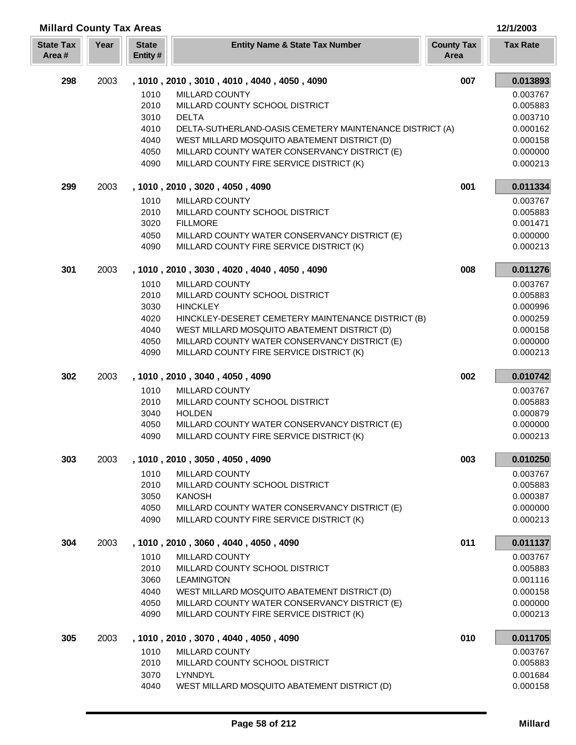## Millard County Tax Areas

12/1/2003

| State Tax Area # | Year | State Entity # | Entity Name & State Tax Number | County Tax Area | Tax Rate |
|---|---|---|---|---|---|
| 298 | 2003 | | , 1010 , 2010 , 3010 , 4010 , 4040 , 4050 , 4090 | 007 | 0.013893 |
| | | 1010 | MILLARD COUNTY | | 0.003767 |
| | | 2010 | MILLARD COUNTY SCHOOL DISTRICT | | 0.005883 |
| | | 3010 | DELTA | | 0.003710 |
| | | 4010 | DELTA-SUTHERLAND-OASIS CEMETERY MAINTENANCE DISTRICT (A) | | 0.000162 |
| | | 4040 | WEST MILLARD MOSQUITO ABATEMENT DISTRICT (D) | | 0.000158 |
| | | 4050 | MILLARD COUNTY WATER CONSERVANCY DISTRICT (E) | | 0.000000 |
| | | 4090 | MILLARD COUNTY FIRE SERVICE DISTRICT (K) | | 0.000213 |
| 299 | 2003 | | , 1010 , 2010 , 3020 , 4050 , 4090 | 001 | 0.011334 |
| | | 1010 | MILLARD COUNTY | | 0.003767 |
| | | 2010 | MILLARD COUNTY SCHOOL DISTRICT | | 0.005883 |
| | | 3020 | FILLMORE | | 0.001471 |
| | | 4050 | MILLARD COUNTY WATER CONSERVANCY DISTRICT (E) | | 0.000000 |
| | | 4090 | MILLARD COUNTY FIRE SERVICE DISTRICT (K) | | 0.000213 |
| 301 | 2003 | | , 1010 , 2010 , 3030 , 4020 , 4040 , 4050 , 4090 | 008 | 0.011276 |
| | | 1010 | MILLARD COUNTY | | 0.003767 |
| | | 2010 | MILLARD COUNTY SCHOOL DISTRICT | | 0.005883 |
| | | 3030 | HINCKLEY | | 0.000996 |
| | | 4020 | HINCKLEY-DESERET CEMETERY MAINTENANCE DISTRICT (B) | | 0.000259 |
| | | 4040 | WEST MILLARD MOSQUITO ABATEMENT DISTRICT (D) | | 0.000158 |
| | | 4050 | MILLARD COUNTY WATER CONSERVANCY DISTRICT (E) | | 0.000000 |
| | | 4090 | MILLARD COUNTY FIRE SERVICE DISTRICT (K) | | 0.000213 |
| 302 | 2003 | | , 1010 , 2010 , 3040 , 4050 , 4090 | 002 | 0.010742 |
| | | 1010 | MILLARD COUNTY | | 0.003767 |
| | | 2010 | MILLARD COUNTY SCHOOL DISTRICT | | 0.005883 |
| | | 3040 | HOLDEN | | 0.000879 |
| | | 4050 | MILLARD COUNTY WATER CONSERVANCY DISTRICT (E) | | 0.000000 |
| | | 4090 | MILLARD COUNTY FIRE SERVICE DISTRICT (K) | | 0.000213 |
| 303 | 2003 | | , 1010 , 2010 , 3050 , 4050 , 4090 | 003 | 0.010250 |
| | | 1010 | MILLARD COUNTY | | 0.003767 |
| | | 2010 | MILLARD COUNTY SCHOOL DISTRICT | | 0.005883 |
| | | 3050 | KANOSH | | 0.000387 |
| | | 4050 | MILLARD COUNTY WATER CONSERVANCY DISTRICT (E) | | 0.000000 |
| | | 4090 | MILLARD COUNTY FIRE SERVICE DISTRICT (K) | | 0.000213 |
| 304 | 2003 | | , 1010 , 2010 , 3060 , 4040 , 4050 , 4090 | 011 | 0.011137 |
| | | 1010 | MILLARD COUNTY | | 0.003767 |
| | | 2010 | MILLARD COUNTY SCHOOL DISTRICT | | 0.005883 |
| | | 3060 | LEAMINGTON | | 0.001116 |
| | | 4040 | WEST MILLARD MOSQUITO ABATEMENT DISTRICT (D) | | 0.000158 |
| | | 4050 | MILLARD COUNTY WATER CONSERVANCY DISTRICT (E) | | 0.000000 |
| | | 4090 | MILLARD COUNTY FIRE SERVICE DISTRICT (K) | | 0.000213 |
| 305 | 2003 | | , 1010 , 2010 , 3070 , 4040 , 4050 , 4090 | 010 | 0.011705 |
| | | 1010 | MILLARD COUNTY | | 0.003767 |
| | | 2010 | MILLARD COUNTY SCHOOL DISTRICT | | 0.005883 |
| | | 3070 | LYNNDYL | | 0.001684 |
| | | 4040 | WEST MILLARD MOSQUITO ABATEMENT DISTRICT (D) | | 0.000158 |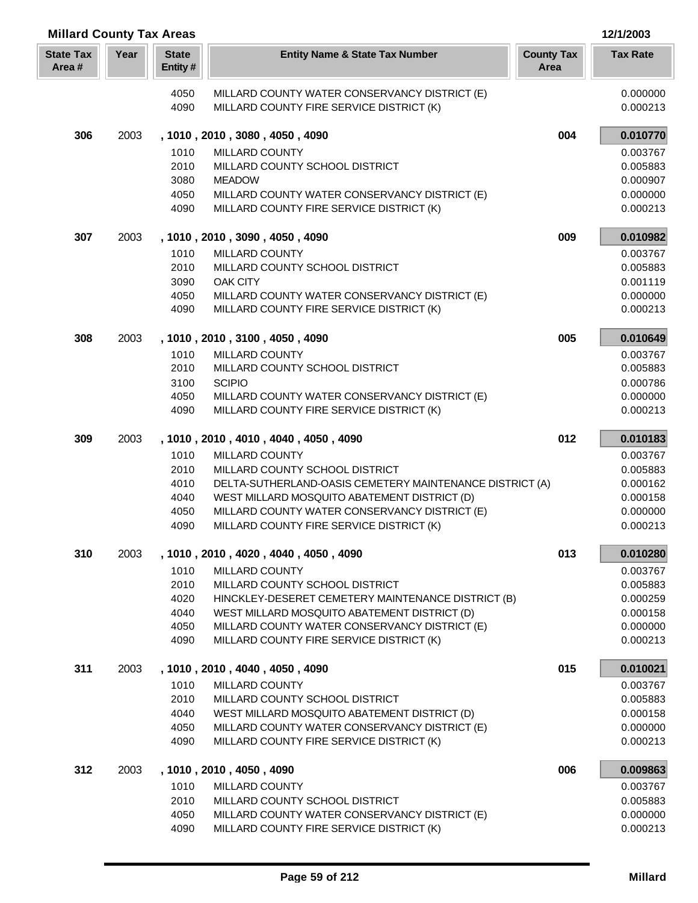## Millard County Tax Areas

12/1/2003

| State Tax Area # | Year | State Entity # | Entity Name & State Tax Number | County Tax Area | Tax Rate |
|---|---|---|---|---|---|
| | | 4050 | MILLARD COUNTY WATER CONSERVANCY DISTRICT (E) | | 0.000000 |
| | | 4090 | MILLARD COUNTY FIRE SERVICE DISTRICT (K) | | 0.000213 |
| **306** | 2003 | | **, 1010 , 2010 , 3080 , 4050 , 4090** | **004** | **0.010770** |
| | | 1010 | MILLARD COUNTY | | 0.003767 |
| | | 2010 | MILLARD COUNTY SCHOOL DISTRICT | | 0.005883 |
| | | 3080 | MEADOW | | 0.000907 |
| | | 4050 | MILLARD COUNTY WATER CONSERVANCY DISTRICT (E) | | 0.000000 |
| | | 4090 | MILLARD COUNTY FIRE SERVICE DISTRICT (K) | | 0.000213 |
| **307** | 2003 | | **, 1010 , 2010 , 3090 , 4050 , 4090** | **009** | **0.010982** |
| | | 1010 | MILLARD COUNTY | | 0.003767 |
| | | 2010 | MILLARD COUNTY SCHOOL DISTRICT | | 0.005883 |
| | | 3090 | OAK CITY | | 0.001119 |
| | | 4050 | MILLARD COUNTY WATER CONSERVANCY DISTRICT (E) | | 0.000000 |
| | | 4090 | MILLARD COUNTY FIRE SERVICE DISTRICT (K) | | 0.000213 |
| **308** | 2003 | | **, 1010 , 2010 , 3100 , 4050 , 4090** | **005** | **0.010649** |
| | | 1010 | MILLARD COUNTY | | 0.003767 |
| | | 2010 | MILLARD COUNTY SCHOOL DISTRICT | | 0.005883 |
| | | 3100 | SCIPIO | | 0.000786 |
| | | 4050 | MILLARD COUNTY WATER CONSERVANCY DISTRICT (E) | | 0.000000 |
| | | 4090 | MILLARD COUNTY FIRE SERVICE DISTRICT (K) | | 0.000213 |
| **309** | 2003 | | **, 1010 , 2010 , 4010 , 4040 , 4050 , 4090** | **012** | **0.010183** |
| | | 1010 | MILLARD COUNTY | | 0.003767 |
| | | 2010 | MILLARD COUNTY SCHOOL DISTRICT | | 0.005883 |
| | | 4010 | DELTA-SUTHERLAND-OASIS CEMETERY MAINTENANCE DISTRICT (A) | | 0.000162 |
| | | 4040 | WEST MILLARD MOSQUITO ABATEMENT DISTRICT (D) | | 0.000158 |
| | | 4050 | MILLARD COUNTY WATER CONSERVANCY DISTRICT (E) | | 0.000000 |
| | | 4090 | MILLARD COUNTY FIRE SERVICE DISTRICT (K) | | 0.000213 |
| **310** | 2003 | | **, 1010 , 2010 , 4020 , 4040 , 4050 , 4090** | **013** | **0.010280** |
| | | 1010 | MILLARD COUNTY | | 0.003767 |
| | | 2010 | MILLARD COUNTY SCHOOL DISTRICT | | 0.005883 |
| | | 4020 | HINCKLEY-DESERET CEMETERY MAINTENANCE DISTRICT (B) | | 0.000259 |
| | | 4040 | WEST MILLARD MOSQUITO ABATEMENT DISTRICT (D) | | 0.000158 |
| | | 4050 | MILLARD COUNTY WATER CONSERVANCY DISTRICT (E) | | 0.000000 |
| | | 4090 | MILLARD COUNTY FIRE SERVICE DISTRICT (K) | | 0.000213 |
| **311** | 2003 | | **, 1010 , 2010 , 4040 , 4050 , 4090** | **015** | **0.010021** |
| | | 1010 | MILLARD COUNTY | | 0.003767 |
| | | 2010 | MILLARD COUNTY SCHOOL DISTRICT | | 0.005883 |
| | | 4040 | WEST MILLARD MOSQUITO ABATEMENT DISTRICT (D) | | 0.000158 |
| | | 4050 | MILLARD COUNTY WATER CONSERVANCY DISTRICT (E) | | 0.000000 |
| | | 4090 | MILLARD COUNTY FIRE SERVICE DISTRICT (K) | | 0.000213 |
| **312** | 2003 | | **, 1010 , 2010 , 4050 , 4090** | **006** | **0.009863** |
| | | 1010 | MILLARD COUNTY | | 0.003767 |
| | | 2010 | MILLARD COUNTY SCHOOL DISTRICT | | 0.005883 |
| | | 4050 | MILLARD COUNTY WATER CONSERVANCY DISTRICT (E) | | 0.000000 |
| | | 4090 | MILLARD COUNTY FIRE SERVICE DISTRICT (K) | | 0.000213 |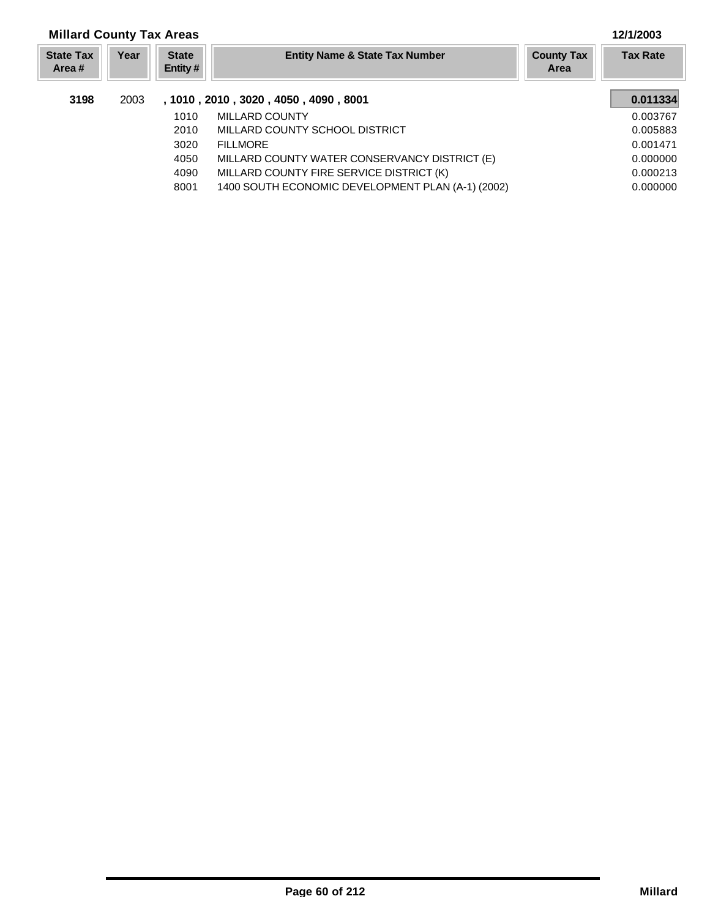## Millard County Tax Areas

12/1/2003

| State Tax Area # | Year | State Entity # | Entity Name & State Tax Number | County Tax Area | Tax Rate |
|---|---|---|---|---|---|
| **3198** | 2003 | **, 1010 , 2010 , 3020 , 4050 , 4090 , 8001** | | | **0.011334** |
| | | 1010 | MILLARD COUNTY | | 0.003767 |
| | | 2010 | MILLARD COUNTY SCHOOL DISTRICT | | 0.005883 |
| | | 3020 | FILLMORE | | 0.001471 |
| | | 4050 | MILLARD COUNTY WATER CONSERVANCY DISTRICT (E) | | 0.000000 |
| | | 4090 | MILLARD COUNTY FIRE SERVICE DISTRICT (K) | | 0.000213 |
| | | 8001 | 1400 SOUTH ECONOMIC DEVELOPMENT PLAN (A-1) (2002) | | 0.000000 |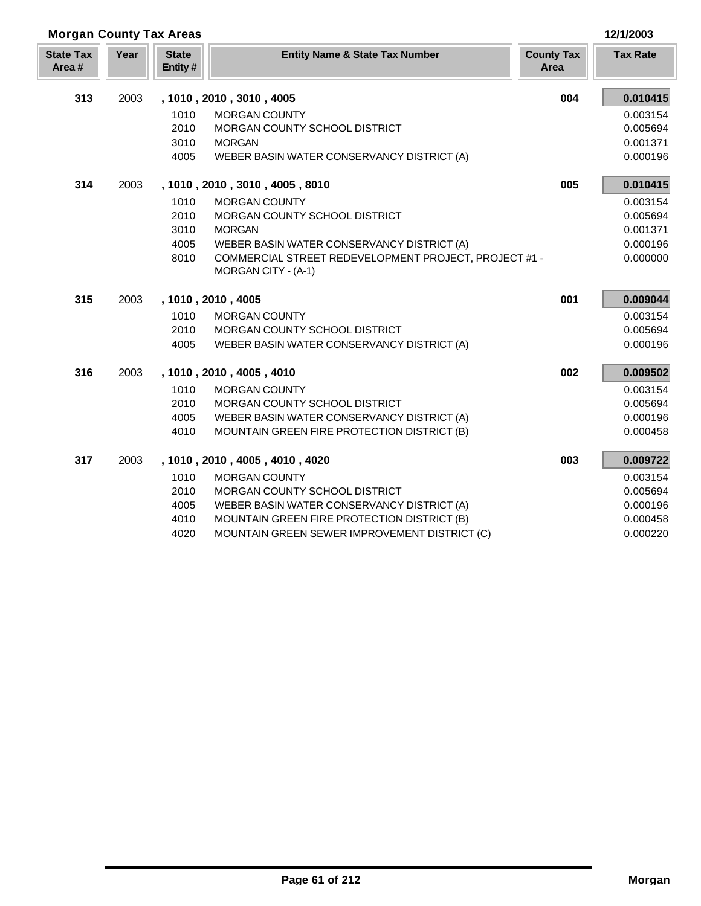## Morgan County Tax Areas

12/1/2003

| State Tax Area # | Year | State Entity # | Entity Name & State Tax Number | County Tax Area | Tax Rate |
|---|---|---|---|---|---|
| **313** | 2003 | **, 1010 , 2010 , 3010 , 4005** | | **004** | **0.010415** |
| | | 1010 | MORGAN COUNTY | | 0.003154 |
| | | 2010 | MORGAN COUNTY SCHOOL DISTRICT | | 0.005694 |
| | | 3010 | MORGAN | | 0.001371 |
| | | 4005 | WEBER BASIN WATER CONSERVANCY DISTRICT (A) | | 0.000196 |
| **314** | 2003 | **, 1010 , 2010 , 3010 , 4005 , 8010** | | **005** | **0.010415** |
| | | 1010 | MORGAN COUNTY | | 0.003154 |
| | | 2010 | MORGAN COUNTY SCHOOL DISTRICT | | 0.005694 |
| | | 3010 | MORGAN | | 0.001371 |
| | | 4005 | WEBER BASIN WATER CONSERVANCY DISTRICT (A) | | 0.000196 |
| | | 8010 | COMMERCIAL STREET REDEVELOPMENT PROJECT, PROJECT #1 - MORGAN CITY - (A-1) | | 0.000000 |
| **315** | 2003 | **, 1010 , 2010 , 4005** | | **001** | **0.009044** |
| | | 1010 | MORGAN COUNTY | | 0.003154 |
| | | 2010 | MORGAN COUNTY SCHOOL DISTRICT | | 0.005694 |
| | | 4005 | WEBER BASIN WATER CONSERVANCY DISTRICT (A) | | 0.000196 |
| **316** | 2003 | **, 1010 , 2010 , 4005 , 4010** | | **002** | **0.009502** |
| | | 1010 | MORGAN COUNTY | | 0.003154 |
| | | 2010 | MORGAN COUNTY SCHOOL DISTRICT | | 0.005694 |
| | | 4005 | WEBER BASIN WATER CONSERVANCY DISTRICT (A) | | 0.000196 |
| | | 4010 | MOUNTAIN GREEN FIRE PROTECTION DISTRICT (B) | | 0.000458 |
| **317** | 2003 | **, 1010 , 2010 , 4005 , 4010 , 4020** | | **003** | **0.009722** |
| | | 1010 | MORGAN COUNTY | | 0.003154 |
| | | 2010 | MORGAN COUNTY SCHOOL DISTRICT | | 0.005694 |
| | | 4005 | WEBER BASIN WATER CONSERVANCY DISTRICT (A) | | 0.000196 |
| | | 4010 | MOUNTAIN GREEN FIRE PROTECTION DISTRICT (B) | | 0.000458 |
| | | 4020 | MOUNTAIN GREEN SEWER IMPROVEMENT DISTRICT (C) | | 0.000220 |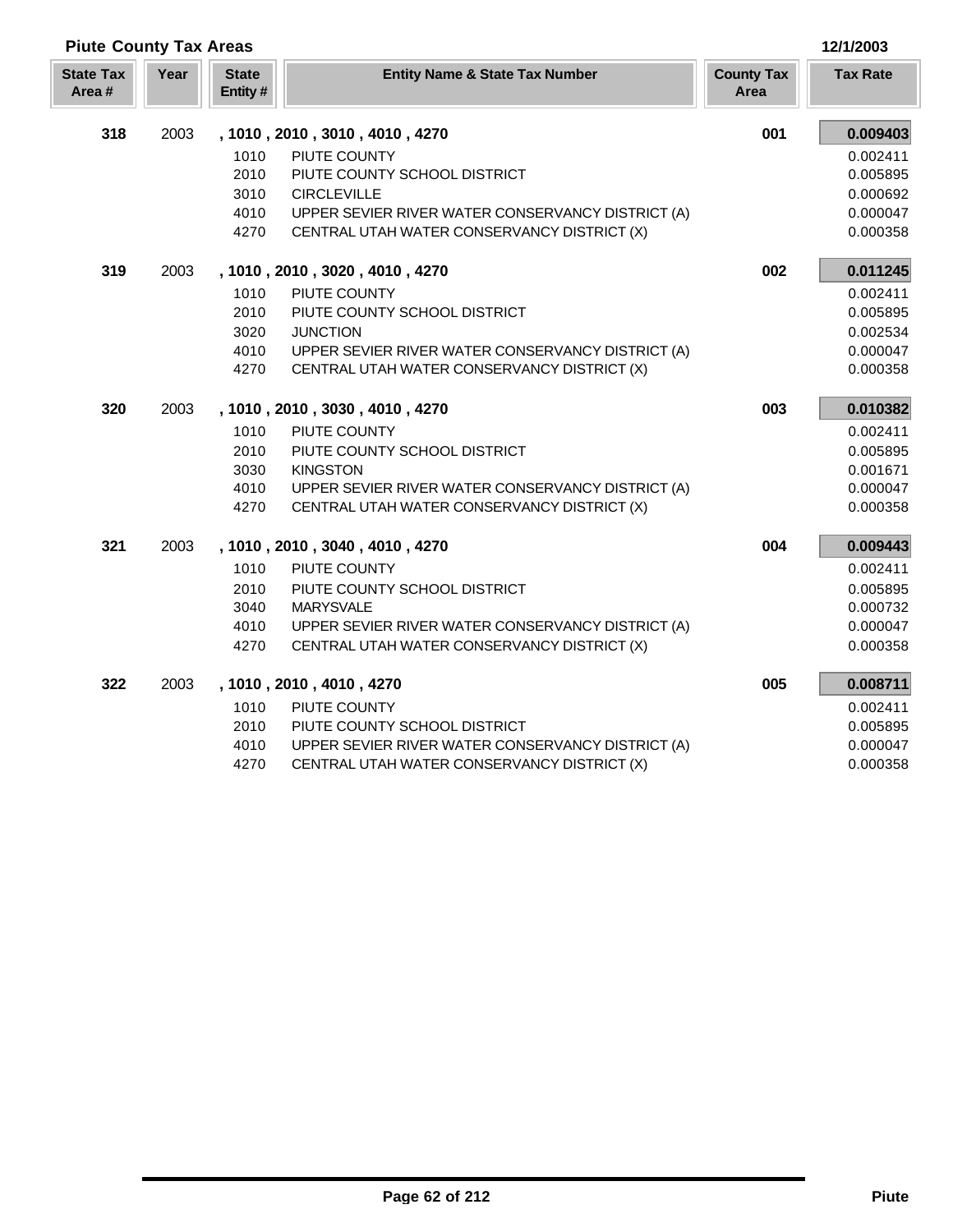## Piute County Tax Areas

12/1/2003

| State Tax Area # | Year | State Entity # | Entity Name & State Tax Number | County Tax Area | Tax Rate |
|---|---|---|---|---|---|
| **318** | 2003 | **, 1010 , 2010 , 3010 , 4010 , 4270** | | **001** | **0.009403** |
| | | 1010 | PIUTE COUNTY | | 0.002411 |
| | | 2010 | PIUTE COUNTY SCHOOL DISTRICT | | 0.005895 |
| | | 3010 | CIRCLEVILLE | | 0.000692 |
| | | 4010 | UPPER SEVIER RIVER WATER CONSERVANCY DISTRICT (A) | | 0.000047 |
| | | 4270 | CENTRAL UTAH WATER CONSERVANCY DISTRICT (X) | | 0.000358 |
| **319** | 2003 | **, 1010 , 2010 , 3020 , 4010 , 4270** | | **002** | **0.011245** |
| | | 1010 | PIUTE COUNTY | | 0.002411 |
| | | 2010 | PIUTE COUNTY SCHOOL DISTRICT | | 0.005895 |
| | | 3020 | JUNCTION | | 0.002534 |
| | | 4010 | UPPER SEVIER RIVER WATER CONSERVANCY DISTRICT (A) | | 0.000047 |
| | | 4270 | CENTRAL UTAH WATER CONSERVANCY DISTRICT (X) | | 0.000358 |
| **320** | 2003 | **, 1010 , 2010 , 3030 , 4010 , 4270** | | **003** | **0.010382** |
| | | 1010 | PIUTE COUNTY | | 0.002411 |
| | | 2010 | PIUTE COUNTY SCHOOL DISTRICT | | 0.005895 |
| | | 3030 | KINGSTON | | 0.001671 |
| | | 4010 | UPPER SEVIER RIVER WATER CONSERVANCY DISTRICT (A) | | 0.000047 |
| | | 4270 | CENTRAL UTAH WATER CONSERVANCY DISTRICT (X) | | 0.000358 |
| **321** | 2003 | **, 1010 , 2010 , 3040 , 4010 , 4270** | | **004** | **0.009443** |
| | | 1010 | PIUTE COUNTY | | 0.002411 |
| | | 2010 | PIUTE COUNTY SCHOOL DISTRICT | | 0.005895 |
| | | 3040 | MARYSVALE | | 0.000732 |
| | | 4010 | UPPER SEVIER RIVER WATER CONSERVANCY DISTRICT (A) | | 0.000047 |
| | | 4270 | CENTRAL UTAH WATER CONSERVANCY DISTRICT (X) | | 0.000358 |
| **322** | 2003 | **, 1010 , 2010 , 4010 , 4270** | | **005** | **0.008711** |
| | | 1010 | PIUTE COUNTY | | 0.002411 |
| | | 2010 | PIUTE COUNTY SCHOOL DISTRICT | | 0.005895 |
| | | 4010 | UPPER SEVIER RIVER WATER CONSERVANCY DISTRICT (A) | | 0.000047 |
| | | 4270 | CENTRAL UTAH WATER CONSERVANCY DISTRICT (X) | | 0.000358 |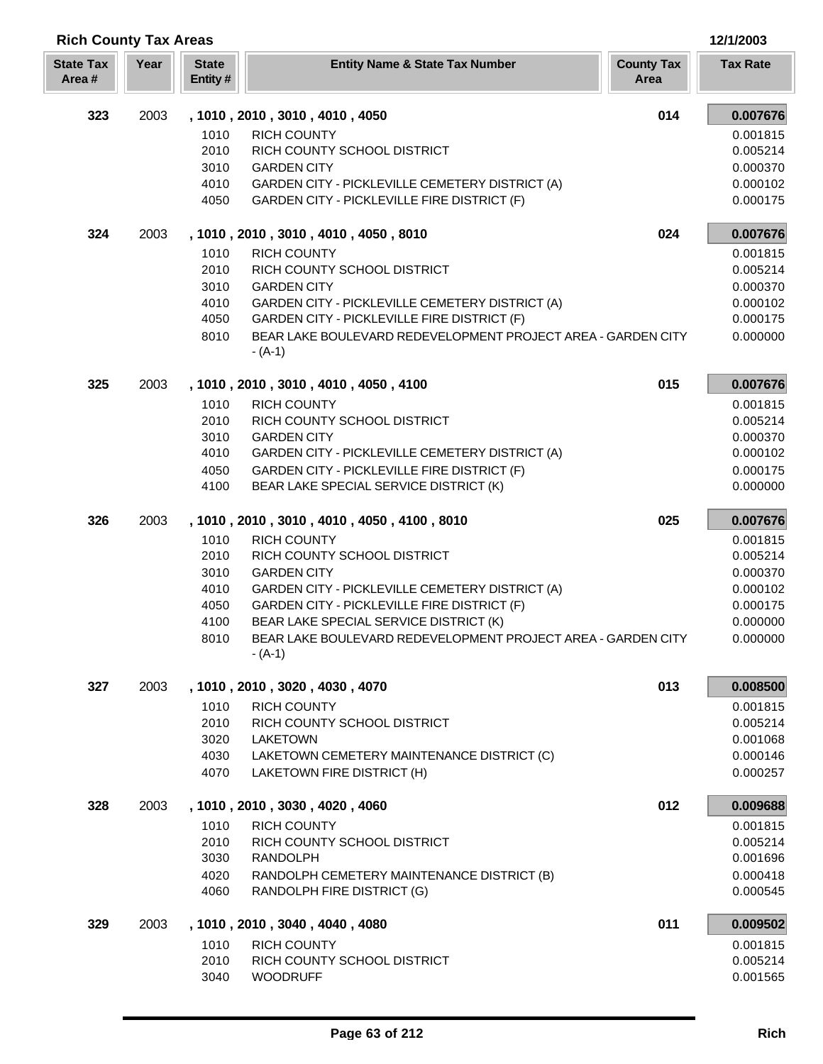## Rich County Tax Areas

12/1/2003

| State Tax Area # | Year | State Entity # | Entity Name & State Tax Number | County Tax Area | Tax Rate |
|---|---|---|---|---|---|
| 323 | 2003 | | , 1010 , 2010 , 3010 , 4010 , 4050 | 014 | **0.007676** |
| | | 1010 | RICH COUNTY | | 0.001815 |
| | | 2010 | RICH COUNTY SCHOOL DISTRICT | | 0.005214 |
| | | 3010 | GARDEN CITY | | 0.000370 |
| | | 4010 | GARDEN CITY - PICKLEVILLE CEMETERY DISTRICT (A) | | 0.000102 |
| | | 4050 | GARDEN CITY - PICKLEVILLE FIRE DISTRICT (F) | | 0.000175 |
| 324 | 2003 | | , 1010 , 2010 , 3010 , 4010 , 4050 , 8010 | 024 | **0.007676** |
| | | 1010 | RICH COUNTY | | 0.001815 |
| | | 2010 | RICH COUNTY SCHOOL DISTRICT | | 0.005214 |
| | | 3010 | GARDEN CITY | | 0.000370 |
| | | 4010 | GARDEN CITY - PICKLEVILLE CEMETERY DISTRICT (A) | | 0.000102 |
| | | 4050 | GARDEN CITY - PICKLEVILLE FIRE DISTRICT (F) | | 0.000175 |
| | | 8010 | BEAR LAKE BOULEVARD REDEVELOPMENT PROJECT AREA - GARDEN CITY - (A-1) | | 0.000000 |
| 325 | 2003 | | , 1010 , 2010 , 3010 , 4010 , 4050 , 4100 | 015 | **0.007676** |
| | | 1010 | RICH COUNTY | | 0.001815 |
| | | 2010 | RICH COUNTY SCHOOL DISTRICT | | 0.005214 |
| | | 3010 | GARDEN CITY | | 0.000370 |
| | | 4010 | GARDEN CITY - PICKLEVILLE CEMETERY DISTRICT (A) | | 0.000102 |
| | | 4050 | GARDEN CITY - PICKLEVILLE FIRE DISTRICT (F) | | 0.000175 |
| | | 4100 | BEAR LAKE SPECIAL SERVICE DISTRICT (K) | | 0.000000 |
| 326 | 2003 | | , 1010 , 2010 , 3010 , 4010 , 4050 , 4100 , 8010 | 025 | **0.007676** |
| | | 1010 | RICH COUNTY | | 0.001815 |
| | | 2010 | RICH COUNTY SCHOOL DISTRICT | | 0.005214 |
| | | 3010 | GARDEN CITY | | 0.000370 |
| | | 4010 | GARDEN CITY - PICKLEVILLE CEMETERY DISTRICT (A) | | 0.000102 |
| | | 4050 | GARDEN CITY - PICKLEVILLE FIRE DISTRICT (F) | | 0.000175 |
| | | 4100 | BEAR LAKE SPECIAL SERVICE DISTRICT (K) | | 0.000000 |
| | | 8010 | BEAR LAKE BOULEVARD REDEVELOPMENT PROJECT AREA - GARDEN CITY - (A-1) | | 0.000000 |
| 327 | 2003 | | , 1010 , 2010 , 3020 , 4030 , 4070 | 013 | **0.008500** |
| | | 1010 | RICH COUNTY | | 0.001815 |
| | | 2010 | RICH COUNTY SCHOOL DISTRICT | | 0.005214 |
| | | 3020 | LAKETOWN | | 0.001068 |
| | | 4030 | LAKETOWN CEMETERY MAINTENANCE DISTRICT (C) | | 0.000146 |
| | | 4070 | LAKETOWN FIRE DISTRICT (H) | | 0.000257 |
| 328 | 2003 | | , 1010 , 2010 , 3030 , 4020 , 4060 | 012 | **0.009688** |
| | | 1010 | RICH COUNTY | | 0.001815 |
| | | 2010 | RICH COUNTY SCHOOL DISTRICT | | 0.005214 |
| | | 3030 | RANDOLPH | | 0.001696 |
| | | 4020 | RANDOLPH CEMETERY MAINTENANCE DISTRICT (B) | | 0.000418 |
| | | 4060 | RANDOLPH FIRE DISTRICT (G) | | 0.000545 |
| 329 | 2003 | | , 1010 , 2010 , 3040 , 4040 , 4080 | 011 | **0.009502** |
| | | 1010 | RICH COUNTY | | 0.001815 |
| | | 2010 | RICH COUNTY SCHOOL DISTRICT | | 0.005214 |
| | | 3040 | WOODRUFF | | 0.001565 |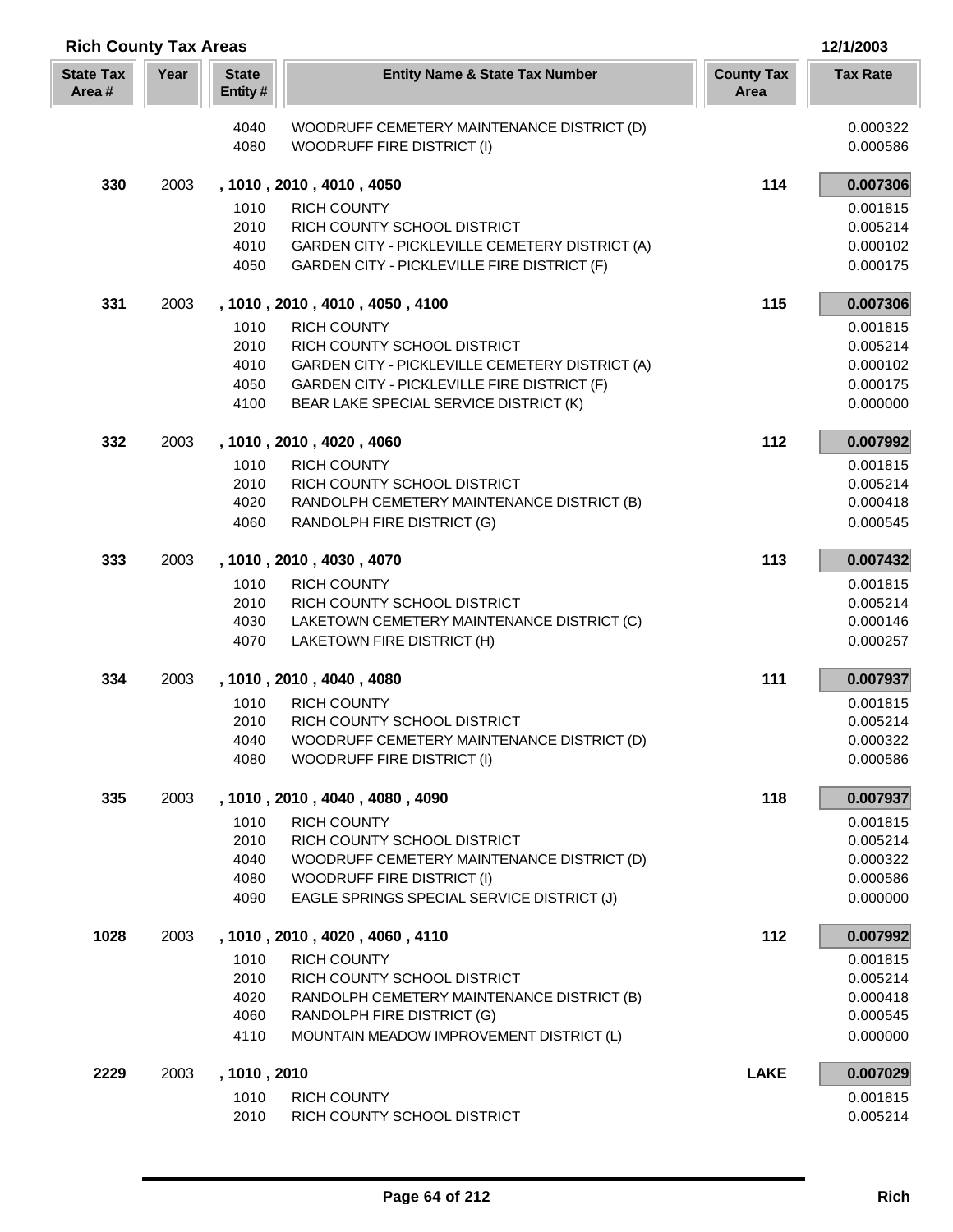## Rich County Tax Areas

12/1/2003

| State Tax Area # | Year | State Entity # | Entity Name & State Tax Number | County Tax Area | Tax Rate |
|---|---|---|---|---|---|
| | | 4040 | WOODRUFF CEMETERY MAINTENANCE DISTRICT (D) | | 0.000322 |
| | | 4080 | WOODRUFF FIRE DISTRICT (I) | | 0.000586 |
| **330** | 2003 | **, 1010 , 2010 , 4010 , 4050** | | **114** | **0.007306** |
| | | 1010 | RICH COUNTY | | 0.001815 |
| | | 2010 | RICH COUNTY SCHOOL DISTRICT | | 0.005214 |
| | | 4010 | GARDEN CITY - PICKLEVILLE CEMETERY DISTRICT (A) | | 0.000102 |
| | | 4050 | GARDEN CITY - PICKLEVILLE FIRE DISTRICT (F) | | 0.000175 |
| **331** | 2003 | **, 1010 , 2010 , 4010 , 4050 , 4100** | | **115** | **0.007306** |
| | | 1010 | RICH COUNTY | | 0.001815 |
| | | 2010 | RICH COUNTY SCHOOL DISTRICT | | 0.005214 |
| | | 4010 | GARDEN CITY - PICKLEVILLE CEMETERY DISTRICT (A) | | 0.000102 |
| | | 4050 | GARDEN CITY - PICKLEVILLE FIRE DISTRICT (F) | | 0.000175 |
| | | 4100 | BEAR LAKE SPECIAL SERVICE DISTRICT (K) | | 0.000000 |
| **332** | 2003 | **, 1010 , 2010 , 4020 , 4060** | | **112** | **0.007992** |
| | | 1010 | RICH COUNTY | | 0.001815 |
| | | 2010 | RICH COUNTY SCHOOL DISTRICT | | 0.005214 |
| | | 4020 | RANDOLPH CEMETERY MAINTENANCE DISTRICT (B) | | 0.000418 |
| | | 4060 | RANDOLPH FIRE DISTRICT (G) | | 0.000545 |
| **333** | 2003 | **, 1010 , 2010 , 4030 , 4070** | | **113** | **0.007432** |
| | | 1010 | RICH COUNTY | | 0.001815 |
| | | 2010 | RICH COUNTY SCHOOL DISTRICT | | 0.005214 |
| | | 4030 | LAKETOWN CEMETERY MAINTENANCE DISTRICT (C) | | 0.000146 |
| | | 4070 | LAKETOWN FIRE DISTRICT (H) | | 0.000257 |
| **334** | 2003 | **, 1010 , 2010 , 4040 , 4080** | | **111** | **0.007937** |
| | | 1010 | RICH COUNTY | | 0.001815 |
| | | 2010 | RICH COUNTY SCHOOL DISTRICT | | 0.005214 |
| | | 4040 | WOODRUFF CEMETERY MAINTENANCE DISTRICT (D) | | 0.000322 |
| | | 4080 | WOODRUFF FIRE DISTRICT (I) | | 0.000586 |
| **335** | 2003 | **, 1010 , 2010 , 4040 , 4080 , 4090** | | **118** | **0.007937** |
| | | 1010 | RICH COUNTY | | 0.001815 |
| | | 2010 | RICH COUNTY SCHOOL DISTRICT | | 0.005214 |
| | | 4040 | WOODRUFF CEMETERY MAINTENANCE DISTRICT (D) | | 0.000322 |
| | | 4080 | WOODRUFF FIRE DISTRICT (I) | | 0.000586 |
| | | 4090 | EAGLE SPRINGS SPECIAL SERVICE DISTRICT (J) | | 0.000000 |
| **1028** | 2003 | **, 1010 , 2010 , 4020 , 4060 , 4110** | | **112** | **0.007992** |
| | | 1010 | RICH COUNTY | | 0.001815 |
| | | 2010 | RICH COUNTY SCHOOL DISTRICT | | 0.005214 |
| | | 4020 | RANDOLPH CEMETERY MAINTENANCE DISTRICT (B) | | 0.000418 |
| | | 4060 | RANDOLPH FIRE DISTRICT (G) | | 0.000545 |
| | | 4110 | MOUNTAIN MEADOW IMPROVEMENT DISTRICT (L) | | 0.000000 |
| **2229** | 2003 | **, 1010 , 2010** | | **LAKE** | **0.007029** |
| | | 1010 | RICH COUNTY | | 0.001815 |
| | | 2010 | RICH COUNTY SCHOOL DISTRICT | | 0.005214 |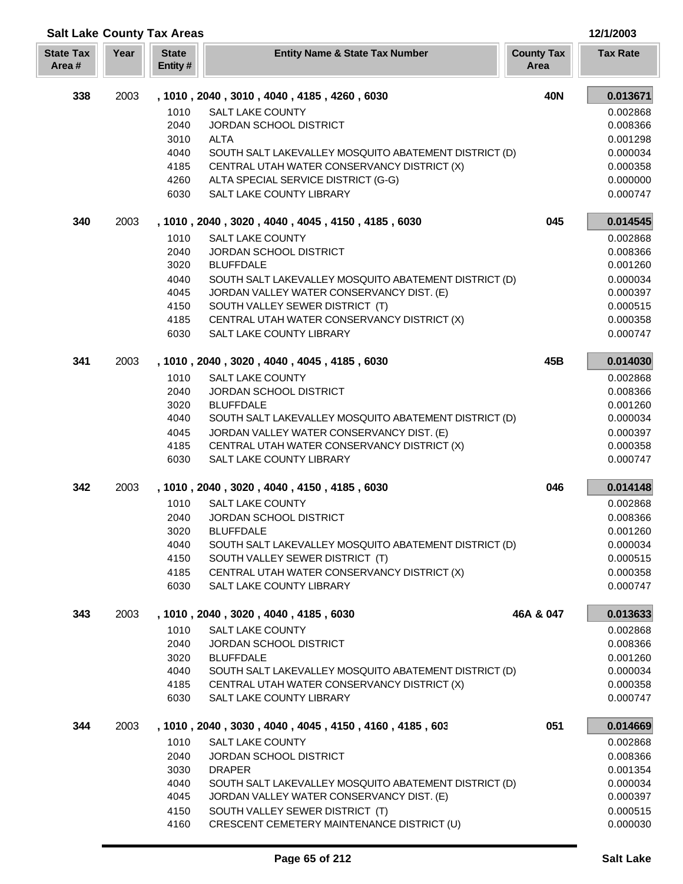## Salt Lake County Tax Areas

12/1/2003

| State Tax Area # | Year | State Entity # | Entity Name & State Tax Number | County Tax Area | Tax Rate |
|---|---|---|---|---|---|
| **338** | 2003 | | **, 1010 , 2040 , 3010 , 4040 , 4185 , 4260 , 6030** | **40N** | **0.013671** |
| | | 1010 | SALT LAKE COUNTY | | 0.002868 |
| | | 2040 | JORDAN SCHOOL DISTRICT | | 0.008366 |
| | | 3010 | ALTA | | 0.001298 |
| | | 4040 | SOUTH SALT LAKEVALLEY MOSQUITO ABATEMENT DISTRICT (D) | | 0.000034 |
| | | 4185 | CENTRAL UTAH WATER CONSERVANCY DISTRICT (X) | | 0.000358 |
| | | 4260 | ALTA SPECIAL SERVICE DISTRICT (G-G) | | 0.000000 |
| | | 6030 | SALT LAKE COUNTY LIBRARY | | 0.000747 |
| **340** | 2003 | | **, 1010 , 2040 , 3020 , 4040 , 4045 , 4150 , 4185 , 6030** | **045** | **0.014545** |
| | | 1010 | SALT LAKE COUNTY | | 0.002868 |
| | | 2040 | JORDAN SCHOOL DISTRICT | | 0.008366 |
| | | 3020 | BLUFFDALE | | 0.001260 |
| | | 4040 | SOUTH SALT LAKEVALLEY MOSQUITO ABATEMENT DISTRICT (D) | | 0.000034 |
| | | 4045 | JORDAN VALLEY WATER CONSERVANCY DIST. (E) | | 0.000397 |
| | | 4150 | SOUTH VALLEY SEWER DISTRICT (T) | | 0.000515 |
| | | 4185 | CENTRAL UTAH WATER CONSERVANCY DISTRICT (X) | | 0.000358 |
| | | 6030 | SALT LAKE COUNTY LIBRARY | | 0.000747 |
| **341** | 2003 | | **, 1010 , 2040 , 3020 , 4040 , 4045 , 4185 , 6030** | **45B** | **0.014030** |
| | | 1010 | SALT LAKE COUNTY | | 0.002868 |
| | | 2040 | JORDAN SCHOOL DISTRICT | | 0.008366 |
| | | 3020 | BLUFFDALE | | 0.001260 |
| | | 4040 | SOUTH SALT LAKEVALLEY MOSQUITO ABATEMENT DISTRICT (D) | | 0.000034 |
| | | 4045 | JORDAN VALLEY WATER CONSERVANCY DIST. (E) | | 0.000397 |
| | | 4185 | CENTRAL UTAH WATER CONSERVANCY DISTRICT (X) | | 0.000358 |
| | | 6030 | SALT LAKE COUNTY LIBRARY | | 0.000747 |
| **342** | 2003 | | **, 1010 , 2040 , 3020 , 4040 , 4150 , 4185 , 6030** | **046** | **0.014148** |
| | | 1010 | SALT LAKE COUNTY | | 0.002868 |
| | | 2040 | JORDAN SCHOOL DISTRICT | | 0.008366 |
| | | 3020 | BLUFFDALE | | 0.001260 |
| | | 4040 | SOUTH SALT LAKEVALLEY MOSQUITO ABATEMENT DISTRICT (D) | | 0.000034 |
| | | 4150 | SOUTH VALLEY SEWER DISTRICT (T) | | 0.000515 |
| | | 4185 | CENTRAL UTAH WATER CONSERVANCY DISTRICT (X) | | 0.000358 |
| | | 6030 | SALT LAKE COUNTY LIBRARY | | 0.000747 |
| **343** | 2003 | | **, 1010 , 2040 , 3020 , 4040 , 4185 , 6030** | **46A & 047** | **0.013633** |
| | | 1010 | SALT LAKE COUNTY | | 0.002868 |
| | | 2040 | JORDAN SCHOOL DISTRICT | | 0.008366 |
| | | 3020 | BLUFFDALE | | 0.001260 |
| | | 4040 | SOUTH SALT LAKEVALLEY MOSQUITO ABATEMENT DISTRICT (D) | | 0.000034 |
| | | 4185 | CENTRAL UTAH WATER CONSERVANCY DISTRICT (X) | | 0.000358 |
| | | 6030 | SALT LAKE COUNTY LIBRARY | | 0.000747 |
| **344** | 2003 | | **, 1010 , 2040 , 3030 , 4040 , 4045 , 4150 , 4160 , 4185 , 603** | **051** | **0.014669** |
| | | 1010 | SALT LAKE COUNTY | | 0.002868 |
| | | 2040 | JORDAN SCHOOL DISTRICT | | 0.008366 |
| | | 3030 | DRAPER | | 0.001354 |
| | | 4040 | SOUTH SALT LAKEVALLEY MOSQUITO ABATEMENT DISTRICT (D) | | 0.000034 |
| | | 4045 | JORDAN VALLEY WATER CONSERVANCY DIST. (E) | | 0.000397 |
| | | 4150 | SOUTH VALLEY SEWER DISTRICT (T) | | 0.000515 |
| | | 4160 | CRESCENT CEMETERY MAINTENANCE DISTRICT (U) | | 0.000030 |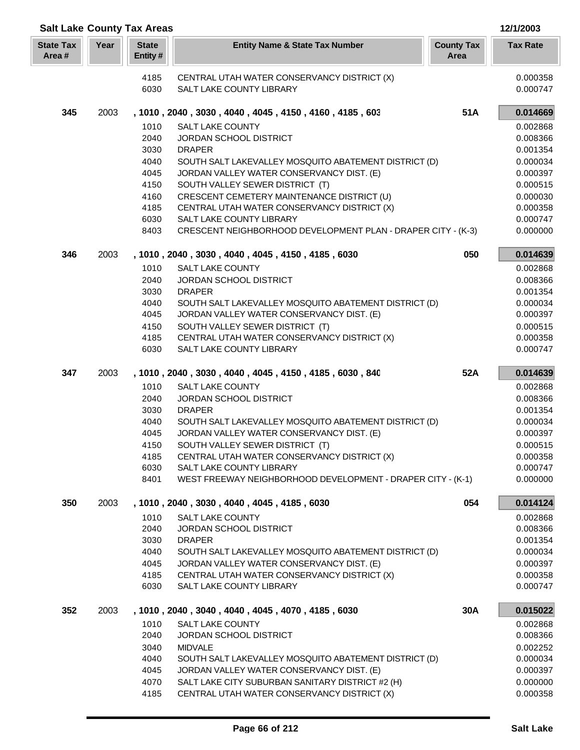## Salt Lake County Tax Areas

12/1/2003

| State Tax Area # | Year | State Entity # | Entity Name & State Tax Number | County Tax Area | Tax Rate |
|---|---|---|---|---|---|
| | | 4185 | CENTRAL UTAH WATER CONSERVANCY DISTRICT (X) | | 0.000358 |
| | | 6030 | SALT LAKE COUNTY LIBRARY | | 0.000747 |
| **345** | 2003 | | **, 1010 , 2040 , 3030 , 4040 , 4045 , 4150 , 4160 , 4185 , 603** | **51A** | **0.014669** |
| | | 1010 | SALT LAKE COUNTY | | 0.002868 |
| | | 2040 | JORDAN SCHOOL DISTRICT | | 0.008366 |
| | | 3030 | DRAPER | | 0.001354 |
| | | 4040 | SOUTH SALT LAKEVALLEY MOSQUITO ABATEMENT DISTRICT (D) | | 0.000034 |
| | | 4045 | JORDAN VALLEY WATER CONSERVANCY DIST. (E) | | 0.000397 |
| | | 4150 | SOUTH VALLEY SEWER DISTRICT (T) | | 0.000515 |
| | | 4160 | CRESCENT CEMETERY MAINTENANCE DISTRICT (U) | | 0.000030 |
| | | 4185 | CENTRAL UTAH WATER CONSERVANCY DISTRICT (X) | | 0.000358 |
| | | 6030 | SALT LAKE COUNTY LIBRARY | | 0.000747 |
| | | 8403 | CRESCENT NEIGHBORHOOD DEVELOPMENT PLAN - DRAPER CITY - (K-3) | | 0.000000 |
| **346** | 2003 | | **, 1010 , 2040 , 3030 , 4040 , 4045 , 4150 , 4185 , 6030** | **050** | **0.014639** |
| | | 1010 | SALT LAKE COUNTY | | 0.002868 |
| | | 2040 | JORDAN SCHOOL DISTRICT | | 0.008366 |
| | | 3030 | DRAPER | | 0.001354 |
| | | 4040 | SOUTH SALT LAKEVALLEY MOSQUITO ABATEMENT DISTRICT (D) | | 0.000034 |
| | | 4045 | JORDAN VALLEY WATER CONSERVANCY DIST. (E) | | 0.000397 |
| | | 4150 | SOUTH VALLEY SEWER DISTRICT (T) | | 0.000515 |
| | | 4185 | CENTRAL UTAH WATER CONSERVANCY DISTRICT (X) | | 0.000358 |
| | | 6030 | SALT LAKE COUNTY LIBRARY | | 0.000747 |
| **347** | 2003 | | **, 1010 , 2040 , 3030 , 4040 , 4045 , 4150 , 4185 , 6030 , 840** | **52A** | **0.014639** |
| | | 1010 | SALT LAKE COUNTY | | 0.002868 |
| | | 2040 | JORDAN SCHOOL DISTRICT | | 0.008366 |
| | | 3030 | DRAPER | | 0.001354 |
| | | 4040 | SOUTH SALT LAKEVALLEY MOSQUITO ABATEMENT DISTRICT (D) | | 0.000034 |
| | | 4045 | JORDAN VALLEY WATER CONSERVANCY DIST. (E) | | 0.000397 |
| | | 4150 | SOUTH VALLEY SEWER DISTRICT (T) | | 0.000515 |
| | | 4185 | CENTRAL UTAH WATER CONSERVANCY DISTRICT (X) | | 0.000358 |
| | | 6030 | SALT LAKE COUNTY LIBRARY | | 0.000747 |
| | | 8401 | WEST FREEWAY NEIGHBORHOOD DEVELOPMENT - DRAPER CITY - (K-1) | | 0.000000 |
| **350** | 2003 | | **, 1010 , 2040 , 3030 , 4040 , 4045 , 4185 , 6030** | **054** | **0.014124** |
| | | 1010 | SALT LAKE COUNTY | | 0.002868 |
| | | 2040 | JORDAN SCHOOL DISTRICT | | 0.008366 |
| | | 3030 | DRAPER | | 0.001354 |
| | | 4040 | SOUTH SALT LAKEVALLEY MOSQUITO ABATEMENT DISTRICT (D) | | 0.000034 |
| | | 4045 | JORDAN VALLEY WATER CONSERVANCY DIST. (E) | | 0.000397 |
| | | 4185 | CENTRAL UTAH WATER CONSERVANCY DISTRICT (X) | | 0.000358 |
| | | 6030 | SALT LAKE COUNTY LIBRARY | | 0.000747 |
| **352** | 2003 | | **, 1010 , 2040 , 3040 , 4040 , 4045 , 4070 , 4185 , 6030** | **30A** | **0.015022** |
| | | 1010 | SALT LAKE COUNTY | | 0.002868 |
| | | 2040 | JORDAN SCHOOL DISTRICT | | 0.008366 |
| | | 3040 | MIDVALE | | 0.002252 |
| | | 4040 | SOUTH SALT LAKEVALLEY MOSQUITO ABATEMENT DISTRICT (D) | | 0.000034 |
| | | 4045 | JORDAN VALLEY WATER CONSERVANCY DIST. (E) | | 0.000397 |
| | | 4070 | SALT LAKE CITY SUBURBAN SANITARY DISTRICT #2 (H) | | 0.000000 |
| | | 4185 | CENTRAL UTAH WATER CONSERVANCY DISTRICT (X) | | 0.000358 |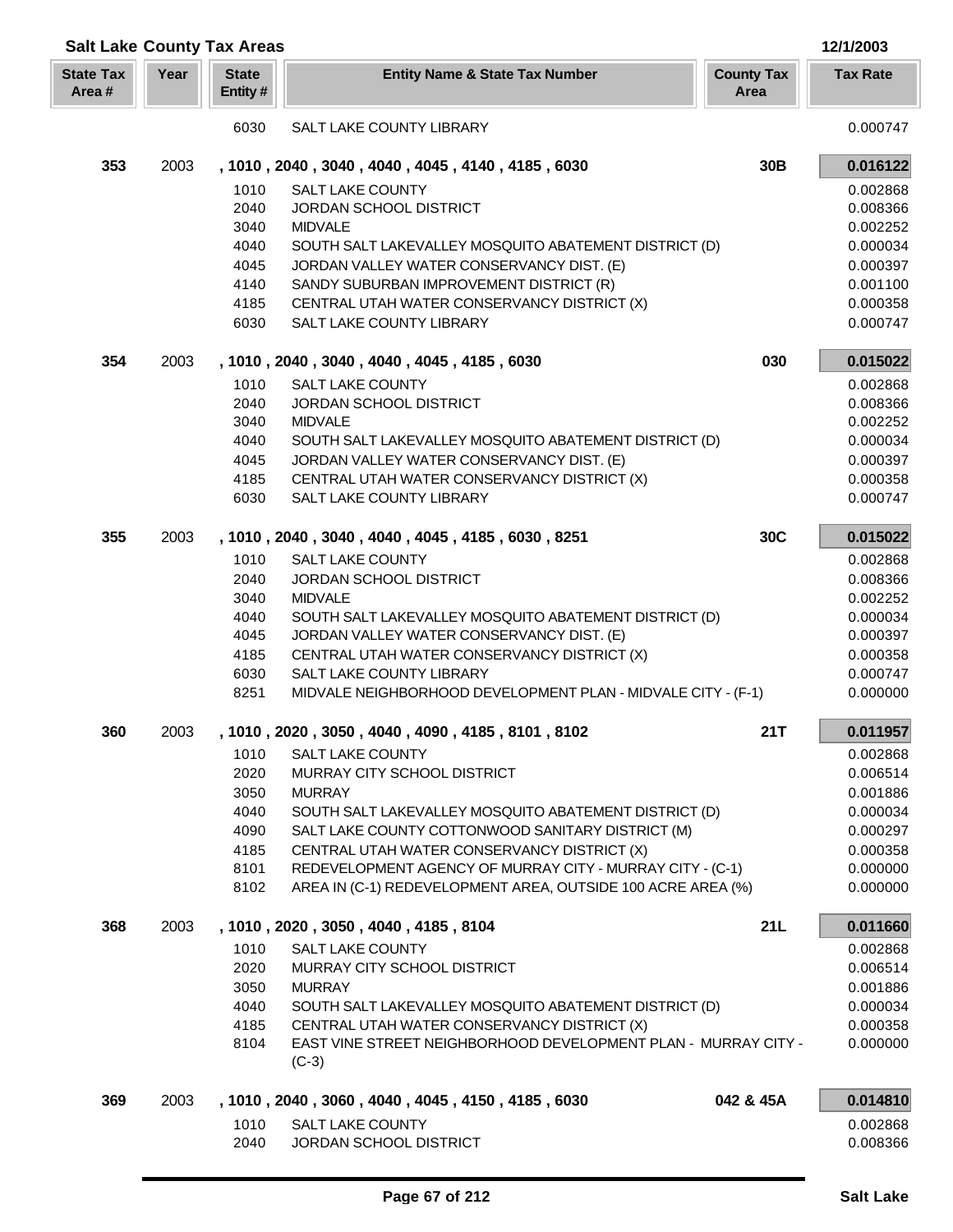## Salt Lake County Tax Areas

12/1/2003

| State Tax Area # | Year | State Entity # | Entity Name & State Tax Number | County Tax Area | Tax Rate |
|---|---|---|---|---|---|
| | | 6030 | SALT LAKE COUNTY LIBRARY | | 0.000747 |
| **353** | 2003 | | **, 1010 , 2040 , 3040 , 4040 , 4045 , 4140 , 4185 , 6030** | **30B** | **0.016122** |
| | | 1010 | SALT LAKE COUNTY | | 0.002868 |
| | | 2040 | JORDAN SCHOOL DISTRICT | | 0.008366 |
| | | 3040 | MIDVALE | | 0.002252 |
| | | 4040 | SOUTH SALT LAKEVALLEY MOSQUITO ABATEMENT DISTRICT (D) | | 0.000034 |
| | | 4045 | JORDAN VALLEY WATER CONSERVANCY DIST. (E) | | 0.000397 |
| | | 4140 | SANDY SUBURBAN IMPROVEMENT DISTRICT (R) | | 0.001100 |
| | | 4185 | CENTRAL UTAH WATER CONSERVANCY DISTRICT (X) | | 0.000358 |
| | | 6030 | SALT LAKE COUNTY LIBRARY | | 0.000747 |
| **354** | 2003 | | **, 1010 , 2040 , 3040 , 4040 , 4045 , 4185 , 6030** | **030** | **0.015022** |
| | | 1010 | SALT LAKE COUNTY | | 0.002868 |
| | | 2040 | JORDAN SCHOOL DISTRICT | | 0.008366 |
| | | 3040 | MIDVALE | | 0.002252 |
| | | 4040 | SOUTH SALT LAKEVALLEY MOSQUITO ABATEMENT DISTRICT (D) | | 0.000034 |
| | | 4045 | JORDAN VALLEY WATER CONSERVANCY DIST. (E) | | 0.000397 |
| | | 4185 | CENTRAL UTAH WATER CONSERVANCY DISTRICT (X) | | 0.000358 |
| | | 6030 | SALT LAKE COUNTY LIBRARY | | 0.000747 |
| **355** | 2003 | | **, 1010 , 2040 , 3040 , 4040 , 4045 , 4185 , 6030 , 8251** | **30C** | **0.015022** |
| | | 1010 | SALT LAKE COUNTY | | 0.002868 |
| | | 2040 | JORDAN SCHOOL DISTRICT | | 0.008366 |
| | | 3040 | MIDVALE | | 0.002252 |
| | | 4040 | SOUTH SALT LAKEVALLEY MOSQUITO ABATEMENT DISTRICT (D) | | 0.000034 |
| | | 4045 | JORDAN VALLEY WATER CONSERVANCY DIST. (E) | | 0.000397 |
| | | 4185 | CENTRAL UTAH WATER CONSERVANCY DISTRICT (X) | | 0.000358 |
| | | 6030 | SALT LAKE COUNTY LIBRARY | | 0.000747 |
| | | 8251 | MIDVALE NEIGHBORHOOD DEVELOPMENT PLAN - MIDVALE CITY - (F-1) | | 0.000000 |
| **360** | 2003 | | **, 1010 , 2020 , 3050 , 4040 , 4090 , 4185 , 8101 , 8102** | **21T** | **0.011957** |
| | | 1010 | SALT LAKE COUNTY | | 0.002868 |
| | | 2020 | MURRAY CITY SCHOOL DISTRICT | | 0.006514 |
| | | 3050 | MURRAY | | 0.001886 |
| | | 4040 | SOUTH SALT LAKEVALLEY MOSQUITO ABATEMENT DISTRICT (D) | | 0.000034 |
| | | 4090 | SALT LAKE COUNTY COTTONWOOD SANITARY DISTRICT (M) | | 0.000297 |
| | | 4185 | CENTRAL UTAH WATER CONSERVANCY DISTRICT (X) | | 0.000358 |
| | | 8101 | REDEVELOPMENT AGENCY OF MURRAY CITY - MURRAY CITY - (C-1) | | 0.000000 |
| | | 8102 | AREA IN (C-1) REDEVELOPMENT AREA, OUTSIDE 100 ACRE AREA (%) | | 0.000000 |
| **368** | 2003 | | **, 1010 , 2020 , 3050 , 4040 , 4185 , 8104** | **21L** | **0.011660** |
| | | 1010 | SALT LAKE COUNTY | | 0.002868 |
| | | 2020 | MURRAY CITY SCHOOL DISTRICT | | 0.006514 |
| | | 3050 | MURRAY | | 0.001886 |
| | | 4040 | SOUTH SALT LAKEVALLEY MOSQUITO ABATEMENT DISTRICT (D) | | 0.000034 |
| | | 4185 | CENTRAL UTAH WATER CONSERVANCY DISTRICT (X) | | 0.000358 |
| | | 8104 | EAST VINE STREET NEIGHBORHOOD DEVELOPMENT PLAN - MURRAY CITY - (C-3) | | 0.000000 |
| **369** | 2003 | | **, 1010 , 2040 , 3060 , 4040 , 4045 , 4150 , 4185 , 6030** | **042 & 45A** | **0.014810** |
| | | 1010 | SALT LAKE COUNTY | | 0.002868 |
| | | 2040 | JORDAN SCHOOL DISTRICT | | 0.008366 |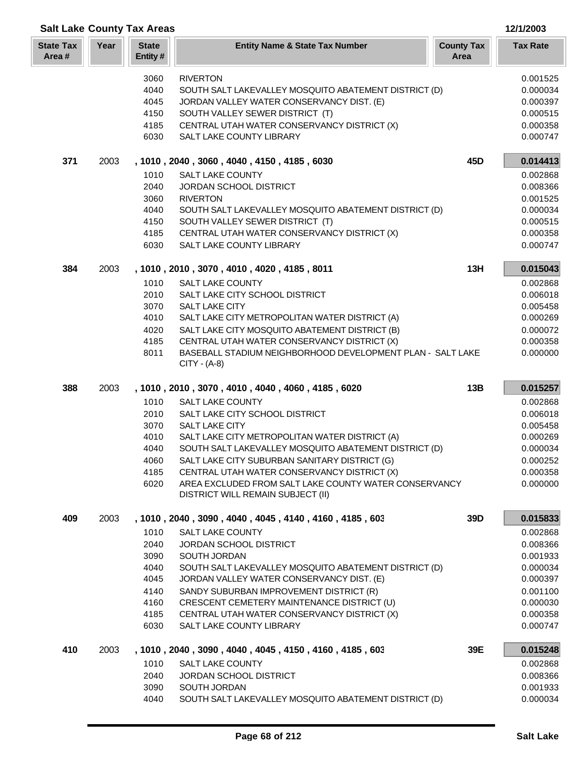## Salt Lake County Tax Areas

12/1/2003

| State Tax Area # | Year | State Entity # | Entity Name & State Tax Number | County Tax Area | Tax Rate |
|---|---|---|---|---|---|
| | | 3060 | RIVERTON | | 0.001525 |
| | | 4040 | SOUTH SALT LAKEVALLEY MOSQUITO ABATEMENT DISTRICT (D) | | 0.000034 |
| | | 4045 | JORDAN VALLEY WATER CONSERVANCY DIST. (E) | | 0.000397 |
| | | 4150 | SOUTH VALLEY SEWER DISTRICT (T) | | 0.000515 |
| | | 4185 | CENTRAL UTAH WATER CONSERVANCY DISTRICT (X) | | 0.000358 |
| | | 6030 | SALT LAKE COUNTY LIBRARY | | 0.000747 |
| **371** | 2003 | | **, 1010 , 2040 , 3060 , 4040 , 4150 , 4185 , 6030** | **45D** | **0.014413** |
| | | 1010 | SALT LAKE COUNTY | | 0.002868 |
| | | 2040 | JORDAN SCHOOL DISTRICT | | 0.008366 |
| | | 3060 | RIVERTON | | 0.001525 |
| | | 4040 | SOUTH SALT LAKEVALLEY MOSQUITO ABATEMENT DISTRICT (D) | | 0.000034 |
| | | 4150 | SOUTH VALLEY SEWER DISTRICT (T) | | 0.000515 |
| | | 4185 | CENTRAL UTAH WATER CONSERVANCY DISTRICT (X) | | 0.000358 |
| | | 6030 | SALT LAKE COUNTY LIBRARY | | 0.000747 |
| **384** | 2003 | | **, 1010 , 2010 , 3070 , 4010 , 4020 , 4185 , 8011** | **13H** | **0.015043** |
| | | 1010 | SALT LAKE COUNTY | | 0.002868 |
| | | 2010 | SALT LAKE CITY SCHOOL DISTRICT | | 0.006018 |
| | | 3070 | SALT LAKE CITY | | 0.005458 |
| | | 4010 | SALT LAKE CITY METROPOLITAN WATER DISTRICT (A) | | 0.000269 |
| | | 4020 | SALT LAKE CITY MOSQUITO ABATEMENT DISTRICT (B) | | 0.000072 |
| | | 4185 | CENTRAL UTAH WATER CONSERVANCY DISTRICT (X) | | 0.000358 |
| | | 8011 | BASEBALL STADIUM NEIGHBORHOOD DEVELOPMENT PLAN - SALT LAKE CITY - (A-8) | | 0.000000 |
| **388** | 2003 | | **, 1010 , 2010 , 3070 , 4010 , 4040 , 4060 , 4185 , 6020** | **13B** | **0.015257** |
| | | 1010 | SALT LAKE COUNTY | | 0.002868 |
| | | 2010 | SALT LAKE CITY SCHOOL DISTRICT | | 0.006018 |
| | | 3070 | SALT LAKE CITY | | 0.005458 |
| | | 4010 | SALT LAKE CITY METROPOLITAN WATER DISTRICT (A) | | 0.000269 |
| | | 4040 | SOUTH SALT LAKEVALLEY MOSQUITO ABATEMENT DISTRICT (D) | | 0.000034 |
| | | 4060 | SALT LAKE CITY SUBURBAN SANITARY DISTRICT (G) | | 0.000252 |
| | | 4185 | CENTRAL UTAH WATER CONSERVANCY DISTRICT (X) | | 0.000358 |
| | | 6020 | AREA EXCLUDED FROM SALT LAKE COUNTY WATER CONSERVANCY DISTRICT WILL REMAIN SUBJECT (II) | | 0.000000 |
| **409** | 2003 | | **, 1010 , 2040 , 3090 , 4040 , 4045 , 4140 , 4160 , 4185 , 603** | **39D** | **0.015833** |
| | | 1010 | SALT LAKE COUNTY | | 0.002868 |
| | | 2040 | JORDAN SCHOOL DISTRICT | | 0.008366 |
| | | 3090 | SOUTH JORDAN | | 0.001933 |
| | | 4040 | SOUTH SALT LAKEVALLEY MOSQUITO ABATEMENT DISTRICT (D) | | 0.000034 |
| | | 4045 | JORDAN VALLEY WATER CONSERVANCY DIST. (E) | | 0.000397 |
| | | 4140 | SANDY SUBURBAN IMPROVEMENT DISTRICT (R) | | 0.001100 |
| | | 4160 | CRESCENT CEMETERY MAINTENANCE DISTRICT (U) | | 0.000030 |
| | | 4185 | CENTRAL UTAH WATER CONSERVANCY DISTRICT (X) | | 0.000358 |
| | | 6030 | SALT LAKE COUNTY LIBRARY | | 0.000747 |
| **410** | 2003 | | **, 1010 , 2040 , 3090 , 4040 , 4045 , 4150 , 4160 , 4185 , 603** | **39E** | **0.015248** |
| | | 1010 | SALT LAKE COUNTY | | 0.002868 |
| | | 2040 | JORDAN SCHOOL DISTRICT | | 0.008366 |
| | | 3090 | SOUTH JORDAN | | 0.001933 |
| | | 4040 | SOUTH SALT LAKEVALLEY MOSQUITO ABATEMENT DISTRICT (D) | | 0.000034 |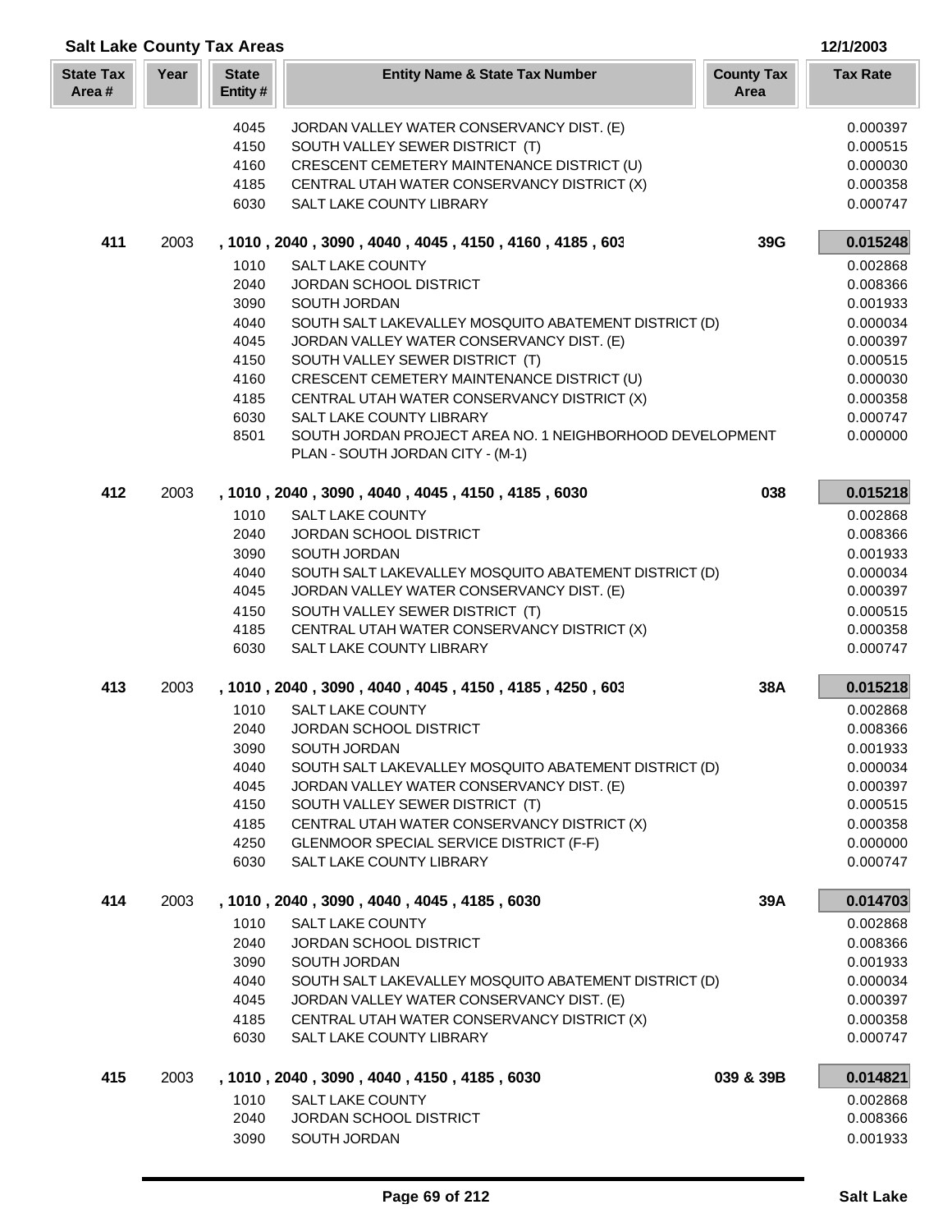## Salt Lake County Tax Areas

12/1/2003

| State Tax Area # | Year | State Entity # | Entity Name & State Tax Number | County Tax Area | Tax Rate |
|---|---|---|---|---|---|
| | | 4045 | JORDAN VALLEY WATER CONSERVANCY DIST. (E) | | 0.000397 |
| | | 4150 | SOUTH VALLEY SEWER DISTRICT (T) | | 0.000515 |
| | | 4160 | CRESCENT CEMETERY MAINTENANCE DISTRICT (U) | | 0.000030 |
| | | 4185 | CENTRAL UTAH WATER CONSERVANCY DISTRICT (X) | | 0.000358 |
| | | 6030 | SALT LAKE COUNTY LIBRARY | | 0.000747 |
| **411** | 2003 | | **, 1010 , 2040 , 3090 , 4040 , 4045 , 4150 , 4160 , 4185 , 603** | **39G** | **0.015248** |
| | | 1010 | SALT LAKE COUNTY | | 0.002868 |
| | | 2040 | JORDAN SCHOOL DISTRICT | | 0.008366 |
| | | 3090 | SOUTH JORDAN | | 0.001933 |
| | | 4040 | SOUTH SALT LAKEVALLEY MOSQUITO ABATEMENT DISTRICT (D) | | 0.000034 |
| | | 4045 | JORDAN VALLEY WATER CONSERVANCY DIST. (E) | | 0.000397 |
| | | 4150 | SOUTH VALLEY SEWER DISTRICT (T) | | 0.000515 |
| | | 4160 | CRESCENT CEMETERY MAINTENANCE DISTRICT (U) | | 0.000030 |
| | | 4185 | CENTRAL UTAH WATER CONSERVANCY DISTRICT (X) | | 0.000358 |
| | | 6030 | SALT LAKE COUNTY LIBRARY | | 0.000747 |
| | | 8501 | SOUTH JORDAN PROJECT AREA NO. 1 NEIGHBORHOOD DEVELOPMENT PLAN - SOUTH JORDAN CITY - (M-1) | | 0.000000 |
| **412** | 2003 | | **, 1010 , 2040 , 3090 , 4040 , 4045 , 4150 , 4185 , 6030** | **038** | **0.015218** |
| | | 1010 | SALT LAKE COUNTY | | 0.002868 |
| | | 2040 | JORDAN SCHOOL DISTRICT | | 0.008366 |
| | | 3090 | SOUTH JORDAN | | 0.001933 |
| | | 4040 | SOUTH SALT LAKEVALLEY MOSQUITO ABATEMENT DISTRICT (D) | | 0.000034 |
| | | 4045 | JORDAN VALLEY WATER CONSERVANCY DIST. (E) | | 0.000397 |
| | | 4150 | SOUTH VALLEY SEWER DISTRICT (T) | | 0.000515 |
| | | 4185 | CENTRAL UTAH WATER CONSERVANCY DISTRICT (X) | | 0.000358 |
| | | 6030 | SALT LAKE COUNTY LIBRARY | | 0.000747 |
| **413** | 2003 | | **, 1010 , 2040 , 3090 , 4040 , 4045 , 4150 , 4185 , 4250 , 603** | **38A** | **0.015218** |
| | | 1010 | SALT LAKE COUNTY | | 0.002868 |
| | | 2040 | JORDAN SCHOOL DISTRICT | | 0.008366 |
| | | 3090 | SOUTH JORDAN | | 0.001933 |
| | | 4040 | SOUTH SALT LAKEVALLEY MOSQUITO ABATEMENT DISTRICT (D) | | 0.000034 |
| | | 4045 | JORDAN VALLEY WATER CONSERVANCY DIST. (E) | | 0.000397 |
| | | 4150 | SOUTH VALLEY SEWER DISTRICT (T) | | 0.000515 |
| | | 4185 | CENTRAL UTAH WATER CONSERVANCY DISTRICT (X) | | 0.000358 |
| | | 4250 | GLENMOOR SPECIAL SERVICE DISTRICT (F-F) | | 0.000000 |
| | | 6030 | SALT LAKE COUNTY LIBRARY | | 0.000747 |
| **414** | 2003 | | **, 1010 , 2040 , 3090 , 4040 , 4045 , 4185 , 6030** | **39A** | **0.014703** |
| | | 1010 | SALT LAKE COUNTY | | 0.002868 |
| | | 2040 | JORDAN SCHOOL DISTRICT | | 0.008366 |
| | | 3090 | SOUTH JORDAN | | 0.001933 |
| | | 4040 | SOUTH SALT LAKEVALLEY MOSQUITO ABATEMENT DISTRICT (D) | | 0.000034 |
| | | 4045 | JORDAN VALLEY WATER CONSERVANCY DIST. (E) | | 0.000397 |
| | | 4185 | CENTRAL UTAH WATER CONSERVANCY DISTRICT (X) | | 0.000358 |
| | | 6030 | SALT LAKE COUNTY LIBRARY | | 0.000747 |
| **415** | 2003 | | **, 1010 , 2040 , 3090 , 4040 , 4150 , 4185 , 6030** | **039 & 39B** | **0.014821** |
| | | 1010 | SALT LAKE COUNTY | | 0.002868 |
| | | 2040 | JORDAN SCHOOL DISTRICT | | 0.008366 |
| | | 3090 | SOUTH JORDAN | | 0.001933 |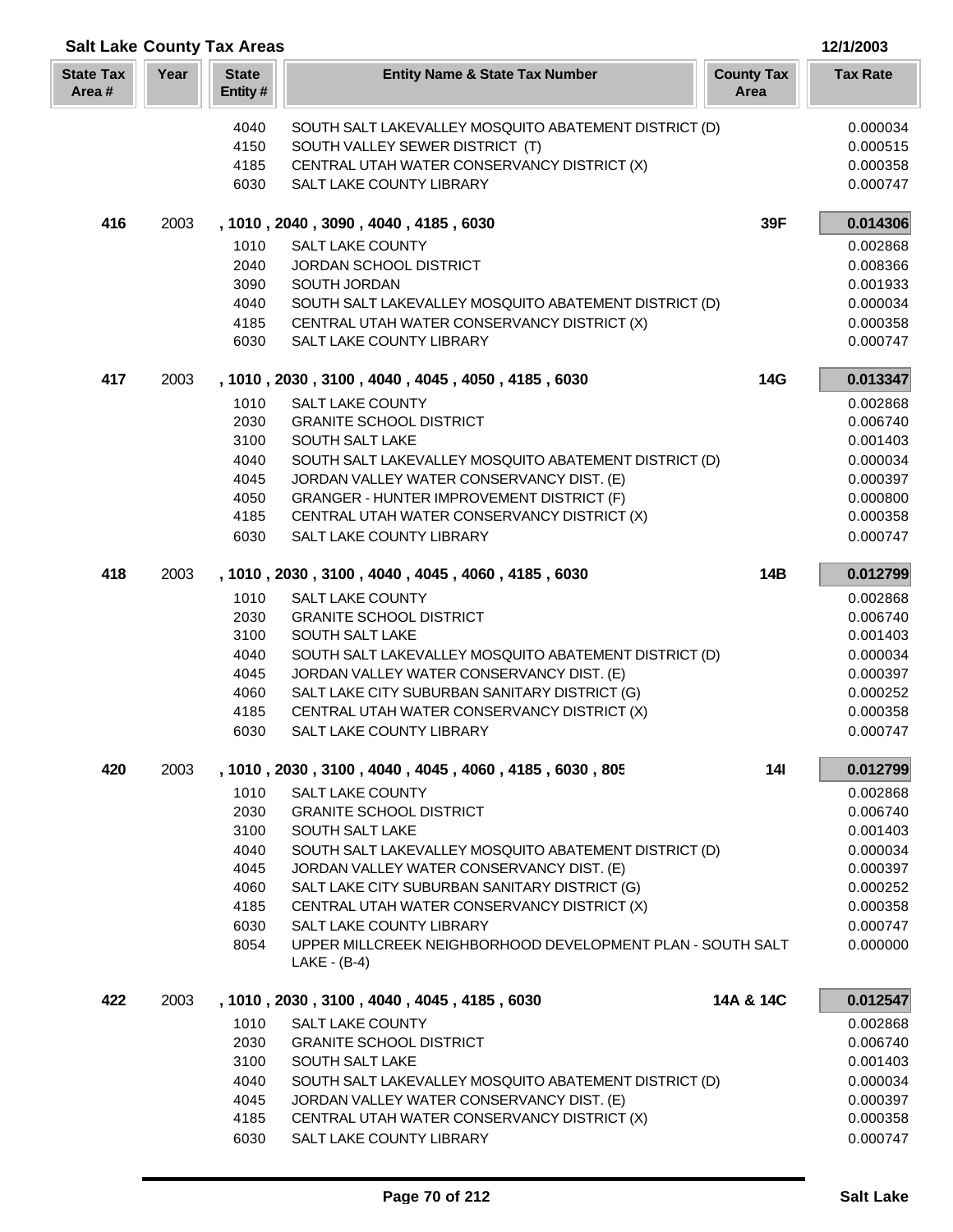## Salt Lake County Tax Areas

12/1/2003

| State Tax Area # | Year | State Entity # | Entity Name & State Tax Number | County Tax Area | Tax Rate |
|---|---|---|---|---|---|
| | | 4040 | SOUTH SALT LAKEVALLEY MOSQUITO ABATEMENT DISTRICT (D) | | 0.000034 |
| | | 4150 | SOUTH VALLEY SEWER DISTRICT (T) | | 0.000515 |
| | | 4185 | CENTRAL UTAH WATER CONSERVANCY DISTRICT (X) | | 0.000358 |
| | | 6030 | SALT LAKE COUNTY LIBRARY | | 0.000747 |
| **416** | 2003 | | **, 1010 , 2040 , 3090 , 4040 , 4185 , 6030** | **39F** | **0.014306** |
| | | 1010 | SALT LAKE COUNTY | | 0.002868 |
| | | 2040 | JORDAN SCHOOL DISTRICT | | 0.008366 |
| | | 3090 | SOUTH JORDAN | | 0.001933 |
| | | 4040 | SOUTH SALT LAKEVALLEY MOSQUITO ABATEMENT DISTRICT (D) | | 0.000034 |
| | | 4185 | CENTRAL UTAH WATER CONSERVANCY DISTRICT (X) | | 0.000358 |
| | | 6030 | SALT LAKE COUNTY LIBRARY | | 0.000747 |
| **417** | 2003 | | **, 1010 , 2030 , 3100 , 4040 , 4045 , 4050 , 4185 , 6030** | **14G** | **0.013347** |
| | | 1010 | SALT LAKE COUNTY | | 0.002868 |
| | | 2030 | GRANITE SCHOOL DISTRICT | | 0.006740 |
| | | 3100 | SOUTH SALT LAKE | | 0.001403 |
| | | 4040 | SOUTH SALT LAKEVALLEY MOSQUITO ABATEMENT DISTRICT (D) | | 0.000034 |
| | | 4045 | JORDAN VALLEY WATER CONSERVANCY DIST. (E) | | 0.000397 |
| | | 4050 | GRANGER - HUNTER IMPROVEMENT DISTRICT (F) | | 0.000800 |
| | | 4185 | CENTRAL UTAH WATER CONSERVANCY DISTRICT (X) | | 0.000358 |
| | | 6030 | SALT LAKE COUNTY LIBRARY | | 0.000747 |
| **418** | 2003 | | **, 1010 , 2030 , 3100 , 4040 , 4045 , 4060 , 4185 , 6030** | **14B** | **0.012799** |
| | | 1010 | SALT LAKE COUNTY | | 0.002868 |
| | | 2030 | GRANITE SCHOOL DISTRICT | | 0.006740 |
| | | 3100 | SOUTH SALT LAKE | | 0.001403 |
| | | 4040 | SOUTH SALT LAKEVALLEY MOSQUITO ABATEMENT DISTRICT (D) | | 0.000034 |
| | | 4045 | JORDAN VALLEY WATER CONSERVANCY DIST. (E) | | 0.000397 |
| | | 4060 | SALT LAKE CITY SUBURBAN SANITARY DISTRICT (G) | | 0.000252 |
| | | 4185 | CENTRAL UTAH WATER CONSERVANCY DISTRICT (X) | | 0.000358 |
| | | 6030 | SALT LAKE COUNTY LIBRARY | | 0.000747 |
| **420** | 2003 | | **, 1010 , 2030 , 3100 , 4040 , 4045 , 4060 , 4185 , 6030 , 805** | **14I** | **0.012799** |
| | | 1010 | SALT LAKE COUNTY | | 0.002868 |
| | | 2030 | GRANITE SCHOOL DISTRICT | | 0.006740 |
| | | 3100 | SOUTH SALT LAKE | | 0.001403 |
| | | 4040 | SOUTH SALT LAKEVALLEY MOSQUITO ABATEMENT DISTRICT (D) | | 0.000034 |
| | | 4045 | JORDAN VALLEY WATER CONSERVANCY DIST. (E) | | 0.000397 |
| | | 4060 | SALT LAKE CITY SUBURBAN SANITARY DISTRICT (G) | | 0.000252 |
| | | 4185 | CENTRAL UTAH WATER CONSERVANCY DISTRICT (X) | | 0.000358 |
| | | 6030 | SALT LAKE COUNTY LIBRARY | | 0.000747 |
| | | 8054 | UPPER MILLCREEK NEIGHBORHOOD DEVELOPMENT PLAN - SOUTH SALT LAKE - (B-4) | | 0.000000 |
| **422** | 2003 | | **, 1010 , 2030 , 3100 , 4040 , 4045 , 4185 , 6030** | **14A & 14C** | **0.012547** |
| | | 1010 | SALT LAKE COUNTY | | 0.002868 |
| | | 2030 | GRANITE SCHOOL DISTRICT | | 0.006740 |
| | | 3100 | SOUTH SALT LAKE | | 0.001403 |
| | | 4040 | SOUTH SALT LAKEVALLEY MOSQUITO ABATEMENT DISTRICT (D) | | 0.000034 |
| | | 4045 | JORDAN VALLEY WATER CONSERVANCY DIST. (E) | | 0.000397 |
| | | 4185 | CENTRAL UTAH WATER CONSERVANCY DISTRICT (X) | | 0.000358 |
| | | 6030 | SALT LAKE COUNTY LIBRARY | | 0.000747 |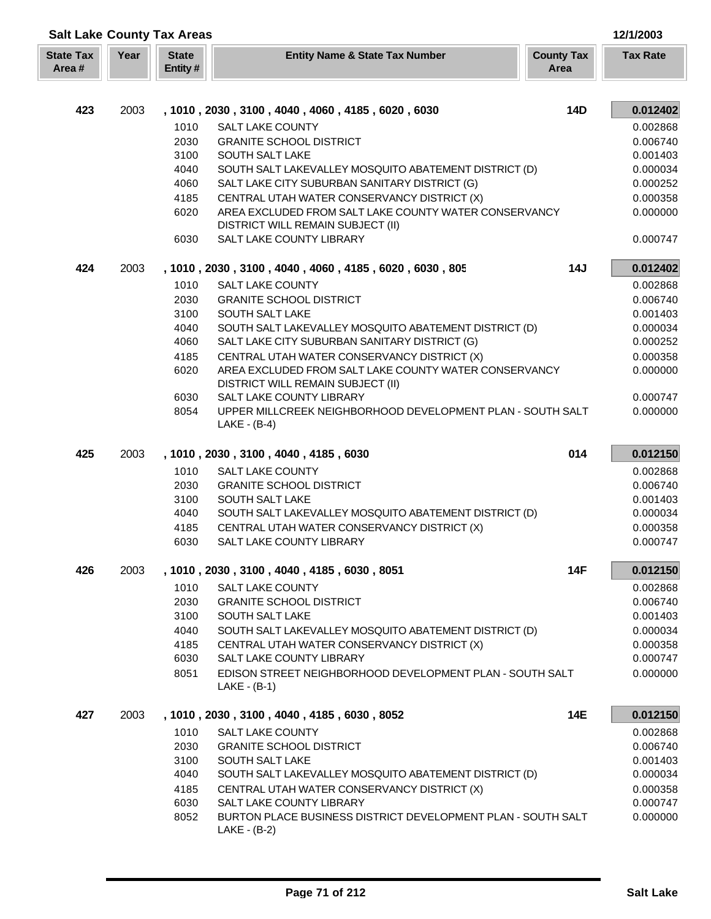## Salt Lake County Tax Areas

12/1/2003

| State Tax Area # | Year | State Entity # | Entity Name & State Tax Number | County Tax Area | Tax Rate |
|---|---|---|---|---|---|
| **423** | 2003 | **, 1010 , 2030 , 3100 , 4040 , 4060 , 4185 , 6020 , 6030** | | **14D** | **0.012402** |
| | | 1010 | SALT LAKE COUNTY | | 0.002868 |
| | | 2030 | GRANITE SCHOOL DISTRICT | | 0.006740 |
| | | 3100 | SOUTH SALT LAKE | | 0.001403 |
| | | 4040 | SOUTH SALT LAKEVALLEY MOSQUITO ABATEMENT DISTRICT (D) | | 0.000034 |
| | | 4060 | SALT LAKE CITY SUBURBAN SANITARY DISTRICT (G) | | 0.000252 |
| | | 4185 | CENTRAL UTAH WATER CONSERVANCY DISTRICT (X) | | 0.000358 |
| | | 6020 | AREA EXCLUDED FROM SALT LAKE COUNTY WATER CONSERVANCY DISTRICT WILL REMAIN SUBJECT (II) | | 0.000000 |
| | | 6030 | SALT LAKE COUNTY LIBRARY | | 0.000747 |
| **424** | 2003 | **, 1010 , 2030 , 3100 , 4040 , 4060 , 4185 , 6020 , 6030 , 805** | | **14J** | **0.012402** |
| | | 1010 | SALT LAKE COUNTY | | 0.002868 |
| | | 2030 | GRANITE SCHOOL DISTRICT | | 0.006740 |
| | | 3100 | SOUTH SALT LAKE | | 0.001403 |
| | | 4040 | SOUTH SALT LAKEVALLEY MOSQUITO ABATEMENT DISTRICT (D) | | 0.000034 |
| | | 4060 | SALT LAKE CITY SUBURBAN SANITARY DISTRICT (G) | | 0.000252 |
| | | 4185 | CENTRAL UTAH WATER CONSERVANCY DISTRICT (X) | | 0.000358 |
| | | 6020 | AREA EXCLUDED FROM SALT LAKE COUNTY WATER CONSERVANCY DISTRICT WILL REMAIN SUBJECT (II) | | 0.000000 |
| | | 6030 | SALT LAKE COUNTY LIBRARY | | 0.000747 |
| | | 8054 | UPPER MILLCREEK NEIGHBORHOOD DEVELOPMENT PLAN - SOUTH SALT LAKE - (B-4) | | 0.000000 |
| **425** | 2003 | **, 1010 , 2030 , 3100 , 4040 , 4185 , 6030** | | **014** | **0.012150** |
| | | 1010 | SALT LAKE COUNTY | | 0.002868 |
| | | 2030 | GRANITE SCHOOL DISTRICT | | 0.006740 |
| | | 3100 | SOUTH SALT LAKE | | 0.001403 |
| | | 4040 | SOUTH SALT LAKEVALLEY MOSQUITO ABATEMENT DISTRICT (D) | | 0.000034 |
| | | 4185 | CENTRAL UTAH WATER CONSERVANCY DISTRICT (X) | | 0.000358 |
| | | 6030 | SALT LAKE COUNTY LIBRARY | | 0.000747 |
| **426** | 2003 | **, 1010 , 2030 , 3100 , 4040 , 4185 , 6030 , 8051** | | **14F** | **0.012150** |
| | | 1010 | SALT LAKE COUNTY | | 0.002868 |
| | | 2030 | GRANITE SCHOOL DISTRICT | | 0.006740 |
| | | 3100 | SOUTH SALT LAKE | | 0.001403 |
| | | 4040 | SOUTH SALT LAKEVALLEY MOSQUITO ABATEMENT DISTRICT (D) | | 0.000034 |
| | | 4185 | CENTRAL UTAH WATER CONSERVANCY DISTRICT (X) | | 0.000358 |
| | | 6030 | SALT LAKE COUNTY LIBRARY | | 0.000747 |
| | | 8051 | EDISON STREET NEIGHBORHOOD DEVELOPMENT PLAN - SOUTH SALT LAKE - (B-1) | | 0.000000 |
| **427** | 2003 | **, 1010 , 2030 , 3100 , 4040 , 4185 , 6030 , 8052** | | **14E** | **0.012150** |
| | | 1010 | SALT LAKE COUNTY | | 0.002868 |
| | | 2030 | GRANITE SCHOOL DISTRICT | | 0.006740 |
| | | 3100 | SOUTH SALT LAKE | | 0.001403 |
| | | 4040 | SOUTH SALT LAKEVALLEY MOSQUITO ABATEMENT DISTRICT (D) | | 0.000034 |
| | | 4185 | CENTRAL UTAH WATER CONSERVANCY DISTRICT (X) | | 0.000358 |
| | | 6030 | SALT LAKE COUNTY LIBRARY | | 0.000747 |
| | | 8052 | BURTON PLACE BUSINESS DISTRICT DEVELOPMENT PLAN - SOUTH SALT LAKE - (B-2) | | 0.000000 |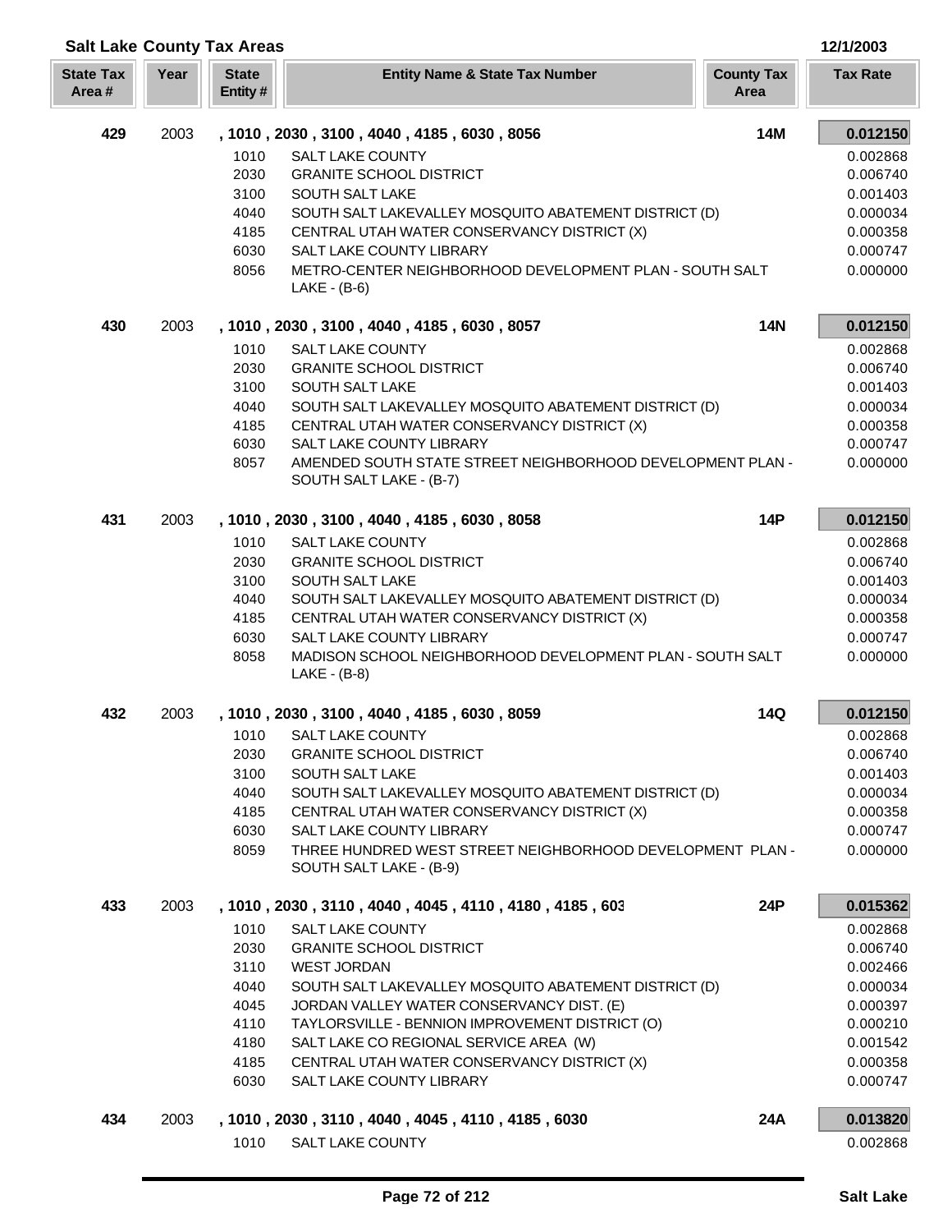## Salt Lake County Tax Areas

12/1/2003

| State Tax Area # | Year | State Entity # | Entity Name & State Tax Number | County Tax Area | Tax Rate |
|---|---|---|---|---|---|
| **429** | 2003 | | **, 1010 , 2030 , 3100 , 4040 , 4185 , 6030 , 8056** | **14M** | **0.012150** |
| | | 1010 | SALT LAKE COUNTY | | 0.002868 |
| | | 2030 | GRANITE SCHOOL DISTRICT | | 0.006740 |
| | | 3100 | SOUTH SALT LAKE | | 0.001403 |
| | | 4040 | SOUTH SALT LAKEVALLEY MOSQUITO ABATEMENT DISTRICT (D) | | 0.000034 |
| | | 4185 | CENTRAL UTAH WATER CONSERVANCY DISTRICT (X) | | 0.000358 |
| | | 6030 | SALT LAKE COUNTY LIBRARY | | 0.000747 |
| | | 8056 | METRO-CENTER NEIGHBORHOOD DEVELOPMENT PLAN - SOUTH SALT LAKE - (B-6) | | 0.000000 |
| **430** | 2003 | | **, 1010 , 2030 , 3100 , 4040 , 4185 , 6030 , 8057** | **14N** | **0.012150** |
| | | 1010 | SALT LAKE COUNTY | | 0.002868 |
| | | 2030 | GRANITE SCHOOL DISTRICT | | 0.006740 |
| | | 3100 | SOUTH SALT LAKE | | 0.001403 |
| | | 4040 | SOUTH SALT LAKEVALLEY MOSQUITO ABATEMENT DISTRICT (D) | | 0.000034 |
| | | 4185 | CENTRAL UTAH WATER CONSERVANCY DISTRICT (X) | | 0.000358 |
| | | 6030 | SALT LAKE COUNTY LIBRARY | | 0.000747 |
| | | 8057 | AMENDED SOUTH STATE STREET NEIGHBORHOOD DEVELOPMENT PLAN - SOUTH SALT LAKE - (B-7) | | 0.000000 |
| **431** | 2003 | | **, 1010 , 2030 , 3100 , 4040 , 4185 , 6030 , 8058** | **14P** | **0.012150** |
| | | 1010 | SALT LAKE COUNTY | | 0.002868 |
| | | 2030 | GRANITE SCHOOL DISTRICT | | 0.006740 |
| | | 3100 | SOUTH SALT LAKE | | 0.001403 |
| | | 4040 | SOUTH SALT LAKEVALLEY MOSQUITO ABATEMENT DISTRICT (D) | | 0.000034 |
| | | 4185 | CENTRAL UTAH WATER CONSERVANCY DISTRICT (X) | | 0.000358 |
| | | 6030 | SALT LAKE COUNTY LIBRARY | | 0.000747 |
| | | 8058 | MADISON SCHOOL NEIGHBORHOOD DEVELOPMENT PLAN - SOUTH SALT LAKE - (B-8) | | 0.000000 |
| **432** | 2003 | | **, 1010 , 2030 , 3100 , 4040 , 4185 , 6030 , 8059** | **14Q** | **0.012150** |
| | | 1010 | SALT LAKE COUNTY | | 0.002868 |
| | | 2030 | GRANITE SCHOOL DISTRICT | | 0.006740 |
| | | 3100 | SOUTH SALT LAKE | | 0.001403 |
| | | 4040 | SOUTH SALT LAKEVALLEY MOSQUITO ABATEMENT DISTRICT (D) | | 0.000034 |
| | | 4185 | CENTRAL UTAH WATER CONSERVANCY DISTRICT (X) | | 0.000358 |
| | | 6030 | SALT LAKE COUNTY LIBRARY | | 0.000747 |
| | | 8059 | THREE HUNDRED WEST STREET NEIGHBORHOOD DEVELOPMENT PLAN - SOUTH SALT LAKE - (B-9) | | 0.000000 |
| **433** | 2003 | | **, 1010 , 2030 , 3110 , 4040 , 4045 , 4110 , 4180 , 4185 , 603** | **24P** | **0.015362** |
| | | 1010 | SALT LAKE COUNTY | | 0.002868 |
| | | 2030 | GRANITE SCHOOL DISTRICT | | 0.006740 |
| | | 3110 | WEST JORDAN | | 0.002466 |
| | | 4040 | SOUTH SALT LAKEVALLEY MOSQUITO ABATEMENT DISTRICT (D) | | 0.000034 |
| | | 4045 | JORDAN VALLEY WATER CONSERVANCY DIST. (E) | | 0.000397 |
| | | 4110 | TAYLORSVILLE - BENNION IMPROVEMENT DISTRICT (O) | | 0.000210 |
| | | 4180 | SALT LAKE CO REGIONAL SERVICE AREA (W) | | 0.001542 |
| | | 4185 | CENTRAL UTAH WATER CONSERVANCY DISTRICT (X) | | 0.000358 |
| | | 6030 | SALT LAKE COUNTY LIBRARY | | 0.000747 |
| **434** | 2003 | | **, 1010 , 2030 , 3110 , 4040 , 4045 , 4110 , 4185 , 6030** | **24A** | **0.013820** |
| | | 1010 | SALT LAKE COUNTY | | 0.002868 |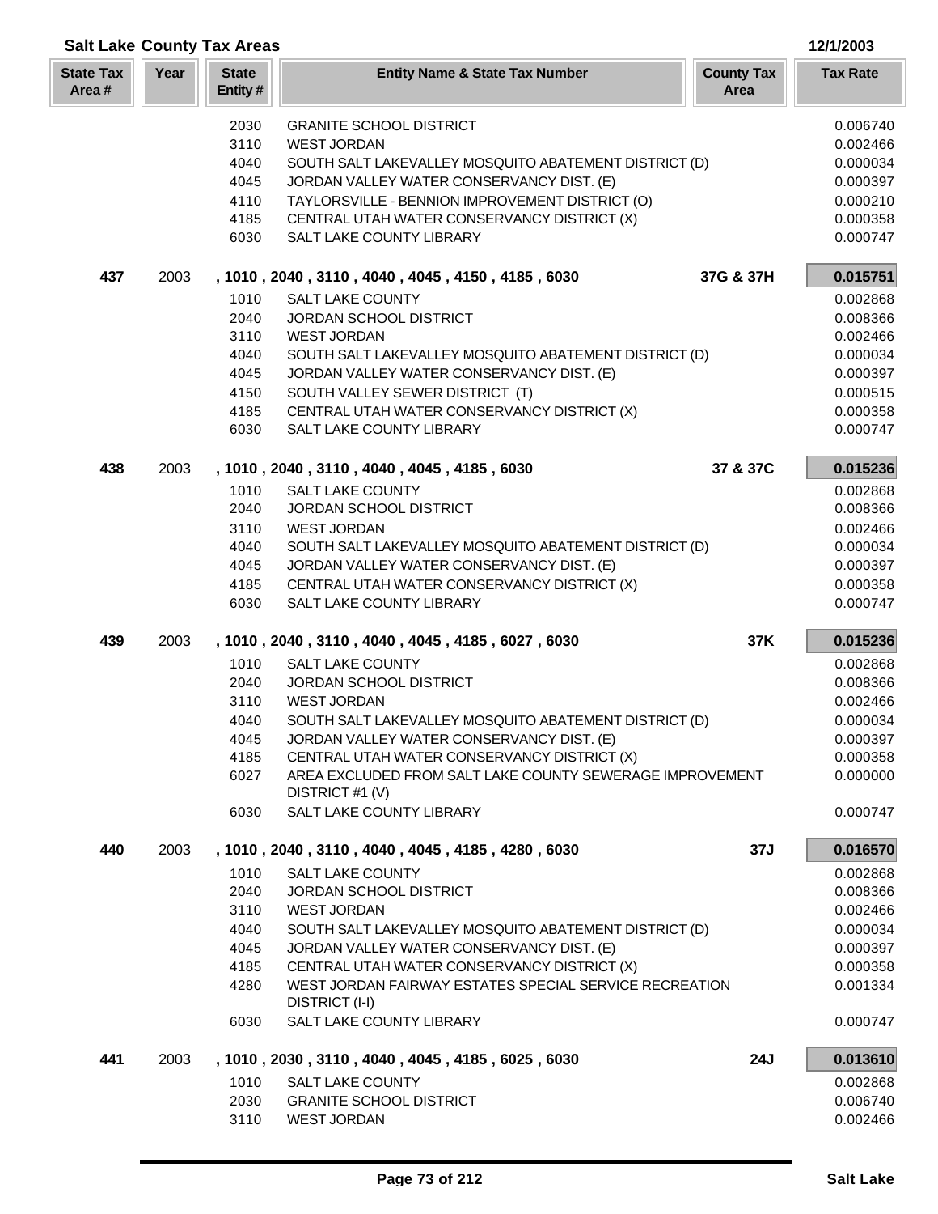## Salt Lake County Tax Areas

12/1/2003

| State Tax Area # | Year | State Entity # | Entity Name & State Tax Number | County Tax Area | Tax Rate |
|---|---|---|---|---|---|
| | | 2030 | GRANITE SCHOOL DISTRICT | | 0.006740 |
| | | 3110 | WEST JORDAN | | 0.002466 |
| | | 4040 | SOUTH SALT LAKEVALLEY MOSQUITO ABATEMENT DISTRICT (D) | | 0.000034 |
| | | 4045 | JORDAN VALLEY WATER CONSERVANCY DIST. (E) | | 0.000397 |
| | | 4110 | TAYLORSVILLE - BENNION IMPROVEMENT DISTRICT (O) | | 0.000210 |
| | | 4185 | CENTRAL UTAH WATER CONSERVANCY DISTRICT (X) | | 0.000358 |
| | | 6030 | SALT LAKE COUNTY LIBRARY | | 0.000747 |
| **437** | 2003 | | **, 1010 , 2040 , 3110 , 4040 , 4045 , 4150 , 4185 , 6030** | **37G & 37H** | **0.015751** |
| | | 1010 | SALT LAKE COUNTY | | 0.002868 |
| | | 2040 | JORDAN SCHOOL DISTRICT | | 0.008366 |
| | | 3110 | WEST JORDAN | | 0.002466 |
| | | 4040 | SOUTH SALT LAKEVALLEY MOSQUITO ABATEMENT DISTRICT (D) | | 0.000034 |
| | | 4045 | JORDAN VALLEY WATER CONSERVANCY DIST. (E) | | 0.000397 |
| | | 4150 | SOUTH VALLEY SEWER DISTRICT (T) | | 0.000515 |
| | | 4185 | CENTRAL UTAH WATER CONSERVANCY DISTRICT (X) | | 0.000358 |
| | | 6030 | SALT LAKE COUNTY LIBRARY | | 0.000747 |
| **438** | 2003 | | **, 1010 , 2040 , 3110 , 4040 , 4045 , 4185 , 6030** | **37 & 37C** | **0.015236** |
| | | 1010 | SALT LAKE COUNTY | | 0.002868 |
| | | 2040 | JORDAN SCHOOL DISTRICT | | 0.008366 |
| | | 3110 | WEST JORDAN | | 0.002466 |
| | | 4040 | SOUTH SALT LAKEVALLEY MOSQUITO ABATEMENT DISTRICT (D) | | 0.000034 |
| | | 4045 | JORDAN VALLEY WATER CONSERVANCY DIST. (E) | | 0.000397 |
| | | 4185 | CENTRAL UTAH WATER CONSERVANCY DISTRICT (X) | | 0.000358 |
| | | 6030 | SALT LAKE COUNTY LIBRARY | | 0.000747 |
| **439** | 2003 | | **, 1010 , 2040 , 3110 , 4040 , 4045 , 4185 , 6027 , 6030** | **37K** | **0.015236** |
| | | 1010 | SALT LAKE COUNTY | | 0.002868 |
| | | 2040 | JORDAN SCHOOL DISTRICT | | 0.008366 |
| | | 3110 | WEST JORDAN | | 0.002466 |
| | | 4040 | SOUTH SALT LAKEVALLEY MOSQUITO ABATEMENT DISTRICT (D) | | 0.000034 |
| | | 4045 | JORDAN VALLEY WATER CONSERVANCY DIST. (E) | | 0.000397 |
| | | 4185 | CENTRAL UTAH WATER CONSERVANCY DISTRICT (X) | | 0.000358 |
| | | 6027 | AREA EXCLUDED FROM SALT LAKE COUNTY SEWERAGE IMPROVEMENT DISTRICT #1 (V) | | 0.000000 |
| | | 6030 | SALT LAKE COUNTY LIBRARY | | 0.000747 |
| **440** | 2003 | | **, 1010 , 2040 , 3110 , 4040 , 4045 , 4185 , 4280 , 6030** | **37J** | **0.016570** |
| | | 1010 | SALT LAKE COUNTY | | 0.002868 |
| | | 2040 | JORDAN SCHOOL DISTRICT | | 0.008366 |
| | | 3110 | WEST JORDAN | | 0.002466 |
| | | 4040 | SOUTH SALT LAKEVALLEY MOSQUITO ABATEMENT DISTRICT (D) | | 0.000034 |
| | | 4045 | JORDAN VALLEY WATER CONSERVANCY DIST. (E) | | 0.000397 |
| | | 4185 | CENTRAL UTAH WATER CONSERVANCY DISTRICT (X) | | 0.000358 |
| | | 4280 | WEST JORDAN FAIRWAY ESTATES SPECIAL SERVICE RECREATION DISTRICT (I-I) | | 0.001334 |
| | | 6030 | SALT LAKE COUNTY LIBRARY | | 0.000747 |
| **441** | 2003 | | **, 1010 , 2030 , 3110 , 4040 , 4045 , 4185 , 6025 , 6030** | **24J** | **0.013610** |
| | | 1010 | SALT LAKE COUNTY | | 0.002868 |
| | | 2030 | GRANITE SCHOOL DISTRICT | | 0.006740 |
| | | 3110 | WEST JORDAN | | 0.002466 |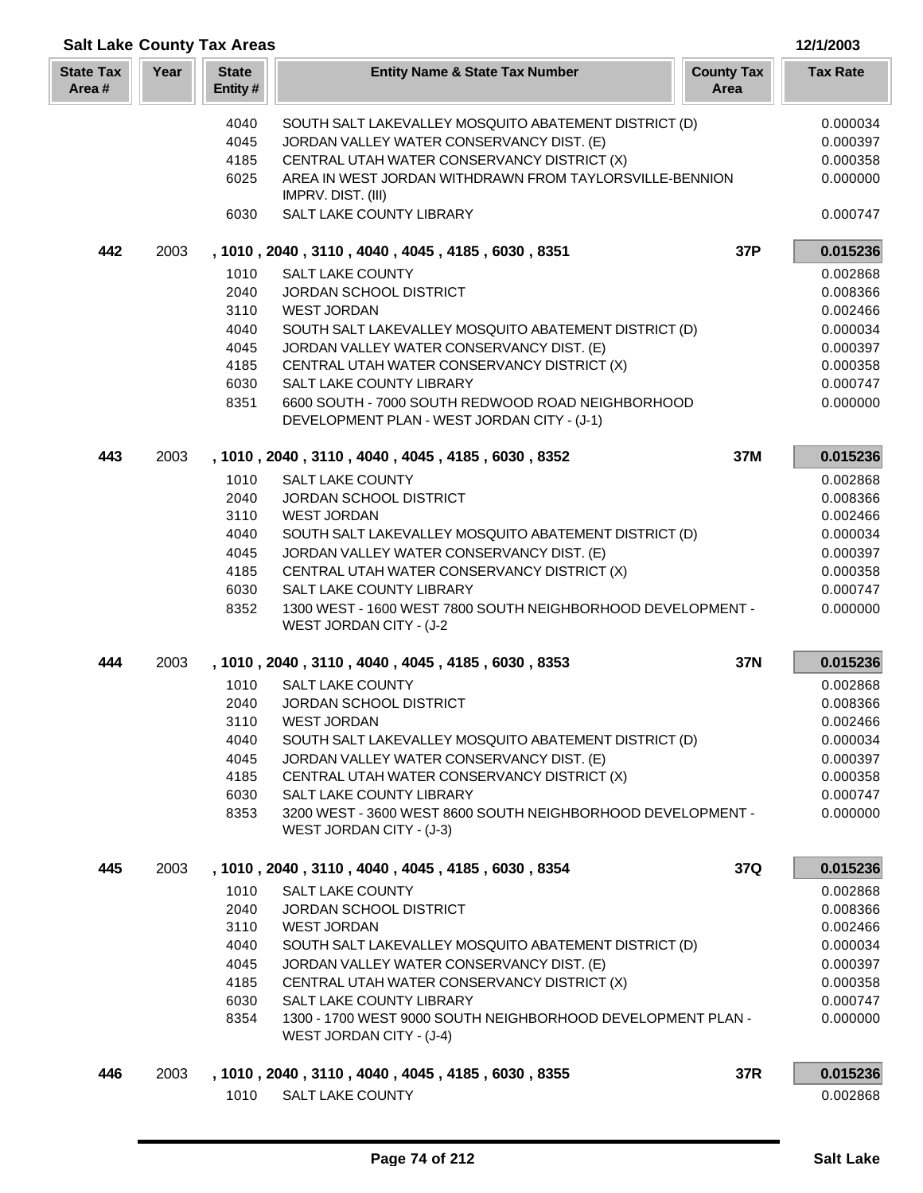## Salt Lake County Tax Areas

12/1/2003

| State Tax Area # | Year | State Entity # | Entity Name & State Tax Number | County Tax Area | Tax Rate |
|---|---|---|---|---|---|
| | | 4040 | SOUTH SALT LAKEVALLEY MOSQUITO ABATEMENT DISTRICT (D) | | 0.000034 |
| | | 4045 | JORDAN VALLEY WATER CONSERVANCY DIST. (E) | | 0.000397 |
| | | 4185 | CENTRAL UTAH WATER CONSERVANCY DISTRICT (X) | | 0.000358 |
| | | 6025 | AREA IN WEST JORDAN WITHDRAWN FROM TAYLORSVILLE-BENNION IMPRV. DIST. (III) | | 0.000000 |
| | | 6030 | SALT LAKE COUNTY LIBRARY | | 0.000747 |
| **442** | 2003 | | **, 1010 , 2040 , 3110 , 4040 , 4045 , 4185 , 6030 , 8351** | **37P** | **0.015236** |
| | | 1010 | SALT LAKE COUNTY | | 0.002868 |
| | | 2040 | JORDAN SCHOOL DISTRICT | | 0.008366 |
| | | 3110 | WEST JORDAN | | 0.002466 |
| | | 4040 | SOUTH SALT LAKEVALLEY MOSQUITO ABATEMENT DISTRICT (D) | | 0.000034 |
| | | 4045 | JORDAN VALLEY WATER CONSERVANCY DIST. (E) | | 0.000397 |
| | | 4185 | CENTRAL UTAH WATER CONSERVANCY DISTRICT (X) | | 0.000358 |
| | | 6030 | SALT LAKE COUNTY LIBRARY | | 0.000747 |
| | | 8351 | 6600 SOUTH - 7000 SOUTH REDWOOD ROAD NEIGHBORHOOD DEVELOPMENT PLAN - WEST JORDAN CITY - (J-1) | | 0.000000 |
| **443** | 2003 | | **, 1010 , 2040 , 3110 , 4040 , 4045 , 4185 , 6030 , 8352** | **37M** | **0.015236** |
| | | 1010 | SALT LAKE COUNTY | | 0.002868 |
| | | 2040 | JORDAN SCHOOL DISTRICT | | 0.008366 |
| | | 3110 | WEST JORDAN | | 0.002466 |
| | | 4040 | SOUTH SALT LAKEVALLEY MOSQUITO ABATEMENT DISTRICT (D) | | 0.000034 |
| | | 4045 | JORDAN VALLEY WATER CONSERVANCY DIST. (E) | | 0.000397 |
| | | 4185 | CENTRAL UTAH WATER CONSERVANCY DISTRICT (X) | | 0.000358 |
| | | 6030 | SALT LAKE COUNTY LIBRARY | | 0.000747 |
| | | 8352 | 1300 WEST - 1600 WEST 7800 SOUTH NEIGHBORHOOD DEVELOPMENT - WEST JORDAN CITY - (J-2 | | 0.000000 |
| **444** | 2003 | | **, 1010 , 2040 , 3110 , 4040 , 4045 , 4185 , 6030 , 8353** | **37N** | **0.015236** |
| | | 1010 | SALT LAKE COUNTY | | 0.002868 |
| | | 2040 | JORDAN SCHOOL DISTRICT | | 0.008366 |
| | | 3110 | WEST JORDAN | | 0.002466 |
| | | 4040 | SOUTH SALT LAKEVALLEY MOSQUITO ABATEMENT DISTRICT (D) | | 0.000034 |
| | | 4045 | JORDAN VALLEY WATER CONSERVANCY DIST. (E) | | 0.000397 |
| | | 4185 | CENTRAL UTAH WATER CONSERVANCY DISTRICT (X) | | 0.000358 |
| | | 6030 | SALT LAKE COUNTY LIBRARY | | 0.000747 |
| | | 8353 | 3200 WEST - 3600 WEST 8600 SOUTH NEIGHBORHOOD DEVELOPMENT - WEST JORDAN CITY - (J-3) | | 0.000000 |
| **445** | 2003 | | **, 1010 , 2040 , 3110 , 4040 , 4045 , 4185 , 6030 , 8354** | **37Q** | **0.015236** |
| | | 1010 | SALT LAKE COUNTY | | 0.002868 |
| | | 2040 | JORDAN SCHOOL DISTRICT | | 0.008366 |
| | | 3110 | WEST JORDAN | | 0.002466 |
| | | 4040 | SOUTH SALT LAKEVALLEY MOSQUITO ABATEMENT DISTRICT (D) | | 0.000034 |
| | | 4045 | JORDAN VALLEY WATER CONSERVANCY DIST. (E) | | 0.000397 |
| | | 4185 | CENTRAL UTAH WATER CONSERVANCY DISTRICT (X) | | 0.000358 |
| | | 6030 | SALT LAKE COUNTY LIBRARY | | 0.000747 |
| | | 8354 | 1300 - 1700 WEST 9000 SOUTH NEIGHBORHOOD DEVELOPMENT PLAN - WEST JORDAN CITY - (J-4) | | 0.000000 |
| **446** | 2003 | | **, 1010 , 2040 , 3110 , 4040 , 4045 , 4185 , 6030 , 8355** | **37R** | **0.015236** |
| | | 1010 | SALT LAKE COUNTY | | 0.002868 |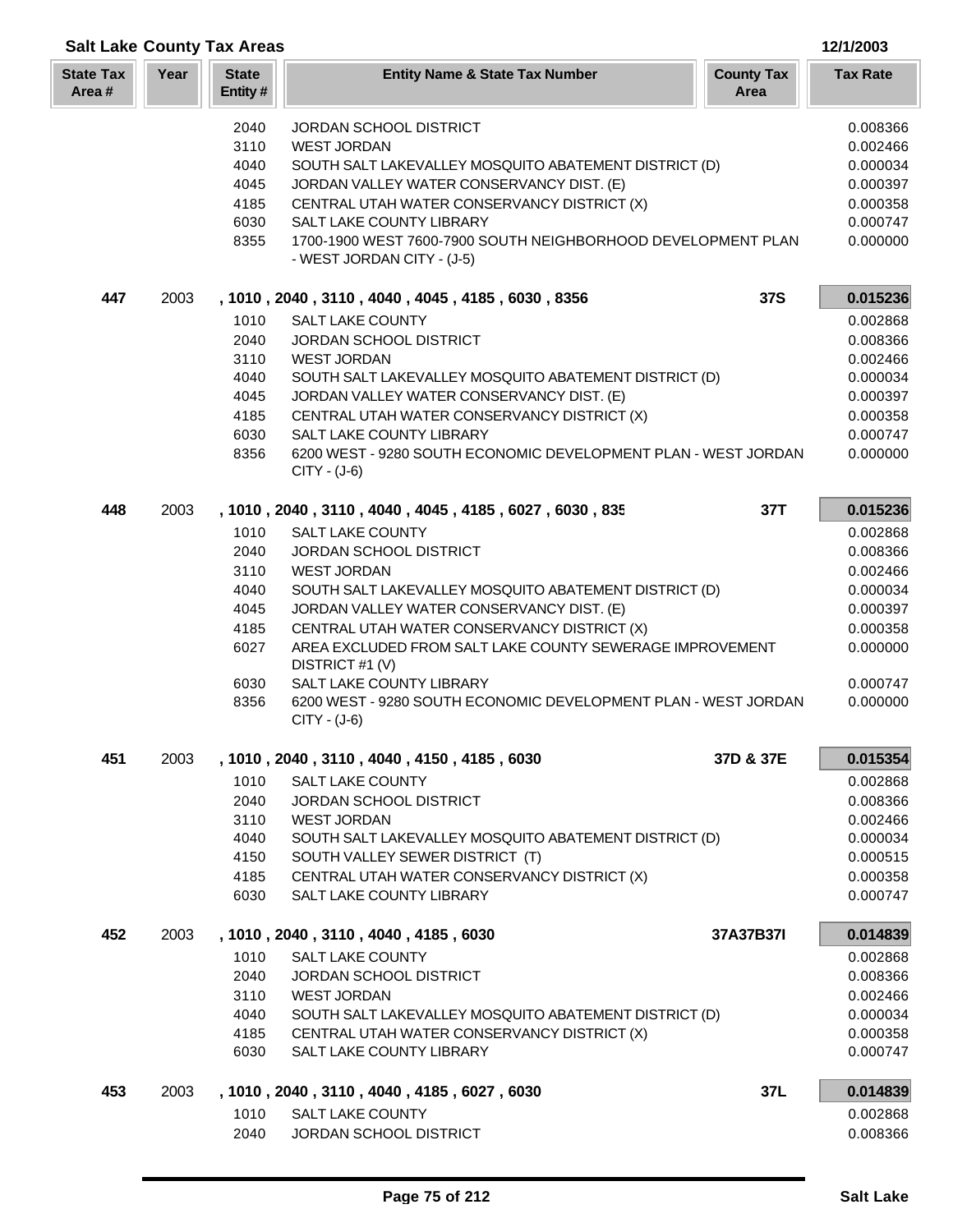**Salt Lake County Tax Areas** 12/1/2003

| State Tax Area # | Year | State Entity # | Entity Name & State Tax Number | County Tax Area | Tax Rate |
|---|---|---|---|---|---|
| | | 2040 | JORDAN SCHOOL DISTRICT | | 0.008366 |
| | | 3110 | WEST JORDAN | | 0.002466 |
| | | 4040 | SOUTH SALT LAKEVALLEY MOSQUITO ABATEMENT DISTRICT (D) | | 0.000034 |
| | | 4045 | JORDAN VALLEY WATER CONSERVANCY DIST. (E) | | 0.000397 |
| | | 4185 | CENTRAL UTAH WATER CONSERVANCY DISTRICT (X) | | 0.000358 |
| | | 6030 | SALT LAKE COUNTY LIBRARY | | 0.000747 |
| | | 8355 | 1700-1900 WEST 7600-7900 SOUTH NEIGHBORHOOD DEVELOPMENT PLAN - WEST JORDAN CITY - (J-5) | | 0.000000 |
| **447** | 2003 | | **, 1010 , 2040 , 3110 , 4040 , 4045 , 4185 , 6030 , 8356** | **37S** | **0.015236** |
| | | 1010 | SALT LAKE COUNTY | | 0.002868 |
| | | 2040 | JORDAN SCHOOL DISTRICT | | 0.008366 |
| | | 3110 | WEST JORDAN | | 0.002466 |
| | | 4040 | SOUTH SALT LAKEVALLEY MOSQUITO ABATEMENT DISTRICT (D) | | 0.000034 |
| | | 4045 | JORDAN VALLEY WATER CONSERVANCY DIST. (E) | | 0.000397 |
| | | 4185 | CENTRAL UTAH WATER CONSERVANCY DISTRICT (X) | | 0.000358 |
| | | 6030 | SALT LAKE COUNTY LIBRARY | | 0.000747 |
| | | 8356 | 6200 WEST - 9280 SOUTH ECONOMIC DEVELOPMENT PLAN - WEST JORDAN CITY - (J-6) | | 0.000000 |
| **448** | 2003 | | **, 1010 , 2040 , 3110 , 4040 , 4045 , 4185 , 6027 , 6030 , 835** | **37T** | **0.015236** |
| | | 1010 | SALT LAKE COUNTY | | 0.002868 |
| | | 2040 | JORDAN SCHOOL DISTRICT | | 0.008366 |
| | | 3110 | WEST JORDAN | | 0.002466 |
| | | 4040 | SOUTH SALT LAKEVALLEY MOSQUITO ABATEMENT DISTRICT (D) | | 0.000034 |
| | | 4045 | JORDAN VALLEY WATER CONSERVANCY DIST. (E) | | 0.000397 |
| | | 4185 | CENTRAL UTAH WATER CONSERVANCY DISTRICT (X) | | 0.000358 |
| | | 6027 | AREA EXCLUDED FROM SALT LAKE COUNTY SEWERAGE IMPROVEMENT DISTRICT #1 (V) | | 0.000000 |
| | | 6030 | SALT LAKE COUNTY LIBRARY | | 0.000747 |
| | | 8356 | 6200 WEST - 9280 SOUTH ECONOMIC DEVELOPMENT PLAN - WEST JORDAN CITY - (J-6) | | 0.000000 |
| **451** | 2003 | | **, 1010 , 2040 , 3110 , 4040 , 4150 , 4185 , 6030** | **37D & 37E** | **0.015354** |
| | | 1010 | SALT LAKE COUNTY | | 0.002868 |
| | | 2040 | JORDAN SCHOOL DISTRICT | | 0.008366 |
| | | 3110 | WEST JORDAN | | 0.002466 |
| | | 4040 | SOUTH SALT LAKEVALLEY MOSQUITO ABATEMENT DISTRICT (D) | | 0.000034 |
| | | 4150 | SOUTH VALLEY SEWER DISTRICT (T) | | 0.000515 |
| | | 4185 | CENTRAL UTAH WATER CONSERVANCY DISTRICT (X) | | 0.000358 |
| | | 6030 | SALT LAKE COUNTY LIBRARY | | 0.000747 |
| **452** | 2003 | | **, 1010 , 2040 , 3110 , 4040 , 4185 , 6030** | **37A37B37I** | **0.014839** |
| | | 1010 | SALT LAKE COUNTY | | 0.002868 |
| | | 2040 | JORDAN SCHOOL DISTRICT | | 0.008366 |
| | | 3110 | WEST JORDAN | | 0.002466 |
| | | 4040 | SOUTH SALT LAKEVALLEY MOSQUITO ABATEMENT DISTRICT (D) | | 0.000034 |
| | | 4185 | CENTRAL UTAH WATER CONSERVANCY DISTRICT (X) | | 0.000358 |
| | | 6030 | SALT LAKE COUNTY LIBRARY | | 0.000747 |
| **453** | 2003 | | **, 1010 , 2040 , 3110 , 4040 , 4185 , 6027 , 6030** | **37L** | **0.014839** |
| | | 1010 | SALT LAKE COUNTY | | 0.002868 |
| | | 2040 | JORDAN SCHOOL DISTRICT | | 0.008366 |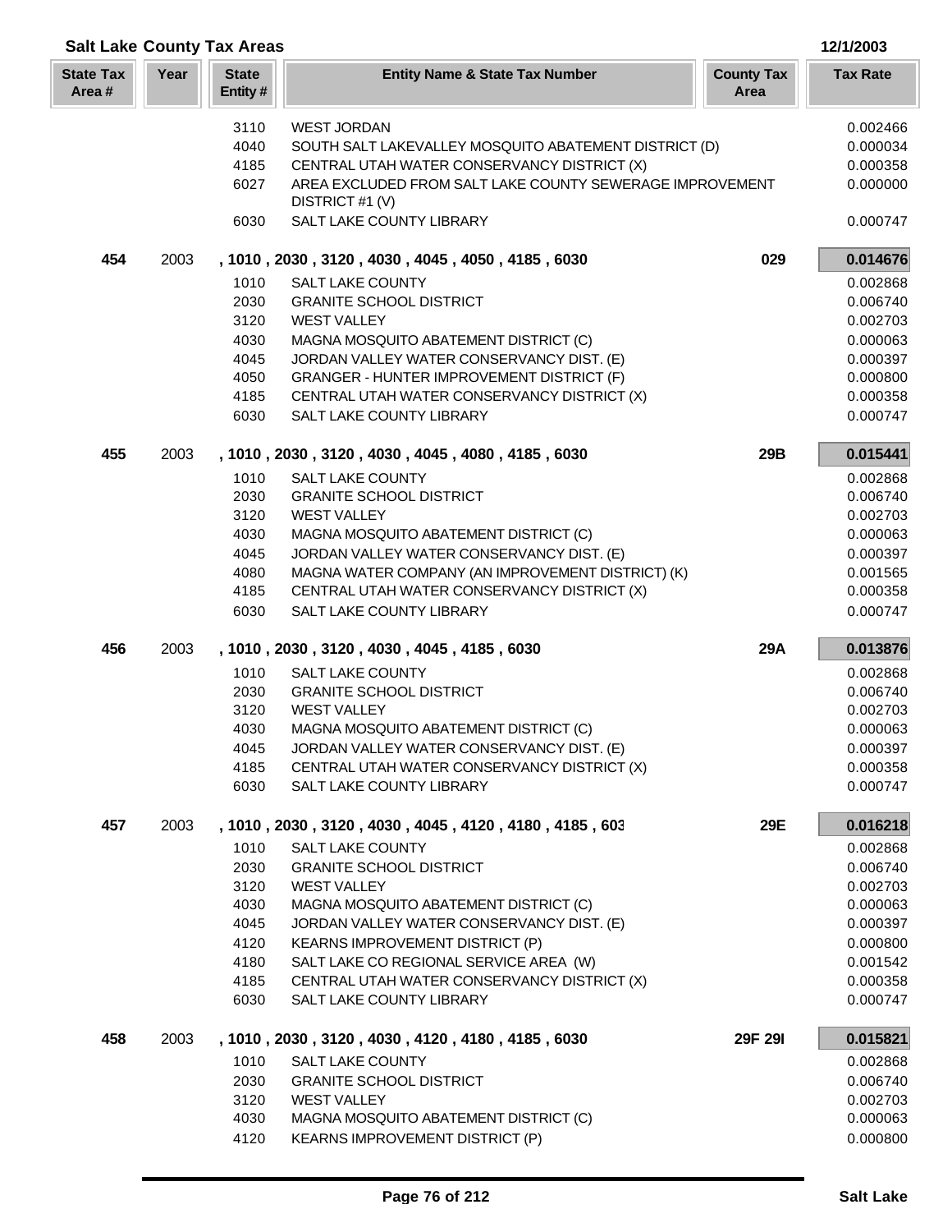## Salt Lake County Tax Areas

12/1/2003

| State Tax Area # | Year | State Entity # | Entity Name & State Tax Number | County Tax Area | Tax Rate |
|---|---|---|---|---|---|
| | | 3110 | WEST JORDAN | | 0.002466 |
| | | 4040 | SOUTH SALT LAKEVALLEY MOSQUITO ABATEMENT DISTRICT (D) | | 0.000034 |
| | | 4185 | CENTRAL UTAH WATER CONSERVANCY DISTRICT (X) | | 0.000358 |
| | | 6027 | AREA EXCLUDED FROM SALT LAKE COUNTY SEWERAGE IMPROVEMENT DISTRICT #1 (V) | | 0.000000 |
| | | 6030 | SALT LAKE COUNTY LIBRARY | | 0.000747 |
| **454** | 2003 | | **, 1010 , 2030 , 3120 , 4030 , 4045 , 4050 , 4185 , 6030** | **029** | **0.014676** |
| | | 1010 | SALT LAKE COUNTY | | 0.002868 |
| | | 2030 | GRANITE SCHOOL DISTRICT | | 0.006740 |
| | | 3120 | WEST VALLEY | | 0.002703 |
| | | 4030 | MAGNA MOSQUITO ABATEMENT DISTRICT (C) | | 0.000063 |
| | | 4045 | JORDAN VALLEY WATER CONSERVANCY DIST. (E) | | 0.000397 |
| | | 4050 | GRANGER - HUNTER IMPROVEMENT DISTRICT (F) | | 0.000800 |
| | | 4185 | CENTRAL UTAH WATER CONSERVANCY DISTRICT (X) | | 0.000358 |
| | | 6030 | SALT LAKE COUNTY LIBRARY | | 0.000747 |
| **455** | 2003 | | **, 1010 , 2030 , 3120 , 4030 , 4045 , 4080 , 4185 , 6030** | **29B** | **0.015441** |
| | | 1010 | SALT LAKE COUNTY | | 0.002868 |
| | | 2030 | GRANITE SCHOOL DISTRICT | | 0.006740 |
| | | 3120 | WEST VALLEY | | 0.002703 |
| | | 4030 | MAGNA MOSQUITO ABATEMENT DISTRICT (C) | | 0.000063 |
| | | 4045 | JORDAN VALLEY WATER CONSERVANCY DIST. (E) | | 0.000397 |
| | | 4080 | MAGNA WATER COMPANY (AN IMPROVEMENT DISTRICT) (K) | | 0.001565 |
| | | 4185 | CENTRAL UTAH WATER CONSERVANCY DISTRICT (X) | | 0.000358 |
| | | 6030 | SALT LAKE COUNTY LIBRARY | | 0.000747 |
| **456** | 2003 | | **, 1010 , 2030 , 3120 , 4030 , 4045 , 4185 , 6030** | **29A** | **0.013876** |
| | | 1010 | SALT LAKE COUNTY | | 0.002868 |
| | | 2030 | GRANITE SCHOOL DISTRICT | | 0.006740 |
| | | 3120 | WEST VALLEY | | 0.002703 |
| | | 4030 | MAGNA MOSQUITO ABATEMENT DISTRICT (C) | | 0.000063 |
| | | 4045 | JORDAN VALLEY WATER CONSERVANCY DIST. (E) | | 0.000397 |
| | | 4185 | CENTRAL UTAH WATER CONSERVANCY DISTRICT (X) | | 0.000358 |
| | | 6030 | SALT LAKE COUNTY LIBRARY | | 0.000747 |
| **457** | 2003 | | **, 1010 , 2030 , 3120 , 4030 , 4045 , 4120 , 4180 , 4185 , 603** | **29E** | **0.016218** |
| | | 1010 | SALT LAKE COUNTY | | 0.002868 |
| | | 2030 | GRANITE SCHOOL DISTRICT | | 0.006740 |
| | | 3120 | WEST VALLEY | | 0.002703 |
| | | 4030 | MAGNA MOSQUITO ABATEMENT DISTRICT (C) | | 0.000063 |
| | | 4045 | JORDAN VALLEY WATER CONSERVANCY DIST. (E) | | 0.000397 |
| | | 4120 | KEARNS IMPROVEMENT DISTRICT (P) | | 0.000800 |
| | | 4180 | SALT LAKE CO REGIONAL SERVICE AREA (W) | | 0.001542 |
| | | 4185 | CENTRAL UTAH WATER CONSERVANCY DISTRICT (X) | | 0.000358 |
| | | 6030 | SALT LAKE COUNTY LIBRARY | | 0.000747 |
| **458** | 2003 | | **, 1010 , 2030 , 3120 , 4030 , 4120 , 4180 , 4185 , 6030** | **29F 29I** | **0.015821** |
| | | 1010 | SALT LAKE COUNTY | | 0.002868 |
| | | 2030 | GRANITE SCHOOL DISTRICT | | 0.006740 |
| | | 3120 | WEST VALLEY | | 0.002703 |
| | | 4030 | MAGNA MOSQUITO ABATEMENT DISTRICT (C) | | 0.000063 |
| | | 4120 | KEARNS IMPROVEMENT DISTRICT (P) | | 0.000800 |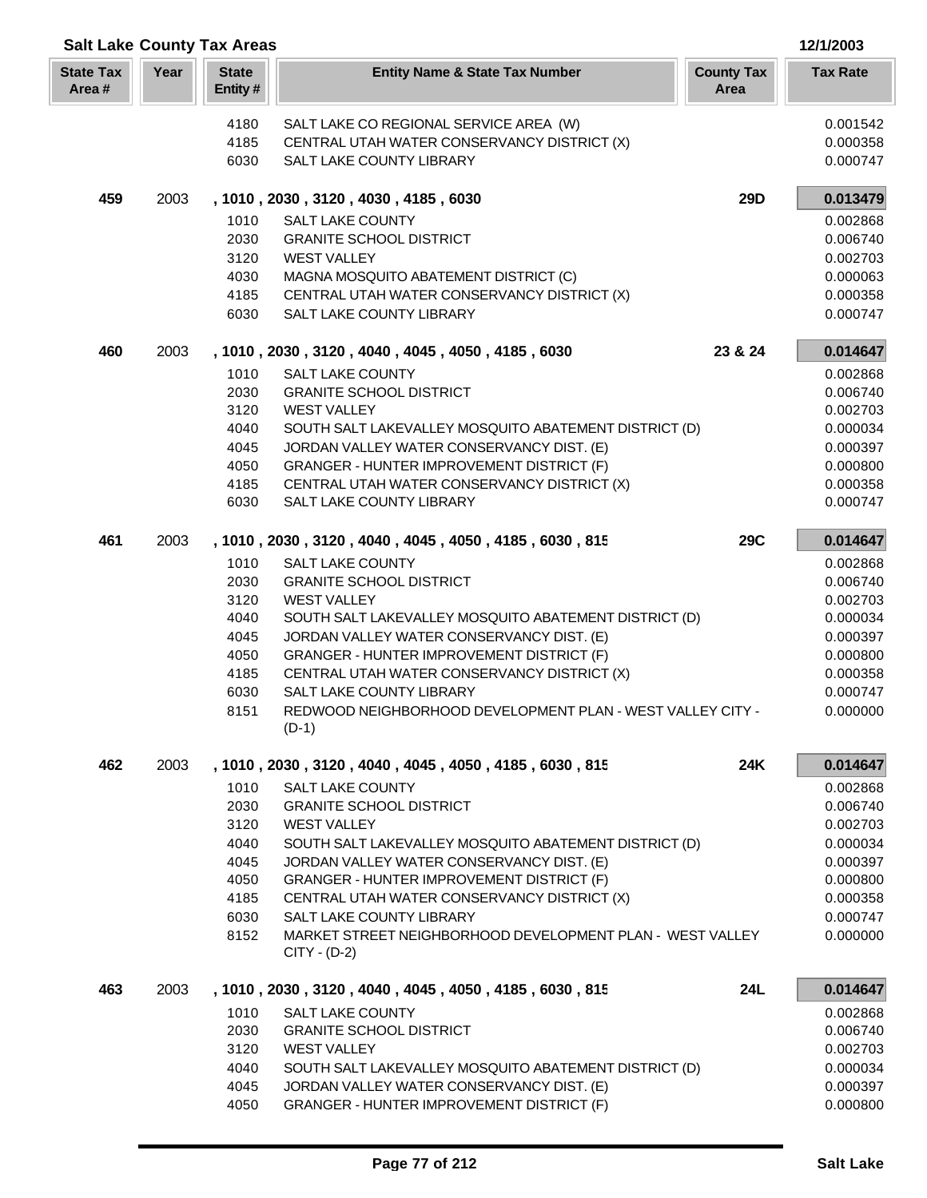## Salt Lake County Tax Areas

12/1/2003

| State Tax Area # | Year | State Entity # | Entity Name & State Tax Number | County Tax Area | Tax Rate |
|---|---|---|---|---|---|
| | | 4180 | SALT LAKE CO REGIONAL SERVICE AREA (W) | | 0.001542 |
| | | 4185 | CENTRAL UTAH WATER CONSERVANCY DISTRICT (X) | | 0.000358 |
| | | 6030 | SALT LAKE COUNTY LIBRARY | | 0.000747 |
| **459** | 2003 | | **, 1010 , 2030 , 3120 , 4030 , 4185 , 6030** | **29D** | **0.013479** |
| | | 1010 | SALT LAKE COUNTY | | 0.002868 |
| | | 2030 | GRANITE SCHOOL DISTRICT | | 0.006740 |
| | | 3120 | WEST VALLEY | | 0.002703 |
| | | 4030 | MAGNA MOSQUITO ABATEMENT DISTRICT (C) | | 0.000063 |
| | | 4185 | CENTRAL UTAH WATER CONSERVANCY DISTRICT (X) | | 0.000358 |
| | | 6030 | SALT LAKE COUNTY LIBRARY | | 0.000747 |
| **460** | 2003 | | **, 1010 , 2030 , 3120 , 4040 , 4045 , 4050 , 4185 , 6030** | **23 & 24** | **0.014647** |
| | | 1010 | SALT LAKE COUNTY | | 0.002868 |
| | | 2030 | GRANITE SCHOOL DISTRICT | | 0.006740 |
| | | 3120 | WEST VALLEY | | 0.002703 |
| | | 4040 | SOUTH SALT LAKEVALLEY MOSQUITO ABATEMENT DISTRICT (D) | | 0.000034 |
| | | 4045 | JORDAN VALLEY WATER CONSERVANCY DIST. (E) | | 0.000397 |
| | | 4050 | GRANGER - HUNTER IMPROVEMENT DISTRICT (F) | | 0.000800 |
| | | 4185 | CENTRAL UTAH WATER CONSERVANCY DISTRICT (X) | | 0.000358 |
| | | 6030 | SALT LAKE COUNTY LIBRARY | | 0.000747 |
| **461** | 2003 | | **, 1010 , 2030 , 3120 , 4040 , 4045 , 4050 , 4185 , 6030 , 815** | **29C** | **0.014647** |
| | | 1010 | SALT LAKE COUNTY | | 0.002868 |
| | | 2030 | GRANITE SCHOOL DISTRICT | | 0.006740 |
| | | 3120 | WEST VALLEY | | 0.002703 |
| | | 4040 | SOUTH SALT LAKEVALLEY MOSQUITO ABATEMENT DISTRICT (D) | | 0.000034 |
| | | 4045 | JORDAN VALLEY WATER CONSERVANCY DIST. (E) | | 0.000397 |
| | | 4050 | GRANGER - HUNTER IMPROVEMENT DISTRICT (F) | | 0.000800 |
| | | 4185 | CENTRAL UTAH WATER CONSERVANCY DISTRICT (X) | | 0.000358 |
| | | 6030 | SALT LAKE COUNTY LIBRARY | | 0.000747 |
| | | 8151 | REDWOOD NEIGHBORHOOD DEVELOPMENT PLAN - WEST VALLEY CITY - (D-1) | | 0.000000 |
| **462** | 2003 | | **, 1010 , 2030 , 3120 , 4040 , 4045 , 4050 , 4185 , 6030 , 815** | **24K** | **0.014647** |
| | | 1010 | SALT LAKE COUNTY | | 0.002868 |
| | | 2030 | GRANITE SCHOOL DISTRICT | | 0.006740 |
| | | 3120 | WEST VALLEY | | 0.002703 |
| | | 4040 | SOUTH SALT LAKEVALLEY MOSQUITO ABATEMENT DISTRICT (D) | | 0.000034 |
| | | 4045 | JORDAN VALLEY WATER CONSERVANCY DIST. (E) | | 0.000397 |
| | | 4050 | GRANGER - HUNTER IMPROVEMENT DISTRICT (F) | | 0.000800 |
| | | 4185 | CENTRAL UTAH WATER CONSERVANCY DISTRICT (X) | | 0.000358 |
| | | 6030 | SALT LAKE COUNTY LIBRARY | | 0.000747 |
| | | 8152 | MARKET STREET NEIGHBORHOOD DEVELOPMENT PLAN - WEST VALLEY CITY - (D-2) | | 0.000000 |
| **463** | 2003 | | **, 1010 , 2030 , 3120 , 4040 , 4045 , 4050 , 4185 , 6030 , 815** | **24L** | **0.014647** |
| | | 1010 | SALT LAKE COUNTY | | 0.002868 |
| | | 2030 | GRANITE SCHOOL DISTRICT | | 0.006740 |
| | | 3120 | WEST VALLEY | | 0.002703 |
| | | 4040 | SOUTH SALT LAKEVALLEY MOSQUITO ABATEMENT DISTRICT (D) | | 0.000034 |
| | | 4045 | JORDAN VALLEY WATER CONSERVANCY DIST. (E) | | 0.000397 |
| | | 4050 | GRANGER - HUNTER IMPROVEMENT DISTRICT (F) | | 0.000800 |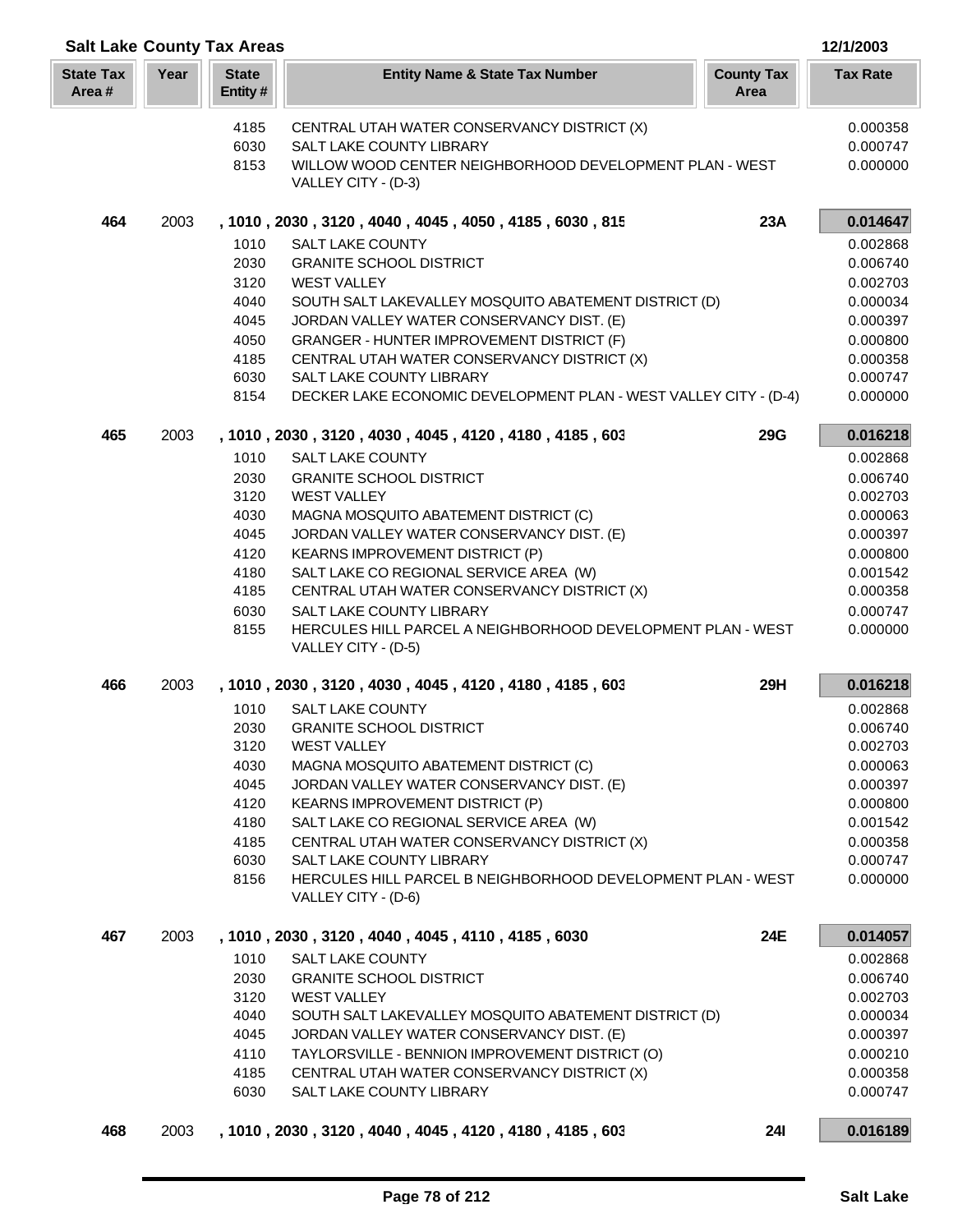## Salt Lake County Tax Areas

12/1/2003

| State Tax Area # | Year | State Entity # | Entity Name & State Tax Number | County Tax Area | Tax Rate |
|---|---|---|---|---|---|
| | | 4185 | CENTRAL UTAH WATER CONSERVANCY DISTRICT (X) | | 0.000358 |
| | | 6030 | SALT LAKE COUNTY LIBRARY | | 0.000747 |
| | | 8153 | WILLOW WOOD CENTER NEIGHBORHOOD DEVELOPMENT PLAN - WEST VALLEY CITY - (D-3) | | 0.000000 |
| **464** | 2003 | **, 1010 , 2030 , 3120 , 4040 , 4045 , 4050 , 4185 , 6030 , 815** | | **23A** | **0.014647** |
| | | 1010 | SALT LAKE COUNTY | | 0.002868 |
| | | 2030 | GRANITE SCHOOL DISTRICT | | 0.006740 |
| | | 3120 | WEST VALLEY | | 0.002703 |
| | | 4040 | SOUTH SALT LAKEVALLEY MOSQUITO ABATEMENT DISTRICT (D) | | 0.000034 |
| | | 4045 | JORDAN VALLEY WATER CONSERVANCY DIST. (E) | | 0.000397 |
| | | 4050 | GRANGER - HUNTER IMPROVEMENT DISTRICT (F) | | 0.000800 |
| | | 4185 | CENTRAL UTAH WATER CONSERVANCY DISTRICT (X) | | 0.000358 |
| | | 6030 | SALT LAKE COUNTY LIBRARY | | 0.000747 |
| | | 8154 | DECKER LAKE ECONOMIC DEVELOPMENT PLAN - WEST VALLEY CITY - (D-4) | | 0.000000 |
| **465** | 2003 | **, 1010 , 2030 , 3120 , 4030 , 4045 , 4120 , 4180 , 4185 , 603** | | **29G** | **0.016218** |
| | | 1010 | SALT LAKE COUNTY | | 0.002868 |
| | | 2030 | GRANITE SCHOOL DISTRICT | | 0.006740 |
| | | 3120 | WEST VALLEY | | 0.002703 |
| | | 4030 | MAGNA MOSQUITO ABATEMENT DISTRICT (C) | | 0.000063 |
| | | 4045 | JORDAN VALLEY WATER CONSERVANCY DIST. (E) | | 0.000397 |
| | | 4120 | KEARNS IMPROVEMENT DISTRICT (P) | | 0.000800 |
| | | 4180 | SALT LAKE CO REGIONAL SERVICE AREA (W) | | 0.001542 |
| | | 4185 | CENTRAL UTAH WATER CONSERVANCY DISTRICT (X) | | 0.000358 |
| | | 6030 | SALT LAKE COUNTY LIBRARY | | 0.000747 |
| | | 8155 | HERCULES HILL PARCEL A NEIGHBORHOOD DEVELOPMENT PLAN - WEST VALLEY CITY - (D-5) | | 0.000000 |
| **466** | 2003 | **, 1010 , 2030 , 3120 , 4030 , 4045 , 4120 , 4180 , 4185 , 603** | | **29H** | **0.016218** |
| | | 1010 | SALT LAKE COUNTY | | 0.002868 |
| | | 2030 | GRANITE SCHOOL DISTRICT | | 0.006740 |
| | | 3120 | WEST VALLEY | | 0.002703 |
| | | 4030 | MAGNA MOSQUITO ABATEMENT DISTRICT (C) | | 0.000063 |
| | | 4045 | JORDAN VALLEY WATER CONSERVANCY DIST. (E) | | 0.000397 |
| | | 4120 | KEARNS IMPROVEMENT DISTRICT (P) | | 0.000800 |
| | | 4180 | SALT LAKE CO REGIONAL SERVICE AREA (W) | | 0.001542 |
| | | 4185 | CENTRAL UTAH WATER CONSERVANCY DISTRICT (X) | | 0.000358 |
| | | 6030 | SALT LAKE COUNTY LIBRARY | | 0.000747 |
| | | 8156 | HERCULES HILL PARCEL B NEIGHBORHOOD DEVELOPMENT PLAN - WEST VALLEY CITY - (D-6) | | 0.000000 |
| **467** | 2003 | **, 1010 , 2030 , 3120 , 4040 , 4045 , 4110 , 4185 , 6030** | | **24E** | **0.014057** |
| | | 1010 | SALT LAKE COUNTY | | 0.002868 |
| | | 2030 | GRANITE SCHOOL DISTRICT | | 0.006740 |
| | | 3120 | WEST VALLEY | | 0.002703 |
| | | 4040 | SOUTH SALT LAKEVALLEY MOSQUITO ABATEMENT DISTRICT (D) | | 0.000034 |
| | | 4045 | JORDAN VALLEY WATER CONSERVANCY DIST. (E) | | 0.000397 |
| | | 4110 | TAYLORSVILLE - BENNION IMPROVEMENT DISTRICT (O) | | 0.000210 |
| | | 4185 | CENTRAL UTAH WATER CONSERVANCY DISTRICT (X) | | 0.000358 |
| | | 6030 | SALT LAKE COUNTY LIBRARY | | 0.000747 |
| **468** | 2003 | **, 1010 , 2030 , 3120 , 4040 , 4045 , 4120 , 4180 , 4185 , 603** | | **24I** | **0.016189** |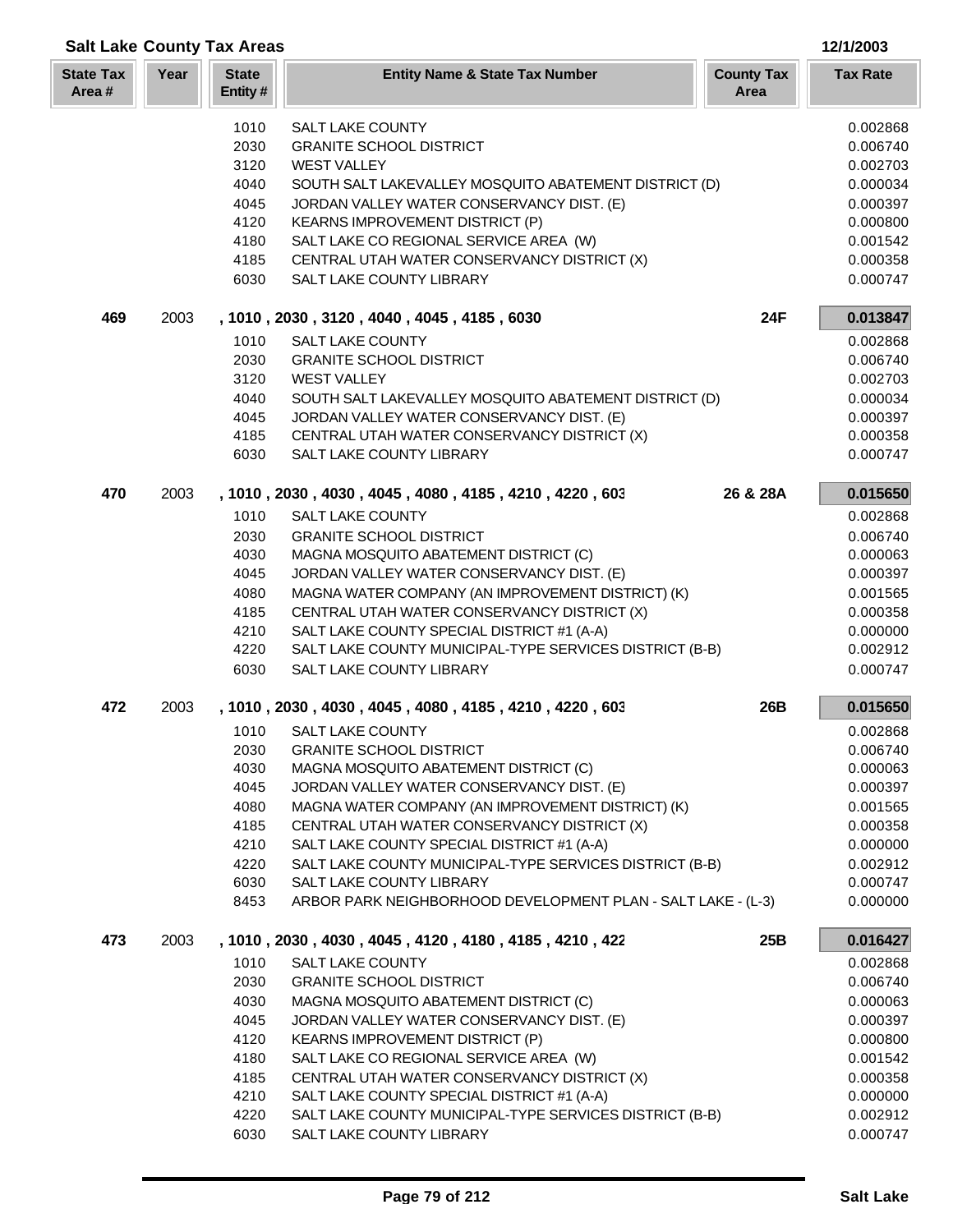## Salt Lake County Tax Areas

12/1/2003

| State Tax Area # | Year | State Entity # | Entity Name & State Tax Number | County Tax Area | Tax Rate |
|---|---|---|---|---|---|
| | | 1010 | SALT LAKE COUNTY | | 0.002868 |
| | | 2030 | GRANITE SCHOOL DISTRICT | | 0.006740 |
| | | 3120 | WEST VALLEY | | 0.002703 |
| | | 4040 | SOUTH SALT LAKEVALLEY MOSQUITO ABATEMENT DISTRICT (D) | | 0.000034 |
| | | 4045 | JORDAN VALLEY WATER CONSERVANCY DIST. (E) | | 0.000397 |
| | | 4120 | KEARNS IMPROVEMENT DISTRICT (P) | | 0.000800 |
| | | 4180 | SALT LAKE CO REGIONAL SERVICE AREA (W) | | 0.001542 |
| | | 4185 | CENTRAL UTAH WATER CONSERVANCY DISTRICT (X) | | 0.000358 |
| | | 6030 | SALT LAKE COUNTY LIBRARY | | 0.000747 |
| **469** | 2003 | | **, 1010 , 2030 , 3120 , 4040 , 4045 , 4185 , 6030** | **24F** | **0.013847** |
| | | 1010 | SALT LAKE COUNTY | | 0.002868 |
| | | 2030 | GRANITE SCHOOL DISTRICT | | 0.006740 |
| | | 3120 | WEST VALLEY | | 0.002703 |
| | | 4040 | SOUTH SALT LAKEVALLEY MOSQUITO ABATEMENT DISTRICT (D) | | 0.000034 |
| | | 4045 | JORDAN VALLEY WATER CONSERVANCY DIST. (E) | | 0.000397 |
| | | 4185 | CENTRAL UTAH WATER CONSERVANCY DISTRICT (X) | | 0.000358 |
| | | 6030 | SALT LAKE COUNTY LIBRARY | | 0.000747 |
| **470** | 2003 | | **, 1010 , 2030 , 4030 , 4045 , 4080 , 4185 , 4210 , 4220 , 603** | **26 & 28A** | **0.015650** |
| | | 1010 | SALT LAKE COUNTY | | 0.002868 |
| | | 2030 | GRANITE SCHOOL DISTRICT | | 0.006740 |
| | | 4030 | MAGNA MOSQUITO ABATEMENT DISTRICT (C) | | 0.000063 |
| | | 4045 | JORDAN VALLEY WATER CONSERVANCY DIST. (E) | | 0.000397 |
| | | 4080 | MAGNA WATER COMPANY (AN IMPROVEMENT DISTRICT) (K) | | 0.001565 |
| | | 4185 | CENTRAL UTAH WATER CONSERVANCY DISTRICT (X) | | 0.000358 |
| | | 4210 | SALT LAKE COUNTY SPECIAL DISTRICT #1 (A-A) | | 0.000000 |
| | | 4220 | SALT LAKE COUNTY MUNICIPAL-TYPE SERVICES DISTRICT (B-B) | | 0.002912 |
| | | 6030 | SALT LAKE COUNTY LIBRARY | | 0.000747 |
| **472** | 2003 | | **, 1010 , 2030 , 4030 , 4045 , 4080 , 4185 , 4210 , 4220 , 603** | **26B** | **0.015650** |
| | | 1010 | SALT LAKE COUNTY | | 0.002868 |
| | | 2030 | GRANITE SCHOOL DISTRICT | | 0.006740 |
| | | 4030 | MAGNA MOSQUITO ABATEMENT DISTRICT (C) | | 0.000063 |
| | | 4045 | JORDAN VALLEY WATER CONSERVANCY DIST. (E) | | 0.000397 |
| | | 4080 | MAGNA WATER COMPANY (AN IMPROVEMENT DISTRICT) (K) | | 0.001565 |
| | | 4185 | CENTRAL UTAH WATER CONSERVANCY DISTRICT (X) | | 0.000358 |
| | | 4210 | SALT LAKE COUNTY SPECIAL DISTRICT #1 (A-A) | | 0.000000 |
| | | 4220 | SALT LAKE COUNTY MUNICIPAL-TYPE SERVICES DISTRICT (B-B) | | 0.002912 |
| | | 6030 | SALT LAKE COUNTY LIBRARY | | 0.000747 |
| | | 8453 | ARBOR PARK NEIGHBORHOOD DEVELOPMENT PLAN - SALT LAKE - (L-3) | | 0.000000 |
| **473** | 2003 | | **, 1010 , 2030 , 4030 , 4045 , 4120 , 4180 , 4185 , 4210 , 422** | **25B** | **0.016427** |
| | | 1010 | SALT LAKE COUNTY | | 0.002868 |
| | | 2030 | GRANITE SCHOOL DISTRICT | | 0.006740 |
| | | 4030 | MAGNA MOSQUITO ABATEMENT DISTRICT (C) | | 0.000063 |
| | | 4045 | JORDAN VALLEY WATER CONSERVANCY DIST. (E) | | 0.000397 |
| | | 4120 | KEARNS IMPROVEMENT DISTRICT (P) | | 0.000800 |
| | | 4180 | SALT LAKE CO REGIONAL SERVICE AREA (W) | | 0.001542 |
| | | 4185 | CENTRAL UTAH WATER CONSERVANCY DISTRICT (X) | | 0.000358 |
| | | 4210 | SALT LAKE COUNTY SPECIAL DISTRICT #1 (A-A) | | 0.000000 |
| | | 4220 | SALT LAKE COUNTY MUNICIPAL-TYPE SERVICES DISTRICT (B-B) | | 0.002912 |
| | | 6030 | SALT LAKE COUNTY LIBRARY | | 0.000747 |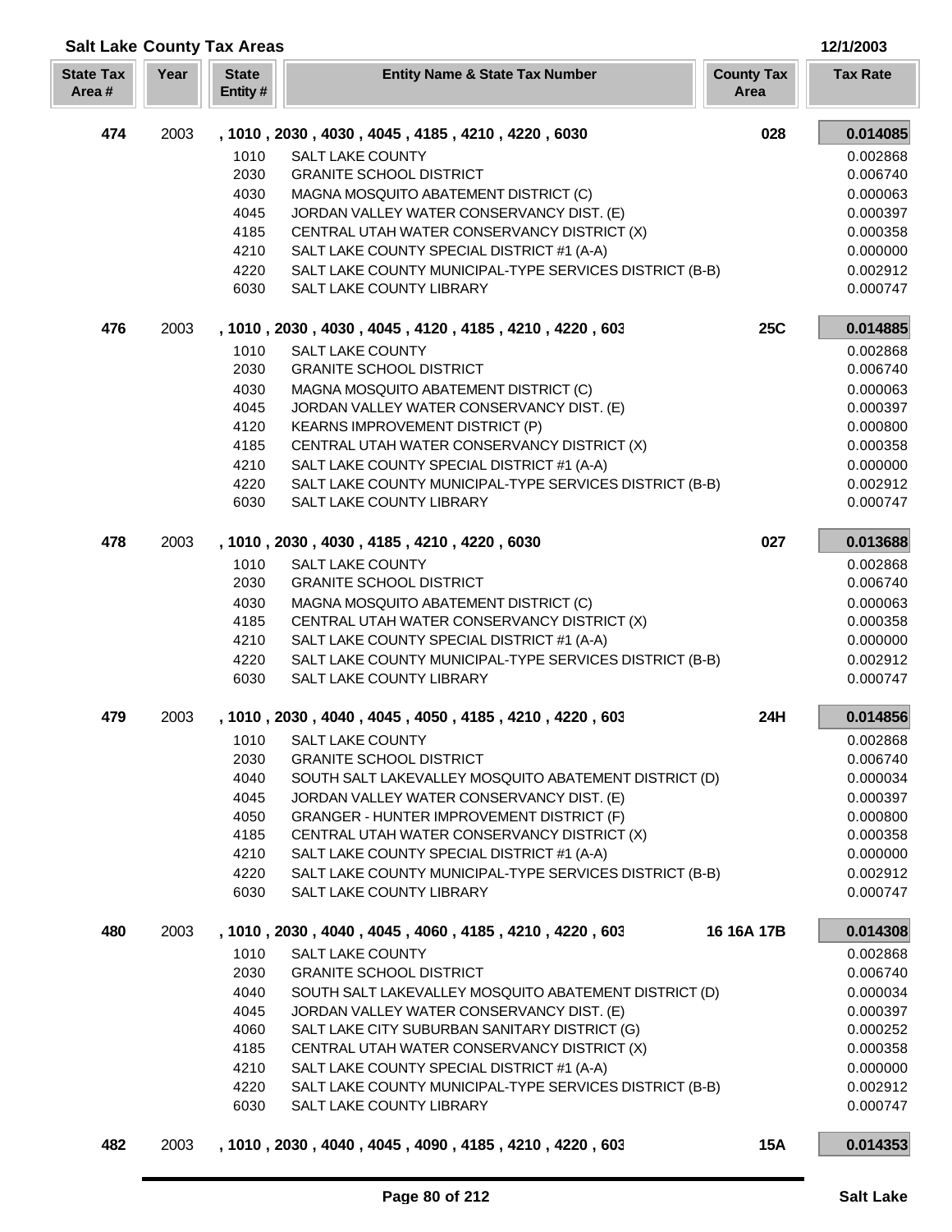## Salt Lake County Tax Areas

12/1/2003

| State Tax Area # | Year | State Entity # | Entity Name & State Tax Number | County Tax Area | Tax Rate |
|---|---|---|---|---|---|
| **474** | 2003 | | **, 1010 , 2030 , 4030 , 4045 , 4185 , 4210 , 4220 , 6030** | **028** | **0.014085** |
| | | 1010 | SALT LAKE COUNTY | | 0.002868 |
| | | 2030 | GRANITE SCHOOL DISTRICT | | 0.006740 |
| | | 4030 | MAGNA MOSQUITO ABATEMENT DISTRICT (C) | | 0.000063 |
| | | 4045 | JORDAN VALLEY WATER CONSERVANCY DIST. (E) | | 0.000397 |
| | | 4185 | CENTRAL UTAH WATER CONSERVANCY DISTRICT (X) | | 0.000358 |
| | | 4210 | SALT LAKE COUNTY SPECIAL DISTRICT #1 (A-A) | | 0.000000 |
| | | 4220 | SALT LAKE COUNTY MUNICIPAL-TYPE SERVICES DISTRICT (B-B) | | 0.002912 |
| | | 6030 | SALT LAKE COUNTY LIBRARY | | 0.000747 |
| **476** | 2003 | | **, 1010 , 2030 , 4030 , 4045 , 4120 , 4185 , 4210 , 4220 , 603** | **25C** | **0.014885** |
| | | 1010 | SALT LAKE COUNTY | | 0.002868 |
| | | 2030 | GRANITE SCHOOL DISTRICT | | 0.006740 |
| | | 4030 | MAGNA MOSQUITO ABATEMENT DISTRICT (C) | | 0.000063 |
| | | 4045 | JORDAN VALLEY WATER CONSERVANCY DIST. (E) | | 0.000397 |
| | | 4120 | KEARNS IMPROVEMENT DISTRICT (P) | | 0.000800 |
| | | 4185 | CENTRAL UTAH WATER CONSERVANCY DISTRICT (X) | | 0.000358 |
| | | 4210 | SALT LAKE COUNTY SPECIAL DISTRICT #1 (A-A) | | 0.000000 |
| | | 4220 | SALT LAKE COUNTY MUNICIPAL-TYPE SERVICES DISTRICT (B-B) | | 0.002912 |
| | | 6030 | SALT LAKE COUNTY LIBRARY | | 0.000747 |
| **478** | 2003 | | **, 1010 , 2030 , 4030 , 4185 , 4210 , 4220 , 6030** | **027** | **0.013688** |
| | | 1010 | SALT LAKE COUNTY | | 0.002868 |
| | | 2030 | GRANITE SCHOOL DISTRICT | | 0.006740 |
| | | 4030 | MAGNA MOSQUITO ABATEMENT DISTRICT (C) | | 0.000063 |
| | | 4185 | CENTRAL UTAH WATER CONSERVANCY DISTRICT (X) | | 0.000358 |
| | | 4210 | SALT LAKE COUNTY SPECIAL DISTRICT #1 (A-A) | | 0.000000 |
| | | 4220 | SALT LAKE COUNTY MUNICIPAL-TYPE SERVICES DISTRICT (B-B) | | 0.002912 |
| | | 6030 | SALT LAKE COUNTY LIBRARY | | 0.000747 |
| **479** | 2003 | | **, 1010 , 2030 , 4040 , 4045 , 4050 , 4185 , 4210 , 4220 , 603** | **24H** | **0.014856** |
| | | 1010 | SALT LAKE COUNTY | | 0.002868 |
| | | 2030 | GRANITE SCHOOL DISTRICT | | 0.006740 |
| | | 4040 | SOUTH SALT LAKEVALLEY MOSQUITO ABATEMENT DISTRICT (D) | | 0.000034 |
| | | 4045 | JORDAN VALLEY WATER CONSERVANCY DIST. (E) | | 0.000397 |
| | | 4050 | GRANGER - HUNTER IMPROVEMENT DISTRICT (F) | | 0.000800 |
| | | 4185 | CENTRAL UTAH WATER CONSERVANCY DISTRICT (X) | | 0.000358 |
| | | 4210 | SALT LAKE COUNTY SPECIAL DISTRICT #1 (A-A) | | 0.000000 |
| | | 4220 | SALT LAKE COUNTY MUNICIPAL-TYPE SERVICES DISTRICT (B-B) | | 0.002912 |
| | | 6030 | SALT LAKE COUNTY LIBRARY | | 0.000747 |
| **480** | 2003 | | **, 1010 , 2030 , 4040 , 4045 , 4060 , 4185 , 4210 , 4220 , 603** | **16 16A 17B** | **0.014308** |
| | | 1010 | SALT LAKE COUNTY | | 0.002868 |
| | | 2030 | GRANITE SCHOOL DISTRICT | | 0.006740 |
| | | 4040 | SOUTH SALT LAKEVALLEY MOSQUITO ABATEMENT DISTRICT (D) | | 0.000034 |
| | | 4045 | JORDAN VALLEY WATER CONSERVANCY DIST. (E) | | 0.000397 |
| | | 4060 | SALT LAKE CITY SUBURBAN SANITARY DISTRICT (G) | | 0.000252 |
| | | 4185 | CENTRAL UTAH WATER CONSERVANCY DISTRICT (X) | | 0.000358 |
| | | 4210 | SALT LAKE COUNTY SPECIAL DISTRICT #1 (A-A) | | 0.000000 |
| | | 4220 | SALT LAKE COUNTY MUNICIPAL-TYPE SERVICES DISTRICT (B-B) | | 0.002912 |
| | | 6030 | SALT LAKE COUNTY LIBRARY | | 0.000747 |
| **482** | 2003 | | **, 1010 , 2030 , 4040 , 4045 , 4090 , 4185 , 4210 , 4220 , 603** | **15A** | **0.014353** |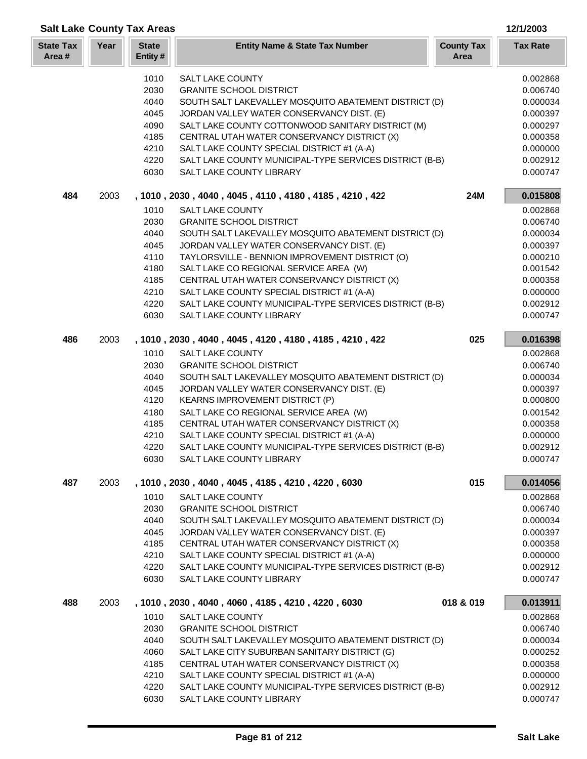## Salt Lake County Tax Areas

12/1/2003

| State Tax Area # | Year | State Entity # | Entity Name & State Tax Number | County Tax Area | Tax Rate |
|---|---|---|---|---|---|
| | | 1010 | SALT LAKE COUNTY | | 0.002868 |
| | | 2030 | GRANITE SCHOOL DISTRICT | | 0.006740 |
| | | 4040 | SOUTH SALT LAKEVALLEY MOSQUITO ABATEMENT DISTRICT (D) | | 0.000034 |
| | | 4045 | JORDAN VALLEY WATER CONSERVANCY DIST. (E) | | 0.000397 |
| | | 4090 | SALT LAKE COUNTY COTTONWOOD SANITARY DISTRICT (M) | | 0.000297 |
| | | 4185 | CENTRAL UTAH WATER CONSERVANCY DISTRICT (X) | | 0.000358 |
| | | 4210 | SALT LAKE COUNTY SPECIAL DISTRICT #1 (A-A) | | 0.000000 |
| | | 4220 | SALT LAKE COUNTY MUNICIPAL-TYPE SERVICES DISTRICT (B-B) | | 0.002912 |
| | | 6030 | SALT LAKE COUNTY LIBRARY | | 0.000747 |
| **484** | 2003 | | **, 1010 , 2030 , 4040 , 4045 , 4110 , 4180 , 4185 , 4210 , 422** | **24M** | **0.015808** |
| | | 1010 | SALT LAKE COUNTY | | 0.002868 |
| | | 2030 | GRANITE SCHOOL DISTRICT | | 0.006740 |
| | | 4040 | SOUTH SALT LAKEVALLEY MOSQUITO ABATEMENT DISTRICT (D) | | 0.000034 |
| | | 4045 | JORDAN VALLEY WATER CONSERVANCY DIST. (E) | | 0.000397 |
| | | 4110 | TAYLORSVILLE - BENNION IMPROVEMENT DISTRICT (O) | | 0.000210 |
| | | 4180 | SALT LAKE CO REGIONAL SERVICE AREA (W) | | 0.001542 |
| | | 4185 | CENTRAL UTAH WATER CONSERVANCY DISTRICT (X) | | 0.000358 |
| | | 4210 | SALT LAKE COUNTY SPECIAL DISTRICT #1 (A-A) | | 0.000000 |
| | | 4220 | SALT LAKE COUNTY MUNICIPAL-TYPE SERVICES DISTRICT (B-B) | | 0.002912 |
| | | 6030 | SALT LAKE COUNTY LIBRARY | | 0.000747 |
| **486** | 2003 | | **, 1010 , 2030 , 4040 , 4045 , 4120 , 4180 , 4185 , 4210 , 422** | **025** | **0.016398** |
| | | 1010 | SALT LAKE COUNTY | | 0.002868 |
| | | 2030 | GRANITE SCHOOL DISTRICT | | 0.006740 |
| | | 4040 | SOUTH SALT LAKEVALLEY MOSQUITO ABATEMENT DISTRICT (D) | | 0.000034 |
| | | 4045 | JORDAN VALLEY WATER CONSERVANCY DIST. (E) | | 0.000397 |
| | | 4120 | KEARNS IMPROVEMENT DISTRICT (P) | | 0.000800 |
| | | 4180 | SALT LAKE CO REGIONAL SERVICE AREA (W) | | 0.001542 |
| | | 4185 | CENTRAL UTAH WATER CONSERVANCY DISTRICT (X) | | 0.000358 |
| | | 4210 | SALT LAKE COUNTY SPECIAL DISTRICT #1 (A-A) | | 0.000000 |
| | | 4220 | SALT LAKE COUNTY MUNICIPAL-TYPE SERVICES DISTRICT (B-B) | | 0.002912 |
| | | 6030 | SALT LAKE COUNTY LIBRARY | | 0.000747 |
| **487** | 2003 | | **, 1010 , 2030 , 4040 , 4045 , 4185 , 4210 , 4220 , 6030** | **015** | **0.014056** |
| | | 1010 | SALT LAKE COUNTY | | 0.002868 |
| | | 2030 | GRANITE SCHOOL DISTRICT | | 0.006740 |
| | | 4040 | SOUTH SALT LAKEVALLEY MOSQUITO ABATEMENT DISTRICT (D) | | 0.000034 |
| | | 4045 | JORDAN VALLEY WATER CONSERVANCY DIST. (E) | | 0.000397 |
| | | 4185 | CENTRAL UTAH WATER CONSERVANCY DISTRICT (X) | | 0.000358 |
| | | 4210 | SALT LAKE COUNTY SPECIAL DISTRICT #1 (A-A) | | 0.000000 |
| | | 4220 | SALT LAKE COUNTY MUNICIPAL-TYPE SERVICES DISTRICT (B-B) | | 0.002912 |
| | | 6030 | SALT LAKE COUNTY LIBRARY | | 0.000747 |
| **488** | 2003 | | **, 1010 , 2030 , 4040 , 4060 , 4185 , 4210 , 4220 , 6030** | **018 & 019** | **0.013911** |
| | | 1010 | SALT LAKE COUNTY | | 0.002868 |
| | | 2030 | GRANITE SCHOOL DISTRICT | | 0.006740 |
| | | 4040 | SOUTH SALT LAKEVALLEY MOSQUITO ABATEMENT DISTRICT (D) | | 0.000034 |
| | | 4060 | SALT LAKE CITY SUBURBAN SANITARY DISTRICT (G) | | 0.000252 |
| | | 4185 | CENTRAL UTAH WATER CONSERVANCY DISTRICT (X) | | 0.000358 |
| | | 4210 | SALT LAKE COUNTY SPECIAL DISTRICT #1 (A-A) | | 0.000000 |
| | | 4220 | SALT LAKE COUNTY MUNICIPAL-TYPE SERVICES DISTRICT (B-B) | | 0.002912 |
| | | 6030 | SALT LAKE COUNTY LIBRARY | | 0.000747 |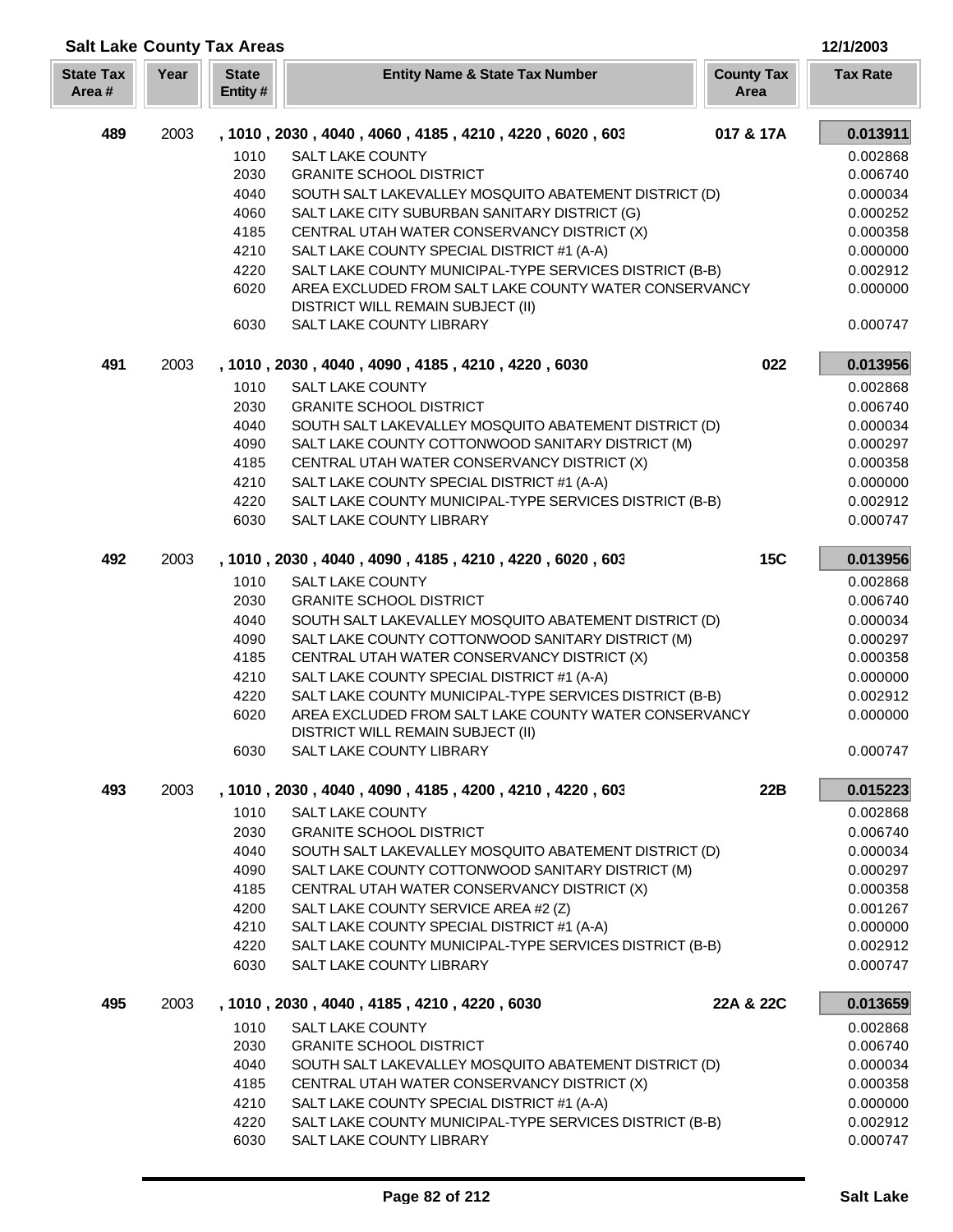## Salt Lake County Tax Areas

12/1/2003

| State Tax Area # | Year | State Entity # | Entity Name & State Tax Number | County Tax Area | Tax Rate |
|---|---|---|---|---|---|
| **489** | 2003 | | **, 1010 , 2030 , 4040 , 4060 , 4185 , 4210 , 4220 , 6020 , 603** | **017 & 17A** | **0.013911** |
| | | 1010 | SALT LAKE COUNTY | | 0.002868 |
| | | 2030 | GRANITE SCHOOL DISTRICT | | 0.006740 |
| | | 4040 | SOUTH SALT LAKEVALLEY MOSQUITO ABATEMENT DISTRICT (D) | | 0.000034 |
| | | 4060 | SALT LAKE CITY SUBURBAN SANITARY DISTRICT (G) | | 0.000252 |
| | | 4185 | CENTRAL UTAH WATER CONSERVANCY DISTRICT (X) | | 0.000358 |
| | | 4210 | SALT LAKE COUNTY SPECIAL DISTRICT #1 (A-A) | | 0.000000 |
| | | 4220 | SALT LAKE COUNTY MUNICIPAL-TYPE SERVICES DISTRICT (B-B) | | 0.002912 |
| | | 6020 | AREA EXCLUDED FROM SALT LAKE COUNTY WATER CONSERVANCY DISTRICT WILL REMAIN SUBJECT (II) | | 0.000000 |
| | | 6030 | SALT LAKE COUNTY LIBRARY | | 0.000747 |
| **491** | 2003 | | **, 1010 , 2030 , 4040 , 4090 , 4185 , 4210 , 4220 , 6030** | **022** | **0.013956** |
| | | 1010 | SALT LAKE COUNTY | | 0.002868 |
| | | 2030 | GRANITE SCHOOL DISTRICT | | 0.006740 |
| | | 4040 | SOUTH SALT LAKEVALLEY MOSQUITO ABATEMENT DISTRICT (D) | | 0.000034 |
| | | 4090 | SALT LAKE COUNTY COTTONWOOD SANITARY DISTRICT (M) | | 0.000297 |
| | | 4185 | CENTRAL UTAH WATER CONSERVANCY DISTRICT (X) | | 0.000358 |
| | | 4210 | SALT LAKE COUNTY SPECIAL DISTRICT #1 (A-A) | | 0.000000 |
| | | 4220 | SALT LAKE COUNTY MUNICIPAL-TYPE SERVICES DISTRICT (B-B) | | 0.002912 |
| | | 6030 | SALT LAKE COUNTY LIBRARY | | 0.000747 |
| **492** | 2003 | | **, 1010 , 2030 , 4040 , 4090 , 4185 , 4210 , 4220 , 6020 , 603** | **15C** | **0.013956** |
| | | 1010 | SALT LAKE COUNTY | | 0.002868 |
| | | 2030 | GRANITE SCHOOL DISTRICT | | 0.006740 |
| | | 4040 | SOUTH SALT LAKEVALLEY MOSQUITO ABATEMENT DISTRICT (D) | | 0.000034 |
| | | 4090 | SALT LAKE COUNTY COTTONWOOD SANITARY DISTRICT (M) | | 0.000297 |
| | | 4185 | CENTRAL UTAH WATER CONSERVANCY DISTRICT (X) | | 0.000358 |
| | | 4210 | SALT LAKE COUNTY SPECIAL DISTRICT #1 (A-A) | | 0.000000 |
| | | 4220 | SALT LAKE COUNTY MUNICIPAL-TYPE SERVICES DISTRICT (B-B) | | 0.002912 |
| | | 6020 | AREA EXCLUDED FROM SALT LAKE COUNTY WATER CONSERVANCY DISTRICT WILL REMAIN SUBJECT (II) | | 0.000000 |
| | | 6030 | SALT LAKE COUNTY LIBRARY | | 0.000747 |
| **493** | 2003 | | **, 1010 , 2030 , 4040 , 4090 , 4185 , 4200 , 4210 , 4220 , 603** | **22B** | **0.015223** |
| | | 1010 | SALT LAKE COUNTY | | 0.002868 |
| | | 2030 | GRANITE SCHOOL DISTRICT | | 0.006740 |
| | | 4040 | SOUTH SALT LAKEVALLEY MOSQUITO ABATEMENT DISTRICT (D) | | 0.000034 |
| | | 4090 | SALT LAKE COUNTY COTTONWOOD SANITARY DISTRICT (M) | | 0.000297 |
| | | 4185 | CENTRAL UTAH WATER CONSERVANCY DISTRICT (X) | | 0.000358 |
| | | 4200 | SALT LAKE COUNTY SERVICE AREA #2 (Z) | | 0.001267 |
| | | 4210 | SALT LAKE COUNTY SPECIAL DISTRICT #1 (A-A) | | 0.000000 |
| | | 4220 | SALT LAKE COUNTY MUNICIPAL-TYPE SERVICES DISTRICT (B-B) | | 0.002912 |
| | | 6030 | SALT LAKE COUNTY LIBRARY | | 0.000747 |
| **495** | 2003 | | **, 1010 , 2030 , 4040 , 4185 , 4210 , 4220 , 6030** | **22A & 22C** | **0.013659** |
| | | 1010 | SALT LAKE COUNTY | | 0.002868 |
| | | 2030 | GRANITE SCHOOL DISTRICT | | 0.006740 |
| | | 4040 | SOUTH SALT LAKEVALLEY MOSQUITO ABATEMENT DISTRICT (D) | | 0.000034 |
| | | 4185 | CENTRAL UTAH WATER CONSERVANCY DISTRICT (X) | | 0.000358 |
| | | 4210 | SALT LAKE COUNTY SPECIAL DISTRICT #1 (A-A) | | 0.000000 |
| | | 4220 | SALT LAKE COUNTY MUNICIPAL-TYPE SERVICES DISTRICT (B-B) | | 0.002912 |
| | | 6030 | SALT LAKE COUNTY LIBRARY | | 0.000747 |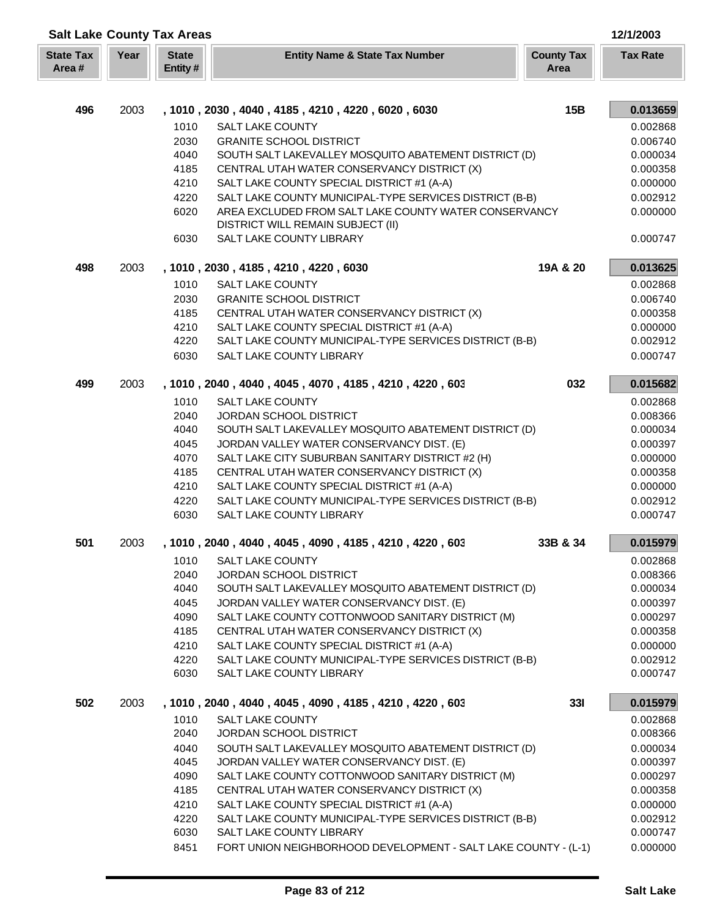## Salt Lake County Tax Areas

12/1/2003

| State Tax Area # | Year | State Entity # | Entity Name & State Tax Number | County Tax Area | Tax Rate |
|---|---|---|---|---|---|
| **496** | 2003 | **, 1010 , 2030 , 4040 , 4185 , 4210 , 4220 , 6020 , 6030** | | **15B** | **0.013659** |
| | | 1010 | SALT LAKE COUNTY | | 0.002868 |
| | | 2030 | GRANITE SCHOOL DISTRICT | | 0.006740 |
| | | 4040 | SOUTH SALT LAKEVALLEY MOSQUITO ABATEMENT DISTRICT (D) | | 0.000034 |
| | | 4185 | CENTRAL UTAH WATER CONSERVANCY DISTRICT (X) | | 0.000358 |
| | | 4210 | SALT LAKE COUNTY SPECIAL DISTRICT #1 (A-A) | | 0.000000 |
| | | 4220 | SALT LAKE COUNTY MUNICIPAL-TYPE SERVICES DISTRICT (B-B) | | 0.002912 |
| | | 6020 | AREA EXCLUDED FROM SALT LAKE COUNTY WATER CONSERVANCY DISTRICT WILL REMAIN SUBJECT (II) | | 0.000000 |
| | | 6030 | SALT LAKE COUNTY LIBRARY | | 0.000747 |
| **498** | 2003 | **, 1010 , 2030 , 4185 , 4210 , 4220 , 6030** | | **19A & 20** | **0.013625** |
| | | 1010 | SALT LAKE COUNTY | | 0.002868 |
| | | 2030 | GRANITE SCHOOL DISTRICT | | 0.006740 |
| | | 4185 | CENTRAL UTAH WATER CONSERVANCY DISTRICT (X) | | 0.000358 |
| | | 4210 | SALT LAKE COUNTY SPECIAL DISTRICT #1 (A-A) | | 0.000000 |
| | | 4220 | SALT LAKE COUNTY MUNICIPAL-TYPE SERVICES DISTRICT (B-B) | | 0.002912 |
| | | 6030 | SALT LAKE COUNTY LIBRARY | | 0.000747 |
| **499** | 2003 | **, 1010 , 2040 , 4040 , 4045 , 4070 , 4185 , 4210 , 4220 , 603** | | **032** | **0.015682** |
| | | 1010 | SALT LAKE COUNTY | | 0.002868 |
| | | 2040 | JORDAN SCHOOL DISTRICT | | 0.008366 |
| | | 4040 | SOUTH SALT LAKEVALLEY MOSQUITO ABATEMENT DISTRICT (D) | | 0.000034 |
| | | 4045 | JORDAN VALLEY WATER CONSERVANCY DIST. (E) | | 0.000397 |
| | | 4070 | SALT LAKE CITY SUBURBAN SANITARY DISTRICT #2 (H) | | 0.000000 |
| | | 4185 | CENTRAL UTAH WATER CONSERVANCY DISTRICT (X) | | 0.000358 |
| | | 4210 | SALT LAKE COUNTY SPECIAL DISTRICT #1 (A-A) | | 0.000000 |
| | | 4220 | SALT LAKE COUNTY MUNICIPAL-TYPE SERVICES DISTRICT (B-B) | | 0.002912 |
| | | 6030 | SALT LAKE COUNTY LIBRARY | | 0.000747 |
| **501** | 2003 | **, 1010 , 2040 , 4040 , 4045 , 4090 , 4185 , 4210 , 4220 , 603** | | **33B & 34** | **0.015979** |
| | | 1010 | SALT LAKE COUNTY | | 0.002868 |
| | | 2040 | JORDAN SCHOOL DISTRICT | | 0.008366 |
| | | 4040 | SOUTH SALT LAKEVALLEY MOSQUITO ABATEMENT DISTRICT (D) | | 0.000034 |
| | | 4045 | JORDAN VALLEY WATER CONSERVANCY DIST. (E) | | 0.000397 |
| | | 4090 | SALT LAKE COUNTY COTTONWOOD SANITARY DISTRICT (M) | | 0.000297 |
| | | 4185 | CENTRAL UTAH WATER CONSERVANCY DISTRICT (X) | | 0.000358 |
| | | 4210 | SALT LAKE COUNTY SPECIAL DISTRICT #1 (A-A) | | 0.000000 |
| | | 4220 | SALT LAKE COUNTY MUNICIPAL-TYPE SERVICES DISTRICT (B-B) | | 0.002912 |
| | | 6030 | SALT LAKE COUNTY LIBRARY | | 0.000747 |
| **502** | 2003 | **, 1010 , 2040 , 4040 , 4045 , 4090 , 4185 , 4210 , 4220 , 603** | | **33I** | **0.015979** |
| | | 1010 | SALT LAKE COUNTY | | 0.002868 |
| | | 2040 | JORDAN SCHOOL DISTRICT | | 0.008366 |
| | | 4040 | SOUTH SALT LAKEVALLEY MOSQUITO ABATEMENT DISTRICT (D) | | 0.000034 |
| | | 4045 | JORDAN VALLEY WATER CONSERVANCY DIST. (E) | | 0.000397 |
| | | 4090 | SALT LAKE COUNTY COTTONWOOD SANITARY DISTRICT (M) | | 0.000297 |
| | | 4185 | CENTRAL UTAH WATER CONSERVANCY DISTRICT (X) | | 0.000358 |
| | | 4210 | SALT LAKE COUNTY SPECIAL DISTRICT #1 (A-A) | | 0.000000 |
| | | 4220 | SALT LAKE COUNTY MUNICIPAL-TYPE SERVICES DISTRICT (B-B) | | 0.002912 |
| | | 6030 | SALT LAKE COUNTY LIBRARY | | 0.000747 |
| | | 8451 | FORT UNION NEIGHBORHOOD DEVELOPMENT - SALT LAKE COUNTY - (L-1) | | 0.000000 |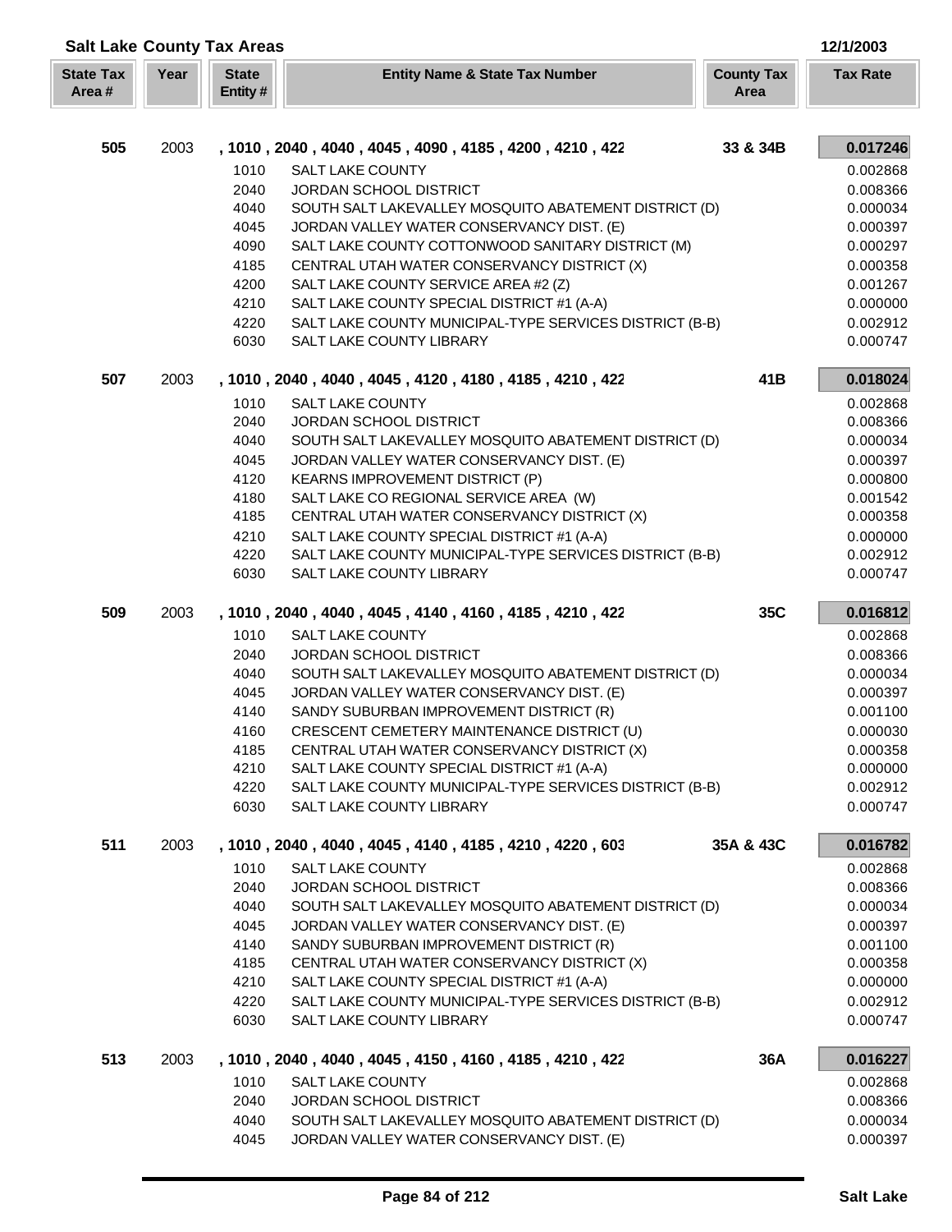## Salt Lake County Tax Areas

12/1/2003

| State Tax Area # | Year | State Entity # | Entity Name & State Tax Number | County Tax Area | Tax Rate |
|---|---|---|---|---|---|
| **505** | 2003 | | **, 1010 , 2040 , 4040 , 4045 , 4090 , 4185 , 4200 , 4210 , 422** | **33 & 34B** | **0.017246** |
| | | 1010 | SALT LAKE COUNTY | | 0.002868 |
| | | 2040 | JORDAN SCHOOL DISTRICT | | 0.008366 |
| | | 4040 | SOUTH SALT LAKEVALLEY MOSQUITO ABATEMENT DISTRICT (D) | | 0.000034 |
| | | 4045 | JORDAN VALLEY WATER CONSERVANCY DIST. (E) | | 0.000397 |
| | | 4090 | SALT LAKE COUNTY COTTONWOOD SANITARY DISTRICT (M) | | 0.000297 |
| | | 4185 | CENTRAL UTAH WATER CONSERVANCY DISTRICT (X) | | 0.000358 |
| | | 4200 | SALT LAKE COUNTY SERVICE AREA #2 (Z) | | 0.001267 |
| | | 4210 | SALT LAKE COUNTY SPECIAL DISTRICT #1 (A-A) | | 0.000000 |
| | | 4220 | SALT LAKE COUNTY MUNICIPAL-TYPE SERVICES DISTRICT (B-B) | | 0.002912 |
| | | 6030 | SALT LAKE COUNTY LIBRARY | | 0.000747 |
| **507** | 2003 | | **, 1010 , 2040 , 4040 , 4045 , 4120 , 4180 , 4185 , 4210 , 422** | **41B** | **0.018024** |
| | | 1010 | SALT LAKE COUNTY | | 0.002868 |
| | | 2040 | JORDAN SCHOOL DISTRICT | | 0.008366 |
| | | 4040 | SOUTH SALT LAKEVALLEY MOSQUITO ABATEMENT DISTRICT (D) | | 0.000034 |
| | | 4045 | JORDAN VALLEY WATER CONSERVANCY DIST. (E) | | 0.000397 |
| | | 4120 | KEARNS IMPROVEMENT DISTRICT (P) | | 0.000800 |
| | | 4180 | SALT LAKE CO REGIONAL SERVICE AREA (W) | | 0.001542 |
| | | 4185 | CENTRAL UTAH WATER CONSERVANCY DISTRICT (X) | | 0.000358 |
| | | 4210 | SALT LAKE COUNTY SPECIAL DISTRICT #1 (A-A) | | 0.000000 |
| | | 4220 | SALT LAKE COUNTY MUNICIPAL-TYPE SERVICES DISTRICT (B-B) | | 0.002912 |
| | | 6030 | SALT LAKE COUNTY LIBRARY | | 0.000747 |
| **509** | 2003 | | **, 1010 , 2040 , 4040 , 4045 , 4140 , 4160 , 4185 , 4210 , 422** | **35C** | **0.016812** |
| | | 1010 | SALT LAKE COUNTY | | 0.002868 |
| | | 2040 | JORDAN SCHOOL DISTRICT | | 0.008366 |
| | | 4040 | SOUTH SALT LAKEVALLEY MOSQUITO ABATEMENT DISTRICT (D) | | 0.000034 |
| | | 4045 | JORDAN VALLEY WATER CONSERVANCY DIST. (E) | | 0.000397 |
| | | 4140 | SANDY SUBURBAN IMPROVEMENT DISTRICT (R) | | 0.001100 |
| | | 4160 | CRESCENT CEMETERY MAINTENANCE DISTRICT (U) | | 0.000030 |
| | | 4185 | CENTRAL UTAH WATER CONSERVANCY DISTRICT (X) | | 0.000358 |
| | | 4210 | SALT LAKE COUNTY SPECIAL DISTRICT #1 (A-A) | | 0.000000 |
| | | 4220 | SALT LAKE COUNTY MUNICIPAL-TYPE SERVICES DISTRICT (B-B) | | 0.002912 |
| | | 6030 | SALT LAKE COUNTY LIBRARY | | 0.000747 |
| **511** | 2003 | | **, 1010 , 2040 , 4040 , 4045 , 4140 , 4185 , 4210 , 4220 , 603** | **35A & 43C** | **0.016782** |
| | | 1010 | SALT LAKE COUNTY | | 0.002868 |
| | | 2040 | JORDAN SCHOOL DISTRICT | | 0.008366 |
| | | 4040 | SOUTH SALT LAKEVALLEY MOSQUITO ABATEMENT DISTRICT (D) | | 0.000034 |
| | | 4045 | JORDAN VALLEY WATER CONSERVANCY DIST. (E) | | 0.000397 |
| | | 4140 | SANDY SUBURBAN IMPROVEMENT DISTRICT (R) | | 0.001100 |
| | | 4185 | CENTRAL UTAH WATER CONSERVANCY DISTRICT (X) | | 0.000358 |
| | | 4210 | SALT LAKE COUNTY SPECIAL DISTRICT #1 (A-A) | | 0.000000 |
| | | 4220 | SALT LAKE COUNTY MUNICIPAL-TYPE SERVICES DISTRICT (B-B) | | 0.002912 |
| | | 6030 | SALT LAKE COUNTY LIBRARY | | 0.000747 |
| **513** | 2003 | | **, 1010 , 2040 , 4040 , 4045 , 4150 , 4160 , 4185 , 4210 , 422** | **36A** | **0.016227** |
| | | 1010 | SALT LAKE COUNTY | | 0.002868 |
| | | 2040 | JORDAN SCHOOL DISTRICT | | 0.008366 |
| | | 4040 | SOUTH SALT LAKEVALLEY MOSQUITO ABATEMENT DISTRICT (D) | | 0.000034 |
| | | 4045 | JORDAN VALLEY WATER CONSERVANCY DIST. (E) | | 0.000397 |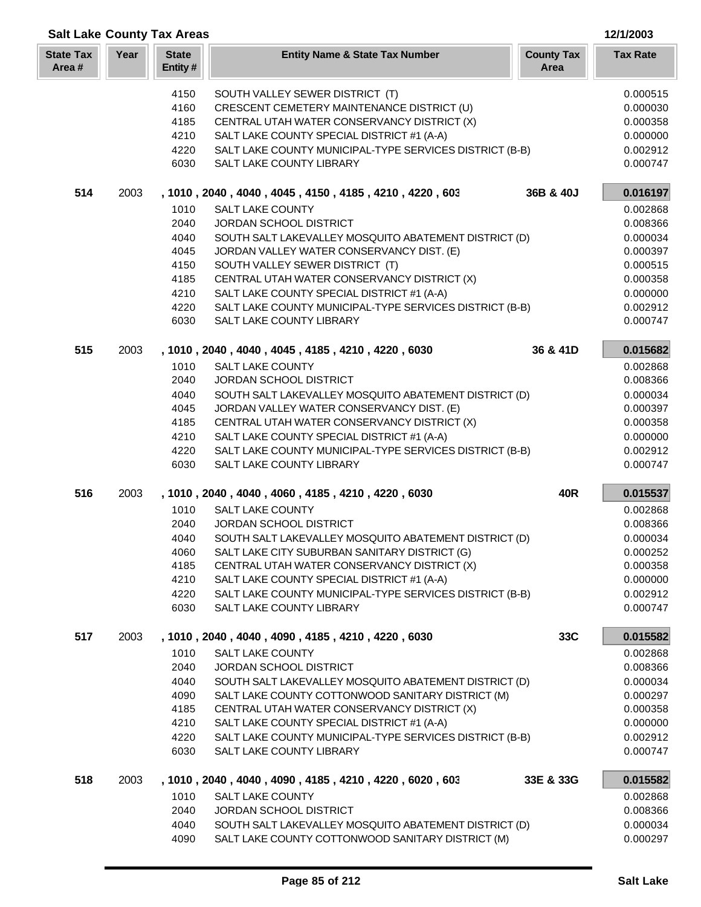## Salt Lake County Tax Areas

12/1/2003

| State Tax Area # | Year | State Entity # | Entity Name & State Tax Number | County Tax Area | Tax Rate |
|---|---|---|---|---|---|
| | | 4150 | SOUTH VALLEY SEWER DISTRICT (T) | | 0.000515 |
| | | 4160 | CRESCENT CEMETERY MAINTENANCE DISTRICT (U) | | 0.000030 |
| | | 4185 | CENTRAL UTAH WATER CONSERVANCY DISTRICT (X) | | 0.000358 |
| | | 4210 | SALT LAKE COUNTY SPECIAL DISTRICT #1 (A-A) | | 0.000000 |
| | | 4220 | SALT LAKE COUNTY MUNICIPAL-TYPE SERVICES DISTRICT (B-B) | | 0.002912 |
| | | 6030 | SALT LAKE COUNTY LIBRARY | | 0.000747 |
| **514** | 2003 | | **, 1010 , 2040 , 4040 , 4045 , 4150 , 4185 , 4210 , 4220 , 603** | **36B & 40J** | **0.016197** |
| | | 1010 | SALT LAKE COUNTY | | 0.002868 |
| | | 2040 | JORDAN SCHOOL DISTRICT | | 0.008366 |
| | | 4040 | SOUTH SALT LAKEVALLEY MOSQUITO ABATEMENT DISTRICT (D) | | 0.000034 |
| | | 4045 | JORDAN VALLEY WATER CONSERVANCY DIST. (E) | | 0.000397 |
| | | 4150 | SOUTH VALLEY SEWER DISTRICT (T) | | 0.000515 |
| | | 4185 | CENTRAL UTAH WATER CONSERVANCY DISTRICT (X) | | 0.000358 |
| | | 4210 | SALT LAKE COUNTY SPECIAL DISTRICT #1 (A-A) | | 0.000000 |
| | | 4220 | SALT LAKE COUNTY MUNICIPAL-TYPE SERVICES DISTRICT (B-B) | | 0.002912 |
| | | 6030 | SALT LAKE COUNTY LIBRARY | | 0.000747 |
| **515** | 2003 | | **, 1010 , 2040 , 4040 , 4045 , 4185 , 4210 , 4220 , 6030** | **36 & 41D** | **0.015682** |
| | | 1010 | SALT LAKE COUNTY | | 0.002868 |
| | | 2040 | JORDAN SCHOOL DISTRICT | | 0.008366 |
| | | 4040 | SOUTH SALT LAKEVALLEY MOSQUITO ABATEMENT DISTRICT (D) | | 0.000034 |
| | | 4045 | JORDAN VALLEY WATER CONSERVANCY DIST. (E) | | 0.000397 |
| | | 4185 | CENTRAL UTAH WATER CONSERVANCY DISTRICT (X) | | 0.000358 |
| | | 4210 | SALT LAKE COUNTY SPECIAL DISTRICT #1 (A-A) | | 0.000000 |
| | | 4220 | SALT LAKE COUNTY MUNICIPAL-TYPE SERVICES DISTRICT (B-B) | | 0.002912 |
| | | 6030 | SALT LAKE COUNTY LIBRARY | | 0.000747 |
| **516** | 2003 | | **, 1010 , 2040 , 4040 , 4060 , 4185 , 4210 , 4220 , 6030** | **40R** | **0.015537** |
| | | 1010 | SALT LAKE COUNTY | | 0.002868 |
| | | 2040 | JORDAN SCHOOL DISTRICT | | 0.008366 |
| | | 4040 | SOUTH SALT LAKEVALLEY MOSQUITO ABATEMENT DISTRICT (D) | | 0.000034 |
| | | 4060 | SALT LAKE CITY SUBURBAN SANITARY DISTRICT (G) | | 0.000252 |
| | | 4185 | CENTRAL UTAH WATER CONSERVANCY DISTRICT (X) | | 0.000358 |
| | | 4210 | SALT LAKE COUNTY SPECIAL DISTRICT #1 (A-A) | | 0.000000 |
| | | 4220 | SALT LAKE COUNTY MUNICIPAL-TYPE SERVICES DISTRICT (B-B) | | 0.002912 |
| | | 6030 | SALT LAKE COUNTY LIBRARY | | 0.000747 |
| **517** | 2003 | | **, 1010 , 2040 , 4040 , 4090 , 4185 , 4210 , 4220 , 6030** | **33C** | **0.015582** |
| | | 1010 | SALT LAKE COUNTY | | 0.002868 |
| | | 2040 | JORDAN SCHOOL DISTRICT | | 0.008366 |
| | | 4040 | SOUTH SALT LAKEVALLEY MOSQUITO ABATEMENT DISTRICT (D) | | 0.000034 |
| | | 4090 | SALT LAKE COUNTY COTTONWOOD SANITARY DISTRICT (M) | | 0.000297 |
| | | 4185 | CENTRAL UTAH WATER CONSERVANCY DISTRICT (X) | | 0.000358 |
| | | 4210 | SALT LAKE COUNTY SPECIAL DISTRICT #1 (A-A) | | 0.000000 |
| | | 4220 | SALT LAKE COUNTY MUNICIPAL-TYPE SERVICES DISTRICT (B-B) | | 0.002912 |
| | | 6030 | SALT LAKE COUNTY LIBRARY | | 0.000747 |
| **518** | 2003 | | **, 1010 , 2040 , 4040 , 4090 , 4185 , 4210 , 4220 , 6020 , 603** | **33E & 33G** | **0.015582** |
| | | 1010 | SALT LAKE COUNTY | | 0.002868 |
| | | 2040 | JORDAN SCHOOL DISTRICT | | 0.008366 |
| | | 4040 | SOUTH SALT LAKEVALLEY MOSQUITO ABATEMENT DISTRICT (D) | | 0.000034 |
| | | 4090 | SALT LAKE COUNTY COTTONWOOD SANITARY DISTRICT (M) | | 0.000297 |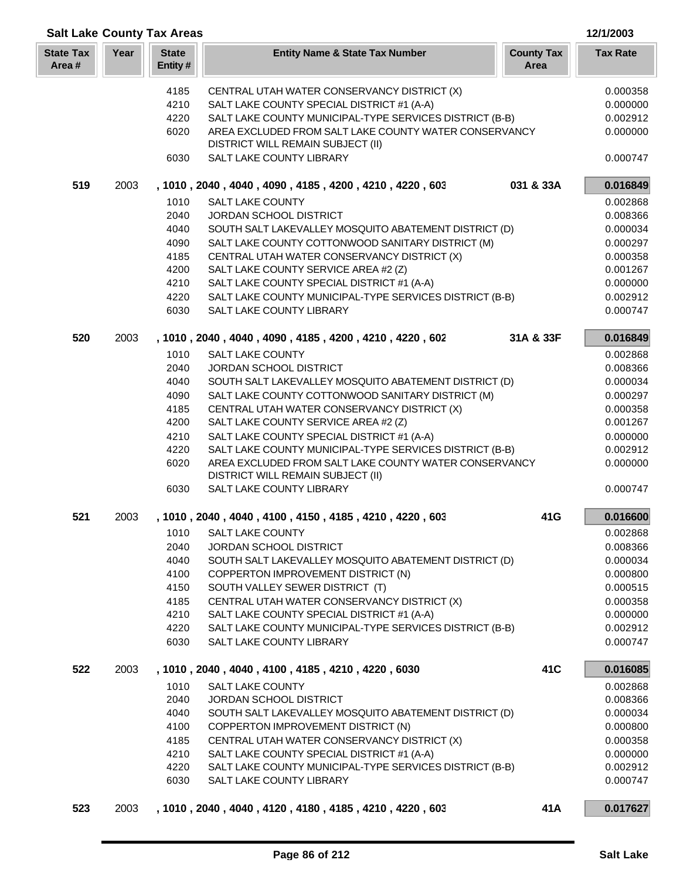## Salt Lake County Tax Areas

12/1/2003

| State Tax Area # | Year | State Entity # | Entity Name & State Tax Number | County Tax Area | Tax Rate |
|---|---|---|---|---|---|
| | | 4185 | CENTRAL UTAH WATER CONSERVANCY DISTRICT (X) | | 0.000358 |
| | | 4210 | SALT LAKE COUNTY SPECIAL DISTRICT #1 (A-A) | | 0.000000 |
| | | 4220 | SALT LAKE COUNTY MUNICIPAL-TYPE SERVICES DISTRICT (B-B) | | 0.002912 |
| | | 6020 | AREA EXCLUDED FROM SALT LAKE COUNTY WATER CONSERVANCY DISTRICT WILL REMAIN SUBJECT (II) | | 0.000000 |
| | | 6030 | SALT LAKE COUNTY LIBRARY | | 0.000747 |
| **519** | 2003 | | **, 1010 , 2040 , 4040 , 4090 , 4185 , 4200 , 4210 , 4220 , 603** | **031 & 33A** | **0.016849** |
| | | 1010 | SALT LAKE COUNTY | | 0.002868 |
| | | 2040 | JORDAN SCHOOL DISTRICT | | 0.008366 |
| | | 4040 | SOUTH SALT LAKEVALLEY MOSQUITO ABATEMENT DISTRICT (D) | | 0.000034 |
| | | 4090 | SALT LAKE COUNTY COTTONWOOD SANITARY DISTRICT (M) | | 0.000297 |
| | | 4185 | CENTRAL UTAH WATER CONSERVANCY DISTRICT (X) | | 0.000358 |
| | | 4200 | SALT LAKE COUNTY SERVICE AREA #2 (Z) | | 0.001267 |
| | | 4210 | SALT LAKE COUNTY SPECIAL DISTRICT #1 (A-A) | | 0.000000 |
| | | 4220 | SALT LAKE COUNTY MUNICIPAL-TYPE SERVICES DISTRICT (B-B) | | 0.002912 |
| | | 6030 | SALT LAKE COUNTY LIBRARY | | 0.000747 |
| **520** | 2003 | | **, 1010 , 2040 , 4040 , 4090 , 4185 , 4200 , 4210 , 4220 , 602** | **31A & 33F** | **0.016849** |
| | | 1010 | SALT LAKE COUNTY | | 0.002868 |
| | | 2040 | JORDAN SCHOOL DISTRICT | | 0.008366 |
| | | 4040 | SOUTH SALT LAKEVALLEY MOSQUITO ABATEMENT DISTRICT (D) | | 0.000034 |
| | | 4090 | SALT LAKE COUNTY COTTONWOOD SANITARY DISTRICT (M) | | 0.000297 |
| | | 4185 | CENTRAL UTAH WATER CONSERVANCY DISTRICT (X) | | 0.000358 |
| | | 4200 | SALT LAKE COUNTY SERVICE AREA #2 (Z) | | 0.001267 |
| | | 4210 | SALT LAKE COUNTY SPECIAL DISTRICT #1 (A-A) | | 0.000000 |
| | | 4220 | SALT LAKE COUNTY MUNICIPAL-TYPE SERVICES DISTRICT (B-B) | | 0.002912 |
| | | 6020 | AREA EXCLUDED FROM SALT LAKE COUNTY WATER CONSERVANCY DISTRICT WILL REMAIN SUBJECT (II) | | 0.000000 |
| | | 6030 | SALT LAKE COUNTY LIBRARY | | 0.000747 |
| **521** | 2003 | | **, 1010 , 2040 , 4040 , 4100 , 4150 , 4185 , 4210 , 4220 , 603** | **41G** | **0.016600** |
| | | 1010 | SALT LAKE COUNTY | | 0.002868 |
| | | 2040 | JORDAN SCHOOL DISTRICT | | 0.008366 |
| | | 4040 | SOUTH SALT LAKEVALLEY MOSQUITO ABATEMENT DISTRICT (D) | | 0.000034 |
| | | 4100 | COPPERTON IMPROVEMENT DISTRICT (N) | | 0.000800 |
| | | 4150 | SOUTH VALLEY SEWER DISTRICT (T) | | 0.000515 |
| | | 4185 | CENTRAL UTAH WATER CONSERVANCY DISTRICT (X) | | 0.000358 |
| | | 4210 | SALT LAKE COUNTY SPECIAL DISTRICT #1 (A-A) | | 0.000000 |
| | | 4220 | SALT LAKE COUNTY MUNICIPAL-TYPE SERVICES DISTRICT (B-B) | | 0.002912 |
| | | 6030 | SALT LAKE COUNTY LIBRARY | | 0.000747 |
| **522** | 2003 | | **, 1010 , 2040 , 4040 , 4100 , 4185 , 4210 , 4220 , 6030** | **41C** | **0.016085** |
| | | 1010 | SALT LAKE COUNTY | | 0.002868 |
| | | 2040 | JORDAN SCHOOL DISTRICT | | 0.008366 |
| | | 4040 | SOUTH SALT LAKEVALLEY MOSQUITO ABATEMENT DISTRICT (D) | | 0.000034 |
| | | 4100 | COPPERTON IMPROVEMENT DISTRICT (N) | | 0.000800 |
| | | 4185 | CENTRAL UTAH WATER CONSERVANCY DISTRICT (X) | | 0.000358 |
| | | 4210 | SALT LAKE COUNTY SPECIAL DISTRICT #1 (A-A) | | 0.000000 |
| | | 4220 | SALT LAKE COUNTY MUNICIPAL-TYPE SERVICES DISTRICT (B-B) | | 0.002912 |
| | | 6030 | SALT LAKE COUNTY LIBRARY | | 0.000747 |
| **523** | 2003 | | **, 1010 , 2040 , 4040 , 4120 , 4180 , 4185 , 4210 , 4220 , 603** | **41A** | **0.017627** |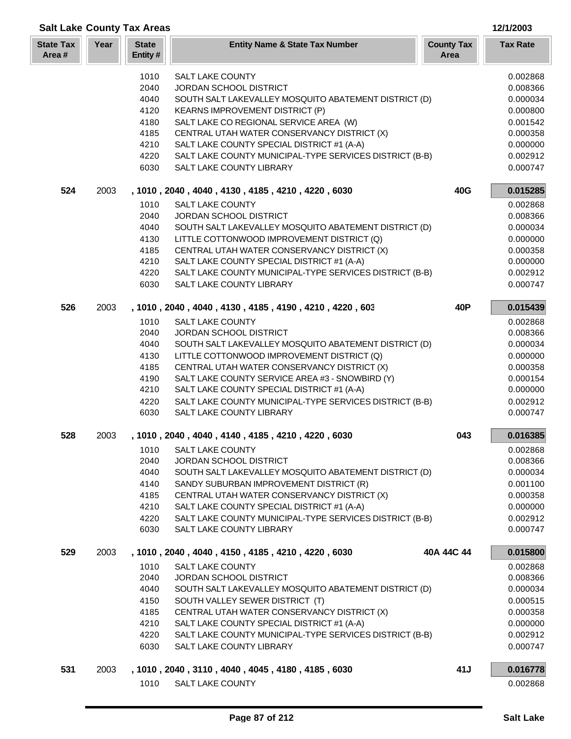## Salt Lake County Tax Areas

12/1/2003

| State Tax Area # | Year | State Entity # | Entity Name & State Tax Number | County Tax Area | Tax Rate |
|---|---|---|---|---|---|
| | | 1010 | SALT LAKE COUNTY | | 0.002868 |
| | | 2040 | JORDAN SCHOOL DISTRICT | | 0.008366 |
| | | 4040 | SOUTH SALT LAKEVALLEY MOSQUITO ABATEMENT DISTRICT (D) | | 0.000034 |
| | | 4120 | KEARNS IMPROVEMENT DISTRICT (P) | | 0.000800 |
| | | 4180 | SALT LAKE CO REGIONAL SERVICE AREA (W) | | 0.001542 |
| | | 4185 | CENTRAL UTAH WATER CONSERVANCY DISTRICT (X) | | 0.000358 |
| | | 4210 | SALT LAKE COUNTY SPECIAL DISTRICT #1 (A-A) | | 0.000000 |
| | | 4220 | SALT LAKE COUNTY MUNICIPAL-TYPE SERVICES DISTRICT (B-B) | | 0.002912 |
| | | 6030 | SALT LAKE COUNTY LIBRARY | | 0.000747 |
| **524** | 2003 | | **, 1010 , 2040 , 4040 , 4130 , 4185 , 4210 , 4220 , 6030** | **40G** | **0.015285** |
| | | 1010 | SALT LAKE COUNTY | | 0.002868 |
| | | 2040 | JORDAN SCHOOL DISTRICT | | 0.008366 |
| | | 4040 | SOUTH SALT LAKEVALLEY MOSQUITO ABATEMENT DISTRICT (D) | | 0.000034 |
| | | 4130 | LITTLE COTTONWOOD IMPROVEMENT DISTRICT (Q) | | 0.000000 |
| | | 4185 | CENTRAL UTAH WATER CONSERVANCY DISTRICT (X) | | 0.000358 |
| | | 4210 | SALT LAKE COUNTY SPECIAL DISTRICT #1 (A-A) | | 0.000000 |
| | | 4220 | SALT LAKE COUNTY MUNICIPAL-TYPE SERVICES DISTRICT (B-B) | | 0.002912 |
| | | 6030 | SALT LAKE COUNTY LIBRARY | | 0.000747 |
| **526** | 2003 | | **, 1010 , 2040 , 4040 , 4130 , 4185 , 4190 , 4210 , 4220 , 603** | **40P** | **0.015439** |
| | | 1010 | SALT LAKE COUNTY | | 0.002868 |
| | | 2040 | JORDAN SCHOOL DISTRICT | | 0.008366 |
| | | 4040 | SOUTH SALT LAKEVALLEY MOSQUITO ABATEMENT DISTRICT (D) | | 0.000034 |
| | | 4130 | LITTLE COTTONWOOD IMPROVEMENT DISTRICT (Q) | | 0.000000 |
| | | 4185 | CENTRAL UTAH WATER CONSERVANCY DISTRICT (X) | | 0.000358 |
| | | 4190 | SALT LAKE COUNTY SERVICE AREA #3 - SNOWBIRD (Y) | | 0.000154 |
| | | 4210 | SALT LAKE COUNTY SPECIAL DISTRICT #1 (A-A) | | 0.000000 |
| | | 4220 | SALT LAKE COUNTY MUNICIPAL-TYPE SERVICES DISTRICT (B-B) | | 0.002912 |
| | | 6030 | SALT LAKE COUNTY LIBRARY | | 0.000747 |
| **528** | 2003 | | **, 1010 , 2040 , 4040 , 4140 , 4185 , 4210 , 4220 , 6030** | **043** | **0.016385** |
| | | 1010 | SALT LAKE COUNTY | | 0.002868 |
| | | 2040 | JORDAN SCHOOL DISTRICT | | 0.008366 |
| | | 4040 | SOUTH SALT LAKEVALLEY MOSQUITO ABATEMENT DISTRICT (D) | | 0.000034 |
| | | 4140 | SANDY SUBURBAN IMPROVEMENT DISTRICT (R) | | 0.001100 |
| | | 4185 | CENTRAL UTAH WATER CONSERVANCY DISTRICT (X) | | 0.000358 |
| | | 4210 | SALT LAKE COUNTY SPECIAL DISTRICT #1 (A-A) | | 0.000000 |
| | | 4220 | SALT LAKE COUNTY MUNICIPAL-TYPE SERVICES DISTRICT (B-B) | | 0.002912 |
| | | 6030 | SALT LAKE COUNTY LIBRARY | | 0.000747 |
| **529** | 2003 | | **, 1010 , 2040 , 4040 , 4150 , 4185 , 4210 , 4220 , 6030** | **40A 44C 44** | **0.015800** |
| | | 1010 | SALT LAKE COUNTY | | 0.002868 |
| | | 2040 | JORDAN SCHOOL DISTRICT | | 0.008366 |
| | | 4040 | SOUTH SALT LAKEVALLEY MOSQUITO ABATEMENT DISTRICT (D) | | 0.000034 |
| | | 4150 | SOUTH VALLEY SEWER DISTRICT (T) | | 0.000515 |
| | | 4185 | CENTRAL UTAH WATER CONSERVANCY DISTRICT (X) | | 0.000358 |
| | | 4210 | SALT LAKE COUNTY SPECIAL DISTRICT #1 (A-A) | | 0.000000 |
| | | 4220 | SALT LAKE COUNTY MUNICIPAL-TYPE SERVICES DISTRICT (B-B) | | 0.002912 |
| | | 6030 | SALT LAKE COUNTY LIBRARY | | 0.000747 |
| **531** | 2003 | | **, 1010 , 2040 , 3110 , 4040 , 4045 , 4180 , 4185 , 6030** | **41J** | **0.016778** |
| | | 1010 | SALT LAKE COUNTY | | 0.002868 |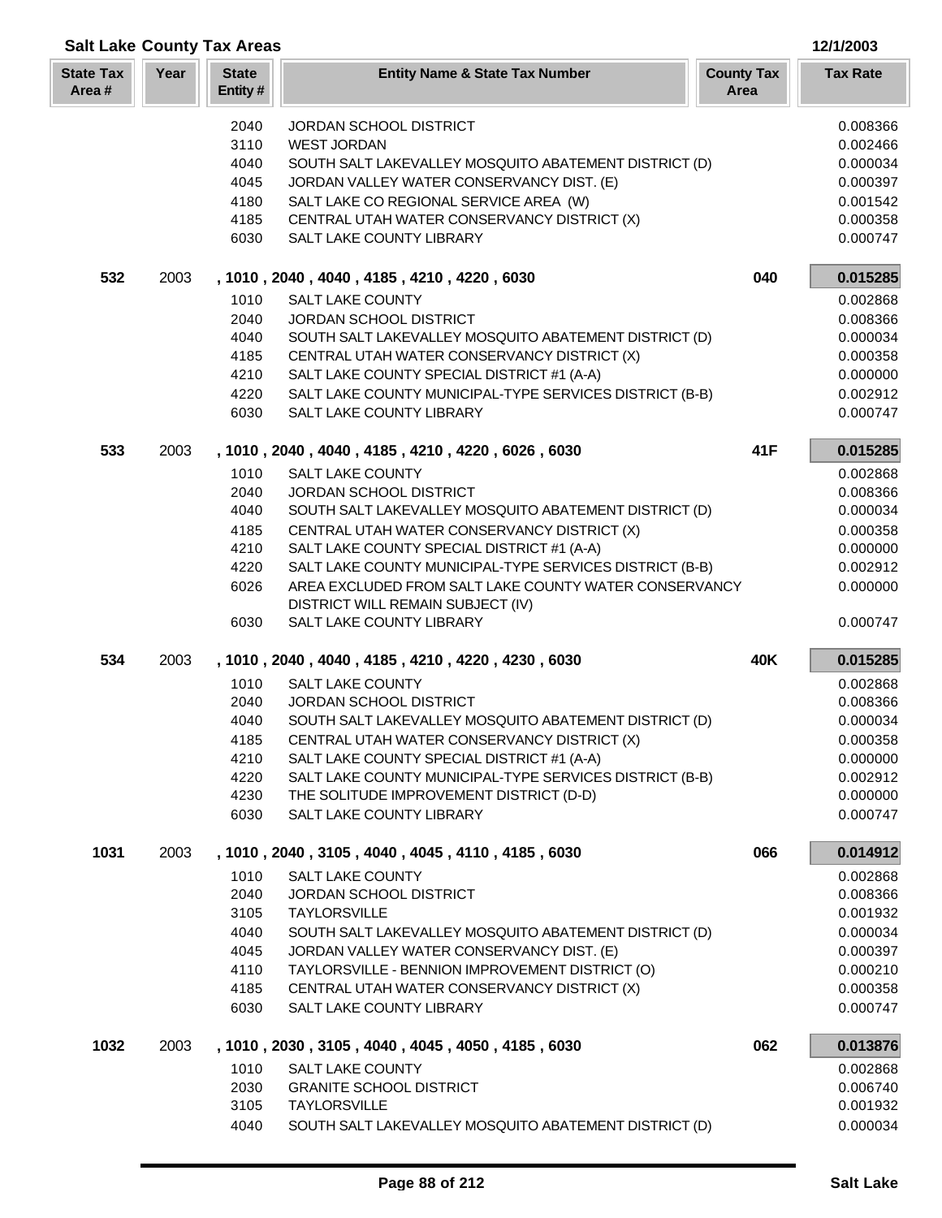## Salt Lake County Tax Areas

12/1/2003

| State Tax Area # | Year | State Entity # | Entity Name & State Tax Number | County Tax Area | Tax Rate |
|---|---|---|---|---|---|
| | | 2040 | JORDAN SCHOOL DISTRICT | | 0.008366 |
| | | 3110 | WEST JORDAN | | 0.002466 |
| | | 4040 | SOUTH SALT LAKEVALLEY MOSQUITO ABATEMENT DISTRICT (D) | | 0.000034 |
| | | 4045 | JORDAN VALLEY WATER CONSERVANCY DIST. (E) | | 0.000397 |
| | | 4180 | SALT LAKE CO REGIONAL SERVICE AREA (W) | | 0.001542 |
| | | 4185 | CENTRAL UTAH WATER CONSERVANCY DISTRICT (X) | | 0.000358 |
| | | 6030 | SALT LAKE COUNTY LIBRARY | | 0.000747 |
| **532** | 2003 | | **, 1010 , 2040 , 4040 , 4185 , 4210 , 4220 , 6030** | **040** | **0.015285** |
| | | 1010 | SALT LAKE COUNTY | | 0.002868 |
| | | 2040 | JORDAN SCHOOL DISTRICT | | 0.008366 |
| | | 4040 | SOUTH SALT LAKEVALLEY MOSQUITO ABATEMENT DISTRICT (D) | | 0.000034 |
| | | 4185 | CENTRAL UTAH WATER CONSERVANCY DISTRICT (X) | | 0.000358 |
| | | 4210 | SALT LAKE COUNTY SPECIAL DISTRICT #1 (A-A) | | 0.000000 |
| | | 4220 | SALT LAKE COUNTY MUNICIPAL-TYPE SERVICES DISTRICT (B-B) | | 0.002912 |
| | | 6030 | SALT LAKE COUNTY LIBRARY | | 0.000747 |
| **533** | 2003 | | **, 1010 , 2040 , 4040 , 4185 , 4210 , 4220 , 6026 , 6030** | **41F** | **0.015285** |
| | | 1010 | SALT LAKE COUNTY | | 0.002868 |
| | | 2040 | JORDAN SCHOOL DISTRICT | | 0.008366 |
| | | 4040 | SOUTH SALT LAKEVALLEY MOSQUITO ABATEMENT DISTRICT (D) | | 0.000034 |
| | | 4185 | CENTRAL UTAH WATER CONSERVANCY DISTRICT (X) | | 0.000358 |
| | | 4210 | SALT LAKE COUNTY SPECIAL DISTRICT #1 (A-A) | | 0.000000 |
| | | 4220 | SALT LAKE COUNTY MUNICIPAL-TYPE SERVICES DISTRICT (B-B) | | 0.002912 |
| | | 6026 | AREA EXCLUDED FROM SALT LAKE COUNTY WATER CONSERVANCY DISTRICT WILL REMAIN SUBJECT (IV) | | 0.000000 |
| | | 6030 | SALT LAKE COUNTY LIBRARY | | 0.000747 |
| **534** | 2003 | | **, 1010 , 2040 , 4040 , 4185 , 4210 , 4220 , 4230 , 6030** | **40K** | **0.015285** |
| | | 1010 | SALT LAKE COUNTY | | 0.002868 |
| | | 2040 | JORDAN SCHOOL DISTRICT | | 0.008366 |
| | | 4040 | SOUTH SALT LAKEVALLEY MOSQUITO ABATEMENT DISTRICT (D) | | 0.000034 |
| | | 4185 | CENTRAL UTAH WATER CONSERVANCY DISTRICT (X) | | 0.000358 |
| | | 4210 | SALT LAKE COUNTY SPECIAL DISTRICT #1 (A-A) | | 0.000000 |
| | | 4220 | SALT LAKE COUNTY MUNICIPAL-TYPE SERVICES DISTRICT (B-B) | | 0.002912 |
| | | 4230 | THE SOLITUDE IMPROVEMENT DISTRICT (D-D) | | 0.000000 |
| | | 6030 | SALT LAKE COUNTY LIBRARY | | 0.000747 |
| **1031** | 2003 | | **, 1010 , 2040 , 3105 , 4040 , 4045 , 4110 , 4185 , 6030** | **066** | **0.014912** |
| | | 1010 | SALT LAKE COUNTY | | 0.002868 |
| | | 2040 | JORDAN SCHOOL DISTRICT | | 0.008366 |
| | | 3105 | TAYLORSVILLE | | 0.001932 |
| | | 4040 | SOUTH SALT LAKEVALLEY MOSQUITO ABATEMENT DISTRICT (D) | | 0.000034 |
| | | 4045 | JORDAN VALLEY WATER CONSERVANCY DIST. (E) | | 0.000397 |
| | | 4110 | TAYLORSVILLE - BENNION IMPROVEMENT DISTRICT (O) | | 0.000210 |
| | | 4185 | CENTRAL UTAH WATER CONSERVANCY DISTRICT (X) | | 0.000358 |
| | | 6030 | SALT LAKE COUNTY LIBRARY | | 0.000747 |
| **1032** | 2003 | | **, 1010 , 2030 , 3105 , 4040 , 4045 , 4050 , 4185 , 6030** | **062** | **0.013876** |
| | | 1010 | SALT LAKE COUNTY | | 0.002868 |
| | | 2030 | GRANITE SCHOOL DISTRICT | | 0.006740 |
| | | 3105 | TAYLORSVILLE | | 0.001932 |
| | | 4040 | SOUTH SALT LAKEVALLEY MOSQUITO ABATEMENT DISTRICT (D) | | 0.000034 |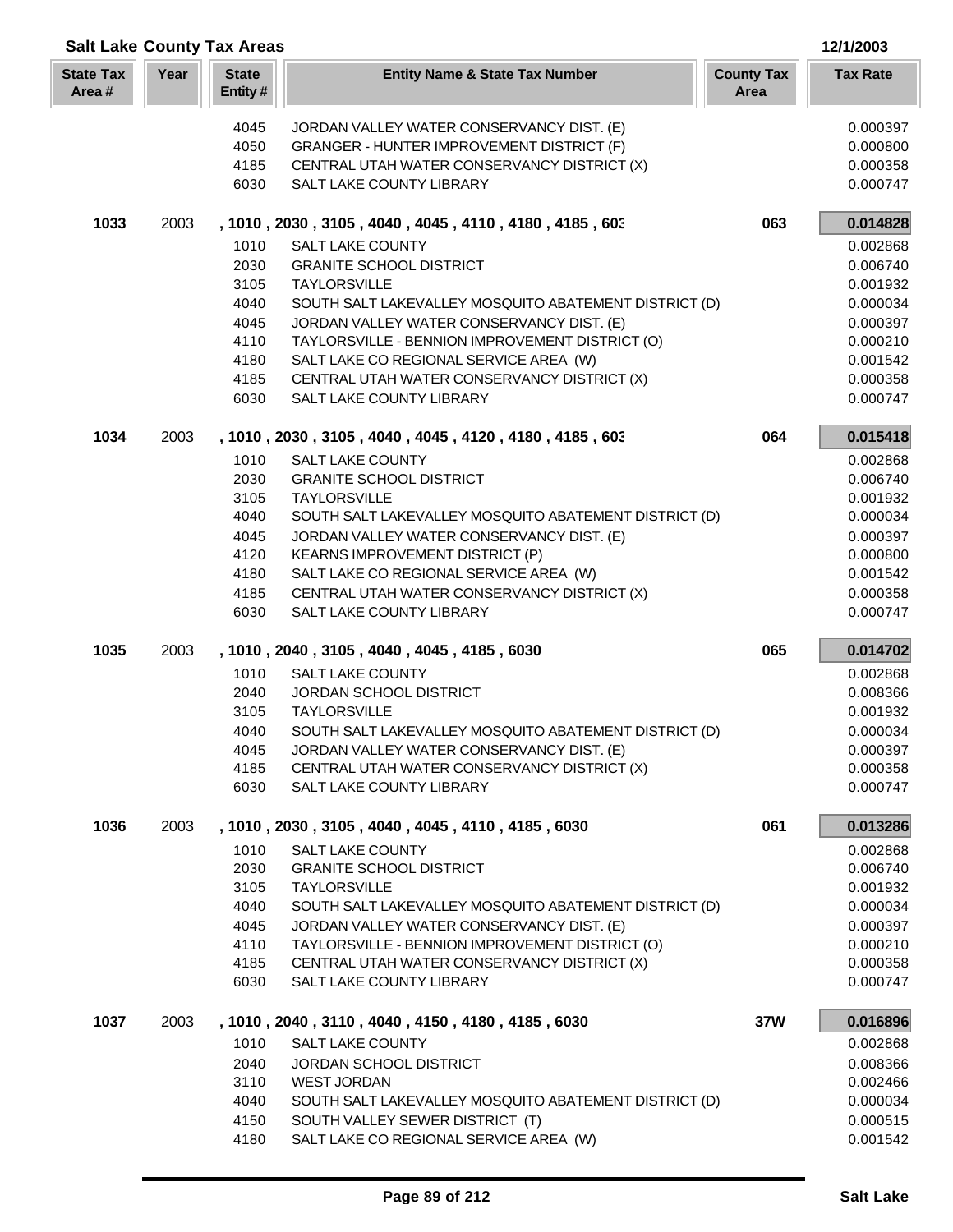## Salt Lake County Tax Areas

12/1/2003

| State Tax Area # | Year | State Entity # | Entity Name & State Tax Number | County Tax Area | Tax Rate |
|---|---|---|---|---|---|
| | | 4045 | JORDAN VALLEY WATER CONSERVANCY DIST. (E) | | 0.000397 |
| | | 4050 | GRANGER - HUNTER IMPROVEMENT DISTRICT (F) | | 0.000800 |
| | | 4185 | CENTRAL UTAH WATER CONSERVANCY DISTRICT (X) | | 0.000358 |
| | | 6030 | SALT LAKE COUNTY LIBRARY | | 0.000747 |
| **1033** | 2003 | | **, 1010 , 2030 , 3105 , 4040 , 4045 , 4110 , 4180 , 4185 , 603** | **063** | **0.014828** |
| | | 1010 | SALT LAKE COUNTY | | 0.002868 |
| | | 2030 | GRANITE SCHOOL DISTRICT | | 0.006740 |
| | | 3105 | TAYLORSVILLE | | 0.001932 |
| | | 4040 | SOUTH SALT LAKEVALLEY MOSQUITO ABATEMENT DISTRICT (D) | | 0.000034 |
| | | 4045 | JORDAN VALLEY WATER CONSERVANCY DIST. (E) | | 0.000397 |
| | | 4110 | TAYLORSVILLE - BENNION IMPROVEMENT DISTRICT (O) | | 0.000210 |
| | | 4180 | SALT LAKE CO REGIONAL SERVICE AREA (W) | | 0.001542 |
| | | 4185 | CENTRAL UTAH WATER CONSERVANCY DISTRICT (X) | | 0.000358 |
| | | 6030 | SALT LAKE COUNTY LIBRARY | | 0.000747 |
| **1034** | 2003 | | **, 1010 , 2030 , 3105 , 4040 , 4045 , 4120 , 4180 , 4185 , 603** | **064** | **0.015418** |
| | | 1010 | SALT LAKE COUNTY | | 0.002868 |
| | | 2030 | GRANITE SCHOOL DISTRICT | | 0.006740 |
| | | 3105 | TAYLORSVILLE | | 0.001932 |
| | | 4040 | SOUTH SALT LAKEVALLEY MOSQUITO ABATEMENT DISTRICT (D) | | 0.000034 |
| | | 4045 | JORDAN VALLEY WATER CONSERVANCY DIST. (E) | | 0.000397 |
| | | 4120 | KEARNS IMPROVEMENT DISTRICT (P) | | 0.000800 |
| | | 4180 | SALT LAKE CO REGIONAL SERVICE AREA (W) | | 0.001542 |
| | | 4185 | CENTRAL UTAH WATER CONSERVANCY DISTRICT (X) | | 0.000358 |
| | | 6030 | SALT LAKE COUNTY LIBRARY | | 0.000747 |
| **1035** | 2003 | | **, 1010 , 2040 , 3105 , 4040 , 4045 , 4185 , 6030** | **065** | **0.014702** |
| | | 1010 | SALT LAKE COUNTY | | 0.002868 |
| | | 2040 | JORDAN SCHOOL DISTRICT | | 0.008366 |
| | | 3105 | TAYLORSVILLE | | 0.001932 |
| | | 4040 | SOUTH SALT LAKEVALLEY MOSQUITO ABATEMENT DISTRICT (D) | | 0.000034 |
| | | 4045 | JORDAN VALLEY WATER CONSERVANCY DIST. (E) | | 0.000397 |
| | | 4185 | CENTRAL UTAH WATER CONSERVANCY DISTRICT (X) | | 0.000358 |
| | | 6030 | SALT LAKE COUNTY LIBRARY | | 0.000747 |
| **1036** | 2003 | | **, 1010 , 2030 , 3105 , 4040 , 4045 , 4110 , 4185 , 6030** | **061** | **0.013286** |
| | | 1010 | SALT LAKE COUNTY | | 0.002868 |
| | | 2030 | GRANITE SCHOOL DISTRICT | | 0.006740 |
| | | 3105 | TAYLORSVILLE | | 0.001932 |
| | | 4040 | SOUTH SALT LAKEVALLEY MOSQUITO ABATEMENT DISTRICT (D) | | 0.000034 |
| | | 4045 | JORDAN VALLEY WATER CONSERVANCY DIST. (E) | | 0.000397 |
| | | 4110 | TAYLORSVILLE - BENNION IMPROVEMENT DISTRICT (O) | | 0.000210 |
| | | 4185 | CENTRAL UTAH WATER CONSERVANCY DISTRICT (X) | | 0.000358 |
| | | 6030 | SALT LAKE COUNTY LIBRARY | | 0.000747 |
| **1037** | 2003 | | **, 1010 , 2040 , 3110 , 4040 , 4150 , 4180 , 4185 , 6030** | **37W** | **0.016896** |
| | | 1010 | SALT LAKE COUNTY | | 0.002868 |
| | | 2040 | JORDAN SCHOOL DISTRICT | | 0.008366 |
| | | 3110 | WEST JORDAN | | 0.002466 |
| | | 4040 | SOUTH SALT LAKEVALLEY MOSQUITO ABATEMENT DISTRICT (D) | | 0.000034 |
| | | 4150 | SOUTH VALLEY SEWER DISTRICT (T) | | 0.000515 |
| | | 4180 | SALT LAKE CO REGIONAL SERVICE AREA (W) | | 0.001542 |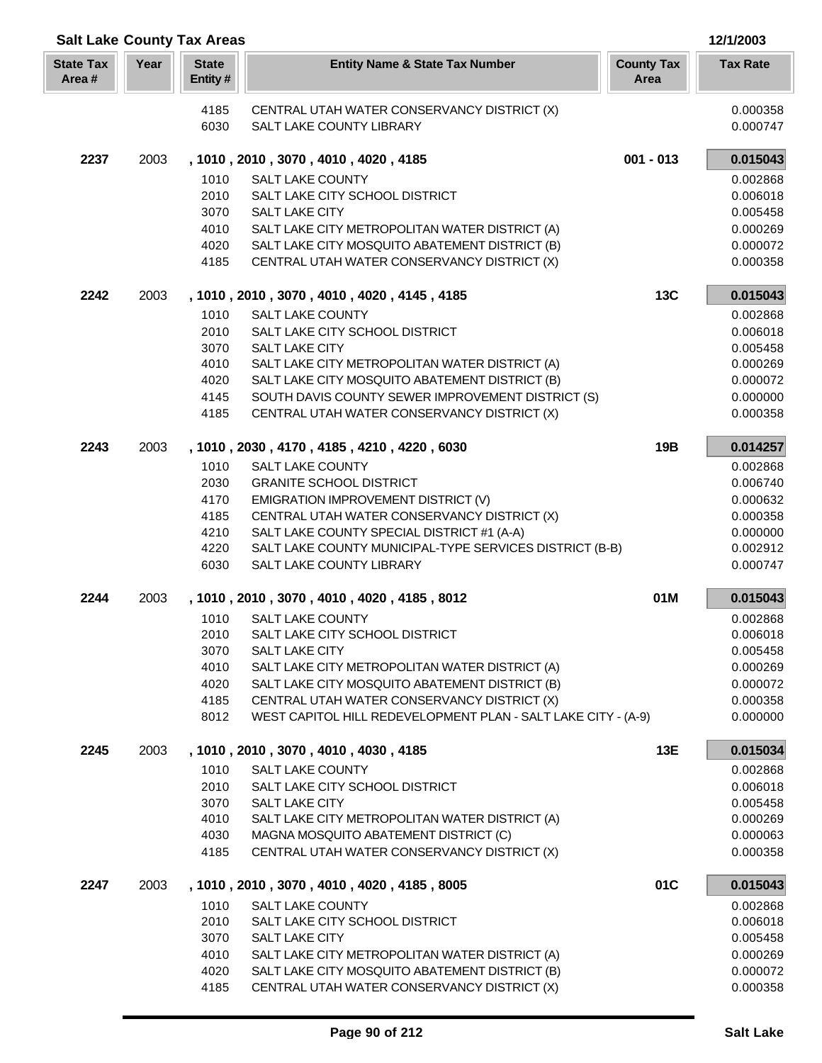## Salt Lake County Tax Areas

12/1/2003

| State Tax Area # | Year | State Entity # | Entity Name & State Tax Number | County Tax Area | Tax Rate |
|---|---|---|---|---|---|
| | | 4185 | CENTRAL UTAH WATER CONSERVANCY DISTRICT (X) | | 0.000358 |
| | | 6030 | SALT LAKE COUNTY LIBRARY | | 0.000747 |
| **2237** | 2003 | | **, 1010 , 2010 , 3070 , 4010 , 4020 , 4185** | **001 - 013** | **0.015043** |
| | | 1010 | SALT LAKE COUNTY | | 0.002868 |
| | | 2010 | SALT LAKE CITY SCHOOL DISTRICT | | 0.006018 |
| | | 3070 | SALT LAKE CITY | | 0.005458 |
| | | 4010 | SALT LAKE CITY METROPOLITAN WATER DISTRICT (A) | | 0.000269 |
| | | 4020 | SALT LAKE CITY MOSQUITO ABATEMENT DISTRICT (B) | | 0.000072 |
| | | 4185 | CENTRAL UTAH WATER CONSERVANCY DISTRICT (X) | | 0.000358 |
| **2242** | 2003 | | **, 1010 , 2010 , 3070 , 4010 , 4020 , 4145 , 4185** | **13C** | **0.015043** |
| | | 1010 | SALT LAKE COUNTY | | 0.002868 |
| | | 2010 | SALT LAKE CITY SCHOOL DISTRICT | | 0.006018 |
| | | 3070 | SALT LAKE CITY | | 0.005458 |
| | | 4010 | SALT LAKE CITY METROPOLITAN WATER DISTRICT (A) | | 0.000269 |
| | | 4020 | SALT LAKE CITY MOSQUITO ABATEMENT DISTRICT (B) | | 0.000072 |
| | | 4145 | SOUTH DAVIS COUNTY SEWER IMPROVEMENT DISTRICT (S) | | 0.000000 |
| | | 4185 | CENTRAL UTAH WATER CONSERVANCY DISTRICT (X) | | 0.000358 |
| **2243** | 2003 | | **, 1010 , 2030 , 4170 , 4185 , 4210 , 4220 , 6030** | **19B** | **0.014257** |
| | | 1010 | SALT LAKE COUNTY | | 0.002868 |
| | | 2030 | GRANITE SCHOOL DISTRICT | | 0.006740 |
| | | 4170 | EMIGRATION IMPROVEMENT DISTRICT (V) | | 0.000632 |
| | | 4185 | CENTRAL UTAH WATER CONSERVANCY DISTRICT (X) | | 0.000358 |
| | | 4210 | SALT LAKE COUNTY SPECIAL DISTRICT #1 (A-A) | | 0.000000 |
| | | 4220 | SALT LAKE COUNTY MUNICIPAL-TYPE SERVICES DISTRICT (B-B) | | 0.002912 |
| | | 6030 | SALT LAKE COUNTY LIBRARY | | 0.000747 |
| **2244** | 2003 | | **, 1010 , 2010 , 3070 , 4010 , 4020 , 4185 , 8012** | **01M** | **0.015043** |
| | | 1010 | SALT LAKE COUNTY | | 0.002868 |
| | | 2010 | SALT LAKE CITY SCHOOL DISTRICT | | 0.006018 |
| | | 3070 | SALT LAKE CITY | | 0.005458 |
| | | 4010 | SALT LAKE CITY METROPOLITAN WATER DISTRICT (A) | | 0.000269 |
| | | 4020 | SALT LAKE CITY MOSQUITO ABATEMENT DISTRICT (B) | | 0.000072 |
| | | 4185 | CENTRAL UTAH WATER CONSERVANCY DISTRICT (X) | | 0.000358 |
| | | 8012 | WEST CAPITOL HILL REDEVELOPMENT PLAN - SALT LAKE CITY - (A-9) | | 0.000000 |
| **2245** | 2003 | | **, 1010 , 2010 , 3070 , 4010 , 4030 , 4185** | **13E** | **0.015034** |
| | | 1010 | SALT LAKE COUNTY | | 0.002868 |
| | | 2010 | SALT LAKE CITY SCHOOL DISTRICT | | 0.006018 |
| | | 3070 | SALT LAKE CITY | | 0.005458 |
| | | 4010 | SALT LAKE CITY METROPOLITAN WATER DISTRICT (A) | | 0.000269 |
| | | 4030 | MAGNA MOSQUITO ABATEMENT DISTRICT (C) | | 0.000063 |
| | | 4185 | CENTRAL UTAH WATER CONSERVANCY DISTRICT (X) | | 0.000358 |
| **2247** | 2003 | | **, 1010 , 2010 , 3070 , 4010 , 4020 , 4185 , 8005** | **01C** | **0.015043** |
| | | 1010 | SALT LAKE COUNTY | | 0.002868 |
| | | 2010 | SALT LAKE CITY SCHOOL DISTRICT | | 0.006018 |
| | | 3070 | SALT LAKE CITY | | 0.005458 |
| | | 4010 | SALT LAKE CITY METROPOLITAN WATER DISTRICT (A) | | 0.000269 |
| | | 4020 | SALT LAKE CITY MOSQUITO ABATEMENT DISTRICT (B) | | 0.000072 |
| | | 4185 | CENTRAL UTAH WATER CONSERVANCY DISTRICT (X) | | 0.000358 |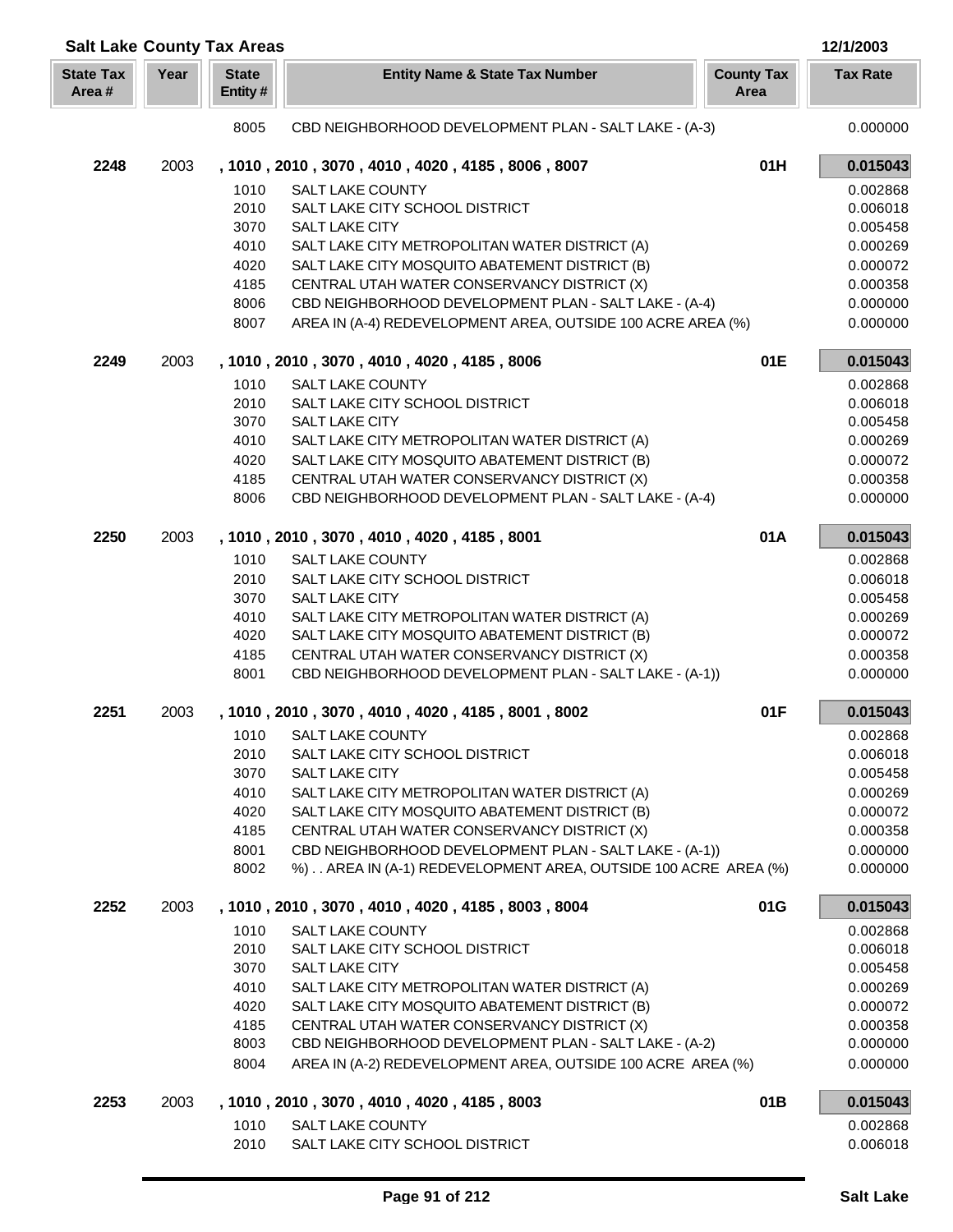## Salt Lake County Tax Areas

12/1/2003

| State Tax Area # | Year | State Entity # | Entity Name & State Tax Number | County Tax Area | Tax Rate |
|---|---|---|---|---|---|
| | | 8005 | CBD NEIGHBORHOOD DEVELOPMENT PLAN - SALT LAKE - (A-3) | | 0.000000 |
| **2248** | 2003 | | **, 1010 , 2010 , 3070 , 4010 , 4020 , 4185 , 8006 , 8007** | **01H** | **0.015043** |
| | | 1010 | SALT LAKE COUNTY | | 0.002868 |
| | | 2010 | SALT LAKE CITY SCHOOL DISTRICT | | 0.006018 |
| | | 3070 | SALT LAKE CITY | | 0.005458 |
| | | 4010 | SALT LAKE CITY METROPOLITAN WATER DISTRICT (A) | | 0.000269 |
| | | 4020 | SALT LAKE CITY MOSQUITO ABATEMENT DISTRICT (B) | | 0.000072 |
| | | 4185 | CENTRAL UTAH WATER CONSERVANCY DISTRICT (X) | | 0.000358 |
| | | 8006 | CBD NEIGHBORHOOD DEVELOPMENT PLAN - SALT LAKE - (A-4) | | 0.000000 |
| | | 8007 | AREA IN (A-4) REDEVELOPMENT AREA, OUTSIDE 100 ACRE AREA (%) | | 0.000000 |
| **2249** | 2003 | | **, 1010 , 2010 , 3070 , 4010 , 4020 , 4185 , 8006** | **01E** | **0.015043** |
| | | 1010 | SALT LAKE COUNTY | | 0.002868 |
| | | 2010 | SALT LAKE CITY SCHOOL DISTRICT | | 0.006018 |
| | | 3070 | SALT LAKE CITY | | 0.005458 |
| | | 4010 | SALT LAKE CITY METROPOLITAN WATER DISTRICT (A) | | 0.000269 |
| | | 4020 | SALT LAKE CITY MOSQUITO ABATEMENT DISTRICT (B) | | 0.000072 |
| | | 4185 | CENTRAL UTAH WATER CONSERVANCY DISTRICT (X) | | 0.000358 |
| | | 8006 | CBD NEIGHBORHOOD DEVELOPMENT PLAN - SALT LAKE - (A-4) | | 0.000000 |
| **2250** | 2003 | | **, 1010 , 2010 , 3070 , 4010 , 4020 , 4185 , 8001** | **01A** | **0.015043** |
| | | 1010 | SALT LAKE COUNTY | | 0.002868 |
| | | 2010 | SALT LAKE CITY SCHOOL DISTRICT | | 0.006018 |
| | | 3070 | SALT LAKE CITY | | 0.005458 |
| | | 4010 | SALT LAKE CITY METROPOLITAN WATER DISTRICT (A) | | 0.000269 |
| | | 4020 | SALT LAKE CITY MOSQUITO ABATEMENT DISTRICT (B) | | 0.000072 |
| | | 4185 | CENTRAL UTAH WATER CONSERVANCY DISTRICT (X) | | 0.000358 |
| | | 8001 | CBD NEIGHBORHOOD DEVELOPMENT PLAN - SALT LAKE - (A-1)) | | 0.000000 |
| **2251** | 2003 | | **, 1010 , 2010 , 3070 , 4010 , 4020 , 4185 , 8001 , 8002** | **01F** | **0.015043** |
| | | 1010 | SALT LAKE COUNTY | | 0.002868 |
| | | 2010 | SALT LAKE CITY SCHOOL DISTRICT | | 0.006018 |
| | | 3070 | SALT LAKE CITY | | 0.005458 |
| | | 4010 | SALT LAKE CITY METROPOLITAN WATER DISTRICT (A) | | 0.000269 |
| | | 4020 | SALT LAKE CITY MOSQUITO ABATEMENT DISTRICT (B) | | 0.000072 |
| | | 4185 | CENTRAL UTAH WATER CONSERVANCY DISTRICT (X) | | 0.000358 |
| | | 8001 | CBD NEIGHBORHOOD DEVELOPMENT PLAN - SALT LAKE - (A-1)) | | 0.000000 |
| | | 8002 | %) . . AREA IN (A-1) REDEVELOPMENT AREA, OUTSIDE 100 ACRE AREA (%) | | 0.000000 |
| **2252** | 2003 | | **, 1010 , 2010 , 3070 , 4010 , 4020 , 4185 , 8003 , 8004** | **01G** | **0.015043** |
| | | 1010 | SALT LAKE COUNTY | | 0.002868 |
| | | 2010 | SALT LAKE CITY SCHOOL DISTRICT | | 0.006018 |
| | | 3070 | SALT LAKE CITY | | 0.005458 |
| | | 4010 | SALT LAKE CITY METROPOLITAN WATER DISTRICT (A) | | 0.000269 |
| | | 4020 | SALT LAKE CITY MOSQUITO ABATEMENT DISTRICT (B) | | 0.000072 |
| | | 4185 | CENTRAL UTAH WATER CONSERVANCY DISTRICT (X) | | 0.000358 |
| | | 8003 | CBD NEIGHBORHOOD DEVELOPMENT PLAN - SALT LAKE - (A-2) | | 0.000000 |
| | | 8004 | AREA IN (A-2) REDEVELOPMENT AREA, OUTSIDE 100 ACRE AREA (%) | | 0.000000 |
| **2253** | 2003 | | **, 1010 , 2010 , 3070 , 4010 , 4020 , 4185 , 8003** | **01B** | **0.015043** |
| | | 1010 | SALT LAKE COUNTY | | 0.002868 |
| | | 2010 | SALT LAKE CITY SCHOOL DISTRICT | | 0.006018 |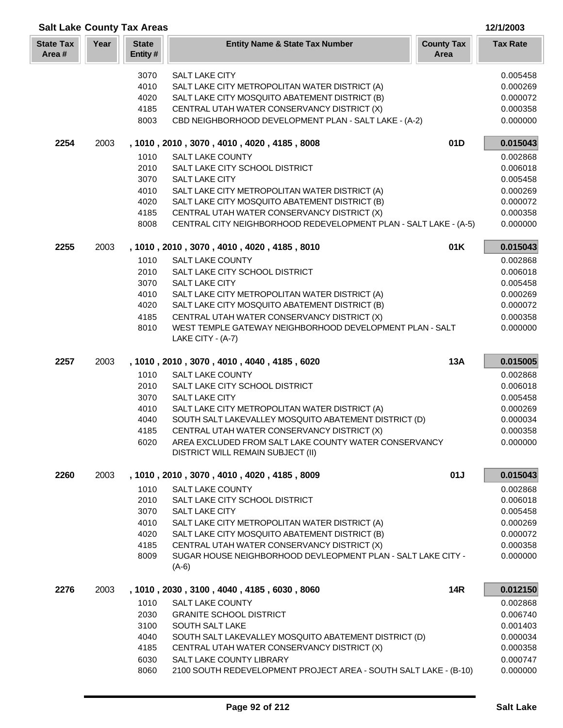## Salt Lake County Tax Areas

12/1/2003

| State Tax Area # | Year | State Entity # | Entity Name & State Tax Number | County Tax Area | Tax Rate |
|---|---|---|---|---|---|
| | | 3070 | SALT LAKE CITY | | 0.005458 |
| | | 4010 | SALT LAKE CITY METROPOLITAN WATER DISTRICT (A) | | 0.000269 |
| | | 4020 | SALT LAKE CITY MOSQUITO ABATEMENT DISTRICT (B) | | 0.000072 |
| | | 4185 | CENTRAL UTAH WATER CONSERVANCY DISTRICT (X) | | 0.000358 |
| | | 8003 | CBD NEIGHBORHOOD DEVELOPMENT PLAN - SALT LAKE - (A-2) | | 0.000000 |
| **2254** | 2003 | | **, 1010 , 2010 , 3070 , 4010 , 4020 , 4185 , 8008** | **01D** | **0.015043** |
| | | 1010 | SALT LAKE COUNTY | | 0.002868 |
| | | 2010 | SALT LAKE CITY SCHOOL DISTRICT | | 0.006018 |
| | | 3070 | SALT LAKE CITY | | 0.005458 |
| | | 4010 | SALT LAKE CITY METROPOLITAN WATER DISTRICT (A) | | 0.000269 |
| | | 4020 | SALT LAKE CITY MOSQUITO ABATEMENT DISTRICT (B) | | 0.000072 |
| | | 4185 | CENTRAL UTAH WATER CONSERVANCY DISTRICT (X) | | 0.000358 |
| | | 8008 | CENTRAL CITY NEIGHBORHOOD REDEVELOPMENT PLAN - SALT LAKE - (A-5) | | 0.000000 |
| **2255** | 2003 | | **, 1010 , 2010 , 3070 , 4010 , 4020 , 4185 , 8010** | **01K** | **0.015043** |
| | | 1010 | SALT LAKE COUNTY | | 0.002868 |
| | | 2010 | SALT LAKE CITY SCHOOL DISTRICT | | 0.006018 |
| | | 3070 | SALT LAKE CITY | | 0.005458 |
| | | 4010 | SALT LAKE CITY METROPOLITAN WATER DISTRICT (A) | | 0.000269 |
| | | 4020 | SALT LAKE CITY MOSQUITO ABATEMENT DISTRICT (B) | | 0.000072 |
| | | 4185 | CENTRAL UTAH WATER CONSERVANCY DISTRICT (X) | | 0.000358 |
| | | 8010 | WEST TEMPLE GATEWAY NEIGHBORHOOD DEVELOPMENT PLAN - SALT LAKE CITY - (A-7) | | 0.000000 |
| **2257** | 2003 | | **, 1010 , 2010 , 3070 , 4010 , 4040 , 4185 , 6020** | **13A** | **0.015005** |
| | | 1010 | SALT LAKE COUNTY | | 0.002868 |
| | | 2010 | SALT LAKE CITY SCHOOL DISTRICT | | 0.006018 |
| | | 3070 | SALT LAKE CITY | | 0.005458 |
| | | 4010 | SALT LAKE CITY METROPOLITAN WATER DISTRICT (A) | | 0.000269 |
| | | 4040 | SOUTH SALT LAKEVALLEY MOSQUITO ABATEMENT DISTRICT (D) | | 0.000034 |
| | | 4185 | CENTRAL UTAH WATER CONSERVANCY DISTRICT (X) | | 0.000358 |
| | | 6020 | AREA EXCLUDED FROM SALT LAKE COUNTY WATER CONSERVANCY DISTRICT WILL REMAIN SUBJECT (II) | | 0.000000 |
| **2260** | 2003 | | **, 1010 , 2010 , 3070 , 4010 , 4020 , 4185 , 8009** | **01J** | **0.015043** |
| | | 1010 | SALT LAKE COUNTY | | 0.002868 |
| | | 2010 | SALT LAKE CITY SCHOOL DISTRICT | | 0.006018 |
| | | 3070 | SALT LAKE CITY | | 0.005458 |
| | | 4010 | SALT LAKE CITY METROPOLITAN WATER DISTRICT (A) | | 0.000269 |
| | | 4020 | SALT LAKE CITY MOSQUITO ABATEMENT DISTRICT (B) | | 0.000072 |
| | | 4185 | CENTRAL UTAH WATER CONSERVANCY DISTRICT (X) | | 0.000358 |
| | | 8009 | SUGAR HOUSE NEIGHBORHOOD DEVLEOPMENT PLAN - SALT LAKE CITY - (A-6) | | 0.000000 |
| **2276** | 2003 | | **, 1010 , 2030 , 3100 , 4040 , 4185 , 6030 , 8060** | **14R** | **0.012150** |
| | | 1010 | SALT LAKE COUNTY | | 0.002868 |
| | | 2030 | GRANITE SCHOOL DISTRICT | | 0.006740 |
| | | 3100 | SOUTH SALT LAKE | | 0.001403 |
| | | 4040 | SOUTH SALT LAKEVALLEY MOSQUITO ABATEMENT DISTRICT (D) | | 0.000034 |
| | | 4185 | CENTRAL UTAH WATER CONSERVANCY DISTRICT (X) | | 0.000358 |
| | | 6030 | SALT LAKE COUNTY LIBRARY | | 0.000747 |
| | | 8060 | 2100 SOUTH REDEVELOPMENT PROJECT AREA - SOUTH SALT LAKE - (B-10) | | 0.000000 |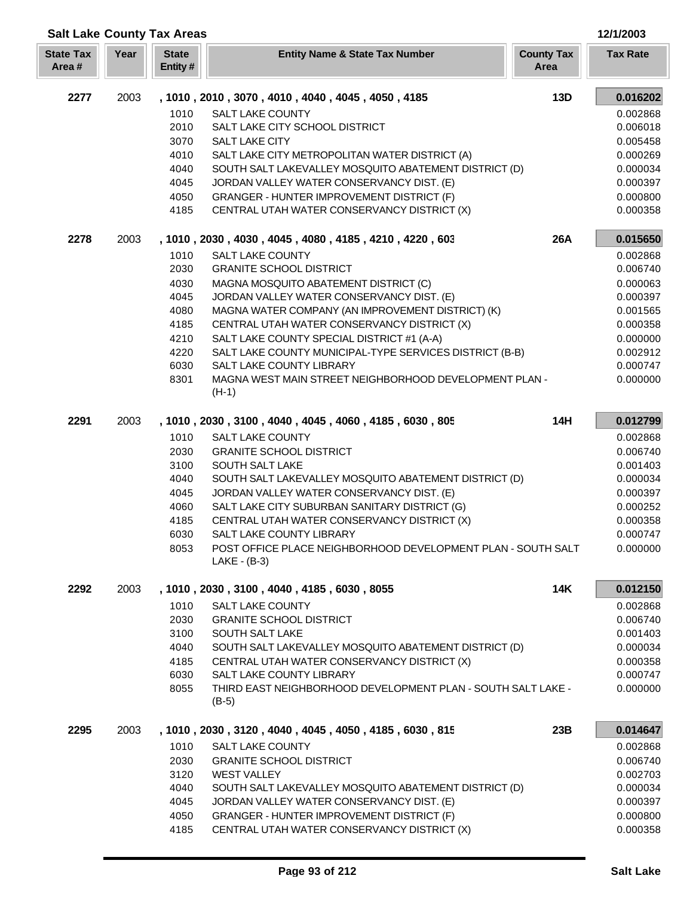## Salt Lake County Tax Areas

12/1/2003

| State Tax Area # | Year | State Entity # | Entity Name & State Tax Number | County Tax Area | Tax Rate |
|---|---|---|---|---|---|
| **2277** | 2003 | | **, 1010 , 2010 , 3070 , 4010 , 4040 , 4045 , 4050 , 4185** | **13D** | **0.016202** |
| | | 1010 | SALT LAKE COUNTY | | 0.002868 |
| | | 2010 | SALT LAKE CITY SCHOOL DISTRICT | | 0.006018 |
| | | 3070 | SALT LAKE CITY | | 0.005458 |
| | | 4010 | SALT LAKE CITY METROPOLITAN WATER DISTRICT (A) | | 0.000269 |
| | | 4040 | SOUTH SALT LAKEVALLEY MOSQUITO ABATEMENT DISTRICT (D) | | 0.000034 |
| | | 4045 | JORDAN VALLEY WATER CONSERVANCY DIST. (E) | | 0.000397 |
| | | 4050 | GRANGER - HUNTER IMPROVEMENT DISTRICT (F) | | 0.000800 |
| | | 4185 | CENTRAL UTAH WATER CONSERVANCY DISTRICT (X) | | 0.000358 |
| **2278** | 2003 | | **, 1010 , 2030 , 4030 , 4045 , 4080 , 4185 , 4210 , 4220 , 603** | **26A** | **0.015650** |
| | | 1010 | SALT LAKE COUNTY | | 0.002868 |
| | | 2030 | GRANITE SCHOOL DISTRICT | | 0.006740 |
| | | 4030 | MAGNA MOSQUITO ABATEMENT DISTRICT (C) | | 0.000063 |
| | | 4045 | JORDAN VALLEY WATER CONSERVANCY DIST. (E) | | 0.000397 |
| | | 4080 | MAGNA WATER COMPANY (AN IMPROVEMENT DISTRICT) (K) | | 0.001565 |
| | | 4185 | CENTRAL UTAH WATER CONSERVANCY DISTRICT (X) | | 0.000358 |
| | | 4210 | SALT LAKE COUNTY SPECIAL DISTRICT #1 (A-A) | | 0.000000 |
| | | 4220 | SALT LAKE COUNTY MUNICIPAL-TYPE SERVICES DISTRICT (B-B) | | 0.002912 |
| | | 6030 | SALT LAKE COUNTY LIBRARY | | 0.000747 |
| | | 8301 | MAGNA WEST MAIN STREET NEIGHBORHOOD DEVELOPMENT PLAN - (H-1) | | 0.000000 |
| **2291** | 2003 | | **, 1010 , 2030 , 3100 , 4040 , 4045 , 4060 , 4185 , 6030 , 805** | **14H** | **0.012799** |
| | | 1010 | SALT LAKE COUNTY | | 0.002868 |
| | | 2030 | GRANITE SCHOOL DISTRICT | | 0.006740 |
| | | 3100 | SOUTH SALT LAKE | | 0.001403 |
| | | 4040 | SOUTH SALT LAKEVALLEY MOSQUITO ABATEMENT DISTRICT (D) | | 0.000034 |
| | | 4045 | JORDAN VALLEY WATER CONSERVANCY DIST. (E) | | 0.000397 |
| | | 4060 | SALT LAKE CITY SUBURBAN SANITARY DISTRICT (G) | | 0.000252 |
| | | 4185 | CENTRAL UTAH WATER CONSERVANCY DISTRICT (X) | | 0.000358 |
| | | 6030 | SALT LAKE COUNTY LIBRARY | | 0.000747 |
| | | 8053 | POST OFFICE PLACE NEIGHBORHOOD DEVELOPMENT PLAN - SOUTH SALT LAKE - (B-3) | | 0.000000 |
| **2292** | 2003 | | **, 1010 , 2030 , 3100 , 4040 , 4185 , 6030 , 8055** | **14K** | **0.012150** |
| | | 1010 | SALT LAKE COUNTY | | 0.002868 |
| | | 2030 | GRANITE SCHOOL DISTRICT | | 0.006740 |
| | | 3100 | SOUTH SALT LAKE | | 0.001403 |
| | | 4040 | SOUTH SALT LAKEVALLEY MOSQUITO ABATEMENT DISTRICT (D) | | 0.000034 |
| | | 4185 | CENTRAL UTAH WATER CONSERVANCY DISTRICT (X) | | 0.000358 |
| | | 6030 | SALT LAKE COUNTY LIBRARY | | 0.000747 |
| | | 8055 | THIRD EAST NEIGHBORHOOD DEVELOPMENT PLAN - SOUTH SALT LAKE - (B-5) | | 0.000000 |
| **2295** | 2003 | | **, 1010 , 2030 , 3120 , 4040 , 4045 , 4050 , 4185 , 6030 , 815** | **23B** | **0.014647** |
| | | 1010 | SALT LAKE COUNTY | | 0.002868 |
| | | 2030 | GRANITE SCHOOL DISTRICT | | 0.006740 |
| | | 3120 | WEST VALLEY | | 0.002703 |
| | | 4040 | SOUTH SALT LAKEVALLEY MOSQUITO ABATEMENT DISTRICT (D) | | 0.000034 |
| | | 4045 | JORDAN VALLEY WATER CONSERVANCY DIST. (E) | | 0.000397 |
| | | 4050 | GRANGER - HUNTER IMPROVEMENT DISTRICT (F) | | 0.000800 |
| | | 4185 | CENTRAL UTAH WATER CONSERVANCY DISTRICT (X) | | 0.000358 |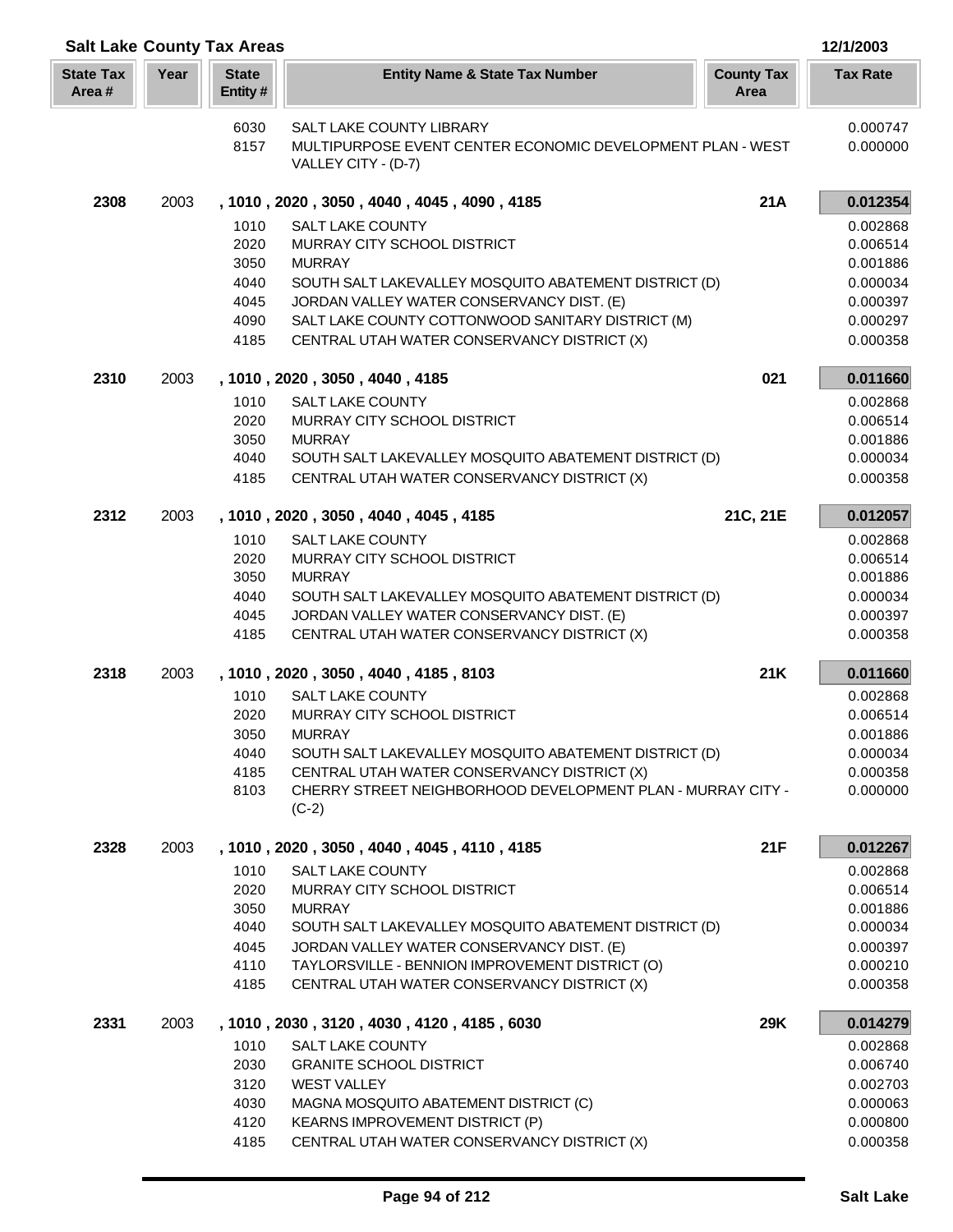## Salt Lake County Tax Areas

12/1/2003

| State Tax Area # | Year | State Entity # | Entity Name & State Tax Number | County Tax Area | Tax Rate |
|---|---|---|---|---|---|
| | | 6030 | SALT LAKE COUNTY LIBRARY | | 0.000747 |
| | | 8157 | MULTIPURPOSE EVENT CENTER ECONOMIC DEVELOPMENT PLAN - WEST VALLEY CITY - (D-7) | | 0.000000 |
| **2308** | 2003 | | **, 1010 , 2020 , 3050 , 4040 , 4045 , 4090 , 4185** | **21A** | **0.012354** |
| | | 1010 | SALT LAKE COUNTY | | 0.002868 |
| | | 2020 | MURRAY CITY SCHOOL DISTRICT | | 0.006514 |
| | | 3050 | MURRAY | | 0.001886 |
| | | 4040 | SOUTH SALT LAKEVALLEY MOSQUITO ABATEMENT DISTRICT (D) | | 0.000034 |
| | | 4045 | JORDAN VALLEY WATER CONSERVANCY DIST. (E) | | 0.000397 |
| | | 4090 | SALT LAKE COUNTY COTTONWOOD SANITARY DISTRICT (M) | | 0.000297 |
| | | 4185 | CENTRAL UTAH WATER CONSERVANCY DISTRICT (X) | | 0.000358 |
| **2310** | 2003 | | **, 1010 , 2020 , 3050 , 4040 , 4185** | **021** | **0.011660** |
| | | 1010 | SALT LAKE COUNTY | | 0.002868 |
| | | 2020 | MURRAY CITY SCHOOL DISTRICT | | 0.006514 |
| | | 3050 | MURRAY | | 0.001886 |
| | | 4040 | SOUTH SALT LAKEVALLEY MOSQUITO ABATEMENT DISTRICT (D) | | 0.000034 |
| | | 4185 | CENTRAL UTAH WATER CONSERVANCY DISTRICT (X) | | 0.000358 |
| **2312** | 2003 | | **, 1010 , 2020 , 3050 , 4040 , 4045 , 4185** | **21C, 21E** | **0.012057** |
| | | 1010 | SALT LAKE COUNTY | | 0.002868 |
| | | 2020 | MURRAY CITY SCHOOL DISTRICT | | 0.006514 |
| | | 3050 | MURRAY | | 0.001886 |
| | | 4040 | SOUTH SALT LAKEVALLEY MOSQUITO ABATEMENT DISTRICT (D) | | 0.000034 |
| | | 4045 | JORDAN VALLEY WATER CONSERVANCY DIST. (E) | | 0.000397 |
| | | 4185 | CENTRAL UTAH WATER CONSERVANCY DISTRICT (X) | | 0.000358 |
| **2318** | 2003 | | **, 1010 , 2020 , 3050 , 4040 , 4185 , 8103** | **21K** | **0.011660** |
| | | 1010 | SALT LAKE COUNTY | | 0.002868 |
| | | 2020 | MURRAY CITY SCHOOL DISTRICT | | 0.006514 |
| | | 3050 | MURRAY | | 0.001886 |
| | | 4040 | SOUTH SALT LAKEVALLEY MOSQUITO ABATEMENT DISTRICT (D) | | 0.000034 |
| | | 4185 | CENTRAL UTAH WATER CONSERVANCY DISTRICT (X) | | 0.000358 |
| | | 8103 | CHERRY STREET NEIGHBORHOOD DEVELOPMENT PLAN - MURRAY CITY - (C-2) | | 0.000000 |
| **2328** | 2003 | | **, 1010 , 2020 , 3050 , 4040 , 4045 , 4110 , 4185** | **21F** | **0.012267** |
| | | 1010 | SALT LAKE COUNTY | | 0.002868 |
| | | 2020 | MURRAY CITY SCHOOL DISTRICT | | 0.006514 |
| | | 3050 | MURRAY | | 0.001886 |
| | | 4040 | SOUTH SALT LAKEVALLEY MOSQUITO ABATEMENT DISTRICT (D) | | 0.000034 |
| | | 4045 | JORDAN VALLEY WATER CONSERVANCY DIST. (E) | | 0.000397 |
| | | 4110 | TAYLORSVILLE - BENNION IMPROVEMENT DISTRICT (O) | | 0.000210 |
| | | 4185 | CENTRAL UTAH WATER CONSERVANCY DISTRICT (X) | | 0.000358 |
| **2331** | 2003 | | **, 1010 , 2030 , 3120 , 4030 , 4120 , 4185 , 6030** | **29K** | **0.014279** |
| | | 1010 | SALT LAKE COUNTY | | 0.002868 |
| | | 2030 | GRANITE SCHOOL DISTRICT | | 0.006740 |
| | | 3120 | WEST VALLEY | | 0.002703 |
| | | 4030 | MAGNA MOSQUITO ABATEMENT DISTRICT (C) | | 0.000063 |
| | | 4120 | KEARNS IMPROVEMENT DISTRICT (P) | | 0.000800 |
| | | 4185 | CENTRAL UTAH WATER CONSERVANCY DISTRICT (X) | | 0.000358 |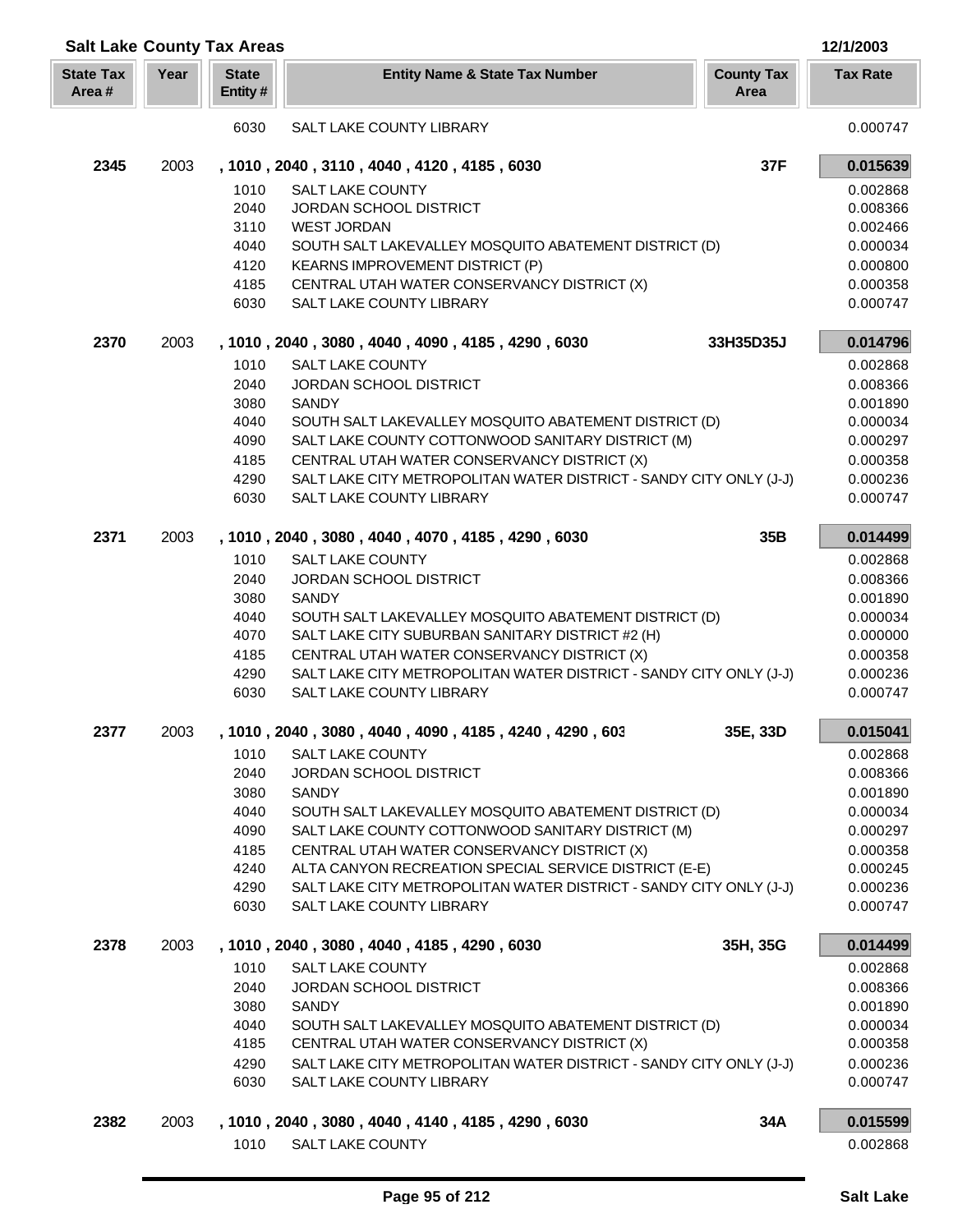## Salt Lake County Tax Areas

12/1/2003

| State Tax Area # | Year | State Entity # | Entity Name & State Tax Number | County Tax Area | Tax Rate |
|---|---|---|---|---|---|
| | | 6030 | SALT LAKE COUNTY LIBRARY | | 0.000747 |
| **2345** | 2003 | | **, 1010 , 2040 , 3110 , 4040 , 4120 , 4185 , 6030** | **37F** | **0.015639** |
| | | 1010 | SALT LAKE COUNTY | | 0.002868 |
| | | 2040 | JORDAN SCHOOL DISTRICT | | 0.008366 |
| | | 3110 | WEST JORDAN | | 0.002466 |
| | | 4040 | SOUTH SALT LAKEVALLEY MOSQUITO ABATEMENT DISTRICT (D) | | 0.000034 |
| | | 4120 | KEARNS IMPROVEMENT DISTRICT (P) | | 0.000800 |
| | | 4185 | CENTRAL UTAH WATER CONSERVANCY DISTRICT (X) | | 0.000358 |
| | | 6030 | SALT LAKE COUNTY LIBRARY | | 0.000747 |
| **2370** | 2003 | | **, 1010 , 2040 , 3080 , 4040 , 4090 , 4185 , 4290 , 6030** | **33H35D35J** | **0.014796** |
| | | 1010 | SALT LAKE COUNTY | | 0.002868 |
| | | 2040 | JORDAN SCHOOL DISTRICT | | 0.008366 |
| | | 3080 | SANDY | | 0.001890 |
| | | 4040 | SOUTH SALT LAKEVALLEY MOSQUITO ABATEMENT DISTRICT (D) | | 0.000034 |
| | | 4090 | SALT LAKE COUNTY COTTONWOOD SANITARY DISTRICT (M) | | 0.000297 |
| | | 4185 | CENTRAL UTAH WATER CONSERVANCY DISTRICT (X) | | 0.000358 |
| | | 4290 | SALT LAKE CITY METROPOLITAN WATER DISTRICT - SANDY CITY ONLY (J-J) | | 0.000236 |
| | | 6030 | SALT LAKE COUNTY LIBRARY | | 0.000747 |
| **2371** | 2003 | | **, 1010 , 2040 , 3080 , 4040 , 4070 , 4185 , 4290 , 6030** | **35B** | **0.014499** |
| | | 1010 | SALT LAKE COUNTY | | 0.002868 |
| | | 2040 | JORDAN SCHOOL DISTRICT | | 0.008366 |
| | | 3080 | SANDY | | 0.001890 |
| | | 4040 | SOUTH SALT LAKEVALLEY MOSQUITO ABATEMENT DISTRICT (D) | | 0.000034 |
| | | 4070 | SALT LAKE CITY SUBURBAN SANITARY DISTRICT #2 (H) | | 0.000000 |
| | | 4185 | CENTRAL UTAH WATER CONSERVANCY DISTRICT (X) | | 0.000358 |
| | | 4290 | SALT LAKE CITY METROPOLITAN WATER DISTRICT - SANDY CITY ONLY (J-J) | | 0.000236 |
| | | 6030 | SALT LAKE COUNTY LIBRARY | | 0.000747 |
| **2377** | 2003 | | **, 1010 , 2040 , 3080 , 4040 , 4090 , 4185 , 4240 , 4290 , 603** | **35E, 33D** | **0.015041** |
| | | 1010 | SALT LAKE COUNTY | | 0.002868 |
| | | 2040 | JORDAN SCHOOL DISTRICT | | 0.008366 |
| | | 3080 | SANDY | | 0.001890 |
| | | 4040 | SOUTH SALT LAKEVALLEY MOSQUITO ABATEMENT DISTRICT (D) | | 0.000034 |
| | | 4090 | SALT LAKE COUNTY COTTONWOOD SANITARY DISTRICT (M) | | 0.000297 |
| | | 4185 | CENTRAL UTAH WATER CONSERVANCY DISTRICT (X) | | 0.000358 |
| | | 4240 | ALTA CANYON RECREATION SPECIAL SERVICE DISTRICT (E-E) | | 0.000245 |
| | | 4290 | SALT LAKE CITY METROPOLITAN WATER DISTRICT - SANDY CITY ONLY (J-J) | | 0.000236 |
| | | 6030 | SALT LAKE COUNTY LIBRARY | | 0.000747 |
| **2378** | 2003 | | **, 1010 , 2040 , 3080 , 4040 , 4185 , 4290 , 6030** | **35H, 35G** | **0.014499** |
| | | 1010 | SALT LAKE COUNTY | | 0.002868 |
| | | 2040 | JORDAN SCHOOL DISTRICT | | 0.008366 |
| | | 3080 | SANDY | | 0.001890 |
| | | 4040 | SOUTH SALT LAKEVALLEY MOSQUITO ABATEMENT DISTRICT (D) | | 0.000034 |
| | | 4185 | CENTRAL UTAH WATER CONSERVANCY DISTRICT (X) | | 0.000358 |
| | | 4290 | SALT LAKE CITY METROPOLITAN WATER DISTRICT - SANDY CITY ONLY (J-J) | | 0.000236 |
| | | 6030 | SALT LAKE COUNTY LIBRARY | | 0.000747 |
| **2382** | 2003 | | **, 1010 , 2040 , 3080 , 4040 , 4140 , 4185 , 4290 , 6030** | **34A** | **0.015599** |
| | | 1010 | SALT LAKE COUNTY | | 0.002868 |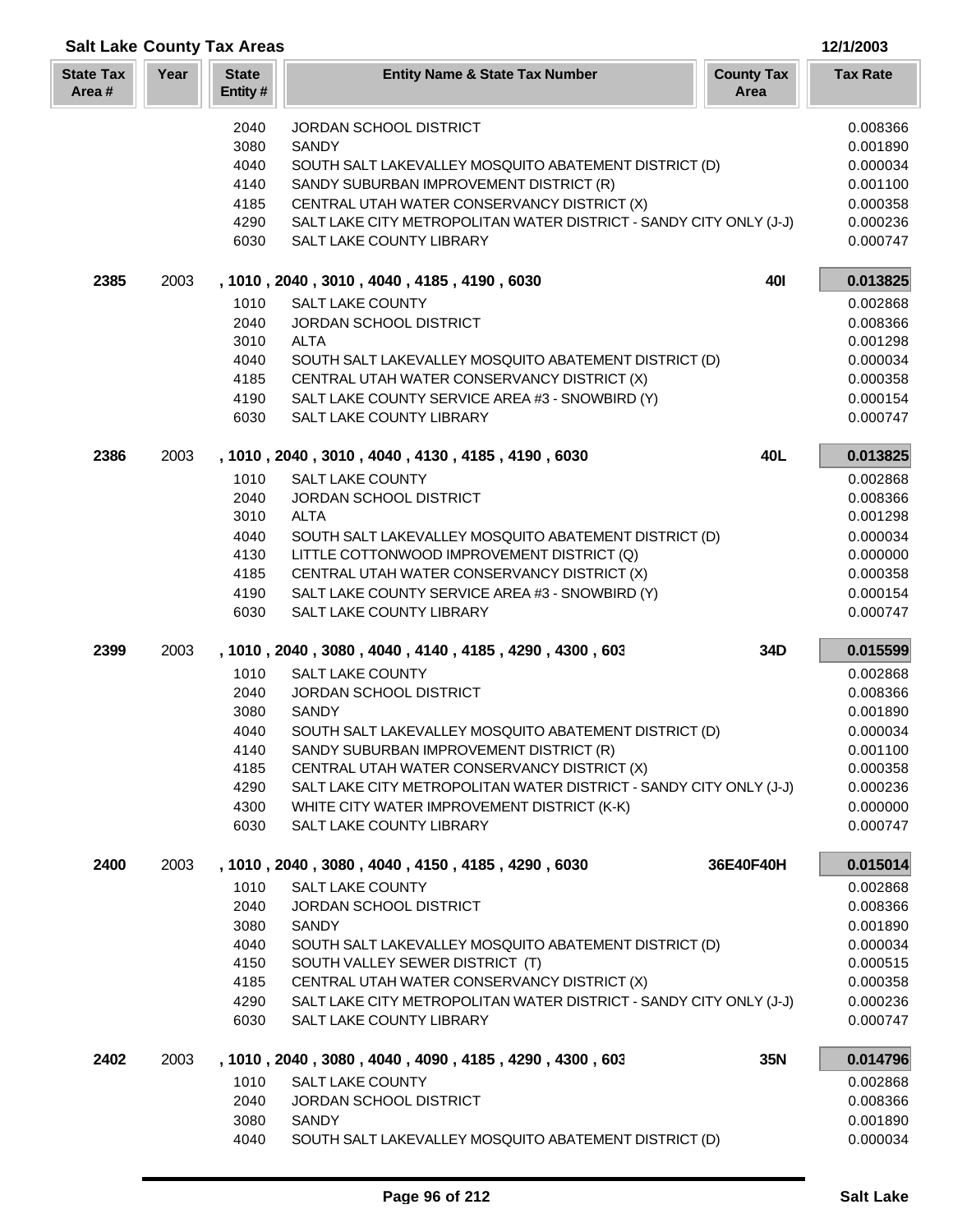## Salt Lake County Tax Areas

12/1/2003

| State Tax Area # | Year | State Entity # | Entity Name & State Tax Number | County Tax Area | Tax Rate |
|---|---|---|---|---|---|
| | | 2040 | JORDAN SCHOOL DISTRICT | | 0.008366 |
| | | 3080 | SANDY | | 0.001890 |
| | | 4040 | SOUTH SALT LAKEVALLEY MOSQUITO ABATEMENT DISTRICT (D) | | 0.000034 |
| | | 4140 | SANDY SUBURBAN IMPROVEMENT DISTRICT (R) | | 0.001100 |
| | | 4185 | CENTRAL UTAH WATER CONSERVANCY DISTRICT (X) | | 0.000358 |
| | | 4290 | SALT LAKE CITY METROPOLITAN WATER DISTRICT - SANDY CITY ONLY (J-J) | | 0.000236 |
| | | 6030 | SALT LAKE COUNTY LIBRARY | | 0.000747 |
| **2385** | 2003 | | **, 1010 , 2040 , 3010 , 4040 , 4185 , 4190 , 6030** | **40I** | **0.013825** |
| | | 1010 | SALT LAKE COUNTY | | 0.002868 |
| | | 2040 | JORDAN SCHOOL DISTRICT | | 0.008366 |
| | | 3010 | ALTA | | 0.001298 |
| | | 4040 | SOUTH SALT LAKEVALLEY MOSQUITO ABATEMENT DISTRICT (D) | | 0.000034 |
| | | 4185 | CENTRAL UTAH WATER CONSERVANCY DISTRICT (X) | | 0.000358 |
| | | 4190 | SALT LAKE COUNTY SERVICE AREA #3 - SNOWBIRD (Y) | | 0.000154 |
| | | 6030 | SALT LAKE COUNTY LIBRARY | | 0.000747 |
| **2386** | 2003 | | **, 1010 , 2040 , 3010 , 4040 , 4130 , 4185 , 4190 , 6030** | **40L** | **0.013825** |
| | | 1010 | SALT LAKE COUNTY | | 0.002868 |
| | | 2040 | JORDAN SCHOOL DISTRICT | | 0.008366 |
| | | 3010 | ALTA | | 0.001298 |
| | | 4040 | SOUTH SALT LAKEVALLEY MOSQUITO ABATEMENT DISTRICT (D) | | 0.000034 |
| | | 4130 | LITTLE COTTONWOOD IMPROVEMENT DISTRICT (Q) | | 0.000000 |
| | | 4185 | CENTRAL UTAH WATER CONSERVANCY DISTRICT (X) | | 0.000358 |
| | | 4190 | SALT LAKE COUNTY SERVICE AREA #3 - SNOWBIRD (Y) | | 0.000154 |
| | | 6030 | SALT LAKE COUNTY LIBRARY | | 0.000747 |
| **2399** | 2003 | | **, 1010 , 2040 , 3080 , 4040 , 4140 , 4185 , 4290 , 4300 , 603** | **34D** | **0.015599** |
| | | 1010 | SALT LAKE COUNTY | | 0.002868 |
| | | 2040 | JORDAN SCHOOL DISTRICT | | 0.008366 |
| | | 3080 | SANDY | | 0.001890 |
| | | 4040 | SOUTH SALT LAKEVALLEY MOSQUITO ABATEMENT DISTRICT (D) | | 0.000034 |
| | | 4140 | SANDY SUBURBAN IMPROVEMENT DISTRICT (R) | | 0.001100 |
| | | 4185 | CENTRAL UTAH WATER CONSERVANCY DISTRICT (X) | | 0.000358 |
| | | 4290 | SALT LAKE CITY METROPOLITAN WATER DISTRICT - SANDY CITY ONLY (J-J) | | 0.000236 |
| | | 4300 | WHITE CITY WATER IMPROVEMENT DISTRICT (K-K) | | 0.000000 |
| | | 6030 | SALT LAKE COUNTY LIBRARY | | 0.000747 |
| **2400** | 2003 | | **, 1010 , 2040 , 3080 , 4040 , 4150 , 4185 , 4290 , 6030** | **36E40F40H** | **0.015014** |
| | | 1010 | SALT LAKE COUNTY | | 0.002868 |
| | | 2040 | JORDAN SCHOOL DISTRICT | | 0.008366 |
| | | 3080 | SANDY | | 0.001890 |
| | | 4040 | SOUTH SALT LAKEVALLEY MOSQUITO ABATEMENT DISTRICT (D) | | 0.000034 |
| | | 4150 | SOUTH VALLEY SEWER DISTRICT (T) | | 0.000515 |
| | | 4185 | CENTRAL UTAH WATER CONSERVANCY DISTRICT (X) | | 0.000358 |
| | | 4290 | SALT LAKE CITY METROPOLITAN WATER DISTRICT - SANDY CITY ONLY (J-J) | | 0.000236 |
| | | 6030 | SALT LAKE COUNTY LIBRARY | | 0.000747 |
| **2402** | 2003 | | **, 1010 , 2040 , 3080 , 4040 , 4090 , 4185 , 4290 , 4300 , 603** | **35N** | **0.014796** |
| | | 1010 | SALT LAKE COUNTY | | 0.002868 |
| | | 2040 | JORDAN SCHOOL DISTRICT | | 0.008366 |
| | | 3080 | SANDY | | 0.001890 |
| | | 4040 | SOUTH SALT LAKEVALLEY MOSQUITO ABATEMENT DISTRICT (D) | | 0.000034 |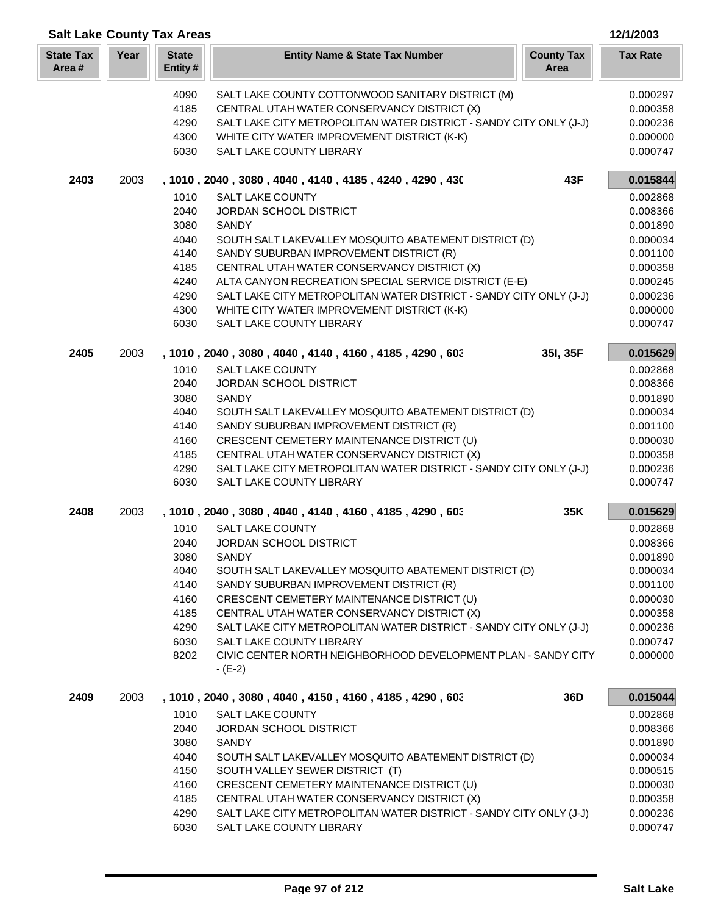## Salt Lake County Tax Areas

12/1/2003

| State Tax Area # | Year | State Entity # | Entity Name & State Tax Number | County Tax Area | Tax Rate |
|---|---|---|---|---|---|
| | | 4090 | SALT LAKE COUNTY COTTONWOOD SANITARY DISTRICT (M) | | 0.000297 |
| | | 4185 | CENTRAL UTAH WATER CONSERVANCY DISTRICT (X) | | 0.000358 |
| | | 4290 | SALT LAKE CITY METROPOLITAN WATER DISTRICT - SANDY CITY ONLY (J-J) | | 0.000236 |
| | | 4300 | WHITE CITY WATER IMPROVEMENT DISTRICT (K-K) | | 0.000000 |
| | | 6030 | SALT LAKE COUNTY LIBRARY | | 0.000747 |
| **2403** | 2003 | | **, 1010 , 2040 , 3080 , 4040 , 4140 , 4185 , 4240 , 4290 , 430** | **43F** | **0.015844** |
| | | 1010 | SALT LAKE COUNTY | | 0.002868 |
| | | 2040 | JORDAN SCHOOL DISTRICT | | 0.008366 |
| | | 3080 | SANDY | | 0.001890 |
| | | 4040 | SOUTH SALT LAKEVALLEY MOSQUITO ABATEMENT DISTRICT (D) | | 0.000034 |
| | | 4140 | SANDY SUBURBAN IMPROVEMENT DISTRICT (R) | | 0.001100 |
| | | 4185 | CENTRAL UTAH WATER CONSERVANCY DISTRICT (X) | | 0.000358 |
| | | 4240 | ALTA CANYON RECREATION SPECIAL SERVICE DISTRICT (E-E) | | 0.000245 |
| | | 4290 | SALT LAKE CITY METROPOLITAN WATER DISTRICT - SANDY CITY ONLY (J-J) | | 0.000236 |
| | | 4300 | WHITE CITY WATER IMPROVEMENT DISTRICT (K-K) | | 0.000000 |
| | | 6030 | SALT LAKE COUNTY LIBRARY | | 0.000747 |
| **2405** | 2003 | | **, 1010 , 2040 , 3080 , 4040 , 4140 , 4160 , 4185 , 4290 , 603** | **35I, 35F** | **0.015629** |
| | | 1010 | SALT LAKE COUNTY | | 0.002868 |
| | | 2040 | JORDAN SCHOOL DISTRICT | | 0.008366 |
| | | 3080 | SANDY | | 0.001890 |
| | | 4040 | SOUTH SALT LAKEVALLEY MOSQUITO ABATEMENT DISTRICT (D) | | 0.000034 |
| | | 4140 | SANDY SUBURBAN IMPROVEMENT DISTRICT (R) | | 0.001100 |
| | | 4160 | CRESCENT CEMETERY MAINTENANCE DISTRICT (U) | | 0.000030 |
| | | 4185 | CENTRAL UTAH WATER CONSERVANCY DISTRICT (X) | | 0.000358 |
| | | 4290 | SALT LAKE CITY METROPOLITAN WATER DISTRICT - SANDY CITY ONLY (J-J) | | 0.000236 |
| | | 6030 | SALT LAKE COUNTY LIBRARY | | 0.000747 |
| **2408** | 2003 | | **, 1010 , 2040 , 3080 , 4040 , 4140 , 4160 , 4185 , 4290 , 603** | **35K** | **0.015629** |
| | | 1010 | SALT LAKE COUNTY | | 0.002868 |
| | | 2040 | JORDAN SCHOOL DISTRICT | | 0.008366 |
| | | 3080 | SANDY | | 0.001890 |
| | | 4040 | SOUTH SALT LAKEVALLEY MOSQUITO ABATEMENT DISTRICT (D) | | 0.000034 |
| | | 4140 | SANDY SUBURBAN IMPROVEMENT DISTRICT (R) | | 0.001100 |
| | | 4160 | CRESCENT CEMETERY MAINTENANCE DISTRICT (U) | | 0.000030 |
| | | 4185 | CENTRAL UTAH WATER CONSERVANCY DISTRICT (X) | | 0.000358 |
| | | 4290 | SALT LAKE CITY METROPOLITAN WATER DISTRICT - SANDY CITY ONLY (J-J) | | 0.000236 |
| | | 6030 | SALT LAKE COUNTY LIBRARY | | 0.000747 |
| | | 8202 | CIVIC CENTER NORTH NEIGHBORHOOD DEVELOPMENT PLAN - SANDY CITY - (E-2) | | 0.000000 |
| **2409** | 2003 | | **, 1010 , 2040 , 3080 , 4040 , 4150 , 4160 , 4185 , 4290 , 603** | **36D** | **0.015044** |
| | | 1010 | SALT LAKE COUNTY | | 0.002868 |
| | | 2040 | JORDAN SCHOOL DISTRICT | | 0.008366 |
| | | 3080 | SANDY | | 0.001890 |
| | | 4040 | SOUTH SALT LAKEVALLEY MOSQUITO ABATEMENT DISTRICT (D) | | 0.000034 |
| | | 4150 | SOUTH VALLEY SEWER DISTRICT (T) | | 0.000515 |
| | | 4160 | CRESCENT CEMETERY MAINTENANCE DISTRICT (U) | | 0.000030 |
| | | 4185 | CENTRAL UTAH WATER CONSERVANCY DISTRICT (X) | | 0.000358 |
| | | 4290 | SALT LAKE CITY METROPOLITAN WATER DISTRICT - SANDY CITY ONLY (J-J) | | 0.000236 |
| | | 6030 | SALT LAKE COUNTY LIBRARY | | 0.000747 |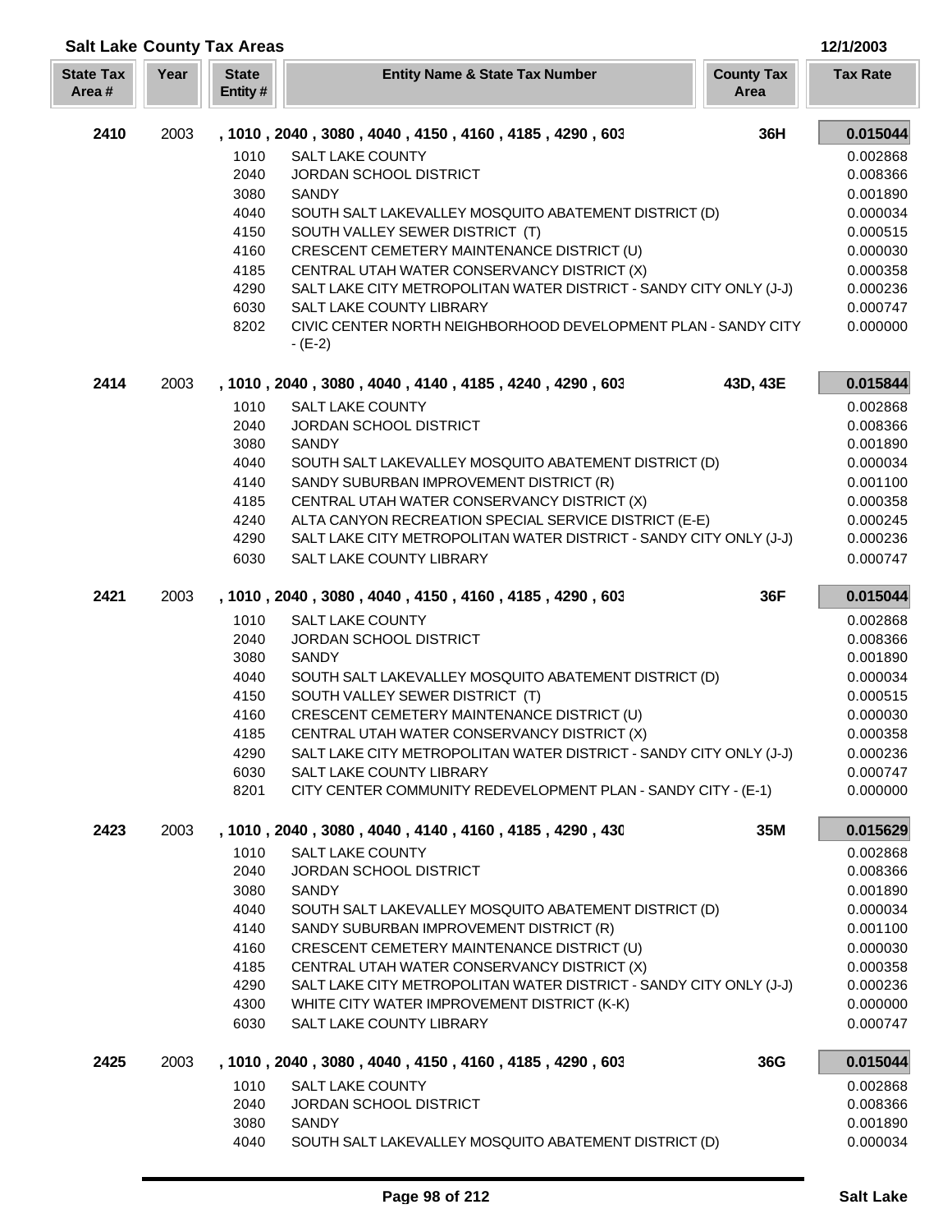## Salt Lake County Tax Areas

12/1/2003

| State Tax Area # | Year | State Entity # | Entity Name & State Tax Number | County Tax Area | Tax Rate |
|---|---|---|---|---|---|
| **2410** | 2003 | | **, 1010 , 2040 , 3080 , 4040 , 4150 , 4160 , 4185 , 4290 , 603** | **36H** | **0.015044** |
| | | 1010 | SALT LAKE COUNTY | | 0.002868 |
| | | 2040 | JORDAN SCHOOL DISTRICT | | 0.008366 |
| | | 3080 | SANDY | | 0.001890 |
| | | 4040 | SOUTH SALT LAKEVALLEY MOSQUITO ABATEMENT DISTRICT (D) | | 0.000034 |
| | | 4150 | SOUTH VALLEY SEWER DISTRICT (T) | | 0.000515 |
| | | 4160 | CRESCENT CEMETERY MAINTENANCE DISTRICT (U) | | 0.000030 |
| | | 4185 | CENTRAL UTAH WATER CONSERVANCY DISTRICT (X) | | 0.000358 |
| | | 4290 | SALT LAKE CITY METROPOLITAN WATER DISTRICT - SANDY CITY ONLY (J-J) | | 0.000236 |
| | | 6030 | SALT LAKE COUNTY LIBRARY | | 0.000747 |
| | | 8202 | CIVIC CENTER NORTH NEIGHBORHOOD DEVELOPMENT PLAN - SANDY CITY - (E-2) | | 0.000000 |
| **2414** | 2003 | | **, 1010 , 2040 , 3080 , 4040 , 4140 , 4185 , 4240 , 4290 , 603** | **43D, 43E** | **0.015844** |
| | | 1010 | SALT LAKE COUNTY | | 0.002868 |
| | | 2040 | JORDAN SCHOOL DISTRICT | | 0.008366 |
| | | 3080 | SANDY | | 0.001890 |
| | | 4040 | SOUTH SALT LAKEVALLEY MOSQUITO ABATEMENT DISTRICT (D) | | 0.000034 |
| | | 4140 | SANDY SUBURBAN IMPROVEMENT DISTRICT (R) | | 0.001100 |
| | | 4185 | CENTRAL UTAH WATER CONSERVANCY DISTRICT (X) | | 0.000358 |
| | | 4240 | ALTA CANYON RECREATION SPECIAL SERVICE DISTRICT (E-E) | | 0.000245 |
| | | 4290 | SALT LAKE CITY METROPOLITAN WATER DISTRICT - SANDY CITY ONLY (J-J) | | 0.000236 |
| | | 6030 | SALT LAKE COUNTY LIBRARY | | 0.000747 |
| **2421** | 2003 | | **, 1010 , 2040 , 3080 , 4040 , 4150 , 4160 , 4185 , 4290 , 603** | **36F** | **0.015044** |
| | | 1010 | SALT LAKE COUNTY | | 0.002868 |
| | | 2040 | JORDAN SCHOOL DISTRICT | | 0.008366 |
| | | 3080 | SANDY | | 0.001890 |
| | | 4040 | SOUTH SALT LAKEVALLEY MOSQUITO ABATEMENT DISTRICT (D) | | 0.000034 |
| | | 4150 | SOUTH VALLEY SEWER DISTRICT (T) | | 0.000515 |
| | | 4160 | CRESCENT CEMETERY MAINTENANCE DISTRICT (U) | | 0.000030 |
| | | 4185 | CENTRAL UTAH WATER CONSERVANCY DISTRICT (X) | | 0.000358 |
| | | 4290 | SALT LAKE CITY METROPOLITAN WATER DISTRICT - SANDY CITY ONLY (J-J) | | 0.000236 |
| | | 6030 | SALT LAKE COUNTY LIBRARY | | 0.000747 |
| | | 8201 | CITY CENTER COMMUNITY REDEVELOPMENT PLAN - SANDY CITY - (E-1) | | 0.000000 |
| **2423** | 2003 | | **, 1010 , 2040 , 3080 , 4040 , 4140 , 4160 , 4185 , 4290 , 430** | **35M** | **0.015629** |
| | | 1010 | SALT LAKE COUNTY | | 0.002868 |
| | | 2040 | JORDAN SCHOOL DISTRICT | | 0.008366 |
| | | 3080 | SANDY | | 0.001890 |
| | | 4040 | SOUTH SALT LAKEVALLEY MOSQUITO ABATEMENT DISTRICT (D) | | 0.000034 |
| | | 4140 | SANDY SUBURBAN IMPROVEMENT DISTRICT (R) | | 0.001100 |
| | | 4160 | CRESCENT CEMETERY MAINTENANCE DISTRICT (U) | | 0.000030 |
| | | 4185 | CENTRAL UTAH WATER CONSERVANCY DISTRICT (X) | | 0.000358 |
| | | 4290 | SALT LAKE CITY METROPOLITAN WATER DISTRICT - SANDY CITY ONLY (J-J) | | 0.000236 |
| | | 4300 | WHITE CITY WATER IMPROVEMENT DISTRICT (K-K) | | 0.000000 |
| | | 6030 | SALT LAKE COUNTY LIBRARY | | 0.000747 |
| **2425** | 2003 | | **, 1010 , 2040 , 3080 , 4040 , 4150 , 4160 , 4185 , 4290 , 603** | **36G** | **0.015044** |
| | | 1010 | SALT LAKE COUNTY | | 0.002868 |
| | | 2040 | JORDAN SCHOOL DISTRICT | | 0.008366 |
| | | 3080 | SANDY | | 0.001890 |
| | | 4040 | SOUTH SALT LAKEVALLEY MOSQUITO ABATEMENT DISTRICT (D) | | 0.000034 |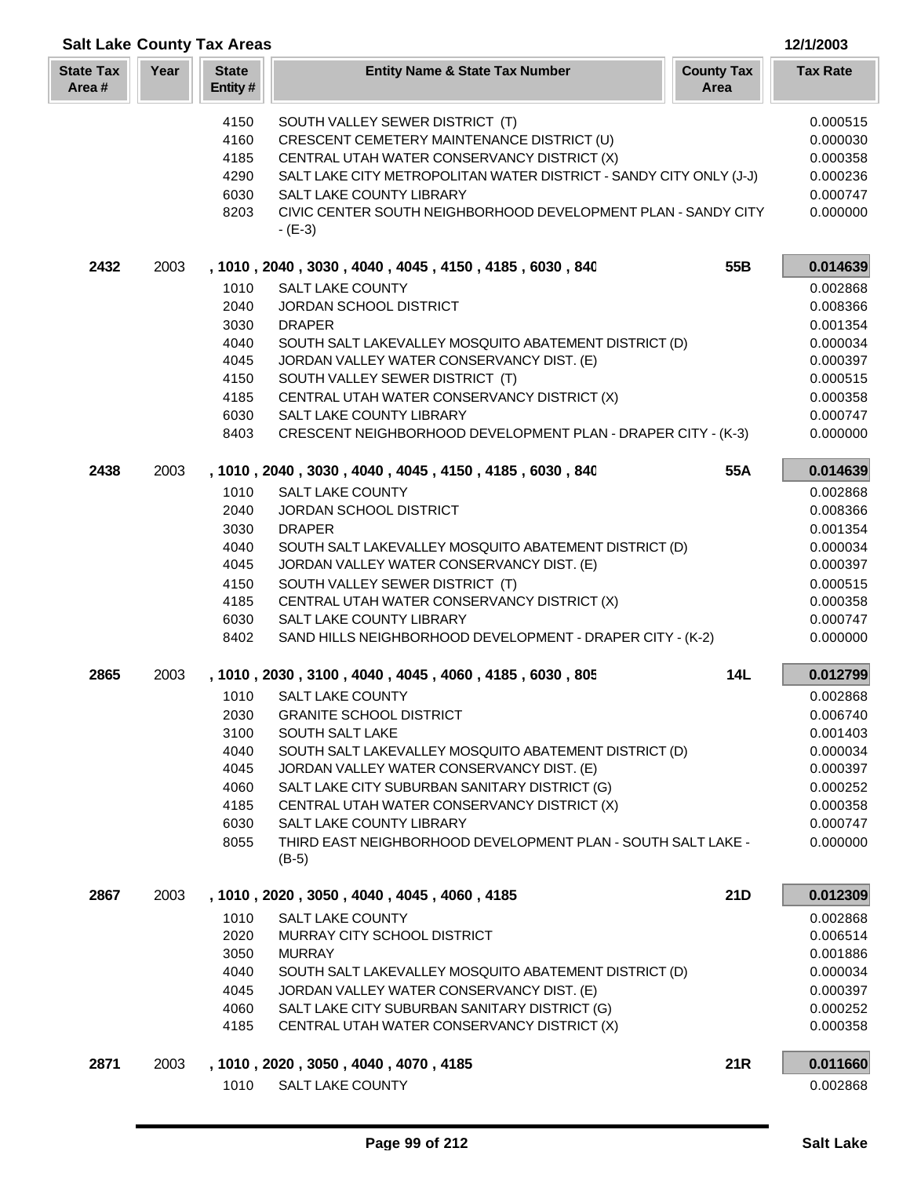## Salt Lake County Tax Areas

12/1/2003

| State Tax Area # | Year | State Entity # | Entity Name & State Tax Number | County Tax Area | Tax Rate |
|---|---|---|---|---|---|
| | | 4150 | SOUTH VALLEY SEWER DISTRICT (T) | | 0.000515 |
| | | 4160 | CRESCENT CEMETERY MAINTENANCE DISTRICT (U) | | 0.000030 |
| | | 4185 | CENTRAL UTAH WATER CONSERVANCY DISTRICT (X) | | 0.000358 |
| | | 4290 | SALT LAKE CITY METROPOLITAN WATER DISTRICT - SANDY CITY ONLY (J-J) | | 0.000236 |
| | | 6030 | SALT LAKE COUNTY LIBRARY | | 0.000747 |
| | | 8203 | CIVIC CENTER SOUTH NEIGHBORHOOD DEVELOPMENT PLAN - SANDY CITY - (E-3) | | 0.000000 |
| **2432** | 2003 | | **, 1010 , 2040 , 3030 , 4040 , 4045 , 4150 , 4185 , 6030 , 840** | **55B** | **0.014639** |
| | | 1010 | SALT LAKE COUNTY | | 0.002868 |
| | | 2040 | JORDAN SCHOOL DISTRICT | | 0.008366 |
| | | 3030 | DRAPER | | 0.001354 |
| | | 4040 | SOUTH SALT LAKEVALLEY MOSQUITO ABATEMENT DISTRICT (D) | | 0.000034 |
| | | 4045 | JORDAN VALLEY WATER CONSERVANCY DIST. (E) | | 0.000397 |
| | | 4150 | SOUTH VALLEY SEWER DISTRICT (T) | | 0.000515 |
| | | 4185 | CENTRAL UTAH WATER CONSERVANCY DISTRICT (X) | | 0.000358 |
| | | 6030 | SALT LAKE COUNTY LIBRARY | | 0.000747 |
| | | 8403 | CRESCENT NEIGHBORHOOD DEVELOPMENT PLAN - DRAPER CITY - (K-3) | | 0.000000 |
| **2438** | 2003 | | **, 1010 , 2040 , 3030 , 4040 , 4045 , 4150 , 4185 , 6030 , 840** | **55A** | **0.014639** |
| | | 1010 | SALT LAKE COUNTY | | 0.002868 |
| | | 2040 | JORDAN SCHOOL DISTRICT | | 0.008366 |
| | | 3030 | DRAPER | | 0.001354 |
| | | 4040 | SOUTH SALT LAKEVALLEY MOSQUITO ABATEMENT DISTRICT (D) | | 0.000034 |
| | | 4045 | JORDAN VALLEY WATER CONSERVANCY DIST. (E) | | 0.000397 |
| | | 4150 | SOUTH VALLEY SEWER DISTRICT (T) | | 0.000515 |
| | | 4185 | CENTRAL UTAH WATER CONSERVANCY DISTRICT (X) | | 0.000358 |
| | | 6030 | SALT LAKE COUNTY LIBRARY | | 0.000747 |
| | | 8402 | SAND HILLS NEIGHBORHOOD DEVELOPMENT - DRAPER CITY - (K-2) | | 0.000000 |
| **2865** | 2003 | | **, 1010 , 2030 , 3100 , 4040 , 4045 , 4060 , 4185 , 6030 , 805** | **14L** | **0.012799** |
| | | 1010 | SALT LAKE COUNTY | | 0.002868 |
| | | 2030 | GRANITE SCHOOL DISTRICT | | 0.006740 |
| | | 3100 | SOUTH SALT LAKE | | 0.001403 |
| | | 4040 | SOUTH SALT LAKEVALLEY MOSQUITO ABATEMENT DISTRICT (D) | | 0.000034 |
| | | 4045 | JORDAN VALLEY WATER CONSERVANCY DIST. (E) | | 0.000397 |
| | | 4060 | SALT LAKE CITY SUBURBAN SANITARY DISTRICT (G) | | 0.000252 |
| | | 4185 | CENTRAL UTAH WATER CONSERVANCY DISTRICT (X) | | 0.000358 |
| | | 6030 | SALT LAKE COUNTY LIBRARY | | 0.000747 |
| | | 8055 | THIRD EAST NEIGHBORHOOD DEVELOPMENT PLAN - SOUTH SALT LAKE - (B-5) | | 0.000000 |
| **2867** | 2003 | | **, 1010 , 2020 , 3050 , 4040 , 4045 , 4060 , 4185** | **21D** | **0.012309** |
| | | 1010 | SALT LAKE COUNTY | | 0.002868 |
| | | 2020 | MURRAY CITY SCHOOL DISTRICT | | 0.006514 |
| | | 3050 | MURRAY | | 0.001886 |
| | | 4040 | SOUTH SALT LAKEVALLEY MOSQUITO ABATEMENT DISTRICT (D) | | 0.000034 |
| | | 4045 | JORDAN VALLEY WATER CONSERVANCY DIST. (E) | | 0.000397 |
| | | 4060 | SALT LAKE CITY SUBURBAN SANITARY DISTRICT (G) | | 0.000252 |
| | | 4185 | CENTRAL UTAH WATER CONSERVANCY DISTRICT (X) | | 0.000358 |
| **2871** | 2003 | | **, 1010 , 2020 , 3050 , 4040 , 4070 , 4185** | **21R** | **0.011660** |
| | | 1010 | SALT LAKE COUNTY | | 0.002868 |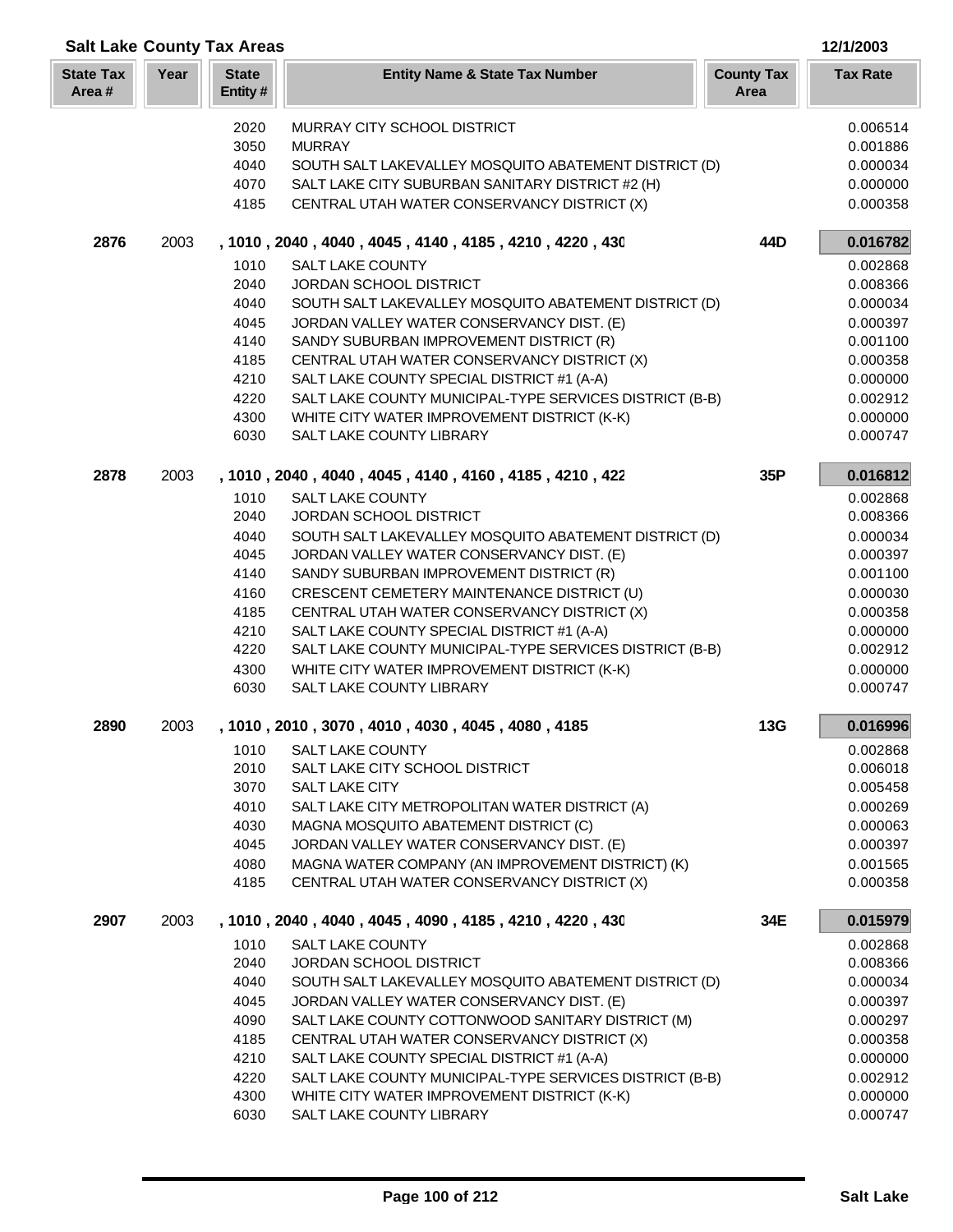## Salt Lake County Tax Areas

12/1/2003

| State Tax Area # | Year | State Entity # | Entity Name & State Tax Number | County Tax Area | Tax Rate |
|---|---|---|---|---|---|
| | | 2020 | MURRAY CITY SCHOOL DISTRICT | | 0.006514 |
| | | 3050 | MURRAY | | 0.001886 |
| | | 4040 | SOUTH SALT LAKEVALLEY MOSQUITO ABATEMENT DISTRICT (D) | | 0.000034 |
| | | 4070 | SALT LAKE CITY SUBURBAN SANITARY DISTRICT #2 (H) | | 0.000000 |
| | | 4185 | CENTRAL UTAH WATER CONSERVANCY DISTRICT (X) | | 0.000358 |
| **2876** | 2003 | **, 1010 , 2040 , 4040 , 4045 , 4140 , 4185 , 4210 , 4220 , 430** | | **44D** | **0.016782** |
| | | 1010 | SALT LAKE COUNTY | | 0.002868 |
| | | 2040 | JORDAN SCHOOL DISTRICT | | 0.008366 |
| | | 4040 | SOUTH SALT LAKEVALLEY MOSQUITO ABATEMENT DISTRICT (D) | | 0.000034 |
| | | 4045 | JORDAN VALLEY WATER CONSERVANCY DIST. (E) | | 0.000397 |
| | | 4140 | SANDY SUBURBAN IMPROVEMENT DISTRICT (R) | | 0.001100 |
| | | 4185 | CENTRAL UTAH WATER CONSERVANCY DISTRICT (X) | | 0.000358 |
| | | 4210 | SALT LAKE COUNTY SPECIAL DISTRICT #1 (A-A) | | 0.000000 |
| | | 4220 | SALT LAKE COUNTY MUNICIPAL-TYPE SERVICES DISTRICT (B-B) | | 0.002912 |
| | | 4300 | WHITE CITY WATER IMPROVEMENT DISTRICT (K-K) | | 0.000000 |
| | | 6030 | SALT LAKE COUNTY LIBRARY | | 0.000747 |
| **2878** | 2003 | **, 1010 , 2040 , 4040 , 4045 , 4140 , 4160 , 4185 , 4210 , 422** | | **35P** | **0.016812** |
| | | 1010 | SALT LAKE COUNTY | | 0.002868 |
| | | 2040 | JORDAN SCHOOL DISTRICT | | 0.008366 |
| | | 4040 | SOUTH SALT LAKEVALLEY MOSQUITO ABATEMENT DISTRICT (D) | | 0.000034 |
| | | 4045 | JORDAN VALLEY WATER CONSERVANCY DIST. (E) | | 0.000397 |
| | | 4140 | SANDY SUBURBAN IMPROVEMENT DISTRICT (R) | | 0.001100 |
| | | 4160 | CRESCENT CEMETERY MAINTENANCE DISTRICT (U) | | 0.000030 |
| | | 4185 | CENTRAL UTAH WATER CONSERVANCY DISTRICT (X) | | 0.000358 |
| | | 4210 | SALT LAKE COUNTY SPECIAL DISTRICT #1 (A-A) | | 0.000000 |
| | | 4220 | SALT LAKE COUNTY MUNICIPAL-TYPE SERVICES DISTRICT (B-B) | | 0.002912 |
| | | 4300 | WHITE CITY WATER IMPROVEMENT DISTRICT (K-K) | | 0.000000 |
| | | 6030 | SALT LAKE COUNTY LIBRARY | | 0.000747 |
| **2890** | 2003 | **, 1010 , 2010 , 3070 , 4010 , 4030 , 4045 , 4080 , 4185** | | **13G** | **0.016996** |
| | | 1010 | SALT LAKE COUNTY | | 0.002868 |
| | | 2010 | SALT LAKE CITY SCHOOL DISTRICT | | 0.006018 |
| | | 3070 | SALT LAKE CITY | | 0.005458 |
| | | 4010 | SALT LAKE CITY METROPOLITAN WATER DISTRICT (A) | | 0.000269 |
| | | 4030 | MAGNA MOSQUITO ABATEMENT DISTRICT (C) | | 0.000063 |
| | | 4045 | JORDAN VALLEY WATER CONSERVANCY DIST. (E) | | 0.000397 |
| | | 4080 | MAGNA WATER COMPANY (AN IMPROVEMENT DISTRICT) (K) | | 0.001565 |
| | | 4185 | CENTRAL UTAH WATER CONSERVANCY DISTRICT (X) | | 0.000358 |
| **2907** | 2003 | **, 1010 , 2040 , 4040 , 4045 , 4090 , 4185 , 4210 , 4220 , 430** | | **34E** | **0.015979** |
| | | 1010 | SALT LAKE COUNTY | | 0.002868 |
| | | 2040 | JORDAN SCHOOL DISTRICT | | 0.008366 |
| | | 4040 | SOUTH SALT LAKEVALLEY MOSQUITO ABATEMENT DISTRICT (D) | | 0.000034 |
| | | 4045 | JORDAN VALLEY WATER CONSERVANCY DIST. (E) | | 0.000397 |
| | | 4090 | SALT LAKE COUNTY COTTONWOOD SANITARY DISTRICT (M) | | 0.000297 |
| | | 4185 | CENTRAL UTAH WATER CONSERVANCY DISTRICT (X) | | 0.000358 |
| | | 4210 | SALT LAKE COUNTY SPECIAL DISTRICT #1 (A-A) | | 0.000000 |
| | | 4220 | SALT LAKE COUNTY MUNICIPAL-TYPE SERVICES DISTRICT (B-B) | | 0.002912 |
| | | 4300 | WHITE CITY WATER IMPROVEMENT DISTRICT (K-K) | | 0.000000 |
| | | 6030 | SALT LAKE COUNTY LIBRARY | | 0.000747 |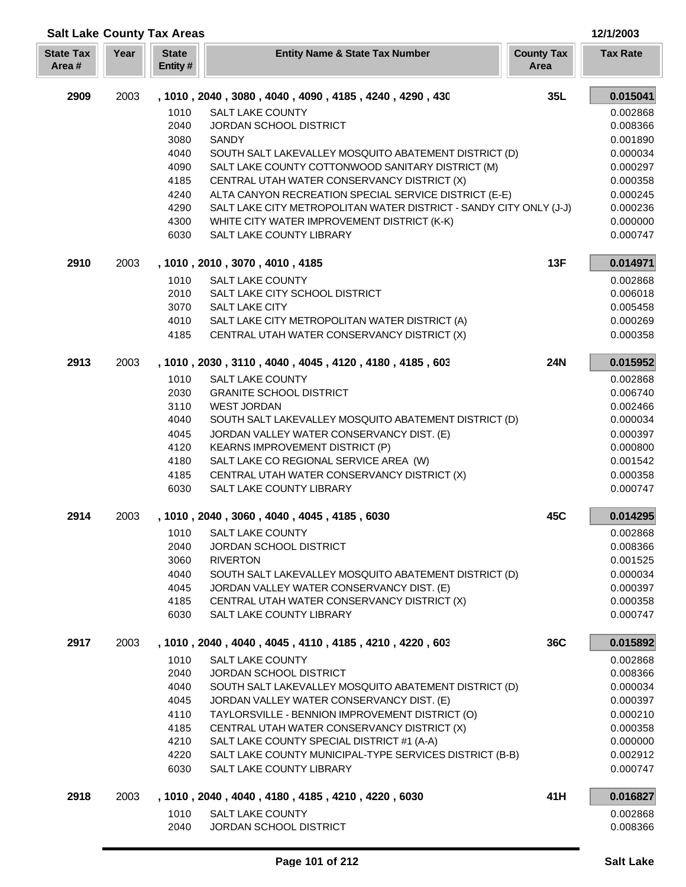## Salt Lake County Tax Areas

12/1/2003

| State Tax Area # | Year | State Entity # | Entity Name & State Tax Number | County Tax Area | Tax Rate |
|---|---|---|---|---|---|
| **2909** | 2003 | | **, 1010 , 2040 , 3080 , 4040 , 4090 , 4185 , 4240 , 4290 , 430** | **35L** | **0.015041** |
| | | 1010 | SALT LAKE COUNTY | | 0.002868 |
| | | 2040 | JORDAN SCHOOL DISTRICT | | 0.008366 |
| | | 3080 | SANDY | | 0.001890 |
| | | 4040 | SOUTH SALT LAKEVALLEY MOSQUITO ABATEMENT DISTRICT (D) | | 0.000034 |
| | | 4090 | SALT LAKE COUNTY COTTONWOOD SANITARY DISTRICT (M) | | 0.000297 |
| | | 4185 | CENTRAL UTAH WATER CONSERVANCY DISTRICT (X) | | 0.000358 |
| | | 4240 | ALTA CANYON RECREATION SPECIAL SERVICE DISTRICT (E-E) | | 0.000245 |
| | | 4290 | SALT LAKE CITY METROPOLITAN WATER DISTRICT - SANDY CITY ONLY (J-J) | | 0.000236 |
| | | 4300 | WHITE CITY WATER IMPROVEMENT DISTRICT (K-K) | | 0.000000 |
| | | 6030 | SALT LAKE COUNTY LIBRARY | | 0.000747 |
| **2910** | 2003 | | **, 1010 , 2010 , 3070 , 4010 , 4185** | **13F** | **0.014971** |
| | | 1010 | SALT LAKE COUNTY | | 0.002868 |
| | | 2010 | SALT LAKE CITY SCHOOL DISTRICT | | 0.006018 |
| | | 3070 | SALT LAKE CITY | | 0.005458 |
| | | 4010 | SALT LAKE CITY METROPOLITAN WATER DISTRICT (A) | | 0.000269 |
| | | 4185 | CENTRAL UTAH WATER CONSERVANCY DISTRICT (X) | | 0.000358 |
| **2913** | 2003 | | **, 1010 , 2030 , 3110 , 4040 , 4045 , 4120 , 4180 , 4185 , 603** | **24N** | **0.015952** |
| | | 1010 | SALT LAKE COUNTY | | 0.002868 |
| | | 2030 | GRANITE SCHOOL DISTRICT | | 0.006740 |
| | | 3110 | WEST JORDAN | | 0.002466 |
| | | 4040 | SOUTH SALT LAKEVALLEY MOSQUITO ABATEMENT DISTRICT (D) | | 0.000034 |
| | | 4045 | JORDAN VALLEY WATER CONSERVANCY DIST. (E) | | 0.000397 |
| | | 4120 | KEARNS IMPROVEMENT DISTRICT (P) | | 0.000800 |
| | | 4180 | SALT LAKE CO REGIONAL SERVICE AREA (W) | | 0.001542 |
| | | 4185 | CENTRAL UTAH WATER CONSERVANCY DISTRICT (X) | | 0.000358 |
| | | 6030 | SALT LAKE COUNTY LIBRARY | | 0.000747 |
| **2914** | 2003 | | **, 1010 , 2040 , 3060 , 4040 , 4045 , 4185 , 6030** | **45C** | **0.014295** |
| | | 1010 | SALT LAKE COUNTY | | 0.002868 |
| | | 2040 | JORDAN SCHOOL DISTRICT | | 0.008366 |
| | | 3060 | RIVERTON | | 0.001525 |
| | | 4040 | SOUTH SALT LAKEVALLEY MOSQUITO ABATEMENT DISTRICT (D) | | 0.000034 |
| | | 4045 | JORDAN VALLEY WATER CONSERVANCY DIST. (E) | | 0.000397 |
| | | 4185 | CENTRAL UTAH WATER CONSERVANCY DISTRICT (X) | | 0.000358 |
| | | 6030 | SALT LAKE COUNTY LIBRARY | | 0.000747 |
| **2917** | 2003 | | **, 1010 , 2040 , 4040 , 4045 , 4110 , 4185 , 4210 , 4220 , 603** | **36C** | **0.015892** |
| | | 1010 | SALT LAKE COUNTY | | 0.002868 |
| | | 2040 | JORDAN SCHOOL DISTRICT | | 0.008366 |
| | | 4040 | SOUTH SALT LAKEVALLEY MOSQUITO ABATEMENT DISTRICT (D) | | 0.000034 |
| | | 4045 | JORDAN VALLEY WATER CONSERVANCY DIST. (E) | | 0.000397 |
| | | 4110 | TAYLORSVILLE - BENNION IMPROVEMENT DISTRICT (O) | | 0.000210 |
| | | 4185 | CENTRAL UTAH WATER CONSERVANCY DISTRICT (X) | | 0.000358 |
| | | 4210 | SALT LAKE COUNTY SPECIAL DISTRICT #1 (A-A) | | 0.000000 |
| | | 4220 | SALT LAKE COUNTY MUNICIPAL-TYPE SERVICES DISTRICT (B-B) | | 0.002912 |
| | | 6030 | SALT LAKE COUNTY LIBRARY | | 0.000747 |
| **2918** | 2003 | | **, 1010 , 2040 , 4040 , 4180 , 4185 , 4210 , 4220 , 6030** | **41H** | **0.016827** |
| | | 1010 | SALT LAKE COUNTY | | 0.002868 |
| | | 2040 | JORDAN SCHOOL DISTRICT | | 0.008366 |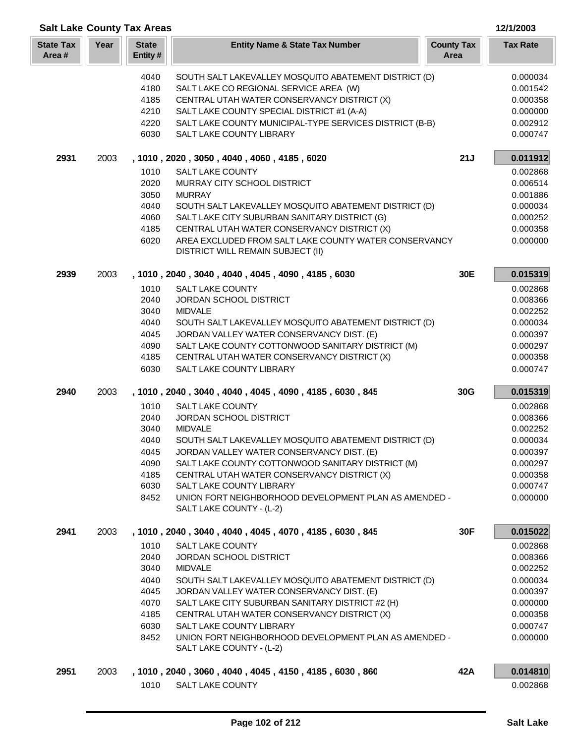## Salt Lake County Tax Areas

12/1/2003

| State Tax Area # | Year | State Entity # | Entity Name & State Tax Number | County Tax Area | Tax Rate |
|---|---|---|---|---|---|
| | | 4040 | SOUTH SALT LAKEVALLEY MOSQUITO ABATEMENT DISTRICT (D) | | 0.000034 |
| | | 4180 | SALT LAKE CO REGIONAL SERVICE AREA (W) | | 0.001542 |
| | | 4185 | CENTRAL UTAH WATER CONSERVANCY DISTRICT (X) | | 0.000358 |
| | | 4210 | SALT LAKE COUNTY SPECIAL DISTRICT #1 (A-A) | | 0.000000 |
| | | 4220 | SALT LAKE COUNTY MUNICIPAL-TYPE SERVICES DISTRICT (B-B) | | 0.002912 |
| | | 6030 | SALT LAKE COUNTY LIBRARY | | 0.000747 |
| **2931** | 2003 | | **, 1010 , 2020 , 3050 , 4040 , 4060 , 4185 , 6020** | **21J** | **0.011912** |
| | | 1010 | SALT LAKE COUNTY | | 0.002868 |
| | | 2020 | MURRAY CITY SCHOOL DISTRICT | | 0.006514 |
| | | 3050 | MURRAY | | 0.001886 |
| | | 4040 | SOUTH SALT LAKEVALLEY MOSQUITO ABATEMENT DISTRICT (D) | | 0.000034 |
| | | 4060 | SALT LAKE CITY SUBURBAN SANITARY DISTRICT (G) | | 0.000252 |
| | | 4185 | CENTRAL UTAH WATER CONSERVANCY DISTRICT (X) | | 0.000358 |
| | | 6020 | AREA EXCLUDED FROM SALT LAKE COUNTY WATER CONSERVANCY DISTRICT WILL REMAIN SUBJECT (II) | | 0.000000 |
| **2939** | 2003 | | **, 1010 , 2040 , 3040 , 4040 , 4045 , 4090 , 4185 , 6030** | **30E** | **0.015319** |
| | | 1010 | SALT LAKE COUNTY | | 0.002868 |
| | | 2040 | JORDAN SCHOOL DISTRICT | | 0.008366 |
| | | 3040 | MIDVALE | | 0.002252 |
| | | 4040 | SOUTH SALT LAKEVALLEY MOSQUITO ABATEMENT DISTRICT (D) | | 0.000034 |
| | | 4045 | JORDAN VALLEY WATER CONSERVANCY DIST. (E) | | 0.000397 |
| | | 4090 | SALT LAKE COUNTY COTTONWOOD SANITARY DISTRICT (M) | | 0.000297 |
| | | 4185 | CENTRAL UTAH WATER CONSERVANCY DISTRICT (X) | | 0.000358 |
| | | 6030 | SALT LAKE COUNTY LIBRARY | | 0.000747 |
| **2940** | 2003 | | **, 1010 , 2040 , 3040 , 4040 , 4045 , 4090 , 4185 , 6030 , 845** | **30G** | **0.015319** |
| | | 1010 | SALT LAKE COUNTY | | 0.002868 |
| | | 2040 | JORDAN SCHOOL DISTRICT | | 0.008366 |
| | | 3040 | MIDVALE | | 0.002252 |
| | | 4040 | SOUTH SALT LAKEVALLEY MOSQUITO ABATEMENT DISTRICT (D) | | 0.000034 |
| | | 4045 | JORDAN VALLEY WATER CONSERVANCY DIST. (E) | | 0.000397 |
| | | 4090 | SALT LAKE COUNTY COTTONWOOD SANITARY DISTRICT (M) | | 0.000297 |
| | | 4185 | CENTRAL UTAH WATER CONSERVANCY DISTRICT (X) | | 0.000358 |
| | | 6030 | SALT LAKE COUNTY LIBRARY | | 0.000747 |
| | | 8452 | UNION FORT NEIGHBORHOOD DEVELOPMENT PLAN AS AMENDED - SALT LAKE COUNTY - (L-2) | | 0.000000 |
| **2941** | 2003 | | **, 1010 , 2040 , 3040 , 4040 , 4045 , 4070 , 4185 , 6030 , 845** | **30F** | **0.015022** |
| | | 1010 | SALT LAKE COUNTY | | 0.002868 |
| | | 2040 | JORDAN SCHOOL DISTRICT | | 0.008366 |
| | | 3040 | MIDVALE | | 0.002252 |
| | | 4040 | SOUTH SALT LAKEVALLEY MOSQUITO ABATEMENT DISTRICT (D) | | 0.000034 |
| | | 4045 | JORDAN VALLEY WATER CONSERVANCY DIST. (E) | | 0.000397 |
| | | 4070 | SALT LAKE CITY SUBURBAN SANITARY DISTRICT #2 (H) | | 0.000000 |
| | | 4185 | CENTRAL UTAH WATER CONSERVANCY DISTRICT (X) | | 0.000358 |
| | | 6030 | SALT LAKE COUNTY LIBRARY | | 0.000747 |
| | | 8452 | UNION FORT NEIGHBORHOOD DEVELOPMENT PLAN AS AMENDED - SALT LAKE COUNTY - (L-2) | | 0.000000 |
| **2951** | 2003 | | **, 1010 , 2040 , 3060 , 4040 , 4045 , 4150 , 4185 , 6030 , 860** | **42A** | **0.014810** |
| | | 1010 | SALT LAKE COUNTY | | 0.002868 |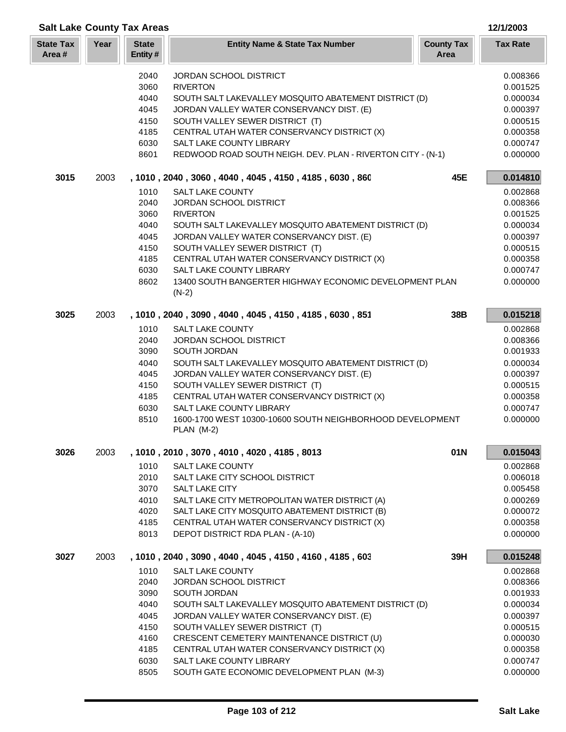## Salt Lake County Tax Areas

12/1/2003

| State Tax Area # | Year | State Entity # | Entity Name & State Tax Number | County Tax Area | Tax Rate |
|---|---|---|---|---|---|
| | | 2040 | JORDAN SCHOOL DISTRICT | | 0.008366 |
| | | 3060 | RIVERTON | | 0.001525 |
| | | 4040 | SOUTH SALT LAKEVALLEY MOSQUITO ABATEMENT DISTRICT (D) | | 0.000034 |
| | | 4045 | JORDAN VALLEY WATER CONSERVANCY DIST. (E) | | 0.000397 |
| | | 4150 | SOUTH VALLEY SEWER DISTRICT (T) | | 0.000515 |
| | | 4185 | CENTRAL UTAH WATER CONSERVANCY DISTRICT (X) | | 0.000358 |
| | | 6030 | SALT LAKE COUNTY LIBRARY | | 0.000747 |
| | | 8601 | REDWOOD ROAD SOUTH NEIGH. DEV. PLAN - RIVERTON CITY - (N-1) | | 0.000000 |
| **3015** | 2003 | | **, 1010 , 2040 , 3060 , 4040 , 4045 , 4150 , 4185 , 6030 , 860** | **45E** | **0.014810** |
| | | 1010 | SALT LAKE COUNTY | | 0.002868 |
| | | 2040 | JORDAN SCHOOL DISTRICT | | 0.008366 |
| | | 3060 | RIVERTON | | 0.001525 |
| | | 4040 | SOUTH SALT LAKEVALLEY MOSQUITO ABATEMENT DISTRICT (D) | | 0.000034 |
| | | 4045 | JORDAN VALLEY WATER CONSERVANCY DIST. (E) | | 0.000397 |
| | | 4150 | SOUTH VALLEY SEWER DISTRICT (T) | | 0.000515 |
| | | 4185 | CENTRAL UTAH WATER CONSERVANCY DISTRICT (X) | | 0.000358 |
| | | 6030 | SALT LAKE COUNTY LIBRARY | | 0.000747 |
| | | 8602 | 13400 SOUTH BANGERTER HIGHWAY ECONOMIC DEVELOPMENT PLAN (N-2) | | 0.000000 |
| **3025** | 2003 | | **, 1010 , 2040 , 3090 , 4040 , 4045 , 4150 , 4185 , 6030 , 851** | **38B** | **0.015218** |
| | | 1010 | SALT LAKE COUNTY | | 0.002868 |
| | | 2040 | JORDAN SCHOOL DISTRICT | | 0.008366 |
| | | 3090 | SOUTH JORDAN | | 0.001933 |
| | | 4040 | SOUTH SALT LAKEVALLEY MOSQUITO ABATEMENT DISTRICT (D) | | 0.000034 |
| | | 4045 | JORDAN VALLEY WATER CONSERVANCY DIST. (E) | | 0.000397 |
| | | 4150 | SOUTH VALLEY SEWER DISTRICT (T) | | 0.000515 |
| | | 4185 | CENTRAL UTAH WATER CONSERVANCY DISTRICT (X) | | 0.000358 |
| | | 6030 | SALT LAKE COUNTY LIBRARY | | 0.000747 |
| | | 8510 | 1600-1700 WEST 10300-10600 SOUTH NEIGHBORHOOD DEVELOPMENT PLAN (M-2) | | 0.000000 |
| **3026** | 2003 | | **, 1010 , 2010 , 3070 , 4010 , 4020 , 4185 , 8013** | **01N** | **0.015043** |
| | | 1010 | SALT LAKE COUNTY | | 0.002868 |
| | | 2010 | SALT LAKE CITY SCHOOL DISTRICT | | 0.006018 |
| | | 3070 | SALT LAKE CITY | | 0.005458 |
| | | 4010 | SALT LAKE CITY METROPOLITAN WATER DISTRICT (A) | | 0.000269 |
| | | 4020 | SALT LAKE CITY MOSQUITO ABATEMENT DISTRICT (B) | | 0.000072 |
| | | 4185 | CENTRAL UTAH WATER CONSERVANCY DISTRICT (X) | | 0.000358 |
| | | 8013 | DEPOT DISTRICT RDA PLAN - (A-10) | | 0.000000 |
| **3027** | 2003 | | **, 1010 , 2040 , 3090 , 4040 , 4045 , 4150 , 4160 , 4185 , 603** | **39H** | **0.015248** |
| | | 1010 | SALT LAKE COUNTY | | 0.002868 |
| | | 2040 | JORDAN SCHOOL DISTRICT | | 0.008366 |
| | | 3090 | SOUTH JORDAN | | 0.001933 |
| | | 4040 | SOUTH SALT LAKEVALLEY MOSQUITO ABATEMENT DISTRICT (D) | | 0.000034 |
| | | 4045 | JORDAN VALLEY WATER CONSERVANCY DIST. (E) | | 0.000397 |
| | | 4150 | SOUTH VALLEY SEWER DISTRICT (T) | | 0.000515 |
| | | 4160 | CRESCENT CEMETERY MAINTENANCE DISTRICT (U) | | 0.000030 |
| | | 4185 | CENTRAL UTAH WATER CONSERVANCY DISTRICT (X) | | 0.000358 |
| | | 6030 | SALT LAKE COUNTY LIBRARY | | 0.000747 |
| | | 8505 | SOUTH GATE ECONOMIC DEVELOPMENT PLAN (M-3) | | 0.000000 |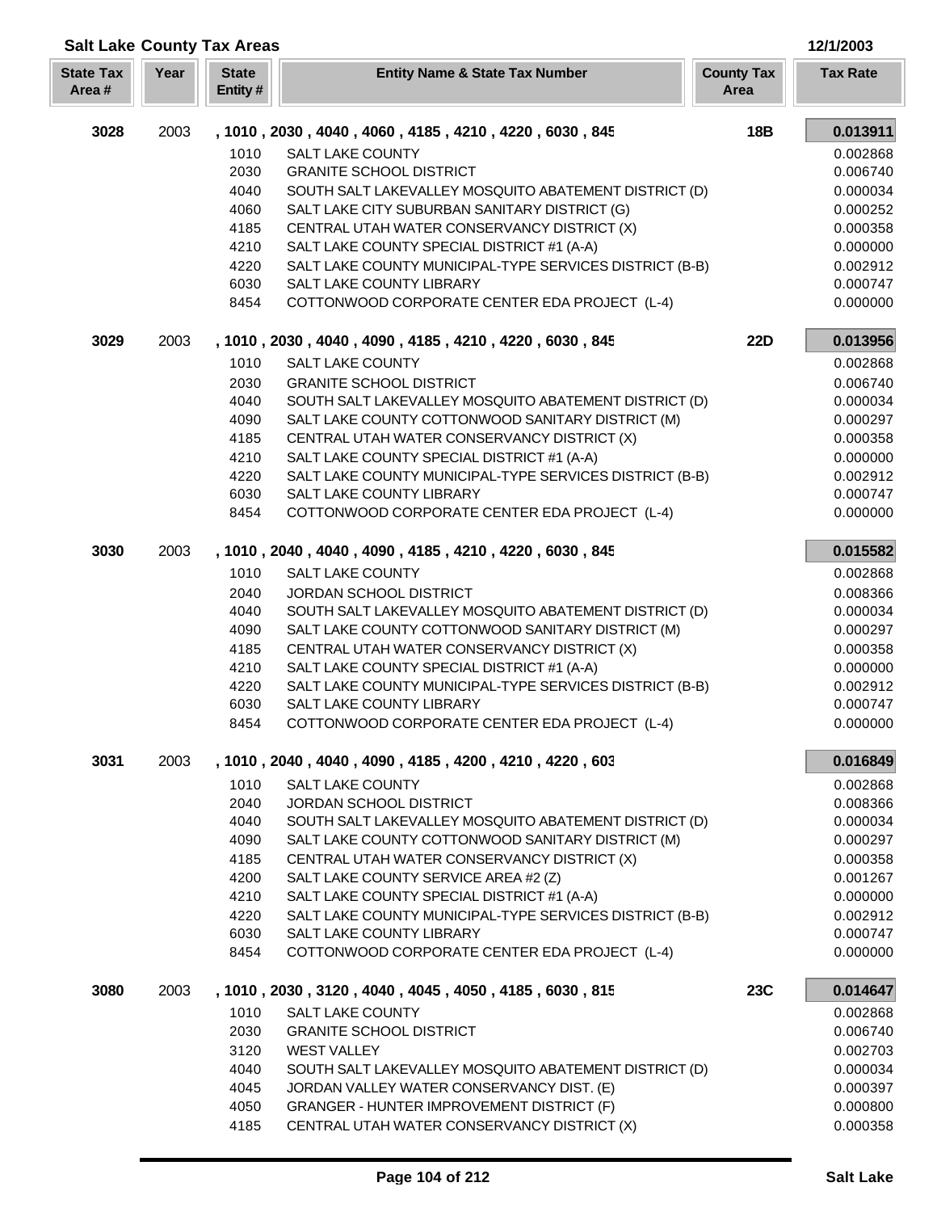## Salt Lake County Tax Areas

12/1/2003

| State Tax Area # | Year | State Entity # | Entity Name & State Tax Number | County Tax Area | Tax Rate |
|---|---|---|---|---|---|
| **3028** | 2003 | | , 1010 , 2030 , 4040 , 4060 , 4185 , 4210 , 4220 , 6030 , 845 | **18B** | **0.013911** |
| | | 1010 | SALT LAKE COUNTY | | 0.002868 |
| | | 2030 | GRANITE SCHOOL DISTRICT | | 0.006740 |
| | | 4040 | SOUTH SALT LAKEVALLEY MOSQUITO ABATEMENT DISTRICT (D) | | 0.000034 |
| | | 4060 | SALT LAKE CITY SUBURBAN SANITARY DISTRICT (G) | | 0.000252 |
| | | 4185 | CENTRAL UTAH WATER CONSERVANCY DISTRICT (X) | | 0.000358 |
| | | 4210 | SALT LAKE COUNTY SPECIAL DISTRICT #1 (A-A) | | 0.000000 |
| | | 4220 | SALT LAKE COUNTY MUNICIPAL-TYPE SERVICES DISTRICT (B-B) | | 0.002912 |
| | | 6030 | SALT LAKE COUNTY LIBRARY | | 0.000747 |
| | | 8454 | COTTONWOOD CORPORATE CENTER EDA PROJECT (L-4) | | 0.000000 |
| **3029** | 2003 | | , 1010 , 2030 , 4040 , 4090 , 4185 , 4210 , 4220 , 6030 , 845 | **22D** | **0.013956** |
| | | 1010 | SALT LAKE COUNTY | | 0.002868 |
| | | 2030 | GRANITE SCHOOL DISTRICT | | 0.006740 |
| | | 4040 | SOUTH SALT LAKEVALLEY MOSQUITO ABATEMENT DISTRICT (D) | | 0.000034 |
| | | 4090 | SALT LAKE COUNTY COTTONWOOD SANITARY DISTRICT (M) | | 0.000297 |
| | | 4185 | CENTRAL UTAH WATER CONSERVANCY DISTRICT (X) | | 0.000358 |
| | | 4210 | SALT LAKE COUNTY SPECIAL DISTRICT #1 (A-A) | | 0.000000 |
| | | 4220 | SALT LAKE COUNTY MUNICIPAL-TYPE SERVICES DISTRICT (B-B) | | 0.002912 |
| | | 6030 | SALT LAKE COUNTY LIBRARY | | 0.000747 |
| | | 8454 | COTTONWOOD CORPORATE CENTER EDA PROJECT (L-4) | | 0.000000 |
| **3030** | 2003 | | , 1010 , 2040 , 4040 , 4090 , 4185 , 4210 , 4220 , 6030 , 845 | | **0.015582** |
| | | 1010 | SALT LAKE COUNTY | | 0.002868 |
| | | 2040 | JORDAN SCHOOL DISTRICT | | 0.008366 |
| | | 4040 | SOUTH SALT LAKEVALLEY MOSQUITO ABATEMENT DISTRICT (D) | | 0.000034 |
| | | 4090 | SALT LAKE COUNTY COTTONWOOD SANITARY DISTRICT (M) | | 0.000297 |
| | | 4185 | CENTRAL UTAH WATER CONSERVANCY DISTRICT (X) | | 0.000358 |
| | | 4210 | SALT LAKE COUNTY SPECIAL DISTRICT #1 (A-A) | | 0.000000 |
| | | 4220 | SALT LAKE COUNTY MUNICIPAL-TYPE SERVICES DISTRICT (B-B) | | 0.002912 |
| | | 6030 | SALT LAKE COUNTY LIBRARY | | 0.000747 |
| | | 8454 | COTTONWOOD CORPORATE CENTER EDA PROJECT (L-4) | | 0.000000 |
| **3031** | 2003 | | , 1010 , 2040 , 4040 , 4090 , 4185 , 4200 , 4210 , 4220 , 603 | | **0.016849** |
| | | 1010 | SALT LAKE COUNTY | | 0.002868 |
| | | 2040 | JORDAN SCHOOL DISTRICT | | 0.008366 |
| | | 4040 | SOUTH SALT LAKEVALLEY MOSQUITO ABATEMENT DISTRICT (D) | | 0.000034 |
| | | 4090 | SALT LAKE COUNTY COTTONWOOD SANITARY DISTRICT (M) | | 0.000297 |
| | | 4185 | CENTRAL UTAH WATER CONSERVANCY DISTRICT (X) | | 0.000358 |
| | | 4200 | SALT LAKE COUNTY SERVICE AREA #2 (Z) | | 0.001267 |
| | | 4210 | SALT LAKE COUNTY SPECIAL DISTRICT #1 (A-A) | | 0.000000 |
| | | 4220 | SALT LAKE COUNTY MUNICIPAL-TYPE SERVICES DISTRICT (B-B) | | 0.002912 |
| | | 6030 | SALT LAKE COUNTY LIBRARY | | 0.000747 |
| | | 8454 | COTTONWOOD CORPORATE CENTER EDA PROJECT (L-4) | | 0.000000 |
| **3080** | 2003 | | , 1010 , 2030 , 3120 , 4040 , 4045 , 4050 , 4185 , 6030 , 815 | **23C** | **0.014647** |
| | | 1010 | SALT LAKE COUNTY | | 0.002868 |
| | | 2030 | GRANITE SCHOOL DISTRICT | | 0.006740 |
| | | 3120 | WEST VALLEY | | 0.002703 |
| | | 4040 | SOUTH SALT LAKEVALLEY MOSQUITO ABATEMENT DISTRICT (D) | | 0.000034 |
| | | 4045 | JORDAN VALLEY WATER CONSERVANCY DIST. (E) | | 0.000397 |
| | | 4050 | GRANGER - HUNTER IMPROVEMENT DISTRICT (F) | | 0.000800 |
| | | 4185 | CENTRAL UTAH WATER CONSERVANCY DISTRICT (X) | | 0.000358 |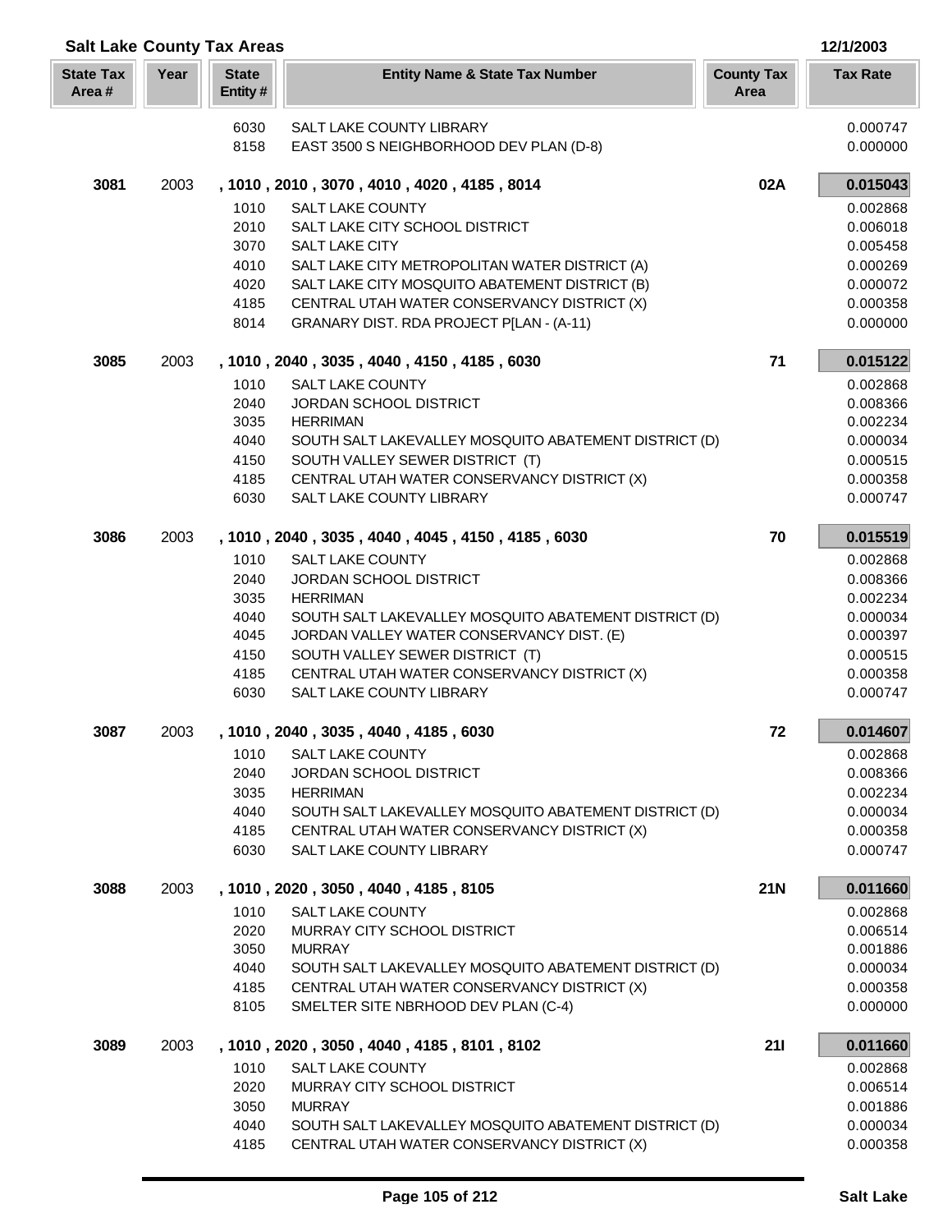## Salt Lake County Tax Areas

12/1/2003

| State Tax Area # | Year | State Entity # | Entity Name & State Tax Number | County Tax Area | Tax Rate |
|---|---|---|---|---|---|
| | | 6030 | SALT LAKE COUNTY LIBRARY | | 0.000747 |
| | | 8158 | EAST 3500 S NEIGHBORHOOD DEV PLAN (D-8) | | 0.000000 |
| **3081** | 2003 | | **, 1010 , 2010 , 3070 , 4010 , 4020 , 4185 , 8014** | **02A** | **0.015043** |
| | | 1010 | SALT LAKE COUNTY | | 0.002868 |
| | | 2010 | SALT LAKE CITY SCHOOL DISTRICT | | 0.006018 |
| | | 3070 | SALT LAKE CITY | | 0.005458 |
| | | 4010 | SALT LAKE CITY METROPOLITAN WATER DISTRICT (A) | | 0.000269 |
| | | 4020 | SALT LAKE CITY MOSQUITO ABATEMENT DISTRICT (B) | | 0.000072 |
| | | 4185 | CENTRAL UTAH WATER CONSERVANCY DISTRICT (X) | | 0.000358 |
| | | 8014 | GRANARY DIST. RDA PROJECT P[LAN - (A-11) | | 0.000000 |
| **3085** | 2003 | | **, 1010 , 2040 , 3035 , 4040 , 4150 , 4185 , 6030** | **71** | **0.015122** |
| | | 1010 | SALT LAKE COUNTY | | 0.002868 |
| | | 2040 | JORDAN SCHOOL DISTRICT | | 0.008366 |
| | | 3035 | HERRIMAN | | 0.002234 |
| | | 4040 | SOUTH SALT LAKEVALLEY MOSQUITO ABATEMENT DISTRICT (D) | | 0.000034 |
| | | 4150 | SOUTH VALLEY SEWER DISTRICT (T) | | 0.000515 |
| | | 4185 | CENTRAL UTAH WATER CONSERVANCY DISTRICT (X) | | 0.000358 |
| | | 6030 | SALT LAKE COUNTY LIBRARY | | 0.000747 |
| **3086** | 2003 | | **, 1010 , 2040 , 3035 , 4040 , 4045 , 4150 , 4185 , 6030** | **70** | **0.015519** |
| | | 1010 | SALT LAKE COUNTY | | 0.002868 |
| | | 2040 | JORDAN SCHOOL DISTRICT | | 0.008366 |
| | | 3035 | HERRIMAN | | 0.002234 |
| | | 4040 | SOUTH SALT LAKEVALLEY MOSQUITO ABATEMENT DISTRICT (D) | | 0.000034 |
| | | 4045 | JORDAN VALLEY WATER CONSERVANCY DIST. (E) | | 0.000397 |
| | | 4150 | SOUTH VALLEY SEWER DISTRICT (T) | | 0.000515 |
| | | 4185 | CENTRAL UTAH WATER CONSERVANCY DISTRICT (X) | | 0.000358 |
| | | 6030 | SALT LAKE COUNTY LIBRARY | | 0.000747 |
| **3087** | 2003 | | **, 1010 , 2040 , 3035 , 4040 , 4185 , 6030** | **72** | **0.014607** |
| | | 1010 | SALT LAKE COUNTY | | 0.002868 |
| | | 2040 | JORDAN SCHOOL DISTRICT | | 0.008366 |
| | | 3035 | HERRIMAN | | 0.002234 |
| | | 4040 | SOUTH SALT LAKEVALLEY MOSQUITO ABATEMENT DISTRICT (D) | | 0.000034 |
| | | 4185 | CENTRAL UTAH WATER CONSERVANCY DISTRICT (X) | | 0.000358 |
| | | 6030 | SALT LAKE COUNTY LIBRARY | | 0.000747 |
| **3088** | 2003 | | **, 1010 , 2020 , 3050 , 4040 , 4185 , 8105** | **21N** | **0.011660** |
| | | 1010 | SALT LAKE COUNTY | | 0.002868 |
| | | 2020 | MURRAY CITY SCHOOL DISTRICT | | 0.006514 |
| | | 3050 | MURRAY | | 0.001886 |
| | | 4040 | SOUTH SALT LAKEVALLEY MOSQUITO ABATEMENT DISTRICT (D) | | 0.000034 |
| | | 4185 | CENTRAL UTAH WATER CONSERVANCY DISTRICT (X) | | 0.000358 |
| | | 8105 | SMELTER SITE NBRHOOD DEV PLAN (C-4) | | 0.000000 |
| **3089** | 2003 | | **, 1010 , 2020 , 3050 , 4040 , 4185 , 8101 , 8102** | **21I** | **0.011660** |
| | | 1010 | SALT LAKE COUNTY | | 0.002868 |
| | | 2020 | MURRAY CITY SCHOOL DISTRICT | | 0.006514 |
| | | 3050 | MURRAY | | 0.001886 |
| | | 4040 | SOUTH SALT LAKEVALLEY MOSQUITO ABATEMENT DISTRICT (D) | | 0.000034 |
| | | 4185 | CENTRAL UTAH WATER CONSERVANCY DISTRICT (X) | | 0.000358 |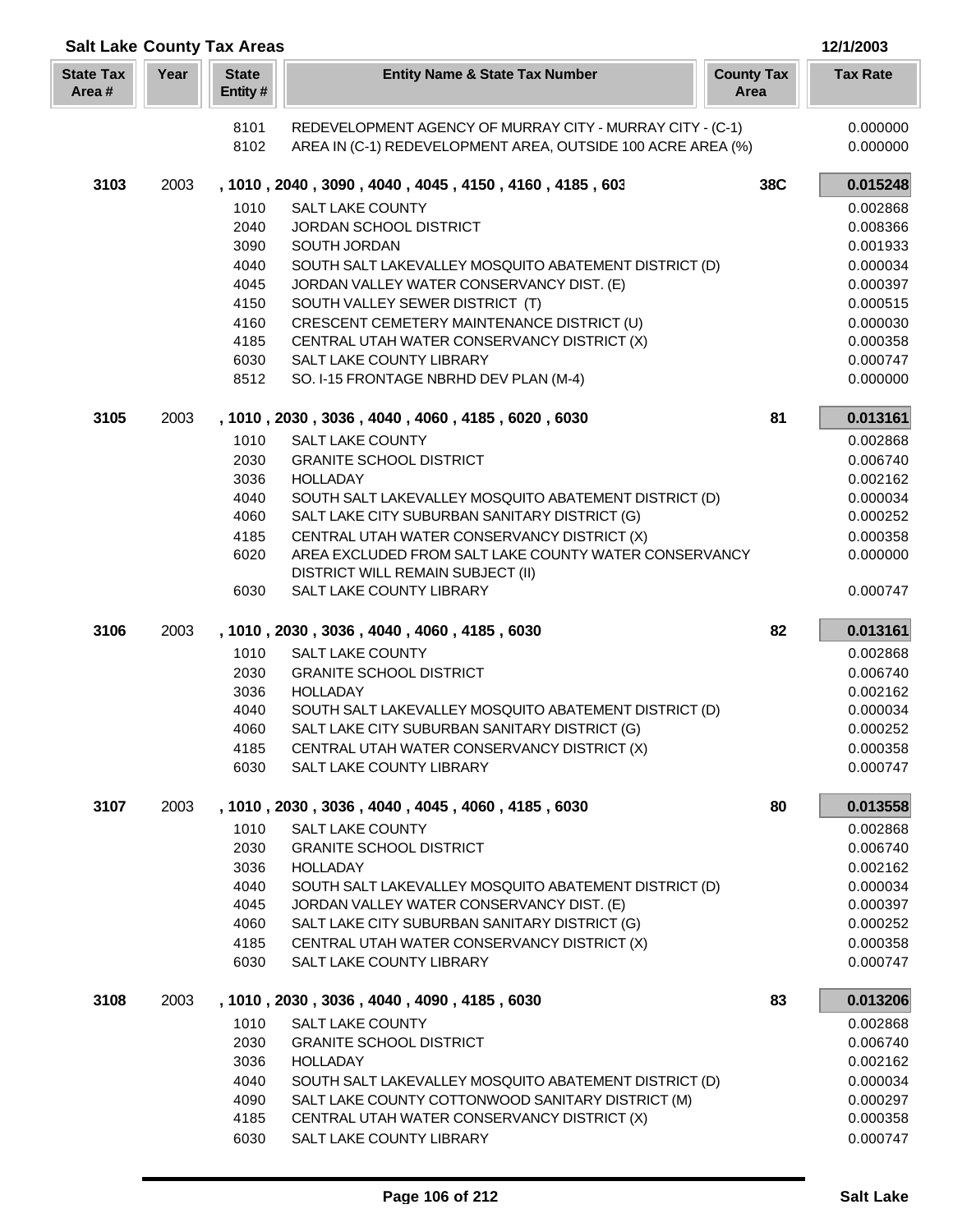## Salt Lake County Tax Areas

12/1/2003

| State Tax Area # | Year | State Entity # | Entity Name & State Tax Number | County Tax Area | Tax Rate |
|---|---|---|---|---|---|
| | | 8101 | REDEVELOPMENT AGENCY OF MURRAY CITY - MURRAY CITY - (C-1) | | 0.000000 |
| | | 8102 | AREA IN (C-1) REDEVELOPMENT AREA, OUTSIDE 100 ACRE AREA (%) | | 0.000000 |
| **3103** | 2003 | | **, 1010 , 2040 , 3090 , 4040 , 4045 , 4150 , 4160 , 4185 , 603** | **38C** | **0.015248** |
| | | 1010 | SALT LAKE COUNTY | | 0.002868 |
| | | 2040 | JORDAN SCHOOL DISTRICT | | 0.008366 |
| | | 3090 | SOUTH JORDAN | | 0.001933 |
| | | 4040 | SOUTH SALT LAKEVALLEY MOSQUITO ABATEMENT DISTRICT (D) | | 0.000034 |
| | | 4045 | JORDAN VALLEY WATER CONSERVANCY DIST. (E) | | 0.000397 |
| | | 4150 | SOUTH VALLEY SEWER DISTRICT (T) | | 0.000515 |
| | | 4160 | CRESCENT CEMETERY MAINTENANCE DISTRICT (U) | | 0.000030 |
| | | 4185 | CENTRAL UTAH WATER CONSERVANCY DISTRICT (X) | | 0.000358 |
| | | 6030 | SALT LAKE COUNTY LIBRARY | | 0.000747 |
| | | 8512 | SO. I-15 FRONTAGE NBRHD DEV PLAN (M-4) | | 0.000000 |
| **3105** | 2003 | | **, 1010 , 2030 , 3036 , 4040 , 4060 , 4185 , 6020 , 6030** | **81** | **0.013161** |
| | | 1010 | SALT LAKE COUNTY | | 0.002868 |
| | | 2030 | GRANITE SCHOOL DISTRICT | | 0.006740 |
| | | 3036 | HOLLADAY | | 0.002162 |
| | | 4040 | SOUTH SALT LAKEVALLEY MOSQUITO ABATEMENT DISTRICT (D) | | 0.000034 |
| | | 4060 | SALT LAKE CITY SUBURBAN SANITARY DISTRICT (G) | | 0.000252 |
| | | 4185 | CENTRAL UTAH WATER CONSERVANCY DISTRICT (X) | | 0.000358 |
| | | 6020 | AREA EXCLUDED FROM SALT LAKE COUNTY WATER CONSERVANCY DISTRICT WILL REMAIN SUBJECT (II) | | 0.000000 |
| | | 6030 | SALT LAKE COUNTY LIBRARY | | 0.000747 |
| **3106** | 2003 | | **, 1010 , 2030 , 3036 , 4040 , 4060 , 4185 , 6030** | **82** | **0.013161** |
| | | 1010 | SALT LAKE COUNTY | | 0.002868 |
| | | 2030 | GRANITE SCHOOL DISTRICT | | 0.006740 |
| | | 3036 | HOLLADAY | | 0.002162 |
| | | 4040 | SOUTH SALT LAKEVALLEY MOSQUITO ABATEMENT DISTRICT (D) | | 0.000034 |
| | | 4060 | SALT LAKE CITY SUBURBAN SANITARY DISTRICT (G) | | 0.000252 |
| | | 4185 | CENTRAL UTAH WATER CONSERVANCY DISTRICT (X) | | 0.000358 |
| | | 6030 | SALT LAKE COUNTY LIBRARY | | 0.000747 |
| **3107** | 2003 | | **, 1010 , 2030 , 3036 , 4040 , 4045 , 4060 , 4185 , 6030** | **80** | **0.013558** |
| | | 1010 | SALT LAKE COUNTY | | 0.002868 |
| | | 2030 | GRANITE SCHOOL DISTRICT | | 0.006740 |
| | | 3036 | HOLLADAY | | 0.002162 |
| | | 4040 | SOUTH SALT LAKEVALLEY MOSQUITO ABATEMENT DISTRICT (D) | | 0.000034 |
| | | 4045 | JORDAN VALLEY WATER CONSERVANCY DIST. (E) | | 0.000397 |
| | | 4060 | SALT LAKE CITY SUBURBAN SANITARY DISTRICT (G) | | 0.000252 |
| | | 4185 | CENTRAL UTAH WATER CONSERVANCY DISTRICT (X) | | 0.000358 |
| | | 6030 | SALT LAKE COUNTY LIBRARY | | 0.000747 |
| **3108** | 2003 | | **, 1010 , 2030 , 3036 , 4040 , 4090 , 4185 , 6030** | **83** | **0.013206** |
| | | 1010 | SALT LAKE COUNTY | | 0.002868 |
| | | 2030 | GRANITE SCHOOL DISTRICT | | 0.006740 |
| | | 3036 | HOLLADAY | | 0.002162 |
| | | 4040 | SOUTH SALT LAKEVALLEY MOSQUITO ABATEMENT DISTRICT (D) | | 0.000034 |
| | | 4090 | SALT LAKE COUNTY COTTONWOOD SANITARY DISTRICT (M) | | 0.000297 |
| | | 4185 | CENTRAL UTAH WATER CONSERVANCY DISTRICT (X) | | 0.000358 |
| | | 6030 | SALT LAKE COUNTY LIBRARY | | 0.000747 |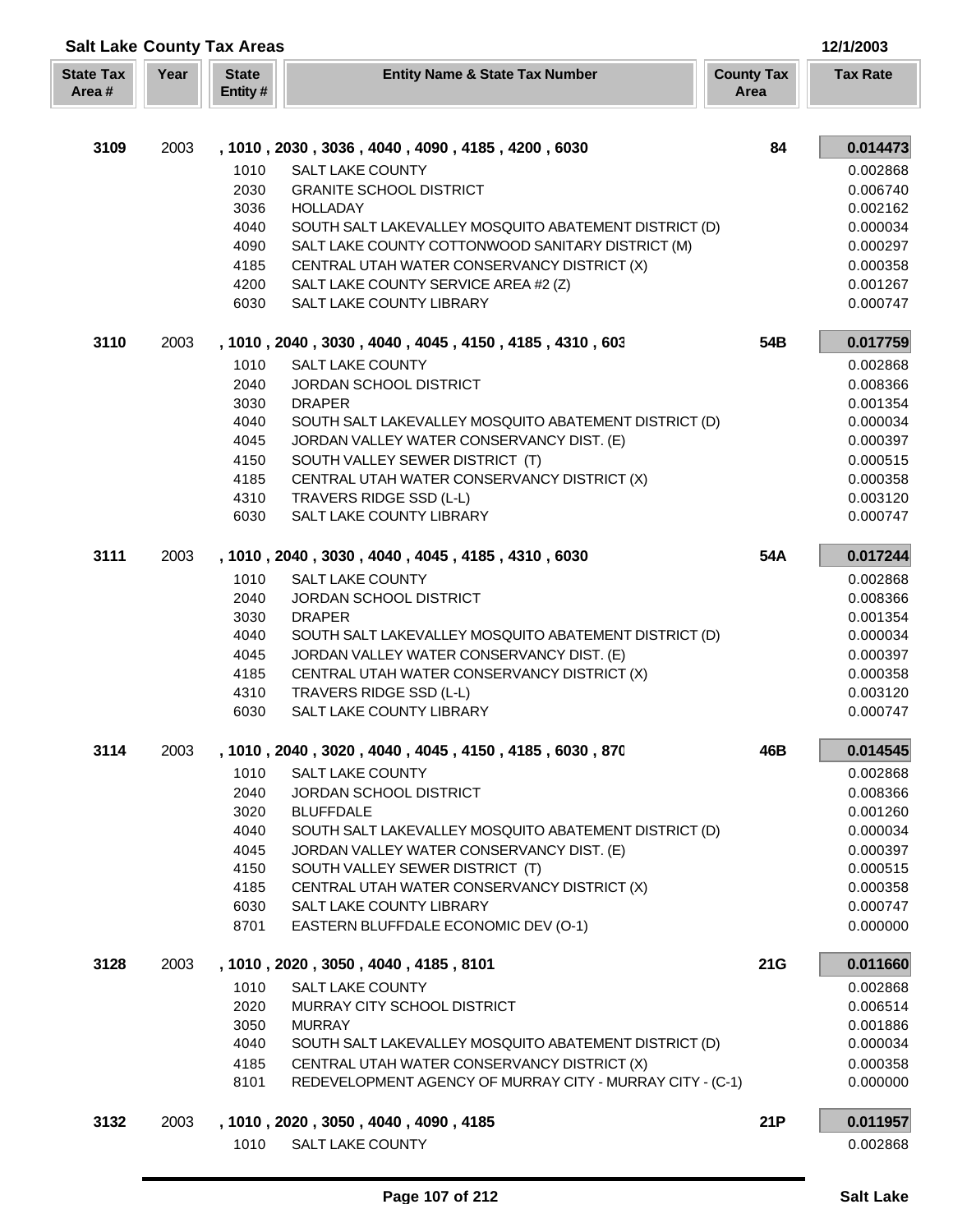## Salt Lake County Tax Areas

12/1/2003

| State Tax Area # | Year | State Entity # | Entity Name & State Tax Number | County Tax Area | Tax Rate |
|---|---|---|---|---|---|
| **3109** | 2003 | | **, 1010 , 2030 , 3036 , 4040 , 4090 , 4185 , 4200 , 6030** | **84** | **0.014473** |
| | | 1010 | SALT LAKE COUNTY | | 0.002868 |
| | | 2030 | GRANITE SCHOOL DISTRICT | | 0.006740 |
| | | 3036 | HOLLADAY | | 0.002162 |
| | | 4040 | SOUTH SALT LAKEVALLEY MOSQUITO ABATEMENT DISTRICT (D) | | 0.000034 |
| | | 4090 | SALT LAKE COUNTY COTTONWOOD SANITARY DISTRICT (M) | | 0.000297 |
| | | 4185 | CENTRAL UTAH WATER CONSERVANCY DISTRICT (X) | | 0.000358 |
| | | 4200 | SALT LAKE COUNTY SERVICE AREA #2 (Z) | | 0.001267 |
| | | 6030 | SALT LAKE COUNTY LIBRARY | | 0.000747 |
| **3110** | 2003 | | **, 1010 , 2040 , 3030 , 4040 , 4045 , 4150 , 4185 , 4310 , 603** | **54B** | **0.017759** |
| | | 1010 | SALT LAKE COUNTY | | 0.002868 |
| | | 2040 | JORDAN SCHOOL DISTRICT | | 0.008366 |
| | | 3030 | DRAPER | | 0.001354 |
| | | 4040 | SOUTH SALT LAKEVALLEY MOSQUITO ABATEMENT DISTRICT (D) | | 0.000034 |
| | | 4045 | JORDAN VALLEY WATER CONSERVANCY DIST. (E) | | 0.000397 |
| | | 4150 | SOUTH VALLEY SEWER DISTRICT (T) | | 0.000515 |
| | | 4185 | CENTRAL UTAH WATER CONSERVANCY DISTRICT (X) | | 0.000358 |
| | | 4310 | TRAVERS RIDGE SSD (L-L) | | 0.003120 |
| | | 6030 | SALT LAKE COUNTY LIBRARY | | 0.000747 |
| **3111** | 2003 | | **, 1010 , 2040 , 3030 , 4040 , 4045 , 4185 , 4310 , 6030** | **54A** | **0.017244** |
| | | 1010 | SALT LAKE COUNTY | | 0.002868 |
| | | 2040 | JORDAN SCHOOL DISTRICT | | 0.008366 |
| | | 3030 | DRAPER | | 0.001354 |
| | | 4040 | SOUTH SALT LAKEVALLEY MOSQUITO ABATEMENT DISTRICT (D) | | 0.000034 |
| | | 4045 | JORDAN VALLEY WATER CONSERVANCY DIST. (E) | | 0.000397 |
| | | 4185 | CENTRAL UTAH WATER CONSERVANCY DISTRICT (X) | | 0.000358 |
| | | 4310 | TRAVERS RIDGE SSD (L-L) | | 0.003120 |
| | | 6030 | SALT LAKE COUNTY LIBRARY | | 0.000747 |
| **3114** | 2003 | | **, 1010 , 2040 , 3020 , 4040 , 4045 , 4150 , 4185 , 6030 , 870** | **46B** | **0.014545** |
| | | 1010 | SALT LAKE COUNTY | | 0.002868 |
| | | 2040 | JORDAN SCHOOL DISTRICT | | 0.008366 |
| | | 3020 | BLUFFDALE | | 0.001260 |
| | | 4040 | SOUTH SALT LAKEVALLEY MOSQUITO ABATEMENT DISTRICT (D) | | 0.000034 |
| | | 4045 | JORDAN VALLEY WATER CONSERVANCY DIST. (E) | | 0.000397 |
| | | 4150 | SOUTH VALLEY SEWER DISTRICT (T) | | 0.000515 |
| | | 4185 | CENTRAL UTAH WATER CONSERVANCY DISTRICT (X) | | 0.000358 |
| | | 6030 | SALT LAKE COUNTY LIBRARY | | 0.000747 |
| | | 8701 | EASTERN BLUFFDALE ECONOMIC DEV (O-1) | | 0.000000 |
| **3128** | 2003 | | **, 1010 , 2020 , 3050 , 4040 , 4185 , 8101** | **21G** | **0.011660** |
| | | 1010 | SALT LAKE COUNTY | | 0.002868 |
| | | 2020 | MURRAY CITY SCHOOL DISTRICT | | 0.006514 |
| | | 3050 | MURRAY | | 0.001886 |
| | | 4040 | SOUTH SALT LAKEVALLEY MOSQUITO ABATEMENT DISTRICT (D) | | 0.000034 |
| | | 4185 | CENTRAL UTAH WATER CONSERVANCY DISTRICT (X) | | 0.000358 |
| | | 8101 | REDEVELOPMENT AGENCY OF MURRAY CITY - MURRAY CITY - (C-1) | | 0.000000 |
| **3132** | 2003 | | **, 1010 , 2020 , 3050 , 4040 , 4090 , 4185** | **21P** | **0.011957** |
| | | 1010 | SALT LAKE COUNTY | | 0.002868 |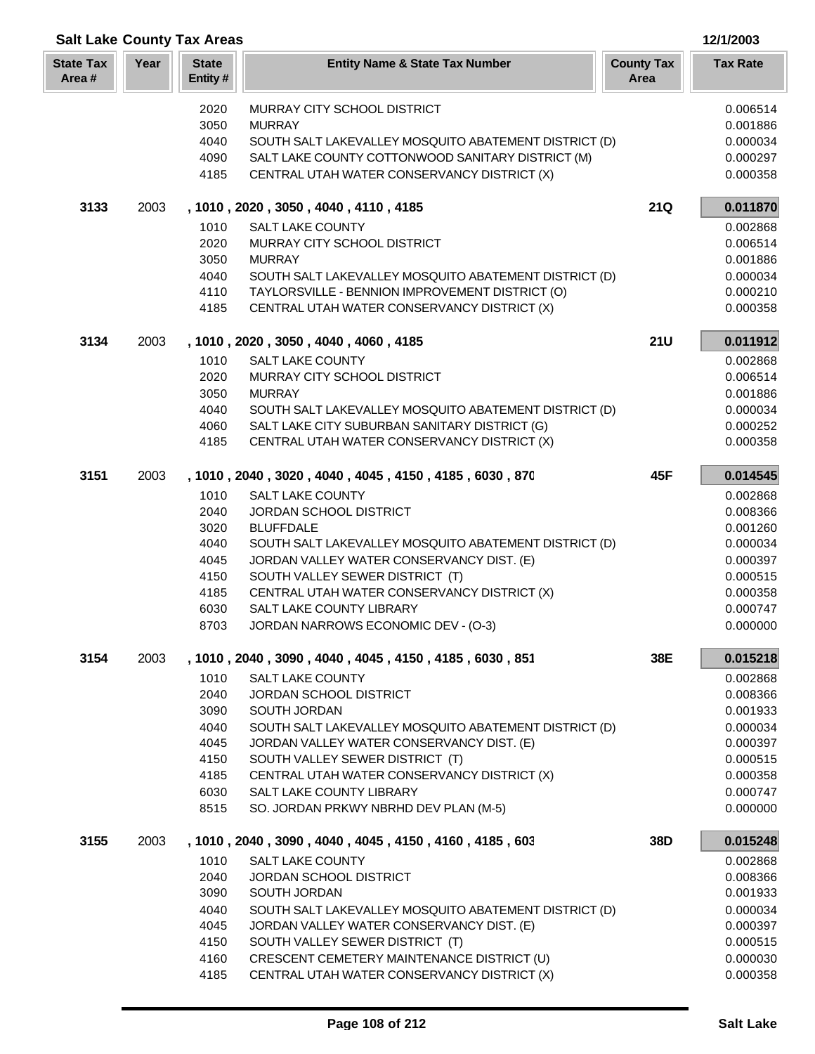## Salt Lake County Tax Areas

12/1/2003

| State Tax Area # | Year | State Entity # | Entity Name & State Tax Number | County Tax Area | Tax Rate |
|---|---|---|---|---|---|
| | | 2020 | MURRAY CITY SCHOOL DISTRICT | | 0.006514 |
| | | 3050 | MURRAY | | 0.001886 |
| | | 4040 | SOUTH SALT LAKEVALLEY MOSQUITO ABATEMENT DISTRICT (D) | | 0.000034 |
| | | 4090 | SALT LAKE COUNTY COTTONWOOD SANITARY DISTRICT (M) | | 0.000297 |
| | | 4185 | CENTRAL UTAH WATER CONSERVANCY DISTRICT (X) | | 0.000358 |
| **3133** | 2003 | | **, 1010 , 2020 , 3050 , 4040 , 4110 , 4185** | **21Q** | **0.011870** |
| | | 1010 | SALT LAKE COUNTY | | 0.002868 |
| | | 2020 | MURRAY CITY SCHOOL DISTRICT | | 0.006514 |
| | | 3050 | MURRAY | | 0.001886 |
| | | 4040 | SOUTH SALT LAKEVALLEY MOSQUITO ABATEMENT DISTRICT (D) | | 0.000034 |
| | | 4110 | TAYLORSVILLE - BENNION IMPROVEMENT DISTRICT (O) | | 0.000210 |
| | | 4185 | CENTRAL UTAH WATER CONSERVANCY DISTRICT (X) | | 0.000358 |
| **3134** | 2003 | | **, 1010 , 2020 , 3050 , 4040 , 4060 , 4185** | **21U** | **0.011912** |
| | | 1010 | SALT LAKE COUNTY | | 0.002868 |
| | | 2020 | MURRAY CITY SCHOOL DISTRICT | | 0.006514 |
| | | 3050 | MURRAY | | 0.001886 |
| | | 4040 | SOUTH SALT LAKEVALLEY MOSQUITO ABATEMENT DISTRICT (D) | | 0.000034 |
| | | 4060 | SALT LAKE CITY SUBURBAN SANITARY DISTRICT (G) | | 0.000252 |
| | | 4185 | CENTRAL UTAH WATER CONSERVANCY DISTRICT (X) | | 0.000358 |
| **3151** | 2003 | | **, 1010 , 2040 , 3020 , 4040 , 4045 , 4150 , 4185 , 6030 , 870** | **45F** | **0.014545** |
| | | 1010 | SALT LAKE COUNTY | | 0.002868 |
| | | 2040 | JORDAN SCHOOL DISTRICT | | 0.008366 |
| | | 3020 | BLUFFDALE | | 0.001260 |
| | | 4040 | SOUTH SALT LAKEVALLEY MOSQUITO ABATEMENT DISTRICT (D) | | 0.000034 |
| | | 4045 | JORDAN VALLEY WATER CONSERVANCY DIST. (E) | | 0.000397 |
| | | 4150 | SOUTH VALLEY SEWER DISTRICT (T) | | 0.000515 |
| | | 4185 | CENTRAL UTAH WATER CONSERVANCY DISTRICT (X) | | 0.000358 |
| | | 6030 | SALT LAKE COUNTY LIBRARY | | 0.000747 |
| | | 8703 | JORDAN NARROWS ECONOMIC DEV - (O-3) | | 0.000000 |
| **3154** | 2003 | | **, 1010 , 2040 , 3090 , 4040 , 4045 , 4150 , 4185 , 6030 , 851** | **38E** | **0.015218** |
| | | 1010 | SALT LAKE COUNTY | | 0.002868 |
| | | 2040 | JORDAN SCHOOL DISTRICT | | 0.008366 |
| | | 3090 | SOUTH JORDAN | | 0.001933 |
| | | 4040 | SOUTH SALT LAKEVALLEY MOSQUITO ABATEMENT DISTRICT (D) | | 0.000034 |
| | | 4045 | JORDAN VALLEY WATER CONSERVANCY DIST. (E) | | 0.000397 |
| | | 4150 | SOUTH VALLEY SEWER DISTRICT (T) | | 0.000515 |
| | | 4185 | CENTRAL UTAH WATER CONSERVANCY DISTRICT (X) | | 0.000358 |
| | | 6030 | SALT LAKE COUNTY LIBRARY | | 0.000747 |
| | | 8515 | SO. JORDAN PRKWY NBRHD DEV PLAN (M-5) | | 0.000000 |
| **3155** | 2003 | | **, 1010 , 2040 , 3090 , 4040 , 4045 , 4150 , 4160 , 4185 , 603** | **38D** | **0.015248** |
| | | 1010 | SALT LAKE COUNTY | | 0.002868 |
| | | 2040 | JORDAN SCHOOL DISTRICT | | 0.008366 |
| | | 3090 | SOUTH JORDAN | | 0.001933 |
| | | 4040 | SOUTH SALT LAKEVALLEY MOSQUITO ABATEMENT DISTRICT (D) | | 0.000034 |
| | | 4045 | JORDAN VALLEY WATER CONSERVANCY DIST. (E) | | 0.000397 |
| | | 4150 | SOUTH VALLEY SEWER DISTRICT (T) | | 0.000515 |
| | | 4160 | CRESCENT CEMETERY MAINTENANCE DISTRICT (U) | | 0.000030 |
| | | 4185 | CENTRAL UTAH WATER CONSERVANCY DISTRICT (X) | | 0.000358 |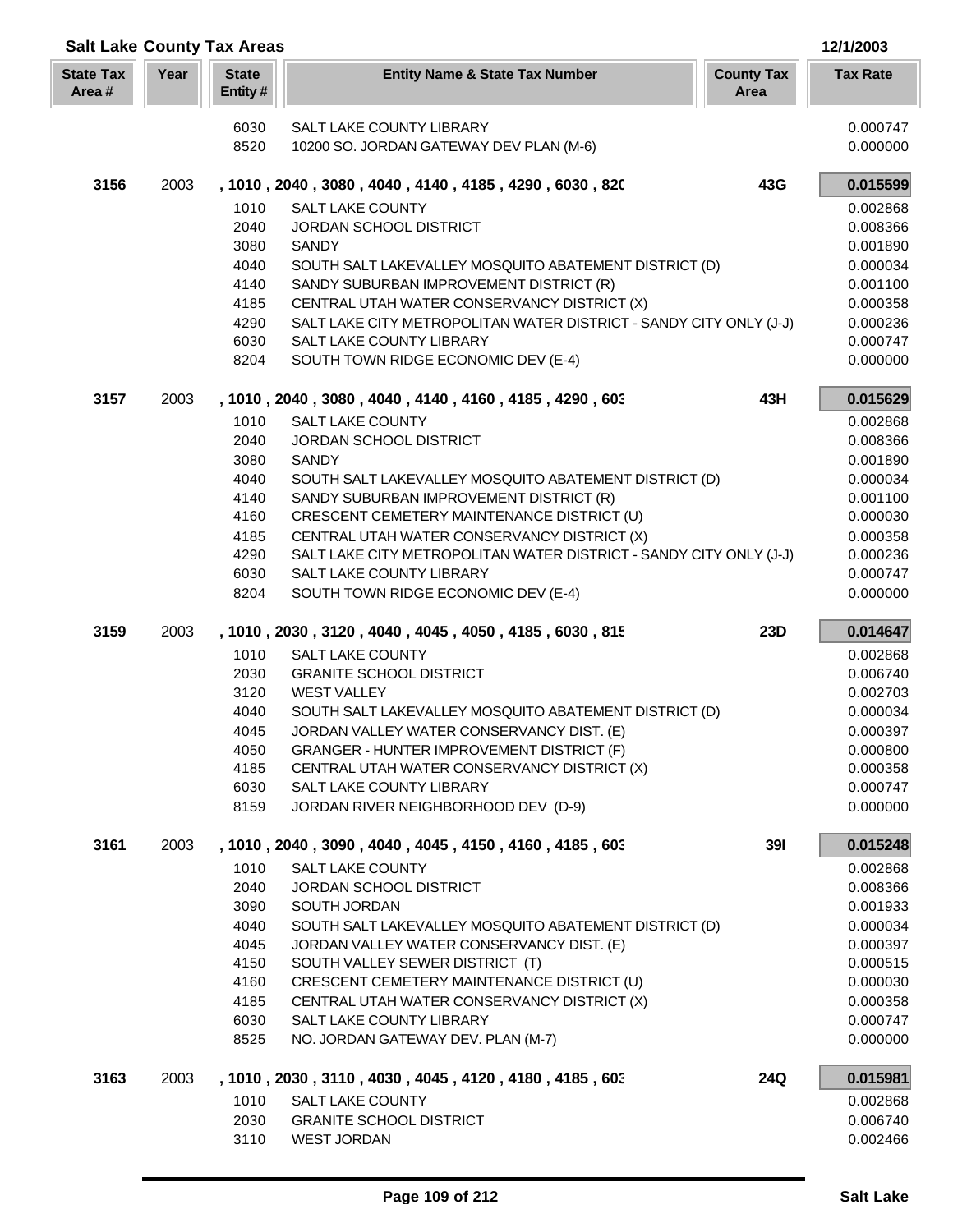## Salt Lake County Tax Areas

12/1/2003

| State Tax Area # | Year | State Entity # | Entity Name & State Tax Number | County Tax Area | Tax Rate |
|---|---|---|---|---|---|
| | | 6030 | SALT LAKE COUNTY LIBRARY | | 0.000747 |
| | | 8520 | 10200 SO. JORDAN GATEWAY DEV PLAN (M-6) | | 0.000000 |
| **3156** | 2003 | | **, 1010 , 2040 , 3080 , 4040 , 4140 , 4185 , 4290 , 6030 , 820** | **43G** | **0.015599** |
| | | 1010 | SALT LAKE COUNTY | | 0.002868 |
| | | 2040 | JORDAN SCHOOL DISTRICT | | 0.008366 |
| | | 3080 | SANDY | | 0.001890 |
| | | 4040 | SOUTH SALT LAKEVALLEY MOSQUITO ABATEMENT DISTRICT (D) | | 0.000034 |
| | | 4140 | SANDY SUBURBAN IMPROVEMENT DISTRICT (R) | | 0.001100 |
| | | 4185 | CENTRAL UTAH WATER CONSERVANCY DISTRICT (X) | | 0.000358 |
| | | 4290 | SALT LAKE CITY METROPOLITAN WATER DISTRICT - SANDY CITY ONLY (J-J) | | 0.000236 |
| | | 6030 | SALT LAKE COUNTY LIBRARY | | 0.000747 |
| | | 8204 | SOUTH TOWN RIDGE ECONOMIC DEV (E-4) | | 0.000000 |
| **3157** | 2003 | | **, 1010 , 2040 , 3080 , 4040 , 4140 , 4160 , 4185 , 4290 , 603** | **43H** | **0.015629** |
| | | 1010 | SALT LAKE COUNTY | | 0.002868 |
| | | 2040 | JORDAN SCHOOL DISTRICT | | 0.008366 |
| | | 3080 | SANDY | | 0.001890 |
| | | 4040 | SOUTH SALT LAKEVALLEY MOSQUITO ABATEMENT DISTRICT (D) | | 0.000034 |
| | | 4140 | SANDY SUBURBAN IMPROVEMENT DISTRICT (R) | | 0.001100 |
| | | 4160 | CRESCENT CEMETERY MAINTENANCE DISTRICT (U) | | 0.000030 |
| | | 4185 | CENTRAL UTAH WATER CONSERVANCY DISTRICT (X) | | 0.000358 |
| | | 4290 | SALT LAKE CITY METROPOLITAN WATER DISTRICT - SANDY CITY ONLY (J-J) | | 0.000236 |
| | | 6030 | SALT LAKE COUNTY LIBRARY | | 0.000747 |
| | | 8204 | SOUTH TOWN RIDGE ECONOMIC DEV (E-4) | | 0.000000 |
| **3159** | 2003 | | **, 1010 , 2030 , 3120 , 4040 , 4045 , 4050 , 4185 , 6030 , 815** | **23D** | **0.014647** |
| | | 1010 | SALT LAKE COUNTY | | 0.002868 |
| | | 2030 | GRANITE SCHOOL DISTRICT | | 0.006740 |
| | | 3120 | WEST VALLEY | | 0.002703 |
| | | 4040 | SOUTH SALT LAKEVALLEY MOSQUITO ABATEMENT DISTRICT (D) | | 0.000034 |
| | | 4045 | JORDAN VALLEY WATER CONSERVANCY DIST. (E) | | 0.000397 |
| | | 4050 | GRANGER - HUNTER IMPROVEMENT DISTRICT (F) | | 0.000800 |
| | | 4185 | CENTRAL UTAH WATER CONSERVANCY DISTRICT (X) | | 0.000358 |
| | | 6030 | SALT LAKE COUNTY LIBRARY | | 0.000747 |
| | | 8159 | JORDAN RIVER NEIGHBORHOOD DEV (D-9) | | 0.000000 |
| **3161** | 2003 | | **, 1010 , 2040 , 3090 , 4040 , 4045 , 4150 , 4160 , 4185 , 603** | **39I** | **0.015248** |
| | | 1010 | SALT LAKE COUNTY | | 0.002868 |
| | | 2040 | JORDAN SCHOOL DISTRICT | | 0.008366 |
| | | 3090 | SOUTH JORDAN | | 0.001933 |
| | | 4040 | SOUTH SALT LAKEVALLEY MOSQUITO ABATEMENT DISTRICT (D) | | 0.000034 |
| | | 4045 | JORDAN VALLEY WATER CONSERVANCY DIST. (E) | | 0.000397 |
| | | 4150 | SOUTH VALLEY SEWER DISTRICT (T) | | 0.000515 |
| | | 4160 | CRESCENT CEMETERY MAINTENANCE DISTRICT (U) | | 0.000030 |
| | | 4185 | CENTRAL UTAH WATER CONSERVANCY DISTRICT (X) | | 0.000358 |
| | | 6030 | SALT LAKE COUNTY LIBRARY | | 0.000747 |
| | | 8525 | NO. JORDAN GATEWAY DEV. PLAN (M-7) | | 0.000000 |
| **3163** | 2003 | | **, 1010 , 2030 , 3110 , 4030 , 4045 , 4120 , 4180 , 4185 , 603** | **24Q** | **0.015981** |
| | | 1010 | SALT LAKE COUNTY | | 0.002868 |
| | | 2030 | GRANITE SCHOOL DISTRICT | | 0.006740 |
| | | 3110 | WEST JORDAN | | 0.002466 |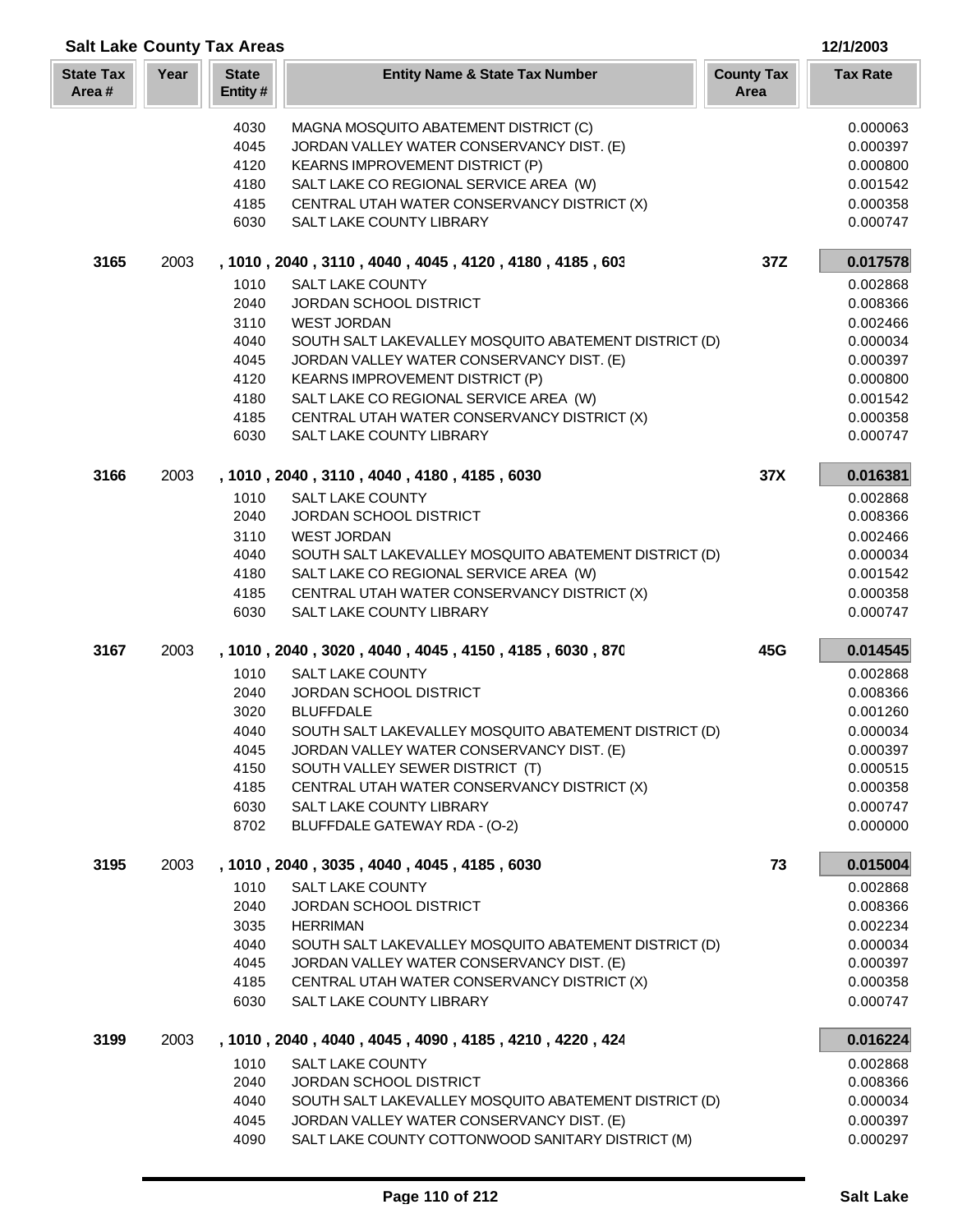## Salt Lake County Tax Areas

12/1/2003

| State Tax Area # | Year | State Entity # | Entity Name & State Tax Number | County Tax Area | Tax Rate |
|---|---|---|---|---|---|
| | | 4030 | MAGNA MOSQUITO ABATEMENT DISTRICT (C) | | 0.000063 |
| | | 4045 | JORDAN VALLEY WATER CONSERVANCY DIST. (E) | | 0.000397 |
| | | 4120 | KEARNS IMPROVEMENT DISTRICT (P) | | 0.000800 |
| | | 4180 | SALT LAKE CO REGIONAL SERVICE AREA (W) | | 0.001542 |
| | | 4185 | CENTRAL UTAH WATER CONSERVANCY DISTRICT (X) | | 0.000358 |
| | | 6030 | SALT LAKE COUNTY LIBRARY | | 0.000747 |
| **3165** | 2003 | | **, 1010 , 2040 , 3110 , 4040 , 4045 , 4120 , 4180 , 4185 , 603** | **37Z** | **0.017578** |
| | | 1010 | SALT LAKE COUNTY | | 0.002868 |
| | | 2040 | JORDAN SCHOOL DISTRICT | | 0.008366 |
| | | 3110 | WEST JORDAN | | 0.002466 |
| | | 4040 | SOUTH SALT LAKEVALLEY MOSQUITO ABATEMENT DISTRICT (D) | | 0.000034 |
| | | 4045 | JORDAN VALLEY WATER CONSERVANCY DIST. (E) | | 0.000397 |
| | | 4120 | KEARNS IMPROVEMENT DISTRICT (P) | | 0.000800 |
| | | 4180 | SALT LAKE CO REGIONAL SERVICE AREA (W) | | 0.001542 |
| | | 4185 | CENTRAL UTAH WATER CONSERVANCY DISTRICT (X) | | 0.000358 |
| | | 6030 | SALT LAKE COUNTY LIBRARY | | 0.000747 |
| **3166** | 2003 | | **, 1010 , 2040 , 3110 , 4040 , 4180 , 4185 , 6030** | **37X** | **0.016381** |
| | | 1010 | SALT LAKE COUNTY | | 0.002868 |
| | | 2040 | JORDAN SCHOOL DISTRICT | | 0.008366 |
| | | 3110 | WEST JORDAN | | 0.002466 |
| | | 4040 | SOUTH SALT LAKEVALLEY MOSQUITO ABATEMENT DISTRICT (D) | | 0.000034 |
| | | 4180 | SALT LAKE CO REGIONAL SERVICE AREA (W) | | 0.001542 |
| | | 4185 | CENTRAL UTAH WATER CONSERVANCY DISTRICT (X) | | 0.000358 |
| | | 6030 | SALT LAKE COUNTY LIBRARY | | 0.000747 |
| **3167** | 2003 | | **, 1010 , 2040 , 3020 , 4040 , 4045 , 4150 , 4185 , 6030 , 870** | **45G** | **0.014545** |
| | | 1010 | SALT LAKE COUNTY | | 0.002868 |
| | | 2040 | JORDAN SCHOOL DISTRICT | | 0.008366 |
| | | 3020 | BLUFFDALE | | 0.001260 |
| | | 4040 | SOUTH SALT LAKEVALLEY MOSQUITO ABATEMENT DISTRICT (D) | | 0.000034 |
| | | 4045 | JORDAN VALLEY WATER CONSERVANCY DIST. (E) | | 0.000397 |
| | | 4150 | SOUTH VALLEY SEWER DISTRICT (T) | | 0.000515 |
| | | 4185 | CENTRAL UTAH WATER CONSERVANCY DISTRICT (X) | | 0.000358 |
| | | 6030 | SALT LAKE COUNTY LIBRARY | | 0.000747 |
| | | 8702 | BLUFFDALE GATEWAY RDA - (O-2) | | 0.000000 |
| **3195** | 2003 | | **, 1010 , 2040 , 3035 , 4040 , 4045 , 4185 , 6030** | **73** | **0.015004** |
| | | 1010 | SALT LAKE COUNTY | | 0.002868 |
| | | 2040 | JORDAN SCHOOL DISTRICT | | 0.008366 |
| | | 3035 | HERRIMAN | | 0.002234 |
| | | 4040 | SOUTH SALT LAKEVALLEY MOSQUITO ABATEMENT DISTRICT (D) | | 0.000034 |
| | | 4045 | JORDAN VALLEY WATER CONSERVANCY DIST. (E) | | 0.000397 |
| | | 4185 | CENTRAL UTAH WATER CONSERVANCY DISTRICT (X) | | 0.000358 |
| | | 6030 | SALT LAKE COUNTY LIBRARY | | 0.000747 |
| **3199** | 2003 | | **, 1010 , 2040 , 4040 , 4045 , 4090 , 4185 , 4210 , 4220 , 424** | | **0.016224** |
| | | 1010 | SALT LAKE COUNTY | | 0.002868 |
| | | 2040 | JORDAN SCHOOL DISTRICT | | 0.008366 |
| | | 4040 | SOUTH SALT LAKEVALLEY MOSQUITO ABATEMENT DISTRICT (D) | | 0.000034 |
| | | 4045 | JORDAN VALLEY WATER CONSERVANCY DIST. (E) | | 0.000397 |
| | | 4090 | SALT LAKE COUNTY COTTONWOOD SANITARY DISTRICT (M) | | 0.000297 |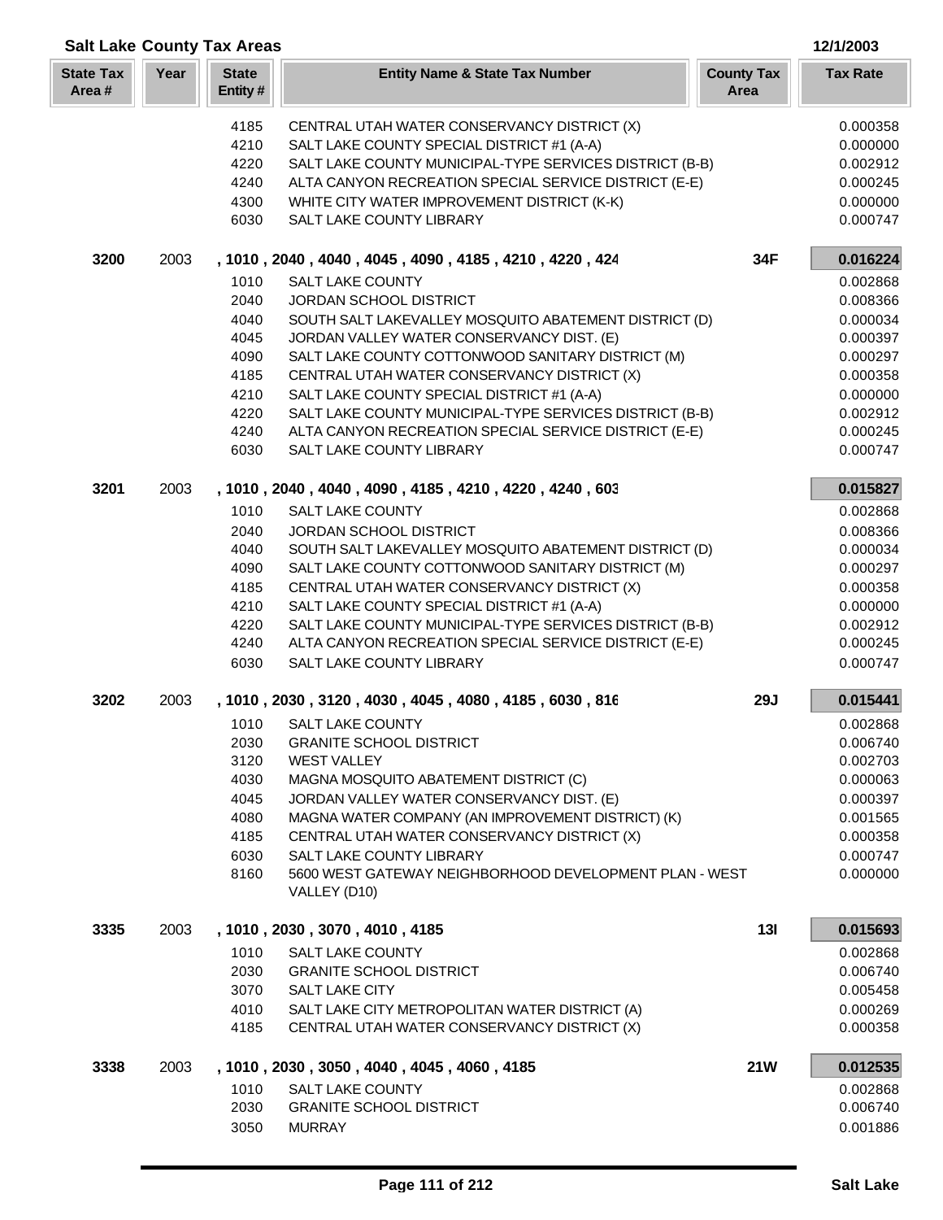## Salt Lake County Tax Areas

12/1/2003

| State Tax Area # | Year | State Entity # | Entity Name & State Tax Number | County Tax Area | Tax Rate |
|---|---|---|---|---|---|
| | | 4185 | CENTRAL UTAH WATER CONSERVANCY DISTRICT (X) | | 0.000358 |
| | | 4210 | SALT LAKE COUNTY SPECIAL DISTRICT #1 (A-A) | | 0.000000 |
| | | 4220 | SALT LAKE COUNTY MUNICIPAL-TYPE SERVICES DISTRICT (B-B) | | 0.002912 |
| | | 4240 | ALTA CANYON RECREATION SPECIAL SERVICE DISTRICT (E-E) | | 0.000245 |
| | | 4300 | WHITE CITY WATER IMPROVEMENT DISTRICT (K-K) | | 0.000000 |
| | | 6030 | SALT LAKE COUNTY LIBRARY | | 0.000747 |
| **3200** | 2003 | | **, 1010 , 2040 , 4040 , 4045 , 4090 , 4185 , 4210 , 4220 , 424** | **34F** | **0.016224** |
| | | 1010 | SALT LAKE COUNTY | | 0.002868 |
| | | 2040 | JORDAN SCHOOL DISTRICT | | 0.008366 |
| | | 4040 | SOUTH SALT LAKEVALLEY MOSQUITO ABATEMENT DISTRICT (D) | | 0.000034 |
| | | 4045 | JORDAN VALLEY WATER CONSERVANCY DIST. (E) | | 0.000397 |
| | | 4090 | SALT LAKE COUNTY COTTONWOOD SANITARY DISTRICT (M) | | 0.000297 |
| | | 4185 | CENTRAL UTAH WATER CONSERVANCY DISTRICT (X) | | 0.000358 |
| | | 4210 | SALT LAKE COUNTY SPECIAL DISTRICT #1 (A-A) | | 0.000000 |
| | | 4220 | SALT LAKE COUNTY MUNICIPAL-TYPE SERVICES DISTRICT (B-B) | | 0.002912 |
| | | 4240 | ALTA CANYON RECREATION SPECIAL SERVICE DISTRICT (E-E) | | 0.000245 |
| | | 6030 | SALT LAKE COUNTY LIBRARY | | 0.000747 |
| **3201** | 2003 | | **, 1010 , 2040 , 4040 , 4090 , 4185 , 4210 , 4220 , 4240 , 603** | | **0.015827** |
| | | 1010 | SALT LAKE COUNTY | | 0.002868 |
| | | 2040 | JORDAN SCHOOL DISTRICT | | 0.008366 |
| | | 4040 | SOUTH SALT LAKEVALLEY MOSQUITO ABATEMENT DISTRICT (D) | | 0.000034 |
| | | 4090 | SALT LAKE COUNTY COTTONWOOD SANITARY DISTRICT (M) | | 0.000297 |
| | | 4185 | CENTRAL UTAH WATER CONSERVANCY DISTRICT (X) | | 0.000358 |
| | | 4210 | SALT LAKE COUNTY SPECIAL DISTRICT #1 (A-A) | | 0.000000 |
| | | 4220 | SALT LAKE COUNTY MUNICIPAL-TYPE SERVICES DISTRICT (B-B) | | 0.002912 |
| | | 4240 | ALTA CANYON RECREATION SPECIAL SERVICE DISTRICT (E-E) | | 0.000245 |
| | | 6030 | SALT LAKE COUNTY LIBRARY | | 0.000747 |
| **3202** | 2003 | | **, 1010 , 2030 , 3120 , 4030 , 4045 , 4080 , 4185 , 6030 , 816** | **29J** | **0.015441** |
| | | 1010 | SALT LAKE COUNTY | | 0.002868 |
| | | 2030 | GRANITE SCHOOL DISTRICT | | 0.006740 |
| | | 3120 | WEST VALLEY | | 0.002703 |
| | | 4030 | MAGNA MOSQUITO ABATEMENT DISTRICT (C) | | 0.000063 |
| | | 4045 | JORDAN VALLEY WATER CONSERVANCY DIST. (E) | | 0.000397 |
| | | 4080 | MAGNA WATER COMPANY (AN IMPROVEMENT DISTRICT) (K) | | 0.001565 |
| | | 4185 | CENTRAL UTAH WATER CONSERVANCY DISTRICT (X) | | 0.000358 |
| | | 6030 | SALT LAKE COUNTY LIBRARY | | 0.000747 |
| | | 8160 | 5600 WEST GATEWAY NEIGHBORHOOD DEVELOPMENT PLAN - WEST VALLEY (D10) | | 0.000000 |
| **3335** | 2003 | | **, 1010 , 2030 , 3070 , 4010 , 4185** | **13I** | **0.015693** |
| | | 1010 | SALT LAKE COUNTY | | 0.002868 |
| | | 2030 | GRANITE SCHOOL DISTRICT | | 0.006740 |
| | | 3070 | SALT LAKE CITY | | 0.005458 |
| | | 4010 | SALT LAKE CITY METROPOLITAN WATER DISTRICT (A) | | 0.000269 |
| | | 4185 | CENTRAL UTAH WATER CONSERVANCY DISTRICT (X) | | 0.000358 |
| **3338** | 2003 | | **, 1010 , 2030 , 3050 , 4040 , 4045 , 4060 , 4185** | **21W** | **0.012535** |
| | | 1010 | SALT LAKE COUNTY | | 0.002868 |
| | | 2030 | GRANITE SCHOOL DISTRICT | | 0.006740 |
| | | 3050 | MURRAY | | 0.001886 |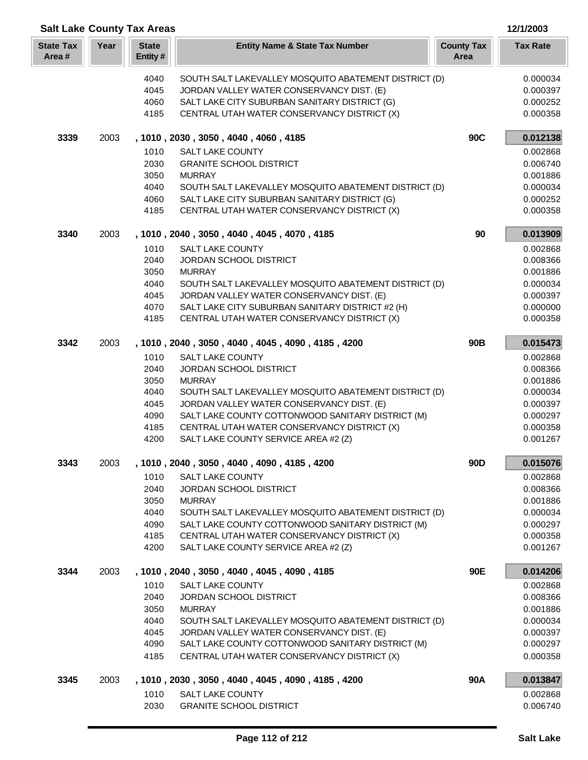## Salt Lake County Tax Areas

12/1/2003

| State Tax Area # | Year | State Entity # | Entity Name & State Tax Number | County Tax Area | Tax Rate |
|---|---|---|---|---|---|
| | | 4040 | SOUTH SALT LAKEVALLEY MOSQUITO ABATEMENT DISTRICT (D) | | 0.000034 |
| | | 4045 | JORDAN VALLEY WATER CONSERVANCY DIST. (E) | | 0.000397 |
| | | 4060 | SALT LAKE CITY SUBURBAN SANITARY DISTRICT (G) | | 0.000252 |
| | | 4185 | CENTRAL UTAH WATER CONSERVANCY DISTRICT (X) | | 0.000358 |
| **3339** | 2003 | | **, 1010 , 2030 , 3050 , 4040 , 4060 , 4185** | **90C** | **0.012138** |
| | | 1010 | SALT LAKE COUNTY | | 0.002868 |
| | | 2030 | GRANITE SCHOOL DISTRICT | | 0.006740 |
| | | 3050 | MURRAY | | 0.001886 |
| | | 4040 | SOUTH SALT LAKEVALLEY MOSQUITO ABATEMENT DISTRICT (D) | | 0.000034 |
| | | 4060 | SALT LAKE CITY SUBURBAN SANITARY DISTRICT (G) | | 0.000252 |
| | | 4185 | CENTRAL UTAH WATER CONSERVANCY DISTRICT (X) | | 0.000358 |
| **3340** | 2003 | | **, 1010 , 2040 , 3050 , 4040 , 4045 , 4070 , 4185** | **90** | **0.013909** |
| | | 1010 | SALT LAKE COUNTY | | 0.002868 |
| | | 2040 | JORDAN SCHOOL DISTRICT | | 0.008366 |
| | | 3050 | MURRAY | | 0.001886 |
| | | 4040 | SOUTH SALT LAKEVALLEY MOSQUITO ABATEMENT DISTRICT (D) | | 0.000034 |
| | | 4045 | JORDAN VALLEY WATER CONSERVANCY DIST. (E) | | 0.000397 |
| | | 4070 | SALT LAKE CITY SUBURBAN SANITARY DISTRICT #2 (H) | | 0.000000 |
| | | 4185 | CENTRAL UTAH WATER CONSERVANCY DISTRICT (X) | | 0.000358 |
| **3342** | 2003 | | **, 1010 , 2040 , 3050 , 4040 , 4045 , 4090 , 4185 , 4200** | **90B** | **0.015473** |
| | | 1010 | SALT LAKE COUNTY | | 0.002868 |
| | | 2040 | JORDAN SCHOOL DISTRICT | | 0.008366 |
| | | 3050 | MURRAY | | 0.001886 |
| | | 4040 | SOUTH SALT LAKEVALLEY MOSQUITO ABATEMENT DISTRICT (D) | | 0.000034 |
| | | 4045 | JORDAN VALLEY WATER CONSERVANCY DIST. (E) | | 0.000397 |
| | | 4090 | SALT LAKE COUNTY COTTONWOOD SANITARY DISTRICT (M) | | 0.000297 |
| | | 4185 | CENTRAL UTAH WATER CONSERVANCY DISTRICT (X) | | 0.000358 |
| | | 4200 | SALT LAKE COUNTY SERVICE AREA #2 (Z) | | 0.001267 |
| **3343** | 2003 | | **, 1010 , 2040 , 3050 , 4040 , 4090 , 4185 , 4200** | **90D** | **0.015076** |
| | | 1010 | SALT LAKE COUNTY | | 0.002868 |
| | | 2040 | JORDAN SCHOOL DISTRICT | | 0.008366 |
| | | 3050 | MURRAY | | 0.001886 |
| | | 4040 | SOUTH SALT LAKEVALLEY MOSQUITO ABATEMENT DISTRICT (D) | | 0.000034 |
| | | 4090 | SALT LAKE COUNTY COTTONWOOD SANITARY DISTRICT (M) | | 0.000297 |
| | | 4185 | CENTRAL UTAH WATER CONSERVANCY DISTRICT (X) | | 0.000358 |
| | | 4200 | SALT LAKE COUNTY SERVICE AREA #2 (Z) | | 0.001267 |
| **3344** | 2003 | | **, 1010 , 2040 , 3050 , 4040 , 4045 , 4090 , 4185** | **90E** | **0.014206** |
| | | 1010 | SALT LAKE COUNTY | | 0.002868 |
| | | 2040 | JORDAN SCHOOL DISTRICT | | 0.008366 |
| | | 3050 | MURRAY | | 0.001886 |
| | | 4040 | SOUTH SALT LAKEVALLEY MOSQUITO ABATEMENT DISTRICT (D) | | 0.000034 |
| | | 4045 | JORDAN VALLEY WATER CONSERVANCY DIST. (E) | | 0.000397 |
| | | 4090 | SALT LAKE COUNTY COTTONWOOD SANITARY DISTRICT (M) | | 0.000297 |
| | | 4185 | CENTRAL UTAH WATER CONSERVANCY DISTRICT (X) | | 0.000358 |
| **3345** | 2003 | | **, 1010 , 2030 , 3050 , 4040 , 4045 , 4090 , 4185 , 4200** | **90A** | **0.013847** |
| | | 1010 | SALT LAKE COUNTY | | 0.002868 |
| | | 2030 | GRANITE SCHOOL DISTRICT | | 0.006740 |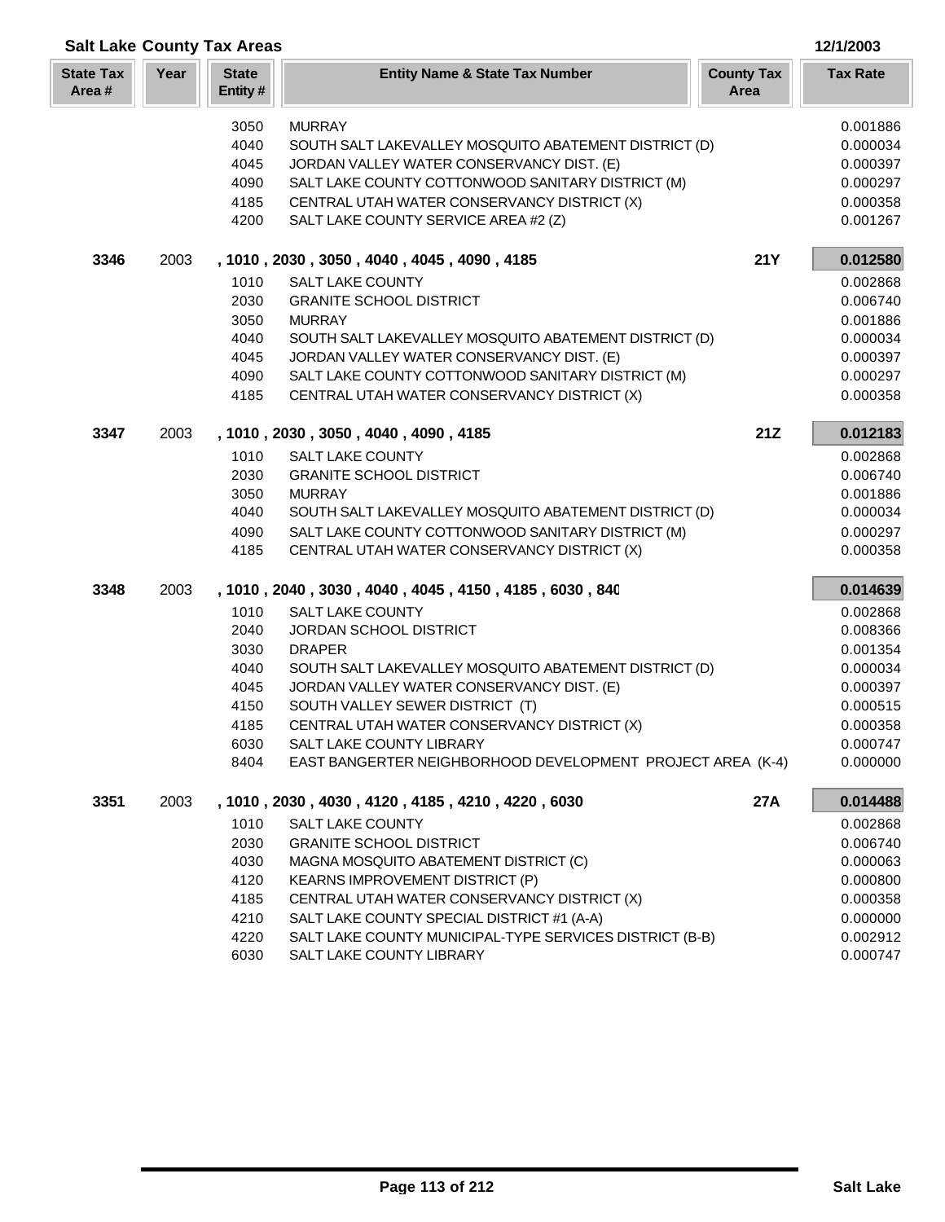## Salt Lake County Tax Areas

12/1/2003

| State Tax Area # | Year | State Entity # | Entity Name & State Tax Number | County Tax Area | Tax Rate |
|---|---|---|---|---|---|
| | | 3050 | MURRAY | | 0.001886 |
| | | 4040 | SOUTH SALT LAKEVALLEY MOSQUITO ABATEMENT DISTRICT (D) | | 0.000034 |
| | | 4045 | JORDAN VALLEY WATER CONSERVANCY DIST. (E) | | 0.000397 |
| | | 4090 | SALT LAKE COUNTY COTTONWOOD SANITARY DISTRICT (M) | | 0.000297 |
| | | 4185 | CENTRAL UTAH WATER CONSERVANCY DISTRICT (X) | | 0.000358 |
| | | 4200 | SALT LAKE COUNTY SERVICE AREA #2 (Z) | | 0.001267 |
| **3346** | 2003 | | **, 1010 , 2030 , 3050 , 4040 , 4045 , 4090 , 4185** | **21Y** | **0.012580** |
| | | 1010 | SALT LAKE COUNTY | | 0.002868 |
| | | 2030 | GRANITE SCHOOL DISTRICT | | 0.006740 |
| | | 3050 | MURRAY | | 0.001886 |
| | | 4040 | SOUTH SALT LAKEVALLEY MOSQUITO ABATEMENT DISTRICT (D) | | 0.000034 |
| | | 4045 | JORDAN VALLEY WATER CONSERVANCY DIST. (E) | | 0.000397 |
| | | 4090 | SALT LAKE COUNTY COTTONWOOD SANITARY DISTRICT (M) | | 0.000297 |
| | | 4185 | CENTRAL UTAH WATER CONSERVANCY DISTRICT (X) | | 0.000358 |
| **3347** | 2003 | | **, 1010 , 2030 , 3050 , 4040 , 4090 , 4185** | **21Z** | **0.012183** |
| | | 1010 | SALT LAKE COUNTY | | 0.002868 |
| | | 2030 | GRANITE SCHOOL DISTRICT | | 0.006740 |
| | | 3050 | MURRAY | | 0.001886 |
| | | 4040 | SOUTH SALT LAKEVALLEY MOSQUITO ABATEMENT DISTRICT (D) | | 0.000034 |
| | | 4090 | SALT LAKE COUNTY COTTONWOOD SANITARY DISTRICT (M) | | 0.000297 |
| | | 4185 | CENTRAL UTAH WATER CONSERVANCY DISTRICT (X) | | 0.000358 |
| **3348** | 2003 | | **, 1010 , 2040 , 3030 , 4040 , 4045 , 4150 , 4185 , 6030 , 840** | | **0.014639** |
| | | 1010 | SALT LAKE COUNTY | | 0.002868 |
| | | 2040 | JORDAN SCHOOL DISTRICT | | 0.008366 |
| | | 3030 | DRAPER | | 0.001354 |
| | | 4040 | SOUTH SALT LAKEVALLEY MOSQUITO ABATEMENT DISTRICT (D) | | 0.000034 |
| | | 4045 | JORDAN VALLEY WATER CONSERVANCY DIST. (E) | | 0.000397 |
| | | 4150 | SOUTH VALLEY SEWER DISTRICT (T) | | 0.000515 |
| | | 4185 | CENTRAL UTAH WATER CONSERVANCY DISTRICT (X) | | 0.000358 |
| | | 6030 | SALT LAKE COUNTY LIBRARY | | 0.000747 |
| | | 8404 | EAST BANGERTER NEIGHBORHOOD DEVELOPMENT PROJECT AREA (K-4) | | 0.000000 |
| **3351** | 2003 | | **, 1010 , 2030 , 4030 , 4120 , 4185 , 4210 , 4220 , 6030** | **27A** | **0.014488** |
| | | 1010 | SALT LAKE COUNTY | | 0.002868 |
| | | 2030 | GRANITE SCHOOL DISTRICT | | 0.006740 |
| | | 4030 | MAGNA MOSQUITO ABATEMENT DISTRICT (C) | | 0.000063 |
| | | 4120 | KEARNS IMPROVEMENT DISTRICT (P) | | 0.000800 |
| | | 4185 | CENTRAL UTAH WATER CONSERVANCY DISTRICT (X) | | 0.000358 |
| | | 4210 | SALT LAKE COUNTY SPECIAL DISTRICT #1 (A-A) | | 0.000000 |
| | | 4220 | SALT LAKE COUNTY MUNICIPAL-TYPE SERVICES DISTRICT (B-B) | | 0.002912 |
| | | 6030 | SALT LAKE COUNTY LIBRARY | | 0.000747 |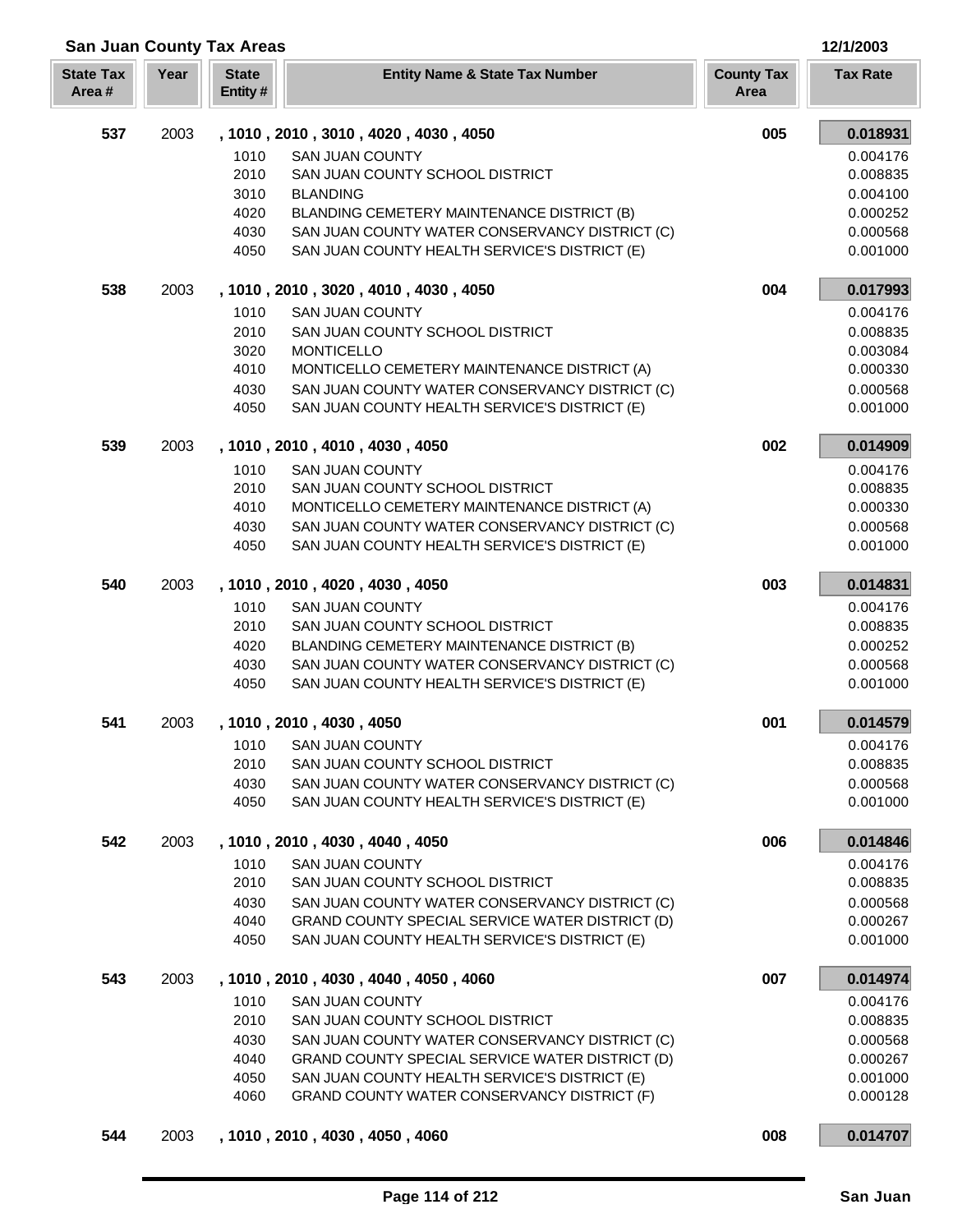## San Juan County Tax Areas

12/1/2003

| State Tax Area # | Year | State Entity # | Entity Name & State Tax Number | County Tax Area | Tax Rate |
|---|---|---|---|---|---|
| 537 | 2003 | , 1010 , 2010 , 3010 , 4020 , 4030 , 4050 | | 005 | 0.018931 |
| | | 1010 | SAN JUAN COUNTY | | 0.004176 |
| | | 2010 | SAN JUAN COUNTY SCHOOL DISTRICT | | 0.008835 |
| | | 3010 | BLANDING | | 0.004100 |
| | | 4020 | BLANDING CEMETERY MAINTENANCE DISTRICT (B) | | 0.000252 |
| | | 4030 | SAN JUAN COUNTY WATER CONSERVANCY DISTRICT (C) | | 0.000568 |
| | | 4050 | SAN JUAN COUNTY HEALTH SERVICE'S DISTRICT (E) | | 0.001000 |
| 538 | 2003 | , 1010 , 2010 , 3020 , 4010 , 4030 , 4050 | | 004 | 0.017993 |
| | | 1010 | SAN JUAN COUNTY | | 0.004176 |
| | | 2010 | SAN JUAN COUNTY SCHOOL DISTRICT | | 0.008835 |
| | | 3020 | MONTICELLO | | 0.003084 |
| | | 4010 | MONTICELLO CEMETERY MAINTENANCE DISTRICT (A) | | 0.000330 |
| | | 4030 | SAN JUAN COUNTY WATER CONSERVANCY DISTRICT (C) | | 0.000568 |
| | | 4050 | SAN JUAN COUNTY HEALTH SERVICE'S DISTRICT (E) | | 0.001000 |
| 539 | 2003 | , 1010 , 2010 , 4010 , 4030 , 4050 | | 002 | 0.014909 |
| | | 1010 | SAN JUAN COUNTY | | 0.004176 |
| | | 2010 | SAN JUAN COUNTY SCHOOL DISTRICT | | 0.008835 |
| | | 4010 | MONTICELLO CEMETERY MAINTENANCE DISTRICT (A) | | 0.000330 |
| | | 4030 | SAN JUAN COUNTY WATER CONSERVANCY DISTRICT (C) | | 0.000568 |
| | | 4050 | SAN JUAN COUNTY HEALTH SERVICE'S DISTRICT (E) | | 0.001000 |
| 540 | 2003 | , 1010 , 2010 , 4020 , 4030 , 4050 | | 003 | 0.014831 |
| | | 1010 | SAN JUAN COUNTY | | 0.004176 |
| | | 2010 | SAN JUAN COUNTY SCHOOL DISTRICT | | 0.008835 |
| | | 4020 | BLANDING CEMETERY MAINTENANCE DISTRICT (B) | | 0.000252 |
| | | 4030 | SAN JUAN COUNTY WATER CONSERVANCY DISTRICT (C) | | 0.000568 |
| | | 4050 | SAN JUAN COUNTY HEALTH SERVICE'S DISTRICT (E) | | 0.001000 |
| 541 | 2003 | , 1010 , 2010 , 4030 , 4050 | | 001 | 0.014579 |
| | | 1010 | SAN JUAN COUNTY | | 0.004176 |
| | | 2010 | SAN JUAN COUNTY SCHOOL DISTRICT | | 0.008835 |
| | | 4030 | SAN JUAN COUNTY WATER CONSERVANCY DISTRICT (C) | | 0.000568 |
| | | 4050 | SAN JUAN COUNTY HEALTH SERVICE'S DISTRICT (E) | | 0.001000 |
| 542 | 2003 | , 1010 , 2010 , 4030 , 4040 , 4050 | | 006 | 0.014846 |
| | | 1010 | SAN JUAN COUNTY | | 0.004176 |
| | | 2010 | SAN JUAN COUNTY SCHOOL DISTRICT | | 0.008835 |
| | | 4030 | SAN JUAN COUNTY WATER CONSERVANCY DISTRICT (C) | | 0.000568 |
| | | 4040 | GRAND COUNTY SPECIAL SERVICE WATER DISTRICT (D) | | 0.000267 |
| | | 4050 | SAN JUAN COUNTY HEALTH SERVICE'S DISTRICT (E) | | 0.001000 |
| 543 | 2003 | , 1010 , 2010 , 4030 , 4040 , 4050 , 4060 | | 007 | 0.014974 |
| | | 1010 | SAN JUAN COUNTY | | 0.004176 |
| | | 2010 | SAN JUAN COUNTY SCHOOL DISTRICT | | 0.008835 |
| | | 4030 | SAN JUAN COUNTY WATER CONSERVANCY DISTRICT (C) | | 0.000568 |
| | | 4040 | GRAND COUNTY SPECIAL SERVICE WATER DISTRICT (D) | | 0.000267 |
| | | 4050 | SAN JUAN COUNTY HEALTH SERVICE'S DISTRICT (E) | | 0.001000 |
| | | 4060 | GRAND COUNTY WATER CONSERVANCY DISTRICT (F) | | 0.000128 |
| 544 | 2003 | , 1010 , 2010 , 4030 , 4050 , 4060 | | 008 | 0.014707 |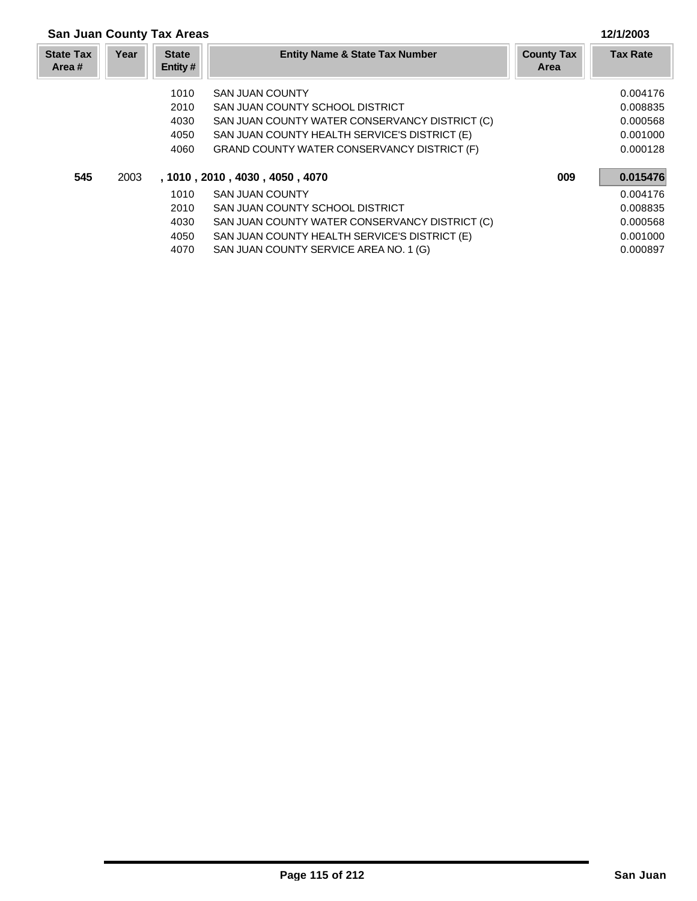## San Juan County Tax Areas

12/1/2003

| State Tax Area # | Year | State Entity # | Entity Name & State Tax Number | County Tax Area | Tax Rate |
|---|---|---|---|---|---|
| | | 1010 | SAN JUAN COUNTY | | 0.004176 |
| | | 2010 | SAN JUAN COUNTY SCHOOL DISTRICT | | 0.008835 |
| | | 4030 | SAN JUAN COUNTY WATER CONSERVANCY DISTRICT (C) | | 0.000568 |
| | | 4050 | SAN JUAN COUNTY HEALTH SERVICE'S DISTRICT (E) | | 0.001000 |
| | | 4060 | GRAND COUNTY WATER CONSERVANCY DISTRICT (F) | | 0.000128 |
| **545** | 2003 | **, 1010 , 2010 , 4030 , 4050 , 4070** | | **009** | **0.015476** |
| | | 1010 | SAN JUAN COUNTY | | 0.004176 |
| | | 2010 | SAN JUAN COUNTY SCHOOL DISTRICT | | 0.008835 |
| | | 4030 | SAN JUAN COUNTY WATER CONSERVANCY DISTRICT (C) | | 0.000568 |
| | | 4050 | SAN JUAN COUNTY HEALTH SERVICE'S DISTRICT (E) | | 0.001000 |
| | | 4070 | SAN JUAN COUNTY SERVICE AREA NO. 1 (G) | | 0.000897 |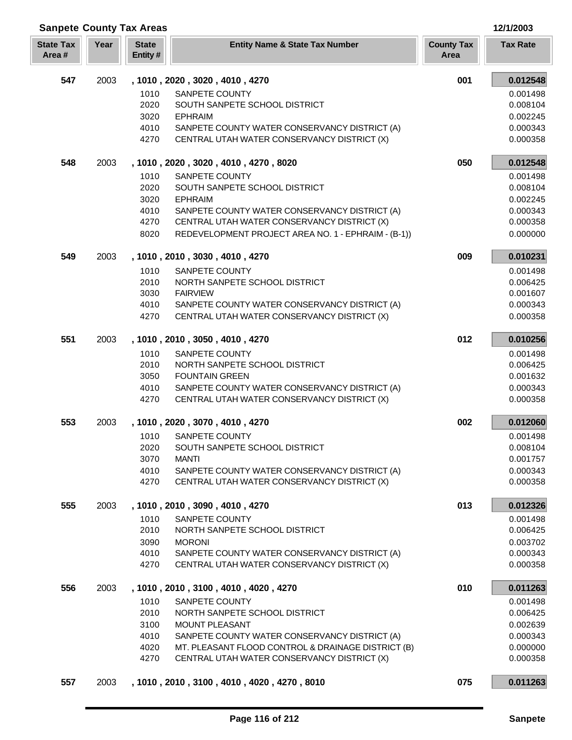## Sanpete County Tax Areas

12/1/2003

| State Tax Area # | Year | State Entity # | Entity Name & State Tax Number | County Tax Area | Tax Rate |
|---|---|---|---|---|---|
| **547** | 2003 | **, 1010 , 2020 , 3020 , 4010 , 4270** | | **001** | **0.012548** |
| | | 1010 | SANPETE COUNTY | | 0.001498 |
| | | 2020 | SOUTH SANPETE SCHOOL DISTRICT | | 0.008104 |
| | | 3020 | EPHRAIM | | 0.002245 |
| | | 4010 | SANPETE COUNTY WATER CONSERVANCY DISTRICT (A) | | 0.000343 |
| | | 4270 | CENTRAL UTAH WATER CONSERVANCY DISTRICT (X) | | 0.000358 |
| **548** | 2003 | **, 1010 , 2020 , 3020 , 4010 , 4270 , 8020** | | **050** | **0.012548** |
| | | 1010 | SANPETE COUNTY | | 0.001498 |
| | | 2020 | SOUTH SANPETE SCHOOL DISTRICT | | 0.008104 |
| | | 3020 | EPHRAIM | | 0.002245 |
| | | 4010 | SANPETE COUNTY WATER CONSERVANCY DISTRICT (A) | | 0.000343 |
| | | 4270 | CENTRAL UTAH WATER CONSERVANCY DISTRICT (X) | | 0.000358 |
| | | 8020 | REDEVELOPMENT PROJECT AREA NO. 1 - EPHRAIM - (B-1)) | | 0.000000 |
| **549** | 2003 | **, 1010 , 2010 , 3030 , 4010 , 4270** | | **009** | **0.010231** |
| | | 1010 | SANPETE COUNTY | | 0.001498 |
| | | 2010 | NORTH SANPETE SCHOOL DISTRICT | | 0.006425 |
| | | 3030 | FAIRVIEW | | 0.001607 |
| | | 4010 | SANPETE COUNTY WATER CONSERVANCY DISTRICT (A) | | 0.000343 |
| | | 4270 | CENTRAL UTAH WATER CONSERVANCY DISTRICT (X) | | 0.000358 |
| **551** | 2003 | **, 1010 , 2010 , 3050 , 4010 , 4270** | | **012** | **0.010256** |
| | | 1010 | SANPETE COUNTY | | 0.001498 |
| | | 2010 | NORTH SANPETE SCHOOL DISTRICT | | 0.006425 |
| | | 3050 | FOUNTAIN GREEN | | 0.001632 |
| | | 4010 | SANPETE COUNTY WATER CONSERVANCY DISTRICT (A) | | 0.000343 |
| | | 4270 | CENTRAL UTAH WATER CONSERVANCY DISTRICT (X) | | 0.000358 |
| **553** | 2003 | **, 1010 , 2020 , 3070 , 4010 , 4270** | | **002** | **0.012060** |
| | | 1010 | SANPETE COUNTY | | 0.001498 |
| | | 2020 | SOUTH SANPETE SCHOOL DISTRICT | | 0.008104 |
| | | 3070 | MANTI | | 0.001757 |
| | | 4010 | SANPETE COUNTY WATER CONSERVANCY DISTRICT (A) | | 0.000343 |
| | | 4270 | CENTRAL UTAH WATER CONSERVANCY DISTRICT (X) | | 0.000358 |
| **555** | 2003 | **, 1010 , 2010 , 3090 , 4010 , 4270** | | **013** | **0.012326** |
| | | 1010 | SANPETE COUNTY | | 0.001498 |
| | | 2010 | NORTH SANPETE SCHOOL DISTRICT | | 0.006425 |
| | | 3090 | MORONI | | 0.003702 |
| | | 4010 | SANPETE COUNTY WATER CONSERVANCY DISTRICT (A) | | 0.000343 |
| | | 4270 | CENTRAL UTAH WATER CONSERVANCY DISTRICT (X) | | 0.000358 |
| **556** | 2003 | **, 1010 , 2010 , 3100 , 4010 , 4020 , 4270** | | **010** | **0.011263** |
| | | 1010 | SANPETE COUNTY | | 0.001498 |
| | | 2010 | NORTH SANPETE SCHOOL DISTRICT | | 0.006425 |
| | | 3100 | MOUNT PLEASANT | | 0.002639 |
| | | 4010 | SANPETE COUNTY WATER CONSERVANCY DISTRICT (A) | | 0.000343 |
| | | 4020 | MT. PLEASANT FLOOD CONTROL & DRAINAGE DISTRICT (B) | | 0.000000 |
| | | 4270 | CENTRAL UTAH WATER CONSERVANCY DISTRICT (X) | | 0.000358 |
| **557** | 2003 | **, 1010 , 2010 , 3100 , 4010 , 4020 , 4270 , 8010** | | **075** | **0.011263** |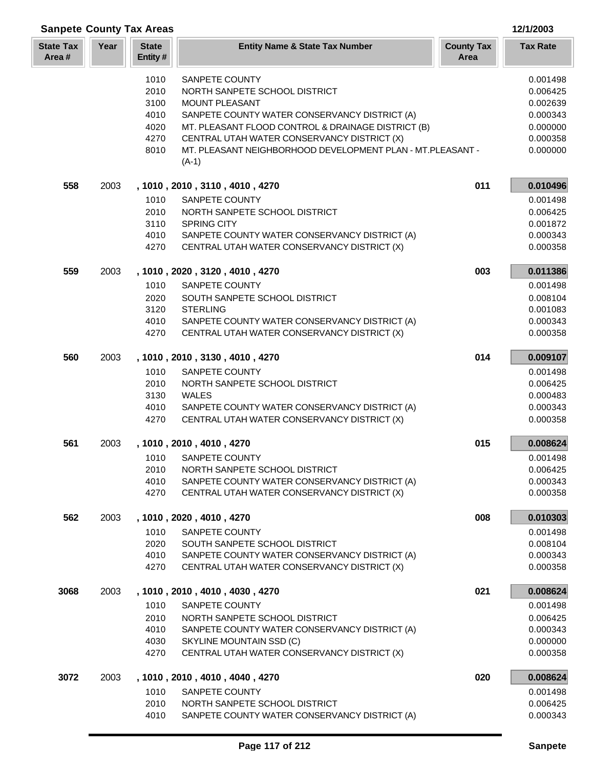## Sanpete County Tax Areas

12/1/2003

| State Tax Area # | Year | State Entity # | Entity Name & State Tax Number | County Tax Area | Tax Rate |
|---|---|---|---|---|---|
| | | 1010 | SANPETE COUNTY | | 0.001498 |
| | | 2010 | NORTH SANPETE SCHOOL DISTRICT | | 0.006425 |
| | | 3100 | MOUNT PLEASANT | | 0.002639 |
| | | 4010 | SANPETE COUNTY WATER CONSERVANCY DISTRICT (A) | | 0.000343 |
| | | 4020 | MT. PLEASANT FLOOD CONTROL & DRAINAGE DISTRICT (B) | | 0.000000 |
| | | 4270 | CENTRAL UTAH WATER CONSERVANCY DISTRICT (X) | | 0.000358 |
| | | 8010 | MT. PLEASANT NEIGHBORHOOD DEVELOPMENT PLAN - MT.PLEASANT - (A-1) | | 0.000000 |
| **558** | 2003 | **, 1010 , 2010 , 3110 , 4010 , 4270** | | **011** | **0.010496** |
| | | 1010 | SANPETE COUNTY | | 0.001498 |
| | | 2010 | NORTH SANPETE SCHOOL DISTRICT | | 0.006425 |
| | | 3110 | SPRING CITY | | 0.001872 |
| | | 4010 | SANPETE COUNTY WATER CONSERVANCY DISTRICT (A) | | 0.000343 |
| | | 4270 | CENTRAL UTAH WATER CONSERVANCY DISTRICT (X) | | 0.000358 |
| **559** | 2003 | **, 1010 , 2020 , 3120 , 4010 , 4270** | | **003** | **0.011386** |
| | | 1010 | SANPETE COUNTY | | 0.001498 |
| | | 2020 | SOUTH SANPETE SCHOOL DISTRICT | | 0.008104 |
| | | 3120 | STERLING | | 0.001083 |
| | | 4010 | SANPETE COUNTY WATER CONSERVANCY DISTRICT (A) | | 0.000343 |
| | | 4270 | CENTRAL UTAH WATER CONSERVANCY DISTRICT (X) | | 0.000358 |
| **560** | 2003 | **, 1010 , 2010 , 3130 , 4010 , 4270** | | **014** | **0.009107** |
| | | 1010 | SANPETE COUNTY | | 0.001498 |
| | | 2010 | NORTH SANPETE SCHOOL DISTRICT | | 0.006425 |
| | | 3130 | WALES | | 0.000483 |
| | | 4010 | SANPETE COUNTY WATER CONSERVANCY DISTRICT (A) | | 0.000343 |
| | | 4270 | CENTRAL UTAH WATER CONSERVANCY DISTRICT (X) | | 0.000358 |
| **561** | 2003 | **, 1010 , 2010 , 4010 , 4270** | | **015** | **0.008624** |
| | | 1010 | SANPETE COUNTY | | 0.001498 |
| | | 2010 | NORTH SANPETE SCHOOL DISTRICT | | 0.006425 |
| | | 4010 | SANPETE COUNTY WATER CONSERVANCY DISTRICT (A) | | 0.000343 |
| | | 4270 | CENTRAL UTAH WATER CONSERVANCY DISTRICT (X) | | 0.000358 |
| **562** | 2003 | **, 1010 , 2020 , 4010 , 4270** | | **008** | **0.010303** |
| | | 1010 | SANPETE COUNTY | | 0.001498 |
| | | 2020 | SOUTH SANPETE SCHOOL DISTRICT | | 0.008104 |
| | | 4010 | SANPETE COUNTY WATER CONSERVANCY DISTRICT (A) | | 0.000343 |
| | | 4270 | CENTRAL UTAH WATER CONSERVANCY DISTRICT (X) | | 0.000358 |
| **3068** | 2003 | **, 1010 , 2010 , 4010 , 4030 , 4270** | | **021** | **0.008624** |
| | | 1010 | SANPETE COUNTY | | 0.001498 |
| | | 2010 | NORTH SANPETE SCHOOL DISTRICT | | 0.006425 |
| | | 4010 | SANPETE COUNTY WATER CONSERVANCY DISTRICT (A) | | 0.000343 |
| | | 4030 | SKYLINE MOUNTAIN SSD (C) | | 0.000000 |
| | | 4270 | CENTRAL UTAH WATER CONSERVANCY DISTRICT (X) | | 0.000358 |
| **3072** | 2003 | **, 1010 , 2010 , 4010 , 4040 , 4270** | | **020** | **0.008624** |
| | | 1010 | SANPETE COUNTY | | 0.001498 |
| | | 2010 | NORTH SANPETE SCHOOL DISTRICT | | 0.006425 |
| | | 4010 | SANPETE COUNTY WATER CONSERVANCY DISTRICT (A) | | 0.000343 |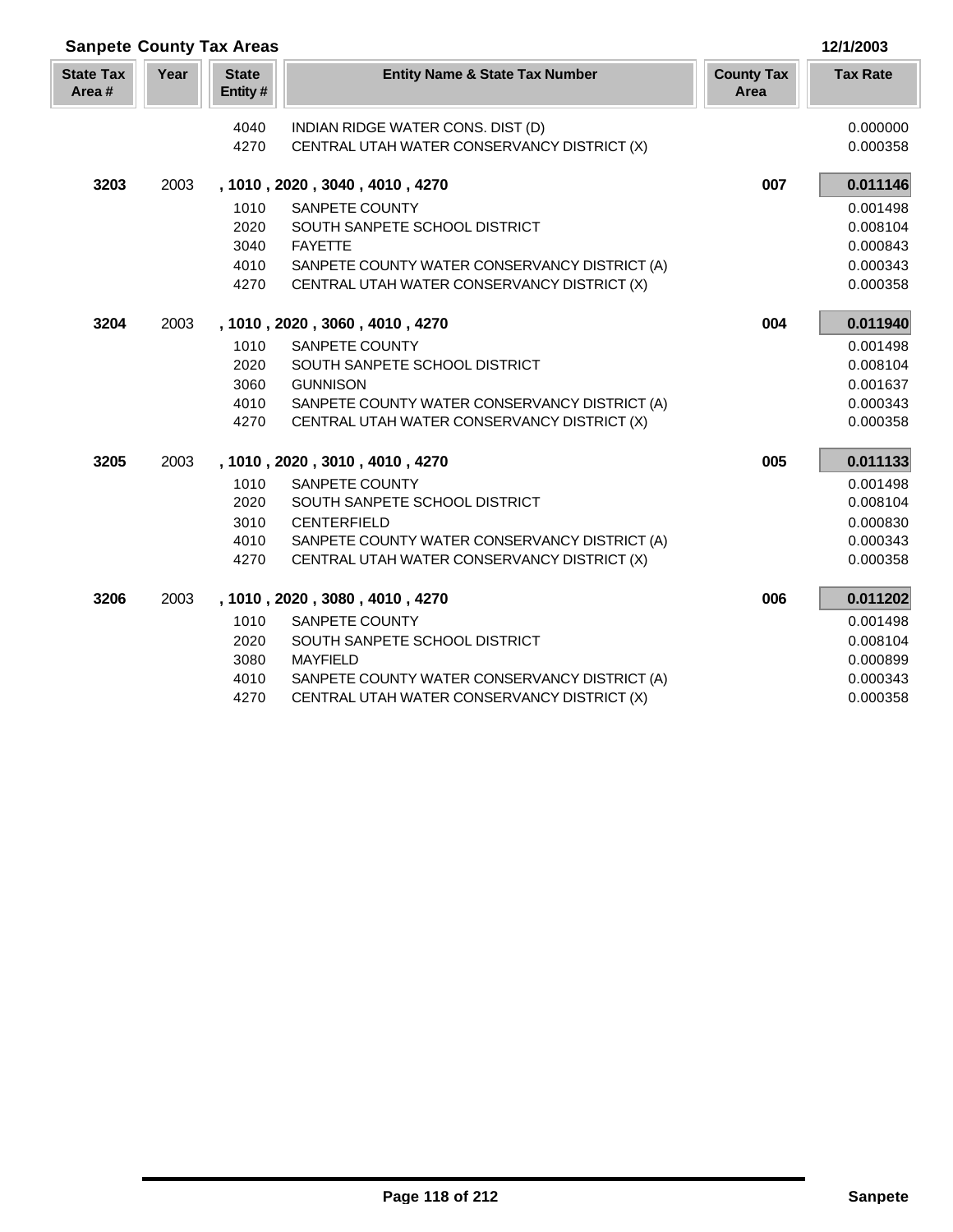## Sanpete County Tax Areas

12/1/2003

| State Tax Area # | Year | State Entity # | Entity Name & State Tax Number | County Tax Area | Tax Rate |
|---|---|---|---|---|---|
| | | 4040 | INDIAN RIDGE WATER CONS. DIST (D) | | 0.000000 |
| | | 4270 | CENTRAL UTAH WATER CONSERVANCY DISTRICT (X) | | 0.000358 |
| **3203** | 2003 | **, 1010 , 2020 , 3040 , 4010 , 4270** | | **007** | **0.011146** |
| | | 1010 | SANPETE COUNTY | | 0.001498 |
| | | 2020 | SOUTH SANPETE SCHOOL DISTRICT | | 0.008104 |
| | | 3040 | FAYETTE | | 0.000843 |
| | | 4010 | SANPETE COUNTY WATER CONSERVANCY DISTRICT (A) | | 0.000343 |
| | | 4270 | CENTRAL UTAH WATER CONSERVANCY DISTRICT (X) | | 0.000358 |
| **3204** | 2003 | **, 1010 , 2020 , 3060 , 4010 , 4270** | | **004** | **0.011940** |
| | | 1010 | SANPETE COUNTY | | 0.001498 |
| | | 2020 | SOUTH SANPETE SCHOOL DISTRICT | | 0.008104 |
| | | 3060 | GUNNISON | | 0.001637 |
| | | 4010 | SANPETE COUNTY WATER CONSERVANCY DISTRICT (A) | | 0.000343 |
| | | 4270 | CENTRAL UTAH WATER CONSERVANCY DISTRICT (X) | | 0.000358 |
| **3205** | 2003 | **, 1010 , 2020 , 3010 , 4010 , 4270** | | **005** | **0.011133** |
| | | 1010 | SANPETE COUNTY | | 0.001498 |
| | | 2020 | SOUTH SANPETE SCHOOL DISTRICT | | 0.008104 |
| | | 3010 | CENTERFIELD | | 0.000830 |
| | | 4010 | SANPETE COUNTY WATER CONSERVANCY DISTRICT (A) | | 0.000343 |
| | | 4270 | CENTRAL UTAH WATER CONSERVANCY DISTRICT (X) | | 0.000358 |
| **3206** | 2003 | **, 1010 , 2020 , 3080 , 4010 , 4270** | | **006** | **0.011202** |
| | | 1010 | SANPETE COUNTY | | 0.001498 |
| | | 2020 | SOUTH SANPETE SCHOOL DISTRICT | | 0.008104 |
| | | 3080 | MAYFIELD | | 0.000899 |
| | | 4010 | SANPETE COUNTY WATER CONSERVANCY DISTRICT (A) | | 0.000343 |
| | | 4270 | CENTRAL UTAH WATER CONSERVANCY DISTRICT (X) | | 0.000358 |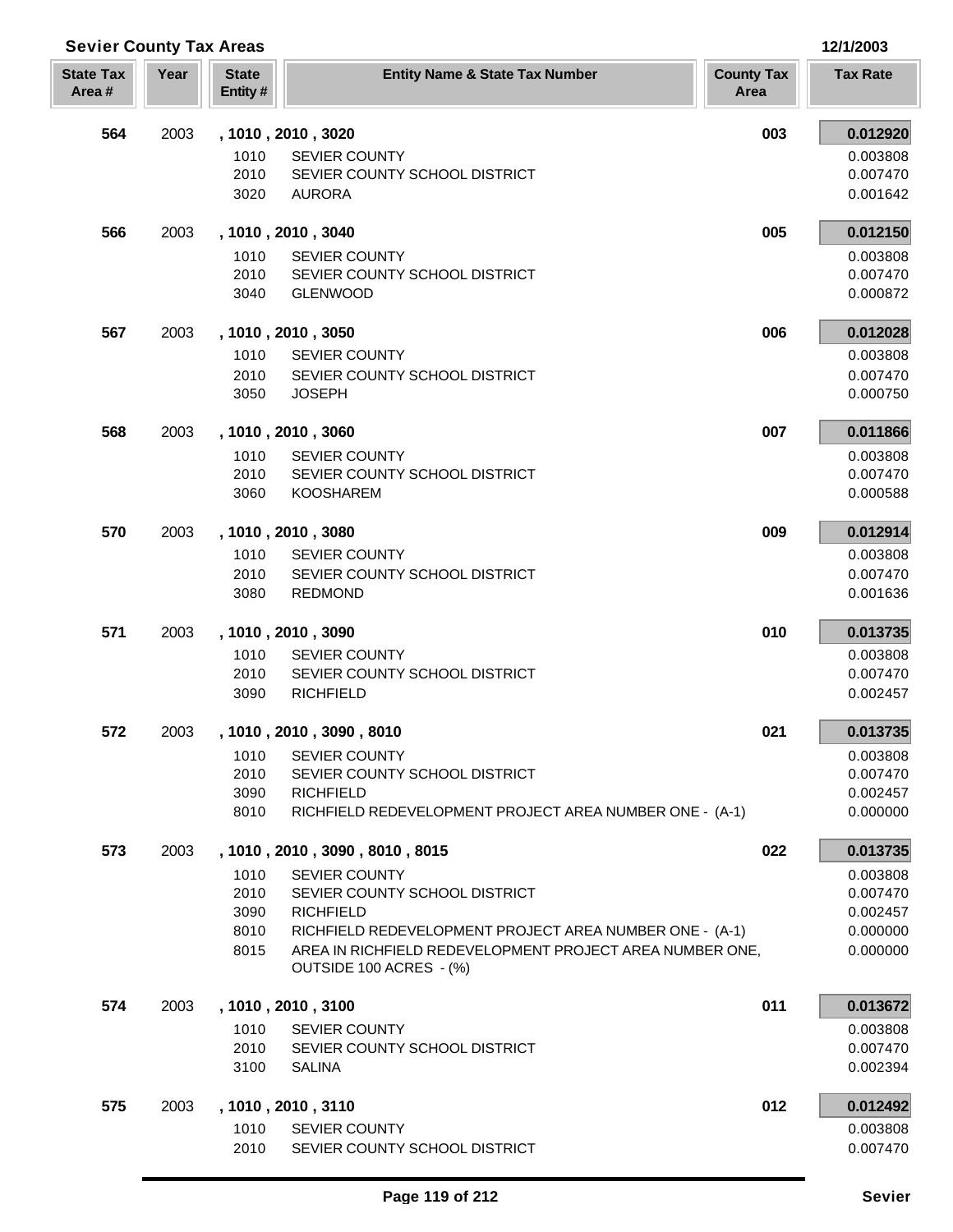## Sevier County Tax Areas

12/1/2003

| State Tax Area # | Year | State Entity # | Entity Name & State Tax Number | County Tax Area | Tax Rate |
|---|---|---|---|---|---|
| **564** | 2003 | **, 1010 , 2010 , 3020** | | **003** | **0.012920** |
| | | 1010 | SEVIER COUNTY | | 0.003808 |
| | | 2010 | SEVIER COUNTY SCHOOL DISTRICT | | 0.007470 |
| | | 3020 | AURORA | | 0.001642 |
| **566** | 2003 | **, 1010 , 2010 , 3040** | | **005** | **0.012150** |
| | | 1010 | SEVIER COUNTY | | 0.003808 |
| | | 2010 | SEVIER COUNTY SCHOOL DISTRICT | | 0.007470 |
| | | 3040 | GLENWOOD | | 0.000872 |
| **567** | 2003 | **, 1010 , 2010 , 3050** | | **006** | **0.012028** |
| | | 1010 | SEVIER COUNTY | | 0.003808 |
| | | 2010 | SEVIER COUNTY SCHOOL DISTRICT | | 0.007470 |
| | | 3050 | JOSEPH | | 0.000750 |
| **568** | 2003 | **, 1010 , 2010 , 3060** | | **007** | **0.011866** |
| | | 1010 | SEVIER COUNTY | | 0.003808 |
| | | 2010 | SEVIER COUNTY SCHOOL DISTRICT | | 0.007470 |
| | | 3060 | KOOSHAREM | | 0.000588 |
| **570** | 2003 | **, 1010 , 2010 , 3080** | | **009** | **0.012914** |
| | | 1010 | SEVIER COUNTY | | 0.003808 |
| | | 2010 | SEVIER COUNTY SCHOOL DISTRICT | | 0.007470 |
| | | 3080 | REDMOND | | 0.001636 |
| **571** | 2003 | **, 1010 , 2010 , 3090** | | **010** | **0.013735** |
| | | 1010 | SEVIER COUNTY | | 0.003808 |
| | | 2010 | SEVIER COUNTY SCHOOL DISTRICT | | 0.007470 |
| | | 3090 | RICHFIELD | | 0.002457 |
| **572** | 2003 | **, 1010 , 2010 , 3090 , 8010** | | **021** | **0.013735** |
| | | 1010 | SEVIER COUNTY | | 0.003808 |
| | | 2010 | SEVIER COUNTY SCHOOL DISTRICT | | 0.007470 |
| | | 3090 | RICHFIELD | | 0.002457 |
| | | 8010 | RICHFIELD REDEVELOPMENT PROJECT AREA NUMBER ONE - (A-1) | | 0.000000 |
| **573** | 2003 | **, 1010 , 2010 , 3090 , 8010 , 8015** | | **022** | **0.013735** |
| | | 1010 | SEVIER COUNTY | | 0.003808 |
| | | 2010 | SEVIER COUNTY SCHOOL DISTRICT | | 0.007470 |
| | | 3090 | RICHFIELD | | 0.002457 |
| | | 8010 | RICHFIELD REDEVELOPMENT PROJECT AREA NUMBER ONE - (A-1) | | 0.000000 |
| | | 8015 | AREA IN RICHFIELD REDEVELOPMENT PROJECT AREA NUMBER ONE, OUTSIDE 100 ACRES - (%) | | 0.000000 |
| **574** | 2003 | **, 1010 , 2010 , 3100** | | **011** | **0.013672** |
| | | 1010 | SEVIER COUNTY | | 0.003808 |
| | | 2010 | SEVIER COUNTY SCHOOL DISTRICT | | 0.007470 |
| | | 3100 | SALINA | | 0.002394 |
| **575** | 2003 | **, 1010 , 2010 , 3110** | | **012** | **0.012492** |
| | | 1010 | SEVIER COUNTY | | 0.003808 |
| | | 2010 | SEVIER COUNTY SCHOOL DISTRICT | | 0.007470 |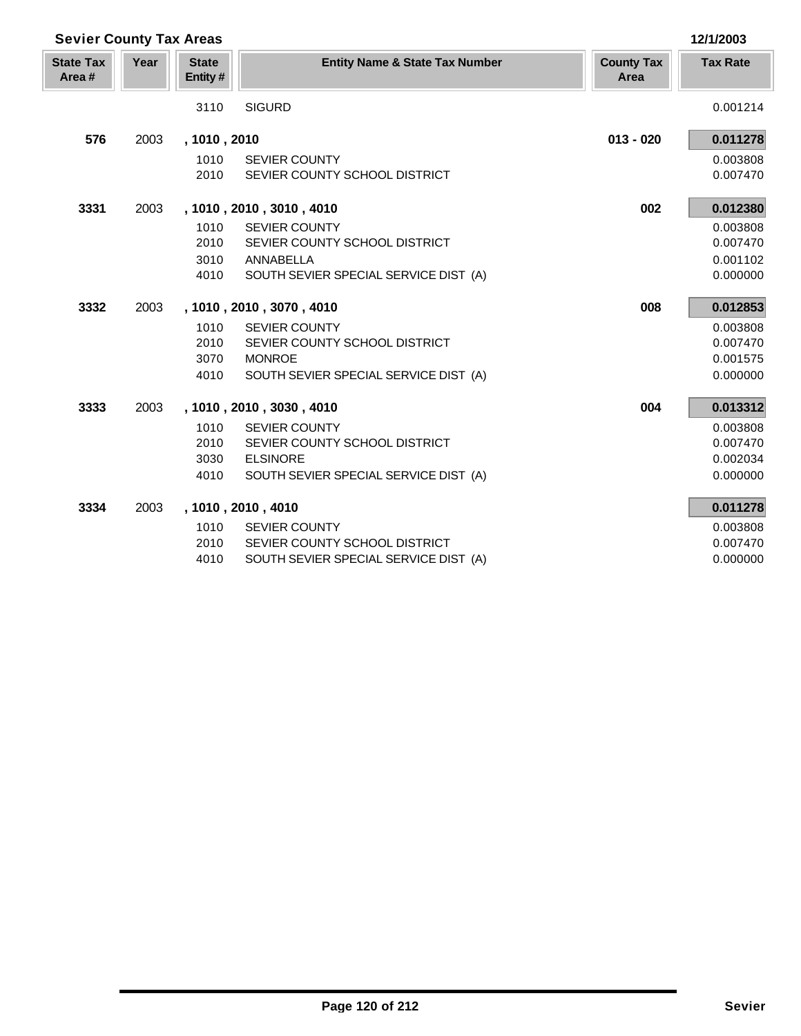## Sevier County Tax Areas

12/1/2003

| State Tax Area # | Year | State Entity # | Entity Name & State Tax Number | County Tax Area | Tax Rate |
|---|---|---|---|---|---|
| | | 3110 | SIGURD | | 0.001214 |
| **576** | 2003 | **, 1010 , 2010** | | **013 - 020** | **0.011278** |
| | | 1010 | SEVIER COUNTY | | 0.003808 |
| | | 2010 | SEVIER COUNTY SCHOOL DISTRICT | | 0.007470 |
| **3331** | 2003 | **, 1010 , 2010 , 3010 , 4010** | | **002** | **0.012380** |
| | | 1010 | SEVIER COUNTY | | 0.003808 |
| | | 2010 | SEVIER COUNTY SCHOOL DISTRICT | | 0.007470 |
| | | 3010 | ANNABELLA | | 0.001102 |
| | | 4010 | SOUTH SEVIER SPECIAL SERVICE DIST (A) | | 0.000000 |
| **3332** | 2003 | **, 1010 , 2010 , 3070 , 4010** | | **008** | **0.012853** |
| | | 1010 | SEVIER COUNTY | | 0.003808 |
| | | 2010 | SEVIER COUNTY SCHOOL DISTRICT | | 0.007470 |
| | | 3070 | MONROE | | 0.001575 |
| | | 4010 | SOUTH SEVIER SPECIAL SERVICE DIST (A) | | 0.000000 |
| **3333** | 2003 | **, 1010 , 2010 , 3030 , 4010** | | **004** | **0.013312** |
| | | 1010 | SEVIER COUNTY | | 0.003808 |
| | | 2010 | SEVIER COUNTY SCHOOL DISTRICT | | 0.007470 |
| | | 3030 | ELSINORE | | 0.002034 |
| | | 4010 | SOUTH SEVIER SPECIAL SERVICE DIST (A) | | 0.000000 |
| **3334** | 2003 | **, 1010 , 2010 , 4010** | | | **0.011278** |
| | | 1010 | SEVIER COUNTY | | 0.003808 |
| | | 2010 | SEVIER COUNTY SCHOOL DISTRICT | | 0.007470 |
| | | 4010 | SOUTH SEVIER SPECIAL SERVICE DIST (A) | | 0.000000 |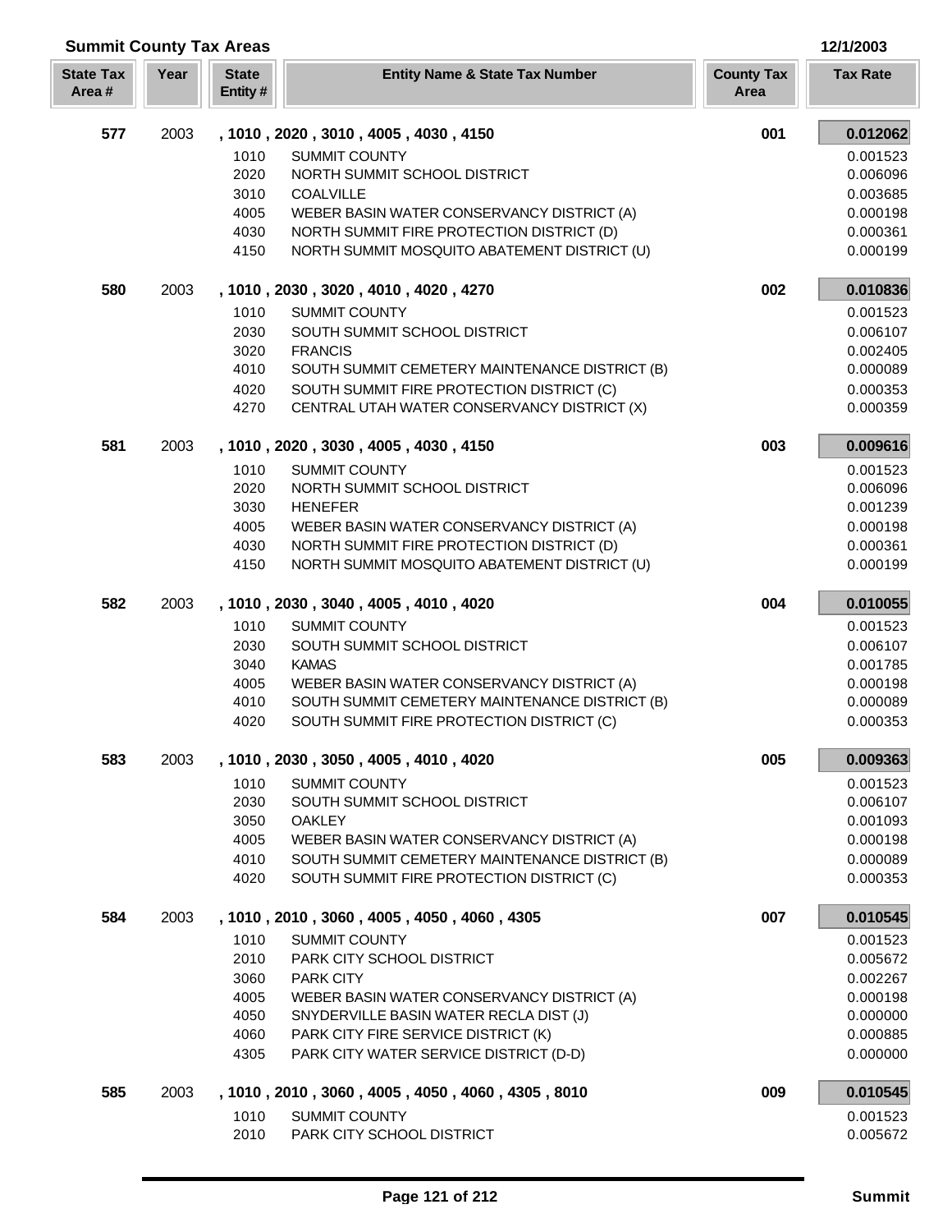## Summit County Tax Areas

12/1/2003

| State Tax Area # | Year | State Entity # | Entity Name & State Tax Number | County Tax Area | Tax Rate |
|---|---|---|---|---|---|
| **577** | 2003 | | **, 1010 , 2020 , 3010 , 4005 , 4030 , 4150** | **001** | **0.012062** |
| | | 1010 | SUMMIT COUNTY | | 0.001523 |
| | | 2020 | NORTH SUMMIT SCHOOL DISTRICT | | 0.006096 |
| | | 3010 | COALVILLE | | 0.003685 |
| | | 4005 | WEBER BASIN WATER CONSERVANCY DISTRICT (A) | | 0.000198 |
| | | 4030 | NORTH SUMMIT FIRE PROTECTION DISTRICT (D) | | 0.000361 |
| | | 4150 | NORTH SUMMIT MOSQUITO ABATEMENT DISTRICT (U) | | 0.000199 |
| **580** | 2003 | | **, 1010 , 2030 , 3020 , 4010 , 4020 , 4270** | **002** | **0.010836** |
| | | 1010 | SUMMIT COUNTY | | 0.001523 |
| | | 2030 | SOUTH SUMMIT SCHOOL DISTRICT | | 0.006107 |
| | | 3020 | FRANCIS | | 0.002405 |
| | | 4010 | SOUTH SUMMIT CEMETERY MAINTENANCE DISTRICT (B) | | 0.000089 |
| | | 4020 | SOUTH SUMMIT FIRE PROTECTION DISTRICT (C) | | 0.000353 |
| | | 4270 | CENTRAL UTAH WATER CONSERVANCY DISTRICT (X) | | 0.000359 |
| **581** | 2003 | | **, 1010 , 2020 , 3030 , 4005 , 4030 , 4150** | **003** | **0.009616** |
| | | 1010 | SUMMIT COUNTY | | 0.001523 |
| | | 2020 | NORTH SUMMIT SCHOOL DISTRICT | | 0.006096 |
| | | 3030 | HENEFER | | 0.001239 |
| | | 4005 | WEBER BASIN WATER CONSERVANCY DISTRICT (A) | | 0.000198 |
| | | 4030 | NORTH SUMMIT FIRE PROTECTION DISTRICT (D) | | 0.000361 |
| | | 4150 | NORTH SUMMIT MOSQUITO ABATEMENT DISTRICT (U) | | 0.000199 |
| **582** | 2003 | | **, 1010 , 2030 , 3040 , 4005 , 4010 , 4020** | **004** | **0.010055** |
| | | 1010 | SUMMIT COUNTY | | 0.001523 |
| | | 2030 | SOUTH SUMMIT SCHOOL DISTRICT | | 0.006107 |
| | | 3040 | KAMAS | | 0.001785 |
| | | 4005 | WEBER BASIN WATER CONSERVANCY DISTRICT (A) | | 0.000198 |
| | | 4010 | SOUTH SUMMIT CEMETERY MAINTENANCE DISTRICT (B) | | 0.000089 |
| | | 4020 | SOUTH SUMMIT FIRE PROTECTION DISTRICT (C) | | 0.000353 |
| **583** | 2003 | | **, 1010 , 2030 , 3050 , 4005 , 4010 , 4020** | **005** | **0.009363** |
| | | 1010 | SUMMIT COUNTY | | 0.001523 |
| | | 2030 | SOUTH SUMMIT SCHOOL DISTRICT | | 0.006107 |
| | | 3050 | OAKLEY | | 0.001093 |
| | | 4005 | WEBER BASIN WATER CONSERVANCY DISTRICT (A) | | 0.000198 |
| | | 4010 | SOUTH SUMMIT CEMETERY MAINTENANCE DISTRICT (B) | | 0.000089 |
| | | 4020 | SOUTH SUMMIT FIRE PROTECTION DISTRICT (C) | | 0.000353 |
| **584** | 2003 | | **, 1010 , 2010 , 3060 , 4005 , 4050 , 4060 , 4305** | **007** | **0.010545** |
| | | 1010 | SUMMIT COUNTY | | 0.001523 |
| | | 2010 | PARK CITY SCHOOL DISTRICT | | 0.005672 |
| | | 3060 | PARK CITY | | 0.002267 |
| | | 4005 | WEBER BASIN WATER CONSERVANCY DISTRICT (A) | | 0.000198 |
| | | 4050 | SNYDERVILLE BASIN WATER RECLA DIST (J) | | 0.000000 |
| | | 4060 | PARK CITY FIRE SERVICE DISTRICT (K) | | 0.000885 |
| | | 4305 | PARK CITY WATER SERVICE DISTRICT (D-D) | | 0.000000 |
| **585** | 2003 | | **, 1010 , 2010 , 3060 , 4005 , 4050 , 4060 , 4305 , 8010** | **009** | **0.010545** |
| | | 1010 | SUMMIT COUNTY | | 0.001523 |
| | | 2010 | PARK CITY SCHOOL DISTRICT | | 0.005672 |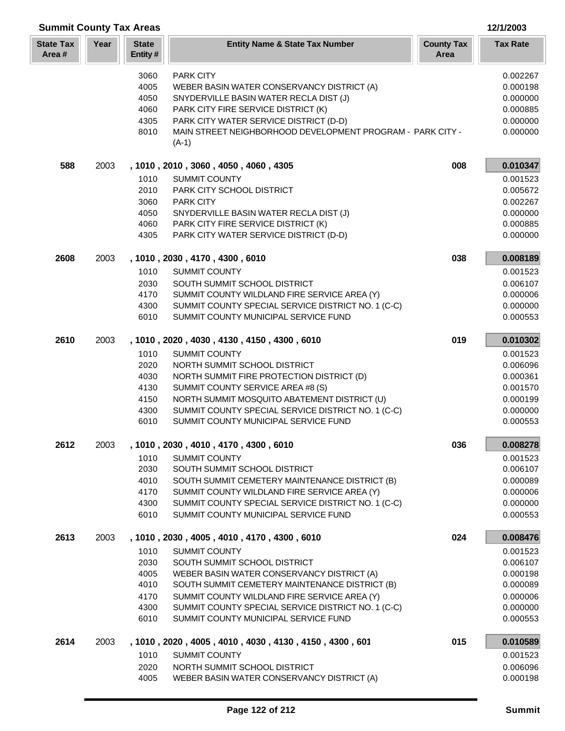## Summit County Tax Areas

12/1/2003

| State Tax Area # | Year | State Entity # | Entity Name & State Tax Number | County Tax Area | Tax Rate |
|---|---|---|---|---|---|
| | | 3060 | PARK CITY | | 0.002267 |
| | | 4005 | WEBER BASIN WATER CONSERVANCY DISTRICT (A) | | 0.000198 |
| | | 4050 | SNYDERVILLE BASIN WATER RECLA DIST (J) | | 0.000000 |
| | | 4060 | PARK CITY FIRE SERVICE DISTRICT (K) | | 0.000885 |
| | | 4305 | PARK CITY WATER SERVICE DISTRICT (D-D) | | 0.000000 |
| | | 8010 | MAIN STREET NEIGHBORHOOD DEVELOPMENT PROGRAM - PARK CITY - (A-1) | | 0.000000 |
| **588** | 2003 | | **, 1010 , 2010 , 3060 , 4050 , 4060 , 4305** | **008** | **0.010347** |
| | | 1010 | SUMMIT COUNTY | | 0.001523 |
| | | 2010 | PARK CITY SCHOOL DISTRICT | | 0.005672 |
| | | 3060 | PARK CITY | | 0.002267 |
| | | 4050 | SNYDERVILLE BASIN WATER RECLA DIST (J) | | 0.000000 |
| | | 4060 | PARK CITY FIRE SERVICE DISTRICT (K) | | 0.000885 |
| | | 4305 | PARK CITY WATER SERVICE DISTRICT (D-D) | | 0.000000 |
| **2608** | 2003 | | **, 1010 , 2030 , 4170 , 4300 , 6010** | **038** | **0.008189** |
| | | 1010 | SUMMIT COUNTY | | 0.001523 |
| | | 2030 | SOUTH SUMMIT SCHOOL DISTRICT | | 0.006107 |
| | | 4170 | SUMMIT COUNTY WILDLAND FIRE SERVICE AREA (Y) | | 0.000006 |
| | | 4300 | SUMMIT COUNTY SPECIAL SERVICE DISTRICT NO. 1 (C-C) | | 0.000000 |
| | | 6010 | SUMMIT COUNTY MUNICIPAL SERVICE FUND | | 0.000553 |
| **2610** | 2003 | | **, 1010 , 2020 , 4030 , 4130 , 4150 , 4300 , 6010** | **019** | **0.010302** |
| | | 1010 | SUMMIT COUNTY | | 0.001523 |
| | | 2020 | NORTH SUMMIT SCHOOL DISTRICT | | 0.006096 |
| | | 4030 | NORTH SUMMIT FIRE PROTECTION DISTRICT (D) | | 0.000361 |
| | | 4130 | SUMMIT COUNTY SERVICE AREA #8 (S) | | 0.001570 |
| | | 4150 | NORTH SUMMIT MOSQUITO ABATEMENT DISTRICT (U) | | 0.000199 |
| | | 4300 | SUMMIT COUNTY SPECIAL SERVICE DISTRICT NO. 1 (C-C) | | 0.000000 |
| | | 6010 | SUMMIT COUNTY MUNICIPAL SERVICE FUND | | 0.000553 |
| **2612** | 2003 | | **, 1010 , 2030 , 4010 , 4170 , 4300 , 6010** | **036** | **0.008278** |
| | | 1010 | SUMMIT COUNTY | | 0.001523 |
| | | 2030 | SOUTH SUMMIT SCHOOL DISTRICT | | 0.006107 |
| | | 4010 | SOUTH SUMMIT CEMETERY MAINTENANCE DISTRICT (B) | | 0.000089 |
| | | 4170 | SUMMIT COUNTY WILDLAND FIRE SERVICE AREA (Y) | | 0.000006 |
| | | 4300 | SUMMIT COUNTY SPECIAL SERVICE DISTRICT NO. 1 (C-C) | | 0.000000 |
| | | 6010 | SUMMIT COUNTY MUNICIPAL SERVICE FUND | | 0.000553 |
| **2613** | 2003 | | **, 1010 , 2030 , 4005 , 4010 , 4170 , 4300 , 6010** | **024** | **0.008476** |
| | | 1010 | SUMMIT COUNTY | | 0.001523 |
| | | 2030 | SOUTH SUMMIT SCHOOL DISTRICT | | 0.006107 |
| | | 4005 | WEBER BASIN WATER CONSERVANCY DISTRICT (A) | | 0.000198 |
| | | 4010 | SOUTH SUMMIT CEMETERY MAINTENANCE DISTRICT (B) | | 0.000089 |
| | | 4170 | SUMMIT COUNTY WILDLAND FIRE SERVICE AREA (Y) | | 0.000006 |
| | | 4300 | SUMMIT COUNTY SPECIAL SERVICE DISTRICT NO. 1 (C-C) | | 0.000000 |
| | | 6010 | SUMMIT COUNTY MUNICIPAL SERVICE FUND | | 0.000553 |
| **2614** | 2003 | | **, 1010 , 2020 , 4005 , 4010 , 4030 , 4130 , 4150 , 4300 , 601** | **015** | **0.010589** |
| | | 1010 | SUMMIT COUNTY | | 0.001523 |
| | | 2020 | NORTH SUMMIT SCHOOL DISTRICT | | 0.006096 |
| | | 4005 | WEBER BASIN WATER CONSERVANCY DISTRICT (A) | | 0.000198 |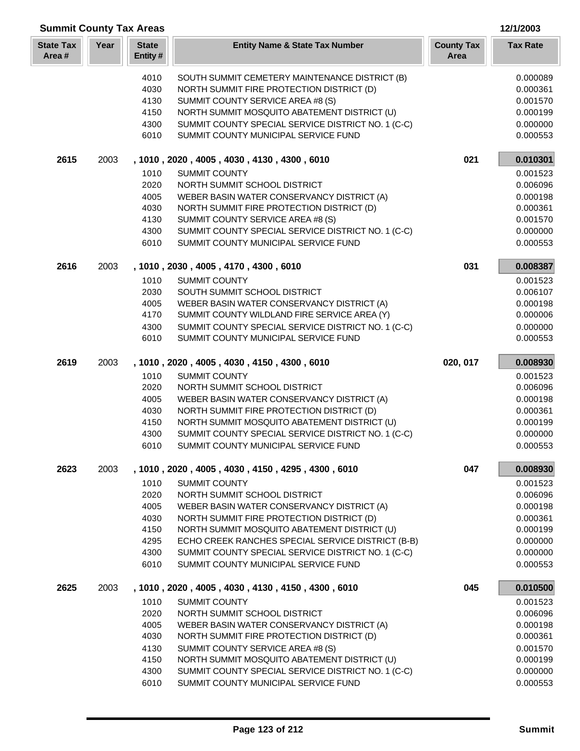## Summit County Tax Areas

12/1/2003

| State Tax Area # | Year | State Entity # | Entity Name & State Tax Number | County Tax Area | Tax Rate |
|---|---|---|---|---|---|
| | | 4010 | SOUTH SUMMIT CEMETERY MAINTENANCE DISTRICT (B) | | 0.000089 |
| | | 4030 | NORTH SUMMIT FIRE PROTECTION DISTRICT (D) | | 0.000361 |
| | | 4130 | SUMMIT COUNTY SERVICE AREA #8 (S) | | 0.001570 |
| | | 4150 | NORTH SUMMIT MOSQUITO ABATEMENT DISTRICT (U) | | 0.000199 |
| | | 4300 | SUMMIT COUNTY SPECIAL SERVICE DISTRICT NO. 1 (C-C) | | 0.000000 |
| | | 6010 | SUMMIT COUNTY MUNICIPAL SERVICE FUND | | 0.000553 |
| **2615** | 2003 | | **, 1010 , 2020 , 4005 , 4030 , 4130 , 4300 , 6010** | **021** | **0.010301** |
| | | 1010 | SUMMIT COUNTY | | 0.001523 |
| | | 2020 | NORTH SUMMIT SCHOOL DISTRICT | | 0.006096 |
| | | 4005 | WEBER BASIN WATER CONSERVANCY DISTRICT (A) | | 0.000198 |
| | | 4030 | NORTH SUMMIT FIRE PROTECTION DISTRICT (D) | | 0.000361 |
| | | 4130 | SUMMIT COUNTY SERVICE AREA #8 (S) | | 0.001570 |
| | | 4300 | SUMMIT COUNTY SPECIAL SERVICE DISTRICT NO. 1 (C-C) | | 0.000000 |
| | | 6010 | SUMMIT COUNTY MUNICIPAL SERVICE FUND | | 0.000553 |
| **2616** | 2003 | | **, 1010 , 2030 , 4005 , 4170 , 4300 , 6010** | **031** | **0.008387** |
| | | 1010 | SUMMIT COUNTY | | 0.001523 |
| | | 2030 | SOUTH SUMMIT SCHOOL DISTRICT | | 0.006107 |
| | | 4005 | WEBER BASIN WATER CONSERVANCY DISTRICT (A) | | 0.000198 |
| | | 4170 | SUMMIT COUNTY WILDLAND FIRE SERVICE AREA (Y) | | 0.000006 |
| | | 4300 | SUMMIT COUNTY SPECIAL SERVICE DISTRICT NO. 1 (C-C) | | 0.000000 |
| | | 6010 | SUMMIT COUNTY MUNICIPAL SERVICE FUND | | 0.000553 |
| **2619** | 2003 | | **, 1010 , 2020 , 4005 , 4030 , 4150 , 4300 , 6010** | **020, 017** | **0.008930** |
| | | 1010 | SUMMIT COUNTY | | 0.001523 |
| | | 2020 | NORTH SUMMIT SCHOOL DISTRICT | | 0.006096 |
| | | 4005 | WEBER BASIN WATER CONSERVANCY DISTRICT (A) | | 0.000198 |
| | | 4030 | NORTH SUMMIT FIRE PROTECTION DISTRICT (D) | | 0.000361 |
| | | 4150 | NORTH SUMMIT MOSQUITO ABATEMENT DISTRICT (U) | | 0.000199 |
| | | 4300 | SUMMIT COUNTY SPECIAL SERVICE DISTRICT NO. 1 (C-C) | | 0.000000 |
| | | 6010 | SUMMIT COUNTY MUNICIPAL SERVICE FUND | | 0.000553 |
| **2623** | 2003 | | **, 1010 , 2020 , 4005 , 4030 , 4150 , 4295 , 4300 , 6010** | **047** | **0.008930** |
| | | 1010 | SUMMIT COUNTY | | 0.001523 |
| | | 2020 | NORTH SUMMIT SCHOOL DISTRICT | | 0.006096 |
| | | 4005 | WEBER BASIN WATER CONSERVANCY DISTRICT (A) | | 0.000198 |
| | | 4030 | NORTH SUMMIT FIRE PROTECTION DISTRICT (D) | | 0.000361 |
| | | 4150 | NORTH SUMMIT MOSQUITO ABATEMENT DISTRICT (U) | | 0.000199 |
| | | 4295 | ECHO CREEK RANCHES SPECIAL SERVICE DISTRICT (B-B) | | 0.000000 |
| | | 4300 | SUMMIT COUNTY SPECIAL SERVICE DISTRICT NO. 1 (C-C) | | 0.000000 |
| | | 6010 | SUMMIT COUNTY MUNICIPAL SERVICE FUND | | 0.000553 |
| **2625** | 2003 | | **, 1010 , 2020 , 4005 , 4030 , 4130 , 4150 , 4300 , 6010** | **045** | **0.010500** |
| | | 1010 | SUMMIT COUNTY | | 0.001523 |
| | | 2020 | NORTH SUMMIT SCHOOL DISTRICT | | 0.006096 |
| | | 4005 | WEBER BASIN WATER CONSERVANCY DISTRICT (A) | | 0.000198 |
| | | 4030 | NORTH SUMMIT FIRE PROTECTION DISTRICT (D) | | 0.000361 |
| | | 4130 | SUMMIT COUNTY SERVICE AREA #8 (S) | | 0.001570 |
| | | 4150 | NORTH SUMMIT MOSQUITO ABATEMENT DISTRICT (U) | | 0.000199 |
| | | 4300 | SUMMIT COUNTY SPECIAL SERVICE DISTRICT NO. 1 (C-C) | | 0.000000 |
| | | 6010 | SUMMIT COUNTY MUNICIPAL SERVICE FUND | | 0.000553 |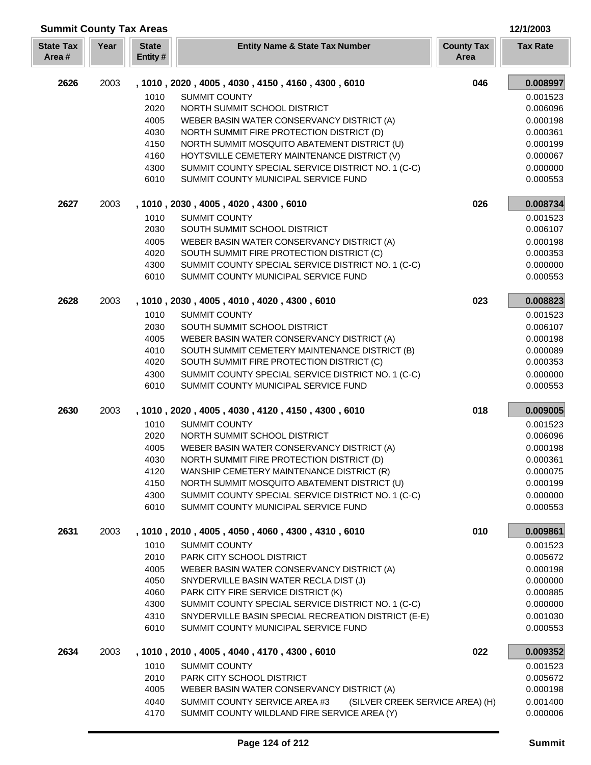## Summit County Tax Areas

12/1/2003

| State Tax Area # | Year | State Entity # | Entity Name & State Tax Number | County Tax Area | Tax Rate |
|---|---|---|---|---|---|
| **2626** | 2003 | | **, 1010 , 2020 , 4005 , 4030 , 4150 , 4160 , 4300 , 6010** | **046** | **0.008997** |
| | | 1010 | SUMMIT COUNTY | | 0.001523 |
| | | 2020 | NORTH SUMMIT SCHOOL DISTRICT | | 0.006096 |
| | | 4005 | WEBER BASIN WATER CONSERVANCY DISTRICT (A) | | 0.000198 |
| | | 4030 | NORTH SUMMIT FIRE PROTECTION DISTRICT (D) | | 0.000361 |
| | | 4150 | NORTH SUMMIT MOSQUITO ABATEMENT DISTRICT (U) | | 0.000199 |
| | | 4160 | HOYTSVILLE CEMETERY MAINTENANCE DISTRICT (V) | | 0.000067 |
| | | 4300 | SUMMIT COUNTY SPECIAL SERVICE DISTRICT NO. 1 (C-C) | | 0.000000 |
| | | 6010 | SUMMIT COUNTY MUNICIPAL SERVICE FUND | | 0.000553 |
| **2627** | 2003 | | **, 1010 , 2030 , 4005 , 4020 , 4300 , 6010** | **026** | **0.008734** |
| | | 1010 | SUMMIT COUNTY | | 0.001523 |
| | | 2030 | SOUTH SUMMIT SCHOOL DISTRICT | | 0.006107 |
| | | 4005 | WEBER BASIN WATER CONSERVANCY DISTRICT (A) | | 0.000198 |
| | | 4020 | SOUTH SUMMIT FIRE PROTECTION DISTRICT (C) | | 0.000353 |
| | | 4300 | SUMMIT COUNTY SPECIAL SERVICE DISTRICT NO. 1 (C-C) | | 0.000000 |
| | | 6010 | SUMMIT COUNTY MUNICIPAL SERVICE FUND | | 0.000553 |
| **2628** | 2003 | | **, 1010 , 2030 , 4005 , 4010 , 4020 , 4300 , 6010** | **023** | **0.008823** |
| | | 1010 | SUMMIT COUNTY | | 0.001523 |
| | | 2030 | SOUTH SUMMIT SCHOOL DISTRICT | | 0.006107 |
| | | 4005 | WEBER BASIN WATER CONSERVANCY DISTRICT (A) | | 0.000198 |
| | | 4010 | SOUTH SUMMIT CEMETERY MAINTENANCE DISTRICT (B) | | 0.000089 |
| | | 4020 | SOUTH SUMMIT FIRE PROTECTION DISTRICT (C) | | 0.000353 |
| | | 4300 | SUMMIT COUNTY SPECIAL SERVICE DISTRICT NO. 1 (C-C) | | 0.000000 |
| | | 6010 | SUMMIT COUNTY MUNICIPAL SERVICE FUND | | 0.000553 |
| **2630** | 2003 | | **, 1010 , 2020 , 4005 , 4030 , 4120 , 4150 , 4300 , 6010** | **018** | **0.009005** |
| | | 1010 | SUMMIT COUNTY | | 0.001523 |
| | | 2020 | NORTH SUMMIT SCHOOL DISTRICT | | 0.006096 |
| | | 4005 | WEBER BASIN WATER CONSERVANCY DISTRICT (A) | | 0.000198 |
| | | 4030 | NORTH SUMMIT FIRE PROTECTION DISTRICT (D) | | 0.000361 |
| | | 4120 | WANSHIP CEMETERY MAINTENANCE DISTRICT (R) | | 0.000075 |
| | | 4150 | NORTH SUMMIT MOSQUITO ABATEMENT DISTRICT (U) | | 0.000199 |
| | | 4300 | SUMMIT COUNTY SPECIAL SERVICE DISTRICT NO. 1 (C-C) | | 0.000000 |
| | | 6010 | SUMMIT COUNTY MUNICIPAL SERVICE FUND | | 0.000553 |
| **2631** | 2003 | | **, 1010 , 2010 , 4005 , 4050 , 4060 , 4300 , 4310 , 6010** | **010** | **0.009861** |
| | | 1010 | SUMMIT COUNTY | | 0.001523 |
| | | 2010 | PARK CITY SCHOOL DISTRICT | | 0.005672 |
| | | 4005 | WEBER BASIN WATER CONSERVANCY DISTRICT (A) | | 0.000198 |
| | | 4050 | SNYDERVILLE BASIN WATER RECLA DIST (J) | | 0.000000 |
| | | 4060 | PARK CITY FIRE SERVICE DISTRICT (K) | | 0.000885 |
| | | 4300 | SUMMIT COUNTY SPECIAL SERVICE DISTRICT NO. 1 (C-C) | | 0.000000 |
| | | 4310 | SNYDERVILLE BASIN SPECIAL RECREATION DISTRICT (E-E) | | 0.001030 |
| | | 6010 | SUMMIT COUNTY MUNICIPAL SERVICE FUND | | 0.000553 |
| **2634** | 2003 | | **, 1010 , 2010 , 4005 , 4040 , 4170 , 4300 , 6010** | **022** | **0.009352** |
| | | 1010 | SUMMIT COUNTY | | 0.001523 |
| | | 2010 | PARK CITY SCHOOL DISTRICT | | 0.005672 |
| | | 4005 | WEBER BASIN WATER CONSERVANCY DISTRICT (A) | | 0.000198 |
| | | 4040 | SUMMIT COUNTY SERVICE AREA #3 (SILVER CREEK SERVICE AREA) (H) | | 0.001400 |
| | | 4170 | SUMMIT COUNTY WILDLAND FIRE SERVICE AREA (Y) | | 0.000006 |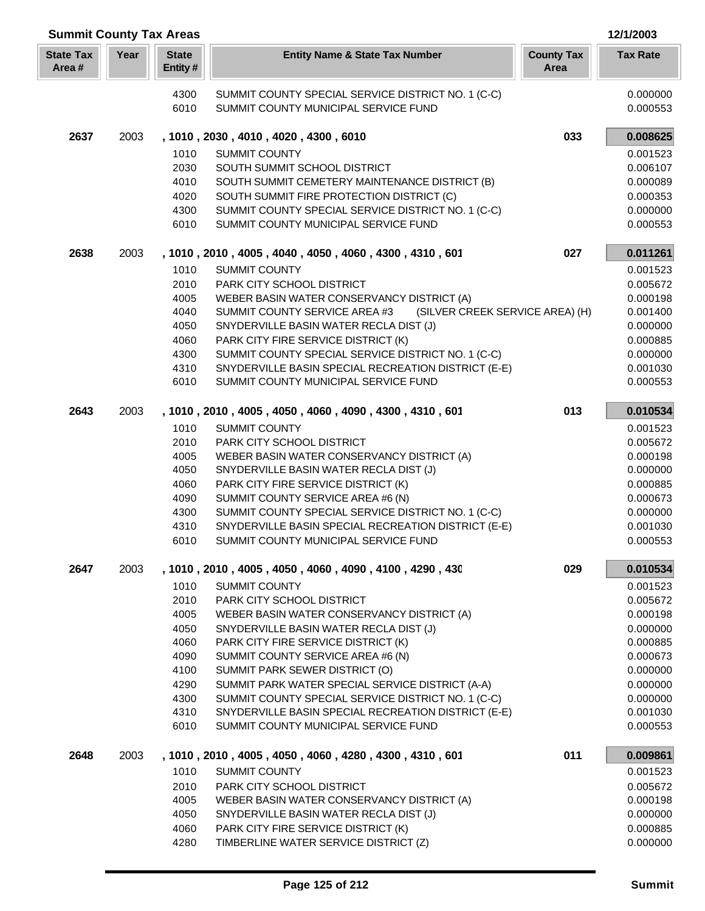## Summit County Tax Areas

12/1/2003

| State Tax Area # | Year | State Entity # | Entity Name & State Tax Number | County Tax Area | Tax Rate |
|---|---|---|---|---|---|
| | | 4300 | SUMMIT COUNTY SPECIAL SERVICE DISTRICT NO. 1 (C-C) | | 0.000000 |
| | | 6010 | SUMMIT COUNTY MUNICIPAL SERVICE FUND | | 0.000553 |
| **2637** | 2003 | **, 1010 , 2030 , 4010 , 4020 , 4300 , 6010** | | **033** | **0.008625** |
| | | 1010 | SUMMIT COUNTY | | 0.001523 |
| | | 2030 | SOUTH SUMMIT SCHOOL DISTRICT | | 0.006107 |
| | | 4010 | SOUTH SUMMIT CEMETERY MAINTENANCE DISTRICT (B) | | 0.000089 |
| | | 4020 | SOUTH SUMMIT FIRE PROTECTION DISTRICT (C) | | 0.000353 |
| | | 4300 | SUMMIT COUNTY SPECIAL SERVICE DISTRICT NO. 1 (C-C) | | 0.000000 |
| | | 6010 | SUMMIT COUNTY MUNICIPAL SERVICE FUND | | 0.000553 |
| **2638** | 2003 | **, 1010 , 2010 , 4005 , 4040 , 4050 , 4060 , 4300 , 4310 , 601** | | **027** | **0.011261** |
| | | 1010 | SUMMIT COUNTY | | 0.001523 |
| | | 2010 | PARK CITY SCHOOL DISTRICT | | 0.005672 |
| | | 4005 | WEBER BASIN WATER CONSERVANCY DISTRICT (A) | | 0.000198 |
| | | 4040 | SUMMIT COUNTY SERVICE AREA #3 (SILVER CREEK SERVICE AREA) (H) | | 0.001400 |
| | | 4050 | SNYDERVILLE BASIN WATER RECLA DIST (J) | | 0.000000 |
| | | 4060 | PARK CITY FIRE SERVICE DISTRICT (K) | | 0.000885 |
| | | 4300 | SUMMIT COUNTY SPECIAL SERVICE DISTRICT NO. 1 (C-C) | | 0.000000 |
| | | 4310 | SNYDERVILLE BASIN SPECIAL RECREATION DISTRICT (E-E) | | 0.001030 |
| | | 6010 | SUMMIT COUNTY MUNICIPAL SERVICE FUND | | 0.000553 |
| **2643** | 2003 | **, 1010 , 2010 , 4005 , 4050 , 4060 , 4090 , 4300 , 4310 , 601** | | **013** | **0.010534** |
| | | 1010 | SUMMIT COUNTY | | 0.001523 |
| | | 2010 | PARK CITY SCHOOL DISTRICT | | 0.005672 |
| | | 4005 | WEBER BASIN WATER CONSERVANCY DISTRICT (A) | | 0.000198 |
| | | 4050 | SNYDERVILLE BASIN WATER RECLA DIST (J) | | 0.000000 |
| | | 4060 | PARK CITY FIRE SERVICE DISTRICT (K) | | 0.000885 |
| | | 4090 | SUMMIT COUNTY SERVICE AREA #6 (N) | | 0.000673 |
| | | 4300 | SUMMIT COUNTY SPECIAL SERVICE DISTRICT NO. 1 (C-C) | | 0.000000 |
| | | 4310 | SNYDERVILLE BASIN SPECIAL RECREATION DISTRICT (E-E) | | 0.001030 |
| | | 6010 | SUMMIT COUNTY MUNICIPAL SERVICE FUND | | 0.000553 |
| **2647** | 2003 | **, 1010 , 2010 , 4005 , 4050 , 4060 , 4090 , 4100 , 4290 , 430** | | **029** | **0.010534** |
| | | 1010 | SUMMIT COUNTY | | 0.001523 |
| | | 2010 | PARK CITY SCHOOL DISTRICT | | 0.005672 |
| | | 4005 | WEBER BASIN WATER CONSERVANCY DISTRICT (A) | | 0.000198 |
| | | 4050 | SNYDERVILLE BASIN WATER RECLA DIST (J) | | 0.000000 |
| | | 4060 | PARK CITY FIRE SERVICE DISTRICT (K) | | 0.000885 |
| | | 4090 | SUMMIT COUNTY SERVICE AREA #6 (N) | | 0.000673 |
| | | 4100 | SUMMIT PARK SEWER DISTRICT (O) | | 0.000000 |
| | | 4290 | SUMMIT PARK WATER SPECIAL SERVICE DISTRICT (A-A) | | 0.000000 |
| | | 4300 | SUMMIT COUNTY SPECIAL SERVICE DISTRICT NO. 1 (C-C) | | 0.000000 |
| | | 4310 | SNYDERVILLE BASIN SPECIAL RECREATION DISTRICT (E-E) | | 0.001030 |
| | | 6010 | SUMMIT COUNTY MUNICIPAL SERVICE FUND | | 0.000553 |
| **2648** | 2003 | **, 1010 , 2010 , 4005 , 4050 , 4060 , 4280 , 4300 , 4310 , 601** | | **011** | **0.009861** |
| | | 1010 | SUMMIT COUNTY | | 0.001523 |
| | | 2010 | PARK CITY SCHOOL DISTRICT | | 0.005672 |
| | | 4005 | WEBER BASIN WATER CONSERVANCY DISTRICT (A) | | 0.000198 |
| | | 4050 | SNYDERVILLE BASIN WATER RECLA DIST (J) | | 0.000000 |
| | | 4060 | PARK CITY FIRE SERVICE DISTRICT (K) | | 0.000885 |
| | | 4280 | TIMBERLINE WATER SERVICE DISTRICT (Z) | | 0.000000 |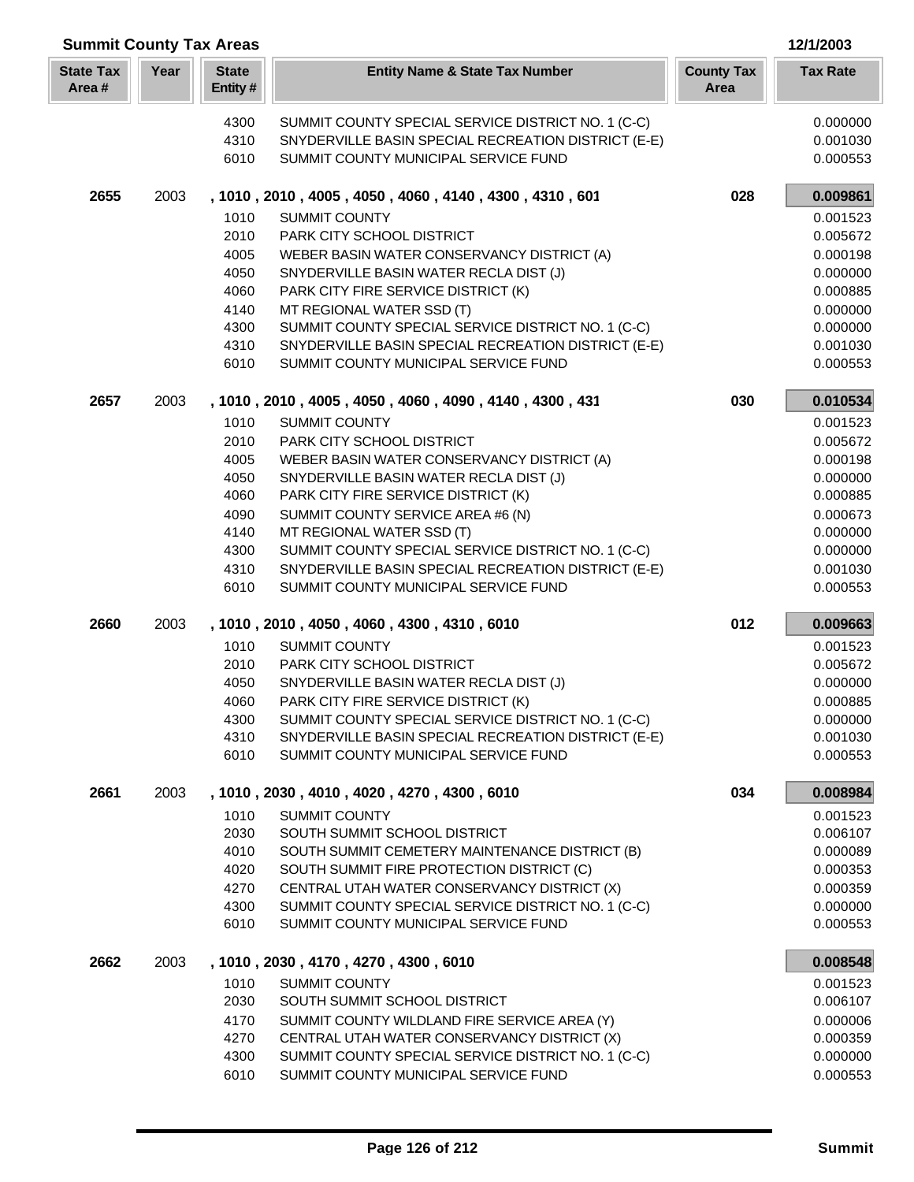## Summit County Tax Areas

12/1/2003

| State Tax Area # | Year | State Entity # | Entity Name & State Tax Number | County Tax Area | Tax Rate |
|---|---|---|---|---|---|
| | | 4300 | SUMMIT COUNTY SPECIAL SERVICE DISTRICT NO. 1 (C-C) | | 0.000000 |
| | | 4310 | SNYDERVILLE BASIN SPECIAL RECREATION DISTRICT (E-E) | | 0.001030 |
| | | 6010 | SUMMIT COUNTY MUNICIPAL SERVICE FUND | | 0.000553 |
| **2655** | 2003 | **, 1010 , 2010 , 4005 , 4050 , 4060 , 4140 , 4300 , 4310 , 601** | | **028** | **0.009861** |
| | | 1010 | SUMMIT COUNTY | | 0.001523 |
| | | 2010 | PARK CITY SCHOOL DISTRICT | | 0.005672 |
| | | 4005 | WEBER BASIN WATER CONSERVANCY DISTRICT (A) | | 0.000198 |
| | | 4050 | SNYDERVILLE BASIN WATER RECLA DIST (J) | | 0.000000 |
| | | 4060 | PARK CITY FIRE SERVICE DISTRICT (K) | | 0.000885 |
| | | 4140 | MT REGIONAL WATER SSD (T) | | 0.000000 |
| | | 4300 | SUMMIT COUNTY SPECIAL SERVICE DISTRICT NO. 1 (C-C) | | 0.000000 |
| | | 4310 | SNYDERVILLE BASIN SPECIAL RECREATION DISTRICT (E-E) | | 0.001030 |
| | | 6010 | SUMMIT COUNTY MUNICIPAL SERVICE FUND | | 0.000553 |
| **2657** | 2003 | **, 1010 , 2010 , 4005 , 4050 , 4060 , 4090 , 4140 , 4300 , 431** | | **030** | **0.010534** |
| | | 1010 | SUMMIT COUNTY | | 0.001523 |
| | | 2010 | PARK CITY SCHOOL DISTRICT | | 0.005672 |
| | | 4005 | WEBER BASIN WATER CONSERVANCY DISTRICT (A) | | 0.000198 |
| | | 4050 | SNYDERVILLE BASIN WATER RECLA DIST (J) | | 0.000000 |
| | | 4060 | PARK CITY FIRE SERVICE DISTRICT (K) | | 0.000885 |
| | | 4090 | SUMMIT COUNTY SERVICE AREA #6 (N) | | 0.000673 |
| | | 4140 | MT REGIONAL WATER SSD (T) | | 0.000000 |
| | | 4300 | SUMMIT COUNTY SPECIAL SERVICE DISTRICT NO. 1 (C-C) | | 0.000000 |
| | | 4310 | SNYDERVILLE BASIN SPECIAL RECREATION DISTRICT (E-E) | | 0.001030 |
| | | 6010 | SUMMIT COUNTY MUNICIPAL SERVICE FUND | | 0.000553 |
| **2660** | 2003 | **, 1010 , 2010 , 4050 , 4060 , 4300 , 4310 , 6010** | | **012** | **0.009663** |
| | | 1010 | SUMMIT COUNTY | | 0.001523 |
| | | 2010 | PARK CITY SCHOOL DISTRICT | | 0.005672 |
| | | 4050 | SNYDERVILLE BASIN WATER RECLA DIST (J) | | 0.000000 |
| | | 4060 | PARK CITY FIRE SERVICE DISTRICT (K) | | 0.000885 |
| | | 4300 | SUMMIT COUNTY SPECIAL SERVICE DISTRICT NO. 1 (C-C) | | 0.000000 |
| | | 4310 | SNYDERVILLE BASIN SPECIAL RECREATION DISTRICT (E-E) | | 0.001030 |
| | | 6010 | SUMMIT COUNTY MUNICIPAL SERVICE FUND | | 0.000553 |
| **2661** | 2003 | **, 1010 , 2030 , 4010 , 4020 , 4270 , 4300 , 6010** | | **034** | **0.008984** |
| | | 1010 | SUMMIT COUNTY | | 0.001523 |
| | | 2030 | SOUTH SUMMIT SCHOOL DISTRICT | | 0.006107 |
| | | 4010 | SOUTH SUMMIT CEMETERY MAINTENANCE DISTRICT (B) | | 0.000089 |
| | | 4020 | SOUTH SUMMIT FIRE PROTECTION DISTRICT (C) | | 0.000353 |
| | | 4270 | CENTRAL UTAH WATER CONSERVANCY DISTRICT (X) | | 0.000359 |
| | | 4300 | SUMMIT COUNTY SPECIAL SERVICE DISTRICT NO. 1 (C-C) | | 0.000000 |
| | | 6010 | SUMMIT COUNTY MUNICIPAL SERVICE FUND | | 0.000553 |
| **2662** | 2003 | **, 1010 , 2030 , 4170 , 4270 , 4300 , 6010** | | | **0.008548** |
| | | 1010 | SUMMIT COUNTY | | 0.001523 |
| | | 2030 | SOUTH SUMMIT SCHOOL DISTRICT | | 0.006107 |
| | | 4170 | SUMMIT COUNTY WILDLAND FIRE SERVICE AREA (Y) | | 0.000006 |
| | | 4270 | CENTRAL UTAH WATER CONSERVANCY DISTRICT (X) | | 0.000359 |
| | | 4300 | SUMMIT COUNTY SPECIAL SERVICE DISTRICT NO. 1 (C-C) | | 0.000000 |
| | | 6010 | SUMMIT COUNTY MUNICIPAL SERVICE FUND | | 0.000553 |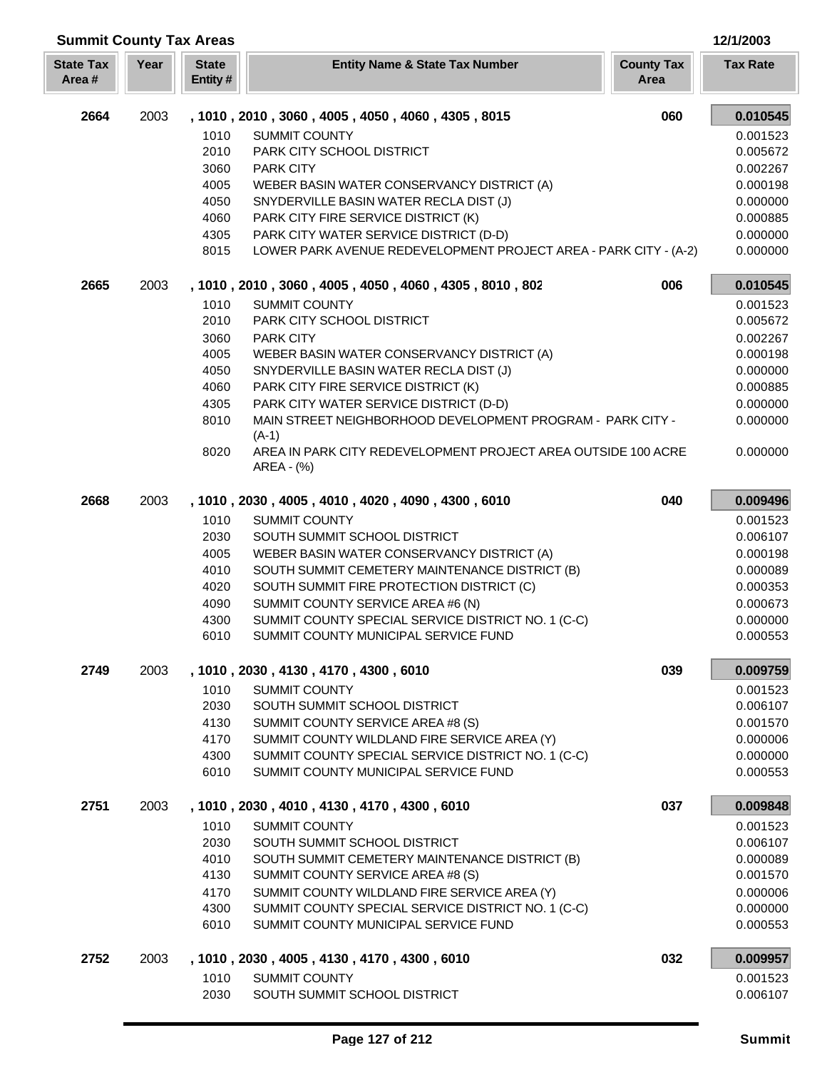## Summit County Tax Areas

12/1/2003

| State Tax Area # | Year | State Entity # | Entity Name & State Tax Number | County Tax Area | Tax Rate |
|---|---|---|---|---|---|
| **2664** | 2003 | | **, 1010 , 2010 , 3060 , 4005 , 4050 , 4060 , 4305 , 8015** | **060** | **0.010545** |
| | | 1010 | SUMMIT COUNTY | | 0.001523 |
| | | 2010 | PARK CITY SCHOOL DISTRICT | | 0.005672 |
| | | 3060 | PARK CITY | | 0.002267 |
| | | 4005 | WEBER BASIN WATER CONSERVANCY DISTRICT (A) | | 0.000198 |
| | | 4050 | SNYDERVILLE BASIN WATER RECLA DIST (J) | | 0.000000 |
| | | 4060 | PARK CITY FIRE SERVICE DISTRICT (K) | | 0.000885 |
| | | 4305 | PARK CITY WATER SERVICE DISTRICT (D-D) | | 0.000000 |
| | | 8015 | LOWER PARK AVENUE REDEVELOPMENT PROJECT AREA - PARK CITY - (A-2) | | 0.000000 |
| **2665** | 2003 | | **, 1010 , 2010 , 3060 , 4005 , 4050 , 4060 , 4305 , 8010 , 802** | **006** | **0.010545** |
| | | 1010 | SUMMIT COUNTY | | 0.001523 |
| | | 2010 | PARK CITY SCHOOL DISTRICT | | 0.005672 |
| | | 3060 | PARK CITY | | 0.002267 |
| | | 4005 | WEBER BASIN WATER CONSERVANCY DISTRICT (A) | | 0.000198 |
| | | 4050 | SNYDERVILLE BASIN WATER RECLA DIST (J) | | 0.000000 |
| | | 4060 | PARK CITY FIRE SERVICE DISTRICT (K) | | 0.000885 |
| | | 4305 | PARK CITY WATER SERVICE DISTRICT (D-D) | | 0.000000 |
| | | 8010 | MAIN STREET NEIGHBORHOOD DEVELOPMENT PROGRAM - PARK CITY - (A-1) | | 0.000000 |
| | | 8020 | AREA IN PARK CITY REDEVELOPMENT PROJECT AREA OUTSIDE 100 ACRE AREA - (%) | | 0.000000 |
| **2668** | 2003 | | **, 1010 , 2030 , 4005 , 4010 , 4020 , 4090 , 4300 , 6010** | **040** | **0.009496** |
| | | 1010 | SUMMIT COUNTY | | 0.001523 |
| | | 2030 | SOUTH SUMMIT SCHOOL DISTRICT | | 0.006107 |
| | | 4005 | WEBER BASIN WATER CONSERVANCY DISTRICT (A) | | 0.000198 |
| | | 4010 | SOUTH SUMMIT CEMETERY MAINTENANCE DISTRICT (B) | | 0.000089 |
| | | 4020 | SOUTH SUMMIT FIRE PROTECTION DISTRICT (C) | | 0.000353 |
| | | 4090 | SUMMIT COUNTY SERVICE AREA #6 (N) | | 0.000673 |
| | | 4300 | SUMMIT COUNTY SPECIAL SERVICE DISTRICT NO. 1 (C-C) | | 0.000000 |
| | | 6010 | SUMMIT COUNTY MUNICIPAL SERVICE FUND | | 0.000553 |
| **2749** | 2003 | | **, 1010 , 2030 , 4130 , 4170 , 4300 , 6010** | **039** | **0.009759** |
| | | 1010 | SUMMIT COUNTY | | 0.001523 |
| | | 2030 | SOUTH SUMMIT SCHOOL DISTRICT | | 0.006107 |
| | | 4130 | SUMMIT COUNTY SERVICE AREA #8 (S) | | 0.001570 |
| | | 4170 | SUMMIT COUNTY WILDLAND FIRE SERVICE AREA (Y) | | 0.000006 |
| | | 4300 | SUMMIT COUNTY SPECIAL SERVICE DISTRICT NO. 1 (C-C) | | 0.000000 |
| | | 6010 | SUMMIT COUNTY MUNICIPAL SERVICE FUND | | 0.000553 |
| **2751** | 2003 | | **, 1010 , 2030 , 4010 , 4130 , 4170 , 4300 , 6010** | **037** | **0.009848** |
| | | 1010 | SUMMIT COUNTY | | 0.001523 |
| | | 2030 | SOUTH SUMMIT SCHOOL DISTRICT | | 0.006107 |
| | | 4010 | SOUTH SUMMIT CEMETERY MAINTENANCE DISTRICT (B) | | 0.000089 |
| | | 4130 | SUMMIT COUNTY SERVICE AREA #8 (S) | | 0.001570 |
| | | 4170 | SUMMIT COUNTY WILDLAND FIRE SERVICE AREA (Y) | | 0.000006 |
| | | 4300 | SUMMIT COUNTY SPECIAL SERVICE DISTRICT NO. 1 (C-C) | | 0.000000 |
| | | 6010 | SUMMIT COUNTY MUNICIPAL SERVICE FUND | | 0.000553 |
| **2752** | 2003 | | **, 1010 , 2030 , 4005 , 4130 , 4170 , 4300 , 6010** | **032** | **0.009957** |
| | | 1010 | SUMMIT COUNTY | | 0.001523 |
| | | 2030 | SOUTH SUMMIT SCHOOL DISTRICT | | 0.006107 |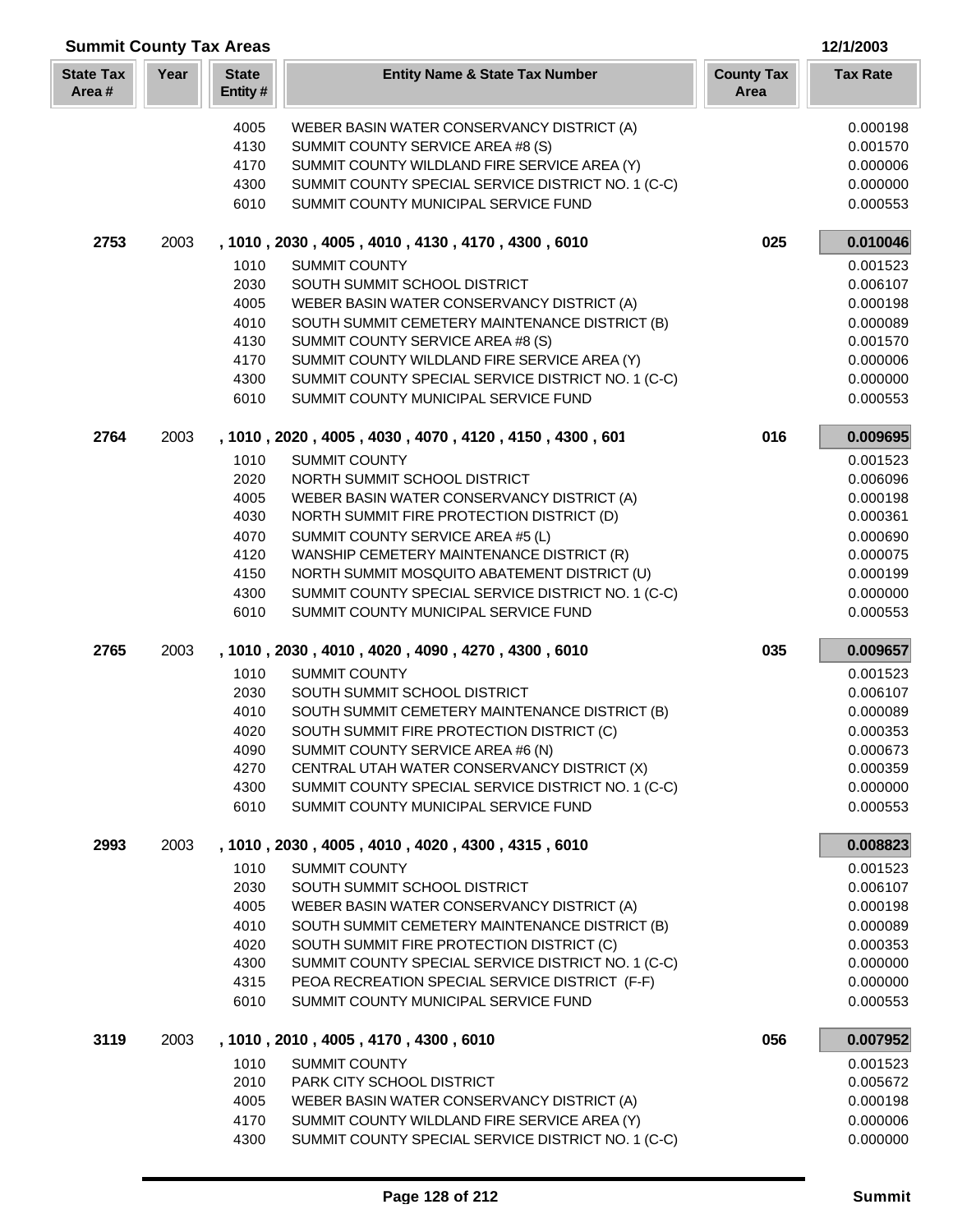## Summit County Tax Areas

12/1/2003

| State Tax Area # | Year | State Entity # | Entity Name & State Tax Number | County Tax Area | Tax Rate |
|---|---|---|---|---|---|
| | | 4005 | WEBER BASIN WATER CONSERVANCY DISTRICT (A) | | 0.000198 |
| | | 4130 | SUMMIT COUNTY SERVICE AREA #8 (S) | | 0.001570 |
| | | 4170 | SUMMIT COUNTY WILDLAND FIRE SERVICE AREA (Y) | | 0.000006 |
| | | 4300 | SUMMIT COUNTY SPECIAL SERVICE DISTRICT NO. 1 (C-C) | | 0.000000 |
| | | 6010 | SUMMIT COUNTY MUNICIPAL SERVICE FUND | | 0.000553 |
| **2753** | 2003 | | **, 1010 , 2030 , 4005 , 4010 , 4130 , 4170 , 4300 , 6010** | **025** | **0.010046** |
| | | 1010 | SUMMIT COUNTY | | 0.001523 |
| | | 2030 | SOUTH SUMMIT SCHOOL DISTRICT | | 0.006107 |
| | | 4005 | WEBER BASIN WATER CONSERVANCY DISTRICT (A) | | 0.000198 |
| | | 4010 | SOUTH SUMMIT CEMETERY MAINTENANCE DISTRICT (B) | | 0.000089 |
| | | 4130 | SUMMIT COUNTY SERVICE AREA #8 (S) | | 0.001570 |
| | | 4170 | SUMMIT COUNTY WILDLAND FIRE SERVICE AREA (Y) | | 0.000006 |
| | | 4300 | SUMMIT COUNTY SPECIAL SERVICE DISTRICT NO. 1 (C-C) | | 0.000000 |
| | | 6010 | SUMMIT COUNTY MUNICIPAL SERVICE FUND | | 0.000553 |
| **2764** | 2003 | | **, 1010 , 2020 , 4005 , 4030 , 4070 , 4120 , 4150 , 4300 , 601** | **016** | **0.009695** |
| | | 1010 | SUMMIT COUNTY | | 0.001523 |
| | | 2020 | NORTH SUMMIT SCHOOL DISTRICT | | 0.006096 |
| | | 4005 | WEBER BASIN WATER CONSERVANCY DISTRICT (A) | | 0.000198 |
| | | 4030 | NORTH SUMMIT FIRE PROTECTION DISTRICT (D) | | 0.000361 |
| | | 4070 | SUMMIT COUNTY SERVICE AREA #5 (L) | | 0.000690 |
| | | 4120 | WANSHIP CEMETERY MAINTENANCE DISTRICT (R) | | 0.000075 |
| | | 4150 | NORTH SUMMIT MOSQUITO ABATEMENT DISTRICT (U) | | 0.000199 |
| | | 4300 | SUMMIT COUNTY SPECIAL SERVICE DISTRICT NO. 1 (C-C) | | 0.000000 |
| | | 6010 | SUMMIT COUNTY MUNICIPAL SERVICE FUND | | 0.000553 |
| **2765** | 2003 | | **, 1010 , 2030 , 4010 , 4020 , 4090 , 4270 , 4300 , 6010** | **035** | **0.009657** |
| | | 1010 | SUMMIT COUNTY | | 0.001523 |
| | | 2030 | SOUTH SUMMIT SCHOOL DISTRICT | | 0.006107 |
| | | 4010 | SOUTH SUMMIT CEMETERY MAINTENANCE DISTRICT (B) | | 0.000089 |
| | | 4020 | SOUTH SUMMIT FIRE PROTECTION DISTRICT (C) | | 0.000353 |
| | | 4090 | SUMMIT COUNTY SERVICE AREA #6 (N) | | 0.000673 |
| | | 4270 | CENTRAL UTAH WATER CONSERVANCY DISTRICT (X) | | 0.000359 |
| | | 4300 | SUMMIT COUNTY SPECIAL SERVICE DISTRICT NO. 1 (C-C) | | 0.000000 |
| | | 6010 | SUMMIT COUNTY MUNICIPAL SERVICE FUND | | 0.000553 |
| **2993** | 2003 | | **, 1010 , 2030 , 4005 , 4010 , 4020 , 4300 , 4315 , 6010** | | **0.008823** |
| | | 1010 | SUMMIT COUNTY | | 0.001523 |
| | | 2030 | SOUTH SUMMIT SCHOOL DISTRICT | | 0.006107 |
| | | 4005 | WEBER BASIN WATER CONSERVANCY DISTRICT (A) | | 0.000198 |
| | | 4010 | SOUTH SUMMIT CEMETERY MAINTENANCE DISTRICT (B) | | 0.000089 |
| | | 4020 | SOUTH SUMMIT FIRE PROTECTION DISTRICT (C) | | 0.000353 |
| | | 4300 | SUMMIT COUNTY SPECIAL SERVICE DISTRICT NO. 1 (C-C) | | 0.000000 |
| | | 4315 | PEOA RECREATION SPECIAL SERVICE DISTRICT (F-F) | | 0.000000 |
| | | 6010 | SUMMIT COUNTY MUNICIPAL SERVICE FUND | | 0.000553 |
| **3119** | 2003 | | **, 1010 , 2010 , 4005 , 4170 , 4300 , 6010** | **056** | **0.007952** |
| | | 1010 | SUMMIT COUNTY | | 0.001523 |
| | | 2010 | PARK CITY SCHOOL DISTRICT | | 0.005672 |
| | | 4005 | WEBER BASIN WATER CONSERVANCY DISTRICT (A) | | 0.000198 |
| | | 4170 | SUMMIT COUNTY WILDLAND FIRE SERVICE AREA (Y) | | 0.000006 |
| | | 4300 | SUMMIT COUNTY SPECIAL SERVICE DISTRICT NO. 1 (C-C) | | 0.000000 |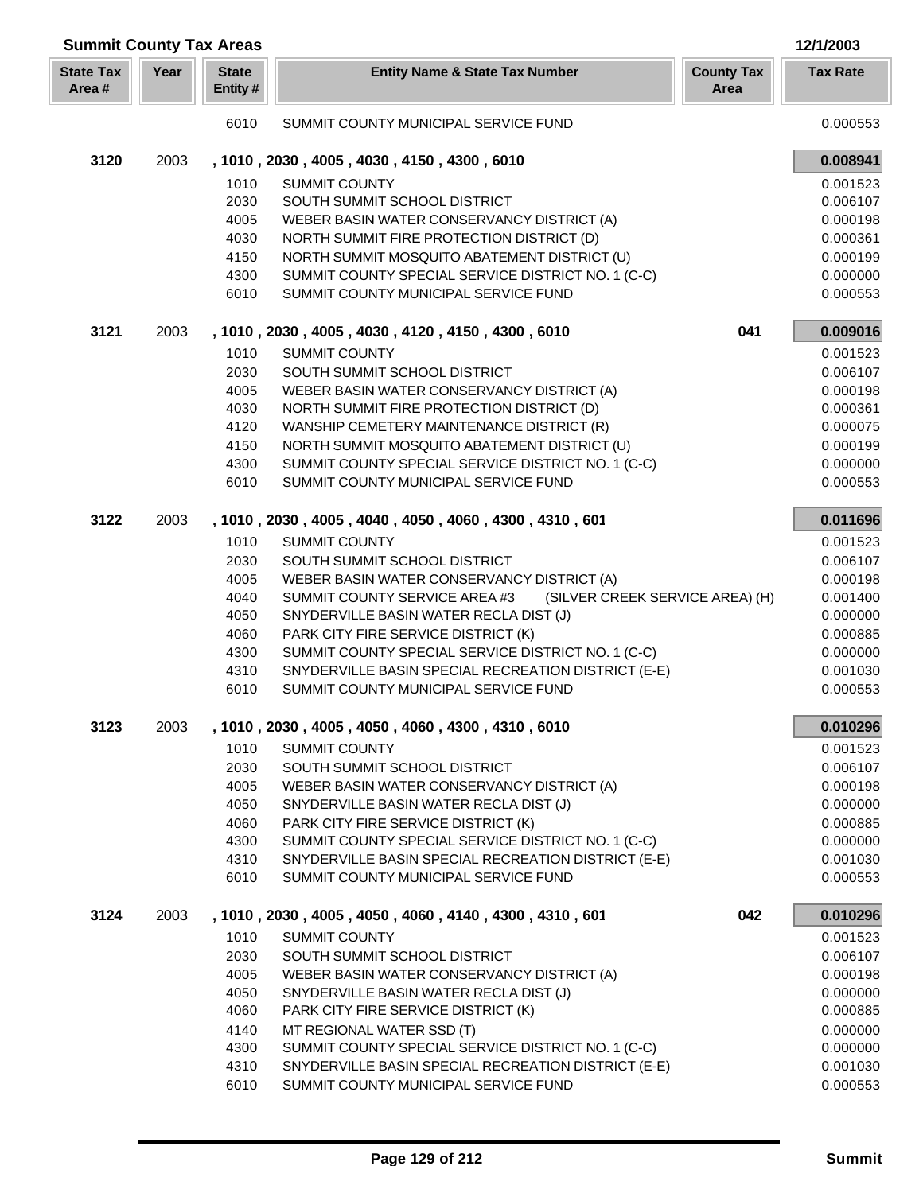## Summit County Tax Areas

12/1/2003

| State Tax Area # | Year | State Entity # | Entity Name & State Tax Number | County Tax Area | Tax Rate |
|---|---|---|---|---|---|
| | | 6010 | SUMMIT COUNTY MUNICIPAL SERVICE FUND | | 0.000553 |
| **3120** | 2003 | | **, 1010 , 2030 , 4005 , 4030 , 4150 , 4300 , 6010** | | **0.008941** |
| | | 1010 | SUMMIT COUNTY | | 0.001523 |
| | | 2030 | SOUTH SUMMIT SCHOOL DISTRICT | | 0.006107 |
| | | 4005 | WEBER BASIN WATER CONSERVANCY DISTRICT (A) | | 0.000198 |
| | | 4030 | NORTH SUMMIT FIRE PROTECTION DISTRICT (D) | | 0.000361 |
| | | 4150 | NORTH SUMMIT MOSQUITO ABATEMENT DISTRICT (U) | | 0.000199 |
| | | 4300 | SUMMIT COUNTY SPECIAL SERVICE DISTRICT NO. 1 (C-C) | | 0.000000 |
| | | 6010 | SUMMIT COUNTY MUNICIPAL SERVICE FUND | | 0.000553 |
| **3121** | 2003 | | **, 1010 , 2030 , 4005 , 4030 , 4120 , 4150 , 4300 , 6010** | **041** | **0.009016** |
| | | 1010 | SUMMIT COUNTY | | 0.001523 |
| | | 2030 | SOUTH SUMMIT SCHOOL DISTRICT | | 0.006107 |
| | | 4005 | WEBER BASIN WATER CONSERVANCY DISTRICT (A) | | 0.000198 |
| | | 4030 | NORTH SUMMIT FIRE PROTECTION DISTRICT (D) | | 0.000361 |
| | | 4120 | WANSHIP CEMETERY MAINTENANCE DISTRICT (R) | | 0.000075 |
| | | 4150 | NORTH SUMMIT MOSQUITO ABATEMENT DISTRICT (U) | | 0.000199 |
| | | 4300 | SUMMIT COUNTY SPECIAL SERVICE DISTRICT NO. 1 (C-C) | | 0.000000 |
| | | 6010 | SUMMIT COUNTY MUNICIPAL SERVICE FUND | | 0.000553 |
| **3122** | 2003 | | **, 1010 , 2030 , 4005 , 4040 , 4050 , 4060 , 4300 , 4310 , 601** | | **0.011696** |
| | | 1010 | SUMMIT COUNTY | | 0.001523 |
| | | 2030 | SOUTH SUMMIT SCHOOL DISTRICT | | 0.006107 |
| | | 4005 | WEBER BASIN WATER CONSERVANCY DISTRICT (A) | | 0.000198 |
| | | 4040 | SUMMIT COUNTY SERVICE AREA #3 (SILVER CREEK SERVICE AREA) (H) | | 0.001400 |
| | | 4050 | SNYDERVILLE BASIN WATER RECLA DIST (J) | | 0.000000 |
| | | 4060 | PARK CITY FIRE SERVICE DISTRICT (K) | | 0.000885 |
| | | 4300 | SUMMIT COUNTY SPECIAL SERVICE DISTRICT NO. 1 (C-C) | | 0.000000 |
| | | 4310 | SNYDERVILLE BASIN SPECIAL RECREATION DISTRICT (E-E) | | 0.001030 |
| | | 6010 | SUMMIT COUNTY MUNICIPAL SERVICE FUND | | 0.000553 |
| **3123** | 2003 | | **, 1010 , 2030 , 4005 , 4050 , 4060 , 4300 , 4310 , 6010** | | **0.010296** |
| | | 1010 | SUMMIT COUNTY | | 0.001523 |
| | | 2030 | SOUTH SUMMIT SCHOOL DISTRICT | | 0.006107 |
| | | 4005 | WEBER BASIN WATER CONSERVANCY DISTRICT (A) | | 0.000198 |
| | | 4050 | SNYDERVILLE BASIN WATER RECLA DIST (J) | | 0.000000 |
| | | 4060 | PARK CITY FIRE SERVICE DISTRICT (K) | | 0.000885 |
| | | 4300 | SUMMIT COUNTY SPECIAL SERVICE DISTRICT NO. 1 (C-C) | | 0.000000 |
| | | 4310 | SNYDERVILLE BASIN SPECIAL RECREATION DISTRICT (E-E) | | 0.001030 |
| | | 6010 | SUMMIT COUNTY MUNICIPAL SERVICE FUND | | 0.000553 |
| **3124** | 2003 | | **, 1010 , 2030 , 4005 , 4050 , 4060 , 4140 , 4300 , 4310 , 601** | **042** | **0.010296** |
| | | 1010 | SUMMIT COUNTY | | 0.001523 |
| | | 2030 | SOUTH SUMMIT SCHOOL DISTRICT | | 0.006107 |
| | | 4005 | WEBER BASIN WATER CONSERVANCY DISTRICT (A) | | 0.000198 |
| | | 4050 | SNYDERVILLE BASIN WATER RECLA DIST (J) | | 0.000000 |
| | | 4060 | PARK CITY FIRE SERVICE DISTRICT (K) | | 0.000885 |
| | | 4140 | MT REGIONAL WATER SSD (T) | | 0.000000 |
| | | 4300 | SUMMIT COUNTY SPECIAL SERVICE DISTRICT NO. 1 (C-C) | | 0.000000 |
| | | 4310 | SNYDERVILLE BASIN SPECIAL RECREATION DISTRICT (E-E) | | 0.001030 |
| | | 6010 | SUMMIT COUNTY MUNICIPAL SERVICE FUND | | 0.000553 |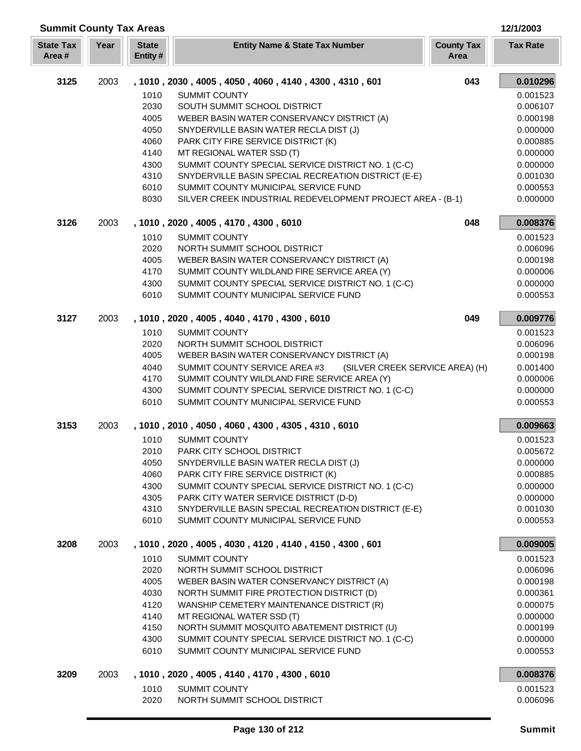## Summit County Tax Areas

12/1/2003

| State Tax Area # | Year | State Entity # | Entity Name & State Tax Number | County Tax Area | Tax Rate |
|---|---|---|---|---|---|
| **3125** | 2003 | | **, 1010 , 2030 , 4005 , 4050 , 4060 , 4140 , 4300 , 4310 , 601** | **043** | **0.010296** |
| | | 1010 | SUMMIT COUNTY | | 0.001523 |
| | | 2030 | SOUTH SUMMIT SCHOOL DISTRICT | | 0.006107 |
| | | 4005 | WEBER BASIN WATER CONSERVANCY DISTRICT (A) | | 0.000198 |
| | | 4050 | SNYDERVILLE BASIN WATER RECLA DIST (J) | | 0.000000 |
| | | 4060 | PARK CITY FIRE SERVICE DISTRICT (K) | | 0.000885 |
| | | 4140 | MT REGIONAL WATER SSD (T) | | 0.000000 |
| | | 4300 | SUMMIT COUNTY SPECIAL SERVICE DISTRICT NO. 1 (C-C) | | 0.000000 |
| | | 4310 | SNYDERVILLE BASIN SPECIAL RECREATION DISTRICT (E-E) | | 0.001030 |
| | | 6010 | SUMMIT COUNTY MUNICIPAL SERVICE FUND | | 0.000553 |
| | | 8030 | SILVER CREEK INDUSTRIAL REDEVELOPMENT PROJECT AREA - (B-1) | | 0.000000 |
| **3126** | 2003 | | **, 1010 , 2020 , 4005 , 4170 , 4300 , 6010** | **048** | **0.008376** |
| | | 1010 | SUMMIT COUNTY | | 0.001523 |
| | | 2020 | NORTH SUMMIT SCHOOL DISTRICT | | 0.006096 |
| | | 4005 | WEBER BASIN WATER CONSERVANCY DISTRICT (A) | | 0.000198 |
| | | 4170 | SUMMIT COUNTY WILDLAND FIRE SERVICE AREA (Y) | | 0.000006 |
| | | 4300 | SUMMIT COUNTY SPECIAL SERVICE DISTRICT NO. 1 (C-C) | | 0.000000 |
| | | 6010 | SUMMIT COUNTY MUNICIPAL SERVICE FUND | | 0.000553 |
| **3127** | 2003 | | **, 1010 , 2020 , 4005 , 4040 , 4170 , 4300 , 6010** | **049** | **0.009776** |
| | | 1010 | SUMMIT COUNTY | | 0.001523 |
| | | 2020 | NORTH SUMMIT SCHOOL DISTRICT | | 0.006096 |
| | | 4005 | WEBER BASIN WATER CONSERVANCY DISTRICT (A) | | 0.000198 |
| | | 4040 | SUMMIT COUNTY SERVICE AREA #3 (SILVER CREEK SERVICE AREA) (H) | | 0.001400 |
| | | 4170 | SUMMIT COUNTY WILDLAND FIRE SERVICE AREA (Y) | | 0.000006 |
| | | 4300 | SUMMIT COUNTY SPECIAL SERVICE DISTRICT NO. 1 (C-C) | | 0.000000 |
| | | 6010 | SUMMIT COUNTY MUNICIPAL SERVICE FUND | | 0.000553 |
| **3153** | 2003 | | **, 1010 , 2010 , 4050 , 4060 , 4300 , 4305 , 4310 , 6010** | | **0.009663** |
| | | 1010 | SUMMIT COUNTY | | 0.001523 |
| | | 2010 | PARK CITY SCHOOL DISTRICT | | 0.005672 |
| | | 4050 | SNYDERVILLE BASIN WATER RECLA DIST (J) | | 0.000000 |
| | | 4060 | PARK CITY FIRE SERVICE DISTRICT (K) | | 0.000885 |
| | | 4300 | SUMMIT COUNTY SPECIAL SERVICE DISTRICT NO. 1 (C-C) | | 0.000000 |
| | | 4305 | PARK CITY WATER SERVICE DISTRICT (D-D) | | 0.000000 |
| | | 4310 | SNYDERVILLE BASIN SPECIAL RECREATION DISTRICT (E-E) | | 0.001030 |
| | | 6010 | SUMMIT COUNTY MUNICIPAL SERVICE FUND | | 0.000553 |
| **3208** | 2003 | | **, 1010 , 2020 , 4005 , 4030 , 4120 , 4140 , 4150 , 4300 , 601** | | **0.009005** |
| | | 1010 | SUMMIT COUNTY | | 0.001523 |
| | | 2020 | NORTH SUMMIT SCHOOL DISTRICT | | 0.006096 |
| | | 4005 | WEBER BASIN WATER CONSERVANCY DISTRICT (A) | | 0.000198 |
| | | 4030 | NORTH SUMMIT FIRE PROTECTION DISTRICT (D) | | 0.000361 |
| | | 4120 | WANSHIP CEMETERY MAINTENANCE DISTRICT (R) | | 0.000075 |
| | | 4140 | MT REGIONAL WATER SSD (T) | | 0.000000 |
| | | 4150 | NORTH SUMMIT MOSQUITO ABATEMENT DISTRICT (U) | | 0.000199 |
| | | 4300 | SUMMIT COUNTY SPECIAL SERVICE DISTRICT NO. 1 (C-C) | | 0.000000 |
| | | 6010 | SUMMIT COUNTY MUNICIPAL SERVICE FUND | | 0.000553 |
| **3209** | 2003 | | **, 1010 , 2020 , 4005 , 4140 , 4170 , 4300 , 6010** | | **0.008376** |
| | | 1010 | SUMMIT COUNTY | | 0.001523 |
| | | 2020 | NORTH SUMMIT SCHOOL DISTRICT | | 0.006096 |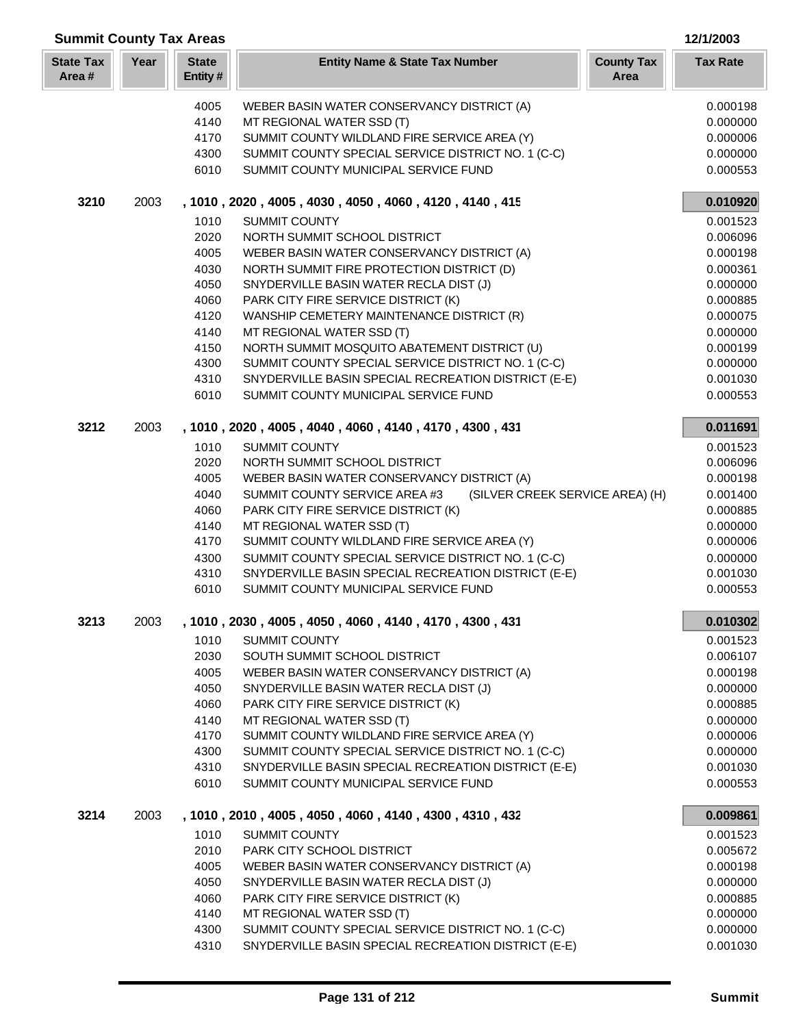## Summit County Tax Areas

12/1/2003

| State Tax Area # | Year | State Entity # | Entity Name & State Tax Number | County Tax Area | Tax Rate |
|---|---|---|---|---|---|
| | | 4005 | WEBER BASIN WATER CONSERVANCY DISTRICT (A) | | 0.000198 |
| | | 4140 | MT REGIONAL WATER SSD (T) | | 0.000000 |
| | | 4170 | SUMMIT COUNTY WILDLAND FIRE SERVICE AREA (Y) | | 0.000006 |
| | | 4300 | SUMMIT COUNTY SPECIAL SERVICE DISTRICT NO. 1 (C-C) | | 0.000000 |
| | | 6010 | SUMMIT COUNTY MUNICIPAL SERVICE FUND | | 0.000553 |
| **3210** | 2003 | | **, 1010 , 2020 , 4005 , 4030 , 4050 , 4060 , 4120 , 4140 , 415** | | **0.010920** |
| | | 1010 | SUMMIT COUNTY | | 0.001523 |
| | | 2020 | NORTH SUMMIT SCHOOL DISTRICT | | 0.006096 |
| | | 4005 | WEBER BASIN WATER CONSERVANCY DISTRICT (A) | | 0.000198 |
| | | 4030 | NORTH SUMMIT FIRE PROTECTION DISTRICT (D) | | 0.000361 |
| | | 4050 | SNYDERVILLE BASIN WATER RECLA DIST (J) | | 0.000000 |
| | | 4060 | PARK CITY FIRE SERVICE DISTRICT (K) | | 0.000885 |
| | | 4120 | WANSHIP CEMETERY MAINTENANCE DISTRICT (R) | | 0.000075 |
| | | 4140 | MT REGIONAL WATER SSD (T) | | 0.000000 |
| | | 4150 | NORTH SUMMIT MOSQUITO ABATEMENT DISTRICT (U) | | 0.000199 |
| | | 4300 | SUMMIT COUNTY SPECIAL SERVICE DISTRICT NO. 1 (C-C) | | 0.000000 |
| | | 4310 | SNYDERVILLE BASIN SPECIAL RECREATION DISTRICT (E-E) | | 0.001030 |
| | | 6010 | SUMMIT COUNTY MUNICIPAL SERVICE FUND | | 0.000553 |
| **3212** | 2003 | | **, 1010 , 2020 , 4005 , 4040 , 4060 , 4140 , 4170 , 4300 , 431** | | **0.011691** |
| | | 1010 | SUMMIT COUNTY | | 0.001523 |
| | | 2020 | NORTH SUMMIT SCHOOL DISTRICT | | 0.006096 |
| | | 4005 | WEBER BASIN WATER CONSERVANCY DISTRICT (A) | | 0.000198 |
| | | 4040 | SUMMIT COUNTY SERVICE AREA #3 (SILVER CREEK SERVICE AREA) (H) | | 0.001400 |
| | | 4060 | PARK CITY FIRE SERVICE DISTRICT (K) | | 0.000885 |
| | | 4140 | MT REGIONAL WATER SSD (T) | | 0.000000 |
| | | 4170 | SUMMIT COUNTY WILDLAND FIRE SERVICE AREA (Y) | | 0.000006 |
| | | 4300 | SUMMIT COUNTY SPECIAL SERVICE DISTRICT NO. 1 (C-C) | | 0.000000 |
| | | 4310 | SNYDERVILLE BASIN SPECIAL RECREATION DISTRICT (E-E) | | 0.001030 |
| | | 6010 | SUMMIT COUNTY MUNICIPAL SERVICE FUND | | 0.000553 |
| **3213** | 2003 | | **, 1010 , 2030 , 4005 , 4050 , 4060 , 4140 , 4170 , 4300 , 431** | | **0.010302** |
| | | 1010 | SUMMIT COUNTY | | 0.001523 |
| | | 2030 | SOUTH SUMMIT SCHOOL DISTRICT | | 0.006107 |
| | | 4005 | WEBER BASIN WATER CONSERVANCY DISTRICT (A) | | 0.000198 |
| | | 4050 | SNYDERVILLE BASIN WATER RECLA DIST (J) | | 0.000000 |
| | | 4060 | PARK CITY FIRE SERVICE DISTRICT (K) | | 0.000885 |
| | | 4140 | MT REGIONAL WATER SSD (T) | | 0.000000 |
| | | 4170 | SUMMIT COUNTY WILDLAND FIRE SERVICE AREA (Y) | | 0.000006 |
| | | 4300 | SUMMIT COUNTY SPECIAL SERVICE DISTRICT NO. 1 (C-C) | | 0.000000 |
| | | 4310 | SNYDERVILLE BASIN SPECIAL RECREATION DISTRICT (E-E) | | 0.001030 |
| | | 6010 | SUMMIT COUNTY MUNICIPAL SERVICE FUND | | 0.000553 |
| **3214** | 2003 | | **, 1010 , 2010 , 4005 , 4050 , 4060 , 4140 , 4300 , 4310 , 432** | | **0.009861** |
| | | 1010 | SUMMIT COUNTY | | 0.001523 |
| | | 2010 | PARK CITY SCHOOL DISTRICT | | 0.005672 |
| | | 4005 | WEBER BASIN WATER CONSERVANCY DISTRICT (A) | | 0.000198 |
| | | 4050 | SNYDERVILLE BASIN WATER RECLA DIST (J) | | 0.000000 |
| | | 4060 | PARK CITY FIRE SERVICE DISTRICT (K) | | 0.000885 |
| | | 4140 | MT REGIONAL WATER SSD (T) | | 0.000000 |
| | | 4300 | SUMMIT COUNTY SPECIAL SERVICE DISTRICT NO. 1 (C-C) | | 0.000000 |
| | | 4310 | SNYDERVILLE BASIN SPECIAL RECREATION DISTRICT (E-E) | | 0.001030 |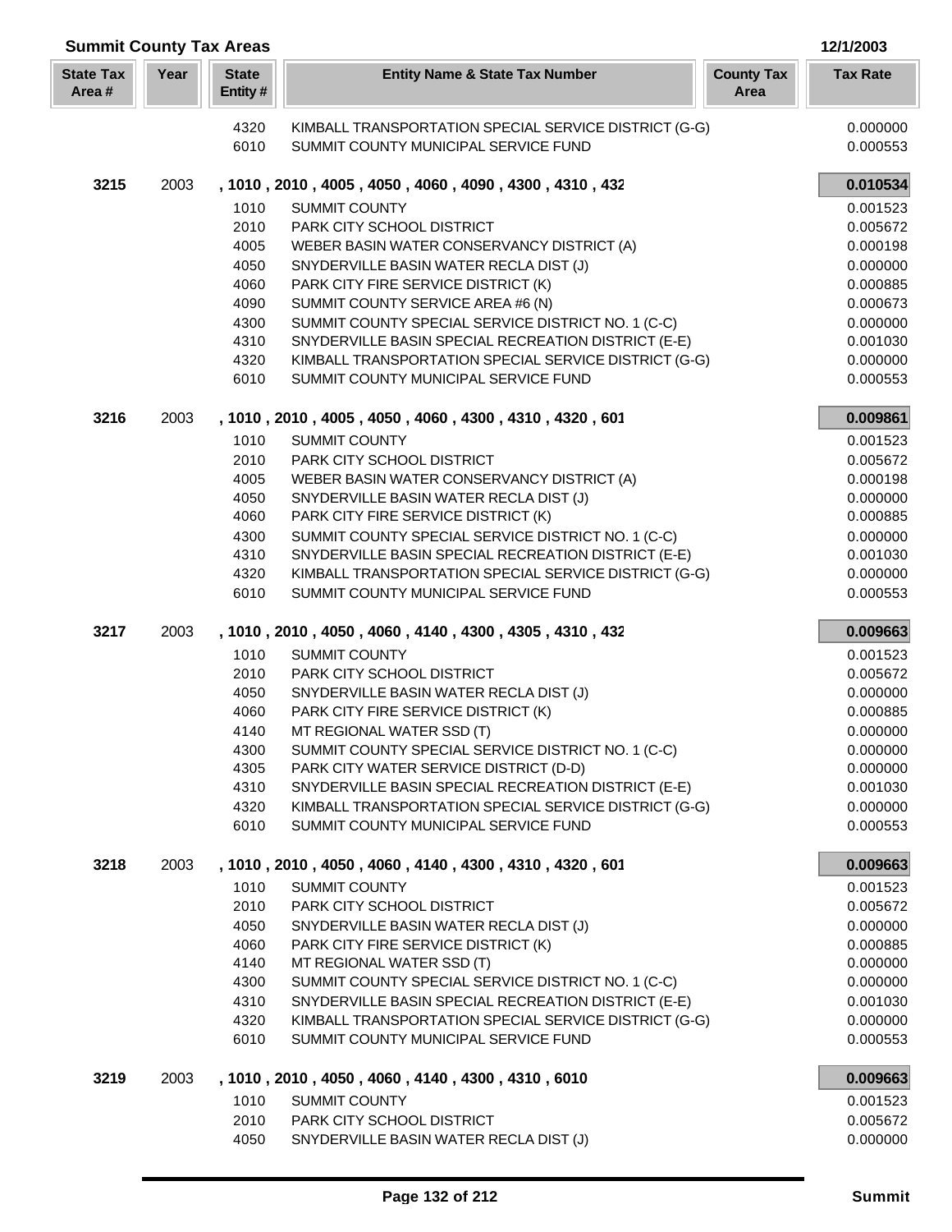## Summit County Tax Areas

12/1/2003

| State Tax Area # | Year | State Entity # | Entity Name & State Tax Number | County Tax Area | Tax Rate |
|---|---|---|---|---|---|
| | | 4320 | KIMBALL TRANSPORTATION SPECIAL SERVICE DISTRICT (G-G) | | 0.000000 |
| | | 6010 | SUMMIT COUNTY MUNICIPAL SERVICE FUND | | 0.000553 |
| **3215** | 2003 | | **, 1010 , 2010 , 4005 , 4050 , 4060 , 4090 , 4300 , 4310 , 432** | | **0.010534** |
| | | 1010 | SUMMIT COUNTY | | 0.001523 |
| | | 2010 | PARK CITY SCHOOL DISTRICT | | 0.005672 |
| | | 4005 | WEBER BASIN WATER CONSERVANCY DISTRICT (A) | | 0.000198 |
| | | 4050 | SNYDERVILLE BASIN WATER RECLA DIST (J) | | 0.000000 |
| | | 4060 | PARK CITY FIRE SERVICE DISTRICT (K) | | 0.000885 |
| | | 4090 | SUMMIT COUNTY SERVICE AREA #6 (N) | | 0.000673 |
| | | 4300 | SUMMIT COUNTY SPECIAL SERVICE DISTRICT NO. 1 (C-C) | | 0.000000 |
| | | 4310 | SNYDERVILLE BASIN SPECIAL RECREATION DISTRICT (E-E) | | 0.001030 |
| | | 4320 | KIMBALL TRANSPORTATION SPECIAL SERVICE DISTRICT (G-G) | | 0.000000 |
| | | 6010 | SUMMIT COUNTY MUNICIPAL SERVICE FUND | | 0.000553 |
| **3216** | 2003 | | **, 1010 , 2010 , 4005 , 4050 , 4060 , 4300 , 4310 , 4320 , 601** | | **0.009861** |
| | | 1010 | SUMMIT COUNTY | | 0.001523 |
| | | 2010 | PARK CITY SCHOOL DISTRICT | | 0.005672 |
| | | 4005 | WEBER BASIN WATER CONSERVANCY DISTRICT (A) | | 0.000198 |
| | | 4050 | SNYDERVILLE BASIN WATER RECLA DIST (J) | | 0.000000 |
| | | 4060 | PARK CITY FIRE SERVICE DISTRICT (K) | | 0.000885 |
| | | 4300 | SUMMIT COUNTY SPECIAL SERVICE DISTRICT NO. 1 (C-C) | | 0.000000 |
| | | 4310 | SNYDERVILLE BASIN SPECIAL RECREATION DISTRICT (E-E) | | 0.001030 |
| | | 4320 | KIMBALL TRANSPORTATION SPECIAL SERVICE DISTRICT (G-G) | | 0.000000 |
| | | 6010 | SUMMIT COUNTY MUNICIPAL SERVICE FUND | | 0.000553 |
| **3217** | 2003 | | **, 1010 , 2010 , 4050 , 4060 , 4140 , 4300 , 4305 , 4310 , 432** | | **0.009663** |
| | | 1010 | SUMMIT COUNTY | | 0.001523 |
| | | 2010 | PARK CITY SCHOOL DISTRICT | | 0.005672 |
| | | 4050 | SNYDERVILLE BASIN WATER RECLA DIST (J) | | 0.000000 |
| | | 4060 | PARK CITY FIRE SERVICE DISTRICT (K) | | 0.000885 |
| | | 4140 | MT REGIONAL WATER SSD (T) | | 0.000000 |
| | | 4300 | SUMMIT COUNTY SPECIAL SERVICE DISTRICT NO. 1 (C-C) | | 0.000000 |
| | | 4305 | PARK CITY WATER SERVICE DISTRICT (D-D) | | 0.000000 |
| | | 4310 | SNYDERVILLE BASIN SPECIAL RECREATION DISTRICT (E-E) | | 0.001030 |
| | | 4320 | KIMBALL TRANSPORTATION SPECIAL SERVICE DISTRICT (G-G) | | 0.000000 |
| | | 6010 | SUMMIT COUNTY MUNICIPAL SERVICE FUND | | 0.000553 |
| **3218** | 2003 | | **, 1010 , 2010 , 4050 , 4060 , 4140 , 4300 , 4310 , 4320 , 601** | | **0.009663** |
| | | 1010 | SUMMIT COUNTY | | 0.001523 |
| | | 2010 | PARK CITY SCHOOL DISTRICT | | 0.005672 |
| | | 4050 | SNYDERVILLE BASIN WATER RECLA DIST (J) | | 0.000000 |
| | | 4060 | PARK CITY FIRE SERVICE DISTRICT (K) | | 0.000885 |
| | | 4140 | MT REGIONAL WATER SSD (T) | | 0.000000 |
| | | 4300 | SUMMIT COUNTY SPECIAL SERVICE DISTRICT NO. 1 (C-C) | | 0.000000 |
| | | 4310 | SNYDERVILLE BASIN SPECIAL RECREATION DISTRICT (E-E) | | 0.001030 |
| | | 4320 | KIMBALL TRANSPORTATION SPECIAL SERVICE DISTRICT (G-G) | | 0.000000 |
| | | 6010 | SUMMIT COUNTY MUNICIPAL SERVICE FUND | | 0.000553 |
| **3219** | 2003 | | **, 1010 , 2010 , 4050 , 4060 , 4140 , 4300 , 4310 , 6010** | | **0.009663** |
| | | 1010 | SUMMIT COUNTY | | 0.001523 |
| | | 2010 | PARK CITY SCHOOL DISTRICT | | 0.005672 |
| | | 4050 | SNYDERVILLE BASIN WATER RECLA DIST (J) | | 0.000000 |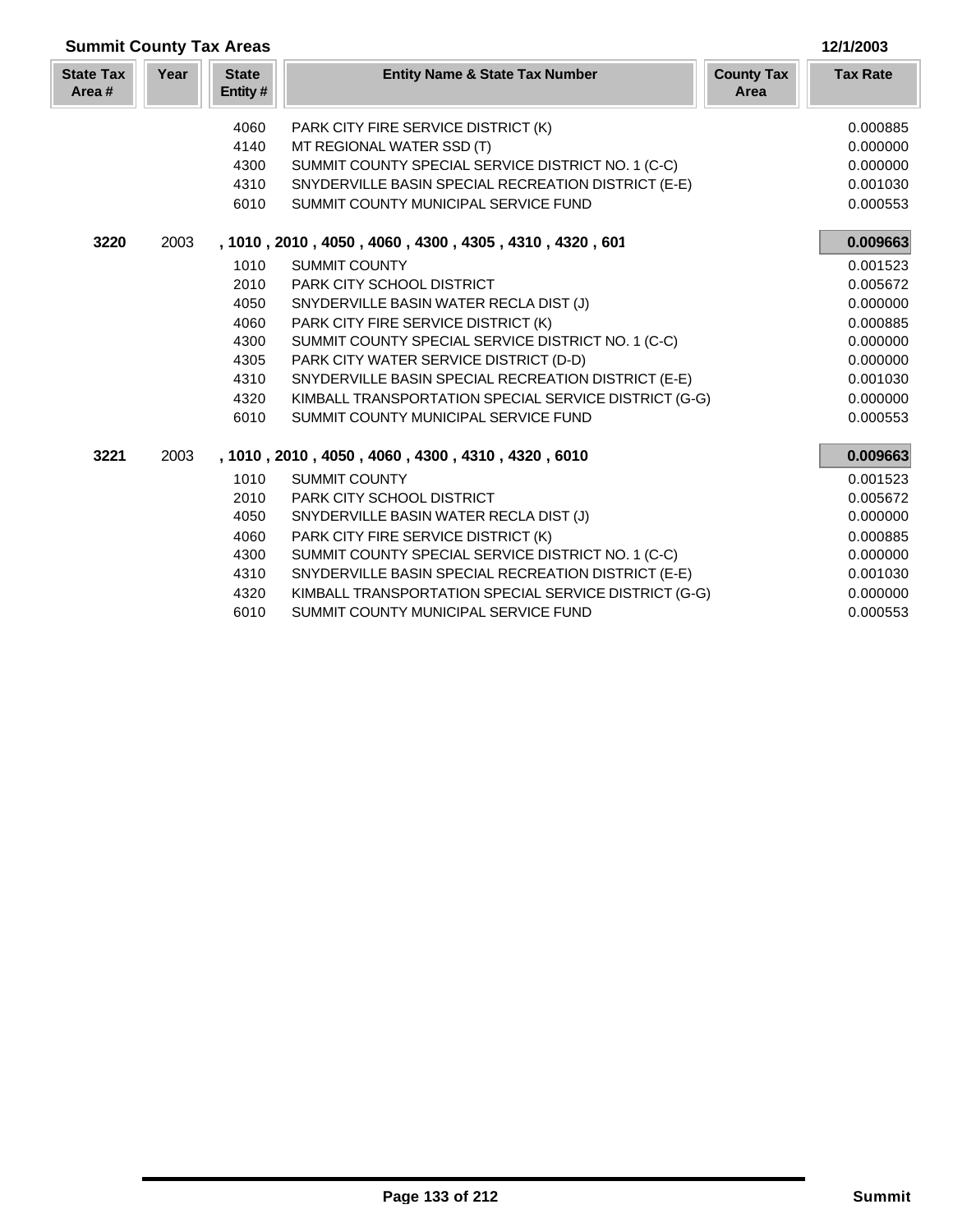## Summit County Tax Areas

12/1/2003

| State Tax Area # | Year | State Entity # | Entity Name & State Tax Number | County Tax Area | Tax Rate |
|---|---|---|---|---|---|
| | | 4060 | PARK CITY FIRE SERVICE DISTRICT (K) | | 0.000885 |
| | | 4140 | MT REGIONAL WATER SSD (T) | | 0.000000 |
| | | 4300 | SUMMIT COUNTY SPECIAL SERVICE DISTRICT NO. 1 (C-C) | | 0.000000 |
| | | 4310 | SNYDERVILLE BASIN SPECIAL RECREATION DISTRICT (E-E) | | 0.001030 |
| | | 6010 | SUMMIT COUNTY MUNICIPAL SERVICE FUND | | 0.000553 |
| **3220** | 2003 | **, 1010 , 2010 , 4050 , 4060 , 4300 , 4305 , 4310 , 4320 , 601** | | | **0.009663** |
| | | 1010 | SUMMIT COUNTY | | 0.001523 |
| | | 2010 | PARK CITY SCHOOL DISTRICT | | 0.005672 |
| | | 4050 | SNYDERVILLE BASIN WATER RECLA DIST (J) | | 0.000000 |
| | | 4060 | PARK CITY FIRE SERVICE DISTRICT (K) | | 0.000885 |
| | | 4300 | SUMMIT COUNTY SPECIAL SERVICE DISTRICT NO. 1 (C-C) | | 0.000000 |
| | | 4305 | PARK CITY WATER SERVICE DISTRICT (D-D) | | 0.000000 |
| | | 4310 | SNYDERVILLE BASIN SPECIAL RECREATION DISTRICT (E-E) | | 0.001030 |
| | | 4320 | KIMBALL TRANSPORTATION SPECIAL SERVICE DISTRICT (G-G) | | 0.000000 |
| | | 6010 | SUMMIT COUNTY MUNICIPAL SERVICE FUND | | 0.000553 |
| **3221** | 2003 | **, 1010 , 2010 , 4050 , 4060 , 4300 , 4310 , 4320 , 6010** | | | **0.009663** |
| | | 1010 | SUMMIT COUNTY | | 0.001523 |
| | | 2010 | PARK CITY SCHOOL DISTRICT | | 0.005672 |
| | | 4050 | SNYDERVILLE BASIN WATER RECLA DIST (J) | | 0.000000 |
| | | 4060 | PARK CITY FIRE SERVICE DISTRICT (K) | | 0.000885 |
| | | 4300 | SUMMIT COUNTY SPECIAL SERVICE DISTRICT NO. 1 (C-C) | | 0.000000 |
| | | 4310 | SNYDERVILLE BASIN SPECIAL RECREATION DISTRICT (E-E) | | 0.001030 |
| | | 4320 | KIMBALL TRANSPORTATION SPECIAL SERVICE DISTRICT (G-G) | | 0.000000 |
| | | 6010 | SUMMIT COUNTY MUNICIPAL SERVICE FUND | | 0.000553 |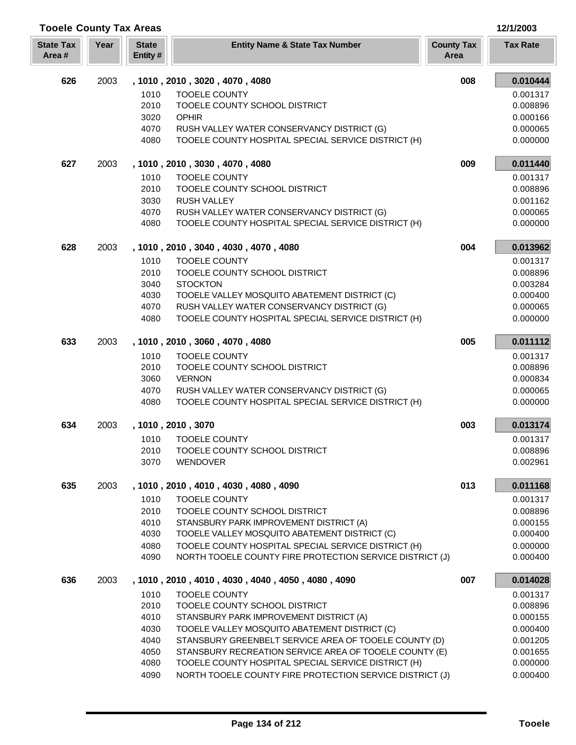# Tooele County Tax Areas

12/1/2003

| State Tax Area # | Year | State Entity # | Entity Name & State Tax Number | County Tax Area | Tax Rate |
|---|---|---|---|---|---|
| 626 | 2003 | , 1010 , 2010 , 3020 , 4070 , 4080 | | 008 | **0.010444** |
| | | 1010 | TOOELE COUNTY | | 0.001317 |
| | | 2010 | TOOELE COUNTY SCHOOL DISTRICT | | 0.008896 |
| | | 3020 | OPHIR | | 0.000166 |
| | | 4070 | RUSH VALLEY WATER CONSERVANCY DISTRICT (G) | | 0.000065 |
| | | 4080 | TOOELE COUNTY HOSPITAL SPECIAL SERVICE DISTRICT (H) | | 0.000000 |
| 627 | 2003 | , 1010 , 2010 , 3030 , 4070 , 4080 | | 009 | **0.011440** |
| | | 1010 | TOOELE COUNTY | | 0.001317 |
| | | 2010 | TOOELE COUNTY SCHOOL DISTRICT | | 0.008896 |
| | | 3030 | RUSH VALLEY | | 0.001162 |
| | | 4070 | RUSH VALLEY WATER CONSERVANCY DISTRICT (G) | | 0.000065 |
| | | 4080 | TOOELE COUNTY HOSPITAL SPECIAL SERVICE DISTRICT (H) | | 0.000000 |
| 628 | 2003 | , 1010 , 2010 , 3040 , 4030 , 4070 , 4080 | | 004 | **0.013962** |
| | | 1010 | TOOELE COUNTY | | 0.001317 |
| | | 2010 | TOOELE COUNTY SCHOOL DISTRICT | | 0.008896 |
| | | 3040 | STOCKTON | | 0.003284 |
| | | 4030 | TOOELE VALLEY MOSQUITO ABATEMENT DISTRICT (C) | | 0.000400 |
| | | 4070 | RUSH VALLEY WATER CONSERVANCY DISTRICT (G) | | 0.000065 |
| | | 4080 | TOOELE COUNTY HOSPITAL SPECIAL SERVICE DISTRICT (H) | | 0.000000 |
| 633 | 2003 | , 1010 , 2010 , 3060 , 4070 , 4080 | | 005 | **0.011112** |
| | | 1010 | TOOELE COUNTY | | 0.001317 |
| | | 2010 | TOOELE COUNTY SCHOOL DISTRICT | | 0.008896 |
| | | 3060 | VERNON | | 0.000834 |
| | | 4070 | RUSH VALLEY WATER CONSERVANCY DISTRICT (G) | | 0.000065 |
| | | 4080 | TOOELE COUNTY HOSPITAL SPECIAL SERVICE DISTRICT (H) | | 0.000000 |
| 634 | 2003 | , 1010 , 2010 , 3070 | | 003 | **0.013174** |
| | | 1010 | TOOELE COUNTY | | 0.001317 |
| | | 2010 | TOOELE COUNTY SCHOOL DISTRICT | | 0.008896 |
| | | 3070 | WENDOVER | | 0.002961 |
| 635 | 2003 | , 1010 , 2010 , 4010 , 4030 , 4080 , 4090 | | 013 | **0.011168** |
| | | 1010 | TOOELE COUNTY | | 0.001317 |
| | | 2010 | TOOELE COUNTY SCHOOL DISTRICT | | 0.008896 |
| | | 4010 | STANSBURY PARK IMPROVEMENT DISTRICT (A) | | 0.000155 |
| | | 4030 | TOOELE VALLEY MOSQUITO ABATEMENT DISTRICT (C) | | 0.000400 |
| | | 4080 | TOOELE COUNTY HOSPITAL SPECIAL SERVICE DISTRICT (H) | | 0.000000 |
| | | 4090 | NORTH TOOELE COUNTY FIRE PROTECTION SERVICE DISTRICT (J) | | 0.000400 |
| 636 | 2003 | , 1010 , 2010 , 4010 , 4030 , 4040 , 4050 , 4080 , 4090 | | 007 | **0.014028** |
| | | 1010 | TOOELE COUNTY | | 0.001317 |
| | | 2010 | TOOELE COUNTY SCHOOL DISTRICT | | 0.008896 |
| | | 4010 | STANSBURY PARK IMPROVEMENT DISTRICT (A) | | 0.000155 |
| | | 4030 | TOOELE VALLEY MOSQUITO ABATEMENT DISTRICT (C) | | 0.000400 |
| | | 4040 | STANSBURY GREENBELT SERVICE AREA OF TOOELE COUNTY (D) | | 0.001205 |
| | | 4050 | STANSBURY RECREATION SERVICE AREA OF TOOELE COUNTY (E) | | 0.001655 |
| | | 4080 | TOOELE COUNTY HOSPITAL SPECIAL SERVICE DISTRICT (H) | | 0.000000 |
| | | 4090 | NORTH TOOELE COUNTY FIRE PROTECTION SERVICE DISTRICT (J) | | 0.000400 |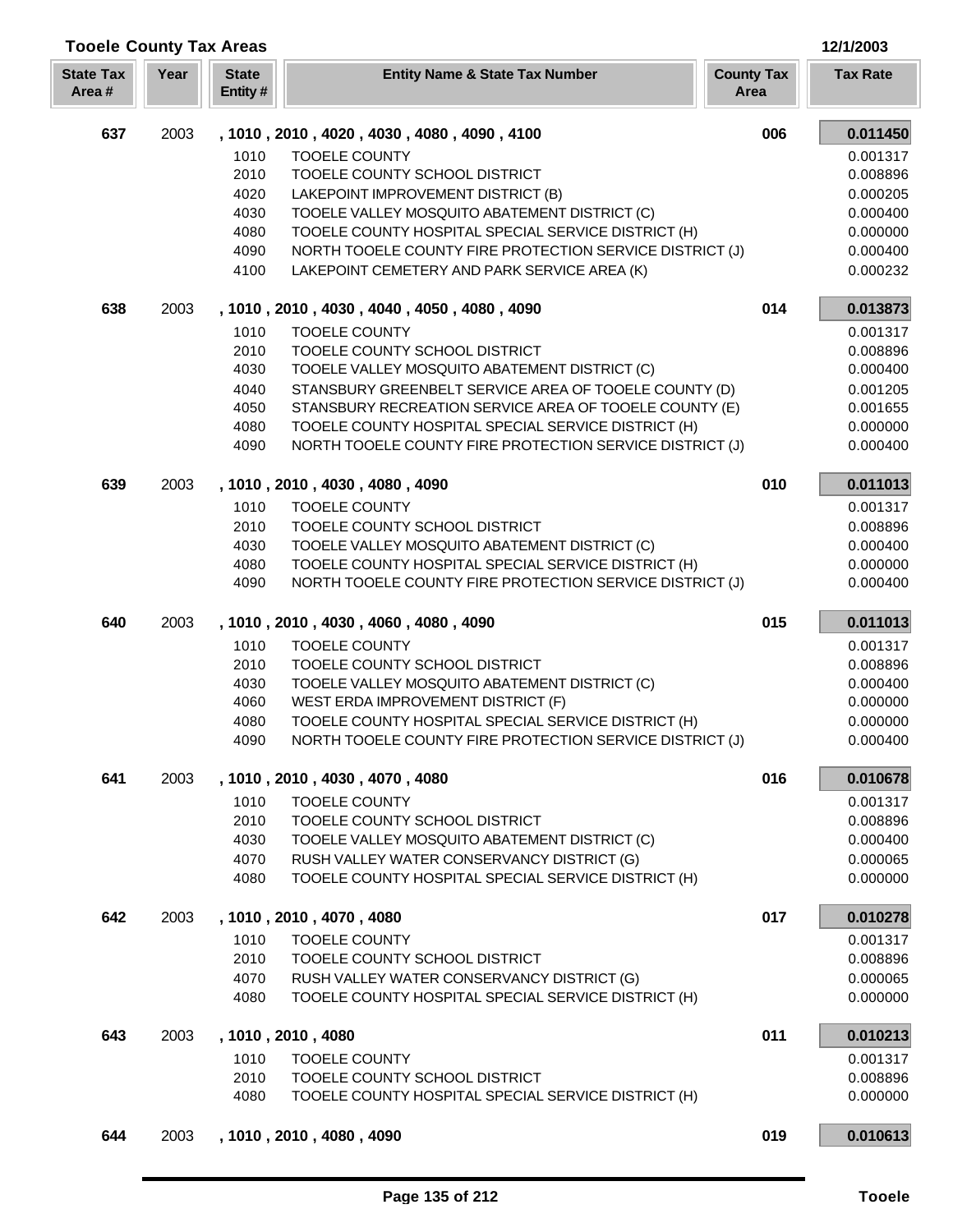## Tooele County Tax Areas

12/1/2003

| State Tax Area # | Year | State Entity # | Entity Name & State Tax Number | County Tax Area | Tax Rate |
|---|---|---|---|---|---|
| **637** | 2003 | **, 1010 , 2010 , 4020 , 4030 , 4080 , 4090 , 4100** | | **006** | **0.011450** |
| | | 1010 | TOOELE COUNTY | | 0.001317 |
| | | 2010 | TOOELE COUNTY SCHOOL DISTRICT | | 0.008896 |
| | | 4020 | LAKEPOINT IMPROVEMENT DISTRICT (B) | | 0.000205 |
| | | 4030 | TOOELE VALLEY MOSQUITO ABATEMENT DISTRICT (C) | | 0.000400 |
| | | 4080 | TOOELE COUNTY HOSPITAL SPECIAL SERVICE DISTRICT (H) | | 0.000000 |
| | | 4090 | NORTH TOOELE COUNTY FIRE PROTECTION SERVICE DISTRICT (J) | | 0.000400 |
| | | 4100 | LAKEPOINT CEMETERY AND PARK SERVICE AREA (K) | | 0.000232 |
| **638** | 2003 | **, 1010 , 2010 , 4030 , 4040 , 4050 , 4080 , 4090** | | **014** | **0.013873** |
| | | 1010 | TOOELE COUNTY | | 0.001317 |
| | | 2010 | TOOELE COUNTY SCHOOL DISTRICT | | 0.008896 |
| | | 4030 | TOOELE VALLEY MOSQUITO ABATEMENT DISTRICT (C) | | 0.000400 |
| | | 4040 | STANSBURY GREENBELT SERVICE AREA OF TOOELE COUNTY (D) | | 0.001205 |
| | | 4050 | STANSBURY RECREATION SERVICE AREA OF TOOELE COUNTY (E) | | 0.001655 |
| | | 4080 | TOOELE COUNTY HOSPITAL SPECIAL SERVICE DISTRICT (H) | | 0.000000 |
| | | 4090 | NORTH TOOELE COUNTY FIRE PROTECTION SERVICE DISTRICT (J) | | 0.000400 |
| **639** | 2003 | **, 1010 , 2010 , 4030 , 4080 , 4090** | | **010** | **0.011013** |
| | | 1010 | TOOELE COUNTY | | 0.001317 |
| | | 2010 | TOOELE COUNTY SCHOOL DISTRICT | | 0.008896 |
| | | 4030 | TOOELE VALLEY MOSQUITO ABATEMENT DISTRICT (C) | | 0.000400 |
| | | 4080 | TOOELE COUNTY HOSPITAL SPECIAL SERVICE DISTRICT (H) | | 0.000000 |
| | | 4090 | NORTH TOOELE COUNTY FIRE PROTECTION SERVICE DISTRICT (J) | | 0.000400 |
| **640** | 2003 | **, 1010 , 2010 , 4030 , 4060 , 4080 , 4090** | | **015** | **0.011013** |
| | | 1010 | TOOELE COUNTY | | 0.001317 |
| | | 2010 | TOOELE COUNTY SCHOOL DISTRICT | | 0.008896 |
| | | 4030 | TOOELE VALLEY MOSQUITO ABATEMENT DISTRICT (C) | | 0.000400 |
| | | 4060 | WEST ERDA IMPROVEMENT DISTRICT (F) | | 0.000000 |
| | | 4080 | TOOELE COUNTY HOSPITAL SPECIAL SERVICE DISTRICT (H) | | 0.000000 |
| | | 4090 | NORTH TOOELE COUNTY FIRE PROTECTION SERVICE DISTRICT (J) | | 0.000400 |
| **641** | 2003 | **, 1010 , 2010 , 4030 , 4070 , 4080** | | **016** | **0.010678** |
| | | 1010 | TOOELE COUNTY | | 0.001317 |
| | | 2010 | TOOELE COUNTY SCHOOL DISTRICT | | 0.008896 |
| | | 4030 | TOOELE VALLEY MOSQUITO ABATEMENT DISTRICT (C) | | 0.000400 |
| | | 4070 | RUSH VALLEY WATER CONSERVANCY DISTRICT (G) | | 0.000065 |
| | | 4080 | TOOELE COUNTY HOSPITAL SPECIAL SERVICE DISTRICT (H) | | 0.000000 |
| **642** | 2003 | **, 1010 , 2010 , 4070 , 4080** | | **017** | **0.010278** |
| | | 1010 | TOOELE COUNTY | | 0.001317 |
| | | 2010 | TOOELE COUNTY SCHOOL DISTRICT | | 0.008896 |
| | | 4070 | RUSH VALLEY WATER CONSERVANCY DISTRICT (G) | | 0.000065 |
| | | 4080 | TOOELE COUNTY HOSPITAL SPECIAL SERVICE DISTRICT (H) | | 0.000000 |
| **643** | 2003 | **, 1010 , 2010 , 4080** | | **011** | **0.010213** |
| | | 1010 | TOOELE COUNTY | | 0.001317 |
| | | 2010 | TOOELE COUNTY SCHOOL DISTRICT | | 0.008896 |
| | | 4080 | TOOELE COUNTY HOSPITAL SPECIAL SERVICE DISTRICT (H) | | 0.000000 |
| **644** | 2003 | **, 1010 , 2010 , 4080 , 4090** | | **019** | **0.010613** |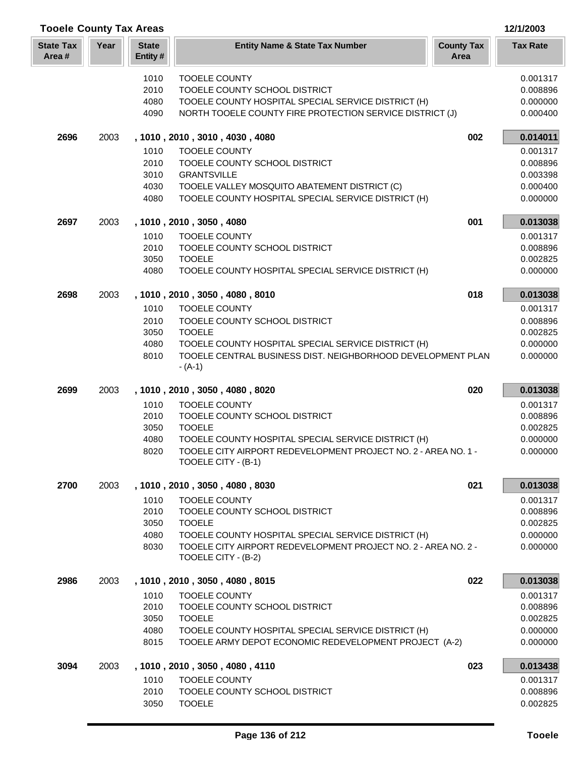## Tooele County Tax Areas

12/1/2003

| State Tax Area # | Year | State Entity # | Entity Name & State Tax Number | County Tax Area | Tax Rate |
|---|---|---|---|---|---|
| | | 1010 | TOOELE COUNTY | | 0.001317 |
| | | 2010 | TOOELE COUNTY SCHOOL DISTRICT | | 0.008896 |
| | | 4080 | TOOELE COUNTY HOSPITAL SPECIAL SERVICE DISTRICT (H) | | 0.000000 |
| | | 4090 | NORTH TOOELE COUNTY FIRE PROTECTION SERVICE DISTRICT (J) | | 0.000400 |
| **2696** | 2003 | | **, 1010 , 2010 , 3010 , 4030 , 4080** | **002** | **0.014011** |
| | | 1010 | TOOELE COUNTY | | 0.001317 |
| | | 2010 | TOOELE COUNTY SCHOOL DISTRICT | | 0.008896 |
| | | 3010 | GRANTSVILLE | | 0.003398 |
| | | 4030 | TOOELE VALLEY MOSQUITO ABATEMENT DISTRICT (C) | | 0.000400 |
| | | 4080 | TOOELE COUNTY HOSPITAL SPECIAL SERVICE DISTRICT (H) | | 0.000000 |
| **2697** | 2003 | | **, 1010 , 2010 , 3050 , 4080** | **001** | **0.013038** |
| | | 1010 | TOOELE COUNTY | | 0.001317 |
| | | 2010 | TOOELE COUNTY SCHOOL DISTRICT | | 0.008896 |
| | | 3050 | TOOELE | | 0.002825 |
| | | 4080 | TOOELE COUNTY HOSPITAL SPECIAL SERVICE DISTRICT (H) | | 0.000000 |
| **2698** | 2003 | | **, 1010 , 2010 , 3050 , 4080 , 8010** | **018** | **0.013038** |
| | | 1010 | TOOELE COUNTY | | 0.001317 |
| | | 2010 | TOOELE COUNTY SCHOOL DISTRICT | | 0.008896 |
| | | 3050 | TOOELE | | 0.002825 |
| | | 4080 | TOOELE COUNTY HOSPITAL SPECIAL SERVICE DISTRICT (H) | | 0.000000 |
| | | 8010 | TOOELE CENTRAL BUSINESS DIST. NEIGHBORHOOD DEVELOPMENT PLAN - (A-1) | | 0.000000 |
| **2699** | 2003 | | **, 1010 , 2010 , 3050 , 4080 , 8020** | **020** | **0.013038** |
| | | 1010 | TOOELE COUNTY | | 0.001317 |
| | | 2010 | TOOELE COUNTY SCHOOL DISTRICT | | 0.008896 |
| | | 3050 | TOOELE | | 0.002825 |
| | | 4080 | TOOELE COUNTY HOSPITAL SPECIAL SERVICE DISTRICT (H) | | 0.000000 |
| | | 8020 | TOOELE CITY AIRPORT REDEVELOPMENT PROJECT NO. 2 - AREA NO. 1 - TOOELE CITY - (B-1) | | 0.000000 |
| **2700** | 2003 | | **, 1010 , 2010 , 3050 , 4080 , 8030** | **021** | **0.013038** |
| | | 1010 | TOOELE COUNTY | | 0.001317 |
| | | 2010 | TOOELE COUNTY SCHOOL DISTRICT | | 0.008896 |
| | | 3050 | TOOELE | | 0.002825 |
| | | 4080 | TOOELE COUNTY HOSPITAL SPECIAL SERVICE DISTRICT (H) | | 0.000000 |
| | | 8030 | TOOELE CITY AIRPORT REDEVELOPMENT PROJECT NO. 2 - AREA NO. 2 - TOOELE CITY - (B-2) | | 0.000000 |
| **2986** | 2003 | | **, 1010 , 2010 , 3050 , 4080 , 8015** | **022** | **0.013038** |
| | | 1010 | TOOELE COUNTY | | 0.001317 |
| | | 2010 | TOOELE COUNTY SCHOOL DISTRICT | | 0.008896 |
| | | 3050 | TOOELE | | 0.002825 |
| | | 4080 | TOOELE COUNTY HOSPITAL SPECIAL SERVICE DISTRICT (H) | | 0.000000 |
| | | 8015 | TOOELE ARMY DEPOT ECONOMIC REDEVELOPMENT PROJECT (A-2) | | 0.000000 |
| **3094** | 2003 | | **, 1010 , 2010 , 3050 , 4080 , 4110** | **023** | **0.013438** |
| | | 1010 | TOOELE COUNTY | | 0.001317 |
| | | 2010 | TOOELE COUNTY SCHOOL DISTRICT | | 0.008896 |
| | | 3050 | TOOELE | | 0.002825 |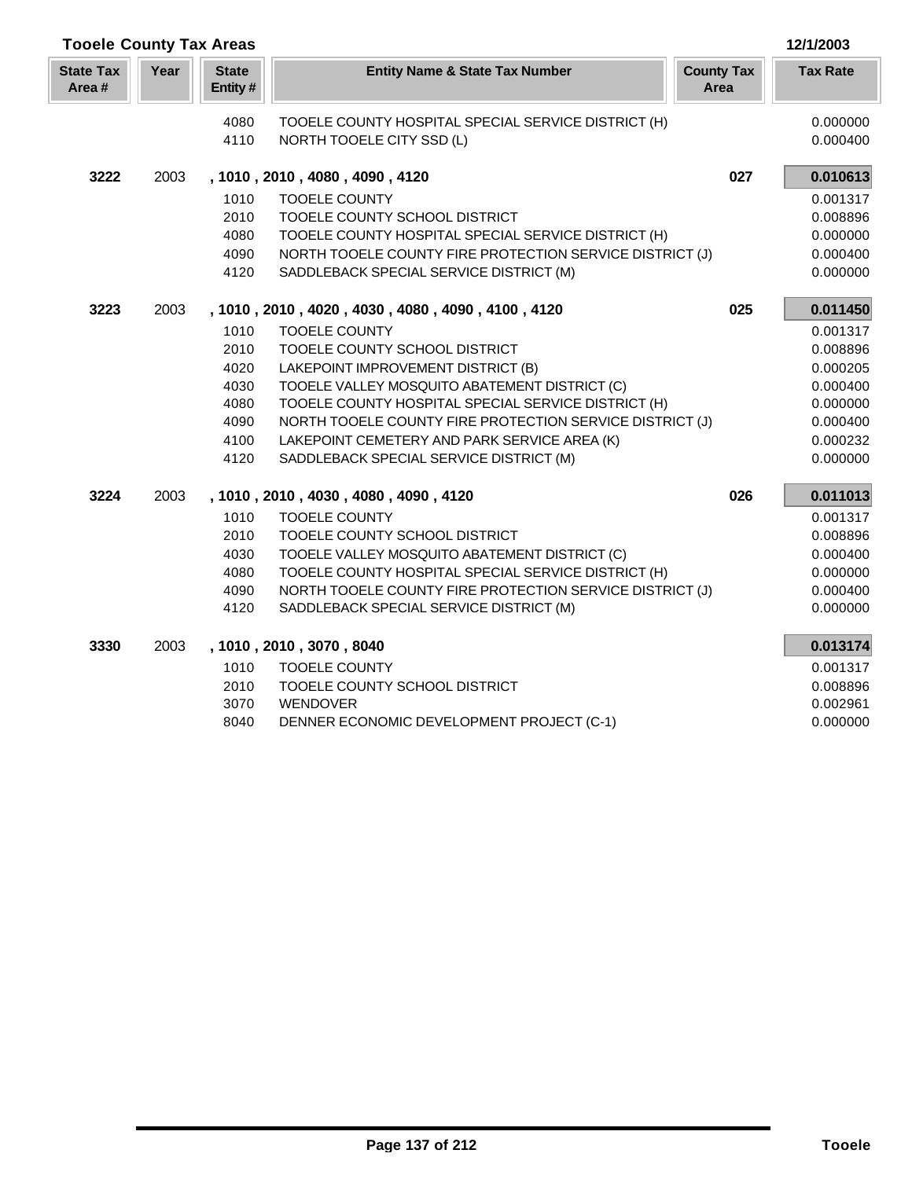## Tooele County Tax Areas

12/1/2003

| State Tax Area # | Year | State Entity # | Entity Name & State Tax Number | County Tax Area | Tax Rate |
|---|---|---|---|---|---|
| | | 4080 | TOOELE COUNTY HOSPITAL SPECIAL SERVICE DISTRICT (H) | | 0.000000 |
| | | 4110 | NORTH TOOELE CITY SSD (L) | | 0.000400 |
| **3222** | 2003 | | **, 1010 , 2010 , 4080 , 4090 , 4120** | **027** | **0.010613** |
| | | 1010 | TOOELE COUNTY | | 0.001317 |
| | | 2010 | TOOELE COUNTY SCHOOL DISTRICT | | 0.008896 |
| | | 4080 | TOOELE COUNTY HOSPITAL SPECIAL SERVICE DISTRICT (H) | | 0.000000 |
| | | 4090 | NORTH TOOELE COUNTY FIRE PROTECTION SERVICE DISTRICT (J) | | 0.000400 |
| | | 4120 | SADDLEBACK SPECIAL SERVICE DISTRICT (M) | | 0.000000 |
| **3223** | 2003 | | **, 1010 , 2010 , 4020 , 4030 , 4080 , 4090 , 4100 , 4120** | **025** | **0.011450** |
| | | 1010 | TOOELE COUNTY | | 0.001317 |
| | | 2010 | TOOELE COUNTY SCHOOL DISTRICT | | 0.008896 |
| | | 4020 | LAKEPOINT IMPROVEMENT DISTRICT (B) | | 0.000205 |
| | | 4030 | TOOELE VALLEY MOSQUITO ABATEMENT DISTRICT (C) | | 0.000400 |
| | | 4080 | TOOELE COUNTY HOSPITAL SPECIAL SERVICE DISTRICT (H) | | 0.000000 |
| | | 4090 | NORTH TOOELE COUNTY FIRE PROTECTION SERVICE DISTRICT (J) | | 0.000400 |
| | | 4100 | LAKEPOINT CEMETERY AND PARK SERVICE AREA (K) | | 0.000232 |
| | | 4120 | SADDLEBACK SPECIAL SERVICE DISTRICT (M) | | 0.000000 |
| **3224** | 2003 | | **, 1010 , 2010 , 4030 , 4080 , 4090 , 4120** | **026** | **0.011013** |
| | | 1010 | TOOELE COUNTY | | 0.001317 |
| | | 2010 | TOOELE COUNTY SCHOOL DISTRICT | | 0.008896 |
| | | 4030 | TOOELE VALLEY MOSQUITO ABATEMENT DISTRICT (C) | | 0.000400 |
| | | 4080 | TOOELE COUNTY HOSPITAL SPECIAL SERVICE DISTRICT (H) | | 0.000000 |
| | | 4090 | NORTH TOOELE COUNTY FIRE PROTECTION SERVICE DISTRICT (J) | | 0.000400 |
| | | 4120 | SADDLEBACK SPECIAL SERVICE DISTRICT (M) | | 0.000000 |
| **3330** | 2003 | | **, 1010 , 2010 , 3070 , 8040** | | **0.013174** |
| | | 1010 | TOOELE COUNTY | | 0.001317 |
| | | 2010 | TOOELE COUNTY SCHOOL DISTRICT | | 0.008896 |
| | | 3070 | WENDOVER | | 0.002961 |
| | | 8040 | DENNER ECONOMIC DEVELOPMENT PROJECT (C-1) | | 0.000000 |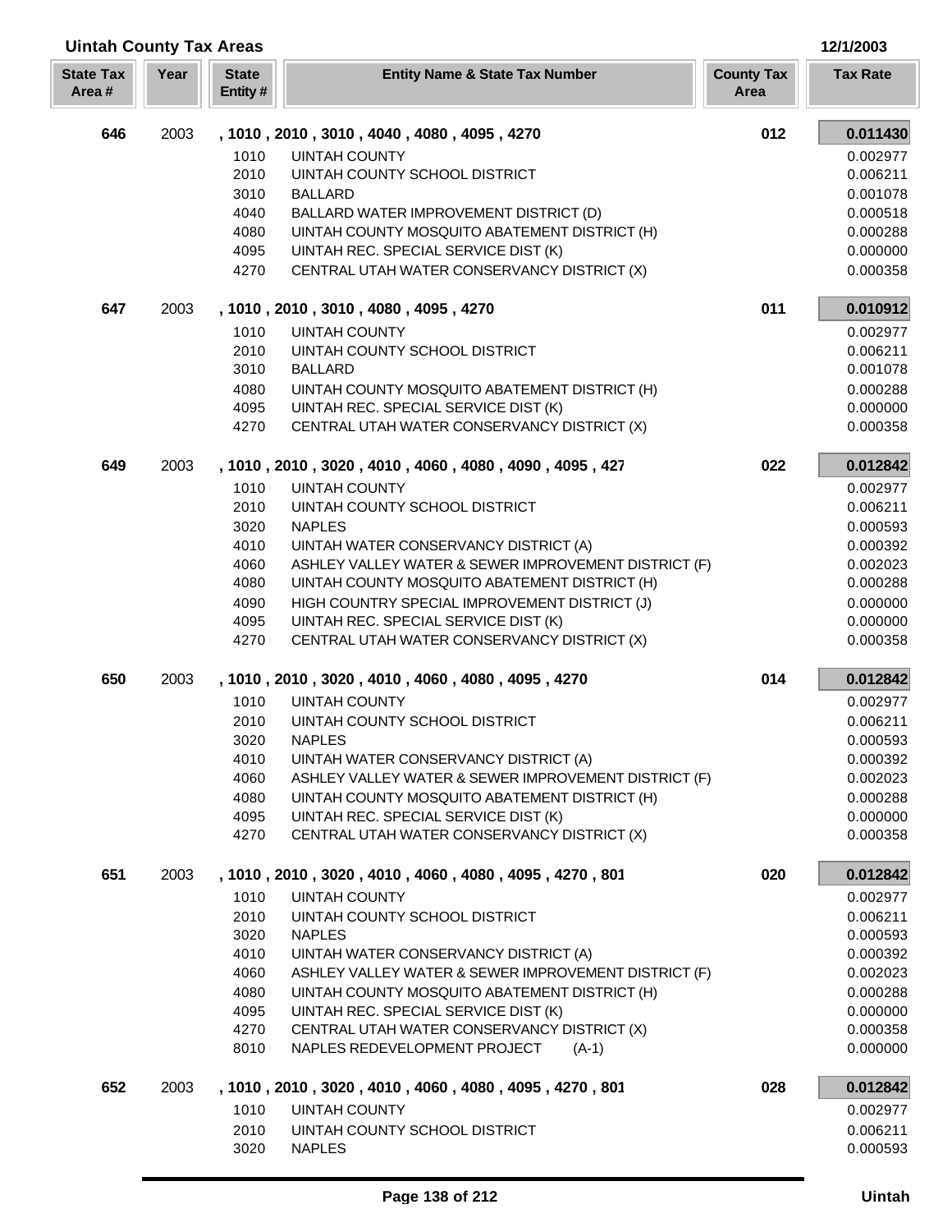## Uintah County Tax Areas

12/1/2003

| State Tax Area # | Year | State Entity # | Entity Name & State Tax Number | County Tax Area | Tax Rate |
|---|---|---|---|---|---|
| **646** | 2003 | | **, 1010 , 2010 , 3010 , 4040 , 4080 , 4095 , 4270** | **012** | **0.011430** |
| | | 1010 | UINTAH COUNTY | | 0.002977 |
| | | 2010 | UINTAH COUNTY SCHOOL DISTRICT | | 0.006211 |
| | | 3010 | BALLARD | | 0.001078 |
| | | 4040 | BALLARD WATER IMPROVEMENT DISTRICT (D) | | 0.000518 |
| | | 4080 | UINTAH COUNTY MOSQUITO ABATEMENT DISTRICT (H) | | 0.000288 |
| | | 4095 | UINTAH REC. SPECIAL SERVICE DIST (K) | | 0.000000 |
| | | 4270 | CENTRAL UTAH WATER CONSERVANCY DISTRICT (X) | | 0.000358 |
| **647** | 2003 | | **, 1010 , 2010 , 3010 , 4080 , 4095 , 4270** | **011** | **0.010912** |
| | | 1010 | UINTAH COUNTY | | 0.002977 |
| | | 2010 | UINTAH COUNTY SCHOOL DISTRICT | | 0.006211 |
| | | 3010 | BALLARD | | 0.001078 |
| | | 4080 | UINTAH COUNTY MOSQUITO ABATEMENT DISTRICT (H) | | 0.000288 |
| | | 4095 | UINTAH REC. SPECIAL SERVICE DIST (K) | | 0.000000 |
| | | 4270 | CENTRAL UTAH WATER CONSERVANCY DISTRICT (X) | | 0.000358 |
| **649** | 2003 | | **, 1010 , 2010 , 3020 , 4010 , 4060 , 4080 , 4090 , 4095 , 427** | **022** | **0.012842** |
| | | 1010 | UINTAH COUNTY | | 0.002977 |
| | | 2010 | UINTAH COUNTY SCHOOL DISTRICT | | 0.006211 |
| | | 3020 | NAPLES | | 0.000593 |
| | | 4010 | UINTAH WATER CONSERVANCY DISTRICT (A) | | 0.000392 |
| | | 4060 | ASHLEY VALLEY WATER & SEWER IMPROVEMENT DISTRICT (F) | | 0.002023 |
| | | 4080 | UINTAH COUNTY MOSQUITO ABATEMENT DISTRICT (H) | | 0.000288 |
| | | 4090 | HIGH COUNTRY SPECIAL IMPROVEMENT DISTRICT (J) | | 0.000000 |
| | | 4095 | UINTAH REC. SPECIAL SERVICE DIST (K) | | 0.000000 |
| | | 4270 | CENTRAL UTAH WATER CONSERVANCY DISTRICT (X) | | 0.000358 |
| **650** | 2003 | | **, 1010 , 2010 , 3020 , 4010 , 4060 , 4080 , 4095 , 4270** | **014** | **0.012842** |
| | | 1010 | UINTAH COUNTY | | 0.002977 |
| | | 2010 | UINTAH COUNTY SCHOOL DISTRICT | | 0.006211 |
| | | 3020 | NAPLES | | 0.000593 |
| | | 4010 | UINTAH WATER CONSERVANCY DISTRICT (A) | | 0.000392 |
| | | 4060 | ASHLEY VALLEY WATER & SEWER IMPROVEMENT DISTRICT (F) | | 0.002023 |
| | | 4080 | UINTAH COUNTY MOSQUITO ABATEMENT DISTRICT (H) | | 0.000288 |
| | | 4095 | UINTAH REC. SPECIAL SERVICE DIST (K) | | 0.000000 |
| | | 4270 | CENTRAL UTAH WATER CONSERVANCY DISTRICT (X) | | 0.000358 |
| **651** | 2003 | | **, 1010 , 2010 , 3020 , 4010 , 4060 , 4080 , 4095 , 4270 , 801** | **020** | **0.012842** |
| | | 1010 | UINTAH COUNTY | | 0.002977 |
| | | 2010 | UINTAH COUNTY SCHOOL DISTRICT | | 0.006211 |
| | | 3020 | NAPLES | | 0.000593 |
| | | 4010 | UINTAH WATER CONSERVANCY DISTRICT (A) | | 0.000392 |
| | | 4060 | ASHLEY VALLEY WATER & SEWER IMPROVEMENT DISTRICT (F) | | 0.002023 |
| | | 4080 | UINTAH COUNTY MOSQUITO ABATEMENT DISTRICT (H) | | 0.000288 |
| | | 4095 | UINTAH REC. SPECIAL SERVICE DIST (K) | | 0.000000 |
| | | 4270 | CENTRAL UTAH WATER CONSERVANCY DISTRICT (X) | | 0.000358 |
| | | 8010 | NAPLES REDEVELOPMENT PROJECT (A-1) | | 0.000000 |
| **652** | 2003 | | **, 1010 , 2010 , 3020 , 4010 , 4060 , 4080 , 4095 , 4270 , 801** | **028** | **0.012842** |
| | | 1010 | UINTAH COUNTY | | 0.002977 |
| | | 2010 | UINTAH COUNTY SCHOOL DISTRICT | | 0.006211 |
| | | 3020 | NAPLES | | 0.000593 |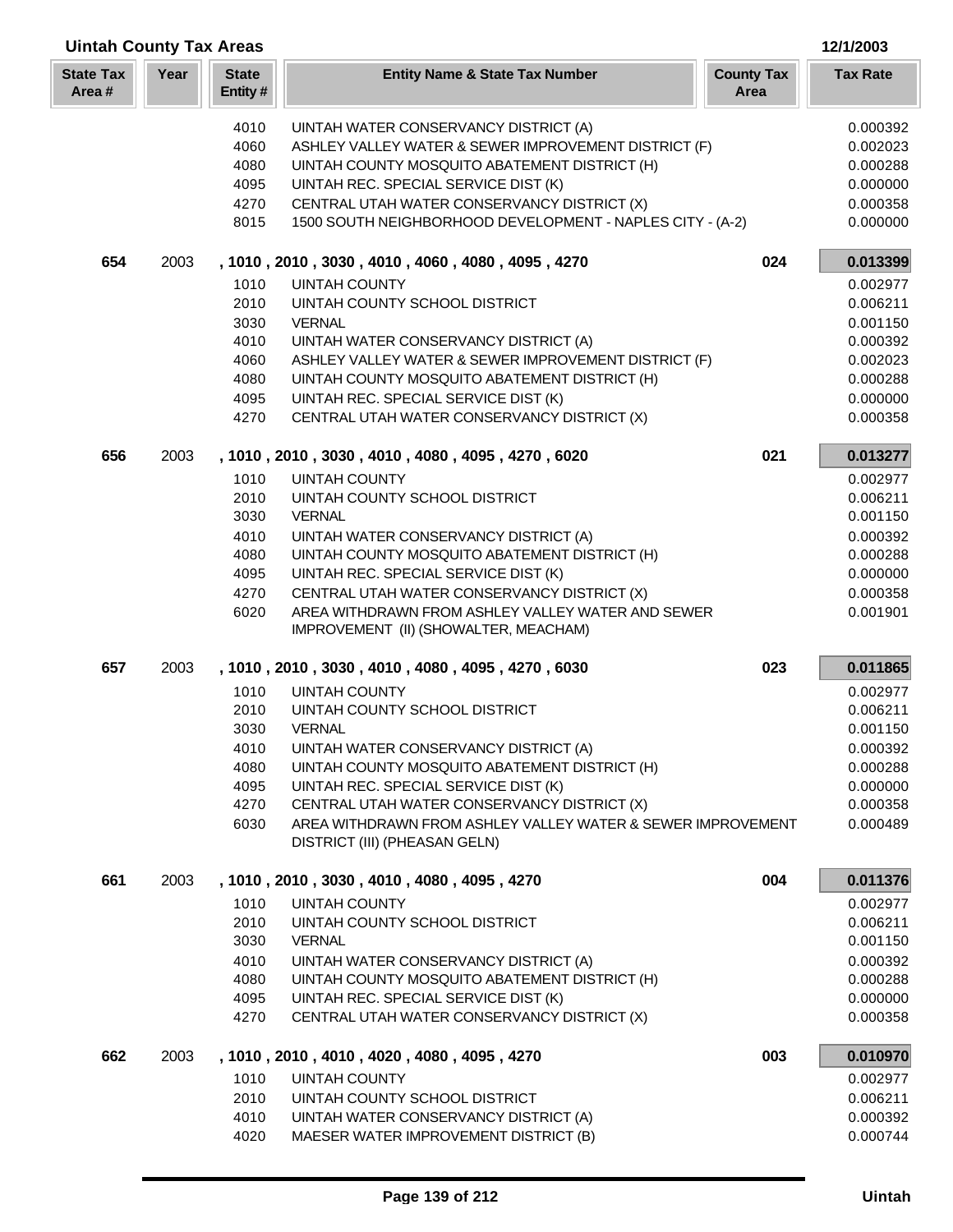## Uintah County Tax Areas

12/1/2003

| State Tax Area # | Year | State Entity # | Entity Name & State Tax Number | County Tax Area | Tax Rate |
|---|---|---|---|---|---|
| | | 4010 | UINTAH WATER CONSERVANCY DISTRICT (A) | | 0.000392 |
| | | 4060 | ASHLEY VALLEY WATER & SEWER IMPROVEMENT DISTRICT (F) | | 0.002023 |
| | | 4080 | UINTAH COUNTY MOSQUITO ABATEMENT DISTRICT (H) | | 0.000288 |
| | | 4095 | UINTAH REC. SPECIAL SERVICE DIST (K) | | 0.000000 |
| | | 4270 | CENTRAL UTAH WATER CONSERVANCY DISTRICT (X) | | 0.000358 |
| | | 8015 | 1500 SOUTH NEIGHBORHOOD DEVELOPMENT - NAPLES CITY - (A-2) | | 0.000000 |
| **654** | 2003 | | **, 1010 , 2010 , 3030 , 4010 , 4060 , 4080 , 4095 , 4270** | **024** | **0.013399** |
| | | 1010 | UINTAH COUNTY | | 0.002977 |
| | | 2010 | UINTAH COUNTY SCHOOL DISTRICT | | 0.006211 |
| | | 3030 | VERNAL | | 0.001150 |
| | | 4010 | UINTAH WATER CONSERVANCY DISTRICT (A) | | 0.000392 |
| | | 4060 | ASHLEY VALLEY WATER & SEWER IMPROVEMENT DISTRICT (F) | | 0.002023 |
| | | 4080 | UINTAH COUNTY MOSQUITO ABATEMENT DISTRICT (H) | | 0.000288 |
| | | 4095 | UINTAH REC. SPECIAL SERVICE DIST (K) | | 0.000000 |
| | | 4270 | CENTRAL UTAH WATER CONSERVANCY DISTRICT (X) | | 0.000358 |
| **656** | 2003 | | **, 1010 , 2010 , 3030 , 4010 , 4080 , 4095 , 4270 , 6020** | **021** | **0.013277** |
| | | 1010 | UINTAH COUNTY | | 0.002977 |
| | | 2010 | UINTAH COUNTY SCHOOL DISTRICT | | 0.006211 |
| | | 3030 | VERNAL | | 0.001150 |
| | | 4010 | UINTAH WATER CONSERVANCY DISTRICT (A) | | 0.000392 |
| | | 4080 | UINTAH COUNTY MOSQUITO ABATEMENT DISTRICT (H) | | 0.000288 |
| | | 4095 | UINTAH REC. SPECIAL SERVICE DIST (K) | | 0.000000 |
| | | 4270 | CENTRAL UTAH WATER CONSERVANCY DISTRICT (X) | | 0.000358 |
| | | 6020 | AREA WITHDRAWN FROM ASHLEY VALLEY WATER AND SEWER IMPROVEMENT (II) (SHOWALTER, MEACHAM) | | 0.001901 |
| **657** | 2003 | | **, 1010 , 2010 , 3030 , 4010 , 4080 , 4095 , 4270 , 6030** | **023** | **0.011865** |
| | | 1010 | UINTAH COUNTY | | 0.002977 |
| | | 2010 | UINTAH COUNTY SCHOOL DISTRICT | | 0.006211 |
| | | 3030 | VERNAL | | 0.001150 |
| | | 4010 | UINTAH WATER CONSERVANCY DISTRICT (A) | | 0.000392 |
| | | 4080 | UINTAH COUNTY MOSQUITO ABATEMENT DISTRICT (H) | | 0.000288 |
| | | 4095 | UINTAH REC. SPECIAL SERVICE DIST (K) | | 0.000000 |
| | | 4270 | CENTRAL UTAH WATER CONSERVANCY DISTRICT (X) | | 0.000358 |
| | | 6030 | AREA WITHDRAWN FROM ASHLEY VALLEY WATER & SEWER IMPROVEMENT DISTRICT (III) (PHEASAN GELN) | | 0.000489 |
| **661** | 2003 | | **, 1010 , 2010 , 3030 , 4010 , 4080 , 4095 , 4270** | **004** | **0.011376** |
| | | 1010 | UINTAH COUNTY | | 0.002977 |
| | | 2010 | UINTAH COUNTY SCHOOL DISTRICT | | 0.006211 |
| | | 3030 | VERNAL | | 0.001150 |
| | | 4010 | UINTAH WATER CONSERVANCY DISTRICT (A) | | 0.000392 |
| | | 4080 | UINTAH COUNTY MOSQUITO ABATEMENT DISTRICT (H) | | 0.000288 |
| | | 4095 | UINTAH REC. SPECIAL SERVICE DIST (K) | | 0.000000 |
| | | 4270 | CENTRAL UTAH WATER CONSERVANCY DISTRICT (X) | | 0.000358 |
| **662** | 2003 | | **, 1010 , 2010 , 4010 , 4020 , 4080 , 4095 , 4270** | **003** | **0.010970** |
| | | 1010 | UINTAH COUNTY | | 0.002977 |
| | | 2010 | UINTAH COUNTY SCHOOL DISTRICT | | 0.006211 |
| | | 4010 | UINTAH WATER CONSERVANCY DISTRICT (A) | | 0.000392 |
| | | 4020 | MAESER WATER IMPROVEMENT DISTRICT (B) | | 0.000744 |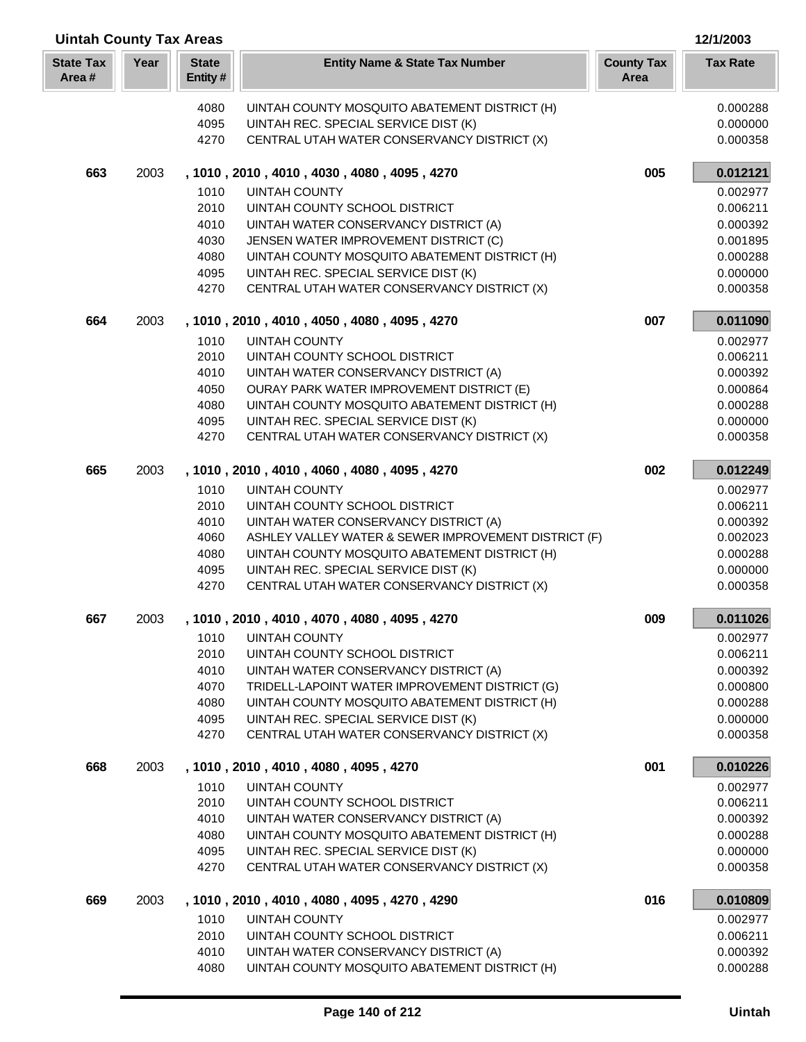## Uintah County Tax Areas

12/1/2003

| State Tax Area # | Year | State Entity # | Entity Name & State Tax Number | County Tax Area | Tax Rate |
|---|---|---|---|---|---|
| | | 4080 | UINTAH COUNTY MOSQUITO ABATEMENT DISTRICT (H) | | 0.000288 |
| | | 4095 | UINTAH REC. SPECIAL SERVICE DIST (K) | | 0.000000 |
| | | 4270 | CENTRAL UTAH WATER CONSERVANCY DISTRICT (X) | | 0.000358 |
| **663** | 2003 | | **, 1010 , 2010 , 4010 , 4030 , 4080 , 4095 , 4270** | **005** | **0.012121** |
| | | 1010 | UINTAH COUNTY | | 0.002977 |
| | | 2010 | UINTAH COUNTY SCHOOL DISTRICT | | 0.006211 |
| | | 4010 | UINTAH WATER CONSERVANCY DISTRICT (A) | | 0.000392 |
| | | 4030 | JENSEN WATER IMPROVEMENT DISTRICT (C) | | 0.001895 |
| | | 4080 | UINTAH COUNTY MOSQUITO ABATEMENT DISTRICT (H) | | 0.000288 |
| | | 4095 | UINTAH REC. SPECIAL SERVICE DIST (K) | | 0.000000 |
| | | 4270 | CENTRAL UTAH WATER CONSERVANCY DISTRICT (X) | | 0.000358 |
| **664** | 2003 | | **, 1010 , 2010 , 4010 , 4050 , 4080 , 4095 , 4270** | **007** | **0.011090** |
| | | 1010 | UINTAH COUNTY | | 0.002977 |
| | | 2010 | UINTAH COUNTY SCHOOL DISTRICT | | 0.006211 |
| | | 4010 | UINTAH WATER CONSERVANCY DISTRICT (A) | | 0.000392 |
| | | 4050 | OURAY PARK WATER IMPROVEMENT DISTRICT (E) | | 0.000864 |
| | | 4080 | UINTAH COUNTY MOSQUITO ABATEMENT DISTRICT (H) | | 0.000288 |
| | | 4095 | UINTAH REC. SPECIAL SERVICE DIST (K) | | 0.000000 |
| | | 4270 | CENTRAL UTAH WATER CONSERVANCY DISTRICT (X) | | 0.000358 |
| **665** | 2003 | | **, 1010 , 2010 , 4010 , 4060 , 4080 , 4095 , 4270** | **002** | **0.012249** |
| | | 1010 | UINTAH COUNTY | | 0.002977 |
| | | 2010 | UINTAH COUNTY SCHOOL DISTRICT | | 0.006211 |
| | | 4010 | UINTAH WATER CONSERVANCY DISTRICT (A) | | 0.000392 |
| | | 4060 | ASHLEY VALLEY WATER & SEWER IMPROVEMENT DISTRICT (F) | | 0.002023 |
| | | 4080 | UINTAH COUNTY MOSQUITO ABATEMENT DISTRICT (H) | | 0.000288 |
| | | 4095 | UINTAH REC. SPECIAL SERVICE DIST (K) | | 0.000000 |
| | | 4270 | CENTRAL UTAH WATER CONSERVANCY DISTRICT (X) | | 0.000358 |
| **667** | 2003 | | **, 1010 , 2010 , 4010 , 4070 , 4080 , 4095 , 4270** | **009** | **0.011026** |
| | | 1010 | UINTAH COUNTY | | 0.002977 |
| | | 2010 | UINTAH COUNTY SCHOOL DISTRICT | | 0.006211 |
| | | 4010 | UINTAH WATER CONSERVANCY DISTRICT (A) | | 0.000392 |
| | | 4070 | TRIDELL-LAPOINT WATER IMPROVEMENT DISTRICT (G) | | 0.000800 |
| | | 4080 | UINTAH COUNTY MOSQUITO ABATEMENT DISTRICT (H) | | 0.000288 |
| | | 4095 | UINTAH REC. SPECIAL SERVICE DIST (K) | | 0.000000 |
| | | 4270 | CENTRAL UTAH WATER CONSERVANCY DISTRICT (X) | | 0.000358 |
| **668** | 2003 | | **, 1010 , 2010 , 4010 , 4080 , 4095 , 4270** | **001** | **0.010226** |
| | | 1010 | UINTAH COUNTY | | 0.002977 |
| | | 2010 | UINTAH COUNTY SCHOOL DISTRICT | | 0.006211 |
| | | 4010 | UINTAH WATER CONSERVANCY DISTRICT (A) | | 0.000392 |
| | | 4080 | UINTAH COUNTY MOSQUITO ABATEMENT DISTRICT (H) | | 0.000288 |
| | | 4095 | UINTAH REC. SPECIAL SERVICE DIST (K) | | 0.000000 |
| | | 4270 | CENTRAL UTAH WATER CONSERVANCY DISTRICT (X) | | 0.000358 |
| **669** | 2003 | | **, 1010 , 2010 , 4010 , 4080 , 4095 , 4270 , 4290** | **016** | **0.010809** |
| | | 1010 | UINTAH COUNTY | | 0.002977 |
| | | 2010 | UINTAH COUNTY SCHOOL DISTRICT | | 0.006211 |
| | | 4010 | UINTAH WATER CONSERVANCY DISTRICT (A) | | 0.000392 |
| | | 4080 | UINTAH COUNTY MOSQUITO ABATEMENT DISTRICT (H) | | 0.000288 |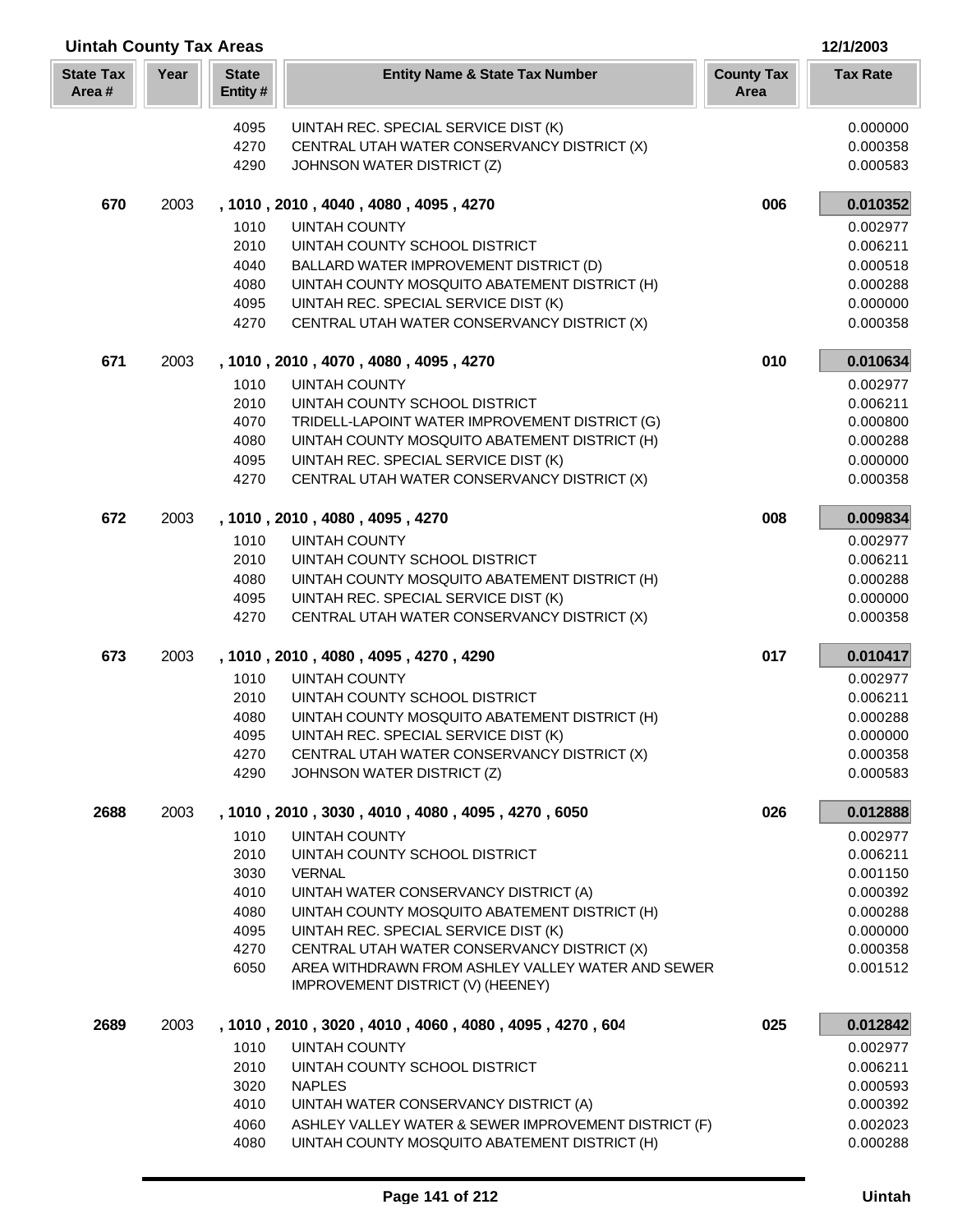## Uintah County Tax Areas

12/1/2003

| State Tax Area # | Year | State Entity # | Entity Name & State Tax Number | County Tax Area | Tax Rate |
|---|---|---|---|---|---|
| | | 4095 | UINTAH REC. SPECIAL SERVICE DIST (K) | | 0.000000 |
| | | 4270 | CENTRAL UTAH WATER CONSERVANCY DISTRICT (X) | | 0.000358 |
| | | 4290 | JOHNSON WATER DISTRICT (Z) | | 0.000583 |
| **670** | 2003 | | **, 1010 , 2010 , 4040 , 4080 , 4095 , 4270** | **006** | **0.010352** |
| | | 1010 | UINTAH COUNTY | | 0.002977 |
| | | 2010 | UINTAH COUNTY SCHOOL DISTRICT | | 0.006211 |
| | | 4040 | BALLARD WATER IMPROVEMENT DISTRICT (D) | | 0.000518 |
| | | 4080 | UINTAH COUNTY MOSQUITO ABATEMENT DISTRICT (H) | | 0.000288 |
| | | 4095 | UINTAH REC. SPECIAL SERVICE DIST (K) | | 0.000000 |
| | | 4270 | CENTRAL UTAH WATER CONSERVANCY DISTRICT (X) | | 0.000358 |
| **671** | 2003 | | **, 1010 , 2010 , 4070 , 4080 , 4095 , 4270** | **010** | **0.010634** |
| | | 1010 | UINTAH COUNTY | | 0.002977 |
| | | 2010 | UINTAH COUNTY SCHOOL DISTRICT | | 0.006211 |
| | | 4070 | TRIDELL-LAPOINT WATER IMPROVEMENT DISTRICT (G) | | 0.000800 |
| | | 4080 | UINTAH COUNTY MOSQUITO ABATEMENT DISTRICT (H) | | 0.000288 |
| | | 4095 | UINTAH REC. SPECIAL SERVICE DIST (K) | | 0.000000 |
| | | 4270 | CENTRAL UTAH WATER CONSERVANCY DISTRICT (X) | | 0.000358 |
| **672** | 2003 | | **, 1010 , 2010 , 4080 , 4095 , 4270** | **008** | **0.009834** |
| | | 1010 | UINTAH COUNTY | | 0.002977 |
| | | 2010 | UINTAH COUNTY SCHOOL DISTRICT | | 0.006211 |
| | | 4080 | UINTAH COUNTY MOSQUITO ABATEMENT DISTRICT (H) | | 0.000288 |
| | | 4095 | UINTAH REC. SPECIAL SERVICE DIST (K) | | 0.000000 |
| | | 4270 | CENTRAL UTAH WATER CONSERVANCY DISTRICT (X) | | 0.000358 |
| **673** | 2003 | | **, 1010 , 2010 , 4080 , 4095 , 4270 , 4290** | **017** | **0.010417** |
| | | 1010 | UINTAH COUNTY | | 0.002977 |
| | | 2010 | UINTAH COUNTY SCHOOL DISTRICT | | 0.006211 |
| | | 4080 | UINTAH COUNTY MOSQUITO ABATEMENT DISTRICT (H) | | 0.000288 |
| | | 4095 | UINTAH REC. SPECIAL SERVICE DIST (K) | | 0.000000 |
| | | 4270 | CENTRAL UTAH WATER CONSERVANCY DISTRICT (X) | | 0.000358 |
| | | 4290 | JOHNSON WATER DISTRICT (Z) | | 0.000583 |
| **2688** | 2003 | | **, 1010 , 2010 , 3030 , 4010 , 4080 , 4095 , 4270 , 6050** | **026** | **0.012888** |
| | | 1010 | UINTAH COUNTY | | 0.002977 |
| | | 2010 | UINTAH COUNTY SCHOOL DISTRICT | | 0.006211 |
| | | 3030 | VERNAL | | 0.001150 |
| | | 4010 | UINTAH WATER CONSERVANCY DISTRICT (A) | | 0.000392 |
| | | 4080 | UINTAH COUNTY MOSQUITO ABATEMENT DISTRICT (H) | | 0.000288 |
| | | 4095 | UINTAH REC. SPECIAL SERVICE DIST (K) | | 0.000000 |
| | | 4270 | CENTRAL UTAH WATER CONSERVANCY DISTRICT (X) | | 0.000358 |
| | | 6050 | AREA WITHDRAWN FROM ASHLEY VALLEY WATER AND SEWER IMPROVEMENT DISTRICT (V) (HEENEY) | | 0.001512 |
| **2689** | 2003 | | **, 1010 , 2010 , 3020 , 4010 , 4060 , 4080 , 4095 , 4270 , 604** | **025** | **0.012842** |
| | | 1010 | UINTAH COUNTY | | 0.002977 |
| | | 2010 | UINTAH COUNTY SCHOOL DISTRICT | | 0.006211 |
| | | 3020 | NAPLES | | 0.000593 |
| | | 4010 | UINTAH WATER CONSERVANCY DISTRICT (A) | | 0.000392 |
| | | 4060 | ASHLEY VALLEY WATER & SEWER IMPROVEMENT DISTRICT (F) | | 0.002023 |
| | | 4080 | UINTAH COUNTY MOSQUITO ABATEMENT DISTRICT (H) | | 0.000288 |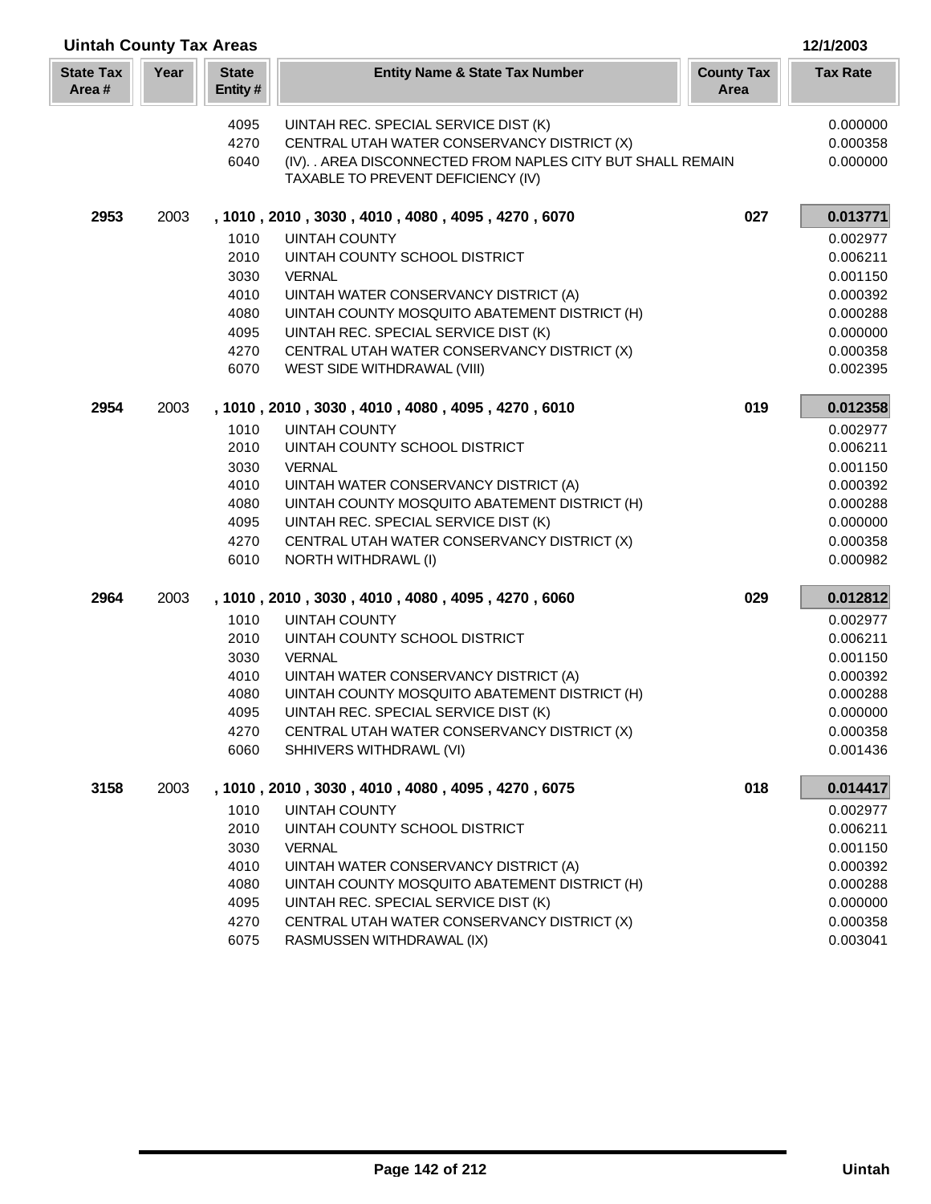## Uintah County Tax Areas

12/1/2003

| State Tax Area # | Year | State Entity # | Entity Name & State Tax Number | County Tax Area | Tax Rate |
|---|---|---|---|---|---|
| | | 4095 | UINTAH REC. SPECIAL SERVICE DIST (K) | | 0.000000 |
| | | 4270 | CENTRAL UTAH WATER CONSERVANCY DISTRICT (X) | | 0.000358 |
| | | 6040 | (IV). . AREA DISCONNECTED FROM NAPLES CITY BUT SHALL REMAIN TAXABLE TO PREVENT DEFICIENCY (IV) | | 0.000000 |
| **2953** | 2003 | **, 1010 , 2010 , 3030 , 4010 , 4080 , 4095 , 4270 , 6070** | | **027** | **0.013771** |
| | | 1010 | UINTAH COUNTY | | 0.002977 |
| | | 2010 | UINTAH COUNTY SCHOOL DISTRICT | | 0.006211 |
| | | 3030 | VERNAL | | 0.001150 |
| | | 4010 | UINTAH WATER CONSERVANCY DISTRICT (A) | | 0.000392 |
| | | 4080 | UINTAH COUNTY MOSQUITO ABATEMENT DISTRICT (H) | | 0.000288 |
| | | 4095 | UINTAH REC. SPECIAL SERVICE DIST (K) | | 0.000000 |
| | | 4270 | CENTRAL UTAH WATER CONSERVANCY DISTRICT (X) | | 0.000358 |
| | | 6070 | WEST SIDE WITHDRAWAL (VIII) | | 0.002395 |
| **2954** | 2003 | **, 1010 , 2010 , 3030 , 4010 , 4080 , 4095 , 4270 , 6010** | | **019** | **0.012358** |
| | | 1010 | UINTAH COUNTY | | 0.002977 |
| | | 2010 | UINTAH COUNTY SCHOOL DISTRICT | | 0.006211 |
| | | 3030 | VERNAL | | 0.001150 |
| | | 4010 | UINTAH WATER CONSERVANCY DISTRICT (A) | | 0.000392 |
| | | 4080 | UINTAH COUNTY MOSQUITO ABATEMENT DISTRICT (H) | | 0.000288 |
| | | 4095 | UINTAH REC. SPECIAL SERVICE DIST (K) | | 0.000000 |
| | | 4270 | CENTRAL UTAH WATER CONSERVANCY DISTRICT (X) | | 0.000358 |
| | | 6010 | NORTH WITHDRAWL (I) | | 0.000982 |
| **2964** | 2003 | **, 1010 , 2010 , 3030 , 4010 , 4080 , 4095 , 4270 , 6060** | | **029** | **0.012812** |
| | | 1010 | UINTAH COUNTY | | 0.002977 |
| | | 2010 | UINTAH COUNTY SCHOOL DISTRICT | | 0.006211 |
| | | 3030 | VERNAL | | 0.001150 |
| | | 4010 | UINTAH WATER CONSERVANCY DISTRICT (A) | | 0.000392 |
| | | 4080 | UINTAH COUNTY MOSQUITO ABATEMENT DISTRICT (H) | | 0.000288 |
| | | 4095 | UINTAH REC. SPECIAL SERVICE DIST (K) | | 0.000000 |
| | | 4270 | CENTRAL UTAH WATER CONSERVANCY DISTRICT (X) | | 0.000358 |
| | | 6060 | SHHIVERS WITHDRAWL (VI) | | 0.001436 |
| **3158** | 2003 | **, 1010 , 2010 , 3030 , 4010 , 4080 , 4095 , 4270 , 6075** | | **018** | **0.014417** |
| | | 1010 | UINTAH COUNTY | | 0.002977 |
| | | 2010 | UINTAH COUNTY SCHOOL DISTRICT | | 0.006211 |
| | | 3030 | VERNAL | | 0.001150 |
| | | 4010 | UINTAH WATER CONSERVANCY DISTRICT (A) | | 0.000392 |
| | | 4080 | UINTAH COUNTY MOSQUITO ABATEMENT DISTRICT (H) | | 0.000288 |
| | | 4095 | UINTAH REC. SPECIAL SERVICE DIST (K) | | 0.000000 |
| | | 4270 | CENTRAL UTAH WATER CONSERVANCY DISTRICT (X) | | 0.000358 |
| | | 6075 | RASMUSSEN WITHDRAWAL (IX) | | 0.003041 |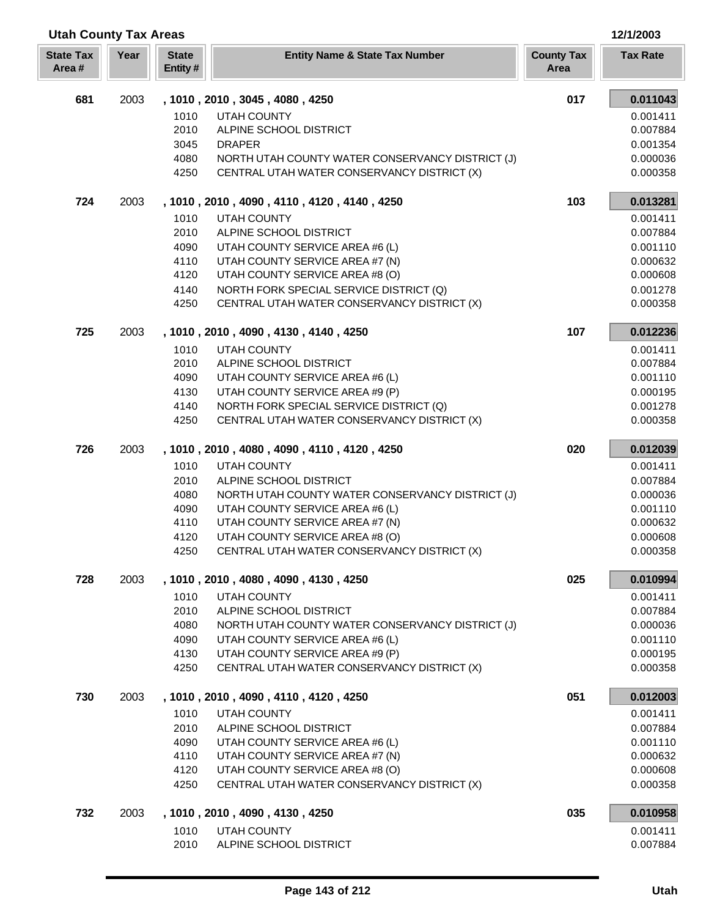# Utah County Tax Areas

12/1/2003

| State Tax Area # | Year | State Entity # | Entity Name & State Tax Number | County Tax Area | Tax Rate |
|---|---|---|---|---|---|
| **681** | 2003 | | **, 1010 , 2010 , 3045 , 4080 , 4250** | **017** | **0.011043** |
| | | 1010 | UTAH COUNTY | | 0.001411 |
| | | 2010 | ALPINE SCHOOL DISTRICT | | 0.007884 |
| | | 3045 | DRAPER | | 0.001354 |
| | | 4080 | NORTH UTAH COUNTY WATER CONSERVANCY DISTRICT (J) | | 0.000036 |
| | | 4250 | CENTRAL UTAH WATER CONSERVANCY DISTRICT (X) | | 0.000358 |
| **724** | 2003 | | **, 1010 , 2010 , 4090 , 4110 , 4120 , 4140 , 4250** | **103** | **0.013281** |
| | | 1010 | UTAH COUNTY | | 0.001411 |
| | | 2010 | ALPINE SCHOOL DISTRICT | | 0.007884 |
| | | 4090 | UTAH COUNTY SERVICE AREA #6 (L) | | 0.001110 |
| | | 4110 | UTAH COUNTY SERVICE AREA #7 (N) | | 0.000632 |
| | | 4120 | UTAH COUNTY SERVICE AREA #8 (O) | | 0.000608 |
| | | 4140 | NORTH FORK SPECIAL SERVICE DISTRICT (Q) | | 0.001278 |
| | | 4250 | CENTRAL UTAH WATER CONSERVANCY DISTRICT (X) | | 0.000358 |
| **725** | 2003 | | **, 1010 , 2010 , 4090 , 4130 , 4140 , 4250** | **107** | **0.012236** |
| | | 1010 | UTAH COUNTY | | 0.001411 |
| | | 2010 | ALPINE SCHOOL DISTRICT | | 0.007884 |
| | | 4090 | UTAH COUNTY SERVICE AREA #6 (L) | | 0.001110 |
| | | 4130 | UTAH COUNTY SERVICE AREA #9 (P) | | 0.000195 |
| | | 4140 | NORTH FORK SPECIAL SERVICE DISTRICT (Q) | | 0.001278 |
| | | 4250 | CENTRAL UTAH WATER CONSERVANCY DISTRICT (X) | | 0.000358 |
| **726** | 2003 | | **, 1010 , 2010 , 4080 , 4090 , 4110 , 4120 , 4250** | **020** | **0.012039** |
| | | 1010 | UTAH COUNTY | | 0.001411 |
| | | 2010 | ALPINE SCHOOL DISTRICT | | 0.007884 |
| | | 4080 | NORTH UTAH COUNTY WATER CONSERVANCY DISTRICT (J) | | 0.000036 |
| | | 4090 | UTAH COUNTY SERVICE AREA #6 (L) | | 0.001110 |
| | | 4110 | UTAH COUNTY SERVICE AREA #7 (N) | | 0.000632 |
| | | 4120 | UTAH COUNTY SERVICE AREA #8 (O) | | 0.000608 |
| | | 4250 | CENTRAL UTAH WATER CONSERVANCY DISTRICT (X) | | 0.000358 |
| **728** | 2003 | | **, 1010 , 2010 , 4080 , 4090 , 4130 , 4250** | **025** | **0.010994** |
| | | 1010 | UTAH COUNTY | | 0.001411 |
| | | 2010 | ALPINE SCHOOL DISTRICT | | 0.007884 |
| | | 4080 | NORTH UTAH COUNTY WATER CONSERVANCY DISTRICT (J) | | 0.000036 |
| | | 4090 | UTAH COUNTY SERVICE AREA #6 (L) | | 0.001110 |
| | | 4130 | UTAH COUNTY SERVICE AREA #9 (P) | | 0.000195 |
| | | 4250 | CENTRAL UTAH WATER CONSERVANCY DISTRICT (X) | | 0.000358 |
| **730** | 2003 | | **, 1010 , 2010 , 4090 , 4110 , 4120 , 4250** | **051** | **0.012003** |
| | | 1010 | UTAH COUNTY | | 0.001411 |
| | | 2010 | ALPINE SCHOOL DISTRICT | | 0.007884 |
| | | 4090 | UTAH COUNTY SERVICE AREA #6 (L) | | 0.001110 |
| | | 4110 | UTAH COUNTY SERVICE AREA #7 (N) | | 0.000632 |
| | | 4120 | UTAH COUNTY SERVICE AREA #8 (O) | | 0.000608 |
| | | 4250 | CENTRAL UTAH WATER CONSERVANCY DISTRICT (X) | | 0.000358 |
| **732** | 2003 | | **, 1010 , 2010 , 4090 , 4130 , 4250** | **035** | **0.010958** |
| | | 1010 | UTAH COUNTY | | 0.001411 |
| | | 2010 | ALPINE SCHOOL DISTRICT | | 0.007884 |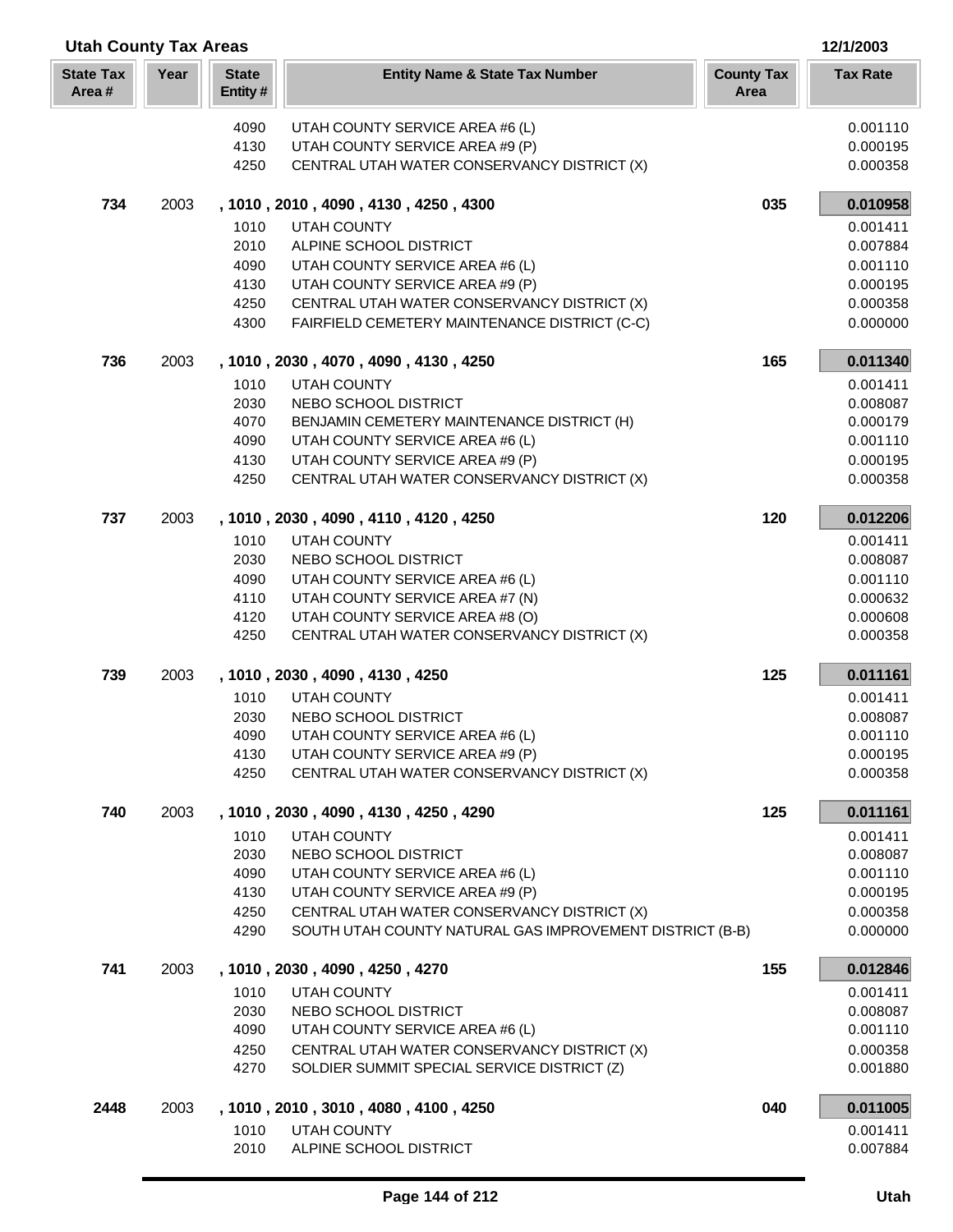# Utah County Tax Areas

12/1/2003

| State Tax Area # | Year | State Entity # | Entity Name & State Tax Number | County Tax Area | Tax Rate |
|---|---|---|---|---|---|
| | | 4090 | UTAH COUNTY SERVICE AREA #6 (L) | | 0.001110 |
| | | 4130 | UTAH COUNTY SERVICE AREA #9 (P) | | 0.000195 |
| | | 4250 | CENTRAL UTAH WATER CONSERVANCY DISTRICT (X) | | 0.000358 |
| **734** | 2003 | **, 1010 , 2010 , 4090 , 4130 , 4250 , 4300** | | **035** | **0.010958** |
| | | 1010 | UTAH COUNTY | | 0.001411 |
| | | 2010 | ALPINE SCHOOL DISTRICT | | 0.007884 |
| | | 4090 | UTAH COUNTY SERVICE AREA #6 (L) | | 0.001110 |
| | | 4130 | UTAH COUNTY SERVICE AREA #9 (P) | | 0.000195 |
| | | 4250 | CENTRAL UTAH WATER CONSERVANCY DISTRICT (X) | | 0.000358 |
| | | 4300 | FAIRFIELD CEMETERY MAINTENANCE DISTRICT (C-C) | | 0.000000 |
| **736** | 2003 | **, 1010 , 2030 , 4070 , 4090 , 4130 , 4250** | | **165** | **0.011340** |
| | | 1010 | UTAH COUNTY | | 0.001411 |
| | | 2030 | NEBO SCHOOL DISTRICT | | 0.008087 |
| | | 4070 | BENJAMIN CEMETERY MAINTENANCE DISTRICT (H) | | 0.000179 |
| | | 4090 | UTAH COUNTY SERVICE AREA #6 (L) | | 0.001110 |
| | | 4130 | UTAH COUNTY SERVICE AREA #9 (P) | | 0.000195 |
| | | 4250 | CENTRAL UTAH WATER CONSERVANCY DISTRICT (X) | | 0.000358 |
| **737** | 2003 | **, 1010 , 2030 , 4090 , 4110 , 4120 , 4250** | | **120** | **0.012206** |
| | | 1010 | UTAH COUNTY | | 0.001411 |
| | | 2030 | NEBO SCHOOL DISTRICT | | 0.008087 |
| | | 4090 | UTAH COUNTY SERVICE AREA #6 (L) | | 0.001110 |
| | | 4110 | UTAH COUNTY SERVICE AREA #7 (N) | | 0.000632 |
| | | 4120 | UTAH COUNTY SERVICE AREA #8 (O) | | 0.000608 |
| | | 4250 | CENTRAL UTAH WATER CONSERVANCY DISTRICT (X) | | 0.000358 |
| **739** | 2003 | **, 1010 , 2030 , 4090 , 4130 , 4250** | | **125** | **0.011161** |
| | | 1010 | UTAH COUNTY | | 0.001411 |
| | | 2030 | NEBO SCHOOL DISTRICT | | 0.008087 |
| | | 4090 | UTAH COUNTY SERVICE AREA #6 (L) | | 0.001110 |
| | | 4130 | UTAH COUNTY SERVICE AREA #9 (P) | | 0.000195 |
| | | 4250 | CENTRAL UTAH WATER CONSERVANCY DISTRICT (X) | | 0.000358 |
| **740** | 2003 | **, 1010 , 2030 , 4090 , 4130 , 4250 , 4290** | | **125** | **0.011161** |
| | | 1010 | UTAH COUNTY | | 0.001411 |
| | | 2030 | NEBO SCHOOL DISTRICT | | 0.008087 |
| | | 4090 | UTAH COUNTY SERVICE AREA #6 (L) | | 0.001110 |
| | | 4130 | UTAH COUNTY SERVICE AREA #9 (P) | | 0.000195 |
| | | 4250 | CENTRAL UTAH WATER CONSERVANCY DISTRICT (X) | | 0.000358 |
| | | 4290 | SOUTH UTAH COUNTY NATURAL GAS IMPROVEMENT DISTRICT (B-B) | | 0.000000 |
| **741** | 2003 | **, 1010 , 2030 , 4090 , 4250 , 4270** | | **155** | **0.012846** |
| | | 1010 | UTAH COUNTY | | 0.001411 |
| | | 2030 | NEBO SCHOOL DISTRICT | | 0.008087 |
| | | 4090 | UTAH COUNTY SERVICE AREA #6 (L) | | 0.001110 |
| | | 4250 | CENTRAL UTAH WATER CONSERVANCY DISTRICT (X) | | 0.000358 |
| | | 4270 | SOLDIER SUMMIT SPECIAL SERVICE DISTRICT (Z) | | 0.001880 |
| **2448** | 2003 | **, 1010 , 2010 , 3010 , 4080 , 4100 , 4250** | | **040** | **0.011005** |
| | | 1010 | UTAH COUNTY | | 0.001411 |
| | | 2010 | ALPINE SCHOOL DISTRICT | | 0.007884 |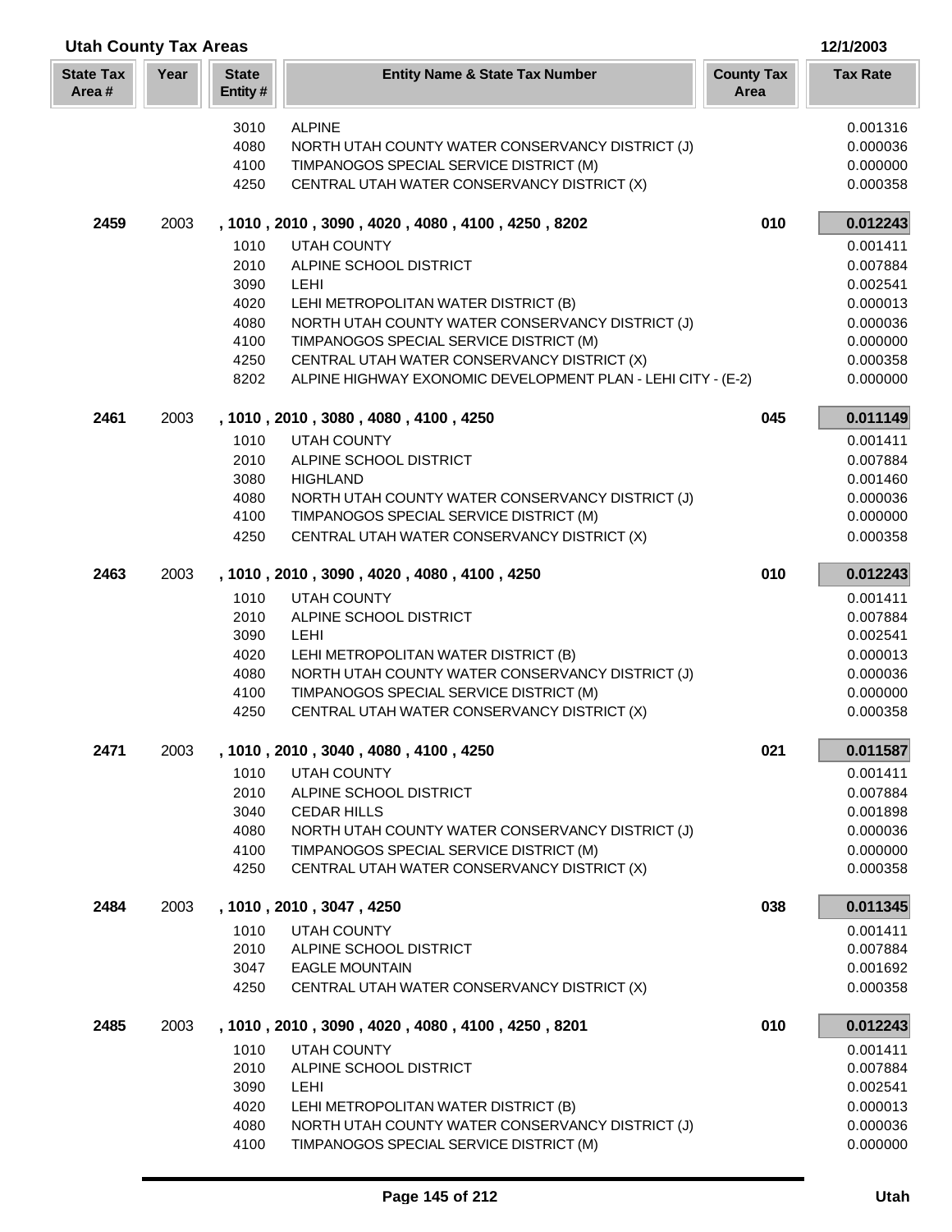## Utah County Tax Areas

12/1/2003

| State Tax Area # | Year | State Entity # | Entity Name & State Tax Number | County Tax Area | Tax Rate |
|---|---|---|---|---|---|
| | | 3010 | ALPINE | | 0.001316 |
| | | 4080 | NORTH UTAH COUNTY WATER CONSERVANCY DISTRICT (J) | | 0.000036 |
| | | 4100 | TIMPANOGOS SPECIAL SERVICE DISTRICT (M) | | 0.000000 |
| | | 4250 | CENTRAL UTAH WATER CONSERVANCY DISTRICT (X) | | 0.000358 |
| **2459** | 2003 | | **, 1010 , 2010 , 3090 , 4020 , 4080 , 4100 , 4250 , 8202** | **010** | **0.012243** |
| | | 1010 | UTAH COUNTY | | 0.001411 |
| | | 2010 | ALPINE SCHOOL DISTRICT | | 0.007884 |
| | | 3090 | LEHI | | 0.002541 |
| | | 4020 | LEHI METROPOLITAN WATER DISTRICT (B) | | 0.000013 |
| | | 4080 | NORTH UTAH COUNTY WATER CONSERVANCY DISTRICT (J) | | 0.000036 |
| | | 4100 | TIMPANOGOS SPECIAL SERVICE DISTRICT (M) | | 0.000000 |
| | | 4250 | CENTRAL UTAH WATER CONSERVANCY DISTRICT (X) | | 0.000358 |
| | | 8202 | ALPINE HIGHWAY EXONOMIC DEVELOPMENT PLAN - LEHI CITY - (E-2) | | 0.000000 |
| **2461** | 2003 | | **, 1010 , 2010 , 3080 , 4080 , 4100 , 4250** | **045** | **0.011149** |
| | | 1010 | UTAH COUNTY | | 0.001411 |
| | | 2010 | ALPINE SCHOOL DISTRICT | | 0.007884 |
| | | 3080 | HIGHLAND | | 0.001460 |
| | | 4080 | NORTH UTAH COUNTY WATER CONSERVANCY DISTRICT (J) | | 0.000036 |
| | | 4100 | TIMPANOGOS SPECIAL SERVICE DISTRICT (M) | | 0.000000 |
| | | 4250 | CENTRAL UTAH WATER CONSERVANCY DISTRICT (X) | | 0.000358 |
| **2463** | 2003 | | **, 1010 , 2010 , 3090 , 4020 , 4080 , 4100 , 4250** | **010** | **0.012243** |
| | | 1010 | UTAH COUNTY | | 0.001411 |
| | | 2010 | ALPINE SCHOOL DISTRICT | | 0.007884 |
| | | 3090 | LEHI | | 0.002541 |
| | | 4020 | LEHI METROPOLITAN WATER DISTRICT (B) | | 0.000013 |
| | | 4080 | NORTH UTAH COUNTY WATER CONSERVANCY DISTRICT (J) | | 0.000036 |
| | | 4100 | TIMPANOGOS SPECIAL SERVICE DISTRICT (M) | | 0.000000 |
| | | 4250 | CENTRAL UTAH WATER CONSERVANCY DISTRICT (X) | | 0.000358 |
| **2471** | 2003 | | **, 1010 , 2010 , 3040 , 4080 , 4100 , 4250** | **021** | **0.011587** |
| | | 1010 | UTAH COUNTY | | 0.001411 |
| | | 2010 | ALPINE SCHOOL DISTRICT | | 0.007884 |
| | | 3040 | CEDAR HILLS | | 0.001898 |
| | | 4080 | NORTH UTAH COUNTY WATER CONSERVANCY DISTRICT (J) | | 0.000036 |
| | | 4100 | TIMPANOGOS SPECIAL SERVICE DISTRICT (M) | | 0.000000 |
| | | 4250 | CENTRAL UTAH WATER CONSERVANCY DISTRICT (X) | | 0.000358 |
| **2484** | 2003 | | **, 1010 , 2010 , 3047 , 4250** | **038** | **0.011345** |
| | | 1010 | UTAH COUNTY | | 0.001411 |
| | | 2010 | ALPINE SCHOOL DISTRICT | | 0.007884 |
| | | 3047 | EAGLE MOUNTAIN | | 0.001692 |
| | | 4250 | CENTRAL UTAH WATER CONSERVANCY DISTRICT (X) | | 0.000358 |
| **2485** | 2003 | | **, 1010 , 2010 , 3090 , 4020 , 4080 , 4100 , 4250 , 8201** | **010** | **0.012243** |
| | | 1010 | UTAH COUNTY | | 0.001411 |
| | | 2010 | ALPINE SCHOOL DISTRICT | | 0.007884 |
| | | 3090 | LEHI | | 0.002541 |
| | | 4020 | LEHI METROPOLITAN WATER DISTRICT (B) | | 0.000013 |
| | | 4080 | NORTH UTAH COUNTY WATER CONSERVANCY DISTRICT (J) | | 0.000036 |
| | | 4100 | TIMPANOGOS SPECIAL SERVICE DISTRICT (M) | | 0.000000 |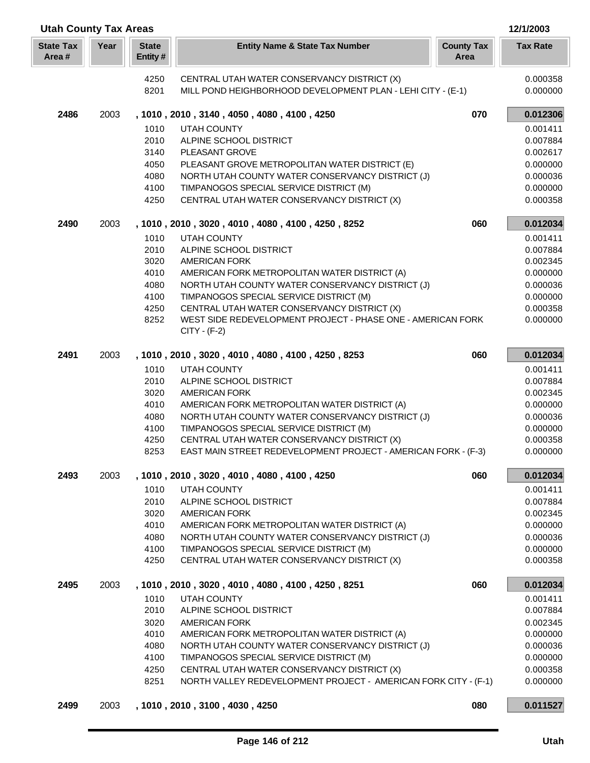## Utah County Tax Areas

12/1/2003

| State Tax Area # | Year | State Entity # | Entity Name & State Tax Number | County Tax Area | Tax Rate |
|---|---|---|---|---|---|
| | | 4250 | CENTRAL UTAH WATER CONSERVANCY DISTRICT (X) | | 0.000358 |
| | | 8201 | MILL POND HEIGHBORHOOD DEVELOPMENT PLAN - LEHI CITY - (E-1) | | 0.000000 |
| **2486** | 2003 | | **, 1010 , 2010 , 3140 , 4050 , 4080 , 4100 , 4250** | **070** | **0.012306** |
| | | 1010 | UTAH COUNTY | | 0.001411 |
| | | 2010 | ALPINE SCHOOL DISTRICT | | 0.007884 |
| | | 3140 | PLEASANT GROVE | | 0.002617 |
| | | 4050 | PLEASANT GROVE METROPOLITAN WATER DISTRICT (E) | | 0.000000 |
| | | 4080 | NORTH UTAH COUNTY WATER CONSERVANCY DISTRICT (J) | | 0.000036 |
| | | 4100 | TIMPANOGOS SPECIAL SERVICE DISTRICT (M) | | 0.000000 |
| | | 4250 | CENTRAL UTAH WATER CONSERVANCY DISTRICT (X) | | 0.000358 |
| **2490** | 2003 | | **, 1010 , 2010 , 3020 , 4010 , 4080 , 4100 , 4250 , 8252** | **060** | **0.012034** |
| | | 1010 | UTAH COUNTY | | 0.001411 |
| | | 2010 | ALPINE SCHOOL DISTRICT | | 0.007884 |
| | | 3020 | AMERICAN FORK | | 0.002345 |
| | | 4010 | AMERICAN FORK METROPOLITAN WATER DISTRICT (A) | | 0.000000 |
| | | 4080 | NORTH UTAH COUNTY WATER CONSERVANCY DISTRICT (J) | | 0.000036 |
| | | 4100 | TIMPANOGOS SPECIAL SERVICE DISTRICT (M) | | 0.000000 |
| | | 4250 | CENTRAL UTAH WATER CONSERVANCY DISTRICT (X) | | 0.000358 |
| | | 8252 | WEST SIDE REDEVELOPMENT PROJECT - PHASE ONE - AMERICAN FORK CITY - (F-2) | | 0.000000 |
| **2491** | 2003 | | **, 1010 , 2010 , 3020 , 4010 , 4080 , 4100 , 4250 , 8253** | **060** | **0.012034** |
| | | 1010 | UTAH COUNTY | | 0.001411 |
| | | 2010 | ALPINE SCHOOL DISTRICT | | 0.007884 |
| | | 3020 | AMERICAN FORK | | 0.002345 |
| | | 4010 | AMERICAN FORK METROPOLITAN WATER DISTRICT (A) | | 0.000000 |
| | | 4080 | NORTH UTAH COUNTY WATER CONSERVANCY DISTRICT (J) | | 0.000036 |
| | | 4100 | TIMPANOGOS SPECIAL SERVICE DISTRICT (M) | | 0.000000 |
| | | 4250 | CENTRAL UTAH WATER CONSERVANCY DISTRICT (X) | | 0.000358 |
| | | 8253 | EAST MAIN STREET REDEVELOPMENT PROJECT - AMERICAN FORK - (F-3) | | 0.000000 |
| **2493** | 2003 | | **, 1010 , 2010 , 3020 , 4010 , 4080 , 4100 , 4250** | **060** | **0.012034** |
| | | 1010 | UTAH COUNTY | | 0.001411 |
| | | 2010 | ALPINE SCHOOL DISTRICT | | 0.007884 |
| | | 3020 | AMERICAN FORK | | 0.002345 |
| | | 4010 | AMERICAN FORK METROPOLITAN WATER DISTRICT (A) | | 0.000000 |
| | | 4080 | NORTH UTAH COUNTY WATER CONSERVANCY DISTRICT (J) | | 0.000036 |
| | | 4100 | TIMPANOGOS SPECIAL SERVICE DISTRICT (M) | | 0.000000 |
| | | 4250 | CENTRAL UTAH WATER CONSERVANCY DISTRICT (X) | | 0.000358 |
| **2495** | 2003 | | **, 1010 , 2010 , 3020 , 4010 , 4080 , 4100 , 4250 , 8251** | **060** | **0.012034** |
| | | 1010 | UTAH COUNTY | | 0.001411 |
| | | 2010 | ALPINE SCHOOL DISTRICT | | 0.007884 |
| | | 3020 | AMERICAN FORK | | 0.002345 |
| | | 4010 | AMERICAN FORK METROPOLITAN WATER DISTRICT (A) | | 0.000000 |
| | | 4080 | NORTH UTAH COUNTY WATER CONSERVANCY DISTRICT (J) | | 0.000036 |
| | | 4100 | TIMPANOGOS SPECIAL SERVICE DISTRICT (M) | | 0.000000 |
| | | 4250 | CENTRAL UTAH WATER CONSERVANCY DISTRICT (X) | | 0.000358 |
| | | 8251 | NORTH VALLEY REDEVELOPMENT PROJECT - AMERICAN FORK CITY - (F-1) | | 0.000000 |
| **2499** | 2003 | | **, 1010 , 2010 , 3100 , 4030 , 4250** | **080** | **0.011527** |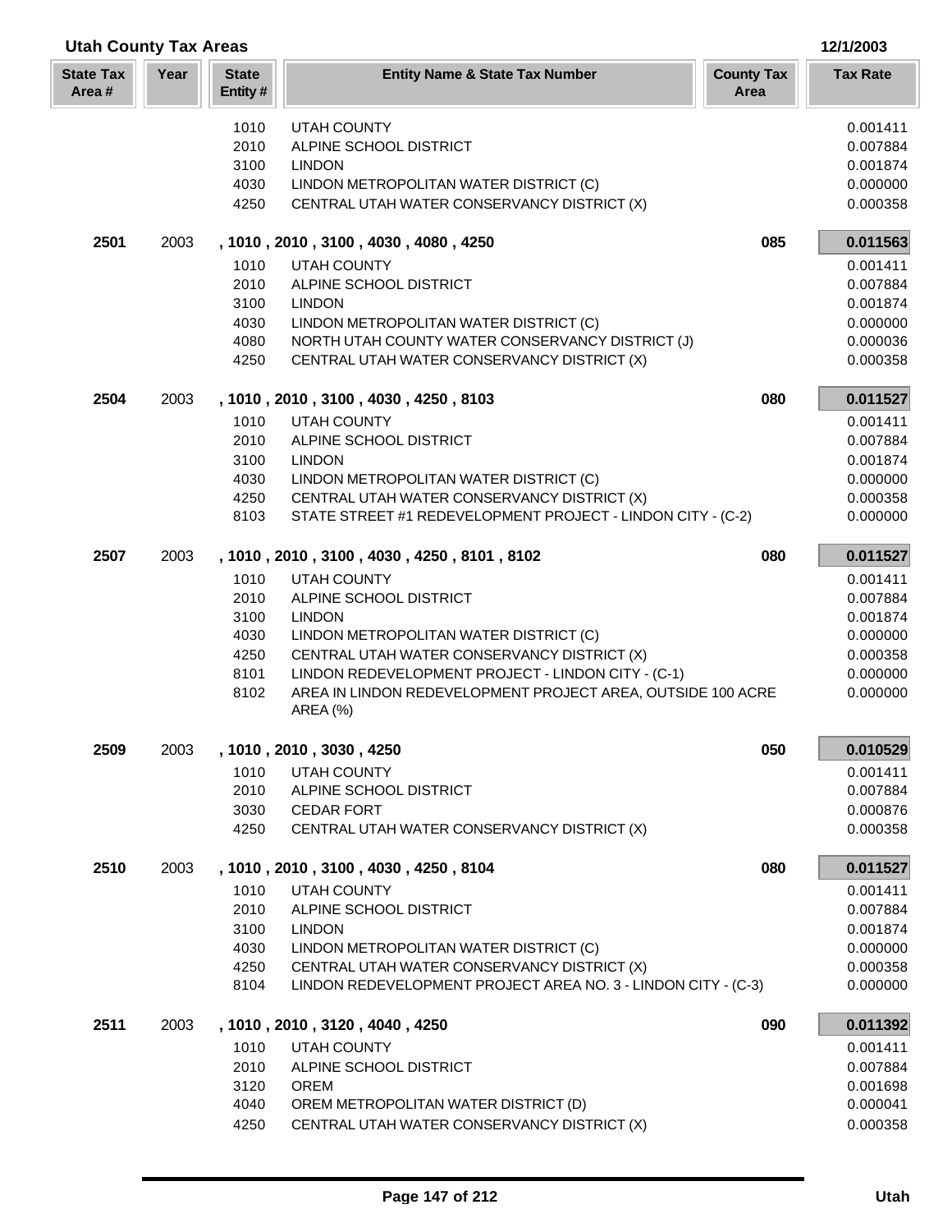## Utah County Tax Areas

12/1/2003

| State Tax Area # | Year | State Entity # | Entity Name & State Tax Number | County Tax Area | Tax Rate |
|---|---|---|---|---|---|
| | | 1010 | UTAH COUNTY | | 0.001411 |
| | | 2010 | ALPINE SCHOOL DISTRICT | | 0.007884 |
| | | 3100 | LINDON | | 0.001874 |
| | | 4030 | LINDON METROPOLITAN WATER DISTRICT (C) | | 0.000000 |
| | | 4250 | CENTRAL UTAH WATER CONSERVANCY DISTRICT (X) | | 0.000358 |
| **2501** | 2003 | | **, 1010 , 2010 , 3100 , 4030 , 4080 , 4250** | **085** | **0.011563** |
| | | 1010 | UTAH COUNTY | | 0.001411 |
| | | 2010 | ALPINE SCHOOL DISTRICT | | 0.007884 |
| | | 3100 | LINDON | | 0.001874 |
| | | 4030 | LINDON METROPOLITAN WATER DISTRICT (C) | | 0.000000 |
| | | 4080 | NORTH UTAH COUNTY WATER CONSERVANCY DISTRICT (J) | | 0.000036 |
| | | 4250 | CENTRAL UTAH WATER CONSERVANCY DISTRICT (X) | | 0.000358 |
| **2504** | 2003 | | **, 1010 , 2010 , 3100 , 4030 , 4250 , 8103** | **080** | **0.011527** |
| | | 1010 | UTAH COUNTY | | 0.001411 |
| | | 2010 | ALPINE SCHOOL DISTRICT | | 0.007884 |
| | | 3100 | LINDON | | 0.001874 |
| | | 4030 | LINDON METROPOLITAN WATER DISTRICT (C) | | 0.000000 |
| | | 4250 | CENTRAL UTAH WATER CONSERVANCY DISTRICT (X) | | 0.000358 |
| | | 8103 | STATE STREET #1 REDEVELOPMENT PROJECT - LINDON CITY - (C-2) | | 0.000000 |
| **2507** | 2003 | | **, 1010 , 2010 , 3100 , 4030 , 4250 , 8101 , 8102** | **080** | **0.011527** |
| | | 1010 | UTAH COUNTY | | 0.001411 |
| | | 2010 | ALPINE SCHOOL DISTRICT | | 0.007884 |
| | | 3100 | LINDON | | 0.001874 |
| | | 4030 | LINDON METROPOLITAN WATER DISTRICT (C) | | 0.000000 |
| | | 4250 | CENTRAL UTAH WATER CONSERVANCY DISTRICT (X) | | 0.000358 |
| | | 8101 | LINDON REDEVELOPMENT PROJECT - LINDON CITY - (C-1) | | 0.000000 |
| | | 8102 | AREA IN LINDON REDEVELOPMENT PROJECT AREA, OUTSIDE 100 ACRE AREA (%) | | 0.000000 |
| **2509** | 2003 | | **, 1010 , 2010 , 3030 , 4250** | **050** | **0.010529** |
| | | 1010 | UTAH COUNTY | | 0.001411 |
| | | 2010 | ALPINE SCHOOL DISTRICT | | 0.007884 |
| | | 3030 | CEDAR FORT | | 0.000876 |
| | | 4250 | CENTRAL UTAH WATER CONSERVANCY DISTRICT (X) | | 0.000358 |
| **2510** | 2003 | | **, 1010 , 2010 , 3100 , 4030 , 4250 , 8104** | **080** | **0.011527** |
| | | 1010 | UTAH COUNTY | | 0.001411 |
| | | 2010 | ALPINE SCHOOL DISTRICT | | 0.007884 |
| | | 3100 | LINDON | | 0.001874 |
| | | 4030 | LINDON METROPOLITAN WATER DISTRICT (C) | | 0.000000 |
| | | 4250 | CENTRAL UTAH WATER CONSERVANCY DISTRICT (X) | | 0.000358 |
| | | 8104 | LINDON REDEVELOPMENT PROJECT AREA NO. 3 - LINDON CITY - (C-3) | | 0.000000 |
| **2511** | 2003 | | **, 1010 , 2010 , 3120 , 4040 , 4250** | **090** | **0.011392** |
| | | 1010 | UTAH COUNTY | | 0.001411 |
| | | 2010 | ALPINE SCHOOL DISTRICT | | 0.007884 |
| | | 3120 | OREM | | 0.001698 |
| | | 4040 | OREM METROPOLITAN WATER DISTRICT (D) | | 0.000041 |
| | | 4250 | CENTRAL UTAH WATER CONSERVANCY DISTRICT (X) | | 0.000358 |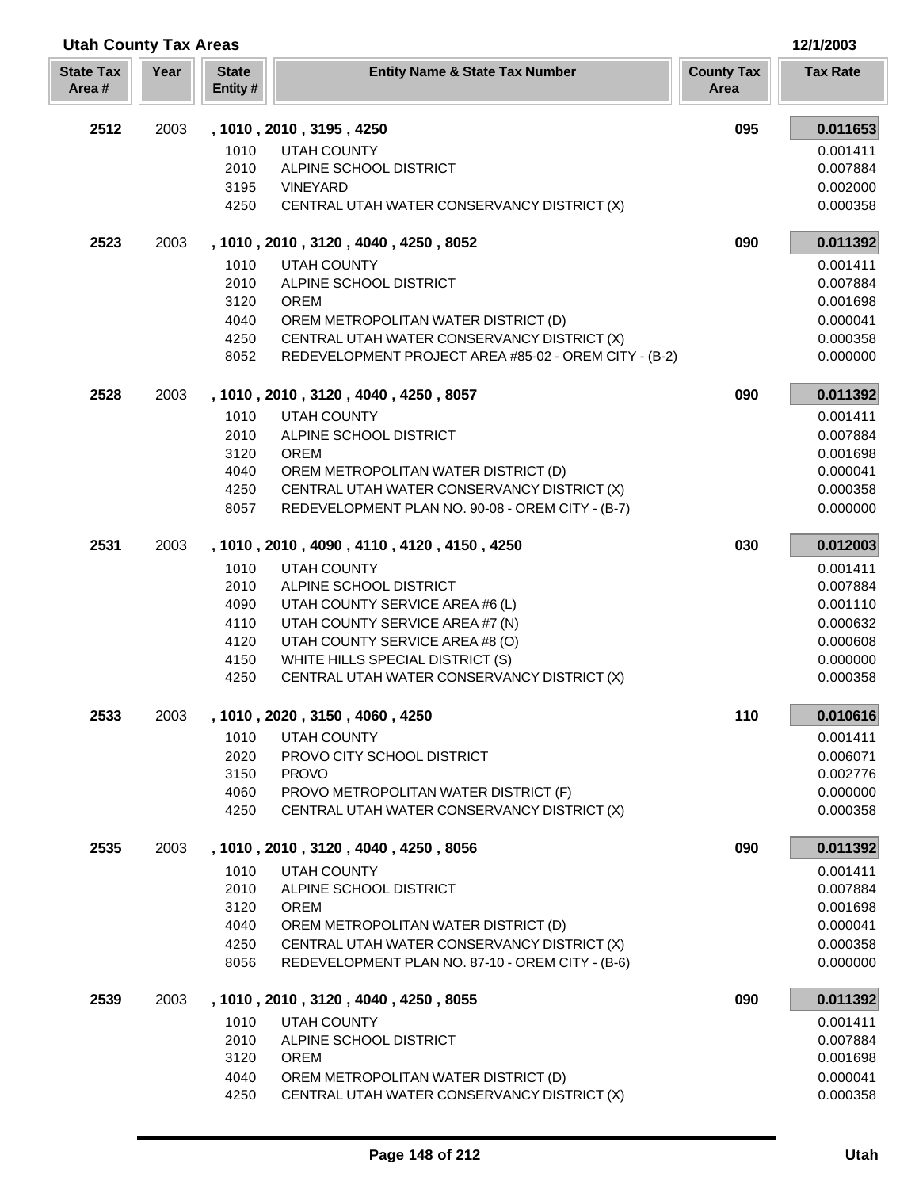## Utah County Tax Areas

12/1/2003

| State Tax Area # | Year | State Entity # | Entity Name & State Tax Number | County Tax Area | Tax Rate |
|---|---|---|---|---|---|
| **2512** | 2003 | **, 1010 , 2010 , 3195 , 4250** | | **095** | **0.011653** |
| | | 1010 | UTAH COUNTY | | 0.001411 |
| | | 2010 | ALPINE SCHOOL DISTRICT | | 0.007884 |
| | | 3195 | VINEYARD | | 0.002000 |
| | | 4250 | CENTRAL UTAH WATER CONSERVANCY DISTRICT (X) | | 0.000358 |
| **2523** | 2003 | **, 1010 , 2010 , 3120 , 4040 , 4250 , 8052** | | **090** | **0.011392** |
| | | 1010 | UTAH COUNTY | | 0.001411 |
| | | 2010 | ALPINE SCHOOL DISTRICT | | 0.007884 |
| | | 3120 | OREM | | 0.001698 |
| | | 4040 | OREM METROPOLITAN WATER DISTRICT (D) | | 0.000041 |
| | | 4250 | CENTRAL UTAH WATER CONSERVANCY DISTRICT (X) | | 0.000358 |
| | | 8052 | REDEVELOPMENT PROJECT AREA #85-02 - OREM CITY - (B-2) | | 0.000000 |
| **2528** | 2003 | **, 1010 , 2010 , 3120 , 4040 , 4250 , 8057** | | **090** | **0.011392** |
| | | 1010 | UTAH COUNTY | | 0.001411 |
| | | 2010 | ALPINE SCHOOL DISTRICT | | 0.007884 |
| | | 3120 | OREM | | 0.001698 |
| | | 4040 | OREM METROPOLITAN WATER DISTRICT (D) | | 0.000041 |
| | | 4250 | CENTRAL UTAH WATER CONSERVANCY DISTRICT (X) | | 0.000358 |
| | | 8057 | REDEVELOPMENT PLAN NO. 90-08 - OREM CITY - (B-7) | | 0.000000 |
| **2531** | 2003 | **, 1010 , 2010 , 4090 , 4110 , 4120 , 4150 , 4250** | | **030** | **0.012003** |
| | | 1010 | UTAH COUNTY | | 0.001411 |
| | | 2010 | ALPINE SCHOOL DISTRICT | | 0.007884 |
| | | 4090 | UTAH COUNTY SERVICE AREA #6 (L) | | 0.001110 |
| | | 4110 | UTAH COUNTY SERVICE AREA #7 (N) | | 0.000632 |
| | | 4120 | UTAH COUNTY SERVICE AREA #8 (O) | | 0.000608 |
| | | 4150 | WHITE HILLS SPECIAL DISTRICT (S) | | 0.000000 |
| | | 4250 | CENTRAL UTAH WATER CONSERVANCY DISTRICT (X) | | 0.000358 |
| **2533** | 2003 | **, 1010 , 2020 , 3150 , 4060 , 4250** | | **110** | **0.010616** |
| | | 1010 | UTAH COUNTY | | 0.001411 |
| | | 2020 | PROVO CITY SCHOOL DISTRICT | | 0.006071 |
| | | 3150 | PROVO | | 0.002776 |
| | | 4060 | PROVO METROPOLITAN WATER DISTRICT (F) | | 0.000000 |
| | | 4250 | CENTRAL UTAH WATER CONSERVANCY DISTRICT (X) | | 0.000358 |
| **2535** | 2003 | **, 1010 , 2010 , 3120 , 4040 , 4250 , 8056** | | **090** | **0.011392** |
| | | 1010 | UTAH COUNTY | | 0.001411 |
| | | 2010 | ALPINE SCHOOL DISTRICT | | 0.007884 |
| | | 3120 | OREM | | 0.001698 |
| | | 4040 | OREM METROPOLITAN WATER DISTRICT (D) | | 0.000041 |
| | | 4250 | CENTRAL UTAH WATER CONSERVANCY DISTRICT (X) | | 0.000358 |
| | | 8056 | REDEVELOPMENT PLAN NO. 87-10 - OREM CITY - (B-6) | | 0.000000 |
| **2539** | 2003 | **, 1010 , 2010 , 3120 , 4040 , 4250 , 8055** | | **090** | **0.011392** |
| | | 1010 | UTAH COUNTY | | 0.001411 |
| | | 2010 | ALPINE SCHOOL DISTRICT | | 0.007884 |
| | | 3120 | OREM | | 0.001698 |
| | | 4040 | OREM METROPOLITAN WATER DISTRICT (D) | | 0.000041 |
| | | 4250 | CENTRAL UTAH WATER CONSERVANCY DISTRICT (X) | | 0.000358 |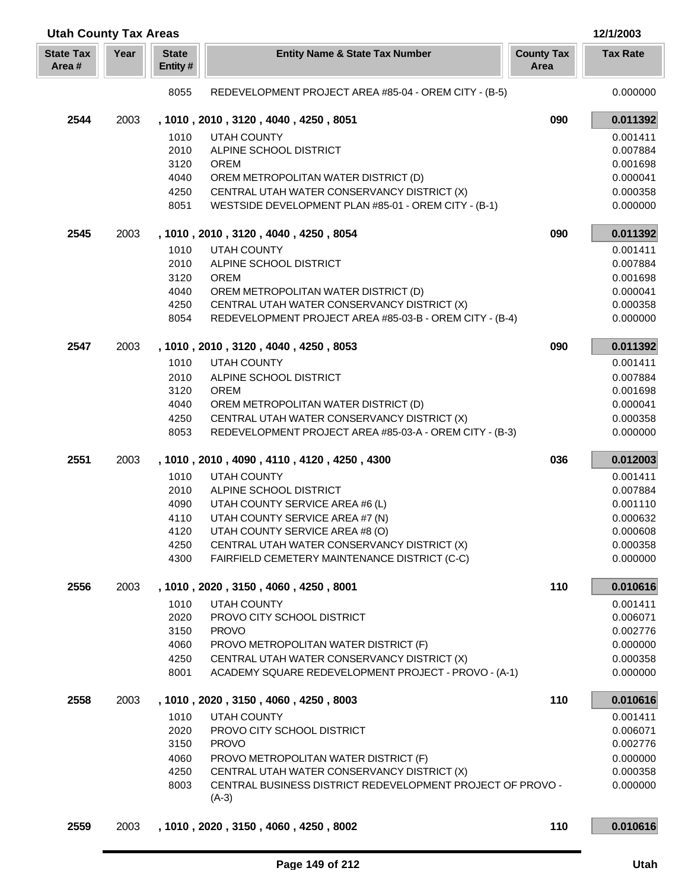## Utah County Tax Areas

12/1/2003

| State Tax Area # | Year | State Entity # | Entity Name & State Tax Number | County Tax Area | Tax Rate |
|---|---|---|---|---|---|
| | | 8055 | REDEVELOPMENT PROJECT AREA #85-04 - OREM CITY - (B-5) | | 0.000000 |
| **2544** | 2003 | | **, 1010 , 2010 , 3120 , 4040 , 4250 , 8051** | **090** | **0.011392** |
| | | 1010 | UTAH COUNTY | | 0.001411 |
| | | 2010 | ALPINE SCHOOL DISTRICT | | 0.007884 |
| | | 3120 | OREM | | 0.001698 |
| | | 4040 | OREM METROPOLITAN WATER DISTRICT (D) | | 0.000041 |
| | | 4250 | CENTRAL UTAH WATER CONSERVANCY DISTRICT (X) | | 0.000358 |
| | | 8051 | WESTSIDE DEVELOPMENT PLAN #85-01 - OREM CITY - (B-1) | | 0.000000 |
| **2545** | 2003 | | **, 1010 , 2010 , 3120 , 4040 , 4250 , 8054** | **090** | **0.011392** |
| | | 1010 | UTAH COUNTY | | 0.001411 |
| | | 2010 | ALPINE SCHOOL DISTRICT | | 0.007884 |
| | | 3120 | OREM | | 0.001698 |
| | | 4040 | OREM METROPOLITAN WATER DISTRICT (D) | | 0.000041 |
| | | 4250 | CENTRAL UTAH WATER CONSERVANCY DISTRICT (X) | | 0.000358 |
| | | 8054 | REDEVELOPMENT PROJECT AREA #85-03-B - OREM CITY - (B-4) | | 0.000000 |
| **2547** | 2003 | | **, 1010 , 2010 , 3120 , 4040 , 4250 , 8053** | **090** | **0.011392** |
| | | 1010 | UTAH COUNTY | | 0.001411 |
| | | 2010 | ALPINE SCHOOL DISTRICT | | 0.007884 |
| | | 3120 | OREM | | 0.001698 |
| | | 4040 | OREM METROPOLITAN WATER DISTRICT (D) | | 0.000041 |
| | | 4250 | CENTRAL UTAH WATER CONSERVANCY DISTRICT (X) | | 0.000358 |
| | | 8053 | REDEVELOPMENT PROJECT AREA #85-03-A - OREM CITY - (B-3) | | 0.000000 |
| **2551** | 2003 | | **, 1010 , 2010 , 4090 , 4110 , 4120 , 4250 , 4300** | **036** | **0.012003** |
| | | 1010 | UTAH COUNTY | | 0.001411 |
| | | 2010 | ALPINE SCHOOL DISTRICT | | 0.007884 |
| | | 4090 | UTAH COUNTY SERVICE AREA #6 (L) | | 0.001110 |
| | | 4110 | UTAH COUNTY SERVICE AREA #7 (N) | | 0.000632 |
| | | 4120 | UTAH COUNTY SERVICE AREA #8 (O) | | 0.000608 |
| | | 4250 | CENTRAL UTAH WATER CONSERVANCY DISTRICT (X) | | 0.000358 |
| | | 4300 | FAIRFIELD CEMETERY MAINTENANCE DISTRICT (C-C) | | 0.000000 |
| **2556** | 2003 | | **, 1010 , 2020 , 3150 , 4060 , 4250 , 8001** | **110** | **0.010616** |
| | | 1010 | UTAH COUNTY | | 0.001411 |
| | | 2020 | PROVO CITY SCHOOL DISTRICT | | 0.006071 |
| | | 3150 | PROVO | | 0.002776 |
| | | 4060 | PROVO METROPOLITAN WATER DISTRICT (F) | | 0.000000 |
| | | 4250 | CENTRAL UTAH WATER CONSERVANCY DISTRICT (X) | | 0.000358 |
| | | 8001 | ACADEMY SQUARE REDEVELOPMENT PROJECT - PROVO - (A-1) | | 0.000000 |
| **2558** | 2003 | | **, 1010 , 2020 , 3150 , 4060 , 4250 , 8003** | **110** | **0.010616** |
| | | 1010 | UTAH COUNTY | | 0.001411 |
| | | 2020 | PROVO CITY SCHOOL DISTRICT | | 0.006071 |
| | | 3150 | PROVO | | 0.002776 |
| | | 4060 | PROVO METROPOLITAN WATER DISTRICT (F) | | 0.000000 |
| | | 4250 | CENTRAL UTAH WATER CONSERVANCY DISTRICT (X) | | 0.000358 |
| | | 8003 | CENTRAL BUSINESS DISTRICT REDEVELOPMENT PROJECT OF PROVO - (A-3) | | 0.000000 |
| **2559** | 2003 | | **, 1010 , 2020 , 3150 , 4060 , 4250 , 8002** | **110** | **0.010616** |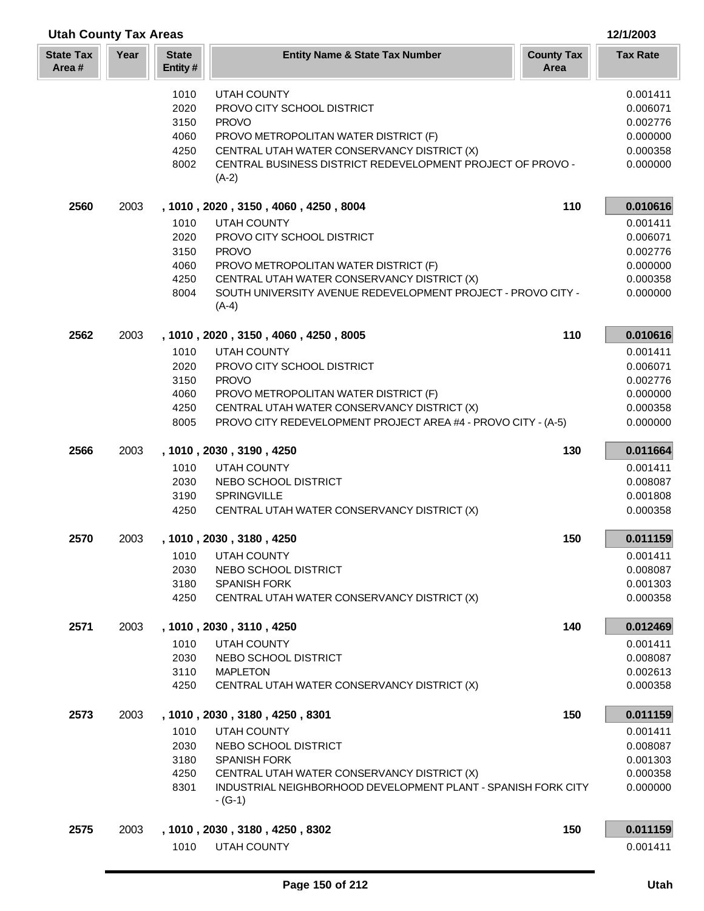# Utah County Tax Areas

12/1/2003

| State Tax Area # | Year | State Entity # | Entity Name & State Tax Number | County Tax Area | Tax Rate |
|---|---|---|---|---|---|
| | | 1010 | UTAH COUNTY | | 0.001411 |
| | | 2020 | PROVO CITY SCHOOL DISTRICT | | 0.006071 |
| | | 3150 | PROVO | | 0.002776 |
| | | 4060 | PROVO METROPOLITAN WATER DISTRICT (F) | | 0.000000 |
| | | 4250 | CENTRAL UTAH WATER CONSERVANCY DISTRICT (X) | | 0.000358 |
| | | 8002 | CENTRAL BUSINESS DISTRICT REDEVELOPMENT PROJECT OF PROVO - (A-2) | | 0.000000 |
| **2560** | 2003 | | **, 1010 , 2020 , 3150 , 4060 , 4250 , 8004** | **110** | **0.010616** |
| | | 1010 | UTAH COUNTY | | 0.001411 |
| | | 2020 | PROVO CITY SCHOOL DISTRICT | | 0.006071 |
| | | 3150 | PROVO | | 0.002776 |
| | | 4060 | PROVO METROPOLITAN WATER DISTRICT (F) | | 0.000000 |
| | | 4250 | CENTRAL UTAH WATER CONSERVANCY DISTRICT (X) | | 0.000358 |
| | | 8004 | SOUTH UNIVERSITY AVENUE REDEVELOPMENT PROJECT - PROVO CITY - (A-4) | | 0.000000 |
| **2562** | 2003 | | **, 1010 , 2020 , 3150 , 4060 , 4250 , 8005** | **110** | **0.010616** |
| | | 1010 | UTAH COUNTY | | 0.001411 |
| | | 2020 | PROVO CITY SCHOOL DISTRICT | | 0.006071 |
| | | 3150 | PROVO | | 0.002776 |
| | | 4060 | PROVO METROPOLITAN WATER DISTRICT (F) | | 0.000000 |
| | | 4250 | CENTRAL UTAH WATER CONSERVANCY DISTRICT (X) | | 0.000358 |
| | | 8005 | PROVO CITY REDEVELOPMENT PROJECT AREA #4 - PROVO CITY - (A-5) | | 0.000000 |
| **2566** | 2003 | | **, 1010 , 2030 , 3190 , 4250** | **130** | **0.011664** |
| | | 1010 | UTAH COUNTY | | 0.001411 |
| | | 2030 | NEBO SCHOOL DISTRICT | | 0.008087 |
| | | 3190 | SPRINGVILLE | | 0.001808 |
| | | 4250 | CENTRAL UTAH WATER CONSERVANCY DISTRICT (X) | | 0.000358 |
| **2570** | 2003 | | **, 1010 , 2030 , 3180 , 4250** | **150** | **0.011159** |
| | | 1010 | UTAH COUNTY | | 0.001411 |
| | | 2030 | NEBO SCHOOL DISTRICT | | 0.008087 |
| | | 3180 | SPANISH FORK | | 0.001303 |
| | | 4250 | CENTRAL UTAH WATER CONSERVANCY DISTRICT (X) | | 0.000358 |
| **2571** | 2003 | | **, 1010 , 2030 , 3110 , 4250** | **140** | **0.012469** |
| | | 1010 | UTAH COUNTY | | 0.001411 |
| | | 2030 | NEBO SCHOOL DISTRICT | | 0.008087 |
| | | 3110 | MAPLETON | | 0.002613 |
| | | 4250 | CENTRAL UTAH WATER CONSERVANCY DISTRICT (X) | | 0.000358 |
| **2573** | 2003 | | **, 1010 , 2030 , 3180 , 4250 , 8301** | **150** | **0.011159** |
| | | 1010 | UTAH COUNTY | | 0.001411 |
| | | 2030 | NEBO SCHOOL DISTRICT | | 0.008087 |
| | | 3180 | SPANISH FORK | | 0.001303 |
| | | 4250 | CENTRAL UTAH WATER CONSERVANCY DISTRICT (X) | | 0.000358 |
| | | 8301 | INDUSTRIAL NEIGHBORHOOD DEVELOPMENT PLANT - SPANISH FORK CITY - (G-1) | | 0.000000 |
| **2575** | 2003 | | **, 1010 , 2030 , 3180 , 4250 , 8302** | **150** | **0.011159** |
| | | 1010 | UTAH COUNTY | | 0.001411 |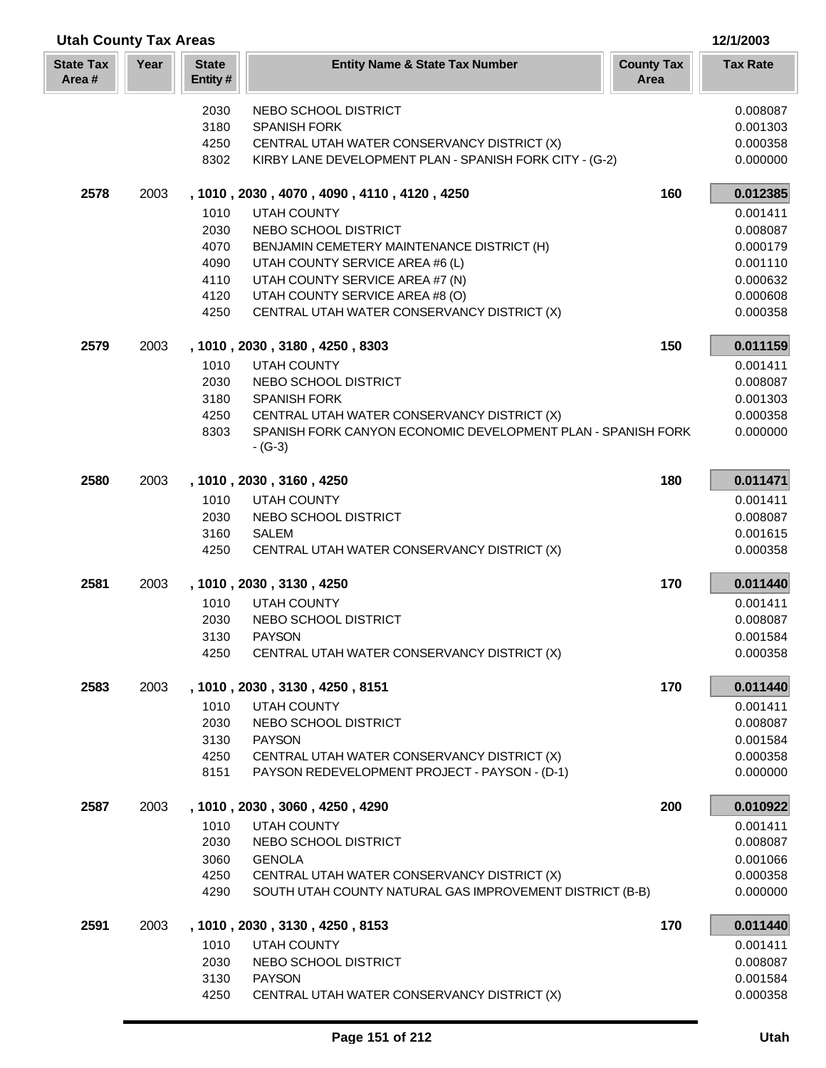## Utah County Tax Areas

12/1/2003

| State Tax Area # | Year | State Entity # | Entity Name & State Tax Number | County Tax Area | Tax Rate |
|---|---|---|---|---|---|
| | | 2030 | NEBO SCHOOL DISTRICT | | 0.008087 |
| | | 3180 | SPANISH FORK | | 0.001303 |
| | | 4250 | CENTRAL UTAH WATER CONSERVANCY DISTRICT (X) | | 0.000358 |
| | | 8302 | KIRBY LANE DEVELOPMENT PLAN - SPANISH FORK CITY - (G-2) | | 0.000000 |
| **2578** | 2003 | | **, 1010 , 2030 , 4070 , 4090 , 4110 , 4120 , 4250** | **160** | **0.012385** |
| | | 1010 | UTAH COUNTY | | 0.001411 |
| | | 2030 | NEBO SCHOOL DISTRICT | | 0.008087 |
| | | 4070 | BENJAMIN CEMETERY MAINTENANCE DISTRICT (H) | | 0.000179 |
| | | 4090 | UTAH COUNTY SERVICE AREA #6 (L) | | 0.001110 |
| | | 4110 | UTAH COUNTY SERVICE AREA #7 (N) | | 0.000632 |
| | | 4120 | UTAH COUNTY SERVICE AREA #8 (O) | | 0.000608 |
| | | 4250 | CENTRAL UTAH WATER CONSERVANCY DISTRICT (X) | | 0.000358 |
| **2579** | 2003 | | **, 1010 , 2030 , 3180 , 4250 , 8303** | **150** | **0.011159** |
| | | 1010 | UTAH COUNTY | | 0.001411 |
| | | 2030 | NEBO SCHOOL DISTRICT | | 0.008087 |
| | | 3180 | SPANISH FORK | | 0.001303 |
| | | 4250 | CENTRAL UTAH WATER CONSERVANCY DISTRICT (X) | | 0.000358 |
| | | 8303 | SPANISH FORK CANYON ECONOMIC DEVELOPMENT PLAN - SPANISH FORK - (G-3) | | 0.000000 |
| **2580** | 2003 | | **, 1010 , 2030 , 3160 , 4250** | **180** | **0.011471** |
| | | 1010 | UTAH COUNTY | | 0.001411 |
| | | 2030 | NEBO SCHOOL DISTRICT | | 0.008087 |
| | | 3160 | SALEM | | 0.001615 |
| | | 4250 | CENTRAL UTAH WATER CONSERVANCY DISTRICT (X) | | 0.000358 |
| **2581** | 2003 | | **, 1010 , 2030 , 3130 , 4250** | **170** | **0.011440** |
| | | 1010 | UTAH COUNTY | | 0.001411 |
| | | 2030 | NEBO SCHOOL DISTRICT | | 0.008087 |
| | | 3130 | PAYSON | | 0.001584 |
| | | 4250 | CENTRAL UTAH WATER CONSERVANCY DISTRICT (X) | | 0.000358 |
| **2583** | 2003 | | **, 1010 , 2030 , 3130 , 4250 , 8151** | **170** | **0.011440** |
| | | 1010 | UTAH COUNTY | | 0.001411 |
| | | 2030 | NEBO SCHOOL DISTRICT | | 0.008087 |
| | | 3130 | PAYSON | | 0.001584 |
| | | 4250 | CENTRAL UTAH WATER CONSERVANCY DISTRICT (X) | | 0.000358 |
| | | 8151 | PAYSON REDEVELOPMENT PROJECT - PAYSON - (D-1) | | 0.000000 |
| **2587** | 2003 | | **, 1010 , 2030 , 3060 , 4250 , 4290** | **200** | **0.010922** |
| | | 1010 | UTAH COUNTY | | 0.001411 |
| | | 2030 | NEBO SCHOOL DISTRICT | | 0.008087 |
| | | 3060 | GENOLA | | 0.001066 |
| | | 4250 | CENTRAL UTAH WATER CONSERVANCY DISTRICT (X) | | 0.000358 |
| | | 4290 | SOUTH UTAH COUNTY NATURAL GAS IMPROVEMENT DISTRICT (B-B) | | 0.000000 |
| **2591** | 2003 | | **, 1010 , 2030 , 3130 , 4250 , 8153** | **170** | **0.011440** |
| | | 1010 | UTAH COUNTY | | 0.001411 |
| | | 2030 | NEBO SCHOOL DISTRICT | | 0.008087 |
| | | 3130 | PAYSON | | 0.001584 |
| | | 4250 | CENTRAL UTAH WATER CONSERVANCY DISTRICT (X) | | 0.000358 |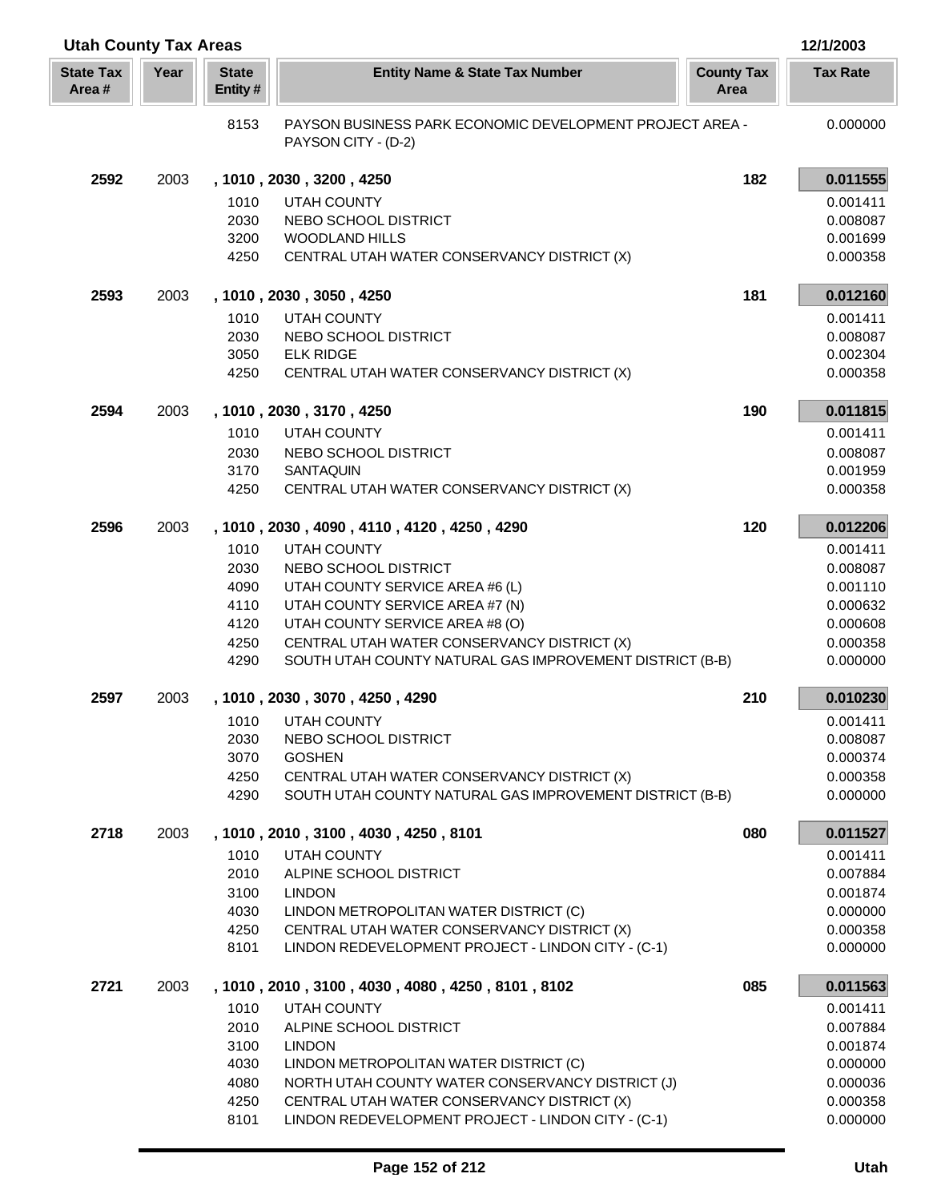## Utah County Tax Areas

12/1/2003

| State Tax Area # | Year | State Entity # | Entity Name & State Tax Number | County Tax Area | Tax Rate |
|---|---|---|---|---|---|
| | | 8153 | PAYSON BUSINESS PARK ECONOMIC DEVELOPMENT PROJECT AREA - PAYSON CITY - (D-2) | | 0.000000 |
| **2592** | 2003 | **, 1010 , 2030 , 3200 , 4250** | | **182** | **0.011555** |
| | | 1010 | UTAH COUNTY | | 0.001411 |
| | | 2030 | NEBO SCHOOL DISTRICT | | 0.008087 |
| | | 3200 | WOODLAND HILLS | | 0.001699 |
| | | 4250 | CENTRAL UTAH WATER CONSERVANCY DISTRICT (X) | | 0.000358 |
| **2593** | 2003 | **, 1010 , 2030 , 3050 , 4250** | | **181** | **0.012160** |
| | | 1010 | UTAH COUNTY | | 0.001411 |
| | | 2030 | NEBO SCHOOL DISTRICT | | 0.008087 |
| | | 3050 | ELK RIDGE | | 0.002304 |
| | | 4250 | CENTRAL UTAH WATER CONSERVANCY DISTRICT (X) | | 0.000358 |
| **2594** | 2003 | **, 1010 , 2030 , 3170 , 4250** | | **190** | **0.011815** |
| | | 1010 | UTAH COUNTY | | 0.001411 |
| | | 2030 | NEBO SCHOOL DISTRICT | | 0.008087 |
| | | 3170 | SANTAQUIN | | 0.001959 |
| | | 4250 | CENTRAL UTAH WATER CONSERVANCY DISTRICT (X) | | 0.000358 |
| **2596** | 2003 | **, 1010 , 2030 , 4090 , 4110 , 4120 , 4250 , 4290** | | **120** | **0.012206** |
| | | 1010 | UTAH COUNTY | | 0.001411 |
| | | 2030 | NEBO SCHOOL DISTRICT | | 0.008087 |
| | | 4090 | UTAH COUNTY SERVICE AREA #6 (L) | | 0.001110 |
| | | 4110 | UTAH COUNTY SERVICE AREA #7 (N) | | 0.000632 |
| | | 4120 | UTAH COUNTY SERVICE AREA #8 (O) | | 0.000608 |
| | | 4250 | CENTRAL UTAH WATER CONSERVANCY DISTRICT (X) | | 0.000358 |
| | | 4290 | SOUTH UTAH COUNTY NATURAL GAS IMPROVEMENT DISTRICT (B-B) | | 0.000000 |
| **2597** | 2003 | **, 1010 , 2030 , 3070 , 4250 , 4290** | | **210** | **0.010230** |
| | | 1010 | UTAH COUNTY | | 0.001411 |
| | | 2030 | NEBO SCHOOL DISTRICT | | 0.008087 |
| | | 3070 | GOSHEN | | 0.000374 |
| | | 4250 | CENTRAL UTAH WATER CONSERVANCY DISTRICT (X) | | 0.000358 |
| | | 4290 | SOUTH UTAH COUNTY NATURAL GAS IMPROVEMENT DISTRICT (B-B) | | 0.000000 |
| **2718** | 2003 | **, 1010 , 2010 , 3100 , 4030 , 4250 , 8101** | | **080** | **0.011527** |
| | | 1010 | UTAH COUNTY | | 0.001411 |
| | | 2010 | ALPINE SCHOOL DISTRICT | | 0.007884 |
| | | 3100 | LINDON | | 0.001874 |
| | | 4030 | LINDON METROPOLITAN WATER DISTRICT (C) | | 0.000000 |
| | | 4250 | CENTRAL UTAH WATER CONSERVANCY DISTRICT (X) | | 0.000358 |
| | | 8101 | LINDON REDEVELOPMENT PROJECT - LINDON CITY - (C-1) | | 0.000000 |
| **2721** | 2003 | **, 1010 , 2010 , 3100 , 4030 , 4080 , 4250 , 8101 , 8102** | | **085** | **0.011563** |
| | | 1010 | UTAH COUNTY | | 0.001411 |
| | | 2010 | ALPINE SCHOOL DISTRICT | | 0.007884 |
| | | 3100 | LINDON | | 0.001874 |
| | | 4030 | LINDON METROPOLITAN WATER DISTRICT (C) | | 0.000000 |
| | | 4080 | NORTH UTAH COUNTY WATER CONSERVANCY DISTRICT (J) | | 0.000036 |
| | | 4250 | CENTRAL UTAH WATER CONSERVANCY DISTRICT (X) | | 0.000358 |
| | | 8101 | LINDON REDEVELOPMENT PROJECT - LINDON CITY - (C-1) | | 0.000000 |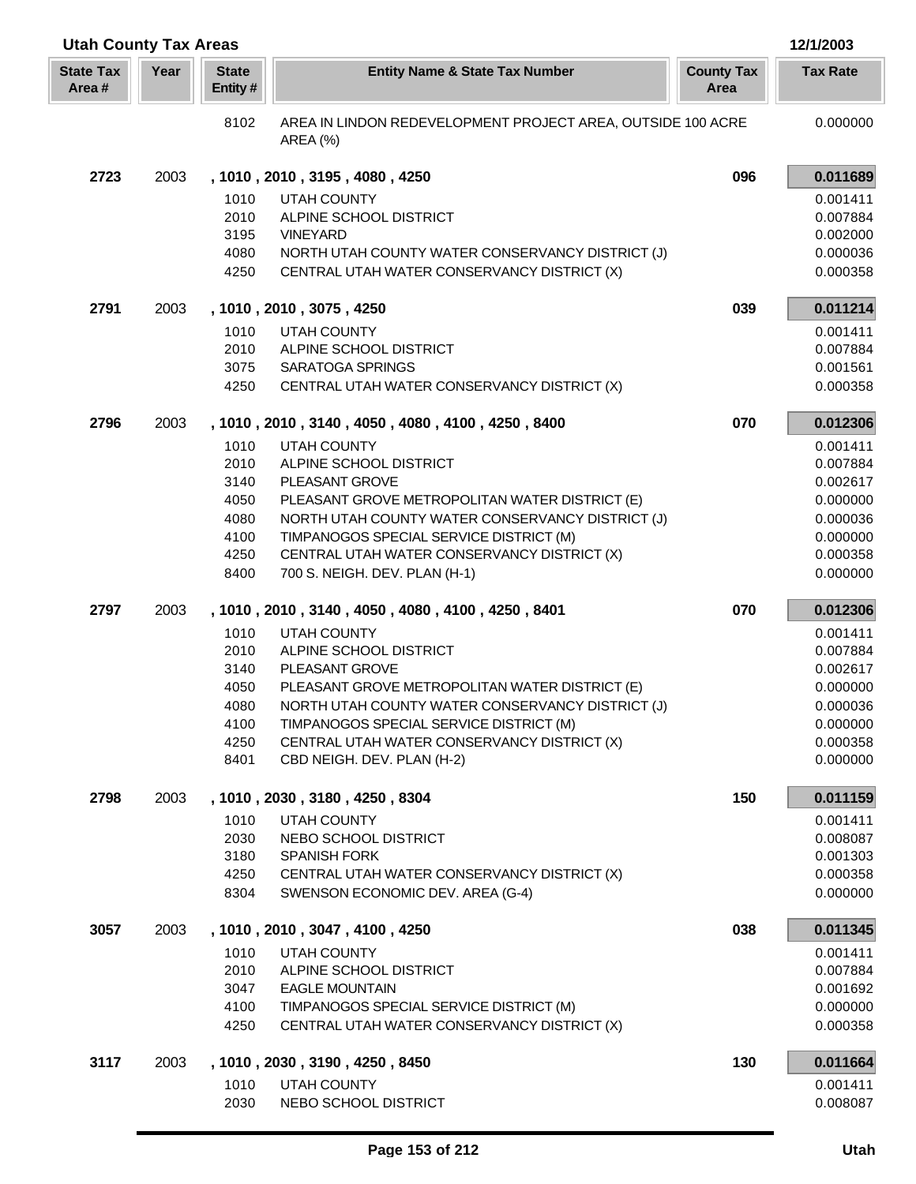## Utah County Tax Areas

12/1/2003

| State Tax Area # | Year | State Entity # | Entity Name & State Tax Number | County Tax Area | Tax Rate |
|---|---|---|---|---|---|
| | | 8102 | AREA IN LINDON REDEVELOPMENT PROJECT AREA, OUTSIDE 100 ACRE AREA (%) | | 0.000000 |
| **2723** | 2003 | **, 1010 , 2010 , 3195 , 4080 , 4250** | | **096** | **0.011689** |
| | | 1010 | UTAH COUNTY | | 0.001411 |
| | | 2010 | ALPINE SCHOOL DISTRICT | | 0.007884 |
| | | 3195 | VINEYARD | | 0.002000 |
| | | 4080 | NORTH UTAH COUNTY WATER CONSERVANCY DISTRICT (J) | | 0.000036 |
| | | 4250 | CENTRAL UTAH WATER CONSERVANCY DISTRICT (X) | | 0.000358 |
| **2791** | 2003 | **, 1010 , 2010 , 3075 , 4250** | | **039** | **0.011214** |
| | | 1010 | UTAH COUNTY | | 0.001411 |
| | | 2010 | ALPINE SCHOOL DISTRICT | | 0.007884 |
| | | 3075 | SARATOGA SPRINGS | | 0.001561 |
| | | 4250 | CENTRAL UTAH WATER CONSERVANCY DISTRICT (X) | | 0.000358 |
| **2796** | 2003 | **, 1010 , 2010 , 3140 , 4050 , 4080 , 4100 , 4250 , 8400** | | **070** | **0.012306** |
| | | 1010 | UTAH COUNTY | | 0.001411 |
| | | 2010 | ALPINE SCHOOL DISTRICT | | 0.007884 |
| | | 3140 | PLEASANT GROVE | | 0.002617 |
| | | 4050 | PLEASANT GROVE METROPOLITAN WATER DISTRICT (E) | | 0.000000 |
| | | 4080 | NORTH UTAH COUNTY WATER CONSERVANCY DISTRICT (J) | | 0.000036 |
| | | 4100 | TIMPANOGOS SPECIAL SERVICE DISTRICT (M) | | 0.000000 |
| | | 4250 | CENTRAL UTAH WATER CONSERVANCY DISTRICT (X) | | 0.000358 |
| | | 8400 | 700 S. NEIGH. DEV. PLAN (H-1) | | 0.000000 |
| **2797** | 2003 | **, 1010 , 2010 , 3140 , 4050 , 4080 , 4100 , 4250 , 8401** | | **070** | **0.012306** |
| | | 1010 | UTAH COUNTY | | 0.001411 |
| | | 2010 | ALPINE SCHOOL DISTRICT | | 0.007884 |
| | | 3140 | PLEASANT GROVE | | 0.002617 |
| | | 4050 | PLEASANT GROVE METROPOLITAN WATER DISTRICT (E) | | 0.000000 |
| | | 4080 | NORTH UTAH COUNTY WATER CONSERVANCY DISTRICT (J) | | 0.000036 |
| | | 4100 | TIMPANOGOS SPECIAL SERVICE DISTRICT (M) | | 0.000000 |
| | | 4250 | CENTRAL UTAH WATER CONSERVANCY DISTRICT (X) | | 0.000358 |
| | | 8401 | CBD NEIGH. DEV. PLAN (H-2) | | 0.000000 |
| **2798** | 2003 | **, 1010 , 2030 , 3180 , 4250 , 8304** | | **150** | **0.011159** |
| | | 1010 | UTAH COUNTY | | 0.001411 |
| | | 2030 | NEBO SCHOOL DISTRICT | | 0.008087 |
| | | 3180 | SPANISH FORK | | 0.001303 |
| | | 4250 | CENTRAL UTAH WATER CONSERVANCY DISTRICT (X) | | 0.000358 |
| | | 8304 | SWENSON ECONOMIC DEV. AREA (G-4) | | 0.000000 |
| **3057** | 2003 | **, 1010 , 2010 , 3047 , 4100 , 4250** | | **038** | **0.011345** |
| | | 1010 | UTAH COUNTY | | 0.001411 |
| | | 2010 | ALPINE SCHOOL DISTRICT | | 0.007884 |
| | | 3047 | EAGLE MOUNTAIN | | 0.001692 |
| | | 4100 | TIMPANOGOS SPECIAL SERVICE DISTRICT (M) | | 0.000000 |
| | | 4250 | CENTRAL UTAH WATER CONSERVANCY DISTRICT (X) | | 0.000358 |
| **3117** | 2003 | **, 1010 , 2030 , 3190 , 4250 , 8450** | | **130** | **0.011664** |
| | | 1010 | UTAH COUNTY | | 0.001411 |
| | | 2030 | NEBO SCHOOL DISTRICT | | 0.008087 |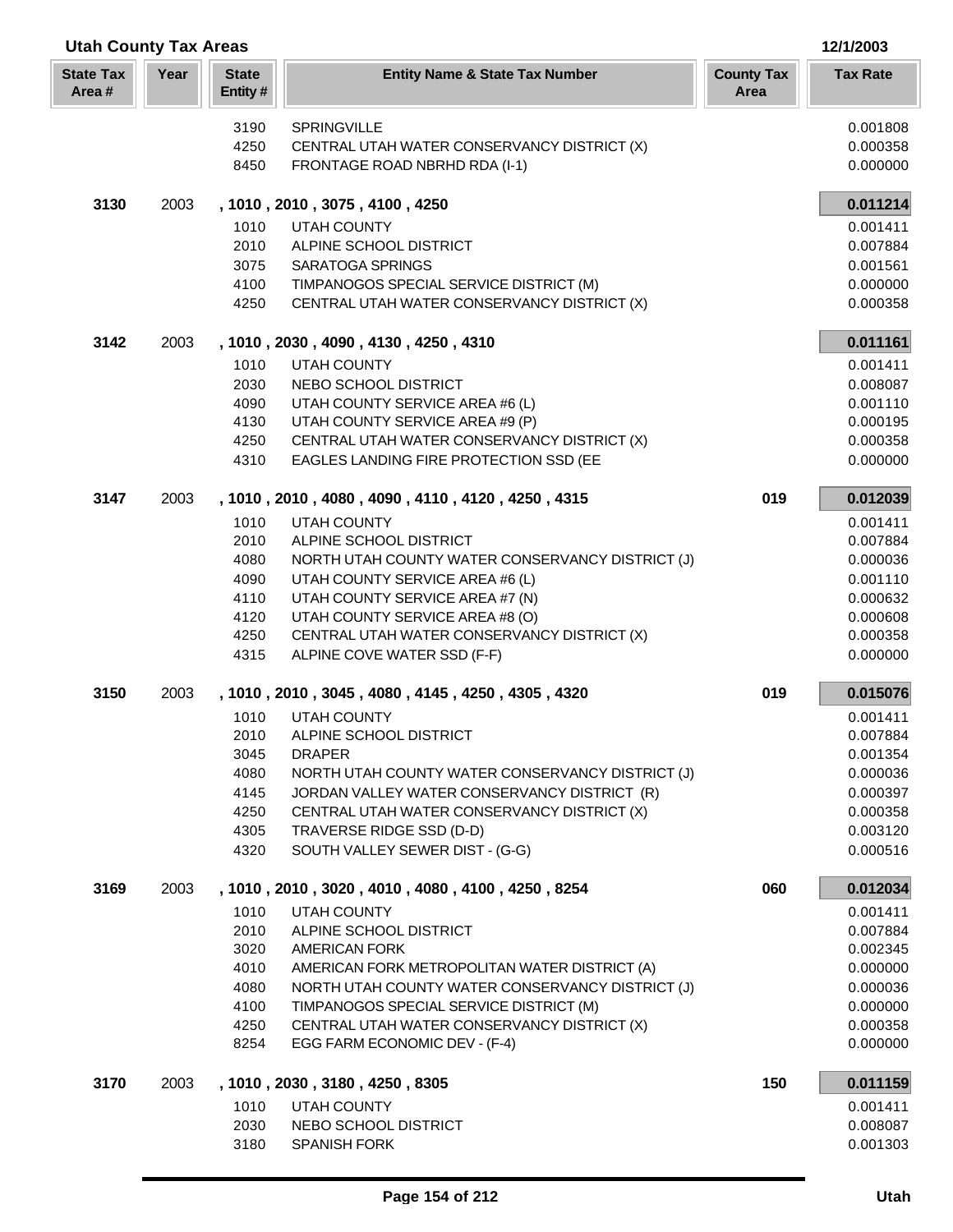## Utah County Tax Areas

12/1/2003

| State Tax Area # | Year | State Entity # | Entity Name & State Tax Number | County Tax Area | Tax Rate |
|---|---|---|---|---|---|
| | | 3190 | SPRINGVILLE | | 0.001808 |
| | | 4250 | CENTRAL UTAH WATER CONSERVANCY DISTRICT (X) | | 0.000358 |
| | | 8450 | FRONTAGE ROAD NBRHD RDA (I-1) | | 0.000000 |
| **3130** | 2003 | | **, 1010 , 2010 , 3075 , 4100 , 4250** | | **0.011214** |
| | | 1010 | UTAH COUNTY | | 0.001411 |
| | | 2010 | ALPINE SCHOOL DISTRICT | | 0.007884 |
| | | 3075 | SARATOGA SPRINGS | | 0.001561 |
| | | 4100 | TIMPANOGOS SPECIAL SERVICE DISTRICT (M) | | 0.000000 |
| | | 4250 | CENTRAL UTAH WATER CONSERVANCY DISTRICT (X) | | 0.000358 |
| **3142** | 2003 | | **, 1010 , 2030 , 4090 , 4130 , 4250 , 4310** | | **0.011161** |
| | | 1010 | UTAH COUNTY | | 0.001411 |
| | | 2030 | NEBO SCHOOL DISTRICT | | 0.008087 |
| | | 4090 | UTAH COUNTY SERVICE AREA #6 (L) | | 0.001110 |
| | | 4130 | UTAH COUNTY SERVICE AREA #9 (P) | | 0.000195 |
| | | 4250 | CENTRAL UTAH WATER CONSERVANCY DISTRICT (X) | | 0.000358 |
| | | 4310 | EAGLES LANDING FIRE PROTECTION SSD (EE | | 0.000000 |
| **3147** | 2003 | | **, 1010 , 2010 , 4080 , 4090 , 4110 , 4120 , 4250 , 4315** | **019** | **0.012039** |
| | | 1010 | UTAH COUNTY | | 0.001411 |
| | | 2010 | ALPINE SCHOOL DISTRICT | | 0.007884 |
| | | 4080 | NORTH UTAH COUNTY WATER CONSERVANCY DISTRICT (J) | | 0.000036 |
| | | 4090 | UTAH COUNTY SERVICE AREA #6 (L) | | 0.001110 |
| | | 4110 | UTAH COUNTY SERVICE AREA #7 (N) | | 0.000632 |
| | | 4120 | UTAH COUNTY SERVICE AREA #8 (O) | | 0.000608 |
| | | 4250 | CENTRAL UTAH WATER CONSERVANCY DISTRICT (X) | | 0.000358 |
| | | 4315 | ALPINE COVE WATER SSD (F-F) | | 0.000000 |
| **3150** | 2003 | | **, 1010 , 2010 , 3045 , 4080 , 4145 , 4250 , 4305 , 4320** | **019** | **0.015076** |
| | | 1010 | UTAH COUNTY | | 0.001411 |
| | | 2010 | ALPINE SCHOOL DISTRICT | | 0.007884 |
| | | 3045 | DRAPER | | 0.001354 |
| | | 4080 | NORTH UTAH COUNTY WATER CONSERVANCY DISTRICT (J) | | 0.000036 |
| | | 4145 | JORDAN VALLEY WATER CONSERVANCY DISTRICT (R) | | 0.000397 |
| | | 4250 | CENTRAL UTAH WATER CONSERVANCY DISTRICT (X) | | 0.000358 |
| | | 4305 | TRAVERSE RIDGE SSD (D-D) | | 0.003120 |
| | | 4320 | SOUTH VALLEY SEWER DIST - (G-G) | | 0.000516 |
| **3169** | 2003 | | **, 1010 , 2010 , 3020 , 4010 , 4080 , 4100 , 4250 , 8254** | **060** | **0.012034** |
| | | 1010 | UTAH COUNTY | | 0.001411 |
| | | 2010 | ALPINE SCHOOL DISTRICT | | 0.007884 |
| | | 3020 | AMERICAN FORK | | 0.002345 |
| | | 4010 | AMERICAN FORK METROPOLITAN WATER DISTRICT (A) | | 0.000000 |
| | | 4080 | NORTH UTAH COUNTY WATER CONSERVANCY DISTRICT (J) | | 0.000036 |
| | | 4100 | TIMPANOGOS SPECIAL SERVICE DISTRICT (M) | | 0.000000 |
| | | 4250 | CENTRAL UTAH WATER CONSERVANCY DISTRICT (X) | | 0.000358 |
| | | 8254 | EGG FARM ECONOMIC DEV - (F-4) | | 0.000000 |
| **3170** | 2003 | | **, 1010 , 2030 , 3180 , 4250 , 8305** | **150** | **0.011159** |
| | | 1010 | UTAH COUNTY | | 0.001411 |
| | | 2030 | NEBO SCHOOL DISTRICT | | 0.008087 |
| | | 3180 | SPANISH FORK | | 0.001303 |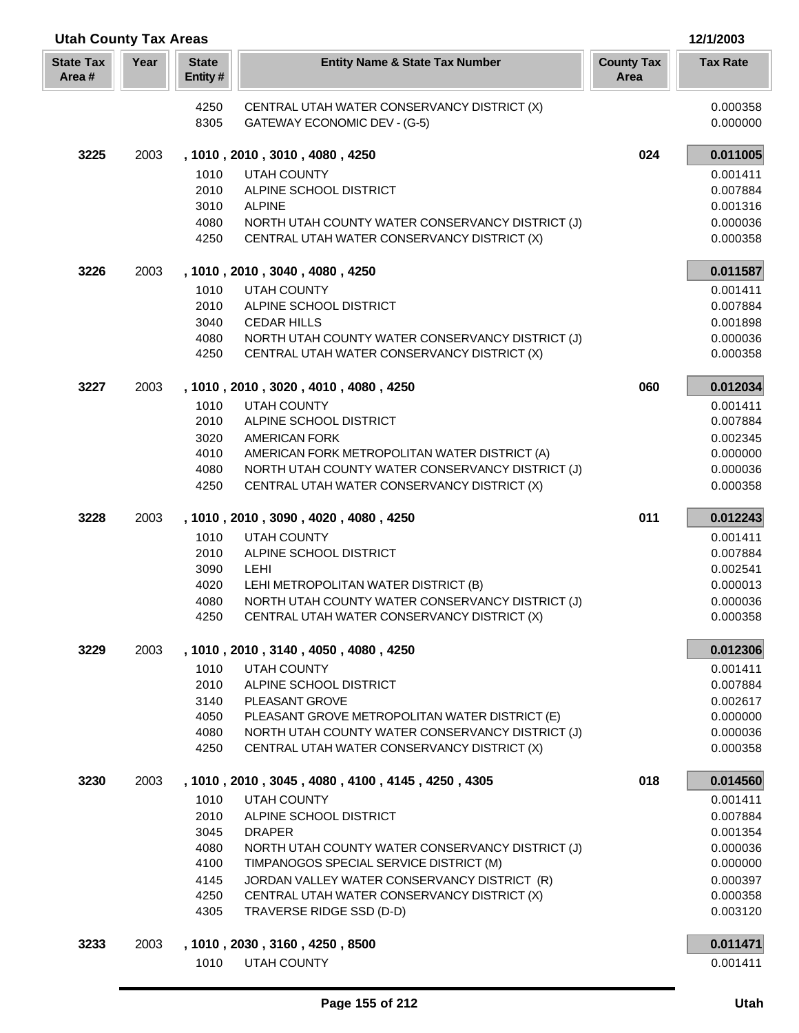## Utah County Tax Areas

12/1/2003

| State Tax Area # | Year | State Entity # | Entity Name & State Tax Number | County Tax Area | Tax Rate |
|---|---|---|---|---|---|
| | | 4250 | CENTRAL UTAH WATER CONSERVANCY DISTRICT (X) | | 0.000358 |
| | | 8305 | GATEWAY ECONOMIC DEV - (G-5) | | 0.000000 |
| **3225** | 2003 | | **, 1010 , 2010 , 3010 , 4080 , 4250** | **024** | **0.011005** |
| | | 1010 | UTAH COUNTY | | 0.001411 |
| | | 2010 | ALPINE SCHOOL DISTRICT | | 0.007884 |
| | | 3010 | ALPINE | | 0.001316 |
| | | 4080 | NORTH UTAH COUNTY WATER CONSERVANCY DISTRICT (J) | | 0.000036 |
| | | 4250 | CENTRAL UTAH WATER CONSERVANCY DISTRICT (X) | | 0.000358 |
| **3226** | 2003 | | **, 1010 , 2010 , 3040 , 4080 , 4250** | | **0.011587** |
| | | 1010 | UTAH COUNTY | | 0.001411 |
| | | 2010 | ALPINE SCHOOL DISTRICT | | 0.007884 |
| | | 3040 | CEDAR HILLS | | 0.001898 |
| | | 4080 | NORTH UTAH COUNTY WATER CONSERVANCY DISTRICT (J) | | 0.000036 |
| | | 4250 | CENTRAL UTAH WATER CONSERVANCY DISTRICT (X) | | 0.000358 |
| **3227** | 2003 | | **, 1010 , 2010 , 3020 , 4010 , 4080 , 4250** | **060** | **0.012034** |
| | | 1010 | UTAH COUNTY | | 0.001411 |
| | | 2010 | ALPINE SCHOOL DISTRICT | | 0.007884 |
| | | 3020 | AMERICAN FORK | | 0.002345 |
| | | 4010 | AMERICAN FORK METROPOLITAN WATER DISTRICT (A) | | 0.000000 |
| | | 4080 | NORTH UTAH COUNTY WATER CONSERVANCY DISTRICT (J) | | 0.000036 |
| | | 4250 | CENTRAL UTAH WATER CONSERVANCY DISTRICT (X) | | 0.000358 |
| **3228** | 2003 | | **, 1010 , 2010 , 3090 , 4020 , 4080 , 4250** | **011** | **0.012243** |
| | | 1010 | UTAH COUNTY | | 0.001411 |
| | | 2010 | ALPINE SCHOOL DISTRICT | | 0.007884 |
| | | 3090 | LEHI | | 0.002541 |
| | | 4020 | LEHI METROPOLITAN WATER DISTRICT (B) | | 0.000013 |
| | | 4080 | NORTH UTAH COUNTY WATER CONSERVANCY DISTRICT (J) | | 0.000036 |
| | | 4250 | CENTRAL UTAH WATER CONSERVANCY DISTRICT (X) | | 0.000358 |
| **3229** | 2003 | | **, 1010 , 2010 , 3140 , 4050 , 4080 , 4250** | | **0.012306** |
| | | 1010 | UTAH COUNTY | | 0.001411 |
| | | 2010 | ALPINE SCHOOL DISTRICT | | 0.007884 |
| | | 3140 | PLEASANT GROVE | | 0.002617 |
| | | 4050 | PLEASANT GROVE METROPOLITAN WATER DISTRICT (E) | | 0.000000 |
| | | 4080 | NORTH UTAH COUNTY WATER CONSERVANCY DISTRICT (J) | | 0.000036 |
| | | 4250 | CENTRAL UTAH WATER CONSERVANCY DISTRICT (X) | | 0.000358 |
| **3230** | 2003 | | **, 1010 , 2010 , 3045 , 4080 , 4100 , 4145 , 4250 , 4305** | **018** | **0.014560** |
| | | 1010 | UTAH COUNTY | | 0.001411 |
| | | 2010 | ALPINE SCHOOL DISTRICT | | 0.007884 |
| | | 3045 | DRAPER | | 0.001354 |
| | | 4080 | NORTH UTAH COUNTY WATER CONSERVANCY DISTRICT (J) | | 0.000036 |
| | | 4100 | TIMPANOGOS SPECIAL SERVICE DISTRICT (M) | | 0.000000 |
| | | 4145 | JORDAN VALLEY WATER CONSERVANCY DISTRICT (R) | | 0.000397 |
| | | 4250 | CENTRAL UTAH WATER CONSERVANCY DISTRICT (X) | | 0.000358 |
| | | 4305 | TRAVERSE RIDGE SSD (D-D) | | 0.003120 |
| **3233** | 2003 | | **, 1010 , 2030 , 3160 , 4250 , 8500** | | **0.011471** |
| | | 1010 | UTAH COUNTY | | 0.001411 |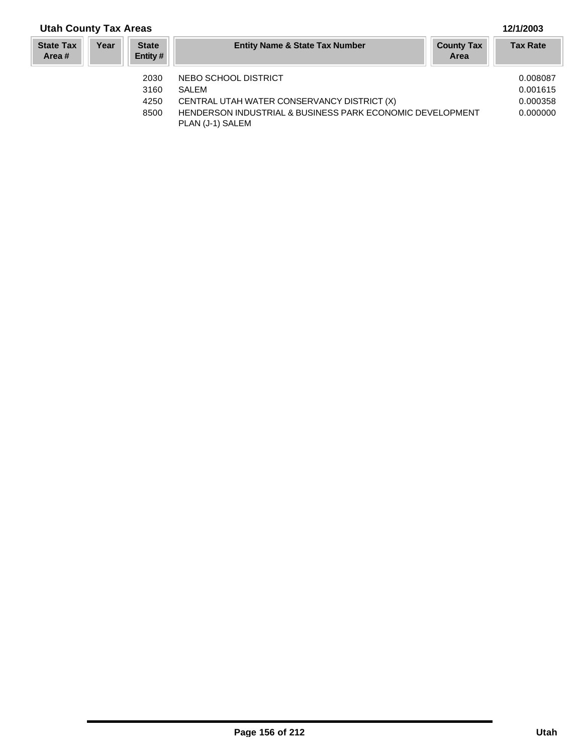**Utah County Tax Areas** **12/1/2003**

| State Tax Area # | Year | State Entity # | Entity Name & State Tax Number | County Tax Area | Tax Rate |
|---|---|---|---|---|---|
| | | 2030 | NEBO SCHOOL DISTRICT | | 0.008087 |
| | | 3160 | SALEM | | 0.001615 |
| | | 4250 | CENTRAL UTAH WATER CONSERVANCY DISTRICT (X) | | 0.000358 |
| | | 8500 | HENDERSON INDUSTRIAL & BUSINESS PARK ECONOMIC DEVELOPMENT PLAN (J-1) SALEM | | 0.000000 |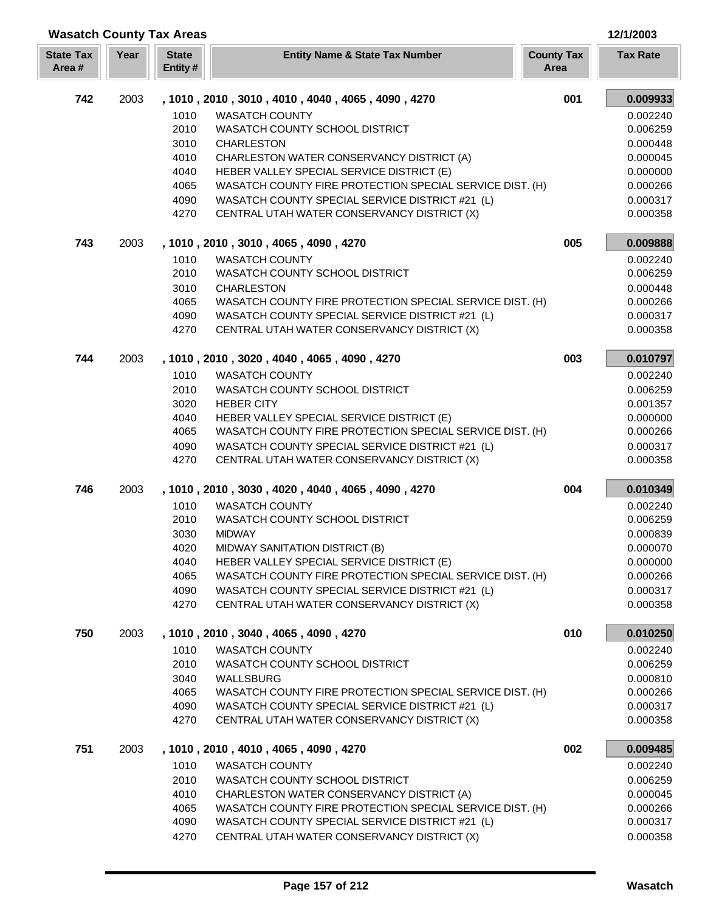# Wasatch County Tax Areas

12/1/2003

| State Tax Area # | Year | State Entity # | Entity Name & State Tax Number | County Tax Area | Tax Rate |
|---|---|---|---|---|---|
| **742** | 2003 | | **, 1010 , 2010 , 3010 , 4010 , 4040 , 4065 , 4090 , 4270** | **001** | **0.009933** |
| | | 1010 | WASATCH COUNTY | | 0.002240 |
| | | 2010 | WASATCH COUNTY SCHOOL DISTRICT | | 0.006259 |
| | | 3010 | CHARLESTON | | 0.000448 |
| | | 4010 | CHARLESTON WATER CONSERVANCY DISTRICT (A) | | 0.000045 |
| | | 4040 | HEBER VALLEY SPECIAL SERVICE DISTRICT (E) | | 0.000000 |
| | | 4065 | WASATCH COUNTY FIRE PROTECTION SPECIAL SERVICE DIST. (H) | | 0.000266 |
| | | 4090 | WASATCH COUNTY SPECIAL SERVICE DISTRICT #21 (L) | | 0.000317 |
| | | 4270 | CENTRAL UTAH WATER CONSERVANCY DISTRICT (X) | | 0.000358 |
| **743** | 2003 | | **, 1010 , 2010 , 3010 , 4065 , 4090 , 4270** | **005** | **0.009888** |
| | | 1010 | WASATCH COUNTY | | 0.002240 |
| | | 2010 | WASATCH COUNTY SCHOOL DISTRICT | | 0.006259 |
| | | 3010 | CHARLESTON | | 0.000448 |
| | | 4065 | WASATCH COUNTY FIRE PROTECTION SPECIAL SERVICE DIST. (H) | | 0.000266 |
| | | 4090 | WASATCH COUNTY SPECIAL SERVICE DISTRICT #21 (L) | | 0.000317 |
| | | 4270 | CENTRAL UTAH WATER CONSERVANCY DISTRICT (X) | | 0.000358 |
| **744** | 2003 | | **, 1010 , 2010 , 3020 , 4040 , 4065 , 4090 , 4270** | **003** | **0.010797** |
| | | 1010 | WASATCH COUNTY | | 0.002240 |
| | | 2010 | WASATCH COUNTY SCHOOL DISTRICT | | 0.006259 |
| | | 3020 | HEBER CITY | | 0.001357 |
| | | 4040 | HEBER VALLEY SPECIAL SERVICE DISTRICT (E) | | 0.000000 |
| | | 4065 | WASATCH COUNTY FIRE PROTECTION SPECIAL SERVICE DIST. (H) | | 0.000266 |
| | | 4090 | WASATCH COUNTY SPECIAL SERVICE DISTRICT #21 (L) | | 0.000317 |
| | | 4270 | CENTRAL UTAH WATER CONSERVANCY DISTRICT (X) | | 0.000358 |
| **746** | 2003 | | **, 1010 , 2010 , 3030 , 4020 , 4040 , 4065 , 4090 , 4270** | **004** | **0.010349** |
| | | 1010 | WASATCH COUNTY | | 0.002240 |
| | | 2010 | WASATCH COUNTY SCHOOL DISTRICT | | 0.006259 |
| | | 3030 | MIDWAY | | 0.000839 |
| | | 4020 | MIDWAY SANITATION DISTRICT (B) | | 0.000070 |
| | | 4040 | HEBER VALLEY SPECIAL SERVICE DISTRICT (E) | | 0.000000 |
| | | 4065 | WASATCH COUNTY FIRE PROTECTION SPECIAL SERVICE DIST. (H) | | 0.000266 |
| | | 4090 | WASATCH COUNTY SPECIAL SERVICE DISTRICT #21 (L) | | 0.000317 |
| | | 4270 | CENTRAL UTAH WATER CONSERVANCY DISTRICT (X) | | 0.000358 |
| **750** | 2003 | | **, 1010 , 2010 , 3040 , 4065 , 4090 , 4270** | **010** | **0.010250** |
| | | 1010 | WASATCH COUNTY | | 0.002240 |
| | | 2010 | WASATCH COUNTY SCHOOL DISTRICT | | 0.006259 |
| | | 3040 | WALLSBURG | | 0.000810 |
| | | 4065 | WASATCH COUNTY FIRE PROTECTION SPECIAL SERVICE DIST. (H) | | 0.000266 |
| | | 4090 | WASATCH COUNTY SPECIAL SERVICE DISTRICT #21 (L) | | 0.000317 |
| | | 4270 | CENTRAL UTAH WATER CONSERVANCY DISTRICT (X) | | 0.000358 |
| **751** | 2003 | | **, 1010 , 2010 , 4010 , 4065 , 4090 , 4270** | **002** | **0.009485** |
| | | 1010 | WASATCH COUNTY | | 0.002240 |
| | | 2010 | WASATCH COUNTY SCHOOL DISTRICT | | 0.006259 |
| | | 4010 | CHARLESTON WATER CONSERVANCY DISTRICT (A) | | 0.000045 |
| | | 4065 | WASATCH COUNTY FIRE PROTECTION SPECIAL SERVICE DIST. (H) | | 0.000266 |
| | | 4090 | WASATCH COUNTY SPECIAL SERVICE DISTRICT #21 (L) | | 0.000317 |
| | | 4270 | CENTRAL UTAH WATER CONSERVANCY DISTRICT (X) | | 0.000358 |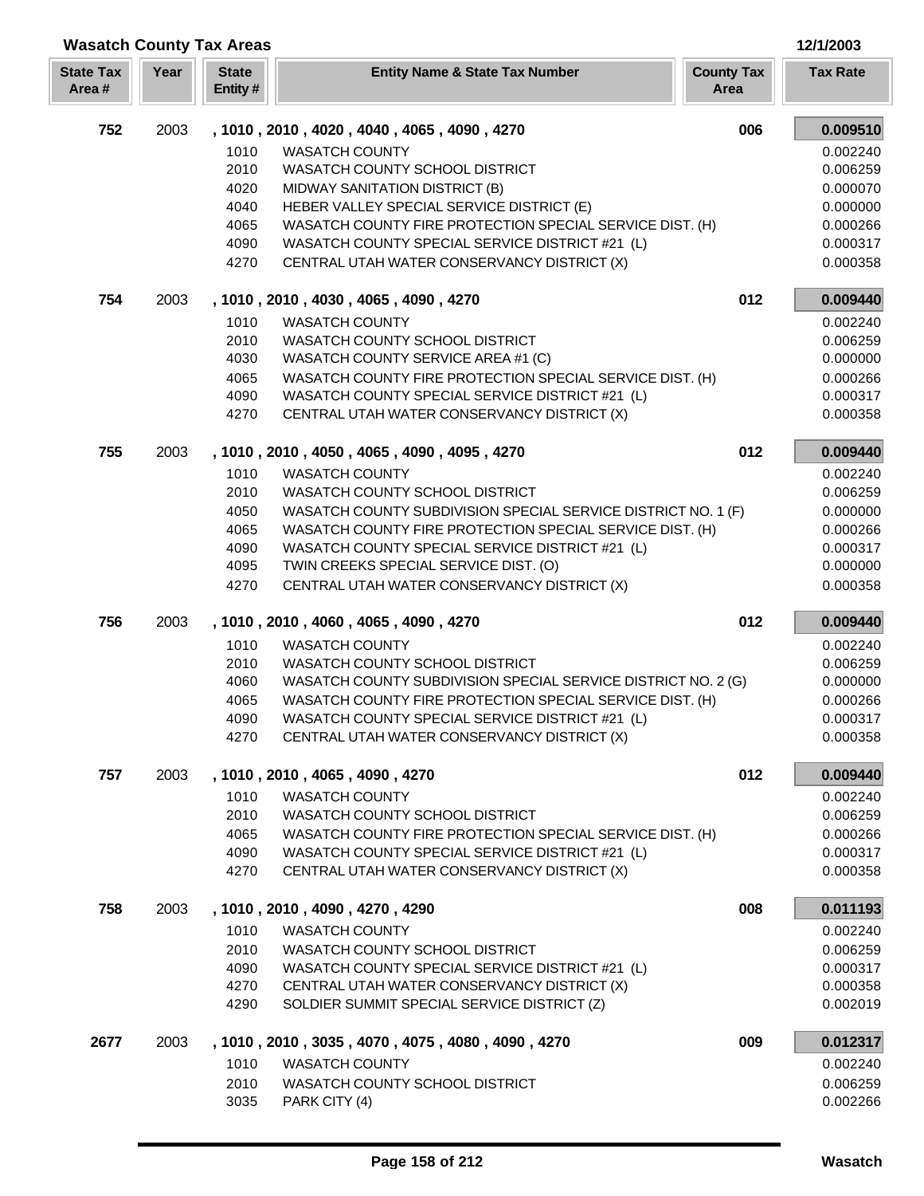## Wasatch County Tax Areas

12/1/2003

| State Tax Area # | Year | State Entity # | Entity Name & State Tax Number | County Tax Area | Tax Rate |
|---|---|---|---|---|---|
| **752** | 2003 | | **, 1010 , 2010 , 4020 , 4040 , 4065 , 4090 , 4270** | **006** | **0.009510** |
| | | 1010 | WASATCH COUNTY | | 0.002240 |
| | | 2010 | WASATCH COUNTY SCHOOL DISTRICT | | 0.006259 |
| | | 4020 | MIDWAY SANITATION DISTRICT (B) | | 0.000070 |
| | | 4040 | HEBER VALLEY SPECIAL SERVICE DISTRICT (E) | | 0.000000 |
| | | 4065 | WASATCH COUNTY FIRE PROTECTION SPECIAL SERVICE DIST. (H) | | 0.000266 |
| | | 4090 | WASATCH COUNTY SPECIAL SERVICE DISTRICT #21 (L) | | 0.000317 |
| | | 4270 | CENTRAL UTAH WATER CONSERVANCY DISTRICT (X) | | 0.000358 |
| **754** | 2003 | | **, 1010 , 2010 , 4030 , 4065 , 4090 , 4270** | **012** | **0.009440** |
| | | 1010 | WASATCH COUNTY | | 0.002240 |
| | | 2010 | WASATCH COUNTY SCHOOL DISTRICT | | 0.006259 |
| | | 4030 | WASATCH COUNTY SERVICE AREA #1 (C) | | 0.000000 |
| | | 4065 | WASATCH COUNTY FIRE PROTECTION SPECIAL SERVICE DIST. (H) | | 0.000266 |
| | | 4090 | WASATCH COUNTY SPECIAL SERVICE DISTRICT #21 (L) | | 0.000317 |
| | | 4270 | CENTRAL UTAH WATER CONSERVANCY DISTRICT (X) | | 0.000358 |
| **755** | 2003 | | **, 1010 , 2010 , 4050 , 4065 , 4090 , 4095 , 4270** | **012** | **0.009440** |
| | | 1010 | WASATCH COUNTY | | 0.002240 |
| | | 2010 | WASATCH COUNTY SCHOOL DISTRICT | | 0.006259 |
| | | 4050 | WASATCH COUNTY SUBDIVISION SPECIAL SERVICE DISTRICT NO. 1 (F) | | 0.000000 |
| | | 4065 | WASATCH COUNTY FIRE PROTECTION SPECIAL SERVICE DIST. (H) | | 0.000266 |
| | | 4090 | WASATCH COUNTY SPECIAL SERVICE DISTRICT #21 (L) | | 0.000317 |
| | | 4095 | TWIN CREEKS SPECIAL SERVICE DIST. (O) | | 0.000000 |
| | | 4270 | CENTRAL UTAH WATER CONSERVANCY DISTRICT (X) | | 0.000358 |
| **756** | 2003 | | **, 1010 , 2010 , 4060 , 4065 , 4090 , 4270** | **012** | **0.009440** |
| | | 1010 | WASATCH COUNTY | | 0.002240 |
| | | 2010 | WASATCH COUNTY SCHOOL DISTRICT | | 0.006259 |
| | | 4060 | WASATCH COUNTY SUBDIVISION SPECIAL SERVICE DISTRICT NO. 2 (G) | | 0.000000 |
| | | 4065 | WASATCH COUNTY FIRE PROTECTION SPECIAL SERVICE DIST. (H) | | 0.000266 |
| | | 4090 | WASATCH COUNTY SPECIAL SERVICE DISTRICT #21 (L) | | 0.000317 |
| | | 4270 | CENTRAL UTAH WATER CONSERVANCY DISTRICT (X) | | 0.000358 |
| **757** | 2003 | | **, 1010 , 2010 , 4065 , 4090 , 4270** | **012** | **0.009440** |
| | | 1010 | WASATCH COUNTY | | 0.002240 |
| | | 2010 | WASATCH COUNTY SCHOOL DISTRICT | | 0.006259 |
| | | 4065 | WASATCH COUNTY FIRE PROTECTION SPECIAL SERVICE DIST. (H) | | 0.000266 |
| | | 4090 | WASATCH COUNTY SPECIAL SERVICE DISTRICT #21 (L) | | 0.000317 |
| | | 4270 | CENTRAL UTAH WATER CONSERVANCY DISTRICT (X) | | 0.000358 |
| **758** | 2003 | | **, 1010 , 2010 , 4090 , 4270 , 4290** | **008** | **0.011193** |
| | | 1010 | WASATCH COUNTY | | 0.002240 |
| | | 2010 | WASATCH COUNTY SCHOOL DISTRICT | | 0.006259 |
| | | 4090 | WASATCH COUNTY SPECIAL SERVICE DISTRICT #21 (L) | | 0.000317 |
| | | 4270 | CENTRAL UTAH WATER CONSERVANCY DISTRICT (X) | | 0.000358 |
| | | 4290 | SOLDIER SUMMIT SPECIAL SERVICE DISTRICT (Z) | | 0.002019 |
| **2677** | 2003 | | **, 1010 , 2010 , 3035 , 4070 , 4075 , 4080 , 4090 , 4270** | **009** | **0.012317** |
| | | 1010 | WASATCH COUNTY | | 0.002240 |
| | | 2010 | WASATCH COUNTY SCHOOL DISTRICT | | 0.006259 |
| | | 3035 | PARK CITY (4) | | 0.002266 |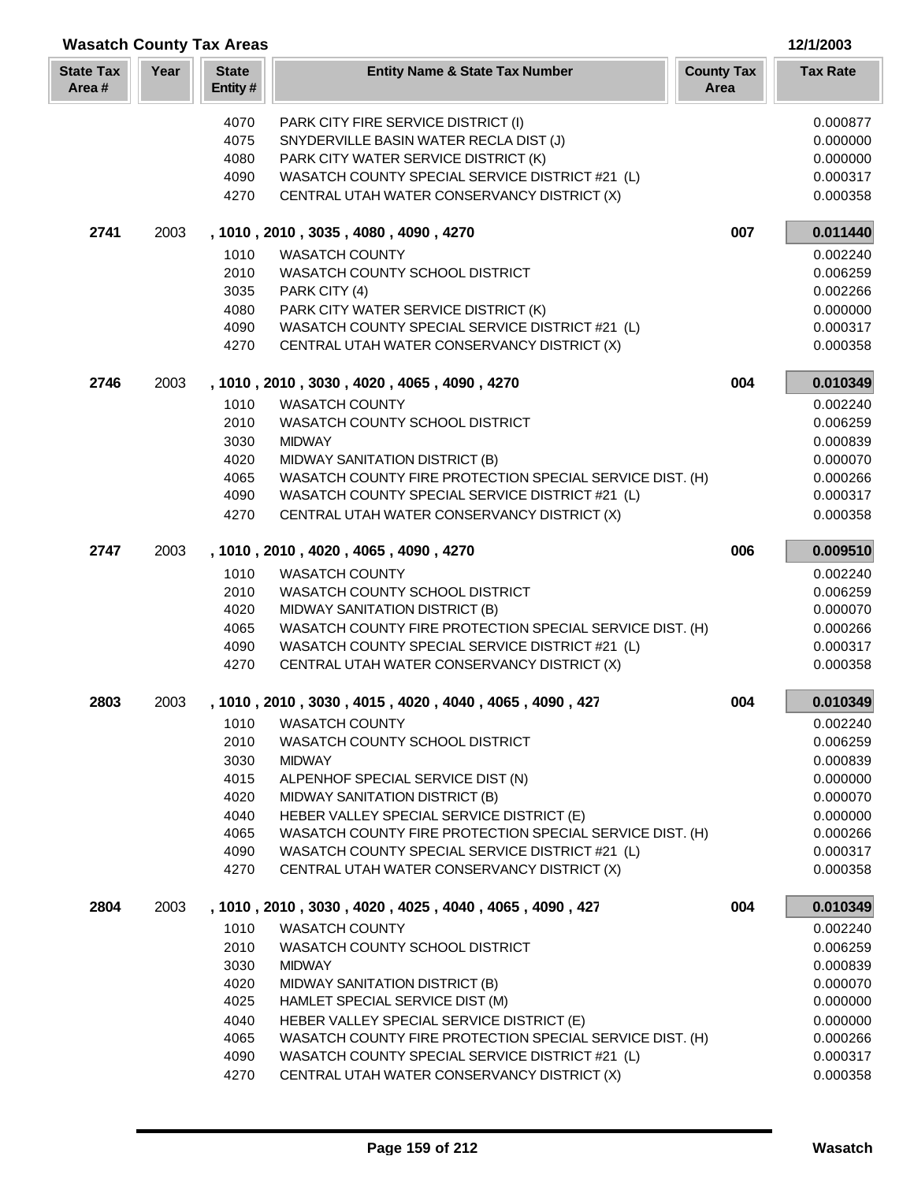## Wasatch County Tax Areas

12/1/2003

| State Tax Area # | Year | State Entity # | Entity Name & State Tax Number | County Tax Area | Tax Rate |
|---|---|---|---|---|---|
| | | 4070 | PARK CITY FIRE SERVICE DISTRICT (I) | | 0.000877 |
| | | 4075 | SNYDERVILLE BASIN WATER RECLA DIST (J) | | 0.000000 |
| | | 4080 | PARK CITY WATER SERVICE DISTRICT (K) | | 0.000000 |
| | | 4090 | WASATCH COUNTY SPECIAL SERVICE DISTRICT #21 (L) | | 0.000317 |
| | | 4270 | CENTRAL UTAH WATER CONSERVANCY DISTRICT (X) | | 0.000358 |
| **2741** | 2003 | | **, 1010 , 2010 , 3035 , 4080 , 4090 , 4270** | **007** | **0.011440** |
| | | 1010 | WASATCH COUNTY | | 0.002240 |
| | | 2010 | WASATCH COUNTY SCHOOL DISTRICT | | 0.006259 |
| | | 3035 | PARK CITY (4) | | 0.002266 |
| | | 4080 | PARK CITY WATER SERVICE DISTRICT (K) | | 0.000000 |
| | | 4090 | WASATCH COUNTY SPECIAL SERVICE DISTRICT #21 (L) | | 0.000317 |
| | | 4270 | CENTRAL UTAH WATER CONSERVANCY DISTRICT (X) | | 0.000358 |
| **2746** | 2003 | | **, 1010 , 2010 , 3030 , 4020 , 4065 , 4090 , 4270** | **004** | **0.010349** |
| | | 1010 | WASATCH COUNTY | | 0.002240 |
| | | 2010 | WASATCH COUNTY SCHOOL DISTRICT | | 0.006259 |
| | | 3030 | MIDWAY | | 0.000839 |
| | | 4020 | MIDWAY SANITATION DISTRICT (B) | | 0.000070 |
| | | 4065 | WASATCH COUNTY FIRE PROTECTION SPECIAL SERVICE DIST. (H) | | 0.000266 |
| | | 4090 | WASATCH COUNTY SPECIAL SERVICE DISTRICT #21 (L) | | 0.000317 |
| | | 4270 | CENTRAL UTAH WATER CONSERVANCY DISTRICT (X) | | 0.000358 |
| **2747** | 2003 | | **, 1010 , 2010 , 4020 , 4065 , 4090 , 4270** | **006** | **0.009510** |
| | | 1010 | WASATCH COUNTY | | 0.002240 |
| | | 2010 | WASATCH COUNTY SCHOOL DISTRICT | | 0.006259 |
| | | 4020 | MIDWAY SANITATION DISTRICT (B) | | 0.000070 |
| | | 4065 | WASATCH COUNTY FIRE PROTECTION SPECIAL SERVICE DIST. (H) | | 0.000266 |
| | | 4090 | WASATCH COUNTY SPECIAL SERVICE DISTRICT #21 (L) | | 0.000317 |
| | | 4270 | CENTRAL UTAH WATER CONSERVANCY DISTRICT (X) | | 0.000358 |
| **2803** | 2003 | | **, 1010 , 2010 , 3030 , 4015 , 4020 , 4040 , 4065 , 4090 , 427** | **004** | **0.010349** |
| | | 1010 | WASATCH COUNTY | | 0.002240 |
| | | 2010 | WASATCH COUNTY SCHOOL DISTRICT | | 0.006259 |
| | | 3030 | MIDWAY | | 0.000839 |
| | | 4015 | ALPENHOF SPECIAL SERVICE DIST (N) | | 0.000000 |
| | | 4020 | MIDWAY SANITATION DISTRICT (B) | | 0.000070 |
| | | 4040 | HEBER VALLEY SPECIAL SERVICE DISTRICT (E) | | 0.000000 |
| | | 4065 | WASATCH COUNTY FIRE PROTECTION SPECIAL SERVICE DIST. (H) | | 0.000266 |
| | | 4090 | WASATCH COUNTY SPECIAL SERVICE DISTRICT #21 (L) | | 0.000317 |
| | | 4270 | CENTRAL UTAH WATER CONSERVANCY DISTRICT (X) | | 0.000358 |
| **2804** | 2003 | | **, 1010 , 2010 , 3030 , 4020 , 4025 , 4040 , 4065 , 4090 , 427** | **004** | **0.010349** |
| | | 1010 | WASATCH COUNTY | | 0.002240 |
| | | 2010 | WASATCH COUNTY SCHOOL DISTRICT | | 0.006259 |
| | | 3030 | MIDWAY | | 0.000839 |
| | | 4020 | MIDWAY SANITATION DISTRICT (B) | | 0.000070 |
| | | 4025 | HAMLET SPECIAL SERVICE DIST (M) | | 0.000000 |
| | | 4040 | HEBER VALLEY SPECIAL SERVICE DISTRICT (E) | | 0.000000 |
| | | 4065 | WASATCH COUNTY FIRE PROTECTION SPECIAL SERVICE DIST. (H) | | 0.000266 |
| | | 4090 | WASATCH COUNTY SPECIAL SERVICE DISTRICT #21 (L) | | 0.000317 |
| | | 4270 | CENTRAL UTAH WATER CONSERVANCY DISTRICT (X) | | 0.000358 |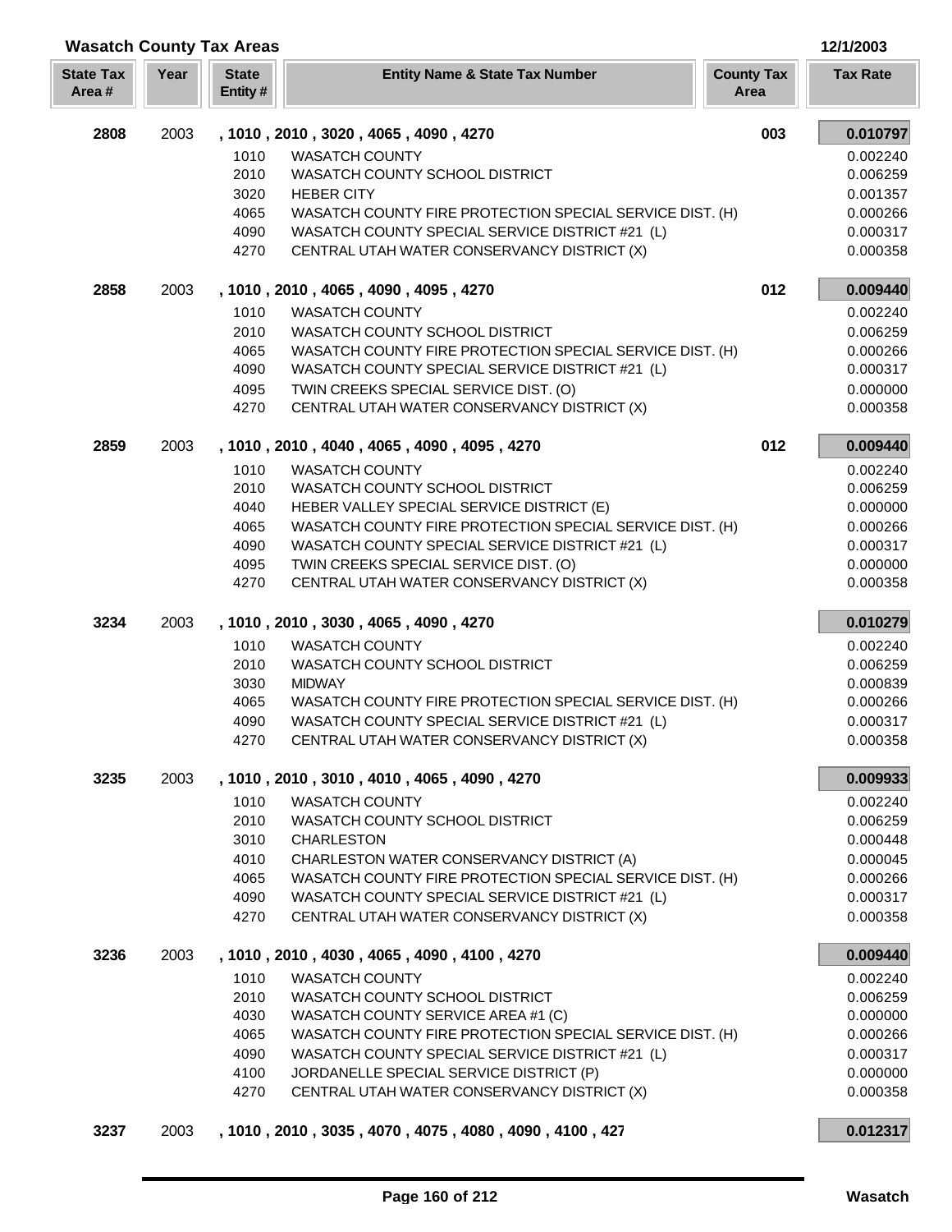## Wasatch County Tax Areas

12/1/2003

| State Tax Area # | Year | State Entity # | Entity Name & State Tax Number | County Tax Area | Tax Rate |
|---|---|---|---|---|---|
| **2808** | 2003 | | **, 1010 , 2010 , 3020 , 4065 , 4090 , 4270** | **003** | **0.010797** |
| | | 1010 | WASATCH COUNTY | | 0.002240 |
| | | 2010 | WASATCH COUNTY SCHOOL DISTRICT | | 0.006259 |
| | | 3020 | HEBER CITY | | 0.001357 |
| | | 4065 | WASATCH COUNTY FIRE PROTECTION SPECIAL SERVICE DIST. (H) | | 0.000266 |
| | | 4090 | WASATCH COUNTY SPECIAL SERVICE DISTRICT #21 (L) | | 0.000317 |
| | | 4270 | CENTRAL UTAH WATER CONSERVANCY DISTRICT (X) | | 0.000358 |
| **2858** | 2003 | | **, 1010 , 2010 , 4065 , 4090 , 4095 , 4270** | **012** | **0.009440** |
| | | 1010 | WASATCH COUNTY | | 0.002240 |
| | | 2010 | WASATCH COUNTY SCHOOL DISTRICT | | 0.006259 |
| | | 4065 | WASATCH COUNTY FIRE PROTECTION SPECIAL SERVICE DIST. (H) | | 0.000266 |
| | | 4090 | WASATCH COUNTY SPECIAL SERVICE DISTRICT #21 (L) | | 0.000317 |
| | | 4095 | TWIN CREEKS SPECIAL SERVICE DIST. (O) | | 0.000000 |
| | | 4270 | CENTRAL UTAH WATER CONSERVANCY DISTRICT (X) | | 0.000358 |
| **2859** | 2003 | | **, 1010 , 2010 , 4040 , 4065 , 4090 , 4095 , 4270** | **012** | **0.009440** |
| | | 1010 | WASATCH COUNTY | | 0.002240 |
| | | 2010 | WASATCH COUNTY SCHOOL DISTRICT | | 0.006259 |
| | | 4040 | HEBER VALLEY SPECIAL SERVICE DISTRICT (E) | | 0.000000 |
| | | 4065 | WASATCH COUNTY FIRE PROTECTION SPECIAL SERVICE DIST. (H) | | 0.000266 |
| | | 4090 | WASATCH COUNTY SPECIAL SERVICE DISTRICT #21 (L) | | 0.000317 |
| | | 4095 | TWIN CREEKS SPECIAL SERVICE DIST. (O) | | 0.000000 |
| | | 4270 | CENTRAL UTAH WATER CONSERVANCY DISTRICT (X) | | 0.000358 |
| **3234** | 2003 | | **, 1010 , 2010 , 3030 , 4065 , 4090 , 4270** | | **0.010279** |
| | | 1010 | WASATCH COUNTY | | 0.002240 |
| | | 2010 | WASATCH COUNTY SCHOOL DISTRICT | | 0.006259 |
| | | 3030 | MIDWAY | | 0.000839 |
| | | 4065 | WASATCH COUNTY FIRE PROTECTION SPECIAL SERVICE DIST. (H) | | 0.000266 |
| | | 4090 | WASATCH COUNTY SPECIAL SERVICE DISTRICT #21 (L) | | 0.000317 |
| | | 4270 | CENTRAL UTAH WATER CONSERVANCY DISTRICT (X) | | 0.000358 |
| **3235** | 2003 | | **, 1010 , 2010 , 3010 , 4010 , 4065 , 4090 , 4270** | | **0.009933** |
| | | 1010 | WASATCH COUNTY | | 0.002240 |
| | | 2010 | WASATCH COUNTY SCHOOL DISTRICT | | 0.006259 |
| | | 3010 | CHARLESTON | | 0.000448 |
| | | 4010 | CHARLESTON WATER CONSERVANCY DISTRICT (A) | | 0.000045 |
| | | 4065 | WASATCH COUNTY FIRE PROTECTION SPECIAL SERVICE DIST. (H) | | 0.000266 |
| | | 4090 | WASATCH COUNTY SPECIAL SERVICE DISTRICT #21 (L) | | 0.000317 |
| | | 4270 | CENTRAL UTAH WATER CONSERVANCY DISTRICT (X) | | 0.000358 |
| **3236** | 2003 | | **, 1010 , 2010 , 4030 , 4065 , 4090 , 4100 , 4270** | | **0.009440** |
| | | 1010 | WASATCH COUNTY | | 0.002240 |
| | | 2010 | WASATCH COUNTY SCHOOL DISTRICT | | 0.006259 |
| | | 4030 | WASATCH COUNTY SERVICE AREA #1 (C) | | 0.000000 |
| | | 4065 | WASATCH COUNTY FIRE PROTECTION SPECIAL SERVICE DIST. (H) | | 0.000266 |
| | | 4090 | WASATCH COUNTY SPECIAL SERVICE DISTRICT #21 (L) | | 0.000317 |
| | | 4100 | JORDANELLE SPECIAL SERVICE DISTRICT (P) | | 0.000000 |
| | | 4270 | CENTRAL UTAH WATER CONSERVANCY DISTRICT (X) | | 0.000358 |
| **3237** | 2003 | | **, 1010 , 2010 , 3035 , 4070 , 4075 , 4080 , 4090 , 4100 , 427** | | **0.012317** |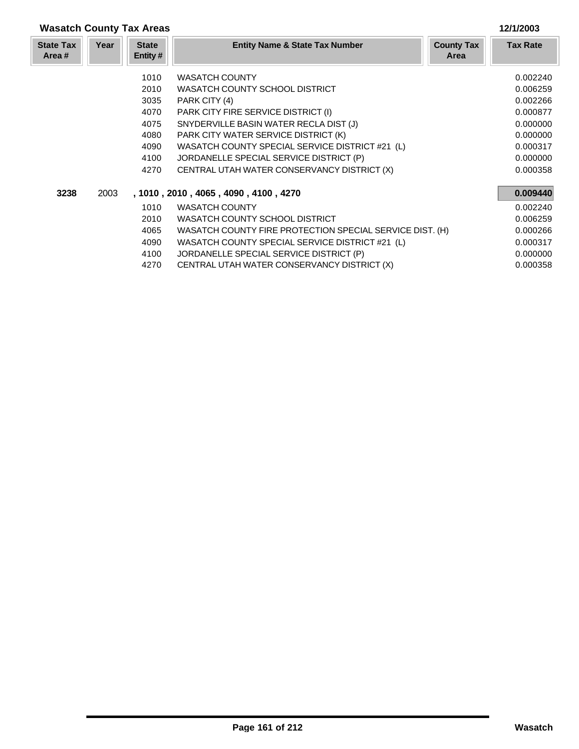## Wasatch County Tax Areas

12/1/2003

| State Tax Area # | Year | State Entity # | Entity Name & State Tax Number | County Tax Area | Tax Rate |
|---|---|---|---|---|---|
| | | 1010 | WASATCH COUNTY | | 0.002240 |
| | | 2010 | WASATCH COUNTY SCHOOL DISTRICT | | 0.006259 |
| | | 3035 | PARK CITY (4) | | 0.002266 |
| | | 4070 | PARK CITY FIRE SERVICE DISTRICT (I) | | 0.000877 |
| | | 4075 | SNYDERVILLE BASIN WATER RECLA DIST (J) | | 0.000000 |
| | | 4080 | PARK CITY WATER SERVICE DISTRICT (K) | | 0.000000 |
| | | 4090 | WASATCH COUNTY SPECIAL SERVICE DISTRICT #21 (L) | | 0.000317 |
| | | 4100 | JORDANELLE SPECIAL SERVICE DISTRICT (P) | | 0.000000 |
| | | 4270 | CENTRAL UTAH WATER CONSERVANCY DISTRICT (X) | | 0.000358 |
| **3238** | 2003 | | **, 1010 , 2010 , 4065 , 4090 , 4100 , 4270** | | **0.009440** |
| | | 1010 | WASATCH COUNTY | | 0.002240 |
| | | 2010 | WASATCH COUNTY SCHOOL DISTRICT | | 0.006259 |
| | | 4065 | WASATCH COUNTY FIRE PROTECTION SPECIAL SERVICE DIST. (H) | | 0.000266 |
| | | 4090 | WASATCH COUNTY SPECIAL SERVICE DISTRICT #21 (L) | | 0.000317 |
| | | 4100 | JORDANELLE SPECIAL SERVICE DISTRICT (P) | | 0.000000 |
| | | 4270 | CENTRAL UTAH WATER CONSERVANCY DISTRICT (X) | | 0.000358 |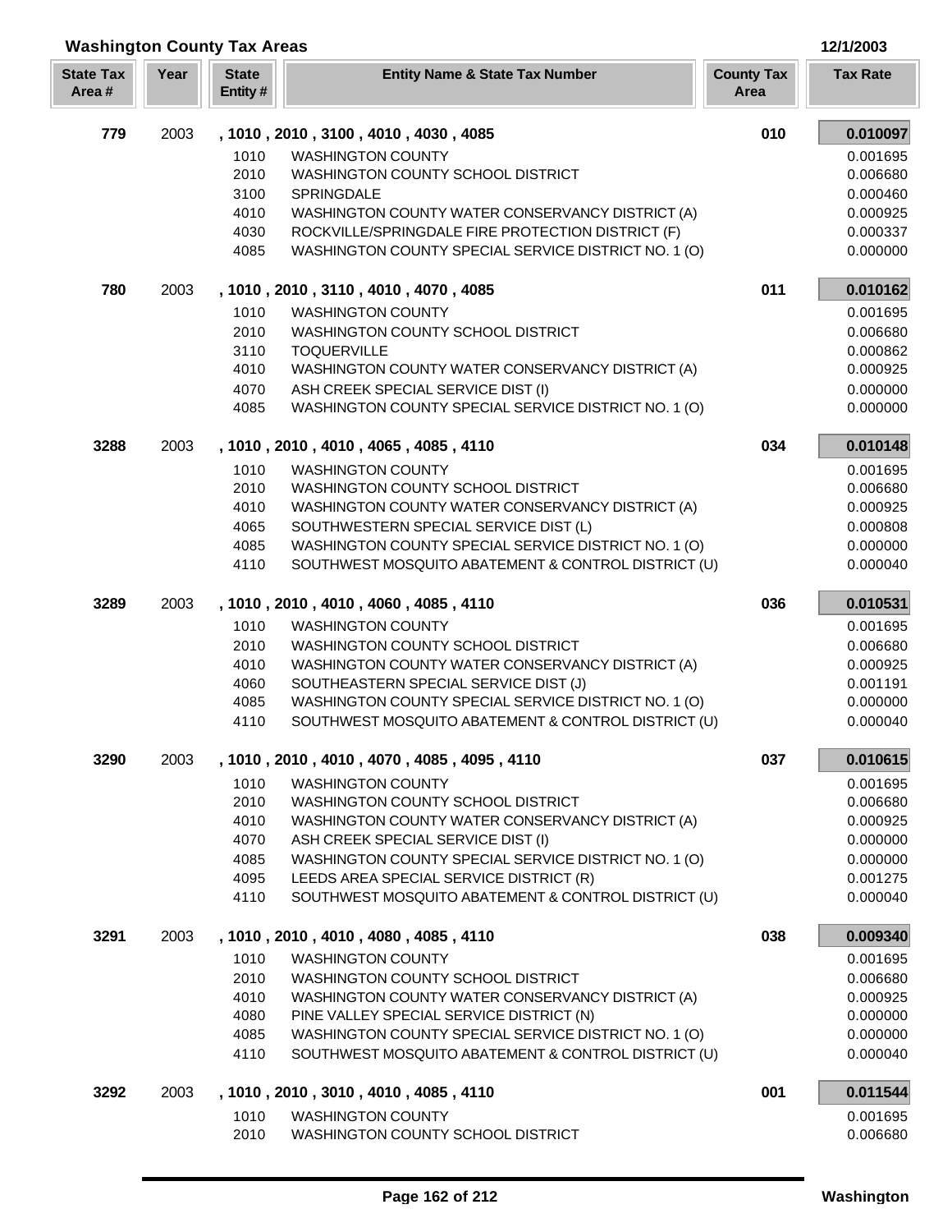## Washington County Tax Areas

12/1/2003

| State Tax Area # | Year | State Entity # | Entity Name & State Tax Number | County Tax Area | Tax Rate |
|---|---|---|---|---|---|
| **779** | 2003 | | **, 1010 , 2010 , 3100 , 4010 , 4030 , 4085** | **010** | **0.010097** |
| | | 1010 | WASHINGTON COUNTY | | 0.001695 |
| | | 2010 | WASHINGTON COUNTY SCHOOL DISTRICT | | 0.006680 |
| | | 3100 | SPRINGDALE | | 0.000460 |
| | | 4010 | WASHINGTON COUNTY WATER CONSERVANCY DISTRICT (A) | | 0.000925 |
| | | 4030 | ROCKVILLE/SPRINGDALE FIRE PROTECTION DISTRICT (F) | | 0.000337 |
| | | 4085 | WASHINGTON COUNTY SPECIAL SERVICE DISTRICT NO. 1 (O) | | 0.000000 |
| **780** | 2003 | | **, 1010 , 2010 , 3110 , 4010 , 4070 , 4085** | **011** | **0.010162** |
| | | 1010 | WASHINGTON COUNTY | | 0.001695 |
| | | 2010 | WASHINGTON COUNTY SCHOOL DISTRICT | | 0.006680 |
| | | 3110 | TOQUERVILLE | | 0.000862 |
| | | 4010 | WASHINGTON COUNTY WATER CONSERVANCY DISTRICT (A) | | 0.000925 |
| | | 4070 | ASH CREEK SPECIAL SERVICE DIST (I) | | 0.000000 |
| | | 4085 | WASHINGTON COUNTY SPECIAL SERVICE DISTRICT NO. 1 (O) | | 0.000000 |
| **3288** | 2003 | | **, 1010 , 2010 , 4010 , 4065 , 4085 , 4110** | **034** | **0.010148** |
| | | 1010 | WASHINGTON COUNTY | | 0.001695 |
| | | 2010 | WASHINGTON COUNTY SCHOOL DISTRICT | | 0.006680 |
| | | 4010 | WASHINGTON COUNTY WATER CONSERVANCY DISTRICT (A) | | 0.000925 |
| | | 4065 | SOUTHWESTERN SPECIAL SERVICE DIST (L) | | 0.000808 |
| | | 4085 | WASHINGTON COUNTY SPECIAL SERVICE DISTRICT NO. 1 (O) | | 0.000000 |
| | | 4110 | SOUTHWEST MOSQUITO ABATEMENT & CONTROL DISTRICT (U) | | 0.000040 |
| **3289** | 2003 | | **, 1010 , 2010 , 4010 , 4060 , 4085 , 4110** | **036** | **0.010531** |
| | | 1010 | WASHINGTON COUNTY | | 0.001695 |
| | | 2010 | WASHINGTON COUNTY SCHOOL DISTRICT | | 0.006680 |
| | | 4010 | WASHINGTON COUNTY WATER CONSERVANCY DISTRICT (A) | | 0.000925 |
| | | 4060 | SOUTHEASTERN SPECIAL SERVICE DIST (J) | | 0.001191 |
| | | 4085 | WASHINGTON COUNTY SPECIAL SERVICE DISTRICT NO. 1 (O) | | 0.000000 |
| | | 4110 | SOUTHWEST MOSQUITO ABATEMENT & CONTROL DISTRICT (U) | | 0.000040 |
| **3290** | 2003 | | **, 1010 , 2010 , 4010 , 4070 , 4085 , 4095 , 4110** | **037** | **0.010615** |
| | | 1010 | WASHINGTON COUNTY | | 0.001695 |
| | | 2010 | WASHINGTON COUNTY SCHOOL DISTRICT | | 0.006680 |
| | | 4010 | WASHINGTON COUNTY WATER CONSERVANCY DISTRICT (A) | | 0.000925 |
| | | 4070 | ASH CREEK SPECIAL SERVICE DIST (I) | | 0.000000 |
| | | 4085 | WASHINGTON COUNTY SPECIAL SERVICE DISTRICT NO. 1 (O) | | 0.000000 |
| | | 4095 | LEEDS AREA SPECIAL SERVICE DISTRICT (R) | | 0.001275 |
| | | 4110 | SOUTHWEST MOSQUITO ABATEMENT & CONTROL DISTRICT (U) | | 0.000040 |
| **3291** | 2003 | | **, 1010 , 2010 , 4010 , 4080 , 4085 , 4110** | **038** | **0.009340** |
| | | 1010 | WASHINGTON COUNTY | | 0.001695 |
| | | 2010 | WASHINGTON COUNTY SCHOOL DISTRICT | | 0.006680 |
| | | 4010 | WASHINGTON COUNTY WATER CONSERVANCY DISTRICT (A) | | 0.000925 |
| | | 4080 | PINE VALLEY SPECIAL SERVICE DISTRICT (N) | | 0.000000 |
| | | 4085 | WASHINGTON COUNTY SPECIAL SERVICE DISTRICT NO. 1 (O) | | 0.000000 |
| | | 4110 | SOUTHWEST MOSQUITO ABATEMENT & CONTROL DISTRICT (U) | | 0.000040 |
| **3292** | 2003 | | **, 1010 , 2010 , 3010 , 4010 , 4085 , 4110** | **001** | **0.011544** |
| | | 1010 | WASHINGTON COUNTY | | 0.001695 |
| | | 2010 | WASHINGTON COUNTY SCHOOL DISTRICT | | 0.006680 |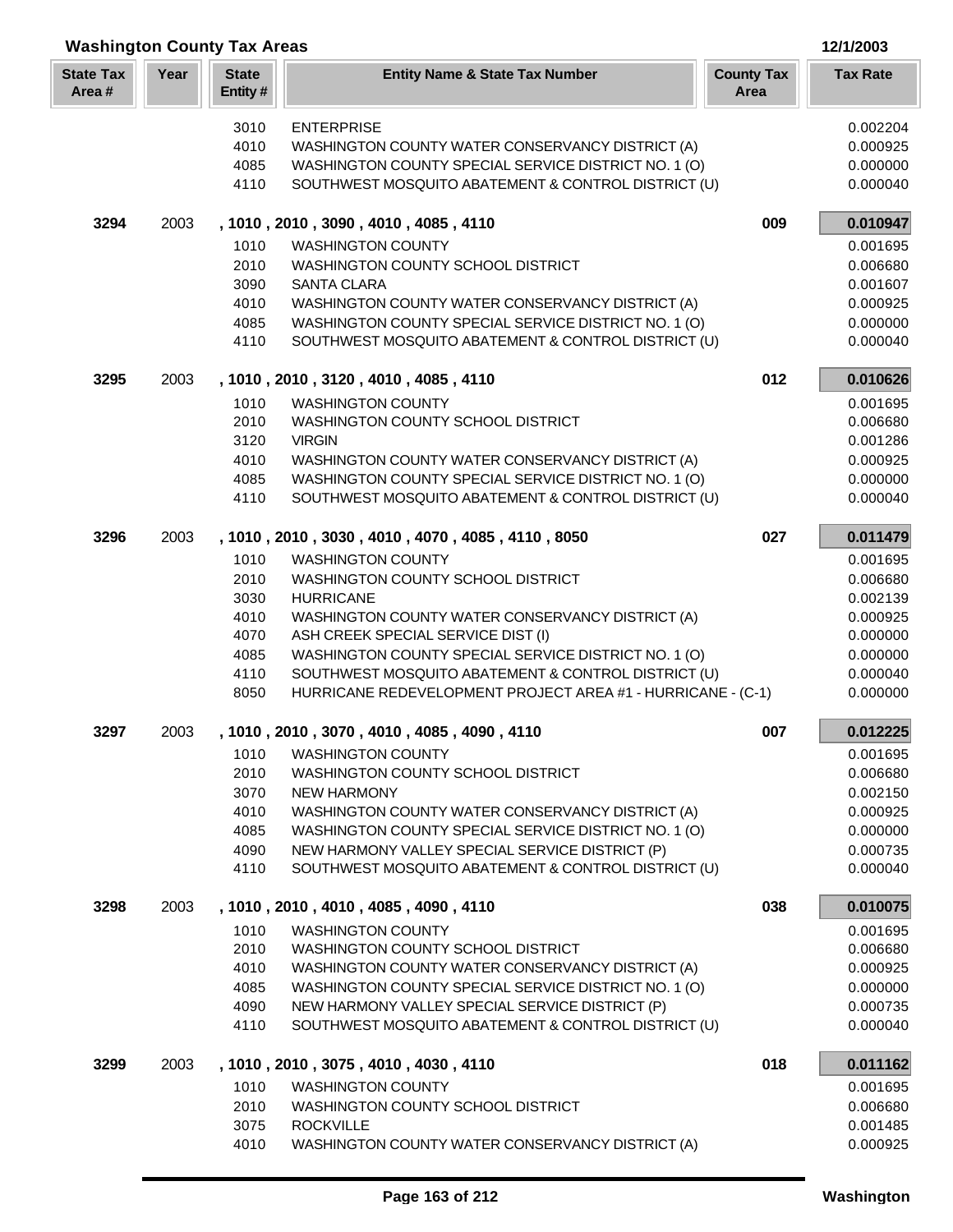## Washington County Tax Areas

12/1/2003

| State Tax Area # | Year | State Entity # | Entity Name & State Tax Number | County Tax Area | Tax Rate |
|---|---|---|---|---|---|
| | | 3010 | ENTERPRISE | | 0.002204 |
| | | 4010 | WASHINGTON COUNTY WATER CONSERVANCY DISTRICT (A) | | 0.000925 |
| | | 4085 | WASHINGTON COUNTY SPECIAL SERVICE DISTRICT NO. 1 (O) | | 0.000000 |
| | | 4110 | SOUTHWEST MOSQUITO ABATEMENT & CONTROL DISTRICT (U) | | 0.000040 |
| **3294** | 2003 | | **, 1010 , 2010 , 3090 , 4010 , 4085 , 4110** | **009** | **0.010947** |
| | | 1010 | WASHINGTON COUNTY | | 0.001695 |
| | | 2010 | WASHINGTON COUNTY SCHOOL DISTRICT | | 0.006680 |
| | | 3090 | SANTA CLARA | | 0.001607 |
| | | 4010 | WASHINGTON COUNTY WATER CONSERVANCY DISTRICT (A) | | 0.000925 |
| | | 4085 | WASHINGTON COUNTY SPECIAL SERVICE DISTRICT NO. 1 (O) | | 0.000000 |
| | | 4110 | SOUTHWEST MOSQUITO ABATEMENT & CONTROL DISTRICT (U) | | 0.000040 |
| **3295** | 2003 | | **, 1010 , 2010 , 3120 , 4010 , 4085 , 4110** | **012** | **0.010626** |
| | | 1010 | WASHINGTON COUNTY | | 0.001695 |
| | | 2010 | WASHINGTON COUNTY SCHOOL DISTRICT | | 0.006680 |
| | | 3120 | VIRGIN | | 0.001286 |
| | | 4010 | WASHINGTON COUNTY WATER CONSERVANCY DISTRICT (A) | | 0.000925 |
| | | 4085 | WASHINGTON COUNTY SPECIAL SERVICE DISTRICT NO. 1 (O) | | 0.000000 |
| | | 4110 | SOUTHWEST MOSQUITO ABATEMENT & CONTROL DISTRICT (U) | | 0.000040 |
| **3296** | 2003 | | **, 1010 , 2010 , 3030 , 4010 , 4070 , 4085 , 4110 , 8050** | **027** | **0.011479** |
| | | 1010 | WASHINGTON COUNTY | | 0.001695 |
| | | 2010 | WASHINGTON COUNTY SCHOOL DISTRICT | | 0.006680 |
| | | 3030 | HURRICANE | | 0.002139 |
| | | 4010 | WASHINGTON COUNTY WATER CONSERVANCY DISTRICT (A) | | 0.000925 |
| | | 4070 | ASH CREEK SPECIAL SERVICE DIST (I) | | 0.000000 |
| | | 4085 | WASHINGTON COUNTY SPECIAL SERVICE DISTRICT NO. 1 (O) | | 0.000000 |
| | | 4110 | SOUTHWEST MOSQUITO ABATEMENT & CONTROL DISTRICT (U) | | 0.000040 |
| | | 8050 | HURRICANE REDEVELOPMENT PROJECT AREA #1 - HURRICANE - (C-1) | | 0.000000 |
| **3297** | 2003 | | **, 1010 , 2010 , 3070 , 4010 , 4085 , 4090 , 4110** | **007** | **0.012225** |
| | | 1010 | WASHINGTON COUNTY | | 0.001695 |
| | | 2010 | WASHINGTON COUNTY SCHOOL DISTRICT | | 0.006680 |
| | | 3070 | NEW HARMONY | | 0.002150 |
| | | 4010 | WASHINGTON COUNTY WATER CONSERVANCY DISTRICT (A) | | 0.000925 |
| | | 4085 | WASHINGTON COUNTY SPECIAL SERVICE DISTRICT NO. 1 (O) | | 0.000000 |
| | | 4090 | NEW HARMONY VALLEY SPECIAL SERVICE DISTRICT (P) | | 0.000735 |
| | | 4110 | SOUTHWEST MOSQUITO ABATEMENT & CONTROL DISTRICT (U) | | 0.000040 |
| **3298** | 2003 | | **, 1010 , 2010 , 4010 , 4085 , 4090 , 4110** | **038** | **0.010075** |
| | | 1010 | WASHINGTON COUNTY | | 0.001695 |
| | | 2010 | WASHINGTON COUNTY SCHOOL DISTRICT | | 0.006680 |
| | | 4010 | WASHINGTON COUNTY WATER CONSERVANCY DISTRICT (A) | | 0.000925 |
| | | 4085 | WASHINGTON COUNTY SPECIAL SERVICE DISTRICT NO. 1 (O) | | 0.000000 |
| | | 4090 | NEW HARMONY VALLEY SPECIAL SERVICE DISTRICT (P) | | 0.000735 |
| | | 4110 | SOUTHWEST MOSQUITO ABATEMENT & CONTROL DISTRICT (U) | | 0.000040 |
| **3299** | 2003 | | **, 1010 , 2010 , 3075 , 4010 , 4030 , 4110** | **018** | **0.011162** |
| | | 1010 | WASHINGTON COUNTY | | 0.001695 |
| | | 2010 | WASHINGTON COUNTY SCHOOL DISTRICT | | 0.006680 |
| | | 3075 | ROCKVILLE | | 0.001485 |
| | | 4010 | WASHINGTON COUNTY WATER CONSERVANCY DISTRICT (A) | | 0.000925 |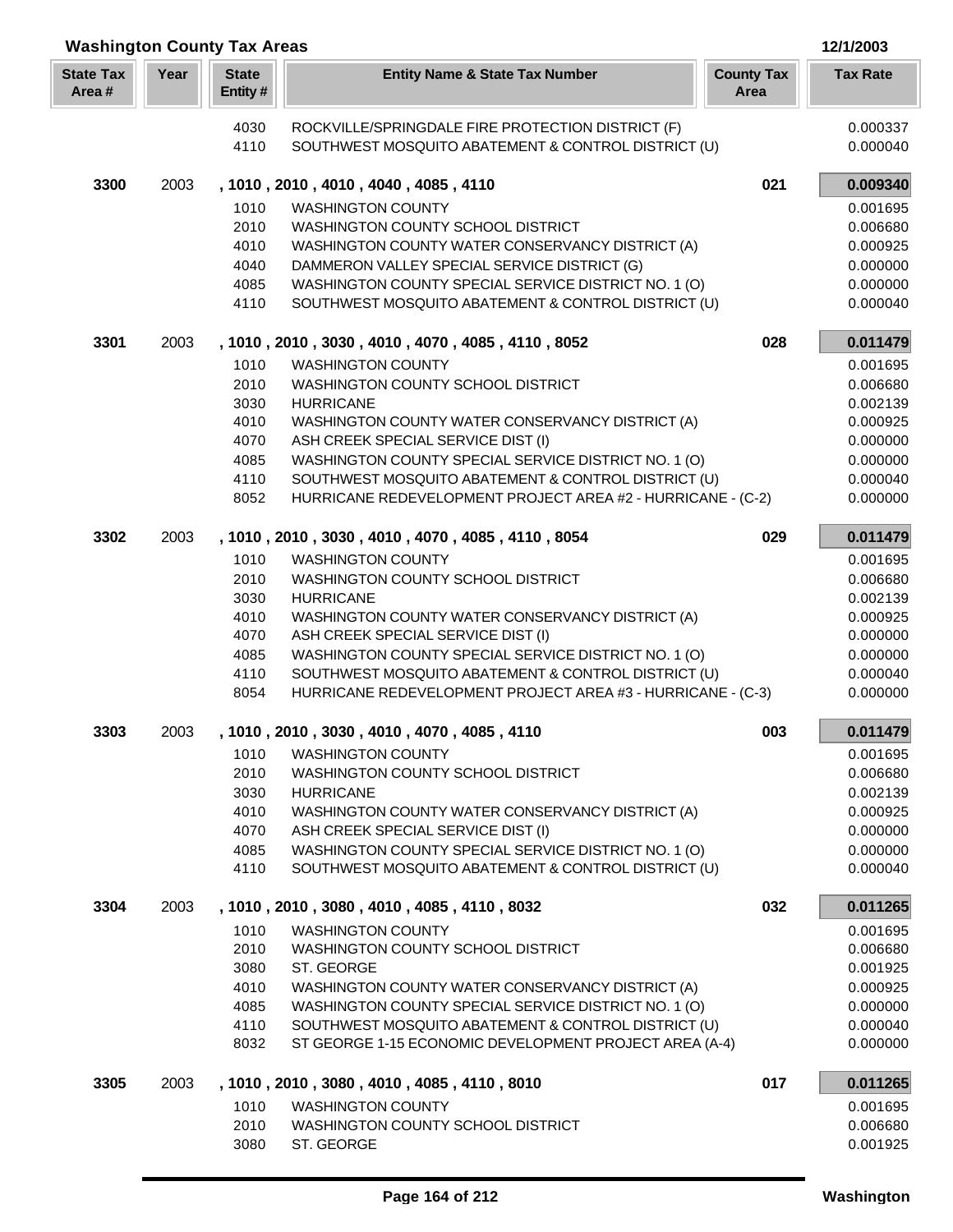## Washington County Tax Areas

12/1/2003

| State Tax Area # | Year | State Entity # | Entity Name & State Tax Number | County Tax Area | Tax Rate |
|---|---|---|---|---|---|
| | | 4030 | ROCKVILLE/SPRINGDALE FIRE PROTECTION DISTRICT (F) | | 0.000337 |
| | | 4110 | SOUTHWEST MOSQUITO ABATEMENT & CONTROL DISTRICT (U) | | 0.000040 |
| **3300** | 2003 | | **, 1010 , 2010 , 4010 , 4040 , 4085 , 4110** | **021** | **0.009340** |
| | | 1010 | WASHINGTON COUNTY | | 0.001695 |
| | | 2010 | WASHINGTON COUNTY SCHOOL DISTRICT | | 0.006680 |
| | | 4010 | WASHINGTON COUNTY WATER CONSERVANCY DISTRICT (A) | | 0.000925 |
| | | 4040 | DAMMERON VALLEY SPECIAL SERVICE DISTRICT (G) | | 0.000000 |
| | | 4085 | WASHINGTON COUNTY SPECIAL SERVICE DISTRICT NO. 1 (O) | | 0.000000 |
| | | 4110 | SOUTHWEST MOSQUITO ABATEMENT & CONTROL DISTRICT (U) | | 0.000040 |
| **3301** | 2003 | | **, 1010 , 2010 , 3030 , 4010 , 4070 , 4085 , 4110 , 8052** | **028** | **0.011479** |
| | | 1010 | WASHINGTON COUNTY | | 0.001695 |
| | | 2010 | WASHINGTON COUNTY SCHOOL DISTRICT | | 0.006680 |
| | | 3030 | HURRICANE | | 0.002139 |
| | | 4010 | WASHINGTON COUNTY WATER CONSERVANCY DISTRICT (A) | | 0.000925 |
| | | 4070 | ASH CREEK SPECIAL SERVICE DIST (I) | | 0.000000 |
| | | 4085 | WASHINGTON COUNTY SPECIAL SERVICE DISTRICT NO. 1 (O) | | 0.000000 |
| | | 4110 | SOUTHWEST MOSQUITO ABATEMENT & CONTROL DISTRICT (U) | | 0.000040 |
| | | 8052 | HURRICANE REDEVELOPMENT PROJECT AREA #2 - HURRICANE - (C-2) | | 0.000000 |
| **3302** | 2003 | | **, 1010 , 2010 , 3030 , 4010 , 4070 , 4085 , 4110 , 8054** | **029** | **0.011479** |
| | | 1010 | WASHINGTON COUNTY | | 0.001695 |
| | | 2010 | WASHINGTON COUNTY SCHOOL DISTRICT | | 0.006680 |
| | | 3030 | HURRICANE | | 0.002139 |
| | | 4010 | WASHINGTON COUNTY WATER CONSERVANCY DISTRICT (A) | | 0.000925 |
| | | 4070 | ASH CREEK SPECIAL SERVICE DIST (I) | | 0.000000 |
| | | 4085 | WASHINGTON COUNTY SPECIAL SERVICE DISTRICT NO. 1 (O) | | 0.000000 |
| | | 4110 | SOUTHWEST MOSQUITO ABATEMENT & CONTROL DISTRICT (U) | | 0.000040 |
| | | 8054 | HURRICANE REDEVELOPMENT PROJECT AREA #3 - HURRICANE - (C-3) | | 0.000000 |
| **3303** | 2003 | | **, 1010 , 2010 , 3030 , 4010 , 4070 , 4085 , 4110** | **003** | **0.011479** |
| | | 1010 | WASHINGTON COUNTY | | 0.001695 |
| | | 2010 | WASHINGTON COUNTY SCHOOL DISTRICT | | 0.006680 |
| | | 3030 | HURRICANE | | 0.002139 |
| | | 4010 | WASHINGTON COUNTY WATER CONSERVANCY DISTRICT (A) | | 0.000925 |
| | | 4070 | ASH CREEK SPECIAL SERVICE DIST (I) | | 0.000000 |
| | | 4085 | WASHINGTON COUNTY SPECIAL SERVICE DISTRICT NO. 1 (O) | | 0.000000 |
| | | 4110 | SOUTHWEST MOSQUITO ABATEMENT & CONTROL DISTRICT (U) | | 0.000040 |
| **3304** | 2003 | | **, 1010 , 2010 , 3080 , 4010 , 4085 , 4110 , 8032** | **032** | **0.011265** |
| | | 1010 | WASHINGTON COUNTY | | 0.001695 |
| | | 2010 | WASHINGTON COUNTY SCHOOL DISTRICT | | 0.006680 |
| | | 3080 | ST. GEORGE | | 0.001925 |
| | | 4010 | WASHINGTON COUNTY WATER CONSERVANCY DISTRICT (A) | | 0.000925 |
| | | 4085 | WASHINGTON COUNTY SPECIAL SERVICE DISTRICT NO. 1 (O) | | 0.000000 |
| | | 4110 | SOUTHWEST MOSQUITO ABATEMENT & CONTROL DISTRICT (U) | | 0.000040 |
| | | 8032 | ST GEORGE 1-15 ECONOMIC DEVELOPMENT PROJECT AREA (A-4) | | 0.000000 |
| **3305** | 2003 | | **, 1010 , 2010 , 3080 , 4010 , 4085 , 4110 , 8010** | **017** | **0.011265** |
| | | 1010 | WASHINGTON COUNTY | | 0.001695 |
| | | 2010 | WASHINGTON COUNTY SCHOOL DISTRICT | | 0.006680 |
| | | 3080 | ST. GEORGE | | 0.001925 |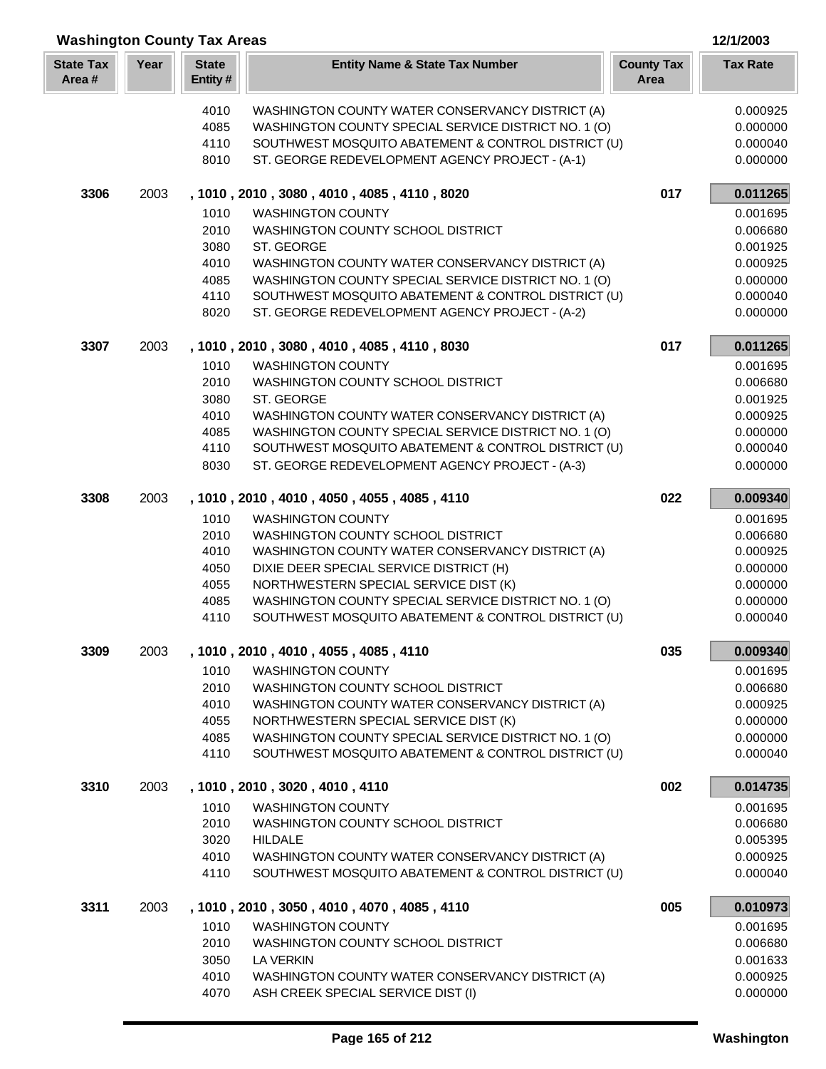## Washington County Tax Areas

12/1/2003

| State Tax Area # | Year | State Entity # | Entity Name & State Tax Number | County Tax Area | Tax Rate |
|---|---|---|---|---|---|
| | | 4010 | WASHINGTON COUNTY WATER CONSERVANCY DISTRICT (A) | | 0.000925 |
| | | 4085 | WASHINGTON COUNTY SPECIAL SERVICE DISTRICT NO. 1 (O) | | 0.000000 |
| | | 4110 | SOUTHWEST MOSQUITO ABATEMENT & CONTROL DISTRICT (U) | | 0.000040 |
| | | 8010 | ST. GEORGE REDEVELOPMENT AGENCY PROJECT - (A-1) | | 0.000000 |
| **3306** | 2003 | **, 1010 , 2010 , 3080 , 4010 , 4085 , 4110 , 8020** | | **017** | **0.011265** |
| | | 1010 | WASHINGTON COUNTY | | 0.001695 |
| | | 2010 | WASHINGTON COUNTY SCHOOL DISTRICT | | 0.006680 |
| | | 3080 | ST. GEORGE | | 0.001925 |
| | | 4010 | WASHINGTON COUNTY WATER CONSERVANCY DISTRICT (A) | | 0.000925 |
| | | 4085 | WASHINGTON COUNTY SPECIAL SERVICE DISTRICT NO. 1 (O) | | 0.000000 |
| | | 4110 | SOUTHWEST MOSQUITO ABATEMENT & CONTROL DISTRICT (U) | | 0.000040 |
| | | 8020 | ST. GEORGE REDEVELOPMENT AGENCY PROJECT - (A-2) | | 0.000000 |
| **3307** | 2003 | **, 1010 , 2010 , 3080 , 4010 , 4085 , 4110 , 8030** | | **017** | **0.011265** |
| | | 1010 | WASHINGTON COUNTY | | 0.001695 |
| | | 2010 | WASHINGTON COUNTY SCHOOL DISTRICT | | 0.006680 |
| | | 3080 | ST. GEORGE | | 0.001925 |
| | | 4010 | WASHINGTON COUNTY WATER CONSERVANCY DISTRICT (A) | | 0.000925 |
| | | 4085 | WASHINGTON COUNTY SPECIAL SERVICE DISTRICT NO. 1 (O) | | 0.000000 |
| | | 4110 | SOUTHWEST MOSQUITO ABATEMENT & CONTROL DISTRICT (U) | | 0.000040 |
| | | 8030 | ST. GEORGE REDEVELOPMENT AGENCY PROJECT - (A-3) | | 0.000000 |
| **3308** | 2003 | **, 1010 , 2010 , 4010 , 4050 , 4055 , 4085 , 4110** | | **022** | **0.009340** |
| | | 1010 | WASHINGTON COUNTY | | 0.001695 |
| | | 2010 | WASHINGTON COUNTY SCHOOL DISTRICT | | 0.006680 |
| | | 4010 | WASHINGTON COUNTY WATER CONSERVANCY DISTRICT (A) | | 0.000925 |
| | | 4050 | DIXIE DEER SPECIAL SERVICE DISTRICT (H) | | 0.000000 |
| | | 4055 | NORTHWESTERN SPECIAL SERVICE DIST (K) | | 0.000000 |
| | | 4085 | WASHINGTON COUNTY SPECIAL SERVICE DISTRICT NO. 1 (O) | | 0.000000 |
| | | 4110 | SOUTHWEST MOSQUITO ABATEMENT & CONTROL DISTRICT (U) | | 0.000040 |
| **3309** | 2003 | **, 1010 , 2010 , 4010 , 4055 , 4085 , 4110** | | **035** | **0.009340** |
| | | 1010 | WASHINGTON COUNTY | | 0.001695 |
| | | 2010 | WASHINGTON COUNTY SCHOOL DISTRICT | | 0.006680 |
| | | 4010 | WASHINGTON COUNTY WATER CONSERVANCY DISTRICT (A) | | 0.000925 |
| | | 4055 | NORTHWESTERN SPECIAL SERVICE DIST (K) | | 0.000000 |
| | | 4085 | WASHINGTON COUNTY SPECIAL SERVICE DISTRICT NO. 1 (O) | | 0.000000 |
| | | 4110 | SOUTHWEST MOSQUITO ABATEMENT & CONTROL DISTRICT (U) | | 0.000040 |
| **3310** | 2003 | **, 1010 , 2010 , 3020 , 4010 , 4110** | | **002** | **0.014735** |
| | | 1010 | WASHINGTON COUNTY | | 0.001695 |
| | | 2010 | WASHINGTON COUNTY SCHOOL DISTRICT | | 0.006680 |
| | | 3020 | HILDALE | | 0.005395 |
| | | 4010 | WASHINGTON COUNTY WATER CONSERVANCY DISTRICT (A) | | 0.000925 |
| | | 4110 | SOUTHWEST MOSQUITO ABATEMENT & CONTROL DISTRICT (U) | | 0.000040 |
| **3311** | 2003 | **, 1010 , 2010 , 3050 , 4010 , 4070 , 4085 , 4110** | | **005** | **0.010973** |
| | | 1010 | WASHINGTON COUNTY | | 0.001695 |
| | | 2010 | WASHINGTON COUNTY SCHOOL DISTRICT | | 0.006680 |
| | | 3050 | LA VERKIN | | 0.001633 |
| | | 4010 | WASHINGTON COUNTY WATER CONSERVANCY DISTRICT (A) | | 0.000925 |
| | | 4070 | ASH CREEK SPECIAL SERVICE DIST (I) | | 0.000000 |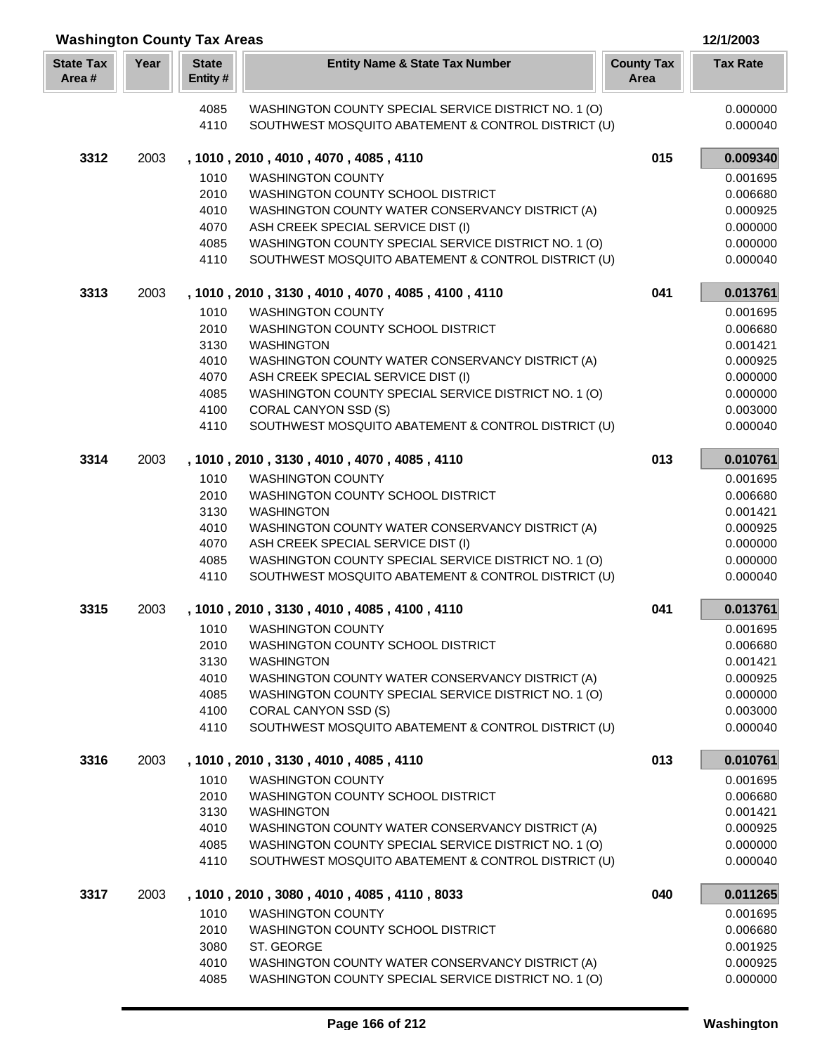## Washington County Tax Areas

12/1/2003

| State Tax Area # | Year | State Entity # | Entity Name & State Tax Number | County Tax Area | Tax Rate |
|---|---|---|---|---|---|
| | | 4085 | WASHINGTON COUNTY SPECIAL SERVICE DISTRICT NO. 1 (O) | | 0.000000 |
| | | 4110 | SOUTHWEST MOSQUITO ABATEMENT & CONTROL DISTRICT (U) | | 0.000040 |
| **3312** | 2003 | | **, 1010 , 2010 , 4010 , 4070 , 4085 , 4110** | **015** | **0.009340** |
| | | 1010 | WASHINGTON COUNTY | | 0.001695 |
| | | 2010 | WASHINGTON COUNTY SCHOOL DISTRICT | | 0.006680 |
| | | 4010 | WASHINGTON COUNTY WATER CONSERVANCY DISTRICT (A) | | 0.000925 |
| | | 4070 | ASH CREEK SPECIAL SERVICE DIST (I) | | 0.000000 |
| | | 4085 | WASHINGTON COUNTY SPECIAL SERVICE DISTRICT NO. 1 (O) | | 0.000000 |
| | | 4110 | SOUTHWEST MOSQUITO ABATEMENT & CONTROL DISTRICT (U) | | 0.000040 |
| **3313** | 2003 | | **, 1010 , 2010 , 3130 , 4010 , 4070 , 4085 , 4100 , 4110** | **041** | **0.013761** |
| | | 1010 | WASHINGTON COUNTY | | 0.001695 |
| | | 2010 | WASHINGTON COUNTY SCHOOL DISTRICT | | 0.006680 |
| | | 3130 | WASHINGTON | | 0.001421 |
| | | 4010 | WASHINGTON COUNTY WATER CONSERVANCY DISTRICT (A) | | 0.000925 |
| | | 4070 | ASH CREEK SPECIAL SERVICE DIST (I) | | 0.000000 |
| | | 4085 | WASHINGTON COUNTY SPECIAL SERVICE DISTRICT NO. 1 (O) | | 0.000000 |
| | | 4100 | CORAL CANYON SSD (S) | | 0.003000 |
| | | 4110 | SOUTHWEST MOSQUITO ABATEMENT & CONTROL DISTRICT (U) | | 0.000040 |
| **3314** | 2003 | | **, 1010 , 2010 , 3130 , 4010 , 4070 , 4085 , 4110** | **013** | **0.010761** |
| | | 1010 | WASHINGTON COUNTY | | 0.001695 |
| | | 2010 | WASHINGTON COUNTY SCHOOL DISTRICT | | 0.006680 |
| | | 3130 | WASHINGTON | | 0.001421 |
| | | 4010 | WASHINGTON COUNTY WATER CONSERVANCY DISTRICT (A) | | 0.000925 |
| | | 4070 | ASH CREEK SPECIAL SERVICE DIST (I) | | 0.000000 |
| | | 4085 | WASHINGTON COUNTY SPECIAL SERVICE DISTRICT NO. 1 (O) | | 0.000000 |
| | | 4110 | SOUTHWEST MOSQUITO ABATEMENT & CONTROL DISTRICT (U) | | 0.000040 |
| **3315** | 2003 | | **, 1010 , 2010 , 3130 , 4010 , 4085 , 4100 , 4110** | **041** | **0.013761** |
| | | 1010 | WASHINGTON COUNTY | | 0.001695 |
| | | 2010 | WASHINGTON COUNTY SCHOOL DISTRICT | | 0.006680 |
| | | 3130 | WASHINGTON | | 0.001421 |
| | | 4010 | WASHINGTON COUNTY WATER CONSERVANCY DISTRICT (A) | | 0.000925 |
| | | 4085 | WASHINGTON COUNTY SPECIAL SERVICE DISTRICT NO. 1 (O) | | 0.000000 |
| | | 4100 | CORAL CANYON SSD (S) | | 0.003000 |
| | | 4110 | SOUTHWEST MOSQUITO ABATEMENT & CONTROL DISTRICT (U) | | 0.000040 |
| **3316** | 2003 | | **, 1010 , 2010 , 3130 , 4010 , 4085 , 4110** | **013** | **0.010761** |
| | | 1010 | WASHINGTON COUNTY | | 0.001695 |
| | | 2010 | WASHINGTON COUNTY SCHOOL DISTRICT | | 0.006680 |
| | | 3130 | WASHINGTON | | 0.001421 |
| | | 4010 | WASHINGTON COUNTY WATER CONSERVANCY DISTRICT (A) | | 0.000925 |
| | | 4085 | WASHINGTON COUNTY SPECIAL SERVICE DISTRICT NO. 1 (O) | | 0.000000 |
| | | 4110 | SOUTHWEST MOSQUITO ABATEMENT & CONTROL DISTRICT (U) | | 0.000040 |
| **3317** | 2003 | | **, 1010 , 2010 , 3080 , 4010 , 4085 , 4110 , 8033** | **040** | **0.011265** |
| | | 1010 | WASHINGTON COUNTY | | 0.001695 |
| | | 2010 | WASHINGTON COUNTY SCHOOL DISTRICT | | 0.006680 |
| | | 3080 | ST. GEORGE | | 0.001925 |
| | | 4010 | WASHINGTON COUNTY WATER CONSERVANCY DISTRICT (A) | | 0.000925 |
| | | 4085 | WASHINGTON COUNTY SPECIAL SERVICE DISTRICT NO. 1 (O) | | 0.000000 |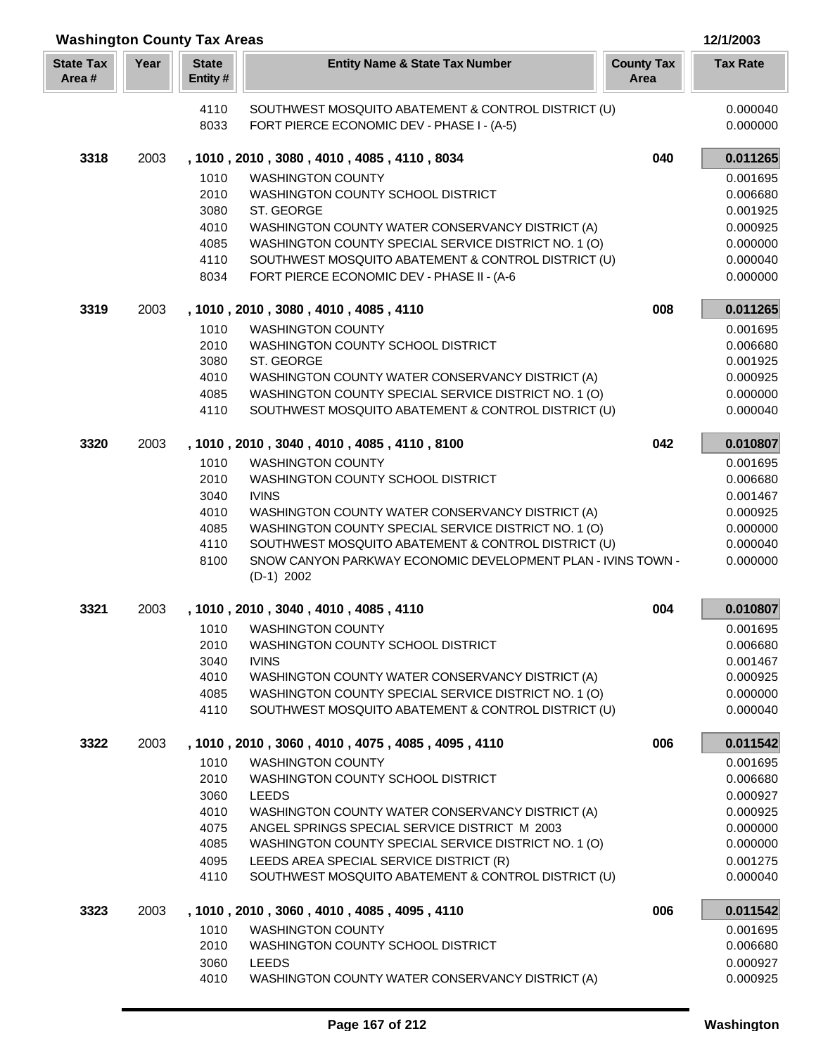## Washington County Tax Areas

12/1/2003

| State Tax Area # | Year | State Entity # | Entity Name & State Tax Number | County Tax Area | Tax Rate |
|---|---|---|---|---|---|
| | | 4110 | SOUTHWEST MOSQUITO ABATEMENT & CONTROL DISTRICT (U) | | 0.000040 |
| | | 8033 | FORT PIERCE ECONOMIC DEV - PHASE I - (A-5) | | 0.000000 |
| **3318** | 2003 | | **, 1010 , 2010 , 3080 , 4010 , 4085 , 4110 , 8034** | **040** | **0.011265** |
| | | 1010 | WASHINGTON COUNTY | | 0.001695 |
| | | 2010 | WASHINGTON COUNTY SCHOOL DISTRICT | | 0.006680 |
| | | 3080 | ST. GEORGE | | 0.001925 |
| | | 4010 | WASHINGTON COUNTY WATER CONSERVANCY DISTRICT (A) | | 0.000925 |
| | | 4085 | WASHINGTON COUNTY SPECIAL SERVICE DISTRICT NO. 1 (O) | | 0.000000 |
| | | 4110 | SOUTHWEST MOSQUITO ABATEMENT & CONTROL DISTRICT (U) | | 0.000040 |
| | | 8034 | FORT PIERCE ECONOMIC DEV - PHASE II - (A-6 | | 0.000000 |
| **3319** | 2003 | | **, 1010 , 2010 , 3080 , 4010 , 4085 , 4110** | **008** | **0.011265** |
| | | 1010 | WASHINGTON COUNTY | | 0.001695 |
| | | 2010 | WASHINGTON COUNTY SCHOOL DISTRICT | | 0.006680 |
| | | 3080 | ST. GEORGE | | 0.001925 |
| | | 4010 | WASHINGTON COUNTY WATER CONSERVANCY DISTRICT (A) | | 0.000925 |
| | | 4085 | WASHINGTON COUNTY SPECIAL SERVICE DISTRICT NO. 1 (O) | | 0.000000 |
| | | 4110 | SOUTHWEST MOSQUITO ABATEMENT & CONTROL DISTRICT (U) | | 0.000040 |
| **3320** | 2003 | | **, 1010 , 2010 , 3040 , 4010 , 4085 , 4110 , 8100** | **042** | **0.010807** |
| | | 1010 | WASHINGTON COUNTY | | 0.001695 |
| | | 2010 | WASHINGTON COUNTY SCHOOL DISTRICT | | 0.006680 |
| | | 3040 | IVINS | | 0.001467 |
| | | 4010 | WASHINGTON COUNTY WATER CONSERVANCY DISTRICT (A) | | 0.000925 |
| | | 4085 | WASHINGTON COUNTY SPECIAL SERVICE DISTRICT NO. 1 (O) | | 0.000000 |
| | | 4110 | SOUTHWEST MOSQUITO ABATEMENT & CONTROL DISTRICT (U) | | 0.000040 |
| | | 8100 | SNOW CANYON PARKWAY ECONOMIC DEVELOPMENT PLAN - IVINS TOWN - (D-1) 2002 | | 0.000000 |
| **3321** | 2003 | | **, 1010 , 2010 , 3040 , 4010 , 4085 , 4110** | **004** | **0.010807** |
| | | 1010 | WASHINGTON COUNTY | | 0.001695 |
| | | 2010 | WASHINGTON COUNTY SCHOOL DISTRICT | | 0.006680 |
| | | 3040 | IVINS | | 0.001467 |
| | | 4010 | WASHINGTON COUNTY WATER CONSERVANCY DISTRICT (A) | | 0.000925 |
| | | 4085 | WASHINGTON COUNTY SPECIAL SERVICE DISTRICT NO. 1 (O) | | 0.000000 |
| | | 4110 | SOUTHWEST MOSQUITO ABATEMENT & CONTROL DISTRICT (U) | | 0.000040 |
| **3322** | 2003 | | **, 1010 , 2010 , 3060 , 4010 , 4075 , 4085 , 4095 , 4110** | **006** | **0.011542** |
| | | 1010 | WASHINGTON COUNTY | | 0.001695 |
| | | 2010 | WASHINGTON COUNTY SCHOOL DISTRICT | | 0.006680 |
| | | 3060 | LEEDS | | 0.000927 |
| | | 4010 | WASHINGTON COUNTY WATER CONSERVANCY DISTRICT (A) | | 0.000925 |
| | | 4075 | ANGEL SPRINGS SPECIAL SERVICE DISTRICT M 2003 | | 0.000000 |
| | | 4085 | WASHINGTON COUNTY SPECIAL SERVICE DISTRICT NO. 1 (O) | | 0.000000 |
| | | 4095 | LEEDS AREA SPECIAL SERVICE DISTRICT (R) | | 0.001275 |
| | | 4110 | SOUTHWEST MOSQUITO ABATEMENT & CONTROL DISTRICT (U) | | 0.000040 |
| **3323** | 2003 | | **, 1010 , 2010 , 3060 , 4010 , 4085 , 4095 , 4110** | **006** | **0.011542** |
| | | 1010 | WASHINGTON COUNTY | | 0.001695 |
| | | 2010 | WASHINGTON COUNTY SCHOOL DISTRICT | | 0.006680 |
| | | 3060 | LEEDS | | 0.000927 |
| | | 4010 | WASHINGTON COUNTY WATER CONSERVANCY DISTRICT (A) | | 0.000925 |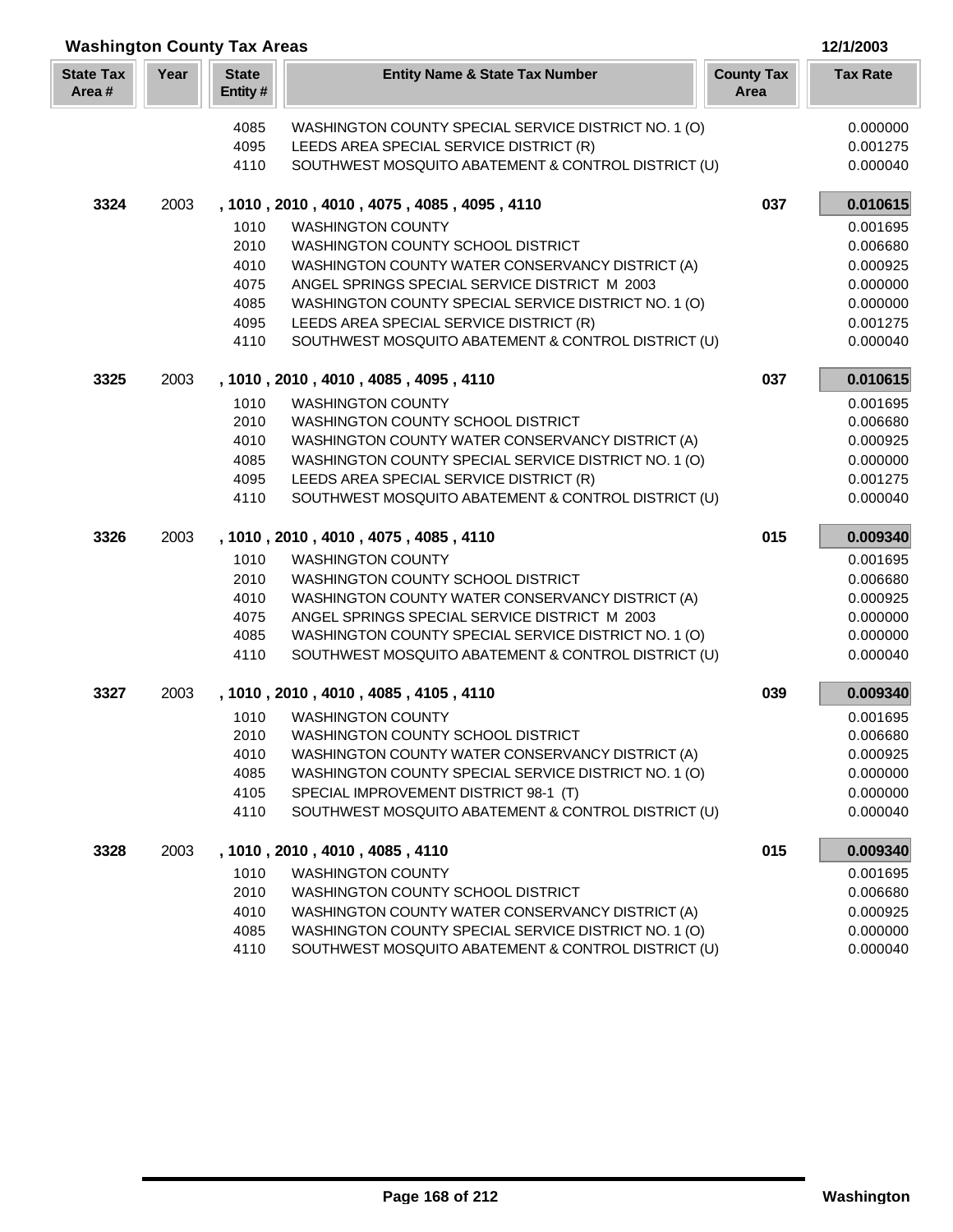## Washington County Tax Areas

12/1/2003

| State Tax Area # | Year | State Entity # | Entity Name & State Tax Number | County Tax Area | Tax Rate |
|---|---|---|---|---|---|
| | | 4085 | WASHINGTON COUNTY SPECIAL SERVICE DISTRICT NO. 1 (O) | | 0.000000 |
| | | 4095 | LEEDS AREA SPECIAL SERVICE DISTRICT (R) | | 0.001275 |
| | | 4110 | SOUTHWEST MOSQUITO ABATEMENT & CONTROL DISTRICT (U) | | 0.000040 |
| **3324** | 2003 | | **, 1010 , 2010 , 4010 , 4075 , 4085 , 4095 , 4110** | **037** | **0.010615** |
| | | 1010 | WASHINGTON COUNTY | | 0.001695 |
| | | 2010 | WASHINGTON COUNTY SCHOOL DISTRICT | | 0.006680 |
| | | 4010 | WASHINGTON COUNTY WATER CONSERVANCY DISTRICT (A) | | 0.000925 |
| | | 4075 | ANGEL SPRINGS SPECIAL SERVICE DISTRICT M 2003 | | 0.000000 |
| | | 4085 | WASHINGTON COUNTY SPECIAL SERVICE DISTRICT NO. 1 (O) | | 0.000000 |
| | | 4095 | LEEDS AREA SPECIAL SERVICE DISTRICT (R) | | 0.001275 |
| | | 4110 | SOUTHWEST MOSQUITO ABATEMENT & CONTROL DISTRICT (U) | | 0.000040 |
| **3325** | 2003 | | **, 1010 , 2010 , 4010 , 4085 , 4095 , 4110** | **037** | **0.010615** |
| | | 1010 | WASHINGTON COUNTY | | 0.001695 |
| | | 2010 | WASHINGTON COUNTY SCHOOL DISTRICT | | 0.006680 |
| | | 4010 | WASHINGTON COUNTY WATER CONSERVANCY DISTRICT (A) | | 0.000925 |
| | | 4085 | WASHINGTON COUNTY SPECIAL SERVICE DISTRICT NO. 1 (O) | | 0.000000 |
| | | 4095 | LEEDS AREA SPECIAL SERVICE DISTRICT (R) | | 0.001275 |
| | | 4110 | SOUTHWEST MOSQUITO ABATEMENT & CONTROL DISTRICT (U) | | 0.000040 |
| **3326** | 2003 | | **, 1010 , 2010 , 4010 , 4075 , 4085 , 4110** | **015** | **0.009340** |
| | | 1010 | WASHINGTON COUNTY | | 0.001695 |
| | | 2010 | WASHINGTON COUNTY SCHOOL DISTRICT | | 0.006680 |
| | | 4010 | WASHINGTON COUNTY WATER CONSERVANCY DISTRICT (A) | | 0.000925 |
| | | 4075 | ANGEL SPRINGS SPECIAL SERVICE DISTRICT M 2003 | | 0.000000 |
| | | 4085 | WASHINGTON COUNTY SPECIAL SERVICE DISTRICT NO. 1 (O) | | 0.000000 |
| | | 4110 | SOUTHWEST MOSQUITO ABATEMENT & CONTROL DISTRICT (U) | | 0.000040 |
| **3327** | 2003 | | **, 1010 , 2010 , 4010 , 4085 , 4105 , 4110** | **039** | **0.009340** |
| | | 1010 | WASHINGTON COUNTY | | 0.001695 |
| | | 2010 | WASHINGTON COUNTY SCHOOL DISTRICT | | 0.006680 |
| | | 4010 | WASHINGTON COUNTY WATER CONSERVANCY DISTRICT (A) | | 0.000925 |
| | | 4085 | WASHINGTON COUNTY SPECIAL SERVICE DISTRICT NO. 1 (O) | | 0.000000 |
| | | 4105 | SPECIAL IMPROVEMENT DISTRICT 98-1 (T) | | 0.000000 |
| | | 4110 | SOUTHWEST MOSQUITO ABATEMENT & CONTROL DISTRICT (U) | | 0.000040 |
| **3328** | 2003 | | **, 1010 , 2010 , 4010 , 4085 , 4110** | **015** | **0.009340** |
| | | 1010 | WASHINGTON COUNTY | | 0.001695 |
| | | 2010 | WASHINGTON COUNTY SCHOOL DISTRICT | | 0.006680 |
| | | 4010 | WASHINGTON COUNTY WATER CONSERVANCY DISTRICT (A) | | 0.000925 |
| | | 4085 | WASHINGTON COUNTY SPECIAL SERVICE DISTRICT NO. 1 (O) | | 0.000000 |
| | | 4110 | SOUTHWEST MOSQUITO ABATEMENT & CONTROL DISTRICT (U) | | 0.000040 |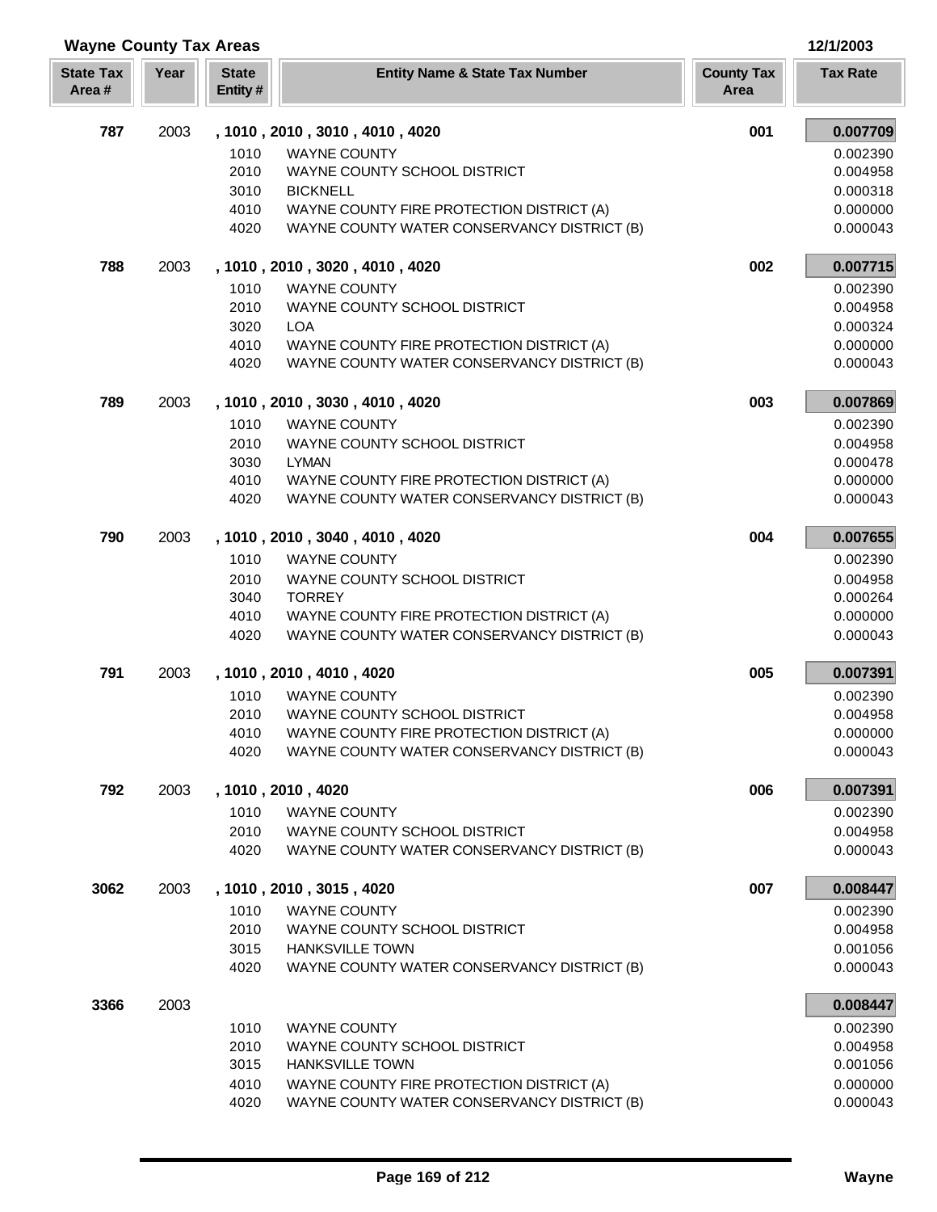## Wayne County Tax Areas

12/1/2003

| State Tax Area # | Year | State Entity # | Entity Name & State Tax Number | County Tax Area | Tax Rate |
|---|---|---|---|---|---|
| **787** | 2003 | | **, 1010 , 2010 , 3010 , 4010 , 4020** | **001** | **0.007709** |
| | | 1010 | WAYNE COUNTY | | 0.002390 |
| | | 2010 | WAYNE COUNTY SCHOOL DISTRICT | | 0.004958 |
| | | 3010 | BICKNELL | | 0.000318 |
| | | 4010 | WAYNE COUNTY FIRE PROTECTION DISTRICT (A) | | 0.000000 |
| | | 4020 | WAYNE COUNTY WATER CONSERVANCY DISTRICT (B) | | 0.000043 |
| **788** | 2003 | | **, 1010 , 2010 , 3020 , 4010 , 4020** | **002** | **0.007715** |
| | | 1010 | WAYNE COUNTY | | 0.002390 |
| | | 2010 | WAYNE COUNTY SCHOOL DISTRICT | | 0.004958 |
| | | 3020 | LOA | | 0.000324 |
| | | 4010 | WAYNE COUNTY FIRE PROTECTION DISTRICT (A) | | 0.000000 |
| | | 4020 | WAYNE COUNTY WATER CONSERVANCY DISTRICT (B) | | 0.000043 |
| **789** | 2003 | | **, 1010 , 2010 , 3030 , 4010 , 4020** | **003** | **0.007869** |
| | | 1010 | WAYNE COUNTY | | 0.002390 |
| | | 2010 | WAYNE COUNTY SCHOOL DISTRICT | | 0.004958 |
| | | 3030 | LYMAN | | 0.000478 |
| | | 4010 | WAYNE COUNTY FIRE PROTECTION DISTRICT (A) | | 0.000000 |
| | | 4020 | WAYNE COUNTY WATER CONSERVANCY DISTRICT (B) | | 0.000043 |
| **790** | 2003 | | **, 1010 , 2010 , 3040 , 4010 , 4020** | **004** | **0.007655** |
| | | 1010 | WAYNE COUNTY | | 0.002390 |
| | | 2010 | WAYNE COUNTY SCHOOL DISTRICT | | 0.004958 |
| | | 3040 | TORREY | | 0.000264 |
| | | 4010 | WAYNE COUNTY FIRE PROTECTION DISTRICT (A) | | 0.000000 |
| | | 4020 | WAYNE COUNTY WATER CONSERVANCY DISTRICT (B) | | 0.000043 |
| **791** | 2003 | | **, 1010 , 2010 , 4010 , 4020** | **005** | **0.007391** |
| | | 1010 | WAYNE COUNTY | | 0.002390 |
| | | 2010 | WAYNE COUNTY SCHOOL DISTRICT | | 0.004958 |
| | | 4010 | WAYNE COUNTY FIRE PROTECTION DISTRICT (A) | | 0.000000 |
| | | 4020 | WAYNE COUNTY WATER CONSERVANCY DISTRICT (B) | | 0.000043 |
| **792** | 2003 | | **, 1010 , 2010 , 4020** | **006** | **0.007391** |
| | | 1010 | WAYNE COUNTY | | 0.002390 |
| | | 2010 | WAYNE COUNTY SCHOOL DISTRICT | | 0.004958 |
| | | 4020 | WAYNE COUNTY WATER CONSERVANCY DISTRICT (B) | | 0.000043 |
| **3062** | 2003 | | **, 1010 , 2010 , 3015 , 4020** | **007** | **0.008447** |
| | | 1010 | WAYNE COUNTY | | 0.002390 |
| | | 2010 | WAYNE COUNTY SCHOOL DISTRICT | | 0.004958 |
| | | 3015 | HANKSVILLE TOWN | | 0.001056 |
| | | 4020 | WAYNE COUNTY WATER CONSERVANCY DISTRICT (B) | | 0.000043 |
| **3366** | 2003 | | | | **0.008447** |
| | | 1010 | WAYNE COUNTY | | 0.002390 |
| | | 2010 | WAYNE COUNTY SCHOOL DISTRICT | | 0.004958 |
| | | 3015 | HANKSVILLE TOWN | | 0.001056 |
| | | 4010 | WAYNE COUNTY FIRE PROTECTION DISTRICT (A) | | 0.000000 |
| | | 4020 | WAYNE COUNTY WATER CONSERVANCY DISTRICT (B) | | 0.000043 |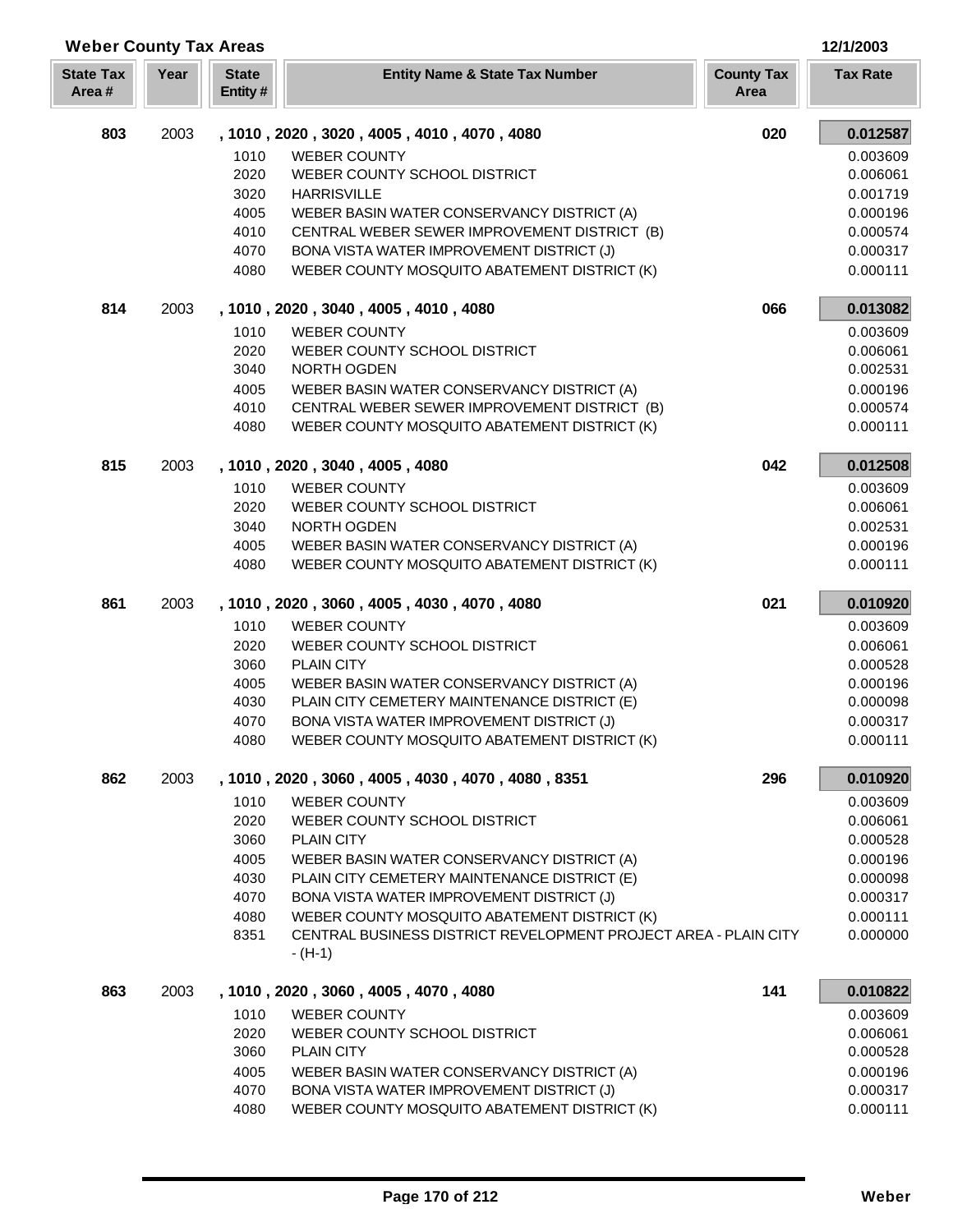## Weber County Tax Areas

12/1/2003

| State Tax Area # | Year | State Entity # | Entity Name & State Tax Number | County Tax Area | Tax Rate |
|---|---|---|---|---|---|
| 803 | 2003 | | , 1010 , 2020 , 3020 , 4005 , 4010 , 4070 , 4080 | 020 | **0.012587** |
| | | 1010 | WEBER COUNTY | | 0.003609 |
| | | 2020 | WEBER COUNTY SCHOOL DISTRICT | | 0.006061 |
| | | 3020 | HARRISVILLE | | 0.001719 |
| | | 4005 | WEBER BASIN WATER CONSERVANCY DISTRICT (A) | | 0.000196 |
| | | 4010 | CENTRAL WEBER SEWER IMPROVEMENT DISTRICT (B) | | 0.000574 |
| | | 4070 | BONA VISTA WATER IMPROVEMENT DISTRICT (J) | | 0.000317 |
| | | 4080 | WEBER COUNTY MOSQUITO ABATEMENT DISTRICT (K) | | 0.000111 |
| 814 | 2003 | | , 1010 , 2020 , 3040 , 4005 , 4010 , 4080 | 066 | **0.013082** |
| | | 1010 | WEBER COUNTY | | 0.003609 |
| | | 2020 | WEBER COUNTY SCHOOL DISTRICT | | 0.006061 |
| | | 3040 | NORTH OGDEN | | 0.002531 |
| | | 4005 | WEBER BASIN WATER CONSERVANCY DISTRICT (A) | | 0.000196 |
| | | 4010 | CENTRAL WEBER SEWER IMPROVEMENT DISTRICT (B) | | 0.000574 |
| | | 4080 | WEBER COUNTY MOSQUITO ABATEMENT DISTRICT (K) | | 0.000111 |
| 815 | 2003 | | , 1010 , 2020 , 3040 , 4005 , 4080 | 042 | **0.012508** |
| | | 1010 | WEBER COUNTY | | 0.003609 |
| | | 2020 | WEBER COUNTY SCHOOL DISTRICT | | 0.006061 |
| | | 3040 | NORTH OGDEN | | 0.002531 |
| | | 4005 | WEBER BASIN WATER CONSERVANCY DISTRICT (A) | | 0.000196 |
| | | 4080 | WEBER COUNTY MOSQUITO ABATEMENT DISTRICT (K) | | 0.000111 |
| 861 | 2003 | | , 1010 , 2020 , 3060 , 4005 , 4030 , 4070 , 4080 | 021 | **0.010920** |
| | | 1010 | WEBER COUNTY | | 0.003609 |
| | | 2020 | WEBER COUNTY SCHOOL DISTRICT | | 0.006061 |
| | | 3060 | PLAIN CITY | | 0.000528 |
| | | 4005 | WEBER BASIN WATER CONSERVANCY DISTRICT (A) | | 0.000196 |
| | | 4030 | PLAIN CITY CEMETERY MAINTENANCE DISTRICT (E) | | 0.000098 |
| | | 4070 | BONA VISTA WATER IMPROVEMENT DISTRICT (J) | | 0.000317 |
| | | 4080 | WEBER COUNTY MOSQUITO ABATEMENT DISTRICT (K) | | 0.000111 |
| 862 | 2003 | | , 1010 , 2020 , 3060 , 4005 , 4030 , 4070 , 4080 , 8351 | 296 | **0.010920** |
| | | 1010 | WEBER COUNTY | | 0.003609 |
| | | 2020 | WEBER COUNTY SCHOOL DISTRICT | | 0.006061 |
| | | 3060 | PLAIN CITY | | 0.000528 |
| | | 4005 | WEBER BASIN WATER CONSERVANCY DISTRICT (A) | | 0.000196 |
| | | 4030 | PLAIN CITY CEMETERY MAINTENANCE DISTRICT (E) | | 0.000098 |
| | | 4070 | BONA VISTA WATER IMPROVEMENT DISTRICT (J) | | 0.000317 |
| | | 4080 | WEBER COUNTY MOSQUITO ABATEMENT DISTRICT (K) | | 0.000111 |
| | | 8351 | CENTRAL BUSINESS DISTRICT REVELOPMENT PROJECT AREA - PLAIN CITY - (H-1) | | 0.000000 |
| 863 | 2003 | | , 1010 , 2020 , 3060 , 4005 , 4070 , 4080 | 141 | **0.010822** |
| | | 1010 | WEBER COUNTY | | 0.003609 |
| | | 2020 | WEBER COUNTY SCHOOL DISTRICT | | 0.006061 |
| | | 3060 | PLAIN CITY | | 0.000528 |
| | | 4005 | WEBER BASIN WATER CONSERVANCY DISTRICT (A) | | 0.000196 |
| | | 4070 | BONA VISTA WATER IMPROVEMENT DISTRICT (J) | | 0.000317 |
| | | 4080 | WEBER COUNTY MOSQUITO ABATEMENT DISTRICT (K) | | 0.000111 |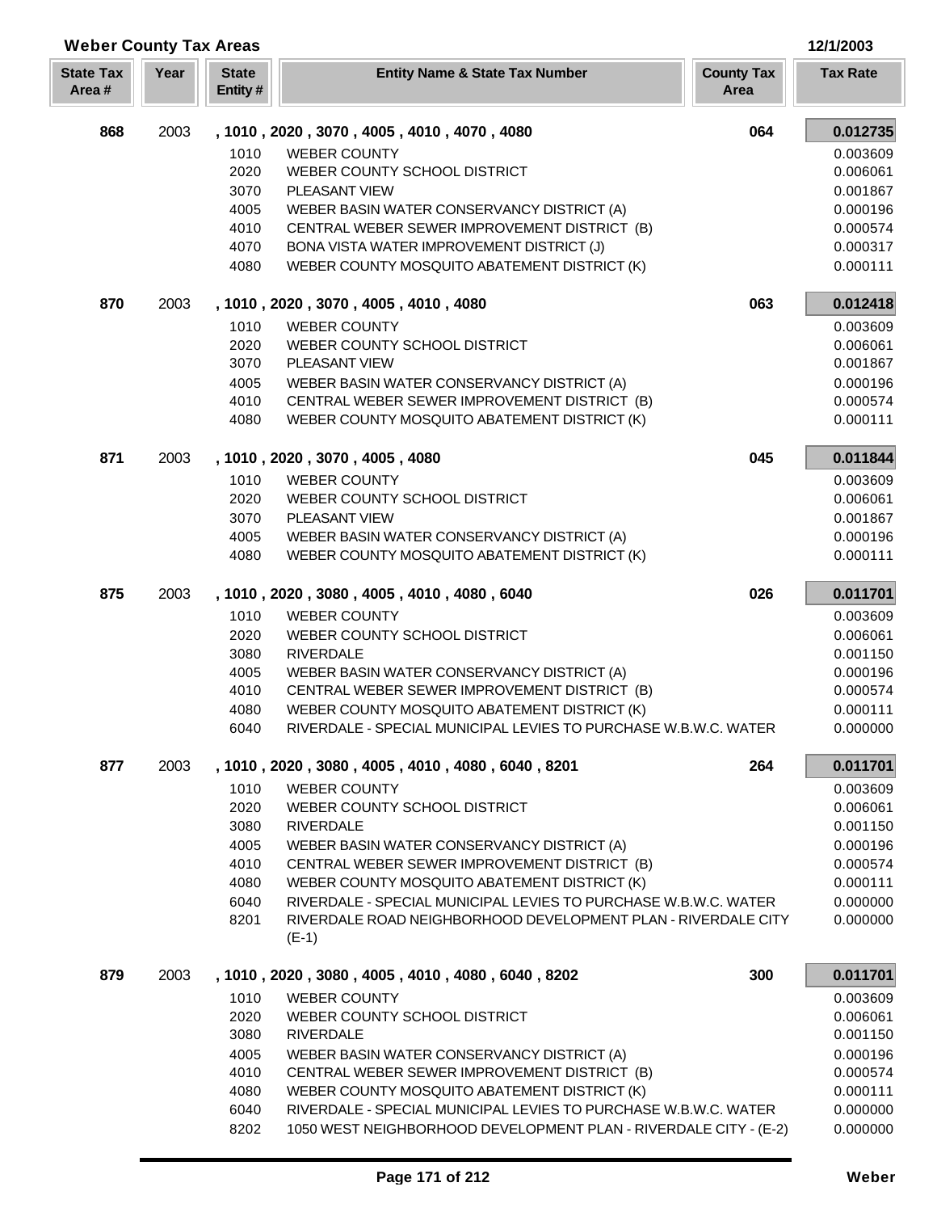## Weber County Tax Areas

12/1/2003

| State Tax Area # | Year | State Entity # | Entity Name & State Tax Number | County Tax Area | Tax Rate |
|---|---|---|---|---|---|
| **868** | 2003 | | **, 1010 , 2020 , 3070 , 4005 , 4010 , 4070 , 4080** | **064** | **0.012735** |
| | | 1010 | WEBER COUNTY | | 0.003609 |
| | | 2020 | WEBER COUNTY SCHOOL DISTRICT | | 0.006061 |
| | | 3070 | PLEASANT VIEW | | 0.001867 |
| | | 4005 | WEBER BASIN WATER CONSERVANCY DISTRICT (A) | | 0.000196 |
| | | 4010 | CENTRAL WEBER SEWER IMPROVEMENT DISTRICT (B) | | 0.000574 |
| | | 4070 | BONA VISTA WATER IMPROVEMENT DISTRICT (J) | | 0.000317 |
| | | 4080 | WEBER COUNTY MOSQUITO ABATEMENT DISTRICT (K) | | 0.000111 |
| **870** | 2003 | | **, 1010 , 2020 , 3070 , 4005 , 4010 , 4080** | **063** | **0.012418** |
| | | 1010 | WEBER COUNTY | | 0.003609 |
| | | 2020 | WEBER COUNTY SCHOOL DISTRICT | | 0.006061 |
| | | 3070 | PLEASANT VIEW | | 0.001867 |
| | | 4005 | WEBER BASIN WATER CONSERVANCY DISTRICT (A) | | 0.000196 |
| | | 4010 | CENTRAL WEBER SEWER IMPROVEMENT DISTRICT (B) | | 0.000574 |
| | | 4080 | WEBER COUNTY MOSQUITO ABATEMENT DISTRICT (K) | | 0.000111 |
| **871** | 2003 | | **, 1010 , 2020 , 3070 , 4005 , 4080** | **045** | **0.011844** |
| | | 1010 | WEBER COUNTY | | 0.003609 |
| | | 2020 | WEBER COUNTY SCHOOL DISTRICT | | 0.006061 |
| | | 3070 | PLEASANT VIEW | | 0.001867 |
| | | 4005 | WEBER BASIN WATER CONSERVANCY DISTRICT (A) | | 0.000196 |
| | | 4080 | WEBER COUNTY MOSQUITO ABATEMENT DISTRICT (K) | | 0.000111 |
| **875** | 2003 | | **, 1010 , 2020 , 3080 , 4005 , 4010 , 4080 , 6040** | **026** | **0.011701** |
| | | 1010 | WEBER COUNTY | | 0.003609 |
| | | 2020 | WEBER COUNTY SCHOOL DISTRICT | | 0.006061 |
| | | 3080 | RIVERDALE | | 0.001150 |
| | | 4005 | WEBER BASIN WATER CONSERVANCY DISTRICT (A) | | 0.000196 |
| | | 4010 | CENTRAL WEBER SEWER IMPROVEMENT DISTRICT (B) | | 0.000574 |
| | | 4080 | WEBER COUNTY MOSQUITO ABATEMENT DISTRICT (K) | | 0.000111 |
| | | 6040 | RIVERDALE - SPECIAL MUNICIPAL LEVIES TO PURCHASE W.B.W.C. WATER | | 0.000000 |
| **877** | 2003 | | **, 1010 , 2020 , 3080 , 4005 , 4010 , 4080 , 6040 , 8201** | **264** | **0.011701** |
| | | 1010 | WEBER COUNTY | | 0.003609 |
| | | 2020 | WEBER COUNTY SCHOOL DISTRICT | | 0.006061 |
| | | 3080 | RIVERDALE | | 0.001150 |
| | | 4005 | WEBER BASIN WATER CONSERVANCY DISTRICT (A) | | 0.000196 |
| | | 4010 | CENTRAL WEBER SEWER IMPROVEMENT DISTRICT (B) | | 0.000574 |
| | | 4080 | WEBER COUNTY MOSQUITO ABATEMENT DISTRICT (K) | | 0.000111 |
| | | 6040 | RIVERDALE - SPECIAL MUNICIPAL LEVIES TO PURCHASE W.B.W.C. WATER | | 0.000000 |
| | | 8201 | RIVERDALE ROAD NEIGHBORHOOD DEVELOPMENT PLAN - RIVERDALE CITY (E-1) | | 0.000000 |
| **879** | 2003 | | **, 1010 , 2020 , 3080 , 4005 , 4010 , 4080 , 6040 , 8202** | **300** | **0.011701** |
| | | 1010 | WEBER COUNTY | | 0.003609 |
| | | 2020 | WEBER COUNTY SCHOOL DISTRICT | | 0.006061 |
| | | 3080 | RIVERDALE | | 0.001150 |
| | | 4005 | WEBER BASIN WATER CONSERVANCY DISTRICT (A) | | 0.000196 |
| | | 4010 | CENTRAL WEBER SEWER IMPROVEMENT DISTRICT (B) | | 0.000574 |
| | | 4080 | WEBER COUNTY MOSQUITO ABATEMENT DISTRICT (K) | | 0.000111 |
| | | 6040 | RIVERDALE - SPECIAL MUNICIPAL LEVIES TO PURCHASE W.B.W.C. WATER | | 0.000000 |
| | | 8202 | 1050 WEST NEIGHBORHOOD DEVELOPMENT PLAN - RIVERDALE CITY - (E-2) | | 0.000000 |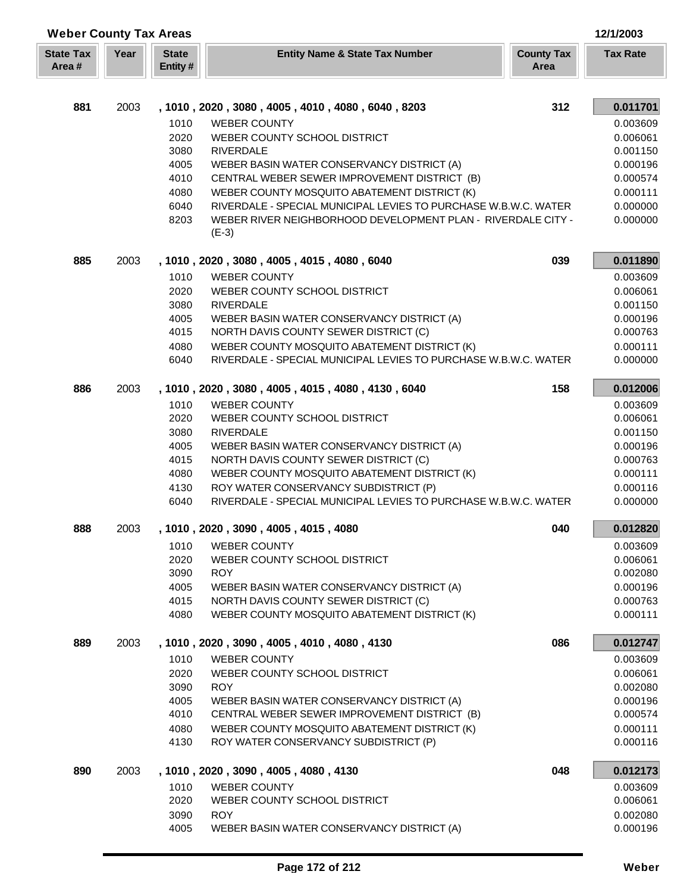## Weber County Tax Areas

12/1/2003

| State Tax Area # | Year | State Entity # | Entity Name & State Tax Number | County Tax Area | Tax Rate |
|---|---|---|---|---|---|
| **881** | 2003 | | **, 1010 , 2020 , 3080 , 4005 , 4010 , 4080 , 6040 , 8203** | **312** | **0.011701** |
| | | 1010 | WEBER COUNTY | | 0.003609 |
| | | 2020 | WEBER COUNTY SCHOOL DISTRICT | | 0.006061 |
| | | 3080 | RIVERDALE | | 0.001150 |
| | | 4005 | WEBER BASIN WATER CONSERVANCY DISTRICT (A) | | 0.000196 |
| | | 4010 | CENTRAL WEBER SEWER IMPROVEMENT DISTRICT (B) | | 0.000574 |
| | | 4080 | WEBER COUNTY MOSQUITO ABATEMENT DISTRICT (K) | | 0.000111 |
| | | 6040 | RIVERDALE - SPECIAL MUNICIPAL LEVIES TO PURCHASE W.B.W.C. WATER | | 0.000000 |
| | | 8203 | WEBER RIVER NEIGHBORHOOD DEVELOPMENT PLAN - RIVERDALE CITY - (E-3) | | 0.000000 |
| **885** | 2003 | | **, 1010 , 2020 , 3080 , 4005 , 4015 , 4080 , 6040** | **039** | **0.011890** |
| | | 1010 | WEBER COUNTY | | 0.003609 |
| | | 2020 | WEBER COUNTY SCHOOL DISTRICT | | 0.006061 |
| | | 3080 | RIVERDALE | | 0.001150 |
| | | 4005 | WEBER BASIN WATER CONSERVANCY DISTRICT (A) | | 0.000196 |
| | | 4015 | NORTH DAVIS COUNTY SEWER DISTRICT (C) | | 0.000763 |
| | | 4080 | WEBER COUNTY MOSQUITO ABATEMENT DISTRICT (K) | | 0.000111 |
| | | 6040 | RIVERDALE - SPECIAL MUNICIPAL LEVIES TO PURCHASE W.B.W.C. WATER | | 0.000000 |
| **886** | 2003 | | **, 1010 , 2020 , 3080 , 4005 , 4015 , 4080 , 4130 , 6040** | **158** | **0.012006** |
| | | 1010 | WEBER COUNTY | | 0.003609 |
| | | 2020 | WEBER COUNTY SCHOOL DISTRICT | | 0.006061 |
| | | 3080 | RIVERDALE | | 0.001150 |
| | | 4005 | WEBER BASIN WATER CONSERVANCY DISTRICT (A) | | 0.000196 |
| | | 4015 | NORTH DAVIS COUNTY SEWER DISTRICT (C) | | 0.000763 |
| | | 4080 | WEBER COUNTY MOSQUITO ABATEMENT DISTRICT (K) | | 0.000111 |
| | | 4130 | ROY WATER CONSERVANCY SUBDISTRICT (P) | | 0.000116 |
| | | 6040 | RIVERDALE - SPECIAL MUNICIPAL LEVIES TO PURCHASE W.B.W.C. WATER | | 0.000000 |
| **888** | 2003 | | **, 1010 , 2020 , 3090 , 4005 , 4015 , 4080** | **040** | **0.012820** |
| | | 1010 | WEBER COUNTY | | 0.003609 |
| | | 2020 | WEBER COUNTY SCHOOL DISTRICT | | 0.006061 |
| | | 3090 | ROY | | 0.002080 |
| | | 4005 | WEBER BASIN WATER CONSERVANCY DISTRICT (A) | | 0.000196 |
| | | 4015 | NORTH DAVIS COUNTY SEWER DISTRICT (C) | | 0.000763 |
| | | 4080 | WEBER COUNTY MOSQUITO ABATEMENT DISTRICT (K) | | 0.000111 |
| **889** | 2003 | | **, 1010 , 2020 , 3090 , 4005 , 4010 , 4080 , 4130** | **086** | **0.012747** |
| | | 1010 | WEBER COUNTY | | 0.003609 |
| | | 2020 | WEBER COUNTY SCHOOL DISTRICT | | 0.006061 |
| | | 3090 | ROY | | 0.002080 |
| | | 4005 | WEBER BASIN WATER CONSERVANCY DISTRICT (A) | | 0.000196 |
| | | 4010 | CENTRAL WEBER SEWER IMPROVEMENT DISTRICT (B) | | 0.000574 |
| | | 4080 | WEBER COUNTY MOSQUITO ABATEMENT DISTRICT (K) | | 0.000111 |
| | | 4130 | ROY WATER CONSERVANCY SUBDISTRICT (P) | | 0.000116 |
| **890** | 2003 | | **, 1010 , 2020 , 3090 , 4005 , 4080 , 4130** | **048** | **0.012173** |
| | | 1010 | WEBER COUNTY | | 0.003609 |
| | | 2020 | WEBER COUNTY SCHOOL DISTRICT | | 0.006061 |
| | | 3090 | ROY | | 0.002080 |
| | | 4005 | WEBER BASIN WATER CONSERVANCY DISTRICT (A) | | 0.000196 |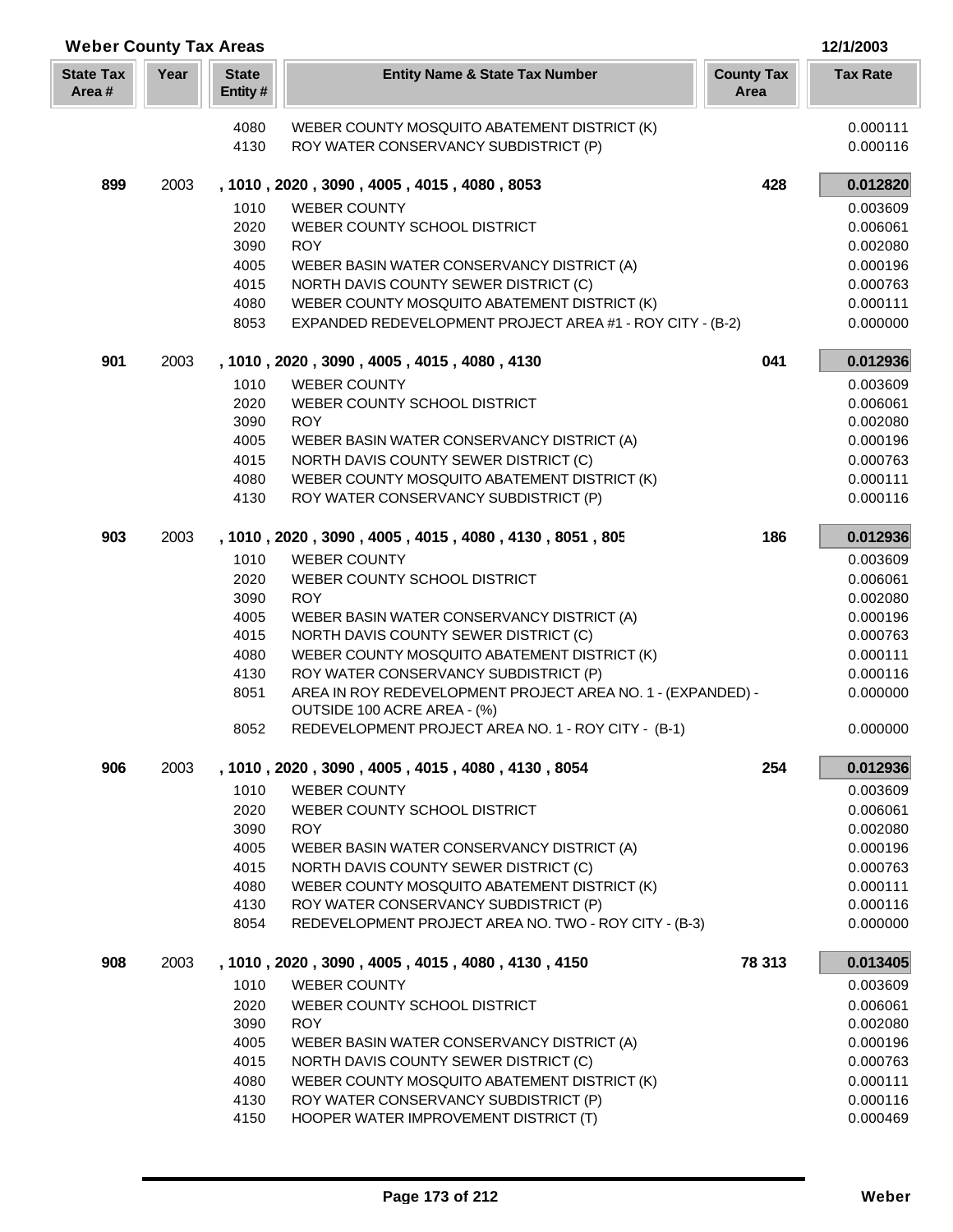## Weber County Tax Areas

12/1/2003

| State Tax Area # | Year | State Entity # | Entity Name & State Tax Number | County Tax Area | Tax Rate |
|---|---|---|---|---|---|
| | | 4080 | WEBER COUNTY MOSQUITO ABATEMENT DISTRICT (K) | | 0.000111 |
| | | 4130 | ROY WATER CONSERVANCY SUBDISTRICT (P) | | 0.000116 |
| **899** | 2003 | | **, 1010 , 2020 , 3090 , 4005 , 4015 , 4080 , 8053** | **428** | **0.012820** |
| | | 1010 | WEBER COUNTY | | 0.003609 |
| | | 2020 | WEBER COUNTY SCHOOL DISTRICT | | 0.006061 |
| | | 3090 | ROY | | 0.002080 |
| | | 4005 | WEBER BASIN WATER CONSERVANCY DISTRICT (A) | | 0.000196 |
| | | 4015 | NORTH DAVIS COUNTY SEWER DISTRICT (C) | | 0.000763 |
| | | 4080 | WEBER COUNTY MOSQUITO ABATEMENT DISTRICT (K) | | 0.000111 |
| | | 8053 | EXPANDED REDEVELOPMENT PROJECT AREA #1 - ROY CITY - (B-2) | | 0.000000 |
| **901** | 2003 | | **, 1010 , 2020 , 3090 , 4005 , 4015 , 4080 , 4130** | **041** | **0.012936** |
| | | 1010 | WEBER COUNTY | | 0.003609 |
| | | 2020 | WEBER COUNTY SCHOOL DISTRICT | | 0.006061 |
| | | 3090 | ROY | | 0.002080 |
| | | 4005 | WEBER BASIN WATER CONSERVANCY DISTRICT (A) | | 0.000196 |
| | | 4015 | NORTH DAVIS COUNTY SEWER DISTRICT (C) | | 0.000763 |
| | | 4080 | WEBER COUNTY MOSQUITO ABATEMENT DISTRICT (K) | | 0.000111 |
| | | 4130 | ROY WATER CONSERVANCY SUBDISTRICT (P) | | 0.000116 |
| **903** | 2003 | | **, 1010 , 2020 , 3090 , 4005 , 4015 , 4080 , 4130 , 8051 , 805** | **186** | **0.012936** |
| | | 1010 | WEBER COUNTY | | 0.003609 |
| | | 2020 | WEBER COUNTY SCHOOL DISTRICT | | 0.006061 |
| | | 3090 | ROY | | 0.002080 |
| | | 4005 | WEBER BASIN WATER CONSERVANCY DISTRICT (A) | | 0.000196 |
| | | 4015 | NORTH DAVIS COUNTY SEWER DISTRICT (C) | | 0.000763 |
| | | 4080 | WEBER COUNTY MOSQUITO ABATEMENT DISTRICT (K) | | 0.000111 |
| | | 4130 | ROY WATER CONSERVANCY SUBDISTRICT (P) | | 0.000116 |
| | | 8051 | AREA IN ROY REDEVELOPMENT PROJECT AREA NO. 1 - (EXPANDED) - OUTSIDE 100 ACRE AREA - (%) | | 0.000000 |
| | | 8052 | REDEVELOPMENT PROJECT AREA NO. 1 - ROY CITY - (B-1) | | 0.000000 |
| **906** | 2003 | | **, 1010 , 2020 , 3090 , 4005 , 4015 , 4080 , 4130 , 8054** | **254** | **0.012936** |
| | | 1010 | WEBER COUNTY | | 0.003609 |
| | | 2020 | WEBER COUNTY SCHOOL DISTRICT | | 0.006061 |
| | | 3090 | ROY | | 0.002080 |
| | | 4005 | WEBER BASIN WATER CONSERVANCY DISTRICT (A) | | 0.000196 |
| | | 4015 | NORTH DAVIS COUNTY SEWER DISTRICT (C) | | 0.000763 |
| | | 4080 | WEBER COUNTY MOSQUITO ABATEMENT DISTRICT (K) | | 0.000111 |
| | | 4130 | ROY WATER CONSERVANCY SUBDISTRICT (P) | | 0.000116 |
| | | 8054 | REDEVELOPMENT PROJECT AREA NO. TWO - ROY CITY - (B-3) | | 0.000000 |
| **908** | 2003 | | **, 1010 , 2020 , 3090 , 4005 , 4015 , 4080 , 4130 , 4150** | **78 313** | **0.013405** |
| | | 1010 | WEBER COUNTY | | 0.003609 |
| | | 2020 | WEBER COUNTY SCHOOL DISTRICT | | 0.006061 |
| | | 3090 | ROY | | 0.002080 |
| | | 4005 | WEBER BASIN WATER CONSERVANCY DISTRICT (A) | | 0.000196 |
| | | 4015 | NORTH DAVIS COUNTY SEWER DISTRICT (C) | | 0.000763 |
| | | 4080 | WEBER COUNTY MOSQUITO ABATEMENT DISTRICT (K) | | 0.000111 |
| | | 4130 | ROY WATER CONSERVANCY SUBDISTRICT (P) | | 0.000116 |
| | | 4150 | HOOPER WATER IMPROVEMENT DISTRICT (T) | | 0.000469 |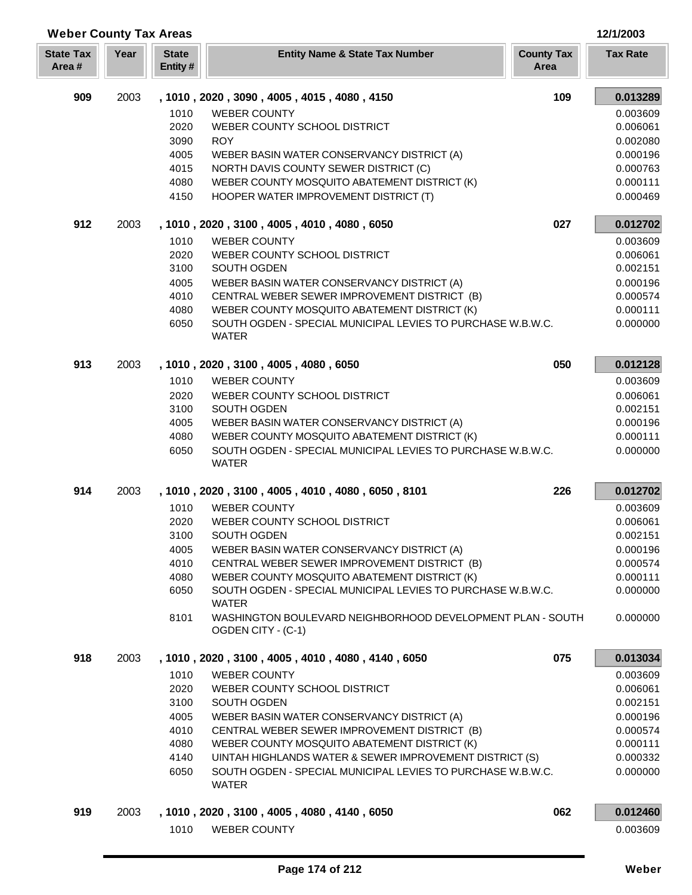## Weber County Tax Areas

12/1/2003

| State Tax Area # | Year | State Entity # | Entity Name & State Tax Number | County Tax Area | Tax Rate |
|---|---|---|---|---|---|
| **909** | 2003 | | **, 1010 , 2020 , 3090 , 4005 , 4015 , 4080 , 4150** | **109** | **0.013289** |
| | | 1010 | WEBER COUNTY | | 0.003609 |
| | | 2020 | WEBER COUNTY SCHOOL DISTRICT | | 0.006061 |
| | | 3090 | ROY | | 0.002080 |
| | | 4005 | WEBER BASIN WATER CONSERVANCY DISTRICT (A) | | 0.000196 |
| | | 4015 | NORTH DAVIS COUNTY SEWER DISTRICT (C) | | 0.000763 |
| | | 4080 | WEBER COUNTY MOSQUITO ABATEMENT DISTRICT (K) | | 0.000111 |
| | | 4150 | HOOPER WATER IMPROVEMENT DISTRICT (T) | | 0.000469 |
| **912** | 2003 | | **, 1010 , 2020 , 3100 , 4005 , 4010 , 4080 , 6050** | **027** | **0.012702** |
| | | 1010 | WEBER COUNTY | | 0.003609 |
| | | 2020 | WEBER COUNTY SCHOOL DISTRICT | | 0.006061 |
| | | 3100 | SOUTH OGDEN | | 0.002151 |
| | | 4005 | WEBER BASIN WATER CONSERVANCY DISTRICT (A) | | 0.000196 |
| | | 4010 | CENTRAL WEBER SEWER IMPROVEMENT DISTRICT (B) | | 0.000574 |
| | | 4080 | WEBER COUNTY MOSQUITO ABATEMENT DISTRICT (K) | | 0.000111 |
| | | 6050 | SOUTH OGDEN - SPECIAL MUNICIPAL LEVIES TO PURCHASE W.B.W.C. WATER | | 0.000000 |
| **913** | 2003 | | **, 1010 , 2020 , 3100 , 4005 , 4080 , 6050** | **050** | **0.012128** |
| | | 1010 | WEBER COUNTY | | 0.003609 |
| | | 2020 | WEBER COUNTY SCHOOL DISTRICT | | 0.006061 |
| | | 3100 | SOUTH OGDEN | | 0.002151 |
| | | 4005 | WEBER BASIN WATER CONSERVANCY DISTRICT (A) | | 0.000196 |
| | | 4080 | WEBER COUNTY MOSQUITO ABATEMENT DISTRICT (K) | | 0.000111 |
| | | 6050 | SOUTH OGDEN - SPECIAL MUNICIPAL LEVIES TO PURCHASE W.B.W.C. WATER | | 0.000000 |
| **914** | 2003 | | **, 1010 , 2020 , 3100 , 4005 , 4010 , 4080 , 6050 , 8101** | **226** | **0.012702** |
| | | 1010 | WEBER COUNTY | | 0.003609 |
| | | 2020 | WEBER COUNTY SCHOOL DISTRICT | | 0.006061 |
| | | 3100 | SOUTH OGDEN | | 0.002151 |
| | | 4005 | WEBER BASIN WATER CONSERVANCY DISTRICT (A) | | 0.000196 |
| | | 4010 | CENTRAL WEBER SEWER IMPROVEMENT DISTRICT (B) | | 0.000574 |
| | | 4080 | WEBER COUNTY MOSQUITO ABATEMENT DISTRICT (K) | | 0.000111 |
| | | 6050 | SOUTH OGDEN - SPECIAL MUNICIPAL LEVIES TO PURCHASE W.B.W.C. WATER | | 0.000000 |
| | | 8101 | WASHINGTON BOULEVARD NEIGHBORHOOD DEVELOPMENT PLAN - SOUTH OGDEN CITY - (C-1) | | 0.000000 |
| **918** | 2003 | | **, 1010 , 2020 , 3100 , 4005 , 4010 , 4080 , 4140 , 6050** | **075** | **0.013034** |
| | | 1010 | WEBER COUNTY | | 0.003609 |
| | | 2020 | WEBER COUNTY SCHOOL DISTRICT | | 0.006061 |
| | | 3100 | SOUTH OGDEN | | 0.002151 |
| | | 4005 | WEBER BASIN WATER CONSERVANCY DISTRICT (A) | | 0.000196 |
| | | 4010 | CENTRAL WEBER SEWER IMPROVEMENT DISTRICT (B) | | 0.000574 |
| | | 4080 | WEBER COUNTY MOSQUITO ABATEMENT DISTRICT (K) | | 0.000111 |
| | | 4140 | UINTAH HIGHLANDS WATER & SEWER IMPROVEMENT DISTRICT (S) | | 0.000332 |
| | | 6050 | SOUTH OGDEN - SPECIAL MUNICIPAL LEVIES TO PURCHASE W.B.W.C. WATER | | 0.000000 |
| **919** | 2003 | | **, 1010 , 2020 , 3100 , 4005 , 4080 , 4140 , 6050** | **062** | **0.012460** |
| | | 1010 | WEBER COUNTY | | 0.003609 |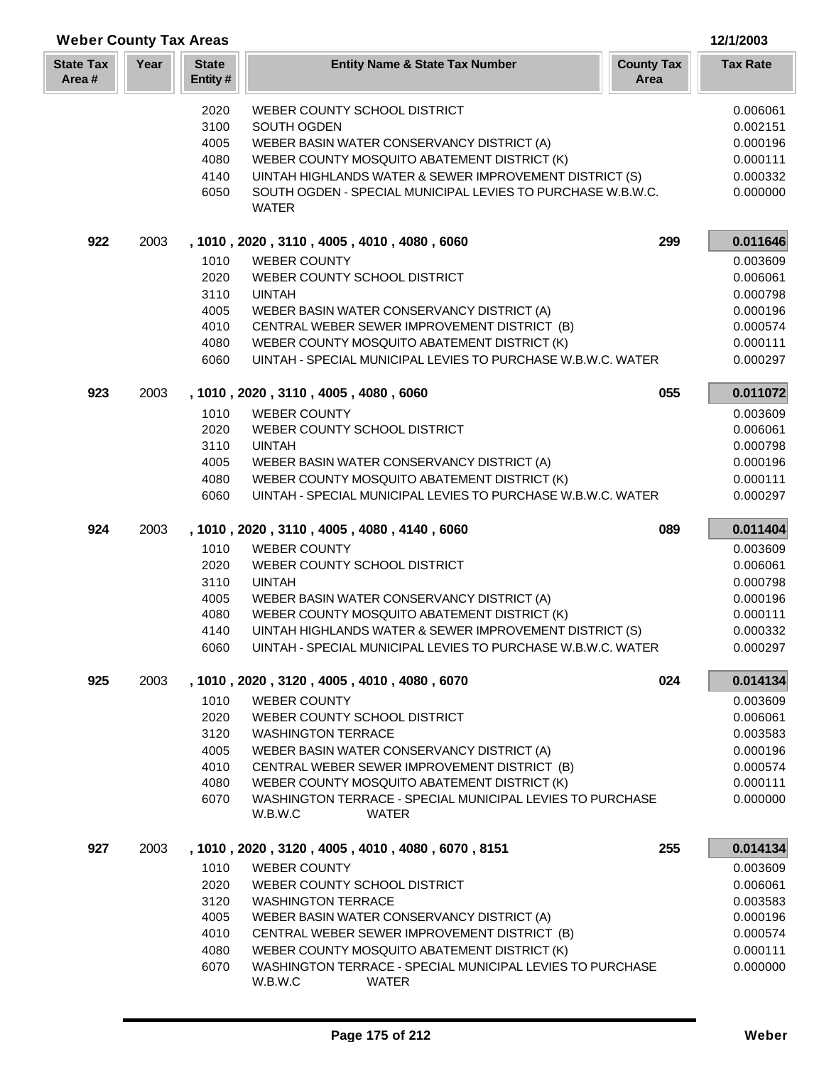## Weber County Tax Areas

12/1/2003

| State Tax Area # | Year | State Entity # | Entity Name & State Tax Number | County Tax Area | Tax Rate |
|---|---|---|---|---|---|
| | | 2020 | WEBER COUNTY SCHOOL DISTRICT | | 0.006061 |
| | | 3100 | SOUTH OGDEN | | 0.002151 |
| | | 4005 | WEBER BASIN WATER CONSERVANCY DISTRICT (A) | | 0.000196 |
| | | 4080 | WEBER COUNTY MOSQUITO ABATEMENT DISTRICT (K) | | 0.000111 |
| | | 4140 | UINTAH HIGHLANDS WATER & SEWER IMPROVEMENT DISTRICT (S) | | 0.000332 |
| | | 6050 | SOUTH OGDEN - SPECIAL MUNICIPAL LEVIES TO PURCHASE W.B.W.C. WATER | | 0.000000 |
| **922** | 2003 | | **, 1010 , 2020 , 3110 , 4005 , 4010 , 4080 , 6060** | **299** | **0.011646** |
| | | 1010 | WEBER COUNTY | | 0.003609 |
| | | 2020 | WEBER COUNTY SCHOOL DISTRICT | | 0.006061 |
| | | 3110 | UINTAH | | 0.000798 |
| | | 4005 | WEBER BASIN WATER CONSERVANCY DISTRICT (A) | | 0.000196 |
| | | 4010 | CENTRAL WEBER SEWER IMPROVEMENT DISTRICT (B) | | 0.000574 |
| | | 4080 | WEBER COUNTY MOSQUITO ABATEMENT DISTRICT (K) | | 0.000111 |
| | | 6060 | UINTAH - SPECIAL MUNICIPAL LEVIES TO PURCHASE W.B.W.C. WATER | | 0.000297 |
| **923** | 2003 | | **, 1010 , 2020 , 3110 , 4005 , 4080 , 6060** | **055** | **0.011072** |
| | | 1010 | WEBER COUNTY | | 0.003609 |
| | | 2020 | WEBER COUNTY SCHOOL DISTRICT | | 0.006061 |
| | | 3110 | UINTAH | | 0.000798 |
| | | 4005 | WEBER BASIN WATER CONSERVANCY DISTRICT (A) | | 0.000196 |
| | | 4080 | WEBER COUNTY MOSQUITO ABATEMENT DISTRICT (K) | | 0.000111 |
| | | 6060 | UINTAH - SPECIAL MUNICIPAL LEVIES TO PURCHASE W.B.W.C. WATER | | 0.000297 |
| **924** | 2003 | | **, 1010 , 2020 , 3110 , 4005 , 4080 , 4140 , 6060** | **089** | **0.011404** |
| | | 1010 | WEBER COUNTY | | 0.003609 |
| | | 2020 | WEBER COUNTY SCHOOL DISTRICT | | 0.006061 |
| | | 3110 | UINTAH | | 0.000798 |
| | | 4005 | WEBER BASIN WATER CONSERVANCY DISTRICT (A) | | 0.000196 |
| | | 4080 | WEBER COUNTY MOSQUITO ABATEMENT DISTRICT (K) | | 0.000111 |
| | | 4140 | UINTAH HIGHLANDS WATER & SEWER IMPROVEMENT DISTRICT (S) | | 0.000332 |
| | | 6060 | UINTAH - SPECIAL MUNICIPAL LEVIES TO PURCHASE W.B.W.C. WATER | | 0.000297 |
| **925** | 2003 | | **, 1010 , 2020 , 3120 , 4005 , 4010 , 4080 , 6070** | **024** | **0.014134** |
| | | 1010 | WEBER COUNTY | | 0.003609 |
| | | 2020 | WEBER COUNTY SCHOOL DISTRICT | | 0.006061 |
| | | 3120 | WASHINGTON TERRACE | | 0.003583 |
| | | 4005 | WEBER BASIN WATER CONSERVANCY DISTRICT (A) | | 0.000196 |
| | | 4010 | CENTRAL WEBER SEWER IMPROVEMENT DISTRICT (B) | | 0.000574 |
| | | 4080 | WEBER COUNTY MOSQUITO ABATEMENT DISTRICT (K) | | 0.000111 |
| | | 6070 | WASHINGTON TERRACE - SPECIAL MUNICIPAL LEVIES TO PURCHASE W.B.W.C WATER | | 0.000000 |
| **927** | 2003 | | **, 1010 , 2020 , 3120 , 4005 , 4010 , 4080 , 6070 , 8151** | **255** | **0.014134** |
| | | 1010 | WEBER COUNTY | | 0.003609 |
| | | 2020 | WEBER COUNTY SCHOOL DISTRICT | | 0.006061 |
| | | 3120 | WASHINGTON TERRACE | | 0.003583 |
| | | 4005 | WEBER BASIN WATER CONSERVANCY DISTRICT (A) | | 0.000196 |
| | | 4010 | CENTRAL WEBER SEWER IMPROVEMENT DISTRICT (B) | | 0.000574 |
| | | 4080 | WEBER COUNTY MOSQUITO ABATEMENT DISTRICT (K) | | 0.000111 |
| | | 6070 | WASHINGTON TERRACE - SPECIAL MUNICIPAL LEVIES TO PURCHASE W.B.W.C WATER | | 0.000000 |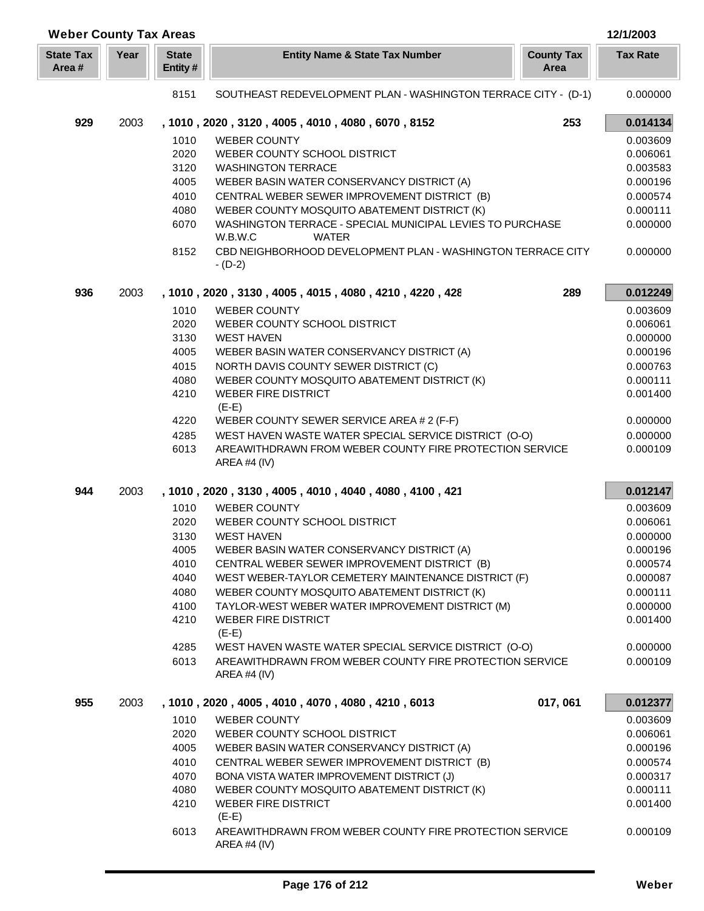## Weber County Tax Areas

12/1/2003

| State Tax Area # | Year | State Entity # | Entity Name & State Tax Number | County Tax Area | Tax Rate |
|---|---|---|---|---|---|
| | | 8151 | SOUTHEAST REDEVELOPMENT PLAN - WASHINGTON TERRACE CITY - (D-1) | | 0.000000 |
| **929** | 2003 | | **, 1010 , 2020 , 3120 , 4005 , 4010 , 4080 , 6070 , 8152** | **253** | **0.014134** |
| | | 1010 | WEBER COUNTY | | 0.003609 |
| | | 2020 | WEBER COUNTY SCHOOL DISTRICT | | 0.006061 |
| | | 3120 | WASHINGTON TERRACE | | 0.003583 |
| | | 4005 | WEBER BASIN WATER CONSERVANCY DISTRICT (A) | | 0.000196 |
| | | 4010 | CENTRAL WEBER SEWER IMPROVEMENT DISTRICT (B) | | 0.000574 |
| | | 4080 | WEBER COUNTY MOSQUITO ABATEMENT DISTRICT (K) | | 0.000111 |
| | | 6070 | WASHINGTON TERRACE - SPECIAL MUNICIPAL LEVIES TO PURCHASE W.B.W.C WATER | | 0.000000 |
| | | 8152 | CBD NEIGHBORHOOD DEVELOPMENT PLAN - WASHINGTON TERRACE CITY - (D-2) | | 0.000000 |
| **936** | 2003 | | **, 1010 , 2020 , 3130 , 4005 , 4015 , 4080 , 4210 , 4220 , 428** | **289** | **0.012249** |
| | | 1010 | WEBER COUNTY | | 0.003609 |
| | | 2020 | WEBER COUNTY SCHOOL DISTRICT | | 0.006061 |
| | | 3130 | WEST HAVEN | | 0.000000 |
| | | 4005 | WEBER BASIN WATER CONSERVANCY DISTRICT (A) | | 0.000196 |
| | | 4015 | NORTH DAVIS COUNTY SEWER DISTRICT (C) | | 0.000763 |
| | | 4080 | WEBER COUNTY MOSQUITO ABATEMENT DISTRICT (K) | | 0.000111 |
| | | 4210 | WEBER FIRE DISTRICT (E-E) | | 0.001400 |
| | | 4220 | WEBER COUNTY SEWER SERVICE AREA # 2 (F-F) | | 0.000000 |
| | | 4285 | WEST HAVEN WASTE WATER SPECIAL SERVICE DISTRICT (O-O) | | 0.000000 |
| | | 6013 | AREAWITHDRAWN FROM WEBER COUNTY FIRE PROTECTION SERVICE AREA #4 (IV) | | 0.000109 |
| **944** | 2003 | | **, 1010 , 2020 , 3130 , 4005 , 4010 , 4040 , 4080 , 4100 , 421** | | **0.012147** |
| | | 1010 | WEBER COUNTY | | 0.003609 |
| | | 2020 | WEBER COUNTY SCHOOL DISTRICT | | 0.006061 |
| | | 3130 | WEST HAVEN | | 0.000000 |
| | | 4005 | WEBER BASIN WATER CONSERVANCY DISTRICT (A) | | 0.000196 |
| | | 4010 | CENTRAL WEBER SEWER IMPROVEMENT DISTRICT (B) | | 0.000574 |
| | | 4040 | WEST WEBER-TAYLOR CEMETERY MAINTENANCE DISTRICT (F) | | 0.000087 |
| | | 4080 | WEBER COUNTY MOSQUITO ABATEMENT DISTRICT (K) | | 0.000111 |
| | | 4100 | TAYLOR-WEST WEBER WATER IMPROVEMENT DISTRICT (M) | | 0.000000 |
| | | 4210 | WEBER FIRE DISTRICT (E-E) | | 0.001400 |
| | | 4285 | WEST HAVEN WASTE WATER SPECIAL SERVICE DISTRICT (O-O) | | 0.000000 |
| | | 6013 | AREAWITHDRAWN FROM WEBER COUNTY FIRE PROTECTION SERVICE AREA #4 (IV) | | 0.000109 |
| **955** | 2003 | | **, 1010 , 2020 , 4005 , 4010 , 4070 , 4080 , 4210 , 6013** | **017, 061** | **0.012377** |
| | | 1010 | WEBER COUNTY | | 0.003609 |
| | | 2020 | WEBER COUNTY SCHOOL DISTRICT | | 0.006061 |
| | | 4005 | WEBER BASIN WATER CONSERVANCY DISTRICT (A) | | 0.000196 |
| | | 4010 | CENTRAL WEBER SEWER IMPROVEMENT DISTRICT (B) | | 0.000574 |
| | | 4070 | BONA VISTA WATER IMPROVEMENT DISTRICT (J) | | 0.000317 |
| | | 4080 | WEBER COUNTY MOSQUITO ABATEMENT DISTRICT (K) | | 0.000111 |
| | | 4210 | WEBER FIRE DISTRICT (E-E) | | 0.001400 |
| | | 6013 | AREAWITHDRAWN FROM WEBER COUNTY FIRE PROTECTION SERVICE AREA #4 (IV) | | 0.000109 |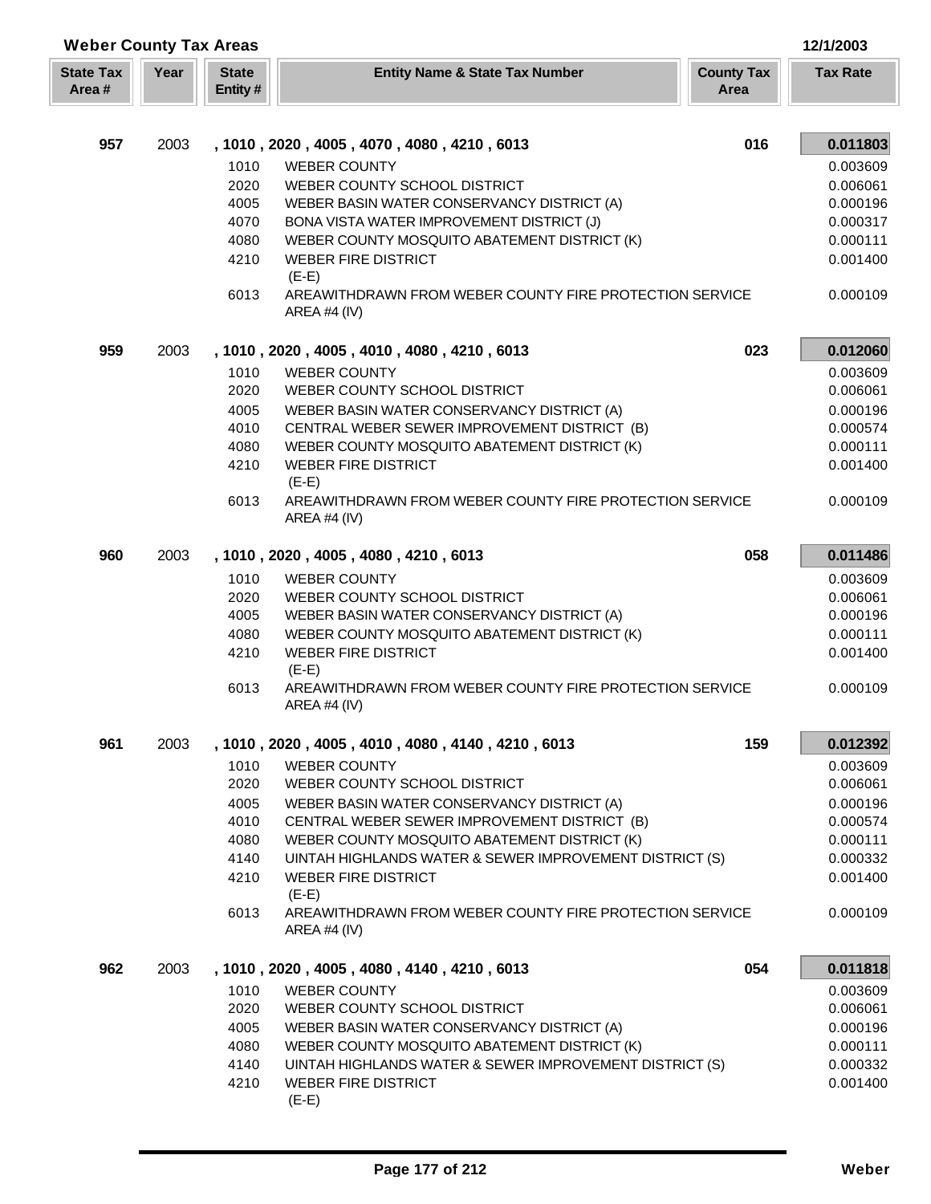## Weber County Tax Areas

12/1/2003

| State Tax Area # | Year | State Entity # | Entity Name & State Tax Number | County Tax Area | Tax Rate |
|---|---|---|---|---|---|
| **957** | 2003 | | **, 1010 , 2020 , 4005 , 4070 , 4080 , 4210 , 6013** | **016** | **0.011803** |
| | | 1010 | WEBER COUNTY | | 0.003609 |
| | | 2020 | WEBER COUNTY SCHOOL DISTRICT | | 0.006061 |
| | | 4005 | WEBER BASIN WATER CONSERVANCY DISTRICT (A) | | 0.000196 |
| | | 4070 | BONA VISTA WATER IMPROVEMENT DISTRICT (J) | | 0.000317 |
| | | 4080 | WEBER COUNTY MOSQUITO ABATEMENT DISTRICT (K) | | 0.000111 |
| | | 4210 | WEBER FIRE DISTRICT (E-E) | | 0.001400 |
| | | 6013 | AREAWITHDRAWN FROM WEBER COUNTY FIRE PROTECTION SERVICE AREA #4 (IV) | | 0.000109 |
| **959** | 2003 | | **, 1010 , 2020 , 4005 , 4010 , 4080 , 4210 , 6013** | **023** | **0.012060** |
| | | 1010 | WEBER COUNTY | | 0.003609 |
| | | 2020 | WEBER COUNTY SCHOOL DISTRICT | | 0.006061 |
| | | 4005 | WEBER BASIN WATER CONSERVANCY DISTRICT (A) | | 0.000196 |
| | | 4010 | CENTRAL WEBER SEWER IMPROVEMENT DISTRICT (B) | | 0.000574 |
| | | 4080 | WEBER COUNTY MOSQUITO ABATEMENT DISTRICT (K) | | 0.000111 |
| | | 4210 | WEBER FIRE DISTRICT (E-E) | | 0.001400 |
| | | 6013 | AREAWITHDRAWN FROM WEBER COUNTY FIRE PROTECTION SERVICE AREA #4 (IV) | | 0.000109 |
| **960** | 2003 | | **, 1010 , 2020 , 4005 , 4080 , 4210 , 6013** | **058** | **0.011486** |
| | | 1010 | WEBER COUNTY | | 0.003609 |
| | | 2020 | WEBER COUNTY SCHOOL DISTRICT | | 0.006061 |
| | | 4005 | WEBER BASIN WATER CONSERVANCY DISTRICT (A) | | 0.000196 |
| | | 4080 | WEBER COUNTY MOSQUITO ABATEMENT DISTRICT (K) | | 0.000111 |
| | | 4210 | WEBER FIRE DISTRICT (E-E) | | 0.001400 |
| | | 6013 | AREAWITHDRAWN FROM WEBER COUNTY FIRE PROTECTION SERVICE AREA #4 (IV) | | 0.000109 |
| **961** | 2003 | | **, 1010 , 2020 , 4005 , 4010 , 4080 , 4140 , 4210 , 6013** | **159** | **0.012392** |
| | | 1010 | WEBER COUNTY | | 0.003609 |
| | | 2020 | WEBER COUNTY SCHOOL DISTRICT | | 0.006061 |
| | | 4005 | WEBER BASIN WATER CONSERVANCY DISTRICT (A) | | 0.000196 |
| | | 4010 | CENTRAL WEBER SEWER IMPROVEMENT DISTRICT (B) | | 0.000574 |
| | | 4080 | WEBER COUNTY MOSQUITO ABATEMENT DISTRICT (K) | | 0.000111 |
| | | 4140 | UINTAH HIGHLANDS WATER & SEWER IMPROVEMENT DISTRICT (S) | | 0.000332 |
| | | 4210 | WEBER FIRE DISTRICT (E-E) | | 0.001400 |
| | | 6013 | AREAWITHDRAWN FROM WEBER COUNTY FIRE PROTECTION SERVICE AREA #4 (IV) | | 0.000109 |
| **962** | 2003 | | **, 1010 , 2020 , 4005 , 4080 , 4140 , 4210 , 6013** | **054** | **0.011818** |
| | | 1010 | WEBER COUNTY | | 0.003609 |
| | | 2020 | WEBER COUNTY SCHOOL DISTRICT | | 0.006061 |
| | | 4005 | WEBER BASIN WATER CONSERVANCY DISTRICT (A) | | 0.000196 |
| | | 4080 | WEBER COUNTY MOSQUITO ABATEMENT DISTRICT (K) | | 0.000111 |
| | | 4140 | UINTAH HIGHLANDS WATER & SEWER IMPROVEMENT DISTRICT (S) | | 0.000332 |
| | | 4210 | WEBER FIRE DISTRICT (E-E) | | 0.001400 |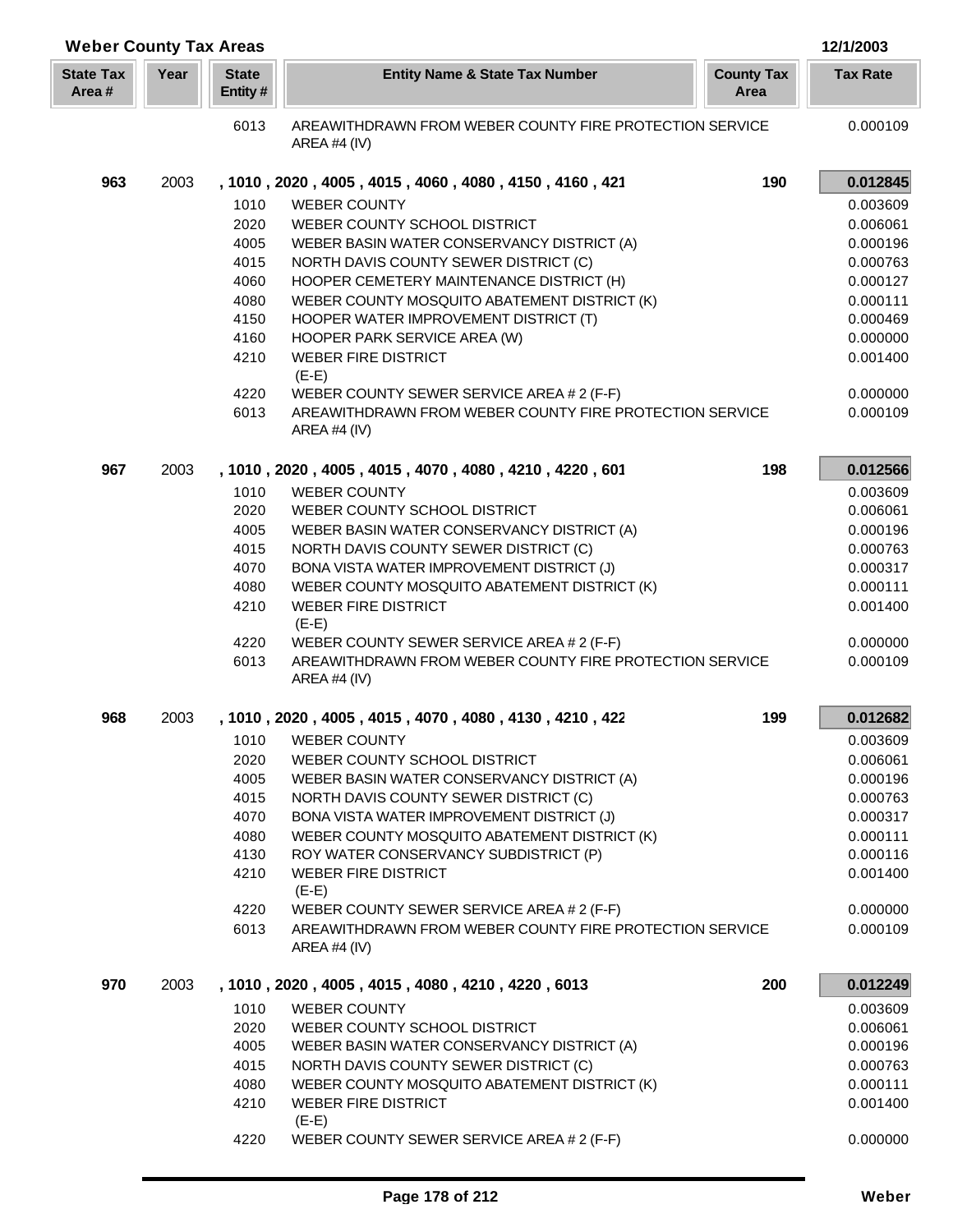## Weber County Tax Areas

12/1/2003

| State Tax Area # | Year | State Entity # | Entity Name & State Tax Number | County Tax Area | Tax Rate |
|---|---|---|---|---|---|
| | | 6013 | AREAWITHDRAWN FROM WEBER COUNTY FIRE PROTECTION SERVICE AREA #4 (IV) | | 0.000109 |
| **963** | 2003 | | **, 1010 , 2020 , 4005 , 4015 , 4060 , 4080 , 4150 , 4160 , 421** | **190** | **0.012845** |
| | | 1010 | WEBER COUNTY | | 0.003609 |
| | | 2020 | WEBER COUNTY SCHOOL DISTRICT | | 0.006061 |
| | | 4005 | WEBER BASIN WATER CONSERVANCY DISTRICT (A) | | 0.000196 |
| | | 4015 | NORTH DAVIS COUNTY SEWER DISTRICT (C) | | 0.000763 |
| | | 4060 | HOOPER CEMETERY MAINTENANCE DISTRICT (H) | | 0.000127 |
| | | 4080 | WEBER COUNTY MOSQUITO ABATEMENT DISTRICT (K) | | 0.000111 |
| | | 4150 | HOOPER WATER IMPROVEMENT DISTRICT (T) | | 0.000469 |
| | | 4160 | HOOPER PARK SERVICE AREA (W) | | 0.000000 |
| | | 4210 | WEBER FIRE DISTRICT (E-E) | | 0.001400 |
| | | 4220 | WEBER COUNTY SEWER SERVICE AREA # 2 (F-F) | | 0.000000 |
| | | 6013 | AREAWITHDRAWN FROM WEBER COUNTY FIRE PROTECTION SERVICE AREA #4 (IV) | | 0.000109 |
| **967** | 2003 | | **, 1010 , 2020 , 4005 , 4015 , 4070 , 4080 , 4210 , 4220 , 601** | **198** | **0.012566** |
| | | 1010 | WEBER COUNTY | | 0.003609 |
| | | 2020 | WEBER COUNTY SCHOOL DISTRICT | | 0.006061 |
| | | 4005 | WEBER BASIN WATER CONSERVANCY DISTRICT (A) | | 0.000196 |
| | | 4015 | NORTH DAVIS COUNTY SEWER DISTRICT (C) | | 0.000763 |
| | | 4070 | BONA VISTA WATER IMPROVEMENT DISTRICT (J) | | 0.000317 |
| | | 4080 | WEBER COUNTY MOSQUITO ABATEMENT DISTRICT (K) | | 0.000111 |
| | | 4210 | WEBER FIRE DISTRICT (E-E) | | 0.001400 |
| | | 4220 | WEBER COUNTY SEWER SERVICE AREA # 2 (F-F) | | 0.000000 |
| | | 6013 | AREAWITHDRAWN FROM WEBER COUNTY FIRE PROTECTION SERVICE AREA #4 (IV) | | 0.000109 |
| **968** | 2003 | | **, 1010 , 2020 , 4005 , 4015 , 4070 , 4080 , 4130 , 4210 , 422** | **199** | **0.012682** |
| | | 1010 | WEBER COUNTY | | 0.003609 |
| | | 2020 | WEBER COUNTY SCHOOL DISTRICT | | 0.006061 |
| | | 4005 | WEBER BASIN WATER CONSERVANCY DISTRICT (A) | | 0.000196 |
| | | 4015 | NORTH DAVIS COUNTY SEWER DISTRICT (C) | | 0.000763 |
| | | 4070 | BONA VISTA WATER IMPROVEMENT DISTRICT (J) | | 0.000317 |
| | | 4080 | WEBER COUNTY MOSQUITO ABATEMENT DISTRICT (K) | | 0.000111 |
| | | 4130 | ROY WATER CONSERVANCY SUBDISTRICT (P) | | 0.000116 |
| | | 4210 | WEBER FIRE DISTRICT (E-E) | | 0.001400 |
| | | 4220 | WEBER COUNTY SEWER SERVICE AREA # 2 (F-F) | | 0.000000 |
| | | 6013 | AREAWITHDRAWN FROM WEBER COUNTY FIRE PROTECTION SERVICE AREA #4 (IV) | | 0.000109 |
| **970** | 2003 | | **, 1010 , 2020 , 4005 , 4015 , 4080 , 4210 , 4220 , 6013** | **200** | **0.012249** |
| | | 1010 | WEBER COUNTY | | 0.003609 |
| | | 2020 | WEBER COUNTY SCHOOL DISTRICT | | 0.006061 |
| | | 4005 | WEBER BASIN WATER CONSERVANCY DISTRICT (A) | | 0.000196 |
| | | 4015 | NORTH DAVIS COUNTY SEWER DISTRICT (C) | | 0.000763 |
| | | 4080 | WEBER COUNTY MOSQUITO ABATEMENT DISTRICT (K) | | 0.000111 |
| | | 4210 | WEBER FIRE DISTRICT (E-E) | | 0.001400 |
| | | 4220 | WEBER COUNTY SEWER SERVICE AREA # 2 (F-F) | | 0.000000 |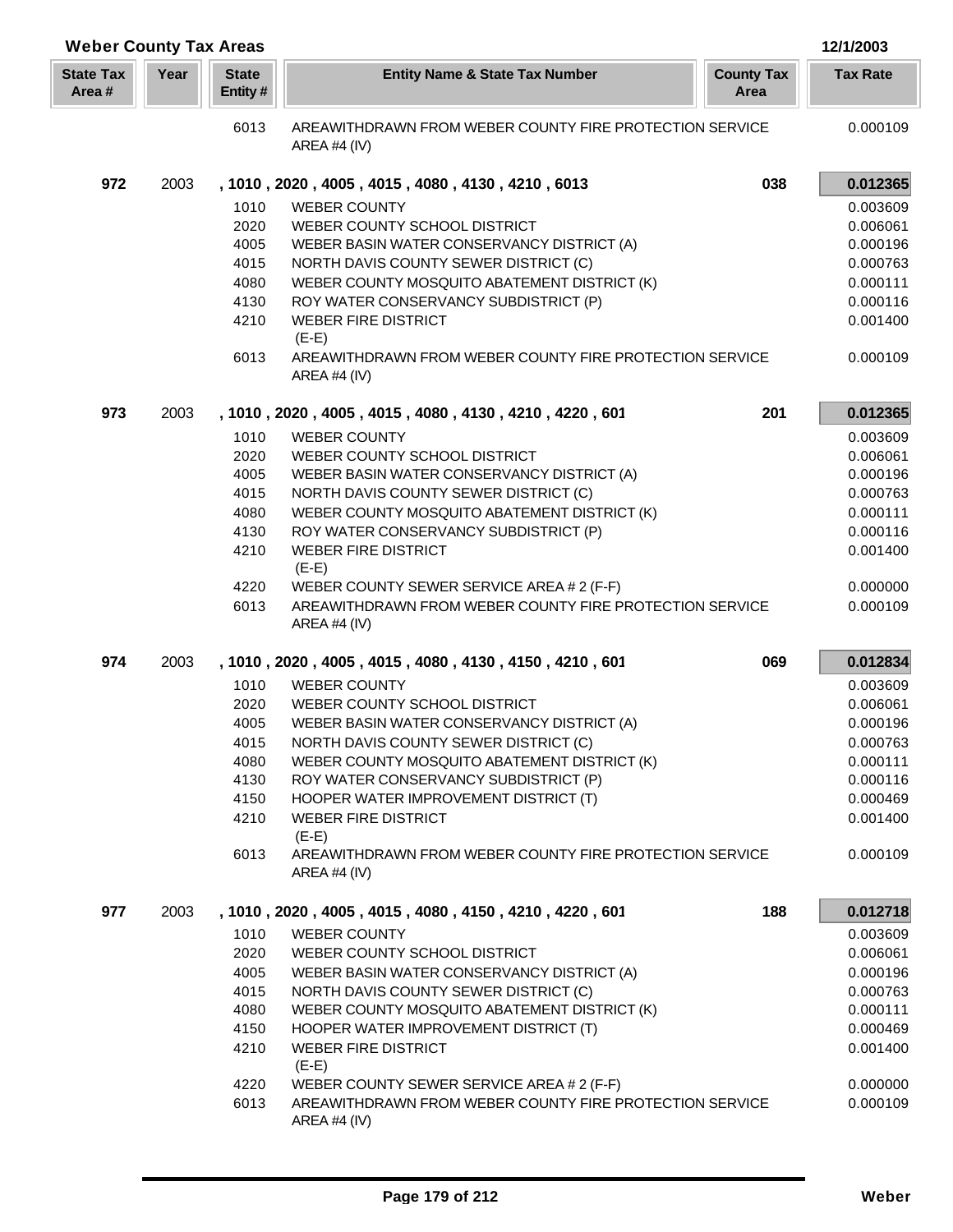## Weber County Tax Areas

12/1/2003

| State Tax Area # | Year | State Entity # | Entity Name & State Tax Number | County Tax Area | Tax Rate |
|---|---|---|---|---|---|
| | | 6013 | AREAWITHDRAWN FROM WEBER COUNTY FIRE PROTECTION SERVICE AREA #4 (IV) | | 0.000109 |
| **972** | 2003 | **, 1010 , 2020 , 4005 , 4015 , 4080 , 4130 , 4210 , 6013** | | **038** | **0.012365** |
| | | 1010 | WEBER COUNTY | | 0.003609 |
| | | 2020 | WEBER COUNTY SCHOOL DISTRICT | | 0.006061 |
| | | 4005 | WEBER BASIN WATER CONSERVANCY DISTRICT (A) | | 0.000196 |
| | | 4015 | NORTH DAVIS COUNTY SEWER DISTRICT (C) | | 0.000763 |
| | | 4080 | WEBER COUNTY MOSQUITO ABATEMENT DISTRICT (K) | | 0.000111 |
| | | 4130 | ROY WATER CONSERVANCY SUBDISTRICT (P) | | 0.000116 |
| | | 4210 | WEBER FIRE DISTRICT (E-E) | | 0.001400 |
| | | 6013 | AREAWITHDRAWN FROM WEBER COUNTY FIRE PROTECTION SERVICE AREA #4 (IV) | | 0.000109 |
| **973** | 2003 | **, 1010 , 2020 , 4005 , 4015 , 4080 , 4130 , 4210 , 4220 , 601** | | **201** | **0.012365** |
| | | 1010 | WEBER COUNTY | | 0.003609 |
| | | 2020 | WEBER COUNTY SCHOOL DISTRICT | | 0.006061 |
| | | 4005 | WEBER BASIN WATER CONSERVANCY DISTRICT (A) | | 0.000196 |
| | | 4015 | NORTH DAVIS COUNTY SEWER DISTRICT (C) | | 0.000763 |
| | | 4080 | WEBER COUNTY MOSQUITO ABATEMENT DISTRICT (K) | | 0.000111 |
| | | 4130 | ROY WATER CONSERVANCY SUBDISTRICT (P) | | 0.000116 |
| | | 4210 | WEBER FIRE DISTRICT (E-E) | | 0.001400 |
| | | 4220 | WEBER COUNTY SEWER SERVICE AREA # 2 (F-F) | | 0.000000 |
| | | 6013 | AREAWITHDRAWN FROM WEBER COUNTY FIRE PROTECTION SERVICE AREA #4 (IV) | | 0.000109 |
| **974** | 2003 | **, 1010 , 2020 , 4005 , 4015 , 4080 , 4130 , 4150 , 4210 , 601** | | **069** | **0.012834** |
| | | 1010 | WEBER COUNTY | | 0.003609 |
| | | 2020 | WEBER COUNTY SCHOOL DISTRICT | | 0.006061 |
| | | 4005 | WEBER BASIN WATER CONSERVANCY DISTRICT (A) | | 0.000196 |
| | | 4015 | NORTH DAVIS COUNTY SEWER DISTRICT (C) | | 0.000763 |
| | | 4080 | WEBER COUNTY MOSQUITO ABATEMENT DISTRICT (K) | | 0.000111 |
| | | 4130 | ROY WATER CONSERVANCY SUBDISTRICT (P) | | 0.000116 |
| | | 4150 | HOOPER WATER IMPROVEMENT DISTRICT (T) | | 0.000469 |
| | | 4210 | WEBER FIRE DISTRICT (E-E) | | 0.001400 |
| | | 6013 | AREAWITHDRAWN FROM WEBER COUNTY FIRE PROTECTION SERVICE AREA #4 (IV) | | 0.000109 |
| **977** | 2003 | **, 1010 , 2020 , 4005 , 4015 , 4080 , 4150 , 4210 , 4220 , 601** | | **188** | **0.012718** |
| | | 1010 | WEBER COUNTY | | 0.003609 |
| | | 2020 | WEBER COUNTY SCHOOL DISTRICT | | 0.006061 |
| | | 4005 | WEBER BASIN WATER CONSERVANCY DISTRICT (A) | | 0.000196 |
| | | 4015 | NORTH DAVIS COUNTY SEWER DISTRICT (C) | | 0.000763 |
| | | 4080 | WEBER COUNTY MOSQUITO ABATEMENT DISTRICT (K) | | 0.000111 |
| | | 4150 | HOOPER WATER IMPROVEMENT DISTRICT (T) | | 0.000469 |
| | | 4210 | WEBER FIRE DISTRICT (E-E) | | 0.001400 |
| | | 4220 | WEBER COUNTY SEWER SERVICE AREA # 2 (F-F) | | 0.000000 |
| | | 6013 | AREAWITHDRAWN FROM WEBER COUNTY FIRE PROTECTION SERVICE AREA #4 (IV) | | 0.000109 |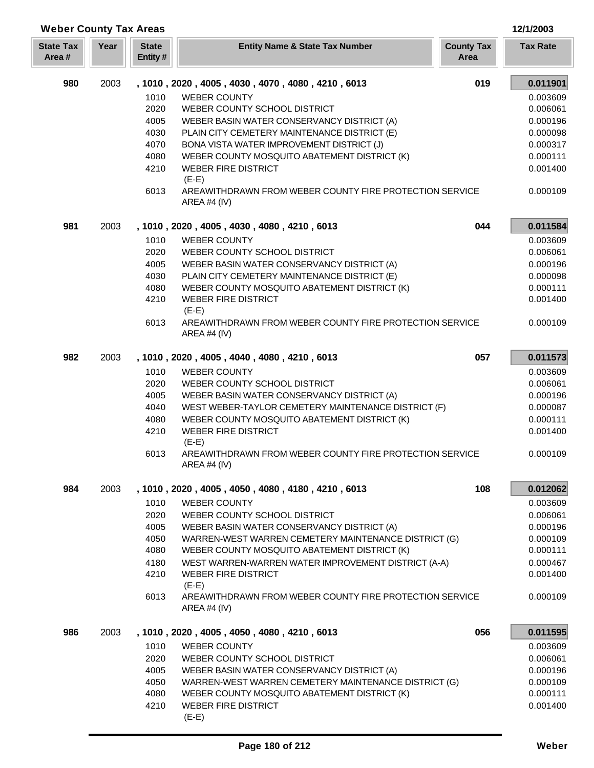## Weber County Tax Areas

12/1/2003

| State Tax Area # | Year | State Entity # | Entity Name & State Tax Number | County Tax Area | Tax Rate |
|---|---|---|---|---|---|
| 980 | 2003 | | , 1010 , 2020 , 4005 , 4030 , 4070 , 4080 , 4210 , 6013 | 019 | **0.011901** |
| | | 1010 | WEBER COUNTY | | 0.003609 |
| | | 2020 | WEBER COUNTY SCHOOL DISTRICT | | 0.006061 |
| | | 4005 | WEBER BASIN WATER CONSERVANCY DISTRICT (A) | | 0.000196 |
| | | 4030 | PLAIN CITY CEMETERY MAINTENANCE DISTRICT (E) | | 0.000098 |
| | | 4070 | BONA VISTA WATER IMPROVEMENT DISTRICT (J) | | 0.000317 |
| | | 4080 | WEBER COUNTY MOSQUITO ABATEMENT DISTRICT (K) | | 0.000111 |
| | | 4210 | WEBER FIRE DISTRICT (E-E) | | 0.001400 |
| | | 6013 | AREAWITHDRAWN FROM WEBER COUNTY FIRE PROTECTION SERVICE AREA #4 (IV) | | 0.000109 |
| 981 | 2003 | | , 1010 , 2020 , 4005 , 4030 , 4080 , 4210 , 6013 | 044 | **0.011584** |
| | | 1010 | WEBER COUNTY | | 0.003609 |
| | | 2020 | WEBER COUNTY SCHOOL DISTRICT | | 0.006061 |
| | | 4005 | WEBER BASIN WATER CONSERVANCY DISTRICT (A) | | 0.000196 |
| | | 4030 | PLAIN CITY CEMETERY MAINTENANCE DISTRICT (E) | | 0.000098 |
| | | 4080 | WEBER COUNTY MOSQUITO ABATEMENT DISTRICT (K) | | 0.000111 |
| | | 4210 | WEBER FIRE DISTRICT (E-E) | | 0.001400 |
| | | 6013 | AREAWITHDRAWN FROM WEBER COUNTY FIRE PROTECTION SERVICE AREA #4 (IV) | | 0.000109 |
| 982 | 2003 | | , 1010 , 2020 , 4005 , 4040 , 4080 , 4210 , 6013 | 057 | **0.011573** |
| | | 1010 | WEBER COUNTY | | 0.003609 |
| | | 2020 | WEBER COUNTY SCHOOL DISTRICT | | 0.006061 |
| | | 4005 | WEBER BASIN WATER CONSERVANCY DISTRICT (A) | | 0.000196 |
| | | 4040 | WEST WEBER-TAYLOR CEMETERY MAINTENANCE DISTRICT (F) | | 0.000087 |
| | | 4080 | WEBER COUNTY MOSQUITO ABATEMENT DISTRICT (K) | | 0.000111 |
| | | 4210 | WEBER FIRE DISTRICT (E-E) | | 0.001400 |
| | | 6013 | AREAWITHDRAWN FROM WEBER COUNTY FIRE PROTECTION SERVICE AREA #4 (IV) | | 0.000109 |
| 984 | 2003 | | , 1010 , 2020 , 4005 , 4050 , 4080 , 4180 , 4210 , 6013 | 108 | **0.012062** |
| | | 1010 | WEBER COUNTY | | 0.003609 |
| | | 2020 | WEBER COUNTY SCHOOL DISTRICT | | 0.006061 |
| | | 4005 | WEBER BASIN WATER CONSERVANCY DISTRICT (A) | | 0.000196 |
| | | 4050 | WARREN-WEST WARREN CEMETERY MAINTENANCE DISTRICT (G) | | 0.000109 |
| | | 4080 | WEBER COUNTY MOSQUITO ABATEMENT DISTRICT (K) | | 0.000111 |
| | | 4180 | WEST WARREN-WARREN WATER IMPROVEMENT DISTRICT (A-A) | | 0.000467 |
| | | 4210 | WEBER FIRE DISTRICT (E-E) | | 0.001400 |
| | | 6013 | AREAWITHDRAWN FROM WEBER COUNTY FIRE PROTECTION SERVICE AREA #4 (IV) | | 0.000109 |
| 986 | 2003 | | , 1010 , 2020 , 4005 , 4050 , 4080 , 4210 , 6013 | 056 | **0.011595** |
| | | 1010 | WEBER COUNTY | | 0.003609 |
| | | 2020 | WEBER COUNTY SCHOOL DISTRICT | | 0.006061 |
| | | 4005 | WEBER BASIN WATER CONSERVANCY DISTRICT (A) | | 0.000196 |
| | | 4050 | WARREN-WEST WARREN CEMETERY MAINTENANCE DISTRICT (G) | | 0.000109 |
| | | 4080 | WEBER COUNTY MOSQUITO ABATEMENT DISTRICT (K) | | 0.000111 |
| | | 4210 | WEBER FIRE DISTRICT (E-E) | | 0.001400 |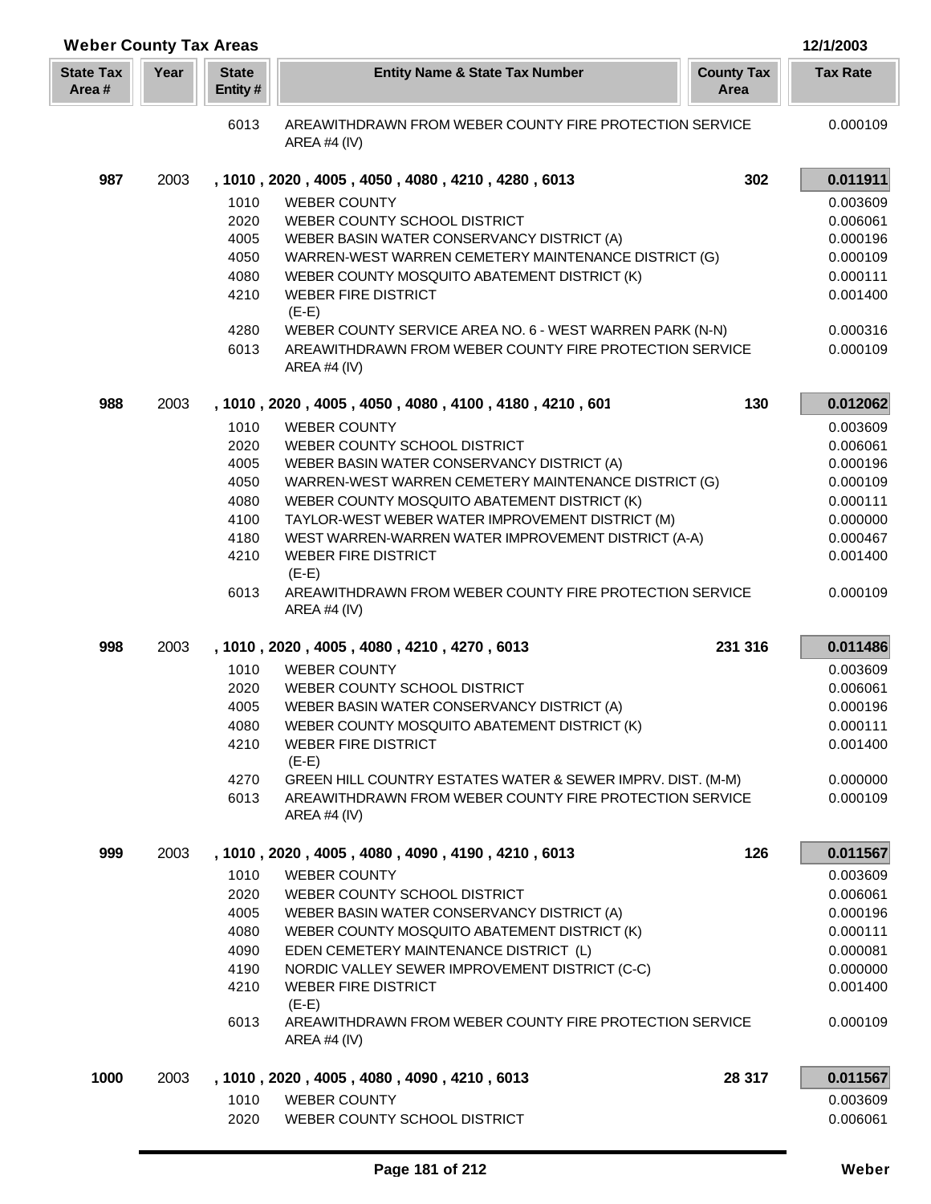## Weber County Tax Areas

12/1/2003

| State Tax Area # | Year | State Entity # | Entity Name & State Tax Number | County Tax Area | Tax Rate |
|---|---|---|---|---|---|
| | | 6013 | AREAWITHDRAWN FROM WEBER COUNTY FIRE PROTECTION SERVICE AREA #4 (IV) | | 0.000109 |
| **987** | 2003 | **, 1010 , 2020 , 4005 , 4050 , 4080 , 4210 , 4280 , 6013** | | **302** | **0.011911** |
| | | 1010 | WEBER COUNTY | | 0.003609 |
| | | 2020 | WEBER COUNTY SCHOOL DISTRICT | | 0.006061 |
| | | 4005 | WEBER BASIN WATER CONSERVANCY DISTRICT (A) | | 0.000196 |
| | | 4050 | WARREN-WEST WARREN CEMETERY MAINTENANCE DISTRICT (G) | | 0.000109 |
| | | 4080 | WEBER COUNTY MOSQUITO ABATEMENT DISTRICT (K) | | 0.000111 |
| | | 4210 | WEBER FIRE DISTRICT (E-E) | | 0.001400 |
| | | 4280 | WEBER COUNTY SERVICE AREA NO. 6 - WEST WARREN PARK (N-N) | | 0.000316 |
| | | 6013 | AREAWITHDRAWN FROM WEBER COUNTY FIRE PROTECTION SERVICE AREA #4 (IV) | | 0.000109 |
| **988** | 2003 | **, 1010 , 2020 , 4005 , 4050 , 4080 , 4100 , 4180 , 4210 , 601** | | **130** | **0.012062** |
| | | 1010 | WEBER COUNTY | | 0.003609 |
| | | 2020 | WEBER COUNTY SCHOOL DISTRICT | | 0.006061 |
| | | 4005 | WEBER BASIN WATER CONSERVANCY DISTRICT (A) | | 0.000196 |
| | | 4050 | WARREN-WEST WARREN CEMETERY MAINTENANCE DISTRICT (G) | | 0.000109 |
| | | 4080 | WEBER COUNTY MOSQUITO ABATEMENT DISTRICT (K) | | 0.000111 |
| | | 4100 | TAYLOR-WEST WEBER WATER IMPROVEMENT DISTRICT (M) | | 0.000000 |
| | | 4180 | WEST WARREN-WARREN WATER IMPROVEMENT DISTRICT (A-A) | | 0.000467 |
| | | 4210 | WEBER FIRE DISTRICT (E-E) | | 0.001400 |
| | | 6013 | AREAWITHDRAWN FROM WEBER COUNTY FIRE PROTECTION SERVICE AREA #4 (IV) | | 0.000109 |
| **998** | 2003 | **, 1010 , 2020 , 4005 , 4080 , 4210 , 4270 , 6013** | | **231 316** | **0.011486** |
| | | 1010 | WEBER COUNTY | | 0.003609 |
| | | 2020 | WEBER COUNTY SCHOOL DISTRICT | | 0.006061 |
| | | 4005 | WEBER BASIN WATER CONSERVANCY DISTRICT (A) | | 0.000196 |
| | | 4080 | WEBER COUNTY MOSQUITO ABATEMENT DISTRICT (K) | | 0.000111 |
| | | 4210 | WEBER FIRE DISTRICT (E-E) | | 0.001400 |
| | | 4270 | GREEN HILL COUNTRY ESTATES WATER & SEWER IMPRV. DIST. (M-M) | | 0.000000 |
| | | 6013 | AREAWITHDRAWN FROM WEBER COUNTY FIRE PROTECTION SERVICE AREA #4 (IV) | | 0.000109 |
| **999** | 2003 | **, 1010 , 2020 , 4005 , 4080 , 4090 , 4190 , 4210 , 6013** | | **126** | **0.011567** |
| | | 1010 | WEBER COUNTY | | 0.003609 |
| | | 2020 | WEBER COUNTY SCHOOL DISTRICT | | 0.006061 |
| | | 4005 | WEBER BASIN WATER CONSERVANCY DISTRICT (A) | | 0.000196 |
| | | 4080 | WEBER COUNTY MOSQUITO ABATEMENT DISTRICT (K) | | 0.000111 |
| | | 4090 | EDEN CEMETERY MAINTENANCE DISTRICT (L) | | 0.000081 |
| | | 4190 | NORDIC VALLEY SEWER IMPROVEMENT DISTRICT (C-C) | | 0.000000 |
| | | 4210 | WEBER FIRE DISTRICT (E-E) | | 0.001400 |
| | | 6013 | AREAWITHDRAWN FROM WEBER COUNTY FIRE PROTECTION SERVICE AREA #4 (IV) | | 0.000109 |
| **1000** | 2003 | **, 1010 , 2020 , 4005 , 4080 , 4090 , 4210 , 6013** | | **28 317** | **0.011567** |
| | | 1010 | WEBER COUNTY | | 0.003609 |
| | | 2020 | WEBER COUNTY SCHOOL DISTRICT | | 0.006061 |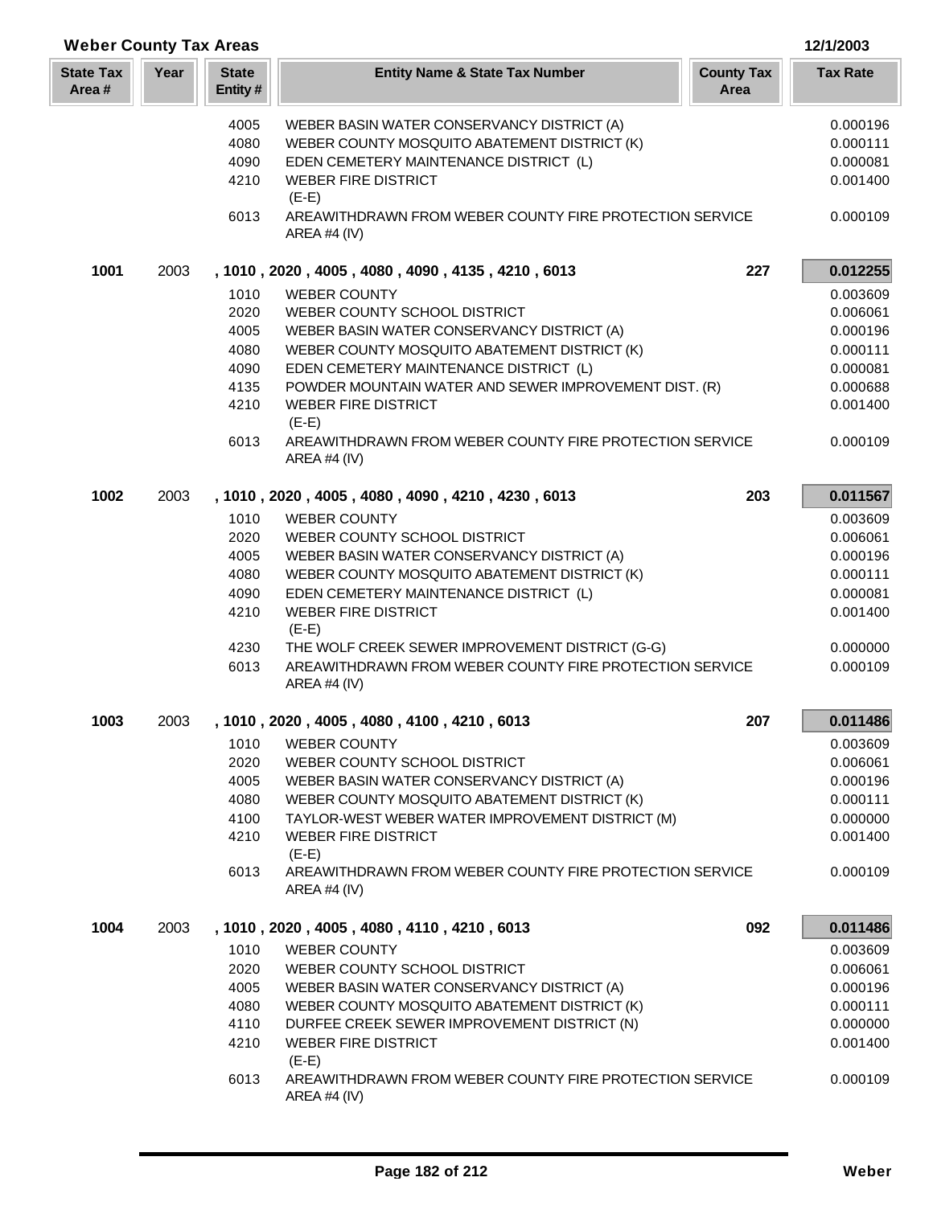## Weber County Tax Areas

12/1/2003

| State Tax Area # | Year | State Entity # | Entity Name & State Tax Number | County Tax Area | Tax Rate |
|---|---|---|---|---|---|
| | | 4005 | WEBER BASIN WATER CONSERVANCY DISTRICT (A) | | 0.000196 |
| | | 4080 | WEBER COUNTY MOSQUITO ABATEMENT DISTRICT (K) | | 0.000111 |
| | | 4090 | EDEN CEMETERY MAINTENANCE DISTRICT (L) | | 0.000081 |
| | | 4210 | WEBER FIRE DISTRICT (E-E) | | 0.001400 |
| | | 6013 | AREAWITHDRAWN FROM WEBER COUNTY FIRE PROTECTION SERVICE AREA #4 (IV) | | 0.000109 |
| **1001** | 2003 | | **, 1010 , 2020 , 4005 , 4080 , 4090 , 4135 , 4210 , 6013** | **227** | **0.012255** |
| | | 1010 | WEBER COUNTY | | 0.003609 |
| | | 2020 | WEBER COUNTY SCHOOL DISTRICT | | 0.006061 |
| | | 4005 | WEBER BASIN WATER CONSERVANCY DISTRICT (A) | | 0.000196 |
| | | 4080 | WEBER COUNTY MOSQUITO ABATEMENT DISTRICT (K) | | 0.000111 |
| | | 4090 | EDEN CEMETERY MAINTENANCE DISTRICT (L) | | 0.000081 |
| | | 4135 | POWDER MOUNTAIN WATER AND SEWER IMPROVEMENT DIST. (R) | | 0.000688 |
| | | 4210 | WEBER FIRE DISTRICT (E-E) | | 0.001400 |
| | | 6013 | AREAWITHDRAWN FROM WEBER COUNTY FIRE PROTECTION SERVICE AREA #4 (IV) | | 0.000109 |
| **1002** | 2003 | | **, 1010 , 2020 , 4005 , 4080 , 4090 , 4210 , 4230 , 6013** | **203** | **0.011567** |
| | | 1010 | WEBER COUNTY | | 0.003609 |
| | | 2020 | WEBER COUNTY SCHOOL DISTRICT | | 0.006061 |
| | | 4005 | WEBER BASIN WATER CONSERVANCY DISTRICT (A) | | 0.000196 |
| | | 4080 | WEBER COUNTY MOSQUITO ABATEMENT DISTRICT (K) | | 0.000111 |
| | | 4090 | EDEN CEMETERY MAINTENANCE DISTRICT (L) | | 0.000081 |
| | | 4210 | WEBER FIRE DISTRICT (E-E) | | 0.001400 |
| | | 4230 | THE WOLF CREEK SEWER IMPROVEMENT DISTRICT (G-G) | | 0.000000 |
| | | 6013 | AREAWITHDRAWN FROM WEBER COUNTY FIRE PROTECTION SERVICE AREA #4 (IV) | | 0.000109 |
| **1003** | 2003 | | **, 1010 , 2020 , 4005 , 4080 , 4100 , 4210 , 6013** | **207** | **0.011486** |
| | | 1010 | WEBER COUNTY | | 0.003609 |
| | | 2020 | WEBER COUNTY SCHOOL DISTRICT | | 0.006061 |
| | | 4005 | WEBER BASIN WATER CONSERVANCY DISTRICT (A) | | 0.000196 |
| | | 4080 | WEBER COUNTY MOSQUITO ABATEMENT DISTRICT (K) | | 0.000111 |
| | | 4100 | TAYLOR-WEST WEBER WATER IMPROVEMENT DISTRICT (M) | | 0.000000 |
| | | 4210 | WEBER FIRE DISTRICT (E-E) | | 0.001400 |
| | | 6013 | AREAWITHDRAWN FROM WEBER COUNTY FIRE PROTECTION SERVICE AREA #4 (IV) | | 0.000109 |
| **1004** | 2003 | | **, 1010 , 2020 , 4005 , 4080 , 4110 , 4210 , 6013** | **092** | **0.011486** |
| | | 1010 | WEBER COUNTY | | 0.003609 |
| | | 2020 | WEBER COUNTY SCHOOL DISTRICT | | 0.006061 |
| | | 4005 | WEBER BASIN WATER CONSERVANCY DISTRICT (A) | | 0.000196 |
| | | 4080 | WEBER COUNTY MOSQUITO ABATEMENT DISTRICT (K) | | 0.000111 |
| | | 4110 | DURFEE CREEK SEWER IMPROVEMENT DISTRICT (N) | | 0.000000 |
| | | 4210 | WEBER FIRE DISTRICT (E-E) | | 0.001400 |
| | | 6013 | AREAWITHDRAWN FROM WEBER COUNTY FIRE PROTECTION SERVICE AREA #4 (IV) | | 0.000109 |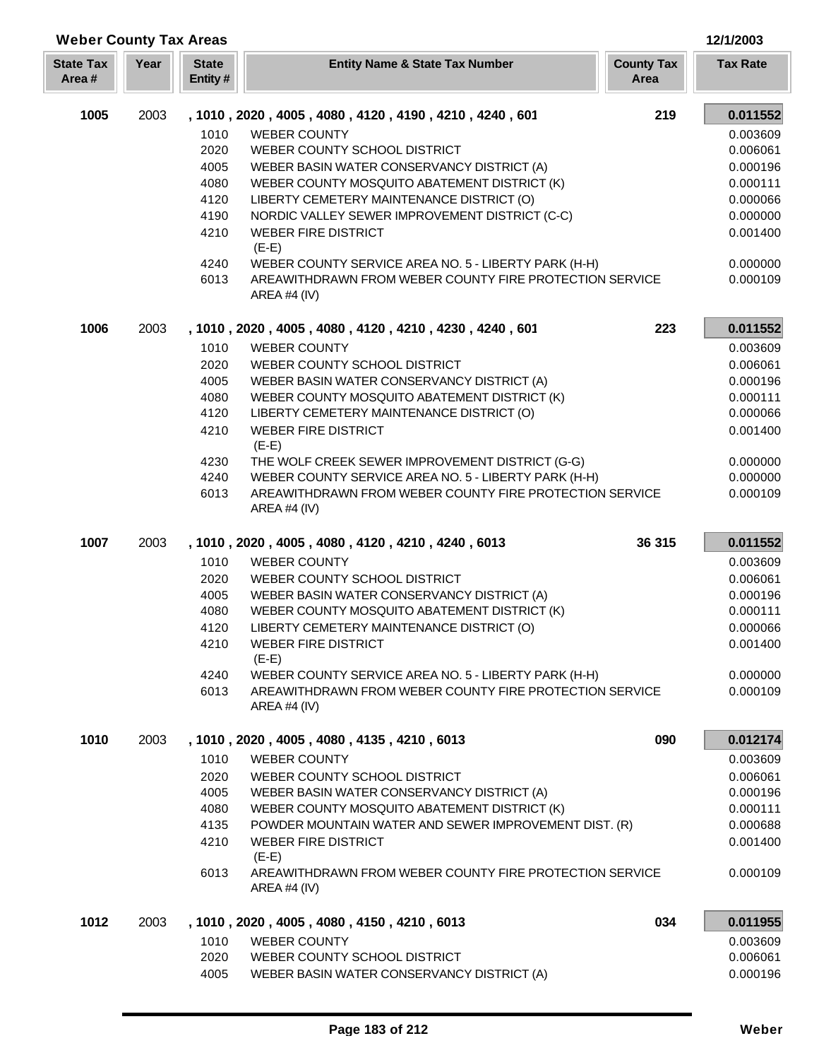## Weber County Tax Areas

12/1/2003

| State Tax Area # | Year | State Entity # | Entity Name & State Tax Number | County Tax Area | Tax Rate |
|---|---|---|---|---|---|
| **1005** | 2003 | **, 1010 , 2020 , 4005 , 4080 , 4120 , 4190 , 4210 , 4240 , 601** | | **219** | **0.011552** |
| | | 1010 | WEBER COUNTY | | 0.003609 |
| | | 2020 | WEBER COUNTY SCHOOL DISTRICT | | 0.006061 |
| | | 4005 | WEBER BASIN WATER CONSERVANCY DISTRICT (A) | | 0.000196 |
| | | 4080 | WEBER COUNTY MOSQUITO ABATEMENT DISTRICT (K) | | 0.000111 |
| | | 4120 | LIBERTY CEMETERY MAINTENANCE DISTRICT (O) | | 0.000066 |
| | | 4190 | NORDIC VALLEY SEWER IMPROVEMENT DISTRICT (C-C) | | 0.000000 |
| | | 4210 | WEBER FIRE DISTRICT (E-E) | | 0.001400 |
| | | 4240 | WEBER COUNTY SERVICE AREA NO. 5 - LIBERTY PARK (H-H) | | 0.000000 |
| | | 6013 | AREAWITHDRAWN FROM WEBER COUNTY FIRE PROTECTION SERVICE AREA #4 (IV) | | 0.000109 |
| **1006** | 2003 | **, 1010 , 2020 , 4005 , 4080 , 4120 , 4210 , 4230 , 4240 , 601** | | **223** | **0.011552** |
| | | 1010 | WEBER COUNTY | | 0.003609 |
| | | 2020 | WEBER COUNTY SCHOOL DISTRICT | | 0.006061 |
| | | 4005 | WEBER BASIN WATER CONSERVANCY DISTRICT (A) | | 0.000196 |
| | | 4080 | WEBER COUNTY MOSQUITO ABATEMENT DISTRICT (K) | | 0.000111 |
| | | 4120 | LIBERTY CEMETERY MAINTENANCE DISTRICT (O) | | 0.000066 |
| | | 4210 | WEBER FIRE DISTRICT (E-E) | | 0.001400 |
| | | 4230 | THE WOLF CREEK SEWER IMPROVEMENT DISTRICT (G-G) | | 0.000000 |
| | | 4240 | WEBER COUNTY SERVICE AREA NO. 5 - LIBERTY PARK (H-H) | | 0.000000 |
| | | 6013 | AREAWITHDRAWN FROM WEBER COUNTY FIRE PROTECTION SERVICE AREA #4 (IV) | | 0.000109 |
| **1007** | 2003 | **, 1010 , 2020 , 4005 , 4080 , 4120 , 4210 , 4240 , 6013** | | **36 315** | **0.011552** |
| | | 1010 | WEBER COUNTY | | 0.003609 |
| | | 2020 | WEBER COUNTY SCHOOL DISTRICT | | 0.006061 |
| | | 4005 | WEBER BASIN WATER CONSERVANCY DISTRICT (A) | | 0.000196 |
| | | 4080 | WEBER COUNTY MOSQUITO ABATEMENT DISTRICT (K) | | 0.000111 |
| | | 4120 | LIBERTY CEMETERY MAINTENANCE DISTRICT (O) | | 0.000066 |
| | | 4210 | WEBER FIRE DISTRICT (E-E) | | 0.001400 |
| | | 4240 | WEBER COUNTY SERVICE AREA NO. 5 - LIBERTY PARK (H-H) | | 0.000000 |
| | | 6013 | AREAWITHDRAWN FROM WEBER COUNTY FIRE PROTECTION SERVICE AREA #4 (IV) | | 0.000109 |
| **1010** | 2003 | **, 1010 , 2020 , 4005 , 4080 , 4135 , 4210 , 6013** | | **090** | **0.012174** |
| | | 1010 | WEBER COUNTY | | 0.003609 |
| | | 2020 | WEBER COUNTY SCHOOL DISTRICT | | 0.006061 |
| | | 4005 | WEBER BASIN WATER CONSERVANCY DISTRICT (A) | | 0.000196 |
| | | 4080 | WEBER COUNTY MOSQUITO ABATEMENT DISTRICT (K) | | 0.000111 |
| | | 4135 | POWDER MOUNTAIN WATER AND SEWER IMPROVEMENT DIST. (R) | | 0.000688 |
| | | 4210 | WEBER FIRE DISTRICT (E-E) | | 0.001400 |
| | | 6013 | AREAWITHDRAWN FROM WEBER COUNTY FIRE PROTECTION SERVICE AREA #4 (IV) | | 0.000109 |
| **1012** | 2003 | **, 1010 , 2020 , 4005 , 4080 , 4150 , 4210 , 6013** | | **034** | **0.011955** |
| | | 1010 | WEBER COUNTY | | 0.003609 |
| | | 2020 | WEBER COUNTY SCHOOL DISTRICT | | 0.006061 |
| | | 4005 | WEBER BASIN WATER CONSERVANCY DISTRICT (A) | | 0.000196 |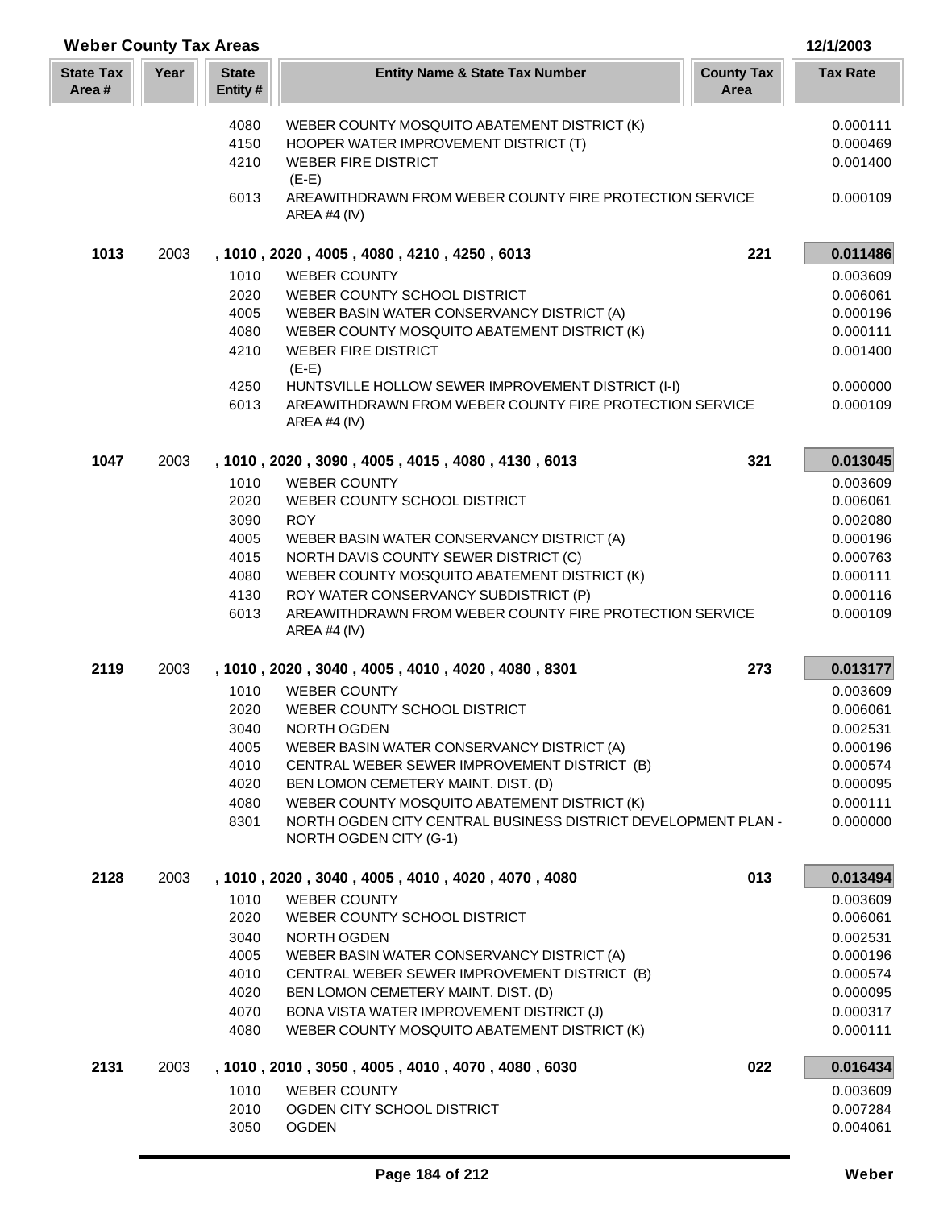## Weber County Tax Areas

12/1/2003

| State Tax Area # | Year | State Entity # | Entity Name & State Tax Number | County Tax Area | Tax Rate |
|---|---|---|---|---|---|
| | | 4080 | WEBER COUNTY MOSQUITO ABATEMENT DISTRICT (K) | | 0.000111 |
| | | 4150 | HOOPER WATER IMPROVEMENT DISTRICT (T) | | 0.000469 |
| | | 4210 | WEBER FIRE DISTRICT (E-E) | | 0.001400 |
| | | 6013 | AREAWITHDRAWN FROM WEBER COUNTY FIRE PROTECTION SERVICE AREA #4 (IV) | | 0.000109 |
| **1013** | 2003 | | **, 1010 , 2020 , 4005 , 4080 , 4210 , 4250 , 6013** | **221** | **0.011486** |
| | | 1010 | WEBER COUNTY | | 0.003609 |
| | | 2020 | WEBER COUNTY SCHOOL DISTRICT | | 0.006061 |
| | | 4005 | WEBER BASIN WATER CONSERVANCY DISTRICT (A) | | 0.000196 |
| | | 4080 | WEBER COUNTY MOSQUITO ABATEMENT DISTRICT (K) | | 0.000111 |
| | | 4210 | WEBER FIRE DISTRICT (E-E) | | 0.001400 |
| | | 4250 | HUNTSVILLE HOLLOW SEWER IMPROVEMENT DISTRICT (I-I) | | 0.000000 |
| | | 6013 | AREAWITHDRAWN FROM WEBER COUNTY FIRE PROTECTION SERVICE AREA #4 (IV) | | 0.000109 |
| **1047** | 2003 | | **, 1010 , 2020 , 3090 , 4005 , 4015 , 4080 , 4130 , 6013** | **321** | **0.013045** |
| | | 1010 | WEBER COUNTY | | 0.003609 |
| | | 2020 | WEBER COUNTY SCHOOL DISTRICT | | 0.006061 |
| | | 3090 | ROY | | 0.002080 |
| | | 4005 | WEBER BASIN WATER CONSERVANCY DISTRICT (A) | | 0.000196 |
| | | 4015 | NORTH DAVIS COUNTY SEWER DISTRICT (C) | | 0.000763 |
| | | 4080 | WEBER COUNTY MOSQUITO ABATEMENT DISTRICT (K) | | 0.000111 |
| | | 4130 | ROY WATER CONSERVANCY SUBDISTRICT (P) | | 0.000116 |
| | | 6013 | AREAWITHDRAWN FROM WEBER COUNTY FIRE PROTECTION SERVICE AREA #4 (IV) | | 0.000109 |
| **2119** | 2003 | | **, 1010 , 2020 , 3040 , 4005 , 4010 , 4020 , 4080 , 8301** | **273** | **0.013177** |
| | | 1010 | WEBER COUNTY | | 0.003609 |
| | | 2020 | WEBER COUNTY SCHOOL DISTRICT | | 0.006061 |
| | | 3040 | NORTH OGDEN | | 0.002531 |
| | | 4005 | WEBER BASIN WATER CONSERVANCY DISTRICT (A) | | 0.000196 |
| | | 4010 | CENTRAL WEBER SEWER IMPROVEMENT DISTRICT (B) | | 0.000574 |
| | | 4020 | BEN LOMON CEMETERY MAINT. DIST. (D) | | 0.000095 |
| | | 4080 | WEBER COUNTY MOSQUITO ABATEMENT DISTRICT (K) | | 0.000111 |
| | | 8301 | NORTH OGDEN CITY CENTRAL BUSINESS DISTRICT DEVELOPMENT PLAN - NORTH OGDEN CITY (G-1) | | 0.000000 |
| **2128** | 2003 | | **, 1010 , 2020 , 3040 , 4005 , 4010 , 4020 , 4070 , 4080** | **013** | **0.013494** |
| | | 1010 | WEBER COUNTY | | 0.003609 |
| | | 2020 | WEBER COUNTY SCHOOL DISTRICT | | 0.006061 |
| | | 3040 | NORTH OGDEN | | 0.002531 |
| | | 4005 | WEBER BASIN WATER CONSERVANCY DISTRICT (A) | | 0.000196 |
| | | 4010 | CENTRAL WEBER SEWER IMPROVEMENT DISTRICT (B) | | 0.000574 |
| | | 4020 | BEN LOMON CEMETERY MAINT. DIST. (D) | | 0.000095 |
| | | 4070 | BONA VISTA WATER IMPROVEMENT DISTRICT (J) | | 0.000317 |
| | | 4080 | WEBER COUNTY MOSQUITO ABATEMENT DISTRICT (K) | | 0.000111 |
| **2131** | 2003 | | **, 1010 , 2010 , 3050 , 4005 , 4010 , 4070 , 4080 , 6030** | **022** | **0.016434** |
| | | 1010 | WEBER COUNTY | | 0.003609 |
| | | 2010 | OGDEN CITY SCHOOL DISTRICT | | 0.007284 |
| | | 3050 | OGDEN | | 0.004061 |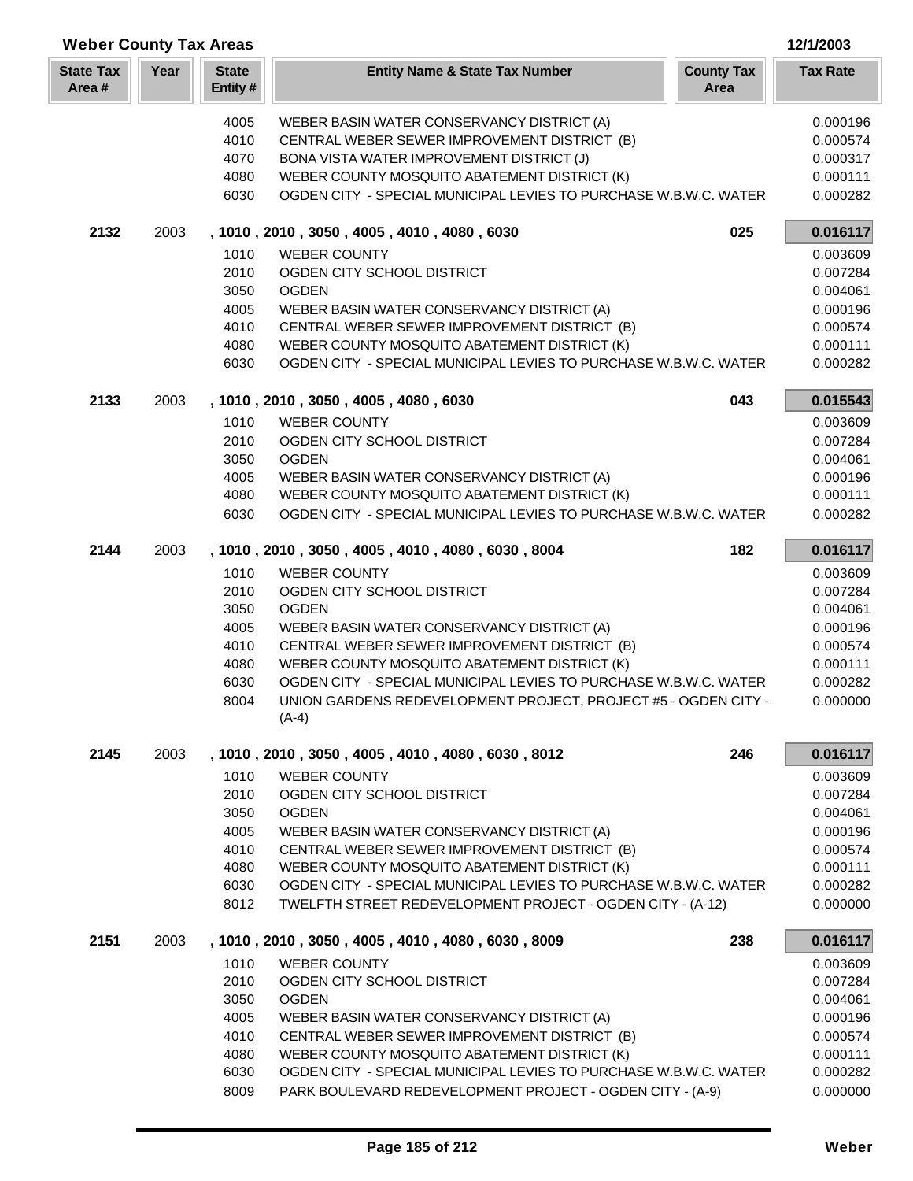## Weber County Tax Areas

12/1/2003

| State Tax Area # | Year | State Entity # | Entity Name & State Tax Number | County Tax Area | Tax Rate |
|---|---|---|---|---|---|
| | | 4005 | WEBER BASIN WATER CONSERVANCY DISTRICT (A) | | 0.000196 |
| | | 4010 | CENTRAL WEBER SEWER IMPROVEMENT DISTRICT (B) | | 0.000574 |
| | | 4070 | BONA VISTA WATER IMPROVEMENT DISTRICT (J) | | 0.000317 |
| | | 4080 | WEBER COUNTY MOSQUITO ABATEMENT DISTRICT (K) | | 0.000111 |
| | | 6030 | OGDEN CITY - SPECIAL MUNICIPAL LEVIES TO PURCHASE W.B.W.C. WATER | | 0.000282 |
| **2132** | 2003 | | **, 1010 , 2010 , 3050 , 4005 , 4010 , 4080 , 6030** | **025** | **0.016117** |
| | | 1010 | WEBER COUNTY | | 0.003609 |
| | | 2010 | OGDEN CITY SCHOOL DISTRICT | | 0.007284 |
| | | 3050 | OGDEN | | 0.004061 |
| | | 4005 | WEBER BASIN WATER CONSERVANCY DISTRICT (A) | | 0.000196 |
| | | 4010 | CENTRAL WEBER SEWER IMPROVEMENT DISTRICT (B) | | 0.000574 |
| | | 4080 | WEBER COUNTY MOSQUITO ABATEMENT DISTRICT (K) | | 0.000111 |
| | | 6030 | OGDEN CITY - SPECIAL MUNICIPAL LEVIES TO PURCHASE W.B.W.C. WATER | | 0.000282 |
| **2133** | 2003 | | **, 1010 , 2010 , 3050 , 4005 , 4080 , 6030** | **043** | **0.015543** |
| | | 1010 | WEBER COUNTY | | 0.003609 |
| | | 2010 | OGDEN CITY SCHOOL DISTRICT | | 0.007284 |
| | | 3050 | OGDEN | | 0.004061 |
| | | 4005 | WEBER BASIN WATER CONSERVANCY DISTRICT (A) | | 0.000196 |
| | | 4080 | WEBER COUNTY MOSQUITO ABATEMENT DISTRICT (K) | | 0.000111 |
| | | 6030 | OGDEN CITY - SPECIAL MUNICIPAL LEVIES TO PURCHASE W.B.W.C. WATER | | 0.000282 |
| **2144** | 2003 | | **, 1010 , 2010 , 3050 , 4005 , 4010 , 4080 , 6030 , 8004** | **182** | **0.016117** |
| | | 1010 | WEBER COUNTY | | 0.003609 |
| | | 2010 | OGDEN CITY SCHOOL DISTRICT | | 0.007284 |
| | | 3050 | OGDEN | | 0.004061 |
| | | 4005 | WEBER BASIN WATER CONSERVANCY DISTRICT (A) | | 0.000196 |
| | | 4010 | CENTRAL WEBER SEWER IMPROVEMENT DISTRICT (B) | | 0.000574 |
| | | 4080 | WEBER COUNTY MOSQUITO ABATEMENT DISTRICT (K) | | 0.000111 |
| | | 6030 | OGDEN CITY - SPECIAL MUNICIPAL LEVIES TO PURCHASE W.B.W.C. WATER | | 0.000282 |
| | | 8004 | UNION GARDENS REDEVELOPMENT PROJECT, PROJECT #5 - OGDEN CITY - (A-4) | | 0.000000 |
| **2145** | 2003 | | **, 1010 , 2010 , 3050 , 4005 , 4010 , 4080 , 6030 , 8012** | **246** | **0.016117** |
| | | 1010 | WEBER COUNTY | | 0.003609 |
| | | 2010 | OGDEN CITY SCHOOL DISTRICT | | 0.007284 |
| | | 3050 | OGDEN | | 0.004061 |
| | | 4005 | WEBER BASIN WATER CONSERVANCY DISTRICT (A) | | 0.000196 |
| | | 4010 | CENTRAL WEBER SEWER IMPROVEMENT DISTRICT (B) | | 0.000574 |
| | | 4080 | WEBER COUNTY MOSQUITO ABATEMENT DISTRICT (K) | | 0.000111 |
| | | 6030 | OGDEN CITY - SPECIAL MUNICIPAL LEVIES TO PURCHASE W.B.W.C. WATER | | 0.000282 |
| | | 8012 | TWELFTH STREET REDEVELOPMENT PROJECT - OGDEN CITY - (A-12) | | 0.000000 |
| **2151** | 2003 | | **, 1010 , 2010 , 3050 , 4005 , 4010 , 4080 , 6030 , 8009** | **238** | **0.016117** |
| | | 1010 | WEBER COUNTY | | 0.003609 |
| | | 2010 | OGDEN CITY SCHOOL DISTRICT | | 0.007284 |
| | | 3050 | OGDEN | | 0.004061 |
| | | 4005 | WEBER BASIN WATER CONSERVANCY DISTRICT (A) | | 0.000196 |
| | | 4010 | CENTRAL WEBER SEWER IMPROVEMENT DISTRICT (B) | | 0.000574 |
| | | 4080 | WEBER COUNTY MOSQUITO ABATEMENT DISTRICT (K) | | 0.000111 |
| | | 6030 | OGDEN CITY - SPECIAL MUNICIPAL LEVIES TO PURCHASE W.B.W.C. WATER | | 0.000282 |
| | | 8009 | PARK BOULEVARD REDEVELOPMENT PROJECT - OGDEN CITY - (A-9) | | 0.000000 |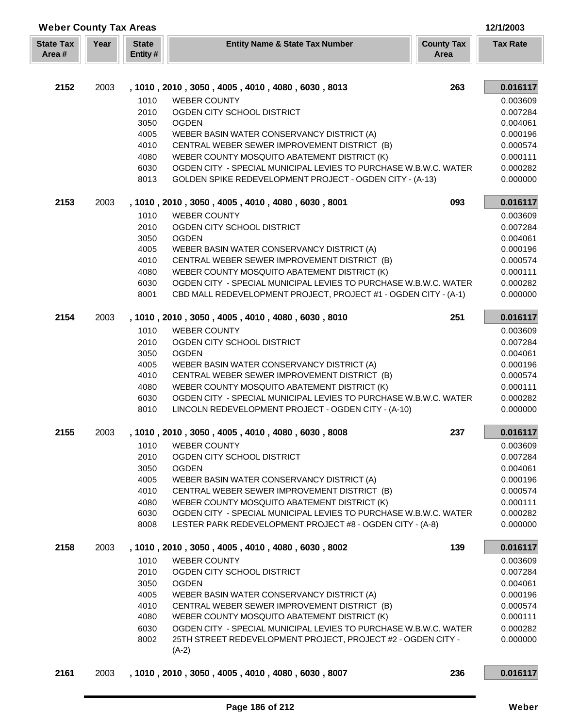## Weber County Tax Areas

12/1/2003

| State Tax Area # | Year | State Entity # | Entity Name & State Tax Number | County Tax Area | Tax Rate |
|---|---|---|---|---|---|
| **2152** | 2003 | | **, 1010 , 2010 , 3050 , 4005 , 4010 , 4080 , 6030 , 8013** | **263** | **0.016117** |
| | | 1010 | WEBER COUNTY | | 0.003609 |
| | | 2010 | OGDEN CITY SCHOOL DISTRICT | | 0.007284 |
| | | 3050 | OGDEN | | 0.004061 |
| | | 4005 | WEBER BASIN WATER CONSERVANCY DISTRICT (A) | | 0.000196 |
| | | 4010 | CENTRAL WEBER SEWER IMPROVEMENT DISTRICT (B) | | 0.000574 |
| | | 4080 | WEBER COUNTY MOSQUITO ABATEMENT DISTRICT (K) | | 0.000111 |
| | | 6030 | OGDEN CITY - SPECIAL MUNICIPAL LEVIES TO PURCHASE W.B.W.C. WATER | | 0.000282 |
| | | 8013 | GOLDEN SPIKE REDEVELOPMENT PROJECT - OGDEN CITY - (A-13) | | 0.000000 |
| **2153** | 2003 | | **, 1010 , 2010 , 3050 , 4005 , 4010 , 4080 , 6030 , 8001** | **093** | **0.016117** |
| | | 1010 | WEBER COUNTY | | 0.003609 |
| | | 2010 | OGDEN CITY SCHOOL DISTRICT | | 0.007284 |
| | | 3050 | OGDEN | | 0.004061 |
| | | 4005 | WEBER BASIN WATER CONSERVANCY DISTRICT (A) | | 0.000196 |
| | | 4010 | CENTRAL WEBER SEWER IMPROVEMENT DISTRICT (B) | | 0.000574 |
| | | 4080 | WEBER COUNTY MOSQUITO ABATEMENT DISTRICT (K) | | 0.000111 |
| | | 6030 | OGDEN CITY - SPECIAL MUNICIPAL LEVIES TO PURCHASE W.B.W.C. WATER | | 0.000282 |
| | | 8001 | CBD MALL REDEVELOPMENT PROJECT, PROJECT #1 - OGDEN CITY - (A-1) | | 0.000000 |
| **2154** | 2003 | | **, 1010 , 2010 , 3050 , 4005 , 4010 , 4080 , 6030 , 8010** | **251** | **0.016117** |
| | | 1010 | WEBER COUNTY | | 0.003609 |
| | | 2010 | OGDEN CITY SCHOOL DISTRICT | | 0.007284 |
| | | 3050 | OGDEN | | 0.004061 |
| | | 4005 | WEBER BASIN WATER CONSERVANCY DISTRICT (A) | | 0.000196 |
| | | 4010 | CENTRAL WEBER SEWER IMPROVEMENT DISTRICT (B) | | 0.000574 |
| | | 4080 | WEBER COUNTY MOSQUITO ABATEMENT DISTRICT (K) | | 0.000111 |
| | | 6030 | OGDEN CITY - SPECIAL MUNICIPAL LEVIES TO PURCHASE W.B.W.C. WATER | | 0.000282 |
| | | 8010 | LINCOLN REDEVELOPMENT PROJECT - OGDEN CITY - (A-10) | | 0.000000 |
| **2155** | 2003 | | **, 1010 , 2010 , 3050 , 4005 , 4010 , 4080 , 6030 , 8008** | **237** | **0.016117** |
| | | 1010 | WEBER COUNTY | | 0.003609 |
| | | 2010 | OGDEN CITY SCHOOL DISTRICT | | 0.007284 |
| | | 3050 | OGDEN | | 0.004061 |
| | | 4005 | WEBER BASIN WATER CONSERVANCY DISTRICT (A) | | 0.000196 |
| | | 4010 | CENTRAL WEBER SEWER IMPROVEMENT DISTRICT (B) | | 0.000574 |
| | | 4080 | WEBER COUNTY MOSQUITO ABATEMENT DISTRICT (K) | | 0.000111 |
| | | 6030 | OGDEN CITY - SPECIAL MUNICIPAL LEVIES TO PURCHASE W.B.W.C. WATER | | 0.000282 |
| | | 8008 | LESTER PARK REDEVELOPMENT PROJECT #8 - OGDEN CITY - (A-8) | | 0.000000 |
| **2158** | 2003 | | **, 1010 , 2010 , 3050 , 4005 , 4010 , 4080 , 6030 , 8002** | **139** | **0.016117** |
| | | 1010 | WEBER COUNTY | | 0.003609 |
| | | 2010 | OGDEN CITY SCHOOL DISTRICT | | 0.007284 |
| | | 3050 | OGDEN | | 0.004061 |
| | | 4005 | WEBER BASIN WATER CONSERVANCY DISTRICT (A) | | 0.000196 |
| | | 4010 | CENTRAL WEBER SEWER IMPROVEMENT DISTRICT (B) | | 0.000574 |
| | | 4080 | WEBER COUNTY MOSQUITO ABATEMENT DISTRICT (K) | | 0.000111 |
| | | 6030 | OGDEN CITY - SPECIAL MUNICIPAL LEVIES TO PURCHASE W.B.W.C. WATER | | 0.000282 |
| | | 8002 | 25TH STREET REDEVELOPMENT PROJECT, PROJECT #2 - OGDEN CITY - (A-2) | | 0.000000 |
| **2161** | 2003 | | **, 1010 , 2010 , 3050 , 4005 , 4010 , 4080 , 6030 , 8007** | **236** | **0.016117** |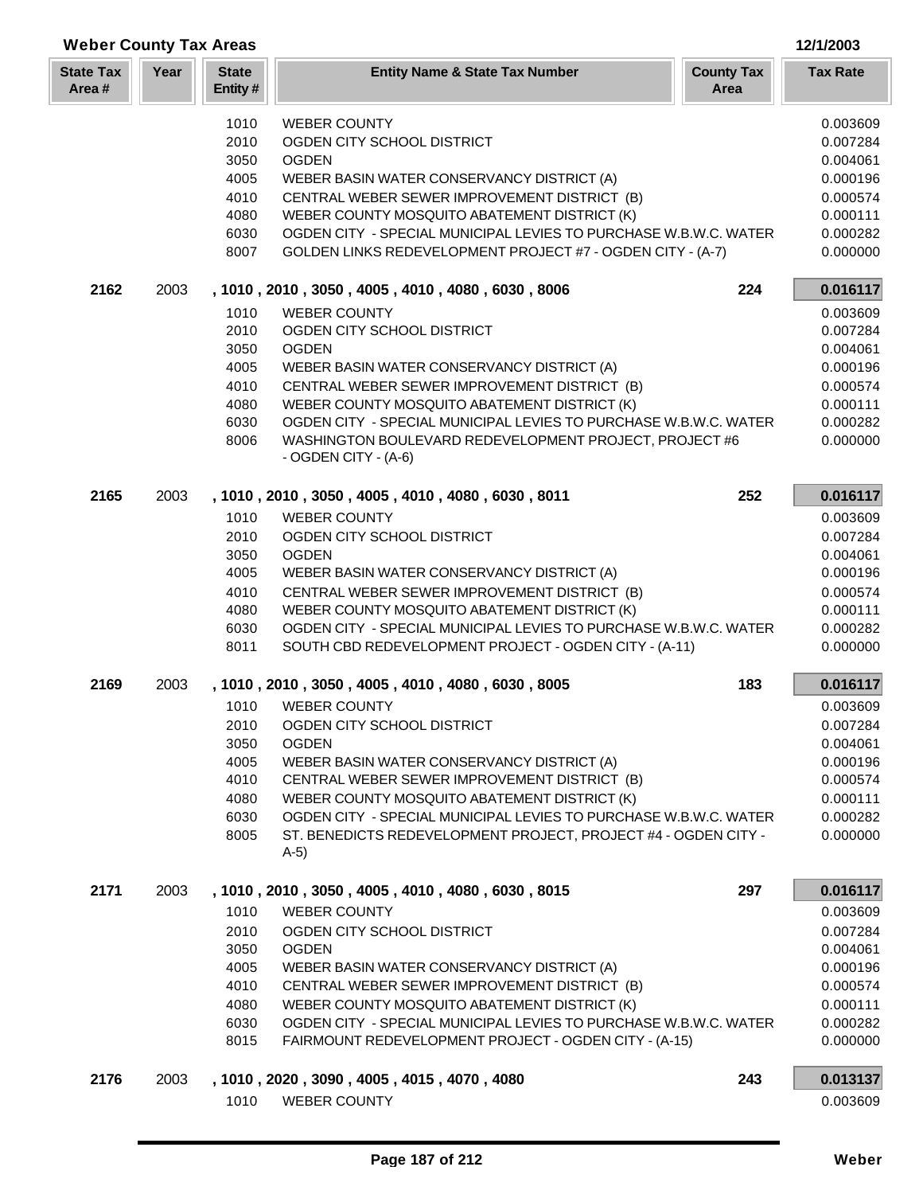## Weber County Tax Areas

12/1/2003

| State Tax Area # | Year | State Entity # | Entity Name & State Tax Number | County Tax Area | Tax Rate |
|---|---|---|---|---|---|
| | | 1010 | WEBER COUNTY | | 0.003609 |
| | | 2010 | OGDEN CITY SCHOOL DISTRICT | | 0.007284 |
| | | 3050 | OGDEN | | 0.004061 |
| | | 4005 | WEBER BASIN WATER CONSERVANCY DISTRICT (A) | | 0.000196 |
| | | 4010 | CENTRAL WEBER SEWER IMPROVEMENT DISTRICT (B) | | 0.000574 |
| | | 4080 | WEBER COUNTY MOSQUITO ABATEMENT DISTRICT (K) | | 0.000111 |
| | | 6030 | OGDEN CITY - SPECIAL MUNICIPAL LEVIES TO PURCHASE W.B.W.C. WATER | | 0.000282 |
| | | 8007 | GOLDEN LINKS REDEVELOPMENT PROJECT #7 - OGDEN CITY - (A-7) | | 0.000000 |
| **2162** | 2003 | | **, 1010 , 2010 , 3050 , 4005 , 4010 , 4080 , 6030 , 8006** | **224** | **0.016117** |
| | | 1010 | WEBER COUNTY | | 0.003609 |
| | | 2010 | OGDEN CITY SCHOOL DISTRICT | | 0.007284 |
| | | 3050 | OGDEN | | 0.004061 |
| | | 4005 | WEBER BASIN WATER CONSERVANCY DISTRICT (A) | | 0.000196 |
| | | 4010 | CENTRAL WEBER SEWER IMPROVEMENT DISTRICT (B) | | 0.000574 |
| | | 4080 | WEBER COUNTY MOSQUITO ABATEMENT DISTRICT (K) | | 0.000111 |
| | | 6030 | OGDEN CITY - SPECIAL MUNICIPAL LEVIES TO PURCHASE W.B.W.C. WATER | | 0.000282 |
| | | 8006 | WASHINGTON BOULEVARD REDEVELOPMENT PROJECT, PROJECT #6 - OGDEN CITY - (A-6) | | 0.000000 |
| **2165** | 2003 | | **, 1010 , 2010 , 3050 , 4005 , 4010 , 4080 , 6030 , 8011** | **252** | **0.016117** |
| | | 1010 | WEBER COUNTY | | 0.003609 |
| | | 2010 | OGDEN CITY SCHOOL DISTRICT | | 0.007284 |
| | | 3050 | OGDEN | | 0.004061 |
| | | 4005 | WEBER BASIN WATER CONSERVANCY DISTRICT (A) | | 0.000196 |
| | | 4010 | CENTRAL WEBER SEWER IMPROVEMENT DISTRICT (B) | | 0.000574 |
| | | 4080 | WEBER COUNTY MOSQUITO ABATEMENT DISTRICT (K) | | 0.000111 |
| | | 6030 | OGDEN CITY - SPECIAL MUNICIPAL LEVIES TO PURCHASE W.B.W.C. WATER | | 0.000282 |
| | | 8011 | SOUTH CBD REDEVELOPMENT PROJECT - OGDEN CITY - (A-11) | | 0.000000 |
| **2169** | 2003 | | **, 1010 , 2010 , 3050 , 4005 , 4010 , 4080 , 6030 , 8005** | **183** | **0.016117** |
| | | 1010 | WEBER COUNTY | | 0.003609 |
| | | 2010 | OGDEN CITY SCHOOL DISTRICT | | 0.007284 |
| | | 3050 | OGDEN | | 0.004061 |
| | | 4005 | WEBER BASIN WATER CONSERVANCY DISTRICT (A) | | 0.000196 |
| | | 4010 | CENTRAL WEBER SEWER IMPROVEMENT DISTRICT (B) | | 0.000574 |
| | | 4080 | WEBER COUNTY MOSQUITO ABATEMENT DISTRICT (K) | | 0.000111 |
| | | 6030 | OGDEN CITY - SPECIAL MUNICIPAL LEVIES TO PURCHASE W.B.W.C. WATER | | 0.000282 |
| | | 8005 | ST. BENEDICTS REDEVELOPMENT PROJECT, PROJECT #4 - OGDEN CITY - A-5) | | 0.000000 |
| **2171** | 2003 | | **, 1010 , 2010 , 3050 , 4005 , 4010 , 4080 , 6030 , 8015** | **297** | **0.016117** |
| | | 1010 | WEBER COUNTY | | 0.003609 |
| | | 2010 | OGDEN CITY SCHOOL DISTRICT | | 0.007284 |
| | | 3050 | OGDEN | | 0.004061 |
| | | 4005 | WEBER BASIN WATER CONSERVANCY DISTRICT (A) | | 0.000196 |
| | | 4010 | CENTRAL WEBER SEWER IMPROVEMENT DISTRICT (B) | | 0.000574 |
| | | 4080 | WEBER COUNTY MOSQUITO ABATEMENT DISTRICT (K) | | 0.000111 |
| | | 6030 | OGDEN CITY - SPECIAL MUNICIPAL LEVIES TO PURCHASE W.B.W.C. WATER | | 0.000282 |
| | | 8015 | FAIRMOUNT REDEVELOPMENT PROJECT - OGDEN CITY - (A-15) | | 0.000000 |
| **2176** | 2003 | | **, 1010 , 2020 , 3090 , 4005 , 4015 , 4070 , 4080** | **243** | **0.013137** |
| | | 1010 | WEBER COUNTY | | 0.003609 |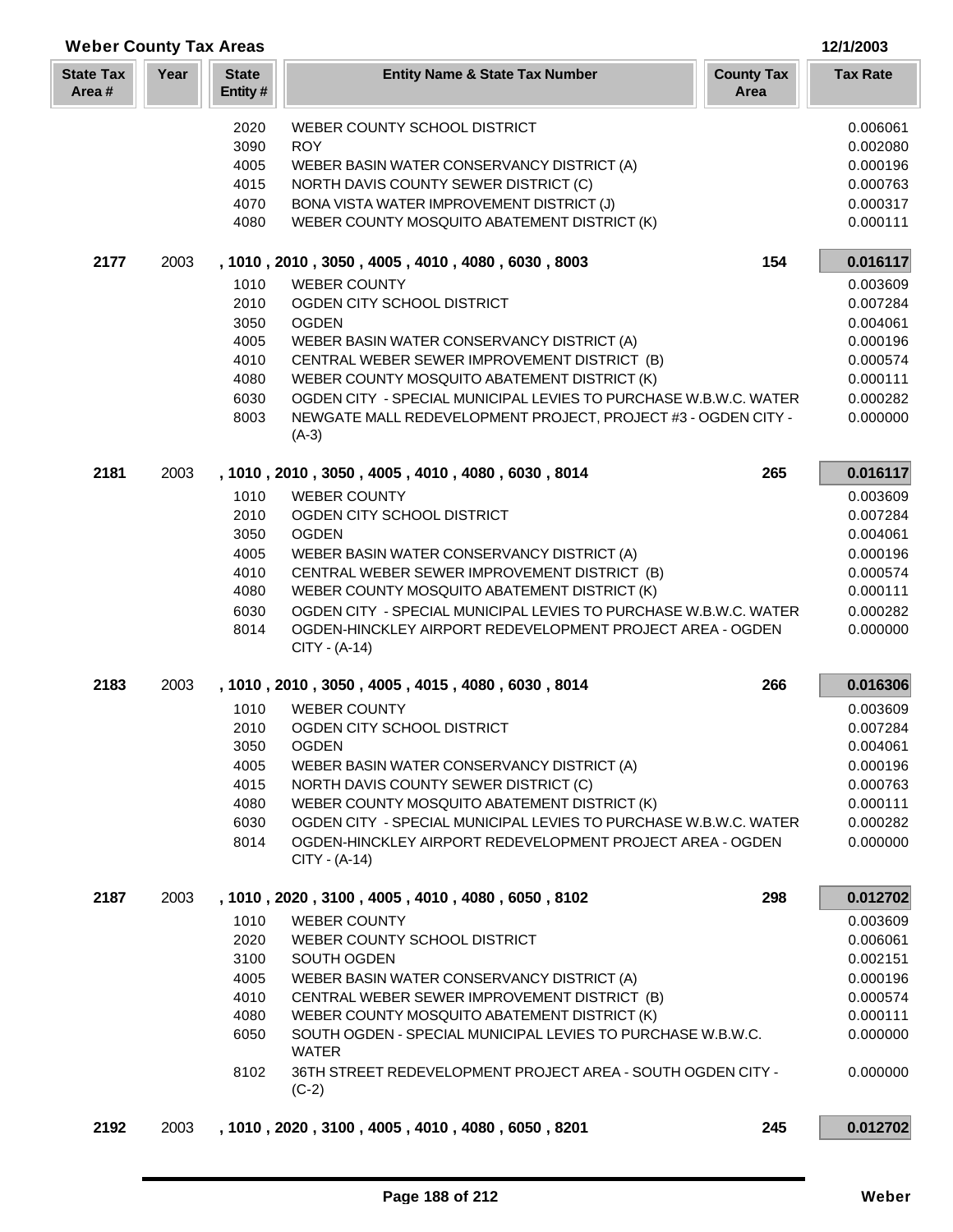## Weber County Tax Areas

12/1/2003

| State Tax Area # | Year | State Entity # | Entity Name & State Tax Number | County Tax Area | Tax Rate |
|---|---|---|---|---|---|
| | | 2020 | WEBER COUNTY SCHOOL DISTRICT | | 0.006061 |
| | | 3090 | ROY | | 0.002080 |
| | | 4005 | WEBER BASIN WATER CONSERVANCY DISTRICT (A) | | 0.000196 |
| | | 4015 | NORTH DAVIS COUNTY SEWER DISTRICT (C) | | 0.000763 |
| | | 4070 | BONA VISTA WATER IMPROVEMENT DISTRICT (J) | | 0.000317 |
| | | 4080 | WEBER COUNTY MOSQUITO ABATEMENT DISTRICT (K) | | 0.000111 |
| **2177** | 2003 | | **, 1010 , 2010 , 3050 , 4005 , 4010 , 4080 , 6030 , 8003** | **154** | **0.016117** |
| | | 1010 | WEBER COUNTY | | 0.003609 |
| | | 2010 | OGDEN CITY SCHOOL DISTRICT | | 0.007284 |
| | | 3050 | OGDEN | | 0.004061 |
| | | 4005 | WEBER BASIN WATER CONSERVANCY DISTRICT (A) | | 0.000196 |
| | | 4010 | CENTRAL WEBER SEWER IMPROVEMENT DISTRICT (B) | | 0.000574 |
| | | 4080 | WEBER COUNTY MOSQUITO ABATEMENT DISTRICT (K) | | 0.000111 |
| | | 6030 | OGDEN CITY - SPECIAL MUNICIPAL LEVIES TO PURCHASE W.B.W.C. WATER | | 0.000282 |
| | | 8003 | NEWGATE MALL REDEVELOPMENT PROJECT, PROJECT #3 - OGDEN CITY - (A-3) | | 0.000000 |
| **2181** | 2003 | | **, 1010 , 2010 , 3050 , 4005 , 4010 , 4080 , 6030 , 8014** | **265** | **0.016117** |
| | | 1010 | WEBER COUNTY | | 0.003609 |
| | | 2010 | OGDEN CITY SCHOOL DISTRICT | | 0.007284 |
| | | 3050 | OGDEN | | 0.004061 |
| | | 4005 | WEBER BASIN WATER CONSERVANCY DISTRICT (A) | | 0.000196 |
| | | 4010 | CENTRAL WEBER SEWER IMPROVEMENT DISTRICT (B) | | 0.000574 |
| | | 4080 | WEBER COUNTY MOSQUITO ABATEMENT DISTRICT (K) | | 0.000111 |
| | | 6030 | OGDEN CITY - SPECIAL MUNICIPAL LEVIES TO PURCHASE W.B.W.C. WATER | | 0.000282 |
| | | 8014 | OGDEN-HINCKLEY AIRPORT REDEVELOPMENT PROJECT AREA - OGDEN CITY - (A-14) | | 0.000000 |
| **2183** | 2003 | | **, 1010 , 2010 , 3050 , 4005 , 4015 , 4080 , 6030 , 8014** | **266** | **0.016306** |
| | | 1010 | WEBER COUNTY | | 0.003609 |
| | | 2010 | OGDEN CITY SCHOOL DISTRICT | | 0.007284 |
| | | 3050 | OGDEN | | 0.004061 |
| | | 4005 | WEBER BASIN WATER CONSERVANCY DISTRICT (A) | | 0.000196 |
| | | 4015 | NORTH DAVIS COUNTY SEWER DISTRICT (C) | | 0.000763 |
| | | 4080 | WEBER COUNTY MOSQUITO ABATEMENT DISTRICT (K) | | 0.000111 |
| | | 6030 | OGDEN CITY - SPECIAL MUNICIPAL LEVIES TO PURCHASE W.B.W.C. WATER | | 0.000282 |
| | | 8014 | OGDEN-HINCKLEY AIRPORT REDEVELOPMENT PROJECT AREA - OGDEN CITY - (A-14) | | 0.000000 |
| **2187** | 2003 | | **, 1010 , 2020 , 3100 , 4005 , 4010 , 4080 , 6050 , 8102** | **298** | **0.012702** |
| | | 1010 | WEBER COUNTY | | 0.003609 |
| | | 2020 | WEBER COUNTY SCHOOL DISTRICT | | 0.006061 |
| | | 3100 | SOUTH OGDEN | | 0.002151 |
| | | 4005 | WEBER BASIN WATER CONSERVANCY DISTRICT (A) | | 0.000196 |
| | | 4010 | CENTRAL WEBER SEWER IMPROVEMENT DISTRICT (B) | | 0.000574 |
| | | 4080 | WEBER COUNTY MOSQUITO ABATEMENT DISTRICT (K) | | 0.000111 |
| | | 6050 | SOUTH OGDEN - SPECIAL MUNICIPAL LEVIES TO PURCHASE W.B.W.C. WATER | | 0.000000 |
| | | 8102 | 36TH STREET REDEVELOPMENT PROJECT AREA - SOUTH OGDEN CITY - (C-2) | | 0.000000 |
| **2192** | 2003 | | **, 1010 , 2020 , 3100 , 4005 , 4010 , 4080 , 6050 , 8201** | **245** | **0.012702** |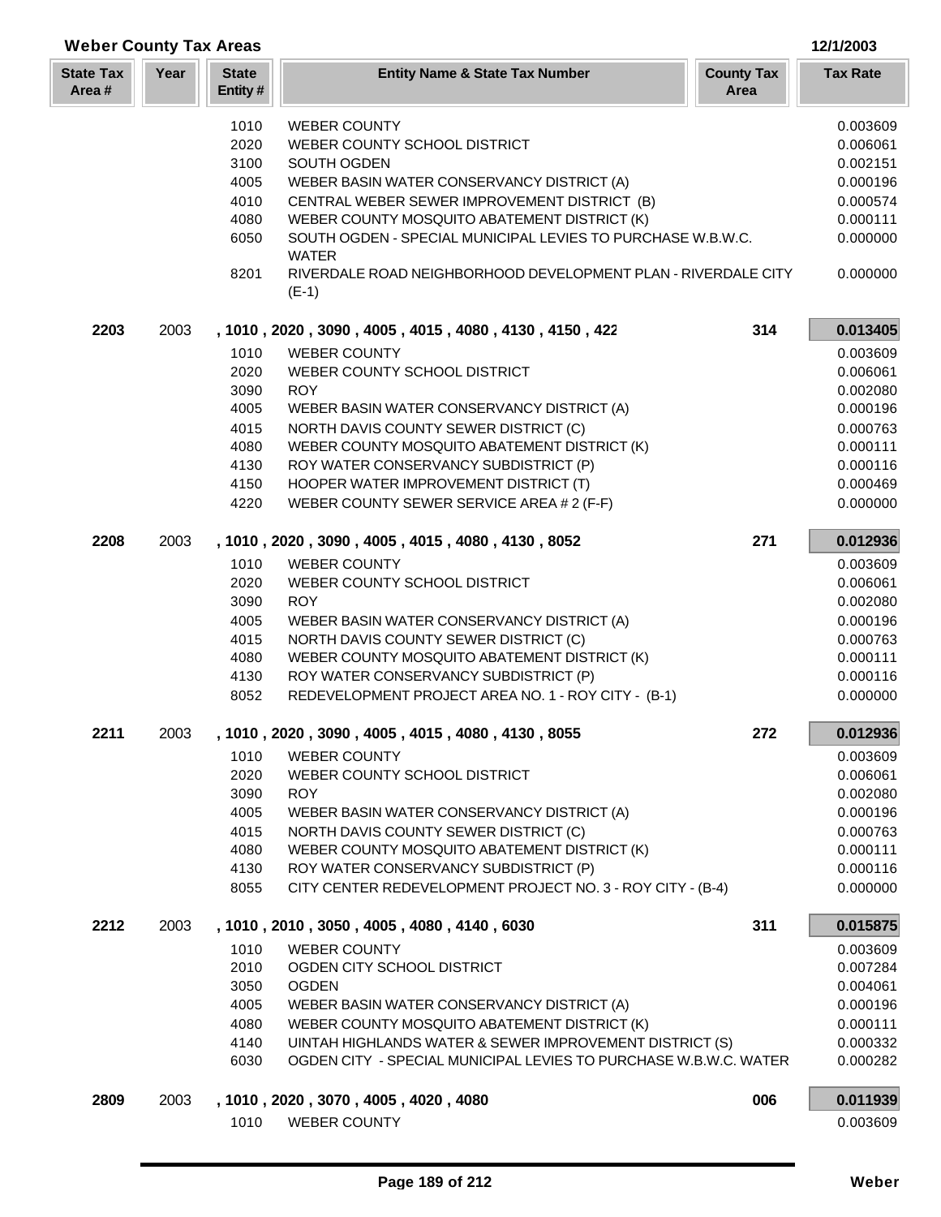## Weber County Tax Areas

12/1/2003

| State Tax Area # | Year | State Entity # | Entity Name & State Tax Number | County Tax Area | Tax Rate |
|---|---|---|---|---|---|
| | | 1010 | WEBER COUNTY | | 0.003609 |
| | | 2020 | WEBER COUNTY SCHOOL DISTRICT | | 0.006061 |
| | | 3100 | SOUTH OGDEN | | 0.002151 |
| | | 4005 | WEBER BASIN WATER CONSERVANCY DISTRICT (A) | | 0.000196 |
| | | 4010 | CENTRAL WEBER SEWER IMPROVEMENT DISTRICT (B) | | 0.000574 |
| | | 4080 | WEBER COUNTY MOSQUITO ABATEMENT DISTRICT (K) | | 0.000111 |
| | | 6050 | SOUTH OGDEN - SPECIAL MUNICIPAL LEVIES TO PURCHASE W.B.W.C. WATER | | 0.000000 |
| | | 8201 | RIVERDALE ROAD NEIGHBORHOOD DEVELOPMENT PLAN - RIVERDALE CITY (E-1) | | 0.000000 |
| **2203** | 2003 | | **, 1010 , 2020 , 3090 , 4005 , 4015 , 4080 , 4130 , 4150 , 422** | **314** | **0.013405** |
| | | 1010 | WEBER COUNTY | | 0.003609 |
| | | 2020 | WEBER COUNTY SCHOOL DISTRICT | | 0.006061 |
| | | 3090 | ROY | | 0.002080 |
| | | 4005 | WEBER BASIN WATER CONSERVANCY DISTRICT (A) | | 0.000196 |
| | | 4015 | NORTH DAVIS COUNTY SEWER DISTRICT (C) | | 0.000763 |
| | | 4080 | WEBER COUNTY MOSQUITO ABATEMENT DISTRICT (K) | | 0.000111 |
| | | 4130 | ROY WATER CONSERVANCY SUBDISTRICT (P) | | 0.000116 |
| | | 4150 | HOOPER WATER IMPROVEMENT DISTRICT (T) | | 0.000469 |
| | | 4220 | WEBER COUNTY SEWER SERVICE AREA # 2 (F-F) | | 0.000000 |
| **2208** | 2003 | | **, 1010 , 2020 , 3090 , 4005 , 4015 , 4080 , 4130 , 8052** | **271** | **0.012936** |
| | | 1010 | WEBER COUNTY | | 0.003609 |
| | | 2020 | WEBER COUNTY SCHOOL DISTRICT | | 0.006061 |
| | | 3090 | ROY | | 0.002080 |
| | | 4005 | WEBER BASIN WATER CONSERVANCY DISTRICT (A) | | 0.000196 |
| | | 4015 | NORTH DAVIS COUNTY SEWER DISTRICT (C) | | 0.000763 |
| | | 4080 | WEBER COUNTY MOSQUITO ABATEMENT DISTRICT (K) | | 0.000111 |
| | | 4130 | ROY WATER CONSERVANCY SUBDISTRICT (P) | | 0.000116 |
| | | 8052 | REDEVELOPMENT PROJECT AREA NO. 1 - ROY CITY - (B-1) | | 0.000000 |
| **2211** | 2003 | | **, 1010 , 2020 , 3090 , 4005 , 4015 , 4080 , 4130 , 8055** | **272** | **0.012936** |
| | | 1010 | WEBER COUNTY | | 0.003609 |
| | | 2020 | WEBER COUNTY SCHOOL DISTRICT | | 0.006061 |
| | | 3090 | ROY | | 0.002080 |
| | | 4005 | WEBER BASIN WATER CONSERVANCY DISTRICT (A) | | 0.000196 |
| | | 4015 | NORTH DAVIS COUNTY SEWER DISTRICT (C) | | 0.000763 |
| | | 4080 | WEBER COUNTY MOSQUITO ABATEMENT DISTRICT (K) | | 0.000111 |
| | | 4130 | ROY WATER CONSERVANCY SUBDISTRICT (P) | | 0.000116 |
| | | 8055 | CITY CENTER REDEVELOPMENT PROJECT NO. 3 - ROY CITY - (B-4) | | 0.000000 |
| **2212** | 2003 | | **, 1010 , 2010 , 3050 , 4005 , 4080 , 4140 , 6030** | **311** | **0.015875** |
| | | 1010 | WEBER COUNTY | | 0.003609 |
| | | 2010 | OGDEN CITY SCHOOL DISTRICT | | 0.007284 |
| | | 3050 | OGDEN | | 0.004061 |
| | | 4005 | WEBER BASIN WATER CONSERVANCY DISTRICT (A) | | 0.000196 |
| | | 4080 | WEBER COUNTY MOSQUITO ABATEMENT DISTRICT (K) | | 0.000111 |
| | | 4140 | UINTAH HIGHLANDS WATER & SEWER IMPROVEMENT DISTRICT (S) | | 0.000332 |
| | | 6030 | OGDEN CITY - SPECIAL MUNICIPAL LEVIES TO PURCHASE W.B.W.C. WATER | | 0.000282 |
| **2809** | 2003 | | **, 1010 , 2020 , 3070 , 4005 , 4020 , 4080** | **006** | **0.011939** |
| | | 1010 | WEBER COUNTY | | 0.003609 |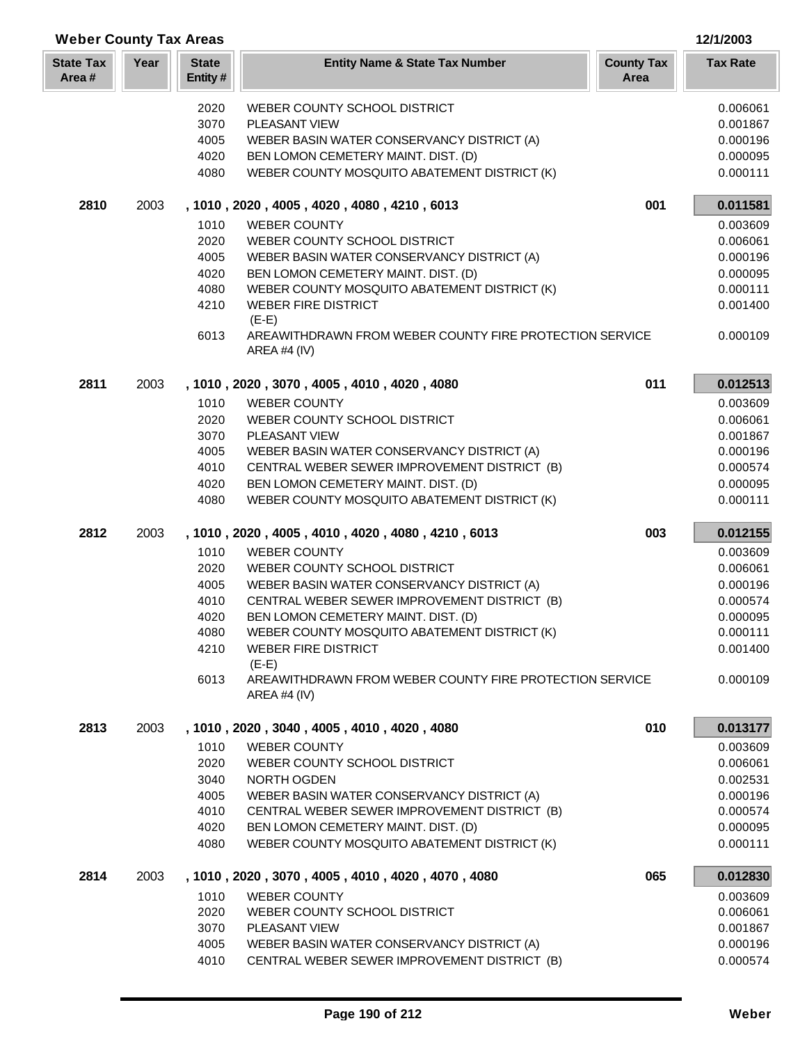## Weber County Tax Areas

12/1/2003

| State Tax Area # | Year | State Entity # | Entity Name & State Tax Number | County Tax Area | Tax Rate |
|---|---|---|---|---|---|
| | | 2020 | WEBER COUNTY SCHOOL DISTRICT | | 0.006061 |
| | | 3070 | PLEASANT VIEW | | 0.001867 |
| | | 4005 | WEBER BASIN WATER CONSERVANCY DISTRICT (A) | | 0.000196 |
| | | 4020 | BEN LOMON CEMETERY MAINT. DIST. (D) | | 0.000095 |
| | | 4080 | WEBER COUNTY MOSQUITO ABATEMENT DISTRICT (K) | | 0.000111 |
| **2810** | 2003 | | **, 1010 , 2020 , 4005 , 4020 , 4080 , 4210 , 6013** | **001** | **0.011581** |
| | | 1010 | WEBER COUNTY | | 0.003609 |
| | | 2020 | WEBER COUNTY SCHOOL DISTRICT | | 0.006061 |
| | | 4005 | WEBER BASIN WATER CONSERVANCY DISTRICT (A) | | 0.000196 |
| | | 4020 | BEN LOMON CEMETERY MAINT. DIST. (D) | | 0.000095 |
| | | 4080 | WEBER COUNTY MOSQUITO ABATEMENT DISTRICT (K) | | 0.000111 |
| | | 4210 | WEBER FIRE DISTRICT (E-E) | | 0.001400 |
| | | 6013 | AREAWITHDRAWN FROM WEBER COUNTY FIRE PROTECTION SERVICE AREA #4 (IV) | | 0.000109 |
| **2811** | 2003 | | **, 1010 , 2020 , 3070 , 4005 , 4010 , 4020 , 4080** | **011** | **0.012513** |
| | | 1010 | WEBER COUNTY | | 0.003609 |
| | | 2020 | WEBER COUNTY SCHOOL DISTRICT | | 0.006061 |
| | | 3070 | PLEASANT VIEW | | 0.001867 |
| | | 4005 | WEBER BASIN WATER CONSERVANCY DISTRICT (A) | | 0.000196 |
| | | 4010 | CENTRAL WEBER SEWER IMPROVEMENT DISTRICT (B) | | 0.000574 |
| | | 4020 | BEN LOMON CEMETERY MAINT. DIST. (D) | | 0.000095 |
| | | 4080 | WEBER COUNTY MOSQUITO ABATEMENT DISTRICT (K) | | 0.000111 |
| **2812** | 2003 | | **, 1010 , 2020 , 4005 , 4010 , 4020 , 4080 , 4210 , 6013** | **003** | **0.012155** |
| | | 1010 | WEBER COUNTY | | 0.003609 |
| | | 2020 | WEBER COUNTY SCHOOL DISTRICT | | 0.006061 |
| | | 4005 | WEBER BASIN WATER CONSERVANCY DISTRICT (A) | | 0.000196 |
| | | 4010 | CENTRAL WEBER SEWER IMPROVEMENT DISTRICT (B) | | 0.000574 |
| | | 4020 | BEN LOMON CEMETERY MAINT. DIST. (D) | | 0.000095 |
| | | 4080 | WEBER COUNTY MOSQUITO ABATEMENT DISTRICT (K) | | 0.000111 |
| | | 4210 | WEBER FIRE DISTRICT (E-E) | | 0.001400 |
| | | 6013 | AREAWITHDRAWN FROM WEBER COUNTY FIRE PROTECTION SERVICE AREA #4 (IV) | | 0.000109 |
| **2813** | 2003 | | **, 1010 , 2020 , 3040 , 4005 , 4010 , 4020 , 4080** | **010** | **0.013177** |
| | | 1010 | WEBER COUNTY | | 0.003609 |
| | | 2020 | WEBER COUNTY SCHOOL DISTRICT | | 0.006061 |
| | | 3040 | NORTH OGDEN | | 0.002531 |
| | | 4005 | WEBER BASIN WATER CONSERVANCY DISTRICT (A) | | 0.000196 |
| | | 4010 | CENTRAL WEBER SEWER IMPROVEMENT DISTRICT (B) | | 0.000574 |
| | | 4020 | BEN LOMON CEMETERY MAINT. DIST. (D) | | 0.000095 |
| | | 4080 | WEBER COUNTY MOSQUITO ABATEMENT DISTRICT (K) | | 0.000111 |
| **2814** | 2003 | | **, 1010 , 2020 , 3070 , 4005 , 4010 , 4020 , 4070 , 4080** | **065** | **0.012830** |
| | | 1010 | WEBER COUNTY | | 0.003609 |
| | | 2020 | WEBER COUNTY SCHOOL DISTRICT | | 0.006061 |
| | | 3070 | PLEASANT VIEW | | 0.001867 |
| | | 4005 | WEBER BASIN WATER CONSERVANCY DISTRICT (A) | | 0.000196 |
| | | 4010 | CENTRAL WEBER SEWER IMPROVEMENT DISTRICT (B) | | 0.000574 |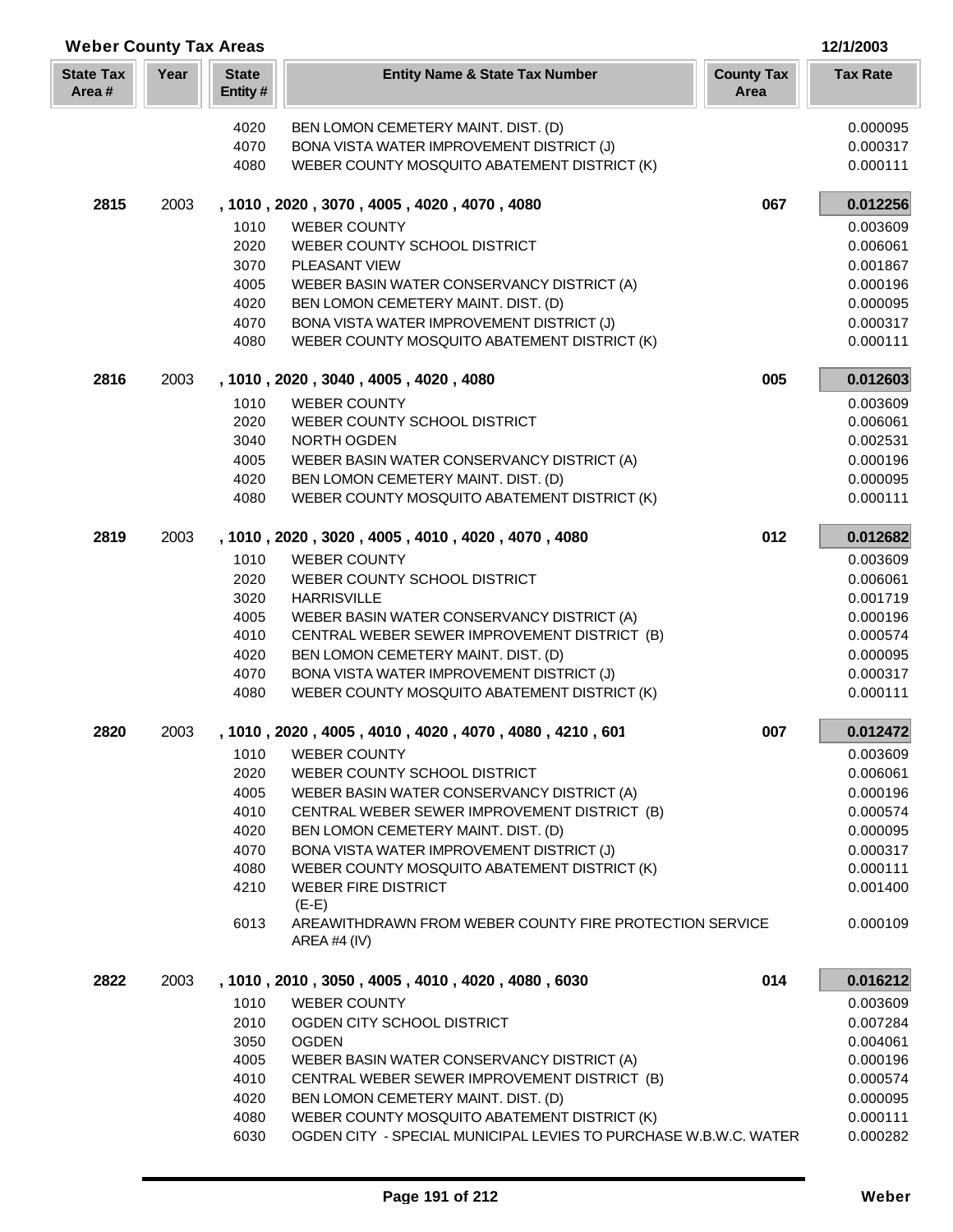## Weber County Tax Areas

12/1/2003

| State Tax Area # | Year | State Entity # | Entity Name & State Tax Number | County Tax Area | Tax Rate |
|---|---|---|---|---|---|
| | | 4020 | BEN LOMON CEMETERY MAINT. DIST. (D) | | 0.000095 |
| | | 4070 | BONA VISTA WATER IMPROVEMENT DISTRICT (J) | | 0.000317 |
| | | 4080 | WEBER COUNTY MOSQUITO ABATEMENT DISTRICT (K) | | 0.000111 |
| **2815** | 2003 | | **, 1010 , 2020 , 3070 , 4005 , 4020 , 4070 , 4080** | **067** | **0.012256** |
| | | 1010 | WEBER COUNTY | | 0.003609 |
| | | 2020 | WEBER COUNTY SCHOOL DISTRICT | | 0.006061 |
| | | 3070 | PLEASANT VIEW | | 0.001867 |
| | | 4005 | WEBER BASIN WATER CONSERVANCY DISTRICT (A) | | 0.000196 |
| | | 4020 | BEN LOMON CEMETERY MAINT. DIST. (D) | | 0.000095 |
| | | 4070 | BONA VISTA WATER IMPROVEMENT DISTRICT (J) | | 0.000317 |
| | | 4080 | WEBER COUNTY MOSQUITO ABATEMENT DISTRICT (K) | | 0.000111 |
| **2816** | 2003 | | **, 1010 , 2020 , 3040 , 4005 , 4020 , 4080** | **005** | **0.012603** |
| | | 1010 | WEBER COUNTY | | 0.003609 |
| | | 2020 | WEBER COUNTY SCHOOL DISTRICT | | 0.006061 |
| | | 3040 | NORTH OGDEN | | 0.002531 |
| | | 4005 | WEBER BASIN WATER CONSERVANCY DISTRICT (A) | | 0.000196 |
| | | 4020 | BEN LOMON CEMETERY MAINT. DIST. (D) | | 0.000095 |
| | | 4080 | WEBER COUNTY MOSQUITO ABATEMENT DISTRICT (K) | | 0.000111 |
| **2819** | 2003 | | **, 1010 , 2020 , 3020 , 4005 , 4010 , 4020 , 4070 , 4080** | **012** | **0.012682** |
| | | 1010 | WEBER COUNTY | | 0.003609 |
| | | 2020 | WEBER COUNTY SCHOOL DISTRICT | | 0.006061 |
| | | 3020 | HARRISVILLE | | 0.001719 |
| | | 4005 | WEBER BASIN WATER CONSERVANCY DISTRICT (A) | | 0.000196 |
| | | 4010 | CENTRAL WEBER SEWER IMPROVEMENT DISTRICT (B) | | 0.000574 |
| | | 4020 | BEN LOMON CEMETERY MAINT. DIST. (D) | | 0.000095 |
| | | 4070 | BONA VISTA WATER IMPROVEMENT DISTRICT (J) | | 0.000317 |
| | | 4080 | WEBER COUNTY MOSQUITO ABATEMENT DISTRICT (K) | | 0.000111 |
| **2820** | 2003 | | **, 1010 , 2020 , 4005 , 4010 , 4020 , 4070 , 4080 , 4210 , 601** | **007** | **0.012472** |
| | | 1010 | WEBER COUNTY | | 0.003609 |
| | | 2020 | WEBER COUNTY SCHOOL DISTRICT | | 0.006061 |
| | | 4005 | WEBER BASIN WATER CONSERVANCY DISTRICT (A) | | 0.000196 |
| | | 4010 | CENTRAL WEBER SEWER IMPROVEMENT DISTRICT (B) | | 0.000574 |
| | | 4020 | BEN LOMON CEMETERY MAINT. DIST. (D) | | 0.000095 |
| | | 4070 | BONA VISTA WATER IMPROVEMENT DISTRICT (J) | | 0.000317 |
| | | 4080 | WEBER COUNTY MOSQUITO ABATEMENT DISTRICT (K) | | 0.000111 |
| | | 4210 | WEBER FIRE DISTRICT (E-E) | | 0.001400 |
| | | 6013 | AREAWITHDRAWN FROM WEBER COUNTY FIRE PROTECTION SERVICE AREA #4 (IV) | | 0.000109 |
| **2822** | 2003 | | **, 1010 , 2010 , 3050 , 4005 , 4010 , 4020 , 4080 , 6030** | **014** | **0.016212** |
| | | 1010 | WEBER COUNTY | | 0.003609 |
| | | 2010 | OGDEN CITY SCHOOL DISTRICT | | 0.007284 |
| | | 3050 | OGDEN | | 0.004061 |
| | | 4005 | WEBER BASIN WATER CONSERVANCY DISTRICT (A) | | 0.000196 |
| | | 4010 | CENTRAL WEBER SEWER IMPROVEMENT DISTRICT (B) | | 0.000574 |
| | | 4020 | BEN LOMON CEMETERY MAINT. DIST. (D) | | 0.000095 |
| | | 4080 | WEBER COUNTY MOSQUITO ABATEMENT DISTRICT (K) | | 0.000111 |
| | | 6030 | OGDEN CITY - SPECIAL MUNICIPAL LEVIES TO PURCHASE W.B.W.C. WATER | | 0.000282 |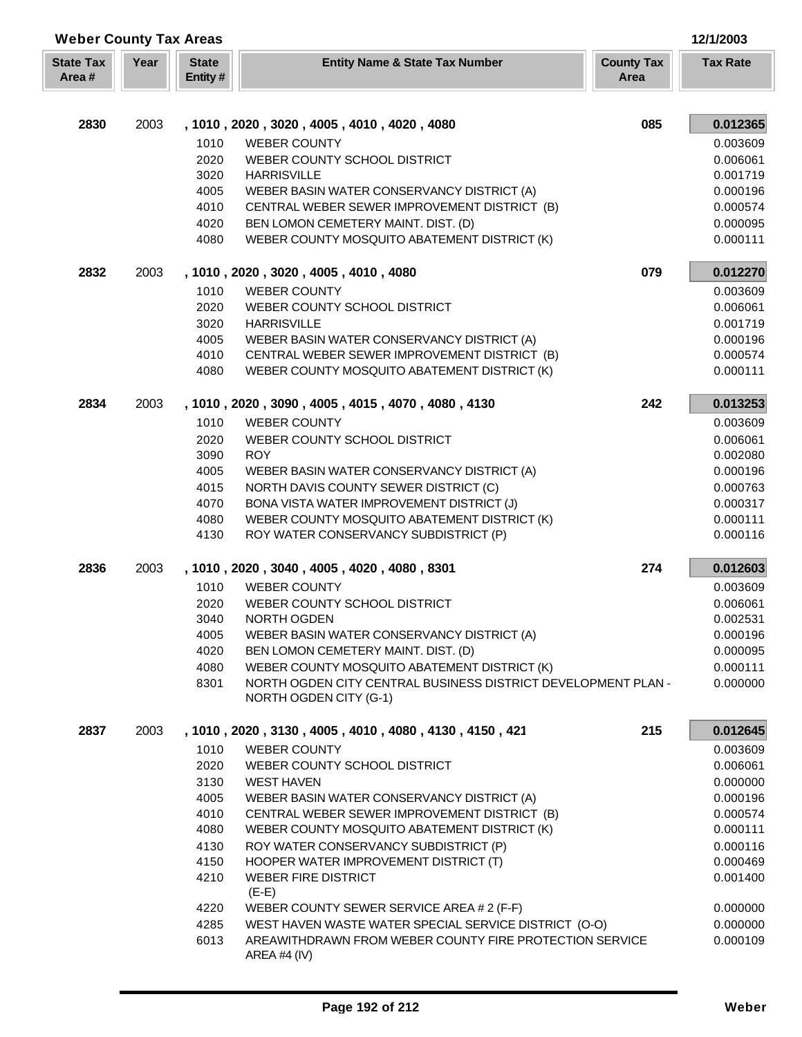## Weber County Tax Areas

12/1/2003

| State Tax Area # | Year | State Entity # | Entity Name & State Tax Number | County Tax Area | Tax Rate |
|---|---|---|---|---|---|
| **2830** | 2003 | | **, 1010 , 2020 , 3020 , 4005 , 4010 , 4020 , 4080** | **085** | **0.012365** |
| | | 1010 | WEBER COUNTY | | 0.003609 |
| | | 2020 | WEBER COUNTY SCHOOL DISTRICT | | 0.006061 |
| | | 3020 | HARRISVILLE | | 0.001719 |
| | | 4005 | WEBER BASIN WATER CONSERVANCY DISTRICT (A) | | 0.000196 |
| | | 4010 | CENTRAL WEBER SEWER IMPROVEMENT DISTRICT (B) | | 0.000574 |
| | | 4020 | BEN LOMON CEMETERY MAINT. DIST. (D) | | 0.000095 |
| | | 4080 | WEBER COUNTY MOSQUITO ABATEMENT DISTRICT (K) | | 0.000111 |
| **2832** | 2003 | | **, 1010 , 2020 , 3020 , 4005 , 4010 , 4080** | **079** | **0.012270** |
| | | 1010 | WEBER COUNTY | | 0.003609 |
| | | 2020 | WEBER COUNTY SCHOOL DISTRICT | | 0.006061 |
| | | 3020 | HARRISVILLE | | 0.001719 |
| | | 4005 | WEBER BASIN WATER CONSERVANCY DISTRICT (A) | | 0.000196 |
| | | 4010 | CENTRAL WEBER SEWER IMPROVEMENT DISTRICT (B) | | 0.000574 |
| | | 4080 | WEBER COUNTY MOSQUITO ABATEMENT DISTRICT (K) | | 0.000111 |
| **2834** | 2003 | | **, 1010 , 2020 , 3090 , 4005 , 4015 , 4070 , 4080 , 4130** | **242** | **0.013253** |
| | | 1010 | WEBER COUNTY | | 0.003609 |
| | | 2020 | WEBER COUNTY SCHOOL DISTRICT | | 0.006061 |
| | | 3090 | ROY | | 0.002080 |
| | | 4005 | WEBER BASIN WATER CONSERVANCY DISTRICT (A) | | 0.000196 |
| | | 4015 | NORTH DAVIS COUNTY SEWER DISTRICT (C) | | 0.000763 |
| | | 4070 | BONA VISTA WATER IMPROVEMENT DISTRICT (J) | | 0.000317 |
| | | 4080 | WEBER COUNTY MOSQUITO ABATEMENT DISTRICT (K) | | 0.000111 |
| | | 4130 | ROY WATER CONSERVANCY SUBDISTRICT (P) | | 0.000116 |
| **2836** | 2003 | | **, 1010 , 2020 , 3040 , 4005 , 4020 , 4080 , 8301** | **274** | **0.012603** |
| | | 1010 | WEBER COUNTY | | 0.003609 |
| | | 2020 | WEBER COUNTY SCHOOL DISTRICT | | 0.006061 |
| | | 3040 | NORTH OGDEN | | 0.002531 |
| | | 4005 | WEBER BASIN WATER CONSERVANCY DISTRICT (A) | | 0.000196 |
| | | 4020 | BEN LOMON CEMETERY MAINT. DIST. (D) | | 0.000095 |
| | | 4080 | WEBER COUNTY MOSQUITO ABATEMENT DISTRICT (K) | | 0.000111 |
| | | 8301 | NORTH OGDEN CITY CENTRAL BUSINESS DISTRICT DEVELOPMENT PLAN - NORTH OGDEN CITY (G-1) | | 0.000000 |
| **2837** | 2003 | | **, 1010 , 2020 , 3130 , 4005 , 4010 , 4080 , 4130 , 4150 , 421** | **215** | **0.012645** |
| | | 1010 | WEBER COUNTY | | 0.003609 |
| | | 2020 | WEBER COUNTY SCHOOL DISTRICT | | 0.006061 |
| | | 3130 | WEST HAVEN | | 0.000000 |
| | | 4005 | WEBER BASIN WATER CONSERVANCY DISTRICT (A) | | 0.000196 |
| | | 4010 | CENTRAL WEBER SEWER IMPROVEMENT DISTRICT (B) | | 0.000574 |
| | | 4080 | WEBER COUNTY MOSQUITO ABATEMENT DISTRICT (K) | | 0.000111 |
| | | 4130 | ROY WATER CONSERVANCY SUBDISTRICT (P) | | 0.000116 |
| | | 4150 | HOOPER WATER IMPROVEMENT DISTRICT (T) | | 0.000469 |
| | | 4210 | WEBER FIRE DISTRICT (E-E) | | 0.001400 |
| | | 4220 | WEBER COUNTY SEWER SERVICE AREA # 2 (F-F) | | 0.000000 |
| | | 4285 | WEST HAVEN WASTE WATER SPECIAL SERVICE DISTRICT (O-O) | | 0.000000 |
| | | 6013 | AREAWITHDRAWN FROM WEBER COUNTY FIRE PROTECTION SERVICE AREA #4 (IV) | | 0.000109 |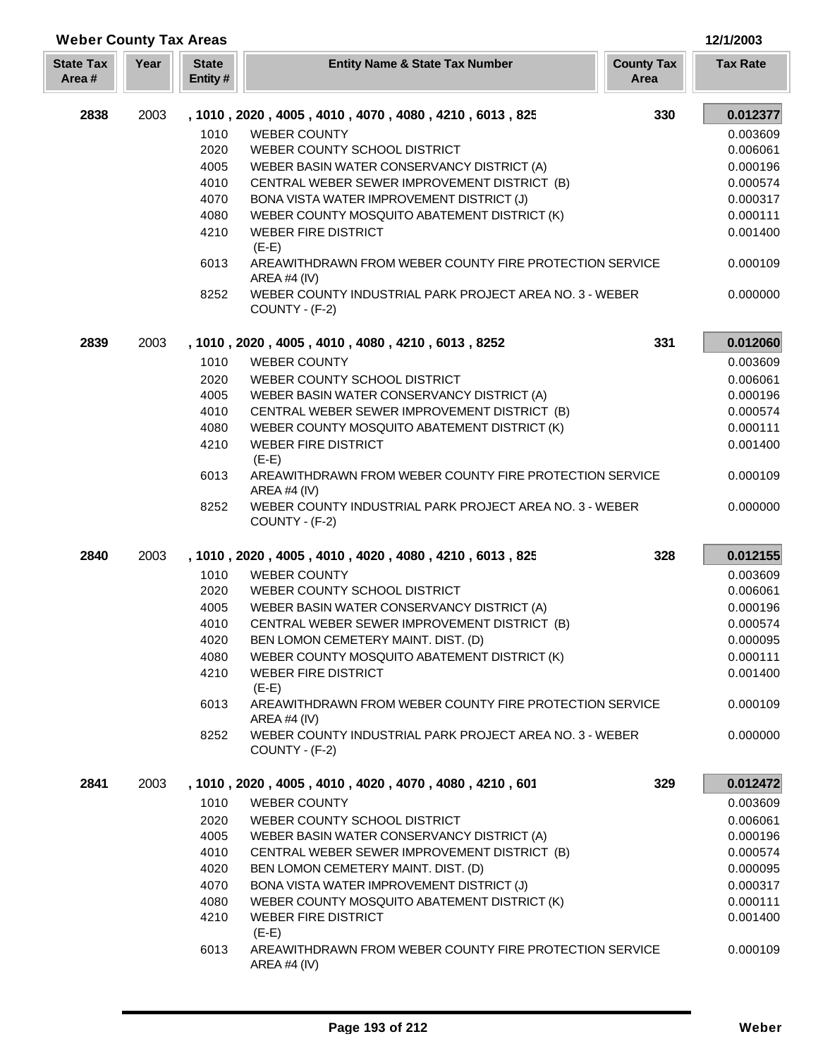## Weber County Tax Areas

12/1/2003

| State Tax Area # | Year | State Entity # | Entity Name & State Tax Number | County Tax Area | Tax Rate |
|---|---|---|---|---|---|
| **2838** | 2003 | | **, 1010 , 2020 , 4005 , 4010 , 4070 , 4080 , 4210 , 6013 , 825** | **330** | **0.012377** |
| | | 1010 | WEBER COUNTY | | 0.003609 |
| | | 2020 | WEBER COUNTY SCHOOL DISTRICT | | 0.006061 |
| | | 4005 | WEBER BASIN WATER CONSERVANCY DISTRICT (A) | | 0.000196 |
| | | 4010 | CENTRAL WEBER SEWER IMPROVEMENT DISTRICT (B) | | 0.000574 |
| | | 4070 | BONA VISTA WATER IMPROVEMENT DISTRICT (J) | | 0.000317 |
| | | 4080 | WEBER COUNTY MOSQUITO ABATEMENT DISTRICT (K) | | 0.000111 |
| | | 4210 | WEBER FIRE DISTRICT (E-E) | | 0.001400 |
| | | 6013 | AREAWITHDRAWN FROM WEBER COUNTY FIRE PROTECTION SERVICE AREA #4 (IV) | | 0.000109 |
| | | 8252 | WEBER COUNTY INDUSTRIAL PARK PROJECT AREA NO. 3 - WEBER COUNTY - (F-2) | | 0.000000 |
| **2839** | 2003 | | **, 1010 , 2020 , 4005 , 4010 , 4080 , 4210 , 6013 , 8252** | **331** | **0.012060** |
| | | 1010 | WEBER COUNTY | | 0.003609 |
| | | 2020 | WEBER COUNTY SCHOOL DISTRICT | | 0.006061 |
| | | 4005 | WEBER BASIN WATER CONSERVANCY DISTRICT (A) | | 0.000196 |
| | | 4010 | CENTRAL WEBER SEWER IMPROVEMENT DISTRICT (B) | | 0.000574 |
| | | 4080 | WEBER COUNTY MOSQUITO ABATEMENT DISTRICT (K) | | 0.000111 |
| | | 4210 | WEBER FIRE DISTRICT (E-E) | | 0.001400 |
| | | 6013 | AREAWITHDRAWN FROM WEBER COUNTY FIRE PROTECTION SERVICE AREA #4 (IV) | | 0.000109 |
| | | 8252 | WEBER COUNTY INDUSTRIAL PARK PROJECT AREA NO. 3 - WEBER COUNTY - (F-2) | | 0.000000 |
| **2840** | 2003 | | **, 1010 , 2020 , 4005 , 4010 , 4020 , 4080 , 4210 , 6013 , 825** | **328** | **0.012155** |
| | | 1010 | WEBER COUNTY | | 0.003609 |
| | | 2020 | WEBER COUNTY SCHOOL DISTRICT | | 0.006061 |
| | | 4005 | WEBER BASIN WATER CONSERVANCY DISTRICT (A) | | 0.000196 |
| | | 4010 | CENTRAL WEBER SEWER IMPROVEMENT DISTRICT (B) | | 0.000574 |
| | | 4020 | BEN LOMON CEMETERY MAINT. DIST. (D) | | 0.000095 |
| | | 4080 | WEBER COUNTY MOSQUITO ABATEMENT DISTRICT (K) | | 0.000111 |
| | | 4210 | WEBER FIRE DISTRICT (E-E) | | 0.001400 |
| | | 6013 | AREAWITHDRAWN FROM WEBER COUNTY FIRE PROTECTION SERVICE AREA #4 (IV) | | 0.000109 |
| | | 8252 | WEBER COUNTY INDUSTRIAL PARK PROJECT AREA NO. 3 - WEBER COUNTY - (F-2) | | 0.000000 |
| **2841** | 2003 | | **, 1010 , 2020 , 4005 , 4010 , 4020 , 4070 , 4080 , 4210 , 601** | **329** | **0.012472** |
| | | 1010 | WEBER COUNTY | | 0.003609 |
| | | 2020 | WEBER COUNTY SCHOOL DISTRICT | | 0.006061 |
| | | 4005 | WEBER BASIN WATER CONSERVANCY DISTRICT (A) | | 0.000196 |
| | | 4010 | CENTRAL WEBER SEWER IMPROVEMENT DISTRICT (B) | | 0.000574 |
| | | 4020 | BEN LOMON CEMETERY MAINT. DIST. (D) | | 0.000095 |
| | | 4070 | BONA VISTA WATER IMPROVEMENT DISTRICT (J) | | 0.000317 |
| | | 4080 | WEBER COUNTY MOSQUITO ABATEMENT DISTRICT (K) | | 0.000111 |
| | | 4210 | WEBER FIRE DISTRICT (E-E) | | 0.001400 |
| | | 6013 | AREAWITHDRAWN FROM WEBER COUNTY FIRE PROTECTION SERVICE AREA #4 (IV) | | 0.000109 |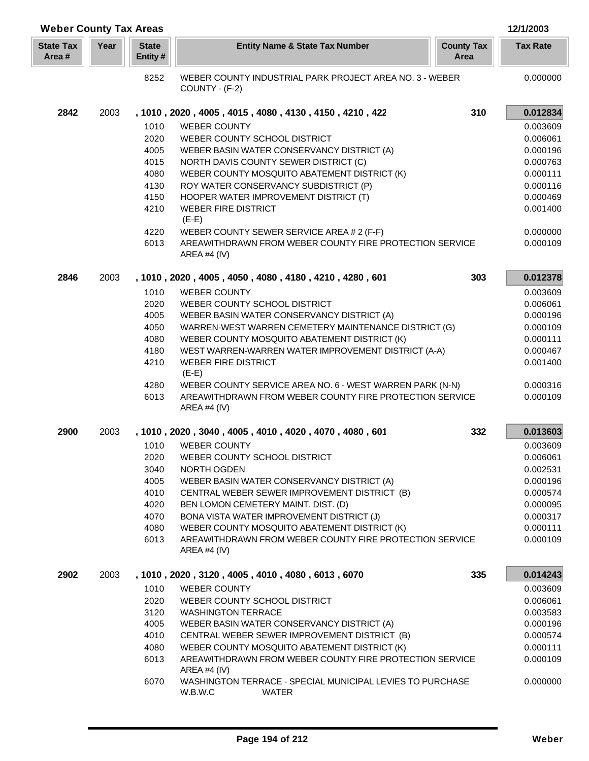## Weber County Tax Areas

12/1/2003

| State Tax Area # | Year | State Entity # | Entity Name & State Tax Number | County Tax Area | Tax Rate |
|---|---|---|---|---|---|
| | | 8252 | WEBER COUNTY INDUSTRIAL PARK PROJECT AREA NO. 3 - WEBER COUNTY - (F-2) | | 0.000000 |
| **2842** | 2003 | | **, 1010 , 2020 , 4005 , 4015 , 4080 , 4130 , 4150 , 4210 , 422** | **310** | **0.012834** |
| | | 1010 | WEBER COUNTY | | 0.003609 |
| | | 2020 | WEBER COUNTY SCHOOL DISTRICT | | 0.006061 |
| | | 4005 | WEBER BASIN WATER CONSERVANCY DISTRICT (A) | | 0.000196 |
| | | 4015 | NORTH DAVIS COUNTY SEWER DISTRICT (C) | | 0.000763 |
| | | 4080 | WEBER COUNTY MOSQUITO ABATEMENT DISTRICT (K) | | 0.000111 |
| | | 4130 | ROY WATER CONSERVANCY SUBDISTRICT (P) | | 0.000116 |
| | | 4150 | HOOPER WATER IMPROVEMENT DISTRICT (T) | | 0.000469 |
| | | 4210 | WEBER FIRE DISTRICT (E-E) | | 0.001400 |
| | | 4220 | WEBER COUNTY SEWER SERVICE AREA # 2 (F-F) | | 0.000000 |
| | | 6013 | AREAWITHDRAWN FROM WEBER COUNTY FIRE PROTECTION SERVICE AREA #4 (IV) | | 0.000109 |
| **2846** | 2003 | | **, 1010 , 2020 , 4005 , 4050 , 4080 , 4180 , 4210 , 4280 , 601** | **303** | **0.012378** |
| | | 1010 | WEBER COUNTY | | 0.003609 |
| | | 2020 | WEBER COUNTY SCHOOL DISTRICT | | 0.006061 |
| | | 4005 | WEBER BASIN WATER CONSERVANCY DISTRICT (A) | | 0.000196 |
| | | 4050 | WARREN-WEST WARREN CEMETERY MAINTENANCE DISTRICT (G) | | 0.000109 |
| | | 4080 | WEBER COUNTY MOSQUITO ABATEMENT DISTRICT (K) | | 0.000111 |
| | | 4180 | WEST WARREN-WARREN WATER IMPROVEMENT DISTRICT (A-A) | | 0.000467 |
| | | 4210 | WEBER FIRE DISTRICT (E-E) | | 0.001400 |
| | | 4280 | WEBER COUNTY SERVICE AREA NO. 6 - WEST WARREN PARK (N-N) | | 0.000316 |
| | | 6013 | AREAWITHDRAWN FROM WEBER COUNTY FIRE PROTECTION SERVICE AREA #4 (IV) | | 0.000109 |
| **2900** | 2003 | | **, 1010 , 2020 , 3040 , 4005 , 4010 , 4020 , 4070 , 4080 , 601** | **332** | **0.013603** |
| | | 1010 | WEBER COUNTY | | 0.003609 |
| | | 2020 | WEBER COUNTY SCHOOL DISTRICT | | 0.006061 |
| | | 3040 | NORTH OGDEN | | 0.002531 |
| | | 4005 | WEBER BASIN WATER CONSERVANCY DISTRICT (A) | | 0.000196 |
| | | 4010 | CENTRAL WEBER SEWER IMPROVEMENT DISTRICT (B) | | 0.000574 |
| | | 4020 | BEN LOMON CEMETERY MAINT. DIST. (D) | | 0.000095 |
| | | 4070 | BONA VISTA WATER IMPROVEMENT DISTRICT (J) | | 0.000317 |
| | | 4080 | WEBER COUNTY MOSQUITO ABATEMENT DISTRICT (K) | | 0.000111 |
| | | 6013 | AREAWITHDRAWN FROM WEBER COUNTY FIRE PROTECTION SERVICE AREA #4 (IV) | | 0.000109 |
| **2902** | 2003 | | **, 1010 , 2020 , 3120 , 4005 , 4010 , 4080 , 6013 , 6070** | **335** | **0.014243** |
| | | 1010 | WEBER COUNTY | | 0.003609 |
| | | 2020 | WEBER COUNTY SCHOOL DISTRICT | | 0.006061 |
| | | 3120 | WASHINGTON TERRACE | | 0.003583 |
| | | 4005 | WEBER BASIN WATER CONSERVANCY DISTRICT (A) | | 0.000196 |
| | | 4010 | CENTRAL WEBER SEWER IMPROVEMENT DISTRICT (B) | | 0.000574 |
| | | 4080 | WEBER COUNTY MOSQUITO ABATEMENT DISTRICT (K) | | 0.000111 |
| | | 6013 | AREAWITHDRAWN FROM WEBER COUNTY FIRE PROTECTION SERVICE AREA #4 (IV) | | 0.000109 |
| | | 6070 | WASHINGTON TERRACE - SPECIAL MUNICIPAL LEVIES TO PURCHASE W.B.W.C WATER | | 0.000000 |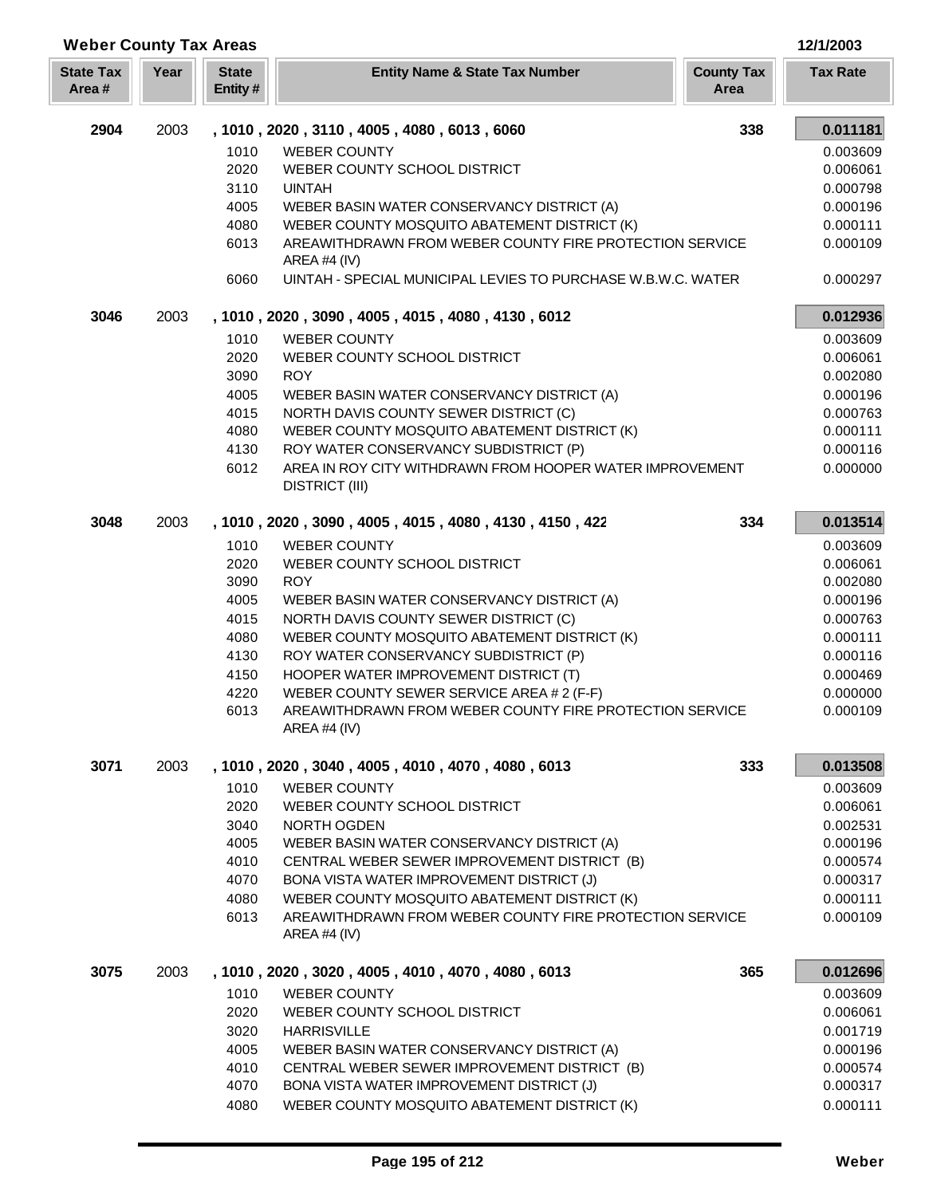## Weber County Tax Areas

12/1/2003

| State Tax Area # | Year | State Entity # | Entity Name & State Tax Number | County Tax Area | Tax Rate |
|---|---|---|---|---|---|
| **2904** | 2003 | | **, 1010 , 2020 , 3110 , 4005 , 4080 , 6013 , 6060** | **338** | **0.011181** |
| | | 1010 | WEBER COUNTY | | 0.003609 |
| | | 2020 | WEBER COUNTY SCHOOL DISTRICT | | 0.006061 |
| | | 3110 | UINTAH | | 0.000798 |
| | | 4005 | WEBER BASIN WATER CONSERVANCY DISTRICT (A) | | 0.000196 |
| | | 4080 | WEBER COUNTY MOSQUITO ABATEMENT DISTRICT (K) | | 0.000111 |
| | | 6013 | AREAWITHDRAWN FROM WEBER COUNTY FIRE PROTECTION SERVICE AREA #4 (IV) | | 0.000109 |
| | | 6060 | UINTAH - SPECIAL MUNICIPAL LEVIES TO PURCHASE W.B.W.C. WATER | | 0.000297 |
| **3046** | 2003 | | **, 1010 , 2020 , 3090 , 4005 , 4015 , 4080 , 4130 , 6012** | | **0.012936** |
| | | 1010 | WEBER COUNTY | | 0.003609 |
| | | 2020 | WEBER COUNTY SCHOOL DISTRICT | | 0.006061 |
| | | 3090 | ROY | | 0.002080 |
| | | 4005 | WEBER BASIN WATER CONSERVANCY DISTRICT (A) | | 0.000196 |
| | | 4015 | NORTH DAVIS COUNTY SEWER DISTRICT (C) | | 0.000763 |
| | | 4080 | WEBER COUNTY MOSQUITO ABATEMENT DISTRICT (K) | | 0.000111 |
| | | 4130 | ROY WATER CONSERVANCY SUBDISTRICT (P) | | 0.000116 |
| | | 6012 | AREA IN ROY CITY WITHDRAWN FROM HOOPER WATER IMPROVEMENT DISTRICT (III) | | 0.000000 |
| **3048** | 2003 | | **, 1010 , 2020 , 3090 , 4005 , 4015 , 4080 , 4130 , 4150 , 422** | **334** | **0.013514** |
| | | 1010 | WEBER COUNTY | | 0.003609 |
| | | 2020 | WEBER COUNTY SCHOOL DISTRICT | | 0.006061 |
| | | 3090 | ROY | | 0.002080 |
| | | 4005 | WEBER BASIN WATER CONSERVANCY DISTRICT (A) | | 0.000196 |
| | | 4015 | NORTH DAVIS COUNTY SEWER DISTRICT (C) | | 0.000763 |
| | | 4080 | WEBER COUNTY MOSQUITO ABATEMENT DISTRICT (K) | | 0.000111 |
| | | 4130 | ROY WATER CONSERVANCY SUBDISTRICT (P) | | 0.000116 |
| | | 4150 | HOOPER WATER IMPROVEMENT DISTRICT (T) | | 0.000469 |
| | | 4220 | WEBER COUNTY SEWER SERVICE AREA # 2 (F-F) | | 0.000000 |
| | | 6013 | AREAWITHDRAWN FROM WEBER COUNTY FIRE PROTECTION SERVICE AREA #4 (IV) | | 0.000109 |
| **3071** | 2003 | | **, 1010 , 2020 , 3040 , 4005 , 4010 , 4070 , 4080 , 6013** | **333** | **0.013508** |
| | | 1010 | WEBER COUNTY | | 0.003609 |
| | | 2020 | WEBER COUNTY SCHOOL DISTRICT | | 0.006061 |
| | | 3040 | NORTH OGDEN | | 0.002531 |
| | | 4005 | WEBER BASIN WATER CONSERVANCY DISTRICT (A) | | 0.000196 |
| | | 4010 | CENTRAL WEBER SEWER IMPROVEMENT DISTRICT (B) | | 0.000574 |
| | | 4070 | BONA VISTA WATER IMPROVEMENT DISTRICT (J) | | 0.000317 |
| | | 4080 | WEBER COUNTY MOSQUITO ABATEMENT DISTRICT (K) | | 0.000111 |
| | | 6013 | AREAWITHDRAWN FROM WEBER COUNTY FIRE PROTECTION SERVICE AREA #4 (IV) | | 0.000109 |
| **3075** | 2003 | | **, 1010 , 2020 , 3020 , 4005 , 4010 , 4070 , 4080 , 6013** | **365** | **0.012696** |
| | | 1010 | WEBER COUNTY | | 0.003609 |
| | | 2020 | WEBER COUNTY SCHOOL DISTRICT | | 0.006061 |
| | | 3020 | HARRISVILLE | | 0.001719 |
| | | 4005 | WEBER BASIN WATER CONSERVANCY DISTRICT (A) | | 0.000196 |
| | | 4010 | CENTRAL WEBER SEWER IMPROVEMENT DISTRICT (B) | | 0.000574 |
| | | 4070 | BONA VISTA WATER IMPROVEMENT DISTRICT (J) | | 0.000317 |
| | | 4080 | WEBER COUNTY MOSQUITO ABATEMENT DISTRICT (K) | | 0.000111 |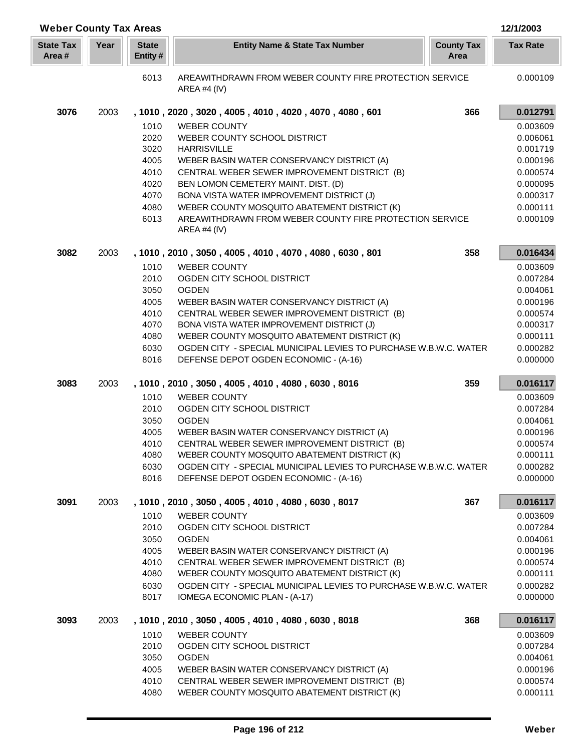## Weber County Tax Areas

12/1/2003

| State Tax Area # | Year | State Entity # | Entity Name & State Tax Number | County Tax Area | Tax Rate |
|---|---|---|---|---|---|
| | | 6013 | AREAWITHDRAWN FROM WEBER COUNTY FIRE PROTECTION SERVICE AREA #4 (IV) | | 0.000109 |
| **3076** | 2003 | , 1010 , 2020 , 3020 , 4005 , 4010 , 4020 , 4070 , 4080 , 601 | | 366 | **0.012791** |
| | | 1010 | WEBER COUNTY | | 0.003609 |
| | | 2020 | WEBER COUNTY SCHOOL DISTRICT | | 0.006061 |
| | | 3020 | HARRISVILLE | | 0.001719 |
| | | 4005 | WEBER BASIN WATER CONSERVANCY DISTRICT (A) | | 0.000196 |
| | | 4010 | CENTRAL WEBER SEWER IMPROVEMENT DISTRICT (B) | | 0.000574 |
| | | 4020 | BEN LOMON CEMETERY MAINT. DIST. (D) | | 0.000095 |
| | | 4070 | BONA VISTA WATER IMPROVEMENT DISTRICT (J) | | 0.000317 |
| | | 4080 | WEBER COUNTY MOSQUITO ABATEMENT DISTRICT (K) | | 0.000111 |
| | | 6013 | AREAWITHDRAWN FROM WEBER COUNTY FIRE PROTECTION SERVICE AREA #4 (IV) | | 0.000109 |
| **3082** | 2003 | , 1010 , 2010 , 3050 , 4005 , 4010 , 4070 , 4080 , 6030 , 801 | | 358 | **0.016434** |
| | | 1010 | WEBER COUNTY | | 0.003609 |
| | | 2010 | OGDEN CITY SCHOOL DISTRICT | | 0.007284 |
| | | 3050 | OGDEN | | 0.004061 |
| | | 4005 | WEBER BASIN WATER CONSERVANCY DISTRICT (A) | | 0.000196 |
| | | 4010 | CENTRAL WEBER SEWER IMPROVEMENT DISTRICT (B) | | 0.000574 |
| | | 4070 | BONA VISTA WATER IMPROVEMENT DISTRICT (J) | | 0.000317 |
| | | 4080 | WEBER COUNTY MOSQUITO ABATEMENT DISTRICT (K) | | 0.000111 |
| | | 6030 | OGDEN CITY - SPECIAL MUNICIPAL LEVIES TO PURCHASE W.B.W.C. WATER | | 0.000282 |
| | | 8016 | DEFENSE DEPOT OGDEN ECONOMIC - (A-16) | | 0.000000 |
| **3083** | 2003 | , 1010 , 2010 , 3050 , 4005 , 4010 , 4080 , 6030 , 8016 | | 359 | **0.016117** |
| | | 1010 | WEBER COUNTY | | 0.003609 |
| | | 2010 | OGDEN CITY SCHOOL DISTRICT | | 0.007284 |
| | | 3050 | OGDEN | | 0.004061 |
| | | 4005 | WEBER BASIN WATER CONSERVANCY DISTRICT (A) | | 0.000196 |
| | | 4010 | CENTRAL WEBER SEWER IMPROVEMENT DISTRICT (B) | | 0.000574 |
| | | 4080 | WEBER COUNTY MOSQUITO ABATEMENT DISTRICT (K) | | 0.000111 |
| | | 6030 | OGDEN CITY - SPECIAL MUNICIPAL LEVIES TO PURCHASE W.B.W.C. WATER | | 0.000282 |
| | | 8016 | DEFENSE DEPOT OGDEN ECONOMIC - (A-16) | | 0.000000 |
| **3091** | 2003 | , 1010 , 2010 , 3050 , 4005 , 4010 , 4080 , 6030 , 8017 | | 367 | **0.016117** |
| | | 1010 | WEBER COUNTY | | 0.003609 |
| | | 2010 | OGDEN CITY SCHOOL DISTRICT | | 0.007284 |
| | | 3050 | OGDEN | | 0.004061 |
| | | 4005 | WEBER BASIN WATER CONSERVANCY DISTRICT (A) | | 0.000196 |
| | | 4010 | CENTRAL WEBER SEWER IMPROVEMENT DISTRICT (B) | | 0.000574 |
| | | 4080 | WEBER COUNTY MOSQUITO ABATEMENT DISTRICT (K) | | 0.000111 |
| | | 6030 | OGDEN CITY - SPECIAL MUNICIPAL LEVIES TO PURCHASE W.B.W.C. WATER | | 0.000282 |
| | | 8017 | IOMEGA ECONOMIC PLAN - (A-17) | | 0.000000 |
| **3093** | 2003 | , 1010 , 2010 , 3050 , 4005 , 4010 , 4080 , 6030 , 8018 | | 368 | **0.016117** |
| | | 1010 | WEBER COUNTY | | 0.003609 |
| | | 2010 | OGDEN CITY SCHOOL DISTRICT | | 0.007284 |
| | | 3050 | OGDEN | | 0.004061 |
| | | 4005 | WEBER BASIN WATER CONSERVANCY DISTRICT (A) | | 0.000196 |
| | | 4010 | CENTRAL WEBER SEWER IMPROVEMENT DISTRICT (B) | | 0.000574 |
| | | 4080 | WEBER COUNTY MOSQUITO ABATEMENT DISTRICT (K) | | 0.000111 |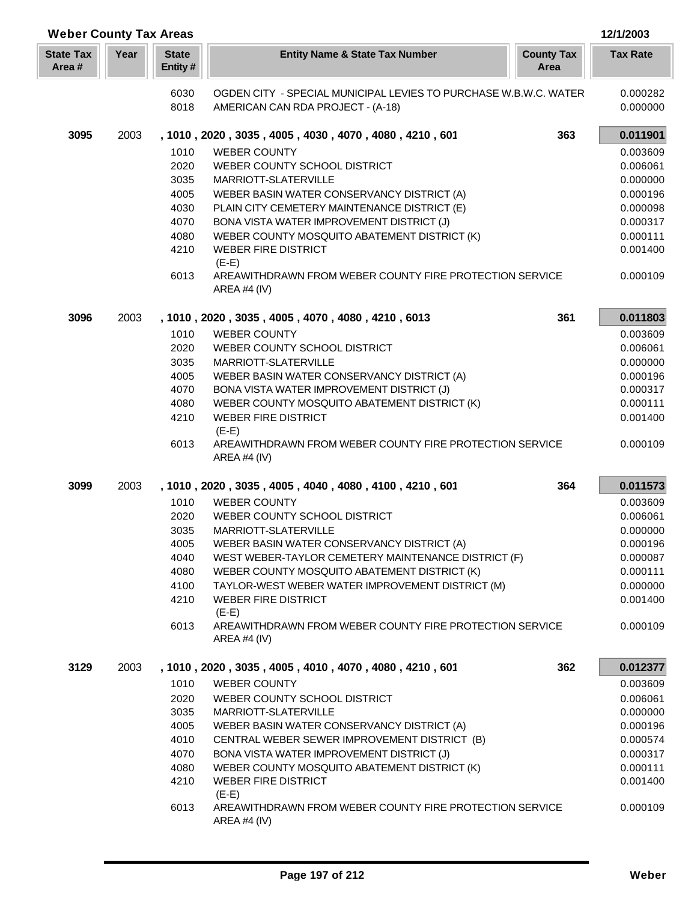## Weber County Tax Areas

12/1/2003

| State Tax Area # | Year | State Entity # | Entity Name & State Tax Number | County Tax Area | Tax Rate |
|---|---|---|---|---|---|
| | | 6030 | OGDEN CITY - SPECIAL MUNICIPAL LEVIES TO PURCHASE W.B.W.C. WATER | | 0.000282 |
| | | 8018 | AMERICAN CAN RDA PROJECT - (A-18) | | 0.000000 |
| **3095** | 2003 | | **, 1010 , 2020 , 3035 , 4005 , 4030 , 4070 , 4080 , 4210 , 601** | **363** | **0.011901** |
| | | 1010 | WEBER COUNTY | | 0.003609 |
| | | 2020 | WEBER COUNTY SCHOOL DISTRICT | | 0.006061 |
| | | 3035 | MARRIOTT-SLATERVILLE | | 0.000000 |
| | | 4005 | WEBER BASIN WATER CONSERVANCY DISTRICT (A) | | 0.000196 |
| | | 4030 | PLAIN CITY CEMETERY MAINTENANCE DISTRICT (E) | | 0.000098 |
| | | 4070 | BONA VISTA WATER IMPROVEMENT DISTRICT (J) | | 0.000317 |
| | | 4080 | WEBER COUNTY MOSQUITO ABATEMENT DISTRICT (K) | | 0.000111 |
| | | 4210 | WEBER FIRE DISTRICT (E-E) | | 0.001400 |
| | | 6013 | AREAWITHDRAWN FROM WEBER COUNTY FIRE PROTECTION SERVICE AREA #4 (IV) | | 0.000109 |
| **3096** | 2003 | | **, 1010 , 2020 , 3035 , 4005 , 4070 , 4080 , 4210 , 6013** | **361** | **0.011803** |
| | | 1010 | WEBER COUNTY | | 0.003609 |
| | | 2020 | WEBER COUNTY SCHOOL DISTRICT | | 0.006061 |
| | | 3035 | MARRIOTT-SLATERVILLE | | 0.000000 |
| | | 4005 | WEBER BASIN WATER CONSERVANCY DISTRICT (A) | | 0.000196 |
| | | 4070 | BONA VISTA WATER IMPROVEMENT DISTRICT (J) | | 0.000317 |
| | | 4080 | WEBER COUNTY MOSQUITO ABATEMENT DISTRICT (K) | | 0.000111 |
| | | 4210 | WEBER FIRE DISTRICT (E-E) | | 0.001400 |
| | | 6013 | AREAWITHDRAWN FROM WEBER COUNTY FIRE PROTECTION SERVICE AREA #4 (IV) | | 0.000109 |
| **3099** | 2003 | | **, 1010 , 2020 , 3035 , 4005 , 4040 , 4080 , 4100 , 4210 , 601** | **364** | **0.011573** |
| | | 1010 | WEBER COUNTY | | 0.003609 |
| | | 2020 | WEBER COUNTY SCHOOL DISTRICT | | 0.006061 |
| | | 3035 | MARRIOTT-SLATERVILLE | | 0.000000 |
| | | 4005 | WEBER BASIN WATER CONSERVANCY DISTRICT (A) | | 0.000196 |
| | | 4040 | WEST WEBER-TAYLOR CEMETERY MAINTENANCE DISTRICT (F) | | 0.000087 |
| | | 4080 | WEBER COUNTY MOSQUITO ABATEMENT DISTRICT (K) | | 0.000111 |
| | | 4100 | TAYLOR-WEST WEBER WATER IMPROVEMENT DISTRICT (M) | | 0.000000 |
| | | 4210 | WEBER FIRE DISTRICT (E-E) | | 0.001400 |
| | | 6013 | AREAWITHDRAWN FROM WEBER COUNTY FIRE PROTECTION SERVICE AREA #4 (IV) | | 0.000109 |
| **3129** | 2003 | | **, 1010 , 2020 , 3035 , 4005 , 4010 , 4070 , 4080 , 4210 , 601** | **362** | **0.012377** |
| | | 1010 | WEBER COUNTY | | 0.003609 |
| | | 2020 | WEBER COUNTY SCHOOL DISTRICT | | 0.006061 |
| | | 3035 | MARRIOTT-SLATERVILLE | | 0.000000 |
| | | 4005 | WEBER BASIN WATER CONSERVANCY DISTRICT (A) | | 0.000196 |
| | | 4010 | CENTRAL WEBER SEWER IMPROVEMENT DISTRICT (B) | | 0.000574 |
| | | 4070 | BONA VISTA WATER IMPROVEMENT DISTRICT (J) | | 0.000317 |
| | | 4080 | WEBER COUNTY MOSQUITO ABATEMENT DISTRICT (K) | | 0.000111 |
| | | 4210 | WEBER FIRE DISTRICT (E-E) | | 0.001400 |
| | | 6013 | AREAWITHDRAWN FROM WEBER COUNTY FIRE PROTECTION SERVICE AREA #4 (IV) | | 0.000109 |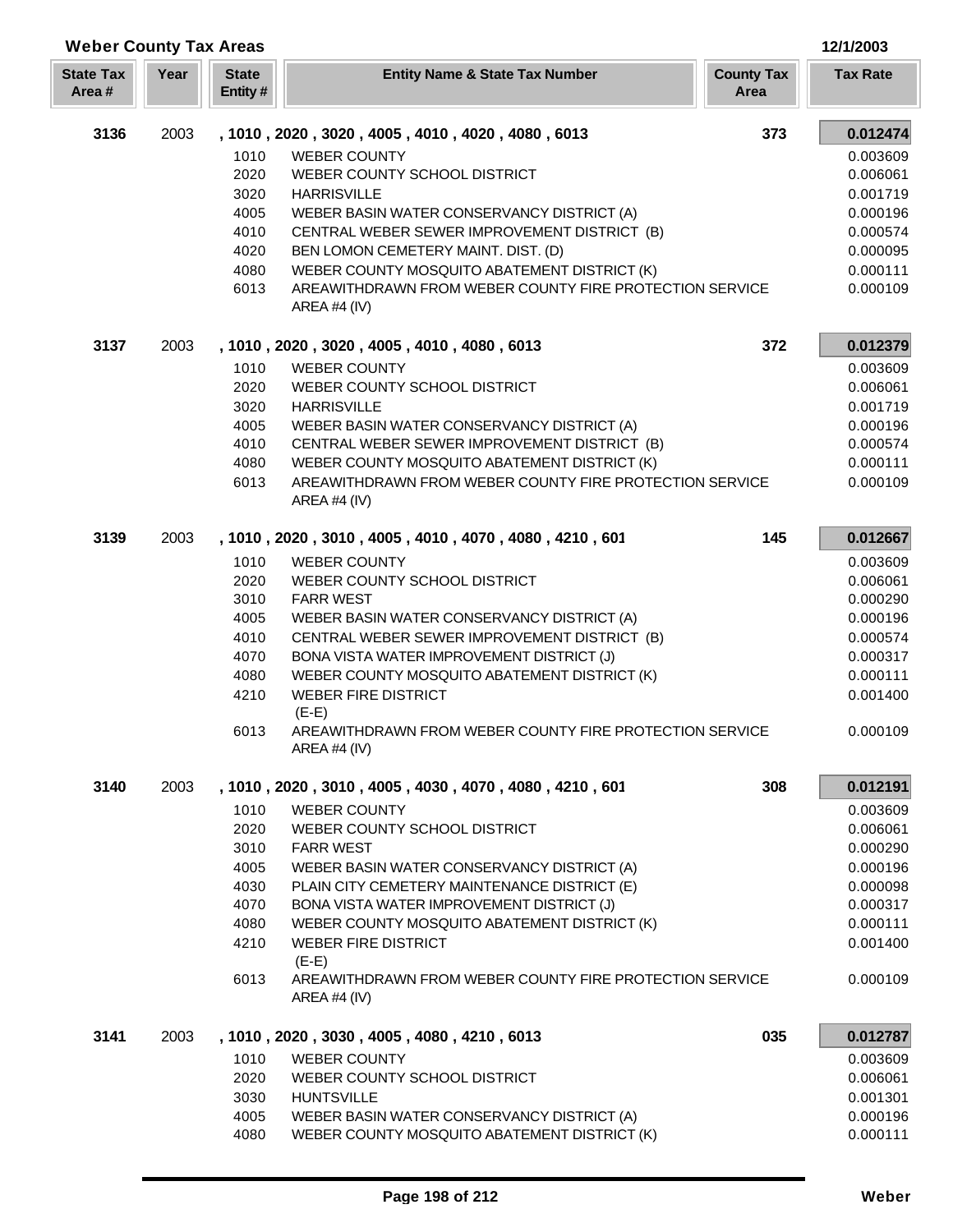## Weber County Tax Areas

12/1/2003

| State Tax Area # | Year | State Entity # | Entity Name & State Tax Number | County Tax Area | Tax Rate |
|---|---|---|---|---|---|
| **3136** | 2003 | | **, 1010 , 2020 , 3020 , 4005 , 4010 , 4020 , 4080 , 6013** | **373** | **0.012474** |
| | | 1010 | WEBER COUNTY | | 0.003609 |
| | | 2020 | WEBER COUNTY SCHOOL DISTRICT | | 0.006061 |
| | | 3020 | HARRISVILLE | | 0.001719 |
| | | 4005 | WEBER BASIN WATER CONSERVANCY DISTRICT (A) | | 0.000196 |
| | | 4010 | CENTRAL WEBER SEWER IMPROVEMENT DISTRICT (B) | | 0.000574 |
| | | 4020 | BEN LOMON CEMETERY MAINT. DIST. (D) | | 0.000095 |
| | | 4080 | WEBER COUNTY MOSQUITO ABATEMENT DISTRICT (K) | | 0.000111 |
| | | 6013 | AREAWITHDRAWN FROM WEBER COUNTY FIRE PROTECTION SERVICE AREA #4 (IV) | | 0.000109 |
| **3137** | 2003 | | **, 1010 , 2020 , 3020 , 4005 , 4010 , 4080 , 6013** | **372** | **0.012379** |
| | | 1010 | WEBER COUNTY | | 0.003609 |
| | | 2020 | WEBER COUNTY SCHOOL DISTRICT | | 0.006061 |
| | | 3020 | HARRISVILLE | | 0.001719 |
| | | 4005 | WEBER BASIN WATER CONSERVANCY DISTRICT (A) | | 0.000196 |
| | | 4010 | CENTRAL WEBER SEWER IMPROVEMENT DISTRICT (B) | | 0.000574 |
| | | 4080 | WEBER COUNTY MOSQUITO ABATEMENT DISTRICT (K) | | 0.000111 |
| | | 6013 | AREAWITHDRAWN FROM WEBER COUNTY FIRE PROTECTION SERVICE AREA #4 (IV) | | 0.000109 |
| **3139** | 2003 | | **, 1010 , 2020 , 3010 , 4005 , 4010 , 4070 , 4080 , 4210 , 601** | **145** | **0.012667** |
| | | 1010 | WEBER COUNTY | | 0.003609 |
| | | 2020 | WEBER COUNTY SCHOOL DISTRICT | | 0.006061 |
| | | 3010 | FARR WEST | | 0.000290 |
| | | 4005 | WEBER BASIN WATER CONSERVANCY DISTRICT (A) | | 0.000196 |
| | | 4010 | CENTRAL WEBER SEWER IMPROVEMENT DISTRICT (B) | | 0.000574 |
| | | 4070 | BONA VISTA WATER IMPROVEMENT DISTRICT (J) | | 0.000317 |
| | | 4080 | WEBER COUNTY MOSQUITO ABATEMENT DISTRICT (K) | | 0.000111 |
| | | 4210 | WEBER FIRE DISTRICT (E-E) | | 0.001400 |
| | | 6013 | AREAWITHDRAWN FROM WEBER COUNTY FIRE PROTECTION SERVICE AREA #4 (IV) | | 0.000109 |
| **3140** | 2003 | | **, 1010 , 2020 , 3010 , 4005 , 4030 , 4070 , 4080 , 4210 , 601** | **308** | **0.012191** |
| | | 1010 | WEBER COUNTY | | 0.003609 |
| | | 2020 | WEBER COUNTY SCHOOL DISTRICT | | 0.006061 |
| | | 3010 | FARR WEST | | 0.000290 |
| | | 4005 | WEBER BASIN WATER CONSERVANCY DISTRICT (A) | | 0.000196 |
| | | 4030 | PLAIN CITY CEMETERY MAINTENANCE DISTRICT (E) | | 0.000098 |
| | | 4070 | BONA VISTA WATER IMPROVEMENT DISTRICT (J) | | 0.000317 |
| | | 4080 | WEBER COUNTY MOSQUITO ABATEMENT DISTRICT (K) | | 0.000111 |
| | | 4210 | WEBER FIRE DISTRICT (E-E) | | 0.001400 |
| | | 6013 | AREAWITHDRAWN FROM WEBER COUNTY FIRE PROTECTION SERVICE AREA #4 (IV) | | 0.000109 |
| **3141** | 2003 | | **, 1010 , 2020 , 3030 , 4005 , 4080 , 4210 , 6013** | **035** | **0.012787** |
| | | 1010 | WEBER COUNTY | | 0.003609 |
| | | 2020 | WEBER COUNTY SCHOOL DISTRICT | | 0.006061 |
| | | 3030 | HUNTSVILLE | | 0.001301 |
| | | 4005 | WEBER BASIN WATER CONSERVANCY DISTRICT (A) | | 0.000196 |
| | | 4080 | WEBER COUNTY MOSQUITO ABATEMENT DISTRICT (K) | | 0.000111 |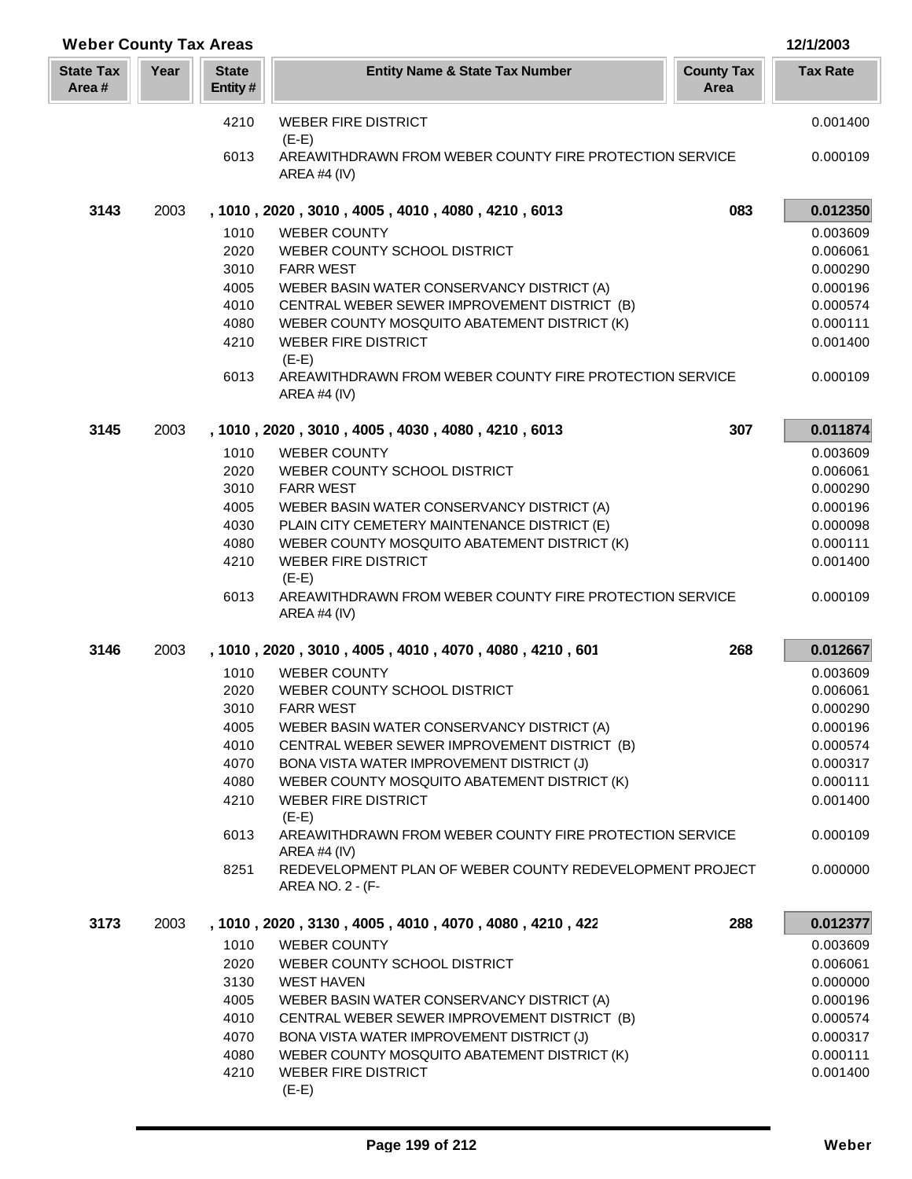**Weber County Tax Areas** 12/1/2003

| State Tax Area # | Year | State Entity # | Entity Name & State Tax Number | County Tax Area | Tax Rate |
|---|---|---|---|---|---|
| | | 4210 | WEBER FIRE DISTRICT (E-E) | | 0.001400 |
| | | 6013 | AREAWITHDRAWN FROM WEBER COUNTY FIRE PROTECTION SERVICE AREA #4 (IV) | | 0.000109 |
| **3143** | 2003 | | **, 1010 , 2020 , 3010 , 4005 , 4010 , 4080 , 4210 , 6013** | **083** | **0.012350** |
| | | 1010 | WEBER COUNTY | | 0.003609 |
| | | 2020 | WEBER COUNTY SCHOOL DISTRICT | | 0.006061 |
| | | 3010 | FARR WEST | | 0.000290 |
| | | 4005 | WEBER BASIN WATER CONSERVANCY DISTRICT (A) | | 0.000196 |
| | | 4010 | CENTRAL WEBER SEWER IMPROVEMENT DISTRICT (B) | | 0.000574 |
| | | 4080 | WEBER COUNTY MOSQUITO ABATEMENT DISTRICT (K) | | 0.000111 |
| | | 4210 | WEBER FIRE DISTRICT (E-E) | | 0.001400 |
| | | 6013 | AREAWITHDRAWN FROM WEBER COUNTY FIRE PROTECTION SERVICE AREA #4 (IV) | | 0.000109 |
| **3145** | 2003 | | **, 1010 , 2020 , 3010 , 4005 , 4030 , 4080 , 4210 , 6013** | **307** | **0.011874** |
| | | 1010 | WEBER COUNTY | | 0.003609 |
| | | 2020 | WEBER COUNTY SCHOOL DISTRICT | | 0.006061 |
| | | 3010 | FARR WEST | | 0.000290 |
| | | 4005 | WEBER BASIN WATER CONSERVANCY DISTRICT (A) | | 0.000196 |
| | | 4030 | PLAIN CITY CEMETERY MAINTENANCE DISTRICT (E) | | 0.000098 |
| | | 4080 | WEBER COUNTY MOSQUITO ABATEMENT DISTRICT (K) | | 0.000111 |
| | | 4210 | WEBER FIRE DISTRICT (E-E) | | 0.001400 |
| | | 6013 | AREAWITHDRAWN FROM WEBER COUNTY FIRE PROTECTION SERVICE AREA #4 (IV) | | 0.000109 |
| **3146** | 2003 | | **, 1010 , 2020 , 3010 , 4005 , 4010 , 4070 , 4080 , 4210 , 601** | **268** | **0.012667** |
| | | 1010 | WEBER COUNTY | | 0.003609 |
| | | 2020 | WEBER COUNTY SCHOOL DISTRICT | | 0.006061 |
| | | 3010 | FARR WEST | | 0.000290 |
| | | 4005 | WEBER BASIN WATER CONSERVANCY DISTRICT (A) | | 0.000196 |
| | | 4010 | CENTRAL WEBER SEWER IMPROVEMENT DISTRICT (B) | | 0.000574 |
| | | 4070 | BONA VISTA WATER IMPROVEMENT DISTRICT (J) | | 0.000317 |
| | | 4080 | WEBER COUNTY MOSQUITO ABATEMENT DISTRICT (K) | | 0.000111 |
| | | 4210 | WEBER FIRE DISTRICT (E-E) | | 0.001400 |
| | | 6013 | AREAWITHDRAWN FROM WEBER COUNTY FIRE PROTECTION SERVICE AREA #4 (IV) | | 0.000109 |
| | | 8251 | REDEVELOPMENT PLAN OF WEBER COUNTY REDEVELOPMENT PROJECT AREA NO. 2 - (F- | | 0.000000 |
| **3173** | 2003 | | **, 1010 , 2020 , 3130 , 4005 , 4010 , 4070 , 4080 , 4210 , 422** | **288** | **0.012377** |
| | | 1010 | WEBER COUNTY | | 0.003609 |
| | | 2020 | WEBER COUNTY SCHOOL DISTRICT | | 0.006061 |
| | | 3130 | WEST HAVEN | | 0.000000 |
| | | 4005 | WEBER BASIN WATER CONSERVANCY DISTRICT (A) | | 0.000196 |
| | | 4010 | CENTRAL WEBER SEWER IMPROVEMENT DISTRICT (B) | | 0.000574 |
| | | 4070 | BONA VISTA WATER IMPROVEMENT DISTRICT (J) | | 0.000317 |
| | | 4080 | WEBER COUNTY MOSQUITO ABATEMENT DISTRICT (K) | | 0.000111 |
| | | 4210 | WEBER FIRE DISTRICT (E-E) | | 0.001400 |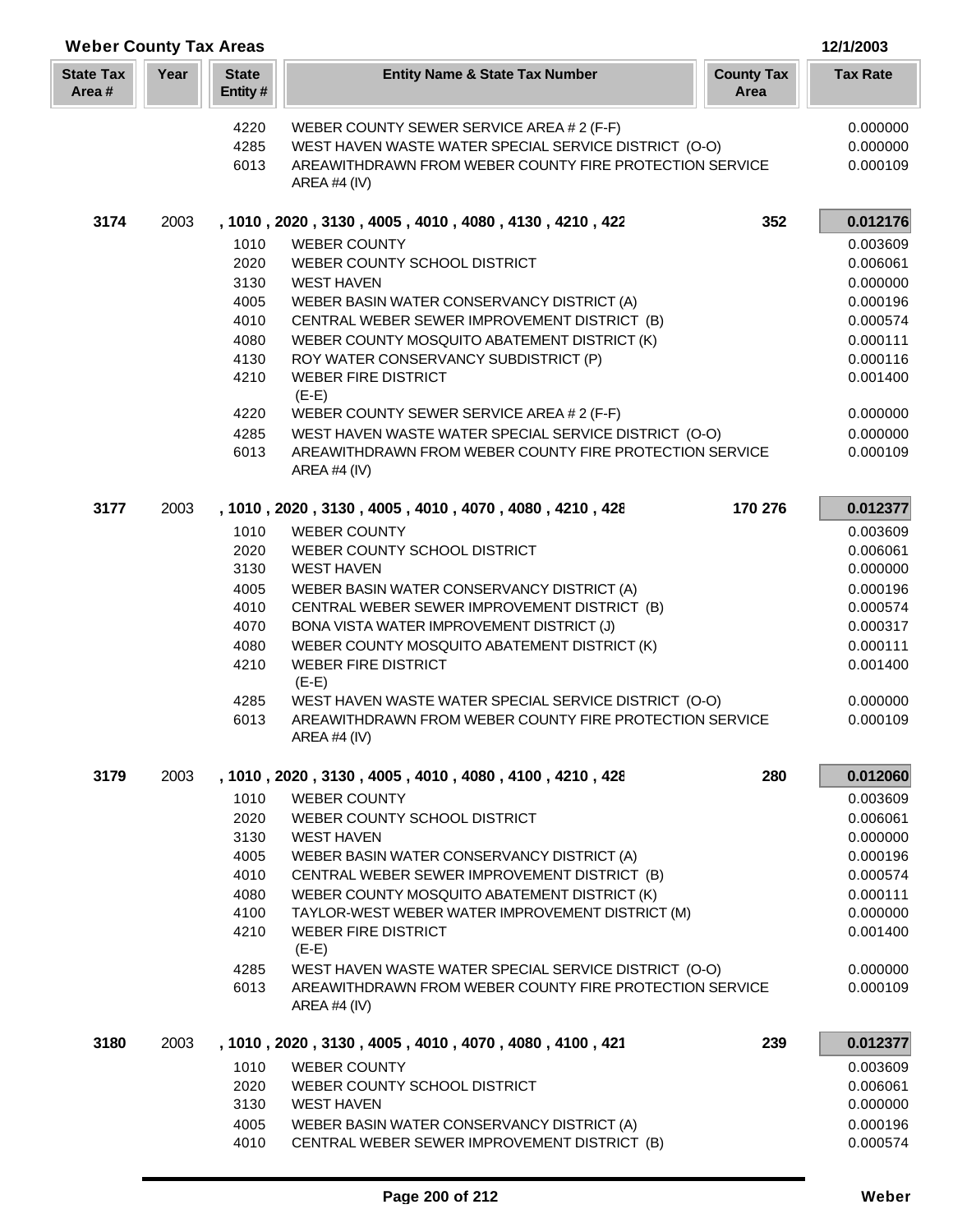## Weber County Tax Areas

12/1/2003

| State Tax Area # | Year | State Entity # | Entity Name & State Tax Number | County Tax Area | Tax Rate |
|---|---|---|---|---|---|
| | | 4220 | WEBER COUNTY SEWER SERVICE AREA # 2 (F-F) | | 0.000000 |
| | | 4285 | WEST HAVEN WASTE WATER SPECIAL SERVICE DISTRICT (O-O) | | 0.000000 |
| | | 6013 | AREAWITHDRAWN FROM WEBER COUNTY FIRE PROTECTION SERVICE AREA #4 (IV) | | 0.000109 |
| **3174** | 2003 | | **, 1010 , 2020 , 3130 , 4005 , 4010 , 4080 , 4130 , 4210 , 422** | **352** | **0.012176** |
| | | 1010 | WEBER COUNTY | | 0.003609 |
| | | 2020 | WEBER COUNTY SCHOOL DISTRICT | | 0.006061 |
| | | 3130 | WEST HAVEN | | 0.000000 |
| | | 4005 | WEBER BASIN WATER CONSERVANCY DISTRICT (A) | | 0.000196 |
| | | 4010 | CENTRAL WEBER SEWER IMPROVEMENT DISTRICT (B) | | 0.000574 |
| | | 4080 | WEBER COUNTY MOSQUITO ABATEMENT DISTRICT (K) | | 0.000111 |
| | | 4130 | ROY WATER CONSERVANCY SUBDISTRICT (P) | | 0.000116 |
| | | 4210 | WEBER FIRE DISTRICT (E-E) | | 0.001400 |
| | | 4220 | WEBER COUNTY SEWER SERVICE AREA # 2 (F-F) | | 0.000000 |
| | | 4285 | WEST HAVEN WASTE WATER SPECIAL SERVICE DISTRICT (O-O) | | 0.000000 |
| | | 6013 | AREAWITHDRAWN FROM WEBER COUNTY FIRE PROTECTION SERVICE AREA #4 (IV) | | 0.000109 |
| **3177** | 2003 | | **, 1010 , 2020 , 3130 , 4005 , 4010 , 4070 , 4080 , 4210 , 428** | **170 276** | **0.012377** |
| | | 1010 | WEBER COUNTY | | 0.003609 |
| | | 2020 | WEBER COUNTY SCHOOL DISTRICT | | 0.006061 |
| | | 3130 | WEST HAVEN | | 0.000000 |
| | | 4005 | WEBER BASIN WATER CONSERVANCY DISTRICT (A) | | 0.000196 |
| | | 4010 | CENTRAL WEBER SEWER IMPROVEMENT DISTRICT (B) | | 0.000574 |
| | | 4070 | BONA VISTA WATER IMPROVEMENT DISTRICT (J) | | 0.000317 |
| | | 4080 | WEBER COUNTY MOSQUITO ABATEMENT DISTRICT (K) | | 0.000111 |
| | | 4210 | WEBER FIRE DISTRICT (E-E) | | 0.001400 |
| | | 4285 | WEST HAVEN WASTE WATER SPECIAL SERVICE DISTRICT (O-O) | | 0.000000 |
| | | 6013 | AREAWITHDRAWN FROM WEBER COUNTY FIRE PROTECTION SERVICE AREA #4 (IV) | | 0.000109 |
| **3179** | 2003 | | **, 1010 , 2020 , 3130 , 4005 , 4010 , 4080 , 4100 , 4210 , 428** | **280** | **0.012060** |
| | | 1010 | WEBER COUNTY | | 0.003609 |
| | | 2020 | WEBER COUNTY SCHOOL DISTRICT | | 0.006061 |
| | | 3130 | WEST HAVEN | | 0.000000 |
| | | 4005 | WEBER BASIN WATER CONSERVANCY DISTRICT (A) | | 0.000196 |
| | | 4010 | CENTRAL WEBER SEWER IMPROVEMENT DISTRICT (B) | | 0.000574 |
| | | 4080 | WEBER COUNTY MOSQUITO ABATEMENT DISTRICT (K) | | 0.000111 |
| | | 4100 | TAYLOR-WEST WEBER WATER IMPROVEMENT DISTRICT (M) | | 0.000000 |
| | | 4210 | WEBER FIRE DISTRICT (E-E) | | 0.001400 |
| | | 4285 | WEST HAVEN WASTE WATER SPECIAL SERVICE DISTRICT (O-O) | | 0.000000 |
| | | 6013 | AREAWITHDRAWN FROM WEBER COUNTY FIRE PROTECTION SERVICE AREA #4 (IV) | | 0.000109 |
| **3180** | 2003 | | **, 1010 , 2020 , 3130 , 4005 , 4010 , 4070 , 4080 , 4100 , 421** | **239** | **0.012377** |
| | | 1010 | WEBER COUNTY | | 0.003609 |
| | | 2020 | WEBER COUNTY SCHOOL DISTRICT | | 0.006061 |
| | | 3130 | WEST HAVEN | | 0.000000 |
| | | 4005 | WEBER BASIN WATER CONSERVANCY DISTRICT (A) | | 0.000196 |
| | | 4010 | CENTRAL WEBER SEWER IMPROVEMENT DISTRICT (B) | | 0.000574 |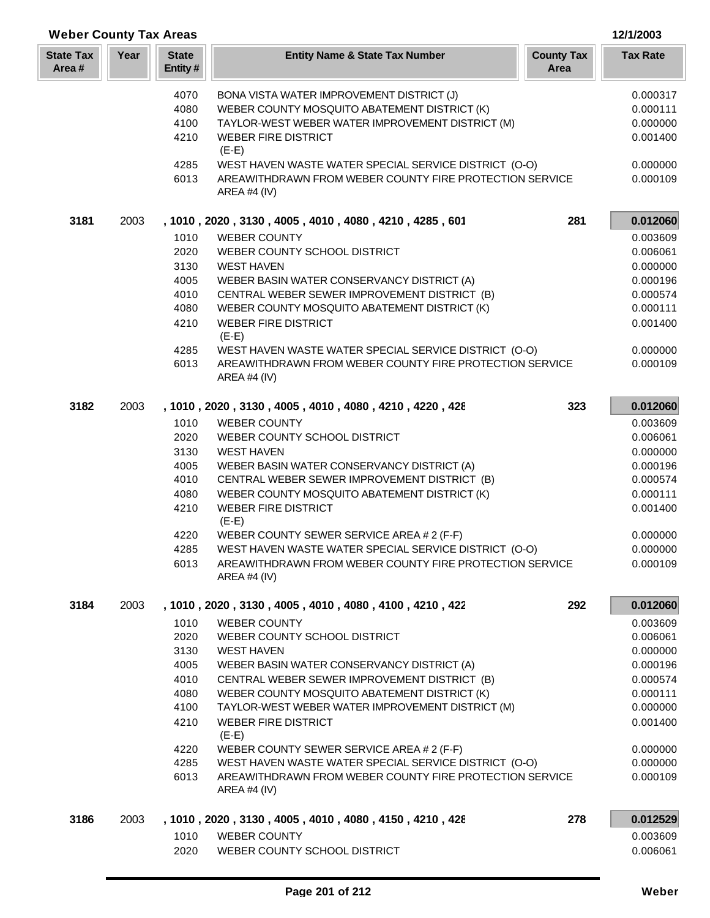## Weber County Tax Areas

12/1/2003

| State Tax Area # | Year | State Entity # | Entity Name & State Tax Number | County Tax Area | Tax Rate |
|---|---|---|---|---|---|
| | | 4070 | BONA VISTA WATER IMPROVEMENT DISTRICT (J) | | 0.000317 |
| | | 4080 | WEBER COUNTY MOSQUITO ABATEMENT DISTRICT (K) | | 0.000111 |
| | | 4100 | TAYLOR-WEST WEBER WATER IMPROVEMENT DISTRICT (M) | | 0.000000 |
| | | 4210 | WEBER FIRE DISTRICT (E-E) | | 0.001400 |
| | | 4285 | WEST HAVEN WASTE WATER SPECIAL SERVICE DISTRICT (O-O) | | 0.000000 |
| | | 6013 | AREAWITHDRAWN FROM WEBER COUNTY FIRE PROTECTION SERVICE AREA #4 (IV) | | 0.000109 |
| **3181** | 2003 | | **, 1010 , 2020 , 3130 , 4005 , 4010 , 4080 , 4210 , 4285 , 601** | **281** | **0.012060** |
| | | 1010 | WEBER COUNTY | | 0.003609 |
| | | 2020 | WEBER COUNTY SCHOOL DISTRICT | | 0.006061 |
| | | 3130 | WEST HAVEN | | 0.000000 |
| | | 4005 | WEBER BASIN WATER CONSERVANCY DISTRICT (A) | | 0.000196 |
| | | 4010 | CENTRAL WEBER SEWER IMPROVEMENT DISTRICT (B) | | 0.000574 |
| | | 4080 | WEBER COUNTY MOSQUITO ABATEMENT DISTRICT (K) | | 0.000111 |
| | | 4210 | WEBER FIRE DISTRICT (E-E) | | 0.001400 |
| | | 4285 | WEST HAVEN WASTE WATER SPECIAL SERVICE DISTRICT (O-O) | | 0.000000 |
| | | 6013 | AREAWITHDRAWN FROM WEBER COUNTY FIRE PROTECTION SERVICE AREA #4 (IV) | | 0.000109 |
| **3182** | 2003 | | **, 1010 , 2020 , 3130 , 4005 , 4010 , 4080 , 4210 , 4220 , 428** | **323** | **0.012060** |
| | | 1010 | WEBER COUNTY | | 0.003609 |
| | | 2020 | WEBER COUNTY SCHOOL DISTRICT | | 0.006061 |
| | | 3130 | WEST HAVEN | | 0.000000 |
| | | 4005 | WEBER BASIN WATER CONSERVANCY DISTRICT (A) | | 0.000196 |
| | | 4010 | CENTRAL WEBER SEWER IMPROVEMENT DISTRICT (B) | | 0.000574 |
| | | 4080 | WEBER COUNTY MOSQUITO ABATEMENT DISTRICT (K) | | 0.000111 |
| | | 4210 | WEBER FIRE DISTRICT (E-E) | | 0.001400 |
| | | 4220 | WEBER COUNTY SEWER SERVICE AREA # 2 (F-F) | | 0.000000 |
| | | 4285 | WEST HAVEN WASTE WATER SPECIAL SERVICE DISTRICT (O-O) | | 0.000000 |
| | | 6013 | AREAWITHDRAWN FROM WEBER COUNTY FIRE PROTECTION SERVICE AREA #4 (IV) | | 0.000109 |
| **3184** | 2003 | | **, 1010 , 2020 , 3130 , 4005 , 4010 , 4080 , 4100 , 4210 , 422** | **292** | **0.012060** |
| | | 1010 | WEBER COUNTY | | 0.003609 |
| | | 2020 | WEBER COUNTY SCHOOL DISTRICT | | 0.006061 |
| | | 3130 | WEST HAVEN | | 0.000000 |
| | | 4005 | WEBER BASIN WATER CONSERVANCY DISTRICT (A) | | 0.000196 |
| | | 4010 | CENTRAL WEBER SEWER IMPROVEMENT DISTRICT (B) | | 0.000574 |
| | | 4080 | WEBER COUNTY MOSQUITO ABATEMENT DISTRICT (K) | | 0.000111 |
| | | 4100 | TAYLOR-WEST WEBER WATER IMPROVEMENT DISTRICT (M) | | 0.000000 |
| | | 4210 | WEBER FIRE DISTRICT (E-E) | | 0.001400 |
| | | 4220 | WEBER COUNTY SEWER SERVICE AREA # 2 (F-F) | | 0.000000 |
| | | 4285 | WEST HAVEN WASTE WATER SPECIAL SERVICE DISTRICT (O-O) | | 0.000000 |
| | | 6013 | AREAWITHDRAWN FROM WEBER COUNTY FIRE PROTECTION SERVICE AREA #4 (IV) | | 0.000109 |
| **3186** | 2003 | | **, 1010 , 2020 , 3130 , 4005 , 4010 , 4080 , 4150 , 4210 , 428** | **278** | **0.012529** |
| | | 1010 | WEBER COUNTY | | 0.003609 |
| | | 2020 | WEBER COUNTY SCHOOL DISTRICT | | 0.006061 |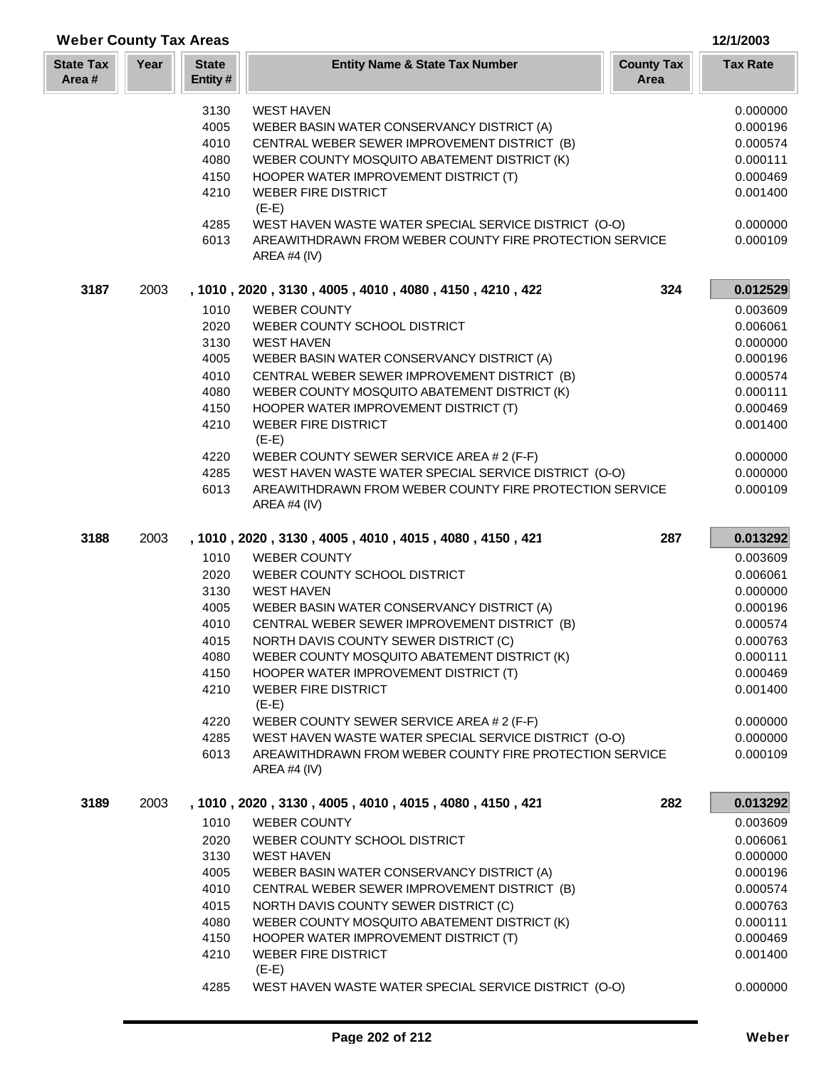## Weber County Tax Areas

12/1/2003

| State Tax Area # | Year | State Entity # | Entity Name & State Tax Number | County Tax Area | Tax Rate |
|---|---|---|---|---|---|
| | | 3130 | WEST HAVEN | | 0.000000 |
| | | 4005 | WEBER BASIN WATER CONSERVANCY DISTRICT (A) | | 0.000196 |
| | | 4010 | CENTRAL WEBER SEWER IMPROVEMENT DISTRICT (B) | | 0.000574 |
| | | 4080 | WEBER COUNTY MOSQUITO ABATEMENT DISTRICT (K) | | 0.000111 |
| | | 4150 | HOOPER WATER IMPROVEMENT DISTRICT (T) | | 0.000469 |
| | | 4210 | WEBER FIRE DISTRICT (E-E) | | 0.001400 |
| | | 4285 | WEST HAVEN WASTE WATER SPECIAL SERVICE DISTRICT (O-O) | | 0.000000 |
| | | 6013 | AREAWITHDRAWN FROM WEBER COUNTY FIRE PROTECTION SERVICE AREA #4 (IV) | | 0.000109 |
| **3187** | 2003 | | **, 1010 , 2020 , 3130 , 4005 , 4010 , 4080 , 4150 , 4210 , 422** | **324** | **0.012529** |
| | | 1010 | WEBER COUNTY | | 0.003609 |
| | | 2020 | WEBER COUNTY SCHOOL DISTRICT | | 0.006061 |
| | | 3130 | WEST HAVEN | | 0.000000 |
| | | 4005 | WEBER BASIN WATER CONSERVANCY DISTRICT (A) | | 0.000196 |
| | | 4010 | CENTRAL WEBER SEWER IMPROVEMENT DISTRICT (B) | | 0.000574 |
| | | 4080 | WEBER COUNTY MOSQUITO ABATEMENT DISTRICT (K) | | 0.000111 |
| | | 4150 | HOOPER WATER IMPROVEMENT DISTRICT (T) | | 0.000469 |
| | | 4210 | WEBER FIRE DISTRICT (E-E) | | 0.001400 |
| | | 4220 | WEBER COUNTY SEWER SERVICE AREA # 2 (F-F) | | 0.000000 |
| | | 4285 | WEST HAVEN WASTE WATER SPECIAL SERVICE DISTRICT (O-O) | | 0.000000 |
| | | 6013 | AREAWITHDRAWN FROM WEBER COUNTY FIRE PROTECTION SERVICE AREA #4 (IV) | | 0.000109 |
| **3188** | 2003 | | **, 1010 , 2020 , 3130 , 4005 , 4010 , 4015 , 4080 , 4150 , 421** | **287** | **0.013292** |
| | | 1010 | WEBER COUNTY | | 0.003609 |
| | | 2020 | WEBER COUNTY SCHOOL DISTRICT | | 0.006061 |
| | | 3130 | WEST HAVEN | | 0.000000 |
| | | 4005 | WEBER BASIN WATER CONSERVANCY DISTRICT (A) | | 0.000196 |
| | | 4010 | CENTRAL WEBER SEWER IMPROVEMENT DISTRICT (B) | | 0.000574 |
| | | 4015 | NORTH DAVIS COUNTY SEWER DISTRICT (C) | | 0.000763 |
| | | 4080 | WEBER COUNTY MOSQUITO ABATEMENT DISTRICT (K) | | 0.000111 |
| | | 4150 | HOOPER WATER IMPROVEMENT DISTRICT (T) | | 0.000469 |
| | | 4210 | WEBER FIRE DISTRICT (E-E) | | 0.001400 |
| | | 4220 | WEBER COUNTY SEWER SERVICE AREA # 2 (F-F) | | 0.000000 |
| | | 4285 | WEST HAVEN WASTE WATER SPECIAL SERVICE DISTRICT (O-O) | | 0.000000 |
| | | 6013 | AREAWITHDRAWN FROM WEBER COUNTY FIRE PROTECTION SERVICE AREA #4 (IV) | | 0.000109 |
| **3189** | 2003 | | **, 1010 , 2020 , 3130 , 4005 , 4010 , 4015 , 4080 , 4150 , 421** | **282** | **0.013292** |
| | | 1010 | WEBER COUNTY | | 0.003609 |
| | | 2020 | WEBER COUNTY SCHOOL DISTRICT | | 0.006061 |
| | | 3130 | WEST HAVEN | | 0.000000 |
| | | 4005 | WEBER BASIN WATER CONSERVANCY DISTRICT (A) | | 0.000196 |
| | | 4010 | CENTRAL WEBER SEWER IMPROVEMENT DISTRICT (B) | | 0.000574 |
| | | 4015 | NORTH DAVIS COUNTY SEWER DISTRICT (C) | | 0.000763 |
| | | 4080 | WEBER COUNTY MOSQUITO ABATEMENT DISTRICT (K) | | 0.000111 |
| | | 4150 | HOOPER WATER IMPROVEMENT DISTRICT (T) | | 0.000469 |
| | | 4210 | WEBER FIRE DISTRICT (E-E) | | 0.001400 |
| | | 4285 | WEST HAVEN WASTE WATER SPECIAL SERVICE DISTRICT (O-O) | | 0.000000 |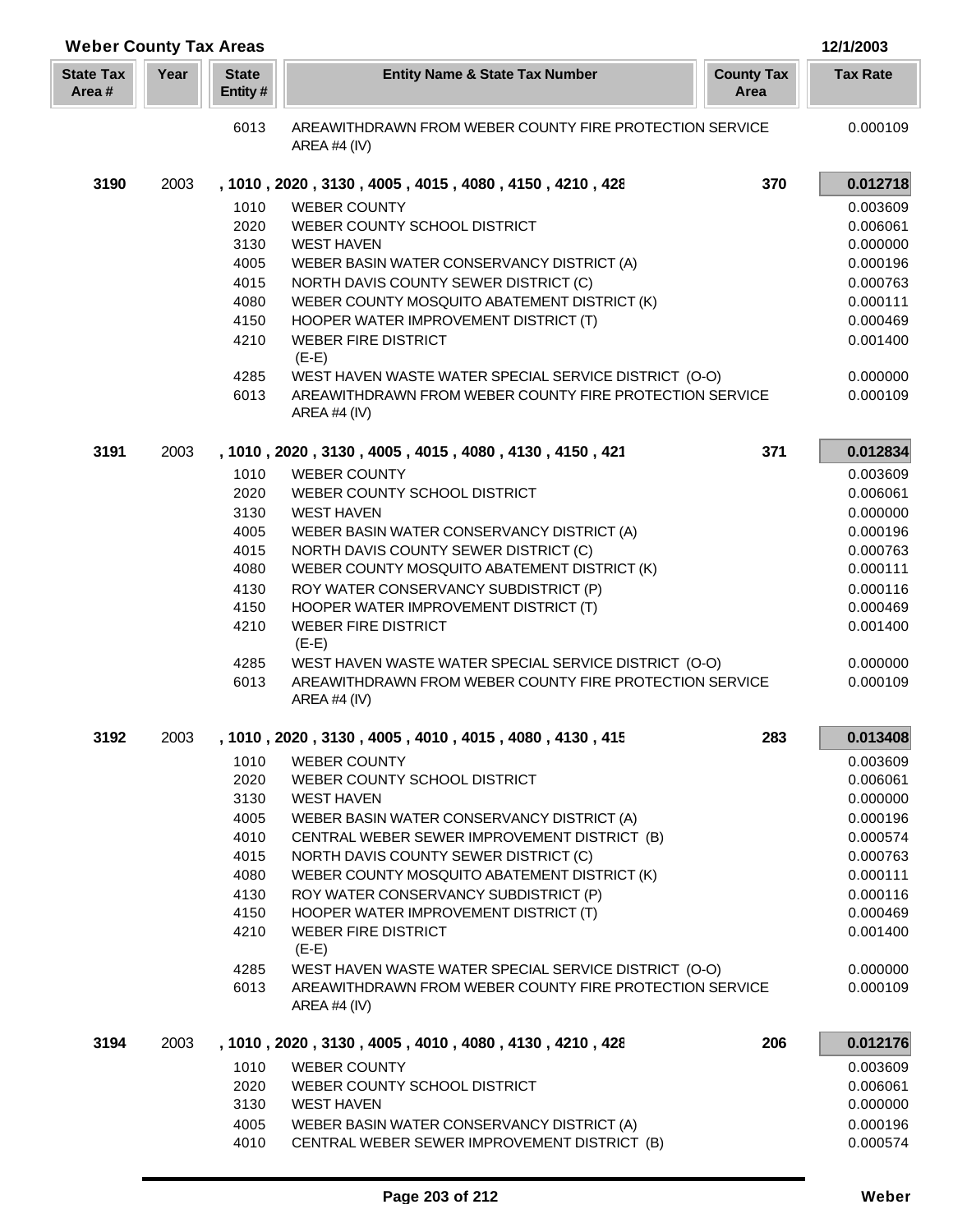## Weber County Tax Areas

12/1/2003

| State Tax Area # | Year | State Entity # | Entity Name & State Tax Number | County Tax Area | Tax Rate |
|---|---|---|---|---|---|
| | | 6013 | AREAWITHDRAWN FROM WEBER COUNTY FIRE PROTECTION SERVICE AREA #4 (IV) | | 0.000109 |
| **3190** | 2003 | , 1010 , 2020 , 3130 , 4005 , 4015 , 4080 , 4150 , 4210 , 428 | | **370** | **0.012718** |
| | | 1010 | WEBER COUNTY | | 0.003609 |
| | | 2020 | WEBER COUNTY SCHOOL DISTRICT | | 0.006061 |
| | | 3130 | WEST HAVEN | | 0.000000 |
| | | 4005 | WEBER BASIN WATER CONSERVANCY DISTRICT (A) | | 0.000196 |
| | | 4015 | NORTH DAVIS COUNTY SEWER DISTRICT (C) | | 0.000763 |
| | | 4080 | WEBER COUNTY MOSQUITO ABATEMENT DISTRICT (K) | | 0.000111 |
| | | 4150 | HOOPER WATER IMPROVEMENT DISTRICT (T) | | 0.000469 |
| | | 4210 | WEBER FIRE DISTRICT (E-E) | | 0.001400 |
| | | 4285 | WEST HAVEN WASTE WATER SPECIAL SERVICE DISTRICT (O-O) | | 0.000000 |
| | | 6013 | AREAWITHDRAWN FROM WEBER COUNTY FIRE PROTECTION SERVICE AREA #4 (IV) | | 0.000109 |
| **3191** | 2003 | , 1010 , 2020 , 3130 , 4005 , 4015 , 4080 , 4130 , 4150 , 421 | | **371** | **0.012834** |
| | | 1010 | WEBER COUNTY | | 0.003609 |
| | | 2020 | WEBER COUNTY SCHOOL DISTRICT | | 0.006061 |
| | | 3130 | WEST HAVEN | | 0.000000 |
| | | 4005 | WEBER BASIN WATER CONSERVANCY DISTRICT (A) | | 0.000196 |
| | | 4015 | NORTH DAVIS COUNTY SEWER DISTRICT (C) | | 0.000763 |
| | | 4080 | WEBER COUNTY MOSQUITO ABATEMENT DISTRICT (K) | | 0.000111 |
| | | 4130 | ROY WATER CONSERVANCY SUBDISTRICT (P) | | 0.000116 |
| | | 4150 | HOOPER WATER IMPROVEMENT DISTRICT (T) | | 0.000469 |
| | | 4210 | WEBER FIRE DISTRICT (E-E) | | 0.001400 |
| | | 4285 | WEST HAVEN WASTE WATER SPECIAL SERVICE DISTRICT (O-O) | | 0.000000 |
| | | 6013 | AREAWITHDRAWN FROM WEBER COUNTY FIRE PROTECTION SERVICE AREA #4 (IV) | | 0.000109 |
| **3192** | 2003 | , 1010 , 2020 , 3130 , 4005 , 4010 , 4015 , 4080 , 4130 , 415 | | **283** | **0.013408** |
| | | 1010 | WEBER COUNTY | | 0.003609 |
| | | 2020 | WEBER COUNTY SCHOOL DISTRICT | | 0.006061 |
| | | 3130 | WEST HAVEN | | 0.000000 |
| | | 4005 | WEBER BASIN WATER CONSERVANCY DISTRICT (A) | | 0.000196 |
| | | 4010 | CENTRAL WEBER SEWER IMPROVEMENT DISTRICT (B) | | 0.000574 |
| | | 4015 | NORTH DAVIS COUNTY SEWER DISTRICT (C) | | 0.000763 |
| | | 4080 | WEBER COUNTY MOSQUITO ABATEMENT DISTRICT (K) | | 0.000111 |
| | | 4130 | ROY WATER CONSERVANCY SUBDISTRICT (P) | | 0.000116 |
| | | 4150 | HOOPER WATER IMPROVEMENT DISTRICT (T) | | 0.000469 |
| | | 4210 | WEBER FIRE DISTRICT (E-E) | | 0.001400 |
| | | 4285 | WEST HAVEN WASTE WATER SPECIAL SERVICE DISTRICT (O-O) | | 0.000000 |
| | | 6013 | AREAWITHDRAWN FROM WEBER COUNTY FIRE PROTECTION SERVICE AREA #4 (IV) | | 0.000109 |
| **3194** | 2003 | , 1010 , 2020 , 3130 , 4005 , 4010 , 4080 , 4130 , 4210 , 428 | | **206** | **0.012176** |
| | | 1010 | WEBER COUNTY | | 0.003609 |
| | | 2020 | WEBER COUNTY SCHOOL DISTRICT | | 0.006061 |
| | | 3130 | WEST HAVEN | | 0.000000 |
| | | 4005 | WEBER BASIN WATER CONSERVANCY DISTRICT (A) | | 0.000196 |
| | | 4010 | CENTRAL WEBER SEWER IMPROVEMENT DISTRICT (B) | | 0.000574 |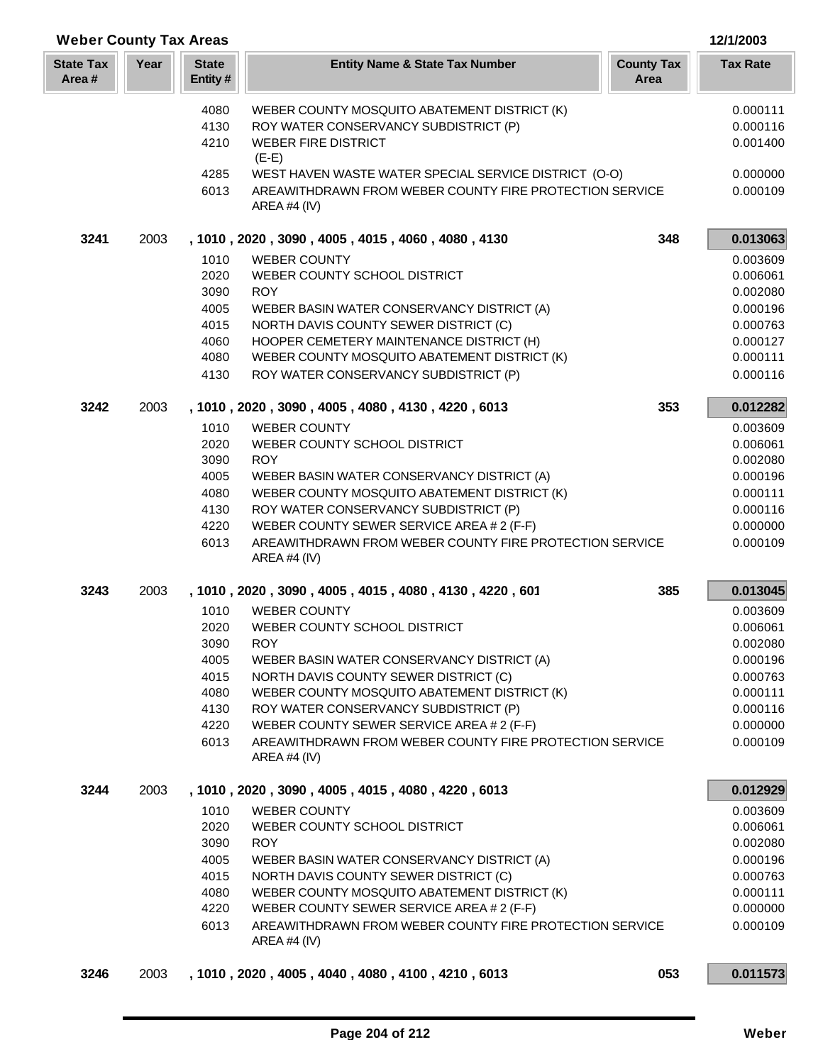## Weber County Tax Areas

12/1/2003

| State Tax Area # | Year | State Entity # | Entity Name & State Tax Number | County Tax Area | Tax Rate |
|---|---|---|---|---|---|
| | | 4080 | WEBER COUNTY MOSQUITO ABATEMENT DISTRICT (K) | | 0.000111 |
| | | 4130 | ROY WATER CONSERVANCY SUBDISTRICT (P) | | 0.000116 |
| | | 4210 | WEBER FIRE DISTRICT (E-E) | | 0.001400 |
| | | 4285 | WEST HAVEN WASTE WATER SPECIAL SERVICE DISTRICT (O-O) | | 0.000000 |
| | | 6013 | AREAWITHDRAWN FROM WEBER COUNTY FIRE PROTECTION SERVICE AREA #4 (IV) | | 0.000109 |
| **3241** | 2003 | | **, 1010 , 2020 , 3090 , 4005 , 4015 , 4060 , 4080 , 4130** | **348** | **0.013063** |
| | | 1010 | WEBER COUNTY | | 0.003609 |
| | | 2020 | WEBER COUNTY SCHOOL DISTRICT | | 0.006061 |
| | | 3090 | ROY | | 0.002080 |
| | | 4005 | WEBER BASIN WATER CONSERVANCY DISTRICT (A) | | 0.000196 |
| | | 4015 | NORTH DAVIS COUNTY SEWER DISTRICT (C) | | 0.000763 |
| | | 4060 | HOOPER CEMETERY MAINTENANCE DISTRICT (H) | | 0.000127 |
| | | 4080 | WEBER COUNTY MOSQUITO ABATEMENT DISTRICT (K) | | 0.000111 |
| | | 4130 | ROY WATER CONSERVANCY SUBDISTRICT (P) | | 0.000116 |
| **3242** | 2003 | | **, 1010 , 2020 , 3090 , 4005 , 4080 , 4130 , 4220 , 6013** | **353** | **0.012282** |
| | | 1010 | WEBER COUNTY | | 0.003609 |
| | | 2020 | WEBER COUNTY SCHOOL DISTRICT | | 0.006061 |
| | | 3090 | ROY | | 0.002080 |
| | | 4005 | WEBER BASIN WATER CONSERVANCY DISTRICT (A) | | 0.000196 |
| | | 4080 | WEBER COUNTY MOSQUITO ABATEMENT DISTRICT (K) | | 0.000111 |
| | | 4130 | ROY WATER CONSERVANCY SUBDISTRICT (P) | | 0.000116 |
| | | 4220 | WEBER COUNTY SEWER SERVICE AREA # 2 (F-F) | | 0.000000 |
| | | 6013 | AREAWITHDRAWN FROM WEBER COUNTY FIRE PROTECTION SERVICE AREA #4 (IV) | | 0.000109 |
| **3243** | 2003 | | **, 1010 , 2020 , 3090 , 4005 , 4015 , 4080 , 4130 , 4220 , 601** | **385** | **0.013045** |
| | | 1010 | WEBER COUNTY | | 0.003609 |
| | | 2020 | WEBER COUNTY SCHOOL DISTRICT | | 0.006061 |
| | | 3090 | ROY | | 0.002080 |
| | | 4005 | WEBER BASIN WATER CONSERVANCY DISTRICT (A) | | 0.000196 |
| | | 4015 | NORTH DAVIS COUNTY SEWER DISTRICT (C) | | 0.000763 |
| | | 4080 | WEBER COUNTY MOSQUITO ABATEMENT DISTRICT (K) | | 0.000111 |
| | | 4130 | ROY WATER CONSERVANCY SUBDISTRICT (P) | | 0.000116 |
| | | 4220 | WEBER COUNTY SEWER SERVICE AREA # 2 (F-F) | | 0.000000 |
| | | 6013 | AREAWITHDRAWN FROM WEBER COUNTY FIRE PROTECTION SERVICE AREA #4 (IV) | | 0.000109 |
| **3244** | 2003 | | **, 1010 , 2020 , 3090 , 4005 , 4015 , 4080 , 4220 , 6013** | | **0.012929** |
| | | 1010 | WEBER COUNTY | | 0.003609 |
| | | 2020 | WEBER COUNTY SCHOOL DISTRICT | | 0.006061 |
| | | 3090 | ROY | | 0.002080 |
| | | 4005 | WEBER BASIN WATER CONSERVANCY DISTRICT (A) | | 0.000196 |
| | | 4015 | NORTH DAVIS COUNTY SEWER DISTRICT (C) | | 0.000763 |
| | | 4080 | WEBER COUNTY MOSQUITO ABATEMENT DISTRICT (K) | | 0.000111 |
| | | 4220 | WEBER COUNTY SEWER SERVICE AREA # 2 (F-F) | | 0.000000 |
| | | 6013 | AREAWITHDRAWN FROM WEBER COUNTY FIRE PROTECTION SERVICE AREA #4 (IV) | | 0.000109 |
| **3246** | 2003 | | **, 1010 , 2020 , 4005 , 4040 , 4080 , 4100 , 4210 , 6013** | **053** | **0.011573** |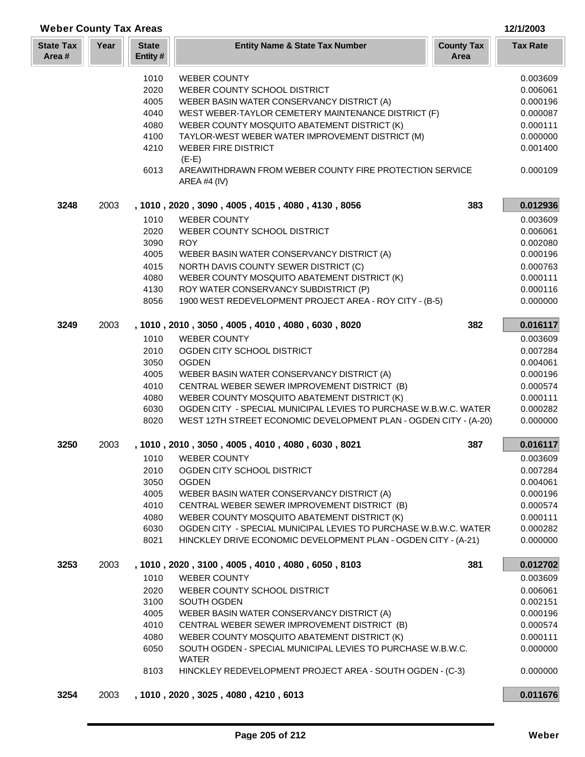## Weber County Tax Areas

12/1/2003

| State Tax Area # | Year | State Entity # | Entity Name & State Tax Number | County Tax Area | Tax Rate |
|---|---|---|---|---|---|
| | | 1010 | WEBER COUNTY | | 0.003609 |
| | | 2020 | WEBER COUNTY SCHOOL DISTRICT | | 0.006061 |
| | | 4005 | WEBER BASIN WATER CONSERVANCY DISTRICT (A) | | 0.000196 |
| | | 4040 | WEST WEBER-TAYLOR CEMETERY MAINTENANCE DISTRICT (F) | | 0.000087 |
| | | 4080 | WEBER COUNTY MOSQUITO ABATEMENT DISTRICT (K) | | 0.000111 |
| | | 4100 | TAYLOR-WEST WEBER WATER IMPROVEMENT DISTRICT (M) | | 0.000000 |
| | | 4210 | WEBER FIRE DISTRICT (E-E) | | 0.001400 |
| | | 6013 | AREAWITHDRAWN FROM WEBER COUNTY FIRE PROTECTION SERVICE AREA #4 (IV) | | 0.000109 |
| **3248** | 2003 | | **, 1010 , 2020 , 3090 , 4005 , 4015 , 4080 , 4130 , 8056** | **383** | **0.012936** |
| | | 1010 | WEBER COUNTY | | 0.003609 |
| | | 2020 | WEBER COUNTY SCHOOL DISTRICT | | 0.006061 |
| | | 3090 | ROY | | 0.002080 |
| | | 4005 | WEBER BASIN WATER CONSERVANCY DISTRICT (A) | | 0.000196 |
| | | 4015 | NORTH DAVIS COUNTY SEWER DISTRICT (C) | | 0.000763 |
| | | 4080 | WEBER COUNTY MOSQUITO ABATEMENT DISTRICT (K) | | 0.000111 |
| | | 4130 | ROY WATER CONSERVANCY SUBDISTRICT (P) | | 0.000116 |
| | | 8056 | 1900 WEST REDEVELOPMENT PROJECT AREA - ROY CITY - (B-5) | | 0.000000 |
| **3249** | 2003 | | **, 1010 , 2010 , 3050 , 4005 , 4010 , 4080 , 6030 , 8020** | **382** | **0.016117** |
| | | 1010 | WEBER COUNTY | | 0.003609 |
| | | 2010 | OGDEN CITY SCHOOL DISTRICT | | 0.007284 |
| | | 3050 | OGDEN | | 0.004061 |
| | | 4005 | WEBER BASIN WATER CONSERVANCY DISTRICT (A) | | 0.000196 |
| | | 4010 | CENTRAL WEBER SEWER IMPROVEMENT DISTRICT (B) | | 0.000574 |
| | | 4080 | WEBER COUNTY MOSQUITO ABATEMENT DISTRICT (K) | | 0.000111 |
| | | 6030 | OGDEN CITY - SPECIAL MUNICIPAL LEVIES TO PURCHASE W.B.W.C. WATER | | 0.000282 |
| | | 8020 | WEST 12TH STREET ECONOMIC DEVELOPMENT PLAN - OGDEN CITY - (A-20) | | 0.000000 |
| **3250** | 2003 | | **, 1010 , 2010 , 3050 , 4005 , 4010 , 4080 , 6030 , 8021** | **387** | **0.016117** |
| | | 1010 | WEBER COUNTY | | 0.003609 |
| | | 2010 | OGDEN CITY SCHOOL DISTRICT | | 0.007284 |
| | | 3050 | OGDEN | | 0.004061 |
| | | 4005 | WEBER BASIN WATER CONSERVANCY DISTRICT (A) | | 0.000196 |
| | | 4010 | CENTRAL WEBER SEWER IMPROVEMENT DISTRICT (B) | | 0.000574 |
| | | 4080 | WEBER COUNTY MOSQUITO ABATEMENT DISTRICT (K) | | 0.000111 |
| | | 6030 | OGDEN CITY - SPECIAL MUNICIPAL LEVIES TO PURCHASE W.B.W.C. WATER | | 0.000282 |
| | | 8021 | HINCKLEY DRIVE ECONOMIC DEVELOPMENT PLAN - OGDEN CITY - (A-21) | | 0.000000 |
| **3253** | 2003 | | **, 1010 , 2020 , 3100 , 4005 , 4010 , 4080 , 6050 , 8103** | **381** | **0.012702** |
| | | 1010 | WEBER COUNTY | | 0.003609 |
| | | 2020 | WEBER COUNTY SCHOOL DISTRICT | | 0.006061 |
| | | 3100 | SOUTH OGDEN | | 0.002151 |
| | | 4005 | WEBER BASIN WATER CONSERVANCY DISTRICT (A) | | 0.000196 |
| | | 4010 | CENTRAL WEBER SEWER IMPROVEMENT DISTRICT (B) | | 0.000574 |
| | | 4080 | WEBER COUNTY MOSQUITO ABATEMENT DISTRICT (K) | | 0.000111 |
| | | 6050 | SOUTH OGDEN - SPECIAL MUNICIPAL LEVIES TO PURCHASE W.B.W.C. WATER | | 0.000000 |
| | | 8103 | HINCKLEY REDEVELOPMENT PROJECT AREA - SOUTH OGDEN - (C-3) | | 0.000000 |
| **3254** | 2003 | | **, 1010 , 2020 , 3025 , 4080 , 4210 , 6013** | | **0.011676** |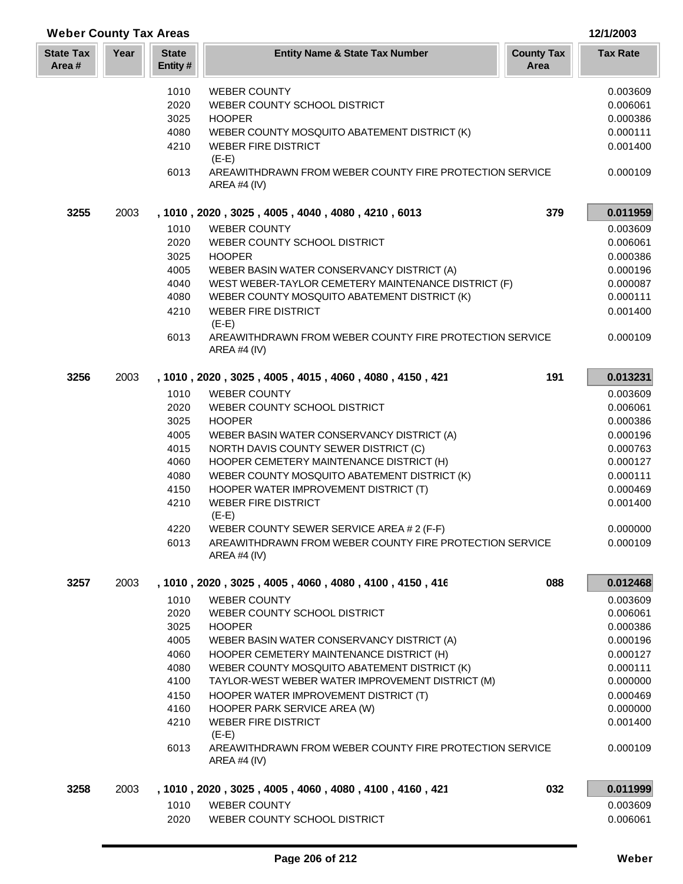## Weber County Tax Areas

12/1/2003

| State Tax Area # | Year | State Entity # | Entity Name & State Tax Number | County Tax Area | Tax Rate |
|---|---|---|---|---|---|
| | | 1010 | WEBER COUNTY | | 0.003609 |
| | | 2020 | WEBER COUNTY SCHOOL DISTRICT | | 0.006061 |
| | | 3025 | HOOPER | | 0.000386 |
| | | 4080 | WEBER COUNTY MOSQUITO ABATEMENT DISTRICT (K) | | 0.000111 |
| | | 4210 | WEBER FIRE DISTRICT (E-E) | | 0.001400 |
| | | 6013 | AREAWITHDRAWN FROM WEBER COUNTY FIRE PROTECTION SERVICE AREA #4 (IV) | | 0.000109 |
| **3255** | 2003 | | **, 1010 , 2020 , 3025 , 4005 , 4040 , 4080 , 4210 , 6013** | **379** | **0.011959** |
| | | 1010 | WEBER COUNTY | | 0.003609 |
| | | 2020 | WEBER COUNTY SCHOOL DISTRICT | | 0.006061 |
| | | 3025 | HOOPER | | 0.000386 |
| | | 4005 | WEBER BASIN WATER CONSERVANCY DISTRICT (A) | | 0.000196 |
| | | 4040 | WEST WEBER-TAYLOR CEMETERY MAINTENANCE DISTRICT (F) | | 0.000087 |
| | | 4080 | WEBER COUNTY MOSQUITO ABATEMENT DISTRICT (K) | | 0.000111 |
| | | 4210 | WEBER FIRE DISTRICT (E-E) | | 0.001400 |
| | | 6013 | AREAWITHDRAWN FROM WEBER COUNTY FIRE PROTECTION SERVICE AREA #4 (IV) | | 0.000109 |
| **3256** | 2003 | | **, 1010 , 2020 , 3025 , 4005 , 4015 , 4060 , 4080 , 4150 , 421** | **191** | **0.013231** |
| | | 1010 | WEBER COUNTY | | 0.003609 |
| | | 2020 | WEBER COUNTY SCHOOL DISTRICT | | 0.006061 |
| | | 3025 | HOOPER | | 0.000386 |
| | | 4005 | WEBER BASIN WATER CONSERVANCY DISTRICT (A) | | 0.000196 |
| | | 4015 | NORTH DAVIS COUNTY SEWER DISTRICT (C) | | 0.000763 |
| | | 4060 | HOOPER CEMETERY MAINTENANCE DISTRICT (H) | | 0.000127 |
| | | 4080 | WEBER COUNTY MOSQUITO ABATEMENT DISTRICT (K) | | 0.000111 |
| | | 4150 | HOOPER WATER IMPROVEMENT DISTRICT (T) | | 0.000469 |
| | | 4210 | WEBER FIRE DISTRICT (E-E) | | 0.001400 |
| | | 4220 | WEBER COUNTY SEWER SERVICE AREA # 2 (F-F) | | 0.000000 |
| | | 6013 | AREAWITHDRAWN FROM WEBER COUNTY FIRE PROTECTION SERVICE AREA #4 (IV) | | 0.000109 |
| **3257** | 2003 | | **, 1010 , 2020 , 3025 , 4005 , 4060 , 4080 , 4100 , 4150 , 416** | **088** | **0.012468** |
| | | 1010 | WEBER COUNTY | | 0.003609 |
| | | 2020 | WEBER COUNTY SCHOOL DISTRICT | | 0.006061 |
| | | 3025 | HOOPER | | 0.000386 |
| | | 4005 | WEBER BASIN WATER CONSERVANCY DISTRICT (A) | | 0.000196 |
| | | 4060 | HOOPER CEMETERY MAINTENANCE DISTRICT (H) | | 0.000127 |
| | | 4080 | WEBER COUNTY MOSQUITO ABATEMENT DISTRICT (K) | | 0.000111 |
| | | 4100 | TAYLOR-WEST WEBER WATER IMPROVEMENT DISTRICT (M) | | 0.000000 |
| | | 4150 | HOOPER WATER IMPROVEMENT DISTRICT (T) | | 0.000469 |
| | | 4160 | HOOPER PARK SERVICE AREA (W) | | 0.000000 |
| | | 4210 | WEBER FIRE DISTRICT (E-E) | | 0.001400 |
| | | 6013 | AREAWITHDRAWN FROM WEBER COUNTY FIRE PROTECTION SERVICE AREA #4 (IV) | | 0.000109 |
| **3258** | 2003 | | **, 1010 , 2020 , 3025 , 4005 , 4060 , 4080 , 4100 , 4160 , 421** | **032** | **0.011999** |
| | | 1010 | WEBER COUNTY | | 0.003609 |
| | | 2020 | WEBER COUNTY SCHOOL DISTRICT | | 0.006061 |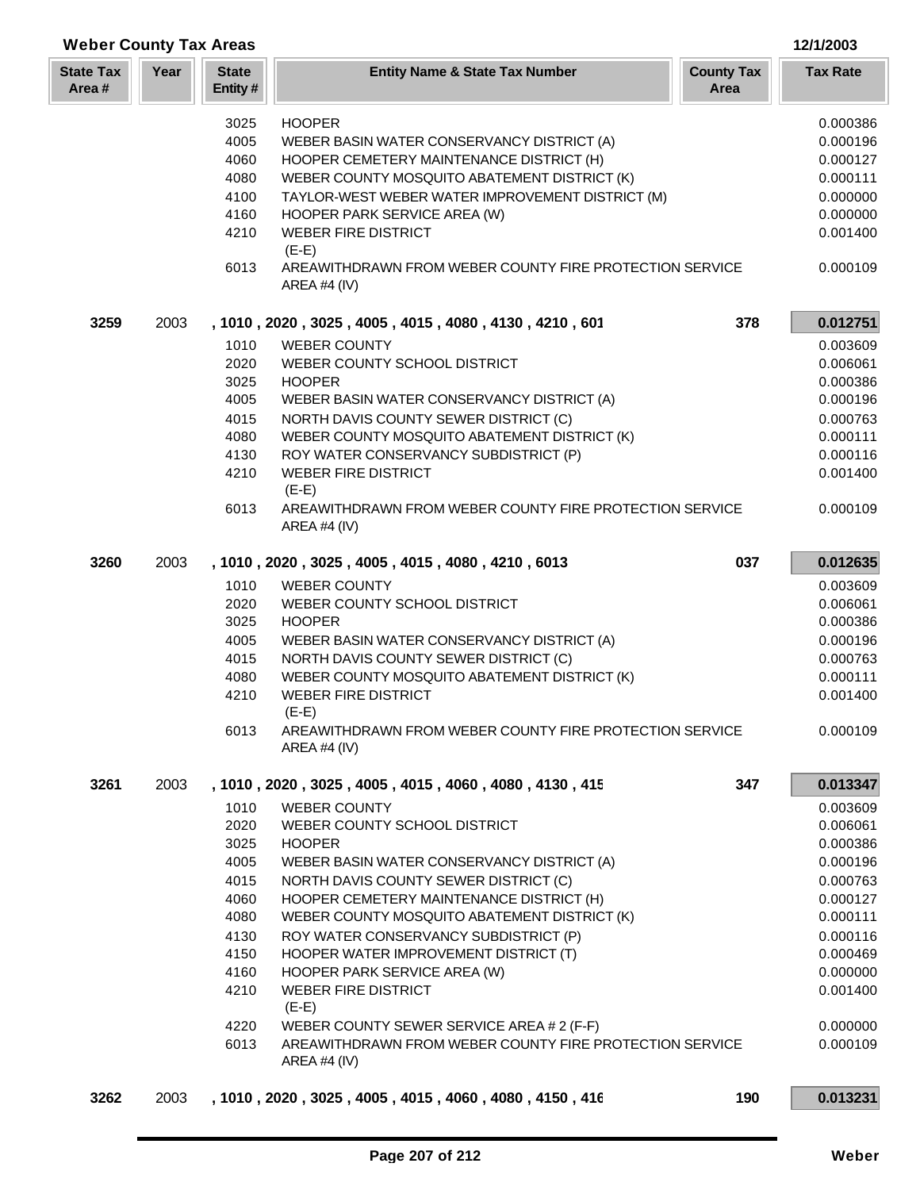## Weber County Tax Areas

12/1/2003

| State Tax Area # | Year | State Entity # | Entity Name & State Tax Number | County Tax Area | Tax Rate |
|---|---|---|---|---|---|
| | | 3025 | HOOPER | | 0.000386 |
| | | 4005 | WEBER BASIN WATER CONSERVANCY DISTRICT (A) | | 0.000196 |
| | | 4060 | HOOPER CEMETERY MAINTENANCE DISTRICT (H) | | 0.000127 |
| | | 4080 | WEBER COUNTY MOSQUITO ABATEMENT DISTRICT (K) | | 0.000111 |
| | | 4100 | TAYLOR-WEST WEBER WATER IMPROVEMENT DISTRICT (M) | | 0.000000 |
| | | 4160 | HOOPER PARK SERVICE AREA (W) | | 0.000000 |
| | | 4210 | WEBER FIRE DISTRICT (E-E) | | 0.001400 |
| | | 6013 | AREAWITHDRAWN FROM WEBER COUNTY FIRE PROTECTION SERVICE AREA #4 (IV) | | 0.000109 |
| **3259** | 2003 | | **, 1010 , 2020 , 3025 , 4005 , 4015 , 4080 , 4130 , 4210 , 601** | **378** | **0.012751** |
| | | 1010 | WEBER COUNTY | | 0.003609 |
| | | 2020 | WEBER COUNTY SCHOOL DISTRICT | | 0.006061 |
| | | 3025 | HOOPER | | 0.000386 |
| | | 4005 | WEBER BASIN WATER CONSERVANCY DISTRICT (A) | | 0.000196 |
| | | 4015 | NORTH DAVIS COUNTY SEWER DISTRICT (C) | | 0.000763 |
| | | 4080 | WEBER COUNTY MOSQUITO ABATEMENT DISTRICT (K) | | 0.000111 |
| | | 4130 | ROY WATER CONSERVANCY SUBDISTRICT (P) | | 0.000116 |
| | | 4210 | WEBER FIRE DISTRICT (E-E) | | 0.001400 |
| | | 6013 | AREAWITHDRAWN FROM WEBER COUNTY FIRE PROTECTION SERVICE AREA #4 (IV) | | 0.000109 |
| **3260** | 2003 | | **, 1010 , 2020 , 3025 , 4005 , 4015 , 4080 , 4210 , 6013** | **037** | **0.012635** |
| | | 1010 | WEBER COUNTY | | 0.003609 |
| | | 2020 | WEBER COUNTY SCHOOL DISTRICT | | 0.006061 |
| | | 3025 | HOOPER | | 0.000386 |
| | | 4005 | WEBER BASIN WATER CONSERVANCY DISTRICT (A) | | 0.000196 |
| | | 4015 | NORTH DAVIS COUNTY SEWER DISTRICT (C) | | 0.000763 |
| | | 4080 | WEBER COUNTY MOSQUITO ABATEMENT DISTRICT (K) | | 0.000111 |
| | | 4210 | WEBER FIRE DISTRICT (E-E) | | 0.001400 |
| | | 6013 | AREAWITHDRAWN FROM WEBER COUNTY FIRE PROTECTION SERVICE AREA #4 (IV) | | 0.000109 |
| **3261** | 2003 | | **, 1010 , 2020 , 3025 , 4005 , 4015 , 4060 , 4080 , 4130 , 415** | **347** | **0.013347** |
| | | 1010 | WEBER COUNTY | | 0.003609 |
| | | 2020 | WEBER COUNTY SCHOOL DISTRICT | | 0.006061 |
| | | 3025 | HOOPER | | 0.000386 |
| | | 4005 | WEBER BASIN WATER CONSERVANCY DISTRICT (A) | | 0.000196 |
| | | 4015 | NORTH DAVIS COUNTY SEWER DISTRICT (C) | | 0.000763 |
| | | 4060 | HOOPER CEMETERY MAINTENANCE DISTRICT (H) | | 0.000127 |
| | | 4080 | WEBER COUNTY MOSQUITO ABATEMENT DISTRICT (K) | | 0.000111 |
| | | 4130 | ROY WATER CONSERVANCY SUBDISTRICT (P) | | 0.000116 |
| | | 4150 | HOOPER WATER IMPROVEMENT DISTRICT (T) | | 0.000469 |
| | | 4160 | HOOPER PARK SERVICE AREA (W) | | 0.000000 |
| | | 4210 | WEBER FIRE DISTRICT (E-E) | | 0.001400 |
| | | 4220 | WEBER COUNTY SEWER SERVICE AREA # 2 (F-F) | | 0.000000 |
| | | 6013 | AREAWITHDRAWN FROM WEBER COUNTY FIRE PROTECTION SERVICE AREA #4 (IV) | | 0.000109 |
| **3262** | 2003 | | **, 1010 , 2020 , 3025 , 4005 , 4015 , 4060 , 4080 , 4150 , 416** | **190** | **0.013231** |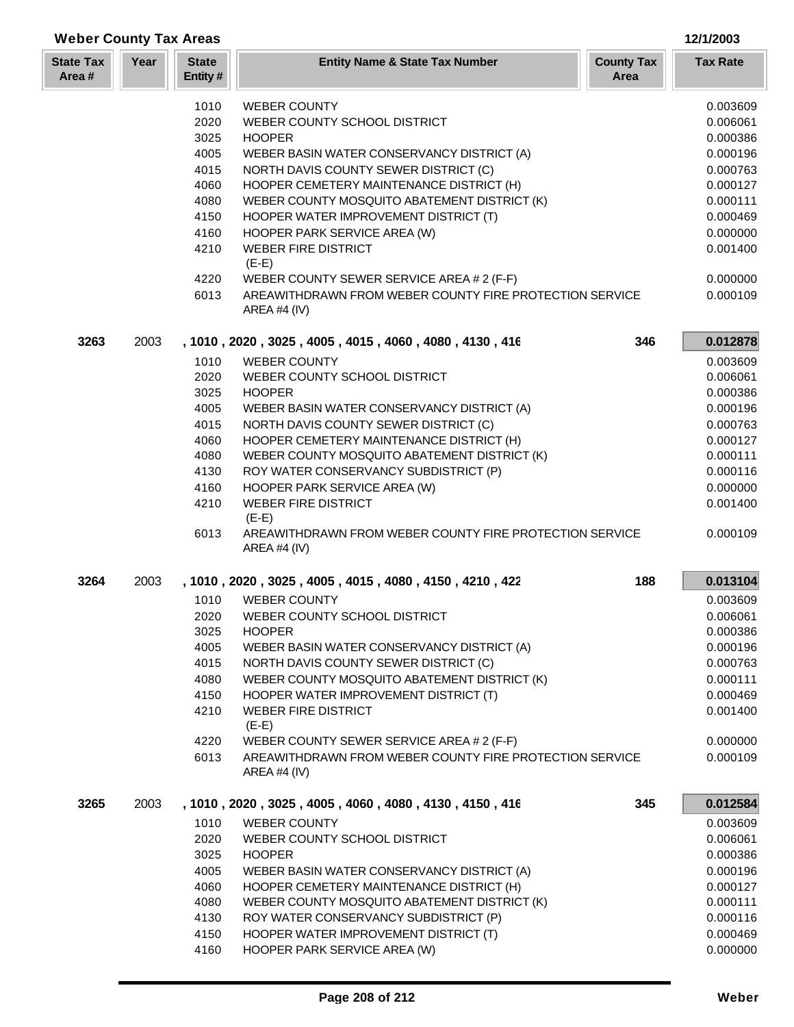# Weber County Tax Areas

12/1/2003

| State Tax Area # | Year | State Entity # | Entity Name & State Tax Number | County Tax Area | Tax Rate |
|---|---|---|---|---|---|
| | | 1010 | WEBER COUNTY | | 0.003609 |
| | | 2020 | WEBER COUNTY SCHOOL DISTRICT | | 0.006061 |
| | | 3025 | HOOPER | | 0.000386 |
| | | 4005 | WEBER BASIN WATER CONSERVANCY DISTRICT (A) | | 0.000196 |
| | | 4015 | NORTH DAVIS COUNTY SEWER DISTRICT (C) | | 0.000763 |
| | | 4060 | HOOPER CEMETERY MAINTENANCE DISTRICT (H) | | 0.000127 |
| | | 4080 | WEBER COUNTY MOSQUITO ABATEMENT DISTRICT (K) | | 0.000111 |
| | | 4150 | HOOPER WATER IMPROVEMENT DISTRICT (T) | | 0.000469 |
| | | 4160 | HOOPER PARK SERVICE AREA (W) | | 0.000000 |
| | | 4210 | WEBER FIRE DISTRICT (E-E) | | 0.001400 |
| | | 4220 | WEBER COUNTY SEWER SERVICE AREA # 2 (F-F) | | 0.000000 |
| | | 6013 | AREAWITHDRAWN FROM WEBER COUNTY FIRE PROTECTION SERVICE AREA #4 (IV) | | 0.000109 |
| **3263** | 2003 | | **, 1010 , 2020 , 3025 , 4005 , 4015 , 4060 , 4080 , 4130 , 416** | **346** | **0.012878** |
| | | 1010 | WEBER COUNTY | | 0.003609 |
| | | 2020 | WEBER COUNTY SCHOOL DISTRICT | | 0.006061 |
| | | 3025 | HOOPER | | 0.000386 |
| | | 4005 | WEBER BASIN WATER CONSERVANCY DISTRICT (A) | | 0.000196 |
| | | 4015 | NORTH DAVIS COUNTY SEWER DISTRICT (C) | | 0.000763 |
| | | 4060 | HOOPER CEMETERY MAINTENANCE DISTRICT (H) | | 0.000127 |
| | | 4080 | WEBER COUNTY MOSQUITO ABATEMENT DISTRICT (K) | | 0.000111 |
| | | 4130 | ROY WATER CONSERVANCY SUBDISTRICT (P) | | 0.000116 |
| | | 4160 | HOOPER PARK SERVICE AREA (W) | | 0.000000 |
| | | 4210 | WEBER FIRE DISTRICT (E-E) | | 0.001400 |
| | | 6013 | AREAWITHDRAWN FROM WEBER COUNTY FIRE PROTECTION SERVICE AREA #4 (IV) | | 0.000109 |
| **3264** | 2003 | | **, 1010 , 2020 , 3025 , 4005 , 4015 , 4080 , 4150 , 4210 , 422** | **188** | **0.013104** |
| | | 1010 | WEBER COUNTY | | 0.003609 |
| | | 2020 | WEBER COUNTY SCHOOL DISTRICT | | 0.006061 |
| | | 3025 | HOOPER | | 0.000386 |
| | | 4005 | WEBER BASIN WATER CONSERVANCY DISTRICT (A) | | 0.000196 |
| | | 4015 | NORTH DAVIS COUNTY SEWER DISTRICT (C) | | 0.000763 |
| | | 4080 | WEBER COUNTY MOSQUITO ABATEMENT DISTRICT (K) | | 0.000111 |
| | | 4150 | HOOPER WATER IMPROVEMENT DISTRICT (T) | | 0.000469 |
| | | 4210 | WEBER FIRE DISTRICT (E-E) | | 0.001400 |
| | | 4220 | WEBER COUNTY SEWER SERVICE AREA # 2 (F-F) | | 0.000000 |
| | | 6013 | AREAWITHDRAWN FROM WEBER COUNTY FIRE PROTECTION SERVICE AREA #4 (IV) | | 0.000109 |
| **3265** | 2003 | | **, 1010 , 2020 , 3025 , 4005 , 4060 , 4080 , 4130 , 4150 , 416** | **345** | **0.012584** |
| | | 1010 | WEBER COUNTY | | 0.003609 |
| | | 2020 | WEBER COUNTY SCHOOL DISTRICT | | 0.006061 |
| | | 3025 | HOOPER | | 0.000386 |
| | | 4005 | WEBER BASIN WATER CONSERVANCY DISTRICT (A) | | 0.000196 |
| | | 4060 | HOOPER CEMETERY MAINTENANCE DISTRICT (H) | | 0.000127 |
| | | 4080 | WEBER COUNTY MOSQUITO ABATEMENT DISTRICT (K) | | 0.000111 |
| | | 4130 | ROY WATER CONSERVANCY SUBDISTRICT (P) | | 0.000116 |
| | | 4150 | HOOPER WATER IMPROVEMENT DISTRICT (T) | | 0.000469 |
| | | 4160 | HOOPER PARK SERVICE AREA (W) | | 0.000000 |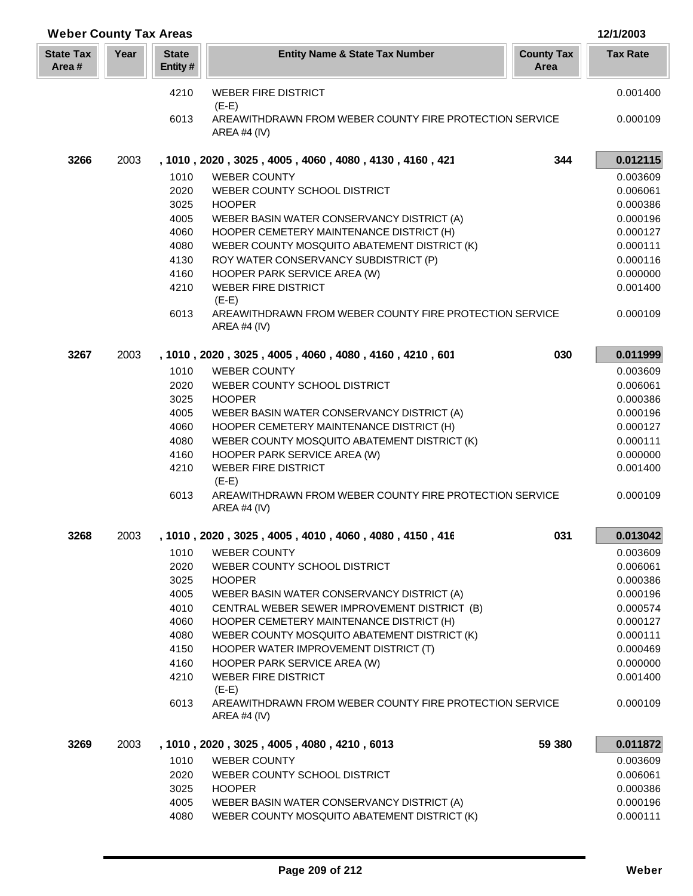## Weber County Tax Areas

12/1/2003

| State Tax Area # | Year | State Entity # | Entity Name & State Tax Number | County Tax Area | Tax Rate |
|---|---|---|---|---|---|
| | | 4210 | WEBER FIRE DISTRICT (E-E) | | 0.001400 |
| | | 6013 | AREAWITHDRAWN FROM WEBER COUNTY FIRE PROTECTION SERVICE AREA #4 (IV) | | 0.000109 |
| **3266** | 2003 | | **, 1010 , 2020 , 3025 , 4005 , 4060 , 4080 , 4130 , 4160 , 421** | **344** | **0.012115** |
| | | 1010 | WEBER COUNTY | | 0.003609 |
| | | 2020 | WEBER COUNTY SCHOOL DISTRICT | | 0.006061 |
| | | 3025 | HOOPER | | 0.000386 |
| | | 4005 | WEBER BASIN WATER CONSERVANCY DISTRICT (A) | | 0.000196 |
| | | 4060 | HOOPER CEMETERY MAINTENANCE DISTRICT (H) | | 0.000127 |
| | | 4080 | WEBER COUNTY MOSQUITO ABATEMENT DISTRICT (K) | | 0.000111 |
| | | 4130 | ROY WATER CONSERVANCY SUBDISTRICT (P) | | 0.000116 |
| | | 4160 | HOOPER PARK SERVICE AREA (W) | | 0.000000 |
| | | 4210 | WEBER FIRE DISTRICT (E-E) | | 0.001400 |
| | | 6013 | AREAWITHDRAWN FROM WEBER COUNTY FIRE PROTECTION SERVICE AREA #4 (IV) | | 0.000109 |
| **3267** | 2003 | | **, 1010 , 2020 , 3025 , 4005 , 4060 , 4080 , 4160 , 4210 , 601** | **030** | **0.011999** |
| | | 1010 | WEBER COUNTY | | 0.003609 |
| | | 2020 | WEBER COUNTY SCHOOL DISTRICT | | 0.006061 |
| | | 3025 | HOOPER | | 0.000386 |
| | | 4005 | WEBER BASIN WATER CONSERVANCY DISTRICT (A) | | 0.000196 |
| | | 4060 | HOOPER CEMETERY MAINTENANCE DISTRICT (H) | | 0.000127 |
| | | 4080 | WEBER COUNTY MOSQUITO ABATEMENT DISTRICT (K) | | 0.000111 |
| | | 4160 | HOOPER PARK SERVICE AREA (W) | | 0.000000 |
| | | 4210 | WEBER FIRE DISTRICT (E-E) | | 0.001400 |
| | | 6013 | AREAWITHDRAWN FROM WEBER COUNTY FIRE PROTECTION SERVICE AREA #4 (IV) | | 0.000109 |
| **3268** | 2003 | | **, 1010 , 2020 , 3025 , 4005 , 4010 , 4060 , 4080 , 4150 , 416** | **031** | **0.013042** |
| | | 1010 | WEBER COUNTY | | 0.003609 |
| | | 2020 | WEBER COUNTY SCHOOL DISTRICT | | 0.006061 |
| | | 3025 | HOOPER | | 0.000386 |
| | | 4005 | WEBER BASIN WATER CONSERVANCY DISTRICT (A) | | 0.000196 |
| | | 4010 | CENTRAL WEBER SEWER IMPROVEMENT DISTRICT (B) | | 0.000574 |
| | | 4060 | HOOPER CEMETERY MAINTENANCE DISTRICT (H) | | 0.000127 |
| | | 4080 | WEBER COUNTY MOSQUITO ABATEMENT DISTRICT (K) | | 0.000111 |
| | | 4150 | HOOPER WATER IMPROVEMENT DISTRICT (T) | | 0.000469 |
| | | 4160 | HOOPER PARK SERVICE AREA (W) | | 0.000000 |
| | | 4210 | WEBER FIRE DISTRICT (E-E) | | 0.001400 |
| | | 6013 | AREAWITHDRAWN FROM WEBER COUNTY FIRE PROTECTION SERVICE AREA #4 (IV) | | 0.000109 |
| **3269** | 2003 | | **, 1010 , 2020 , 3025 , 4005 , 4080 , 4210 , 6013** | **59 380** | **0.011872** |
| | | 1010 | WEBER COUNTY | | 0.003609 |
| | | 2020 | WEBER COUNTY SCHOOL DISTRICT | | 0.006061 |
| | | 3025 | HOOPER | | 0.000386 |
| | | 4005 | WEBER BASIN WATER CONSERVANCY DISTRICT (A) | | 0.000196 |
| | | 4080 | WEBER COUNTY MOSQUITO ABATEMENT DISTRICT (K) | | 0.000111 |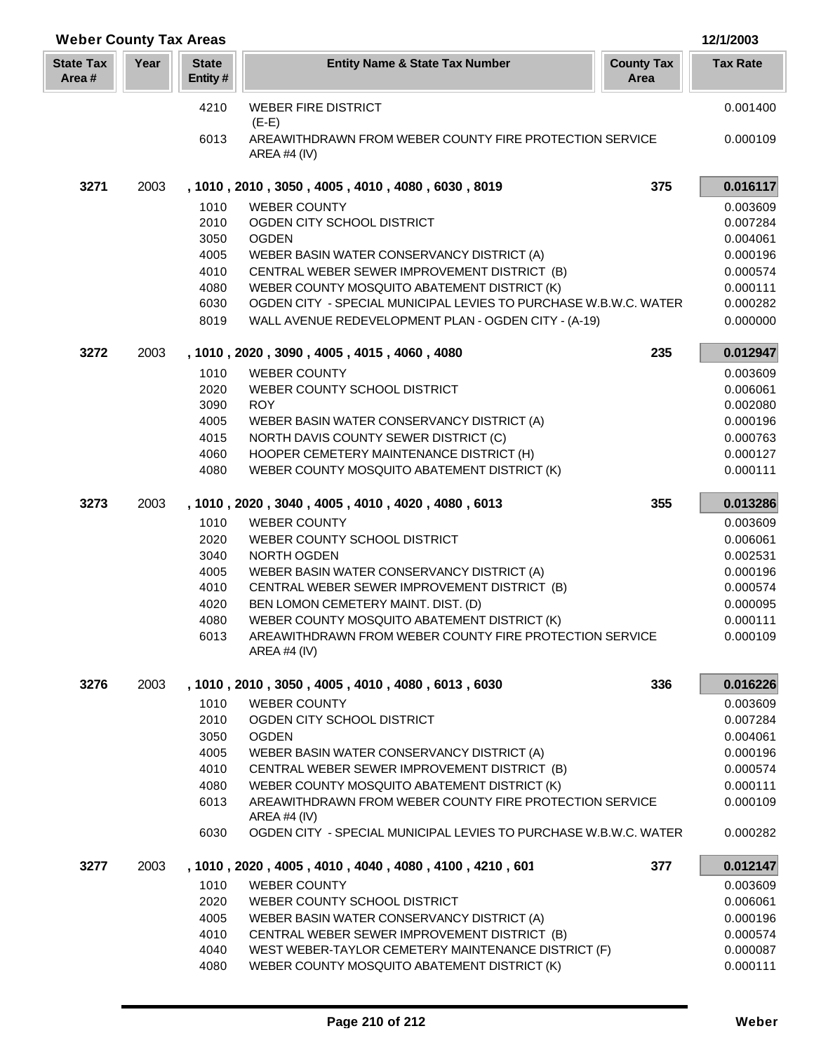## Weber County Tax Areas

12/1/2003

| State Tax Area # | Year | State Entity # | Entity Name & State Tax Number | County Tax Area | Tax Rate |
|---|---|---|---|---|---|
| | | 4210 | WEBER FIRE DISTRICT (E-E) | | 0.001400 |
| | | 6013 | AREAWITHDRAWN FROM WEBER COUNTY FIRE PROTECTION SERVICE AREA #4 (IV) | | 0.000109 |
| **3271** | 2003 | | **, 1010 , 2010 , 3050 , 4005 , 4010 , 4080 , 6030 , 8019** | **375** | **0.016117** |
| | | 1010 | WEBER COUNTY | | 0.003609 |
| | | 2010 | OGDEN CITY SCHOOL DISTRICT | | 0.007284 |
| | | 3050 | OGDEN | | 0.004061 |
| | | 4005 | WEBER BASIN WATER CONSERVANCY DISTRICT (A) | | 0.000196 |
| | | 4010 | CENTRAL WEBER SEWER IMPROVEMENT DISTRICT (B) | | 0.000574 |
| | | 4080 | WEBER COUNTY MOSQUITO ABATEMENT DISTRICT (K) | | 0.000111 |
| | | 6030 | OGDEN CITY - SPECIAL MUNICIPAL LEVIES TO PURCHASE W.B.W.C. WATER | | 0.000282 |
| | | 8019 | WALL AVENUE REDEVELOPMENT PLAN - OGDEN CITY - (A-19) | | 0.000000 |
| **3272** | 2003 | | **, 1010 , 2020 , 3090 , 4005 , 4015 , 4060 , 4080** | **235** | **0.012947** |
| | | 1010 | WEBER COUNTY | | 0.003609 |
| | | 2020 | WEBER COUNTY SCHOOL DISTRICT | | 0.006061 |
| | | 3090 | ROY | | 0.002080 |
| | | 4005 | WEBER BASIN WATER CONSERVANCY DISTRICT (A) | | 0.000196 |
| | | 4015 | NORTH DAVIS COUNTY SEWER DISTRICT (C) | | 0.000763 |
| | | 4060 | HOOPER CEMETERY MAINTENANCE DISTRICT (H) | | 0.000127 |
| | | 4080 | WEBER COUNTY MOSQUITO ABATEMENT DISTRICT (K) | | 0.000111 |
| **3273** | 2003 | | **, 1010 , 2020 , 3040 , 4005 , 4010 , 4020 , 4080 , 6013** | **355** | **0.013286** |
| | | 1010 | WEBER COUNTY | | 0.003609 |
| | | 2020 | WEBER COUNTY SCHOOL DISTRICT | | 0.006061 |
| | | 3040 | NORTH OGDEN | | 0.002531 |
| | | 4005 | WEBER BASIN WATER CONSERVANCY DISTRICT (A) | | 0.000196 |
| | | 4010 | CENTRAL WEBER SEWER IMPROVEMENT DISTRICT (B) | | 0.000574 |
| | | 4020 | BEN LOMON CEMETERY MAINT. DIST. (D) | | 0.000095 |
| | | 4080 | WEBER COUNTY MOSQUITO ABATEMENT DISTRICT (K) | | 0.000111 |
| | | 6013 | AREAWITHDRAWN FROM WEBER COUNTY FIRE PROTECTION SERVICE AREA #4 (IV) | | 0.000109 |
| **3276** | 2003 | | **, 1010 , 2010 , 3050 , 4005 , 4010 , 4080 , 6013 , 6030** | **336** | **0.016226** |
| | | 1010 | WEBER COUNTY | | 0.003609 |
| | | 2010 | OGDEN CITY SCHOOL DISTRICT | | 0.007284 |
| | | 3050 | OGDEN | | 0.004061 |
| | | 4005 | WEBER BASIN WATER CONSERVANCY DISTRICT (A) | | 0.000196 |
| | | 4010 | CENTRAL WEBER SEWER IMPROVEMENT DISTRICT (B) | | 0.000574 |
| | | 4080 | WEBER COUNTY MOSQUITO ABATEMENT DISTRICT (K) | | 0.000111 |
| | | 6013 | AREAWITHDRAWN FROM WEBER COUNTY FIRE PROTECTION SERVICE AREA #4 (IV) | | 0.000109 |
| | | 6030 | OGDEN CITY - SPECIAL MUNICIPAL LEVIES TO PURCHASE W.B.W.C. WATER | | 0.000282 |
| **3277** | 2003 | | **, 1010 , 2020 , 4005 , 4010 , 4040 , 4080 , 4100 , 4210 , 601** | **377** | **0.012147** |
| | | 1010 | WEBER COUNTY | | 0.003609 |
| | | 2020 | WEBER COUNTY SCHOOL DISTRICT | | 0.006061 |
| | | 4005 | WEBER BASIN WATER CONSERVANCY DISTRICT (A) | | 0.000196 |
| | | 4010 | CENTRAL WEBER SEWER IMPROVEMENT DISTRICT (B) | | 0.000574 |
| | | 4040 | WEST WEBER-TAYLOR CEMETERY MAINTENANCE DISTRICT (F) | | 0.000087 |
| | | 4080 | WEBER COUNTY MOSQUITO ABATEMENT DISTRICT (K) | | 0.000111 |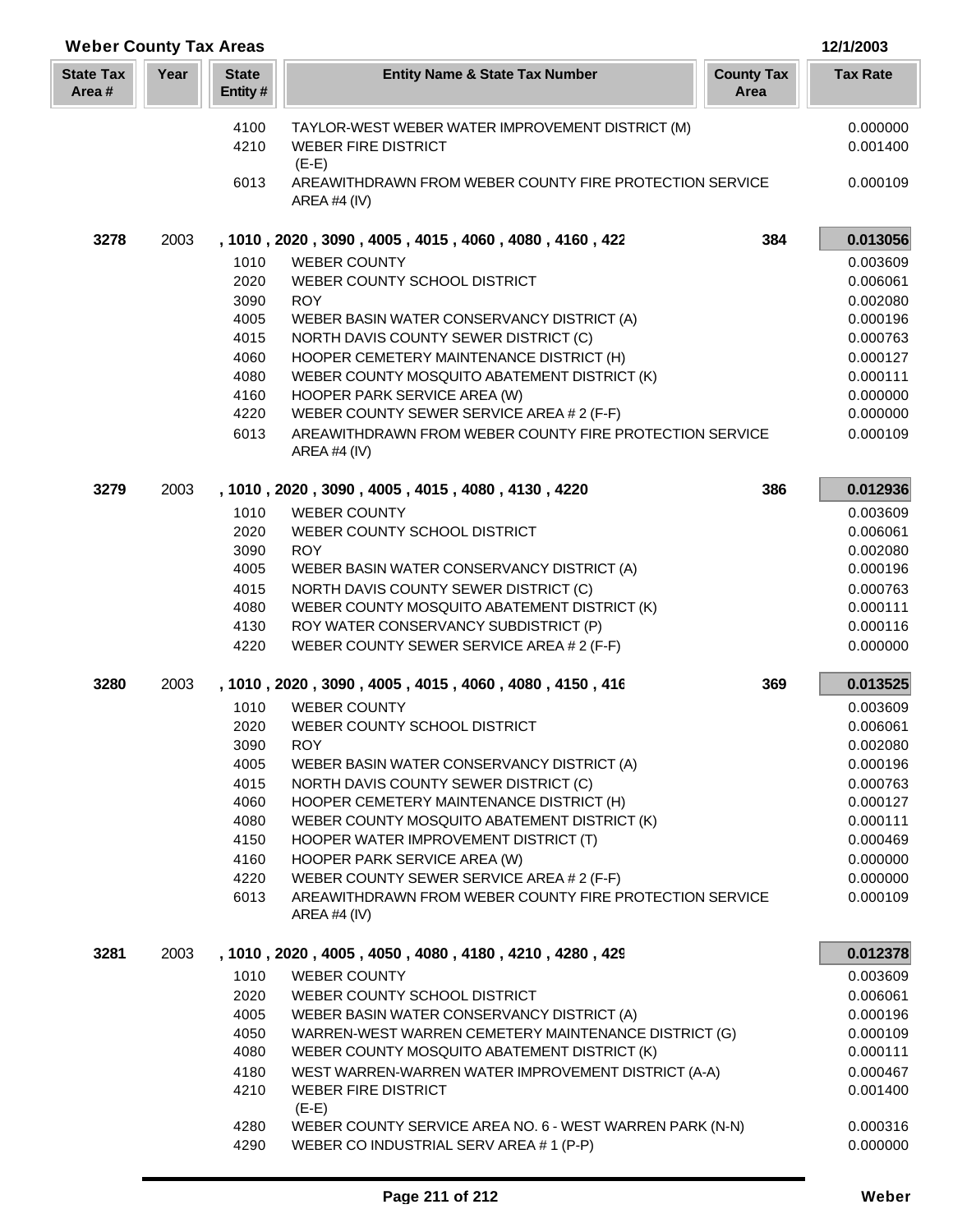## Weber County Tax Areas

12/1/2003

| State Tax Area # | Year | State Entity # | Entity Name & State Tax Number | County Tax Area | Tax Rate |
|---|---|---|---|---|---|
| | | 4100 | TAYLOR-WEST WEBER WATER IMPROVEMENT DISTRICT (M) | | 0.000000 |
| | | 4210 | WEBER FIRE DISTRICT (E-E) | | 0.001400 |
| | | 6013 | AREAWITHDRAWN FROM WEBER COUNTY FIRE PROTECTION SERVICE AREA #4 (IV) | | 0.000109 |
| **3278** | 2003 | | **, 1010 , 2020 , 3090 , 4005 , 4015 , 4060 , 4080 , 4160 , 422** | **384** | **0.013056** |
| | | 1010 | WEBER COUNTY | | 0.003609 |
| | | 2020 | WEBER COUNTY SCHOOL DISTRICT | | 0.006061 |
| | | 3090 | ROY | | 0.002080 |
| | | 4005 | WEBER BASIN WATER CONSERVANCY DISTRICT (A) | | 0.000196 |
| | | 4015 | NORTH DAVIS COUNTY SEWER DISTRICT (C) | | 0.000763 |
| | | 4060 | HOOPER CEMETERY MAINTENANCE DISTRICT (H) | | 0.000127 |
| | | 4080 | WEBER COUNTY MOSQUITO ABATEMENT DISTRICT (K) | | 0.000111 |
| | | 4160 | HOOPER PARK SERVICE AREA (W) | | 0.000000 |
| | | 4220 | WEBER COUNTY SEWER SERVICE AREA # 2 (F-F) | | 0.000000 |
| | | 6013 | AREAWITHDRAWN FROM WEBER COUNTY FIRE PROTECTION SERVICE AREA #4 (IV) | | 0.000109 |
| **3279** | 2003 | | **, 1010 , 2020 , 3090 , 4005 , 4015 , 4080 , 4130 , 4220** | **386** | **0.012936** |
| | | 1010 | WEBER COUNTY | | 0.003609 |
| | | 2020 | WEBER COUNTY SCHOOL DISTRICT | | 0.006061 |
| | | 3090 | ROY | | 0.002080 |
| | | 4005 | WEBER BASIN WATER CONSERVANCY DISTRICT (A) | | 0.000196 |
| | | 4015 | NORTH DAVIS COUNTY SEWER DISTRICT (C) | | 0.000763 |
| | | 4080 | WEBER COUNTY MOSQUITO ABATEMENT DISTRICT (K) | | 0.000111 |
| | | 4130 | ROY WATER CONSERVANCY SUBDISTRICT (P) | | 0.000116 |
| | | 4220 | WEBER COUNTY SEWER SERVICE AREA # 2 (F-F) | | 0.000000 |
| **3280** | 2003 | | **, 1010 , 2020 , 3090 , 4005 , 4015 , 4060 , 4080 , 4150 , 416** | **369** | **0.013525** |
| | | 1010 | WEBER COUNTY | | 0.003609 |
| | | 2020 | WEBER COUNTY SCHOOL DISTRICT | | 0.006061 |
| | | 3090 | ROY | | 0.002080 |
| | | 4005 | WEBER BASIN WATER CONSERVANCY DISTRICT (A) | | 0.000196 |
| | | 4015 | NORTH DAVIS COUNTY SEWER DISTRICT (C) | | 0.000763 |
| | | 4060 | HOOPER CEMETERY MAINTENANCE DISTRICT (H) | | 0.000127 |
| | | 4080 | WEBER COUNTY MOSQUITO ABATEMENT DISTRICT (K) | | 0.000111 |
| | | 4150 | HOOPER WATER IMPROVEMENT DISTRICT (T) | | 0.000469 |
| | | 4160 | HOOPER PARK SERVICE AREA (W) | | 0.000000 |
| | | 4220 | WEBER COUNTY SEWER SERVICE AREA # 2 (F-F) | | 0.000000 |
| | | 6013 | AREAWITHDRAWN FROM WEBER COUNTY FIRE PROTECTION SERVICE AREA #4 (IV) | | 0.000109 |
| **3281** | 2003 | | **, 1010 , 2020 , 4005 , 4050 , 4080 , 4180 , 4210 , 4280 , 429** | | **0.012378** |
| | | 1010 | WEBER COUNTY | | 0.003609 |
| | | 2020 | WEBER COUNTY SCHOOL DISTRICT | | 0.006061 |
| | | 4005 | WEBER BASIN WATER CONSERVANCY DISTRICT (A) | | 0.000196 |
| | | 4050 | WARREN-WEST WARREN CEMETERY MAINTENANCE DISTRICT (G) | | 0.000109 |
| | | 4080 | WEBER COUNTY MOSQUITO ABATEMENT DISTRICT (K) | | 0.000111 |
| | | 4180 | WEST WARREN-WARREN WATER IMPROVEMENT DISTRICT (A-A) | | 0.000467 |
| | | 4210 | WEBER FIRE DISTRICT (E-E) | | 0.001400 |
| | | 4280 | WEBER COUNTY SERVICE AREA NO. 6 - WEST WARREN PARK (N-N) | | 0.000316 |
| | | 4290 | WEBER CO INDUSTRIAL SERV AREA # 1 (P-P) | | 0.000000 |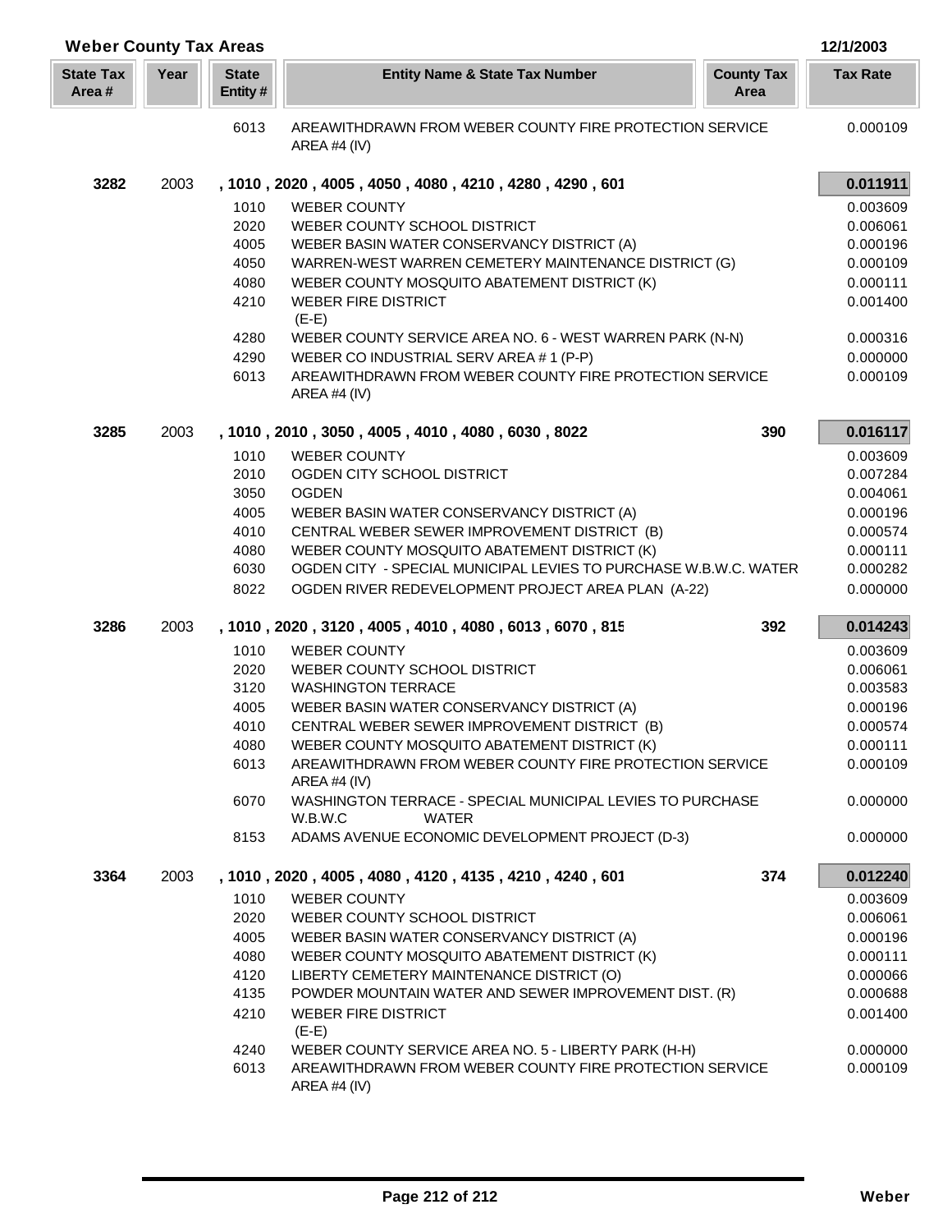## Weber County Tax Areas

12/1/2003

| State Tax Area # | Year | State Entity # | Entity Name & State Tax Number | County Tax Area | Tax Rate |
|---|---|---|---|---|---|
| | | 6013 | AREAWITHDRAWN FROM WEBER COUNTY FIRE PROTECTION SERVICE AREA #4 (IV) | | 0.000109 |
| **3282** | 2003 | | **, 1010 , 2020 , 4005 , 4050 , 4080 , 4210 , 4280 , 4290 , 601** | | **0.011911** |
| | | 1010 | WEBER COUNTY | | 0.003609 |
| | | 2020 | WEBER COUNTY SCHOOL DISTRICT | | 0.006061 |
| | | 4005 | WEBER BASIN WATER CONSERVANCY DISTRICT (A) | | 0.000196 |
| | | 4050 | WARREN-WEST WARREN CEMETERY MAINTENANCE DISTRICT (G) | | 0.000109 |
| | | 4080 | WEBER COUNTY MOSQUITO ABATEMENT DISTRICT (K) | | 0.000111 |
| | | 4210 | WEBER FIRE DISTRICT (E-E) | | 0.001400 |
| | | 4280 | WEBER COUNTY SERVICE AREA NO. 6 - WEST WARREN PARK (N-N) | | 0.000316 |
| | | 4290 | WEBER CO INDUSTRIAL SERV AREA # 1 (P-P) | | 0.000000 |
| | | 6013 | AREAWITHDRAWN FROM WEBER COUNTY FIRE PROTECTION SERVICE AREA #4 (IV) | | 0.000109 |
| **3285** | 2003 | | **, 1010 , 2010 , 3050 , 4005 , 4010 , 4080 , 6030 , 8022** | **390** | **0.016117** |
| | | 1010 | WEBER COUNTY | | 0.003609 |
| | | 2010 | OGDEN CITY SCHOOL DISTRICT | | 0.007284 |
| | | 3050 | OGDEN | | 0.004061 |
| | | 4005 | WEBER BASIN WATER CONSERVANCY DISTRICT (A) | | 0.000196 |
| | | 4010 | CENTRAL WEBER SEWER IMPROVEMENT DISTRICT (B) | | 0.000574 |
| | | 4080 | WEBER COUNTY MOSQUITO ABATEMENT DISTRICT (K) | | 0.000111 |
| | | 6030 | OGDEN CITY - SPECIAL MUNICIPAL LEVIES TO PURCHASE W.B.W.C. WATER | | 0.000282 |
| | | 8022 | OGDEN RIVER REDEVELOPMENT PROJECT AREA PLAN (A-22) | | 0.000000 |
| **3286** | 2003 | | **, 1010 , 2020 , 3120 , 4005 , 4010 , 4080 , 6013 , 6070 , 815** | **392** | **0.014243** |
| | | 1010 | WEBER COUNTY | | 0.003609 |
| | | 2020 | WEBER COUNTY SCHOOL DISTRICT | | 0.006061 |
| | | 3120 | WASHINGTON TERRACE | | 0.003583 |
| | | 4005 | WEBER BASIN WATER CONSERVANCY DISTRICT (A) | | 0.000196 |
| | | 4010 | CENTRAL WEBER SEWER IMPROVEMENT DISTRICT (B) | | 0.000574 |
| | | 4080 | WEBER COUNTY MOSQUITO ABATEMENT DISTRICT (K) | | 0.000111 |
| | | 6013 | AREAWITHDRAWN FROM WEBER COUNTY FIRE PROTECTION SERVICE AREA #4 (IV) | | 0.000109 |
| | | 6070 | WASHINGTON TERRACE - SPECIAL MUNICIPAL LEVIES TO PURCHASE W.B.W.C WATER | | 0.000000 |
| | | 8153 | ADAMS AVENUE ECONOMIC DEVELOPMENT PROJECT (D-3) | | 0.000000 |
| **3364** | 2003 | | **, 1010 , 2020 , 4005 , 4080 , 4120 , 4135 , 4210 , 4240 , 601** | **374** | **0.012240** |
| | | 1010 | WEBER COUNTY | | 0.003609 |
| | | 2020 | WEBER COUNTY SCHOOL DISTRICT | | 0.006061 |
| | | 4005 | WEBER BASIN WATER CONSERVANCY DISTRICT (A) | | 0.000196 |
| | | 4080 | WEBER COUNTY MOSQUITO ABATEMENT DISTRICT (K) | | 0.000111 |
| | | 4120 | LIBERTY CEMETERY MAINTENANCE DISTRICT (O) | | 0.000066 |
| | | 4135 | POWDER MOUNTAIN WATER AND SEWER IMPROVEMENT DIST. (R) | | 0.000688 |
| | | 4210 | WEBER FIRE DISTRICT (E-E) | | 0.001400 |
| | | 4240 | WEBER COUNTY SERVICE AREA NO. 5 - LIBERTY PARK (H-H) | | 0.000000 |
| | | 6013 | AREAWITHDRAWN FROM WEBER COUNTY FIRE PROTECTION SERVICE AREA #4 (IV) | | 0.000109 |